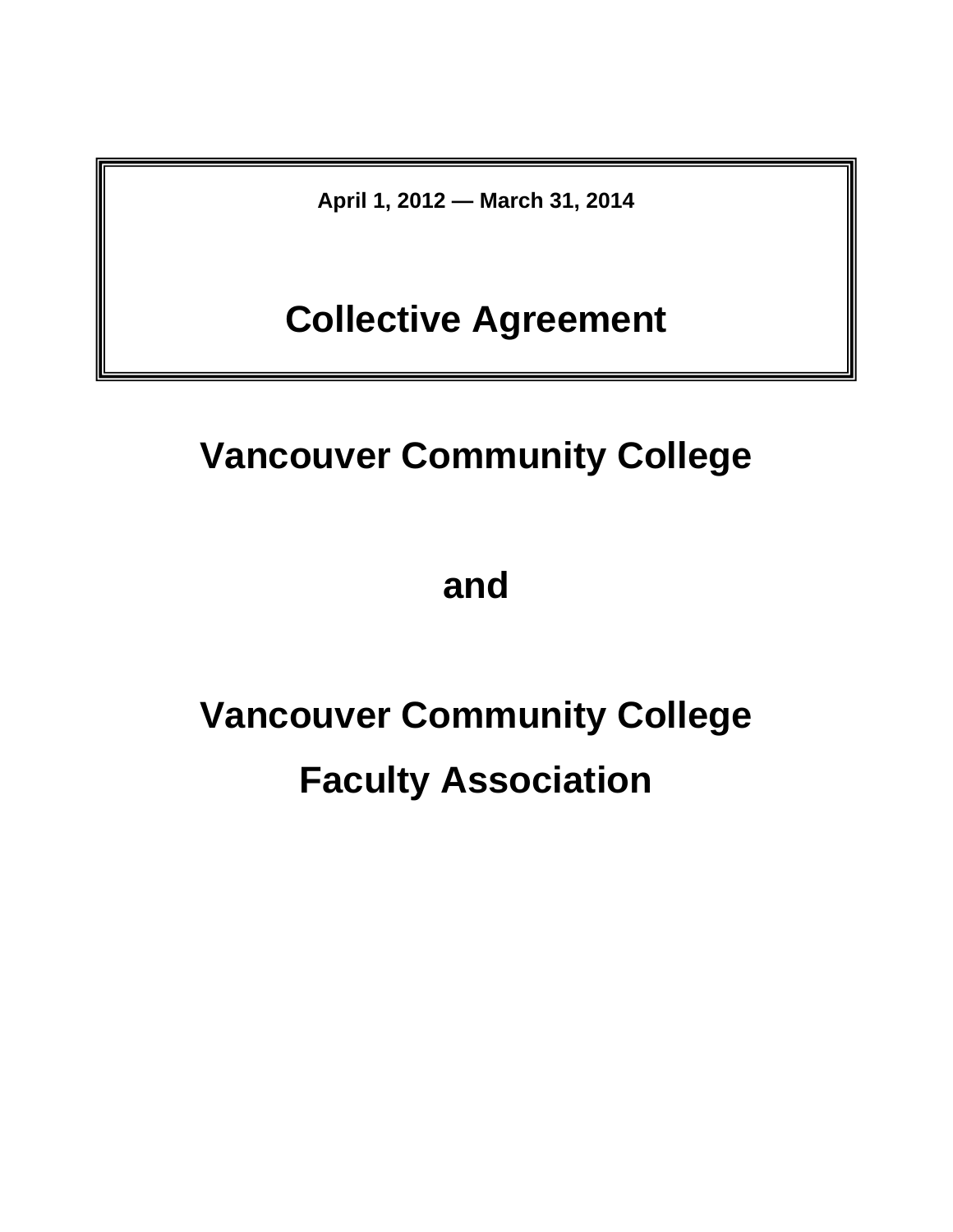**April 1, 2012 — March 31, 2014**

# Collective Agreement

# Vancouver Community College

# and

# Vancouver Community College Faculty Association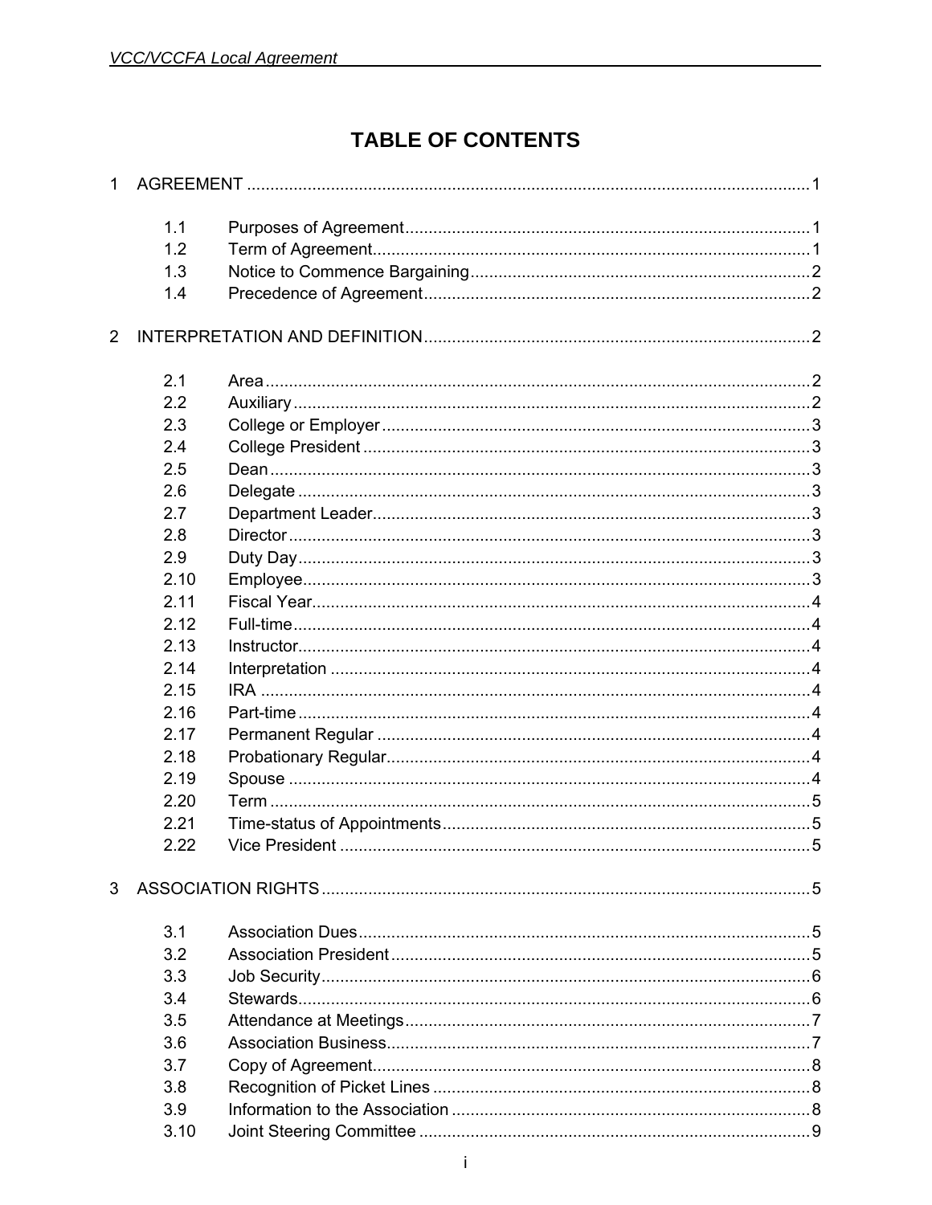# TABLE OF CONTENTS

1 AGREEMENT ........................................................................................................................1

- 1.1 Purposes of Agreement........................................................................................1
- 1.2 Term of Agreement...............................................................................................1
- 1.3 Notice to Commence Bargaining..........................................................................2
- 1.4 Precedence of Agreement....................................................................................2

2 INTERPRETATION AND DEFINITION...................................................................................2

- 2.1 Area......................................................................................................................2
- 2.2 Auxiliary................................................................................................................2
- 2.3 College or Employer.............................................................................................3
- 2.4 College President.................................................................................................3
- 2.5 Dean.....................................................................................................................3
- 2.6 Delegate...............................................................................................................3
- 2.7 Department Leader...............................................................................................3
- 2.8 Director.................................................................................................................3
- 2.9 Duty Day...............................................................................................................3
- 2.10 Employee..............................................................................................................3
- 2.11 Fiscal Year............................................................................................................4
- 2.12 Full-time................................................................................................................4
- 2.13 Instructor...............................................................................................................4
- 2.14 Interpretation........................................................................................................4
- 2.15 IRA.......................................................................................................................4
- 2.16 Part-time...............................................................................................................4
- 2.17 Permanent Regular..............................................................................................4
- 2.18 Probationary Regular............................................................................................4
- 2.19 Spouse.................................................................................................................4
- 2.20 Term.....................................................................................................................5
- 2.21 Time-status of Appointments................................................................................5
- 2.22 Vice President......................................................................................................5

3 ASSOCIATION RIGHTS.........................................................................................................5

- 3.1 Association Dues..................................................................................................5
- 3.2 Association President...........................................................................................5
- 3.3 Job Security.........................................................................................................6
- 3.4 Stewards..............................................................................................................6
- 3.5 Attendance at Meetings........................................................................................7
- 3.6 Association Business............................................................................................7
- 3.7 Copy of Agreement...............................................................................................8
- 3.8 Recognition of Picket Lines..................................................................................8
- 3.9 Information to the Association..............................................................................8
- 3.10 Joint Steering Committee.....................................................................................9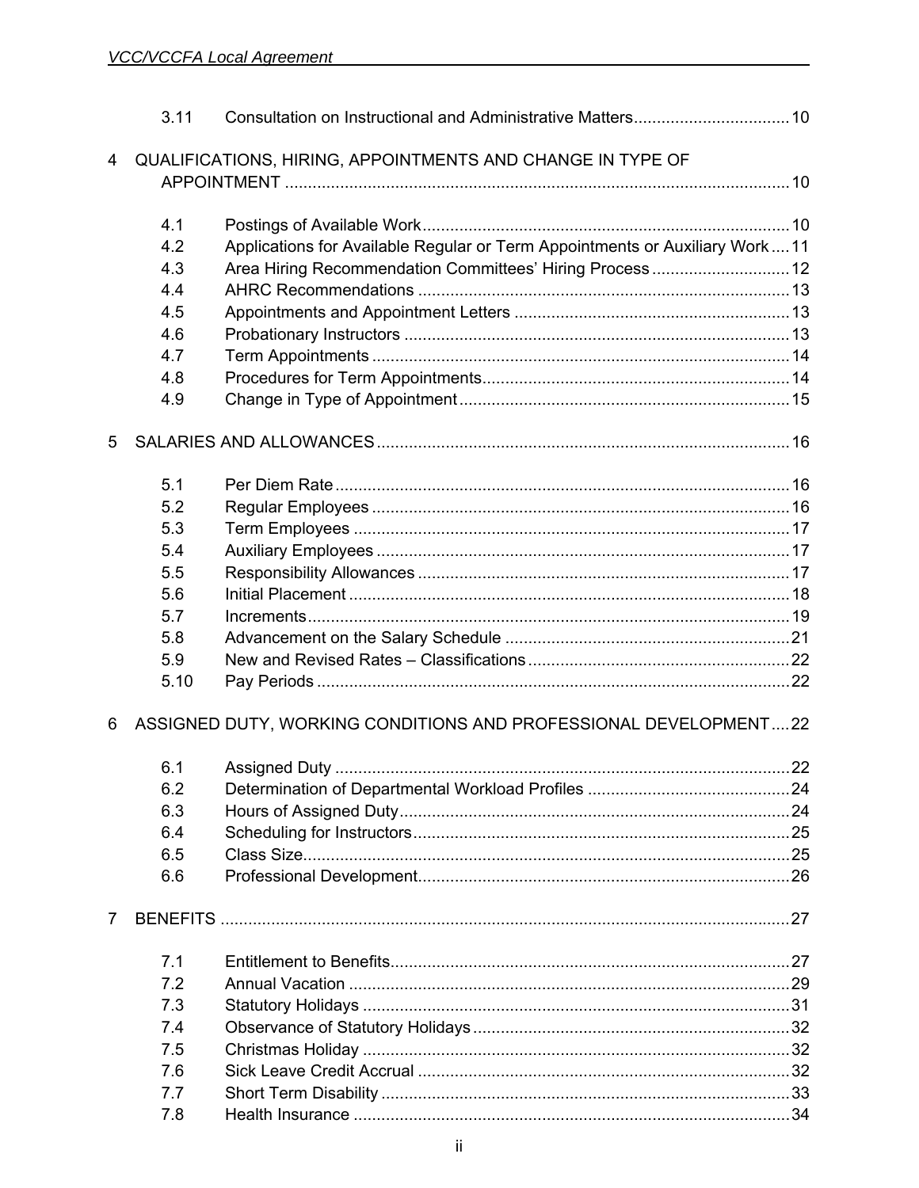| | | |
|---|---|---|
| 3.11 | Consultation on Instructional and Administrative Matters | 10 |
| **4** | **QUALIFICATIONS, HIRING, APPOINTMENTS AND CHANGE IN TYPE OF APPOINTMENT** | **10** |
| 4.1 | Postings of Available Work | 10 |
| 4.2 | Applications for Available Regular or Term Appointments or Auxiliary Work | 11 |
| 4.3 | Area Hiring Recommendation Committees' Hiring Process | 12 |
| 4.4 | AHRC Recommendations | 13 |
| 4.5 | Appointments and Appointment Letters | 13 |
| 4.6 | Probationary Instructors | 13 |
| 4.7 | Term Appointments | 14 |
| 4.8 | Procedures for Term Appointments | 14 |
| 4.9 | Change in Type of Appointment | 15 |
| **5** | **SALARIES AND ALLOWANCES** | **16** |
| 5.1 | Per Diem Rate | 16 |
| 5.2 | Regular Employees | 16 |
| 5.3 | Term Employees | 17 |
| 5.4 | Auxiliary Employees | 17 |
| 5.5 | Responsibility Allowances | 17 |
| 5.6 | Initial Placement | 18 |
| 5.7 | Increments | 19 |
| 5.8 | Advancement on the Salary Schedule | 21 |
| 5.9 | New and Revised Rates – Classifications | 22 |
| 5.10 | Pay Periods | 22 |
| **6** | **ASSIGNED DUTY, WORKING CONDITIONS AND PROFESSIONAL DEVELOPMENT** | **22** |
| 6.1 | Assigned Duty | 22 |
| 6.2 | Determination of Departmental Workload Profiles | 24 |
| 6.3 | Hours of Assigned Duty | 24 |
| 6.4 | Scheduling for Instructors | 25 |
| 6.5 | Class Size | 25 |
| 6.6 | Professional Development | 26 |
| **7** | **BENEFITS** | **27** |
| 7.1 | Entitlement to Benefits | 27 |
| 7.2 | Annual Vacation | 29 |
| 7.3 | Statutory Holidays | 31 |
| 7.4 | Observance of Statutory Holidays | 32 |
| 7.5 | Christmas Holiday | 32 |
| 7.6 | Sick Leave Credit Accrual | 32 |
| 7.7 | Short Term Disability | 33 |
| 7.8 | Health Insurance | 34 |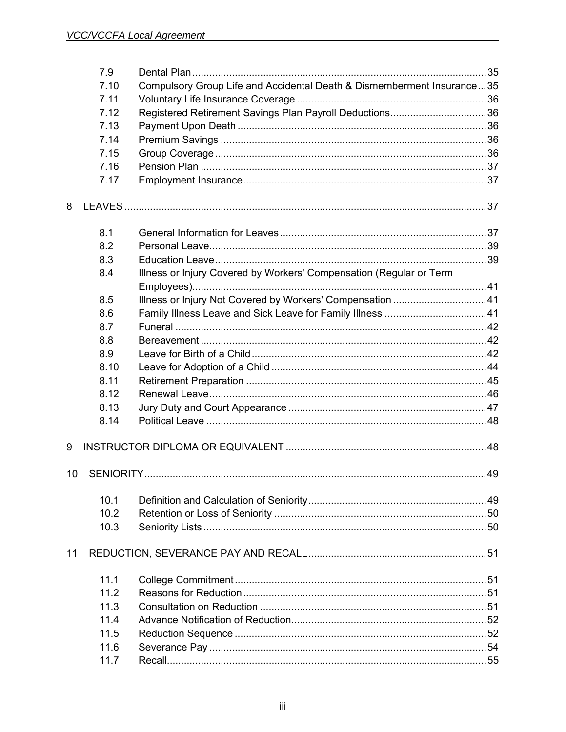| | | |
|---|---|---|
| 7.9 | Dental Plan | 35 |
| 7.10 | Compulsory Group Life and Accidental Death & Dismemberment Insurance | 35 |
| 7.11 | Voluntary Life Insurance Coverage | 36 |
| 7.12 | Registered Retirement Savings Plan Payroll Deductions | 36 |
| 7.13 | Payment Upon Death | 36 |
| 7.14 | Premium Savings | 36 |
| 7.15 | Group Coverage | 36 |
| 7.16 | Pension Plan | 37 |
| 7.17 | Employment Insurance | 37 |

8 LEAVES ..... 37

| | | |
|---|---|---|
| 8.1 | General Information for Leaves | 37 |
| 8.2 | Personal Leave | 39 |
| 8.3 | Education Leave | 39 |
| 8.4 | Illness or Injury Covered by Workers' Compensation (Regular or Term Employees) | 41 |
| 8.5 | Illness or Injury Not Covered by Workers' Compensation | 41 |
| 8.6 | Family Illness Leave and Sick Leave for Family Illness | 41 |
| 8.7 | Funeral | 42 |
| 8.8 | Bereavement | 42 |
| 8.9 | Leave for Birth of a Child | 42 |
| 8.10 | Leave for Adoption of a Child | 44 |
| 8.11 | Retirement Preparation | 45 |
| 8.12 | Renewal Leave | 46 |
| 8.13 | Jury Duty and Court Appearance | 47 |
| 8.14 | Political Leave | 48 |

9 INSTRUCTOR DIPLOMA OR EQUIVALENT ..... 48

10 SENIORITY ..... 49

| | | |
|---|---|---|
| 10.1 | Definition and Calculation of Seniority | 49 |
| 10.2 | Retention or Loss of Seniority | 50 |
| 10.3 | Seniority Lists | 50 |

11 REDUCTION, SEVERANCE PAY AND RECALL ..... 51

| | | |
|---|---|---|
| 11.1 | College Commitment | 51 |
| 11.2 | Reasons for Reduction | 51 |
| 11.3 | Consultation on Reduction | 51 |
| 11.4 | Advance Notification of Reduction | 52 |
| 11.5 | Reduction Sequence | 52 |
| 11.6 | Severance Pay | 54 |
| 11.7 | Recall | 55 |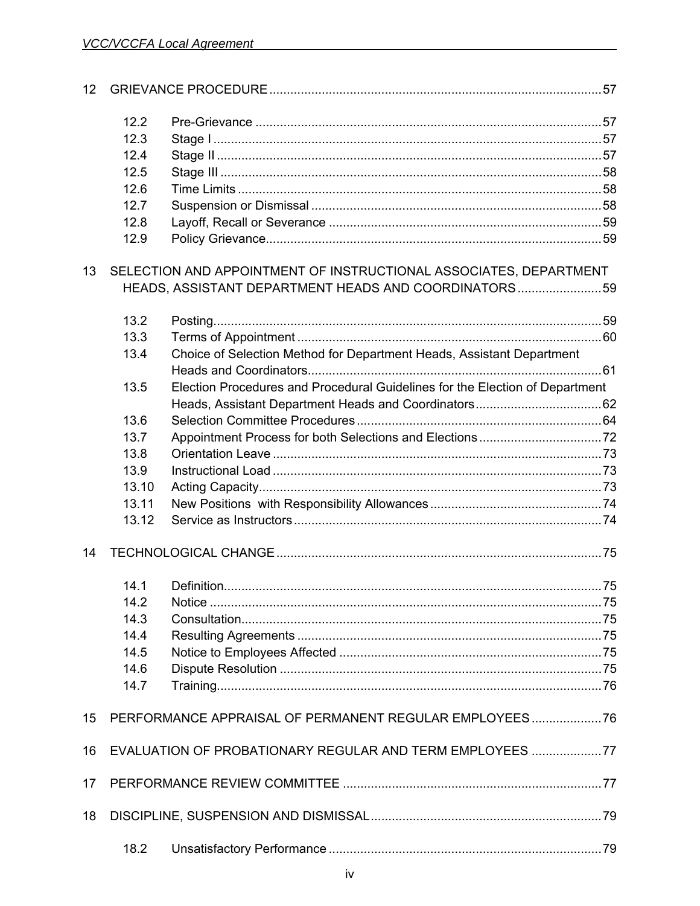12 GRIEVANCE PROCEDURE ........................................................................................ 57

- 12.2 Pre-Grievance ........................................................................................ 57
- 12.3 Stage I .................................................................................................. 57
- 12.4 Stage II ................................................................................................. 57
- 12.5 Stage III ................................................................................................ 58
- 12.6 Time Limits ........................................................................................... 58
- 12.7 Suspension or Dismissal ....................................................................... 58
- 12.8 Layoff, Recall or Severance .................................................................. 59
- 12.9 Policy Grievance.................................................................................... 59

13 SELECTION AND APPOINTMENT OF INSTRUCTIONAL ASSOCIATES, DEPARTMENT HEADS, ASSISTANT DEPARTMENT HEADS AND COORDINATORS ........................ 59

- 13.2 Posting................................................................................................... 59
- 13.3 Terms of Appointment ........................................................................... 60
- 13.4 Choice of Selection Method for Department Heads, Assistant Department Heads and Coordinators.................................................................................... 61
- 13.5 Election Procedures and Procedural Guidelines for the Election of Department Heads, Assistant Department Heads and Coordinators.................................... 62
- 13.6 Selection Committee Procedures ........................................................... 64
- 13.7 Appointment Process for both Selections and Elections ........................ 72
- 13.8 Orientation Leave .................................................................................. 73
- 13.9 Instructional Load .................................................................................. 73
- 13.10 Acting Capacity...................................................................................... 73
- 13.11 New Positions with Responsibility Allowances ...................................... 74
- 13.12 Service as Instructors ............................................................................ 74

14 TECHNOLOGICAL CHANGE ............................................................................. 75

- 14.1 Definition................................................................................................ 75
- 14.2 Notice .................................................................................................... 75
- 14.3 Consultation........................................................................................... 75
- 14.4 Resulting Agreements ........................................................................... 75
- 14.5 Notice to Employees Affected ............................................................... 75
- 14.6 Dispute Resolution ................................................................................ 75
- 14.7 Training.................................................................................................. 76

15 PERFORMANCE APPRAISAL OF PERMANENT REGULAR EMPLOYEES .................... 76

16 EVALUATION OF PROBATIONARY REGULAR AND TERM EMPLOYEES .................... 77

17 PERFORMANCE REVIEW COMMITTEE .......................................................................... 77

18 DISCIPLINE, SUSPENSION AND DISMISSAL.................................................................. 79

- 18.2 Unsatisfactory Performance .................................................................. 79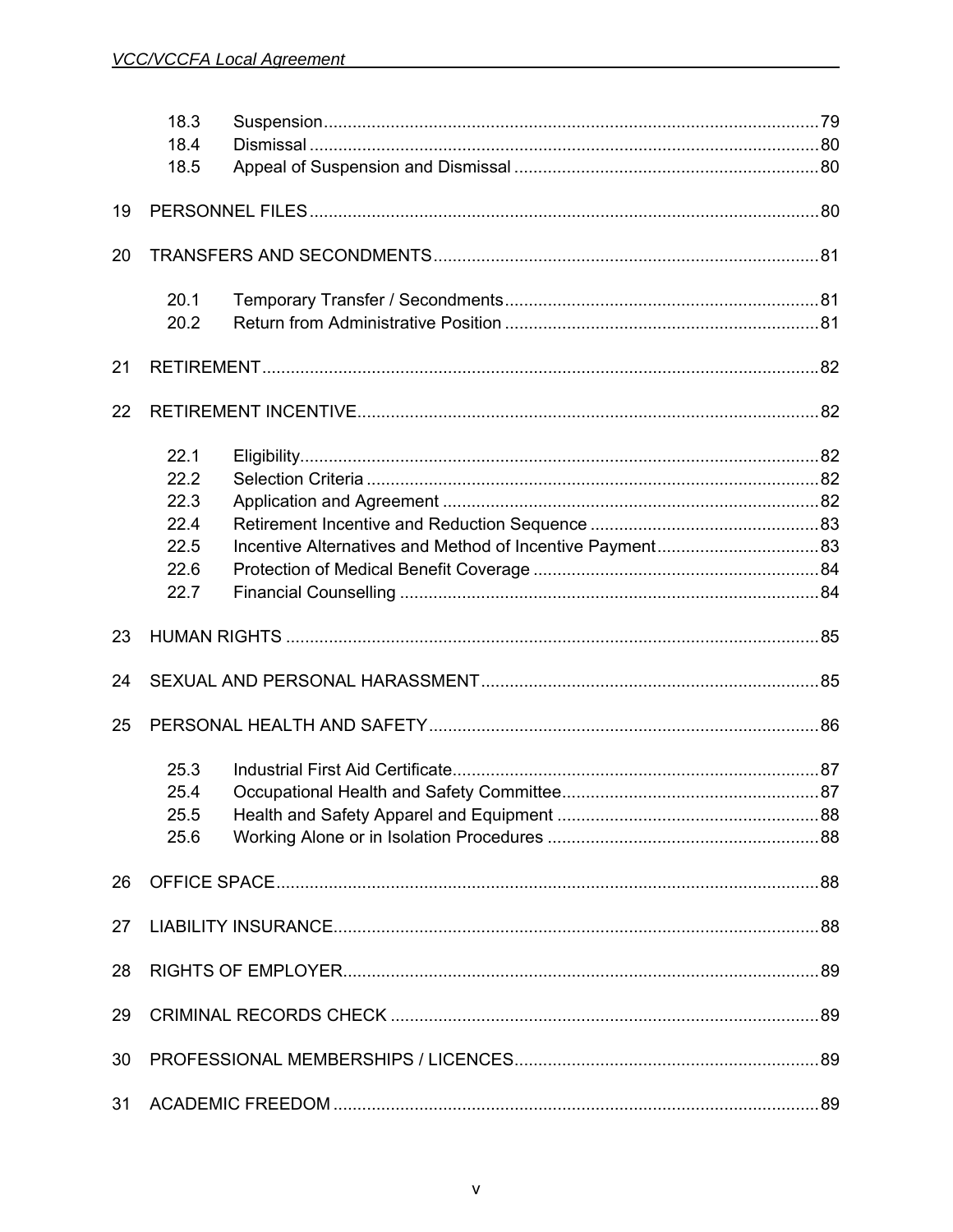| | | | |
|---|---|---|---|
| | 18.3 | Suspension | 79 |
| | 18.4 | Dismissal | 80 |
| | 18.5 | Appeal of Suspension and Dismissal | 80 |
| 19 | PERSONNEL FILES | | 80 |
| 20 | TRANSFERS AND SECONDMENTS | | 81 |
| | 20.1 | Temporary Transfer / Secondments | 81 |
| | 20.2 | Return from Administrative Position | 81 |
| 21 | RETIREMENT | | 82 |
| 22 | RETIREMENT INCENTIVE | | 82 |
| | 22.1 | Eligibility | 82 |
| | 22.2 | Selection Criteria | 82 |
| | 22.3 | Application and Agreement | 82 |
| | 22.4 | Retirement Incentive and Reduction Sequence | 83 |
| | 22.5 | Incentive Alternatives and Method of Incentive Payment | 83 |
| | 22.6 | Protection of Medical Benefit Coverage | 84 |
| | 22.7 | Financial Counselling | 84 |
| 23 | HUMAN RIGHTS | | 85 |
| 24 | SEXUAL AND PERSONAL HARASSMENT | | 85 |
| 25 | PERSONAL HEALTH AND SAFETY | | 86 |
| | 25.3 | Industrial First Aid Certificate | 87 |
| | 25.4 | Occupational Health and Safety Committee | 87 |
| | 25.5 | Health and Safety Apparel and Equipment | 88 |
| | 25.6 | Working Alone or in Isolation Procedures | 88 |
| 26 | OFFICE SPACE | | 88 |
| 27 | LIABILITY INSURANCE | | 88 |
| 28 | RIGHTS OF EMPLOYER | | 89 |
| 29 | CRIMINAL RECORDS CHECK | | 89 |
| 30 | PROFESSIONAL MEMBERSHIPS / LICENCES | | 89 |
| 31 | ACADEMIC FREEDOM | | 89 |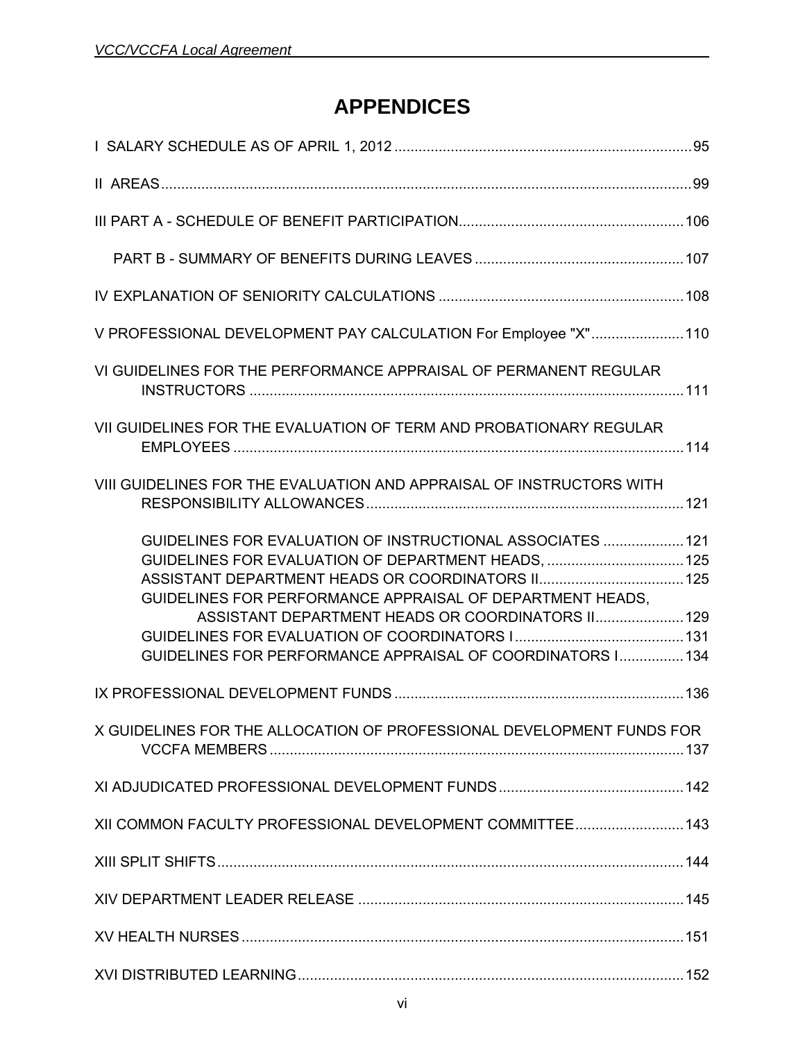# APPENDICES

I SALARY SCHEDULE AS OF APRIL 1, 2012 ........................................................................ 95

II AREAS ........................................................................................................................ 99

III PART A - SCHEDULE OF BENEFIT PARTICIPATION ....................................................... 106

PART B - SUMMARY OF BENEFITS DURING LEAVES ........................................................ 107

IV EXPLANATION OF SENIORITY CALCULATIONS ............................................................ 108

V PROFESSIONAL DEVELOPMENT PAY CALCULATION For Employee "X" ........................ 110

VI GUIDELINES FOR THE PERFORMANCE APPRAISAL OF PERMANENT REGULAR INSTRUCTORS ........................................................................................................ 111

VII GUIDELINES FOR THE EVALUATION OF TERM AND PROBATIONARY REGULAR EMPLOYEES ............................................................................................................ 114

VIII GUIDELINES FOR THE EVALUATION AND APPRAISAL OF INSTRUCTORS WITH RESPONSIBILITY ALLOWANCES ............................................................................ 121

GUIDELINES FOR EVALUATION OF INSTRUCTIONAL ASSOCIATES .................... 121
GUIDELINES FOR EVALUATION OF DEPARTMENT HEADS, .................................. 125
ASSISTANT DEPARTMENT HEADS OR COORDINATORS II .................................... 125
GUIDELINES FOR PERFORMANCE APPRAISAL OF DEPARTMENT HEADS, ASSISTANT DEPARTMENT HEADS OR COORDINATORS II ...................... 129
GUIDELINES FOR EVALUATION OF COORDINATORS I .......................................... 131
GUIDELINES FOR PERFORMANCE APPRAISAL OF COORDINATORS I ................ 134

IX PROFESSIONAL DEVELOPMENT FUNDS ........................................................................ 136

X GUIDELINES FOR THE ALLOCATION OF PROFESSIONAL DEVELOPMENT FUNDS FOR VCCFA MEMBERS ....................................................................................................... 137

XI ADJUDICATED PROFESSIONAL DEVELOPMENT FUNDS .............................................. 142

XII COMMON FACULTY PROFESSIONAL DEVELOPMENT COMMITTEE ........................... 143

XIII SPLIT SHIFTS ................................................................................................................... 144

XIV DEPARTMENT LEADER RELEASE ................................................................................. 145

XV HEALTH NURSES ............................................................................................................. 151

XVI DISTRIBUTED LEARNING ................................................................................................ 152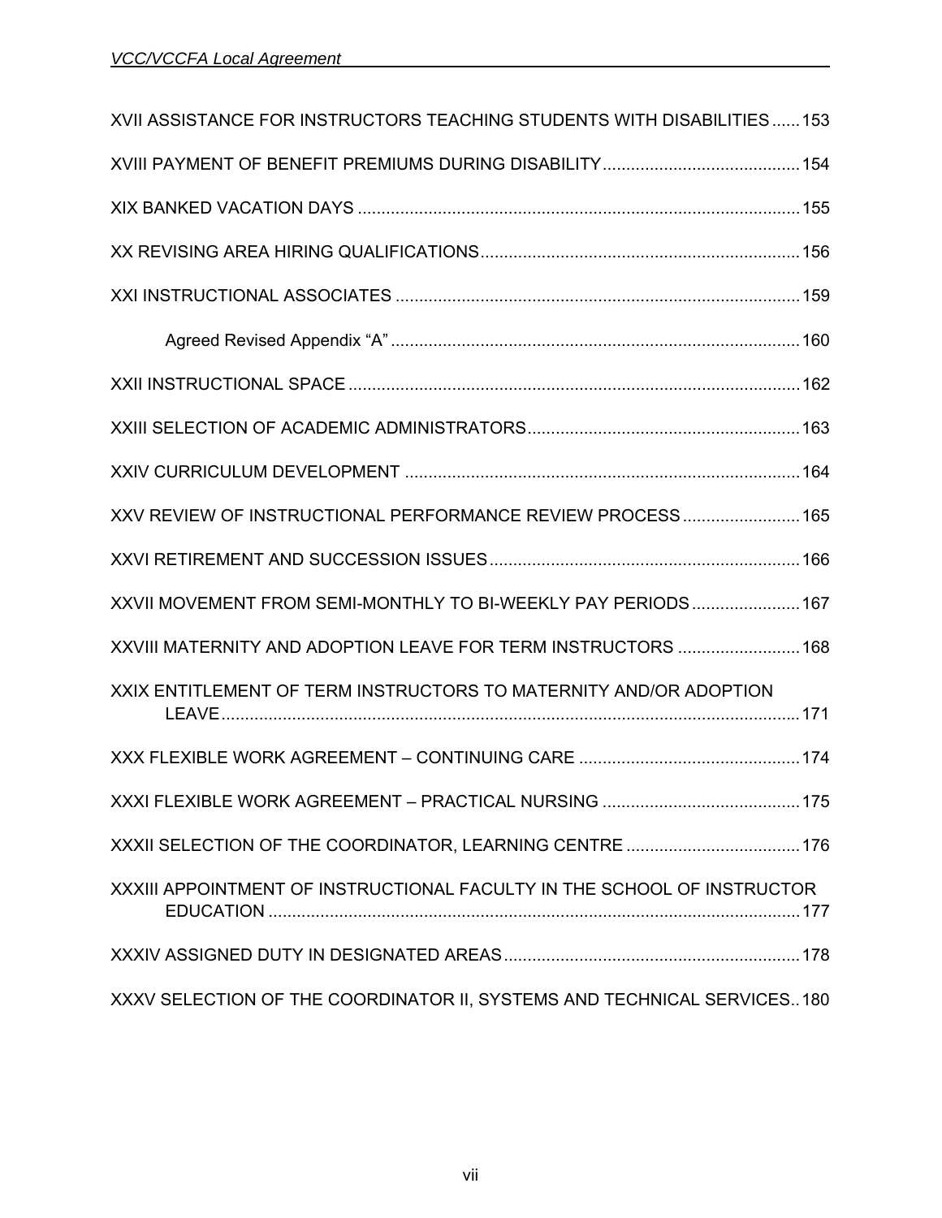XVII ASSISTANCE FOR INSTRUCTORS TEACHING STUDENTS WITH DISABILITIES ...... 153

XVIII PAYMENT OF BENEFIT PREMIUMS DURING DISABILITY ...... 154

XIX BANKED VACATION DAYS ...... 155

XX REVISING AREA HIRING QUALIFICATIONS ...... 156

XXI INSTRUCTIONAL ASSOCIATES ...... 159

Agreed Revised Appendix "A" ...... 160

XXII INSTRUCTIONAL SPACE ...... 162

XXIII SELECTION OF ACADEMIC ADMINISTRATORS ...... 163

XXIV CURRICULUM DEVELOPMENT ...... 164

XXV REVIEW OF INSTRUCTIONAL PERFORMANCE REVIEW PROCESS ...... 165

XXVI RETIREMENT AND SUCCESSION ISSUES ...... 166

XXVII MOVEMENT FROM SEMI-MONTHLY TO BI-WEEKLY PAY PERIODS ...... 167

XXVIII MATERNITY AND ADOPTION LEAVE FOR TERM INSTRUCTORS ...... 168

XXIX ENTITLEMENT OF TERM INSTRUCTORS TO MATERNITY AND/OR ADOPTION LEAVE ...... 171

XXX FLEXIBLE WORK AGREEMENT – CONTINUING CARE ...... 174

XXXI FLEXIBLE WORK AGREEMENT – PRACTICAL NURSING ...... 175

XXXII SELECTION OF THE COORDINATOR, LEARNING CENTRE ...... 176

XXXIII APPOINTMENT OF INSTRUCTIONAL FACULTY IN THE SCHOOL OF INSTRUCTOR EDUCATION ...... 177

XXXIV ASSIGNED DUTY IN DESIGNATED AREAS ...... 178

XXXV SELECTION OF THE COORDINATOR II, SYSTEMS AND TECHNICAL SERVICES .. 180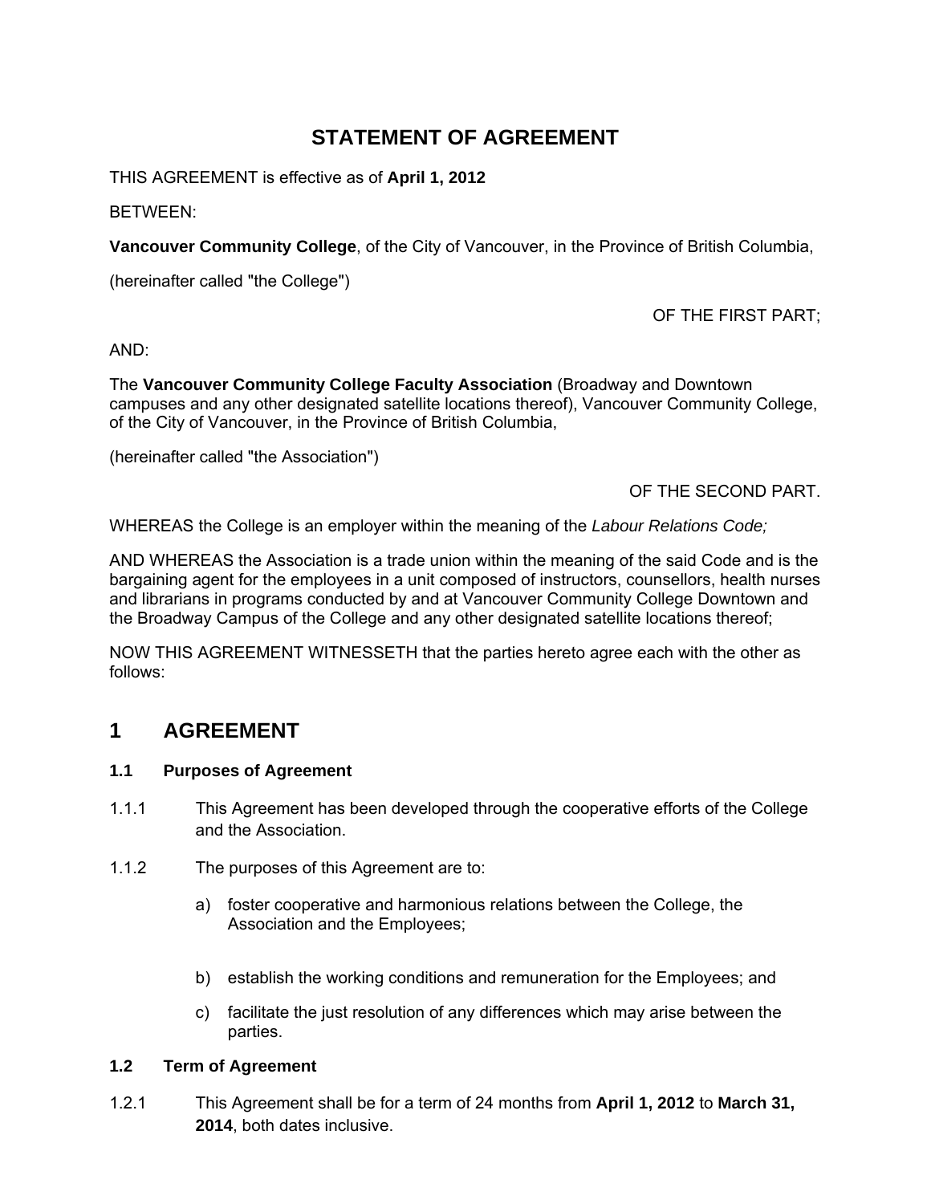# STATEMENT OF AGREEMENT

THIS AGREEMENT is effective as of **April 1, 2012**

BETWEEN:

**Vancouver Community College**, of the City of Vancouver, in the Province of British Columbia,

(hereinafter called "the College")

OF THE FIRST PART;

AND:

The **Vancouver Community College Faculty Association** (Broadway and Downtown campuses and any other designated satellite locations thereof), Vancouver Community College, of the City of Vancouver, in the Province of British Columbia,

(hereinafter called "the Association")

OF THE SECOND PART.

WHEREAS the College is an employer within the meaning of the *Labour Relations Code;*

AND WHEREAS the Association is a trade union within the meaning of the said Code and is the bargaining agent for the employees in a unit composed of instructors, counsellors, health nurses and librarians in programs conducted by and at Vancouver Community College Downtown and the Broadway Campus of the College and any other designated satellite locations thereof;

NOW THIS AGREEMENT WITNESSETH that the parties hereto agree each with the other as follows:

## 1 AGREEMENT

### 1.1 Purposes of Agreement

1.1.1 This Agreement has been developed through the cooperative efforts of the College and the Association.

1.1.2 The purposes of this Agreement are to:

a) foster cooperative and harmonious relations between the College, the Association and the Employees;

b) establish the working conditions and remuneration for the Employees; and

c) facilitate the just resolution of any differences which may arise between the parties.

### 1.2 Term of Agreement

1.2.1 This Agreement shall be for a term of 24 months from **April 1, 2012** to **March 31, 2014**, both dates inclusive.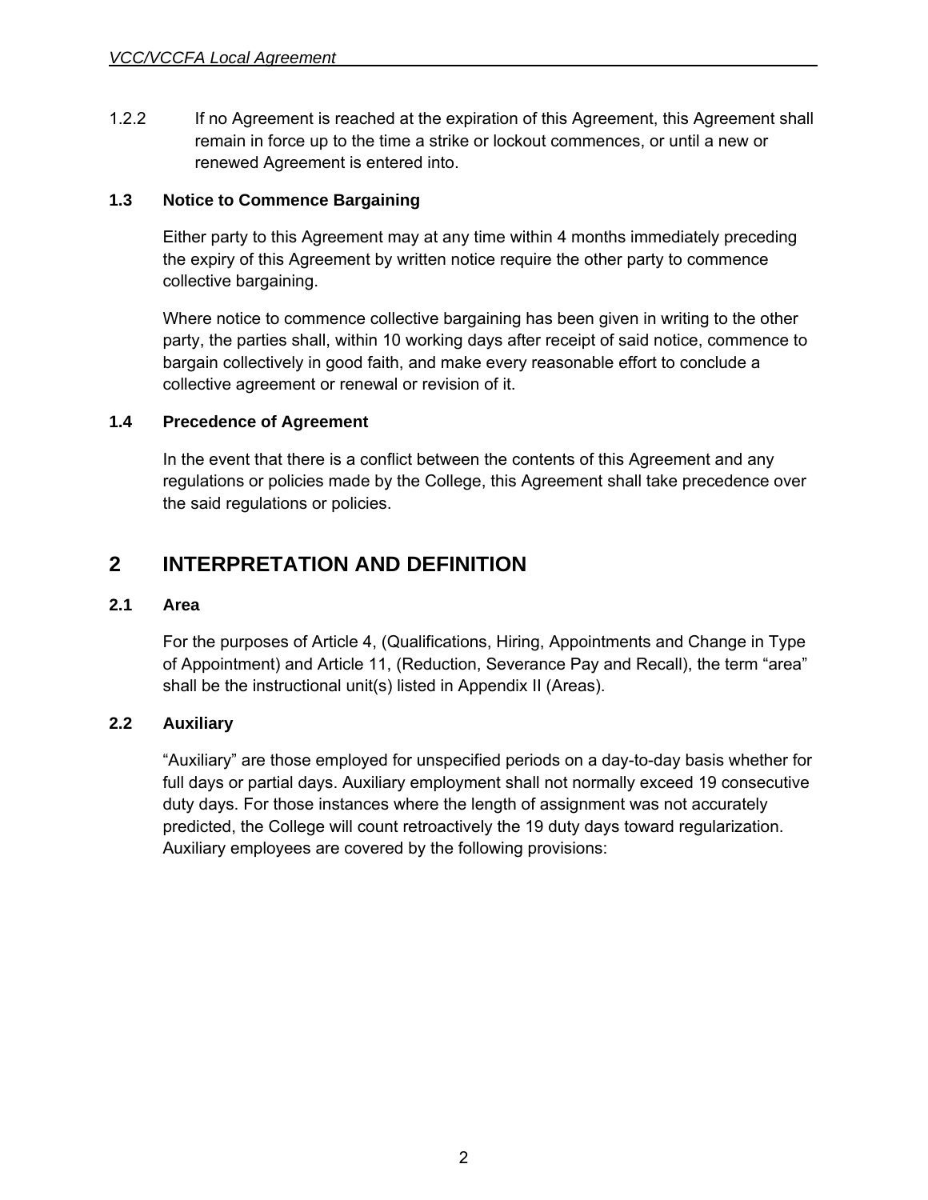1.2.2 If no Agreement is reached at the expiration of this Agreement, this Agreement shall remain in force up to the time a strike or lockout commences, or until a new or renewed Agreement is entered into.

### 1.3 Notice to Commence Bargaining

Either party to this Agreement may at any time within 4 months immediately preceding the expiry of this Agreement by written notice require the other party to commence collective bargaining.

Where notice to commence collective bargaining has been given in writing to the other party, the parties shall, within 10 working days after receipt of said notice, commence to bargain collectively in good faith, and make every reasonable effort to conclude a collective agreement or renewal or revision of it.

### 1.4 Precedence of Agreement

In the event that there is a conflict between the contents of this Agreement and any regulations or policies made by the College, this Agreement shall take precedence over the said regulations or policies.

## 2 INTERPRETATION AND DEFINITION

### 2.1 Area

For the purposes of Article 4, (Qualifications, Hiring, Appointments and Change in Type of Appointment) and Article 11, (Reduction, Severance Pay and Recall), the term "area" shall be the instructional unit(s) listed in Appendix II (Areas).

### 2.2 Auxiliary

"Auxiliary" are those employed for unspecified periods on a day-to-day basis whether for full days or partial days. Auxiliary employment shall not normally exceed 19 consecutive duty days. For those instances where the length of assignment was not accurately predicted, the College will count retroactively the 19 duty days toward regularization. Auxiliary employees are covered by the following provisions: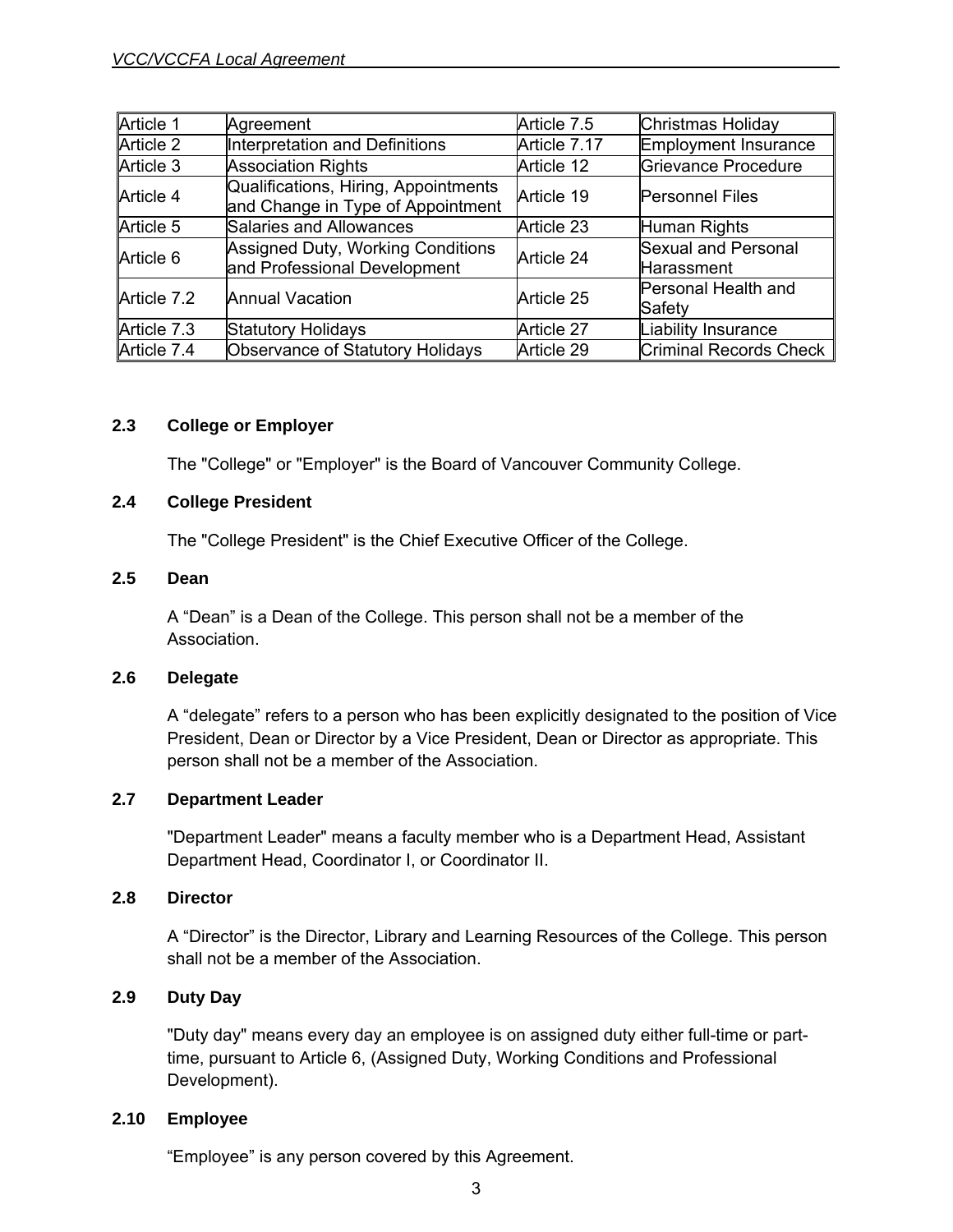| Article 1 | Agreement | Article 7.5 | Christmas Holiday |
|---|---|---|---|
| Article 2 | Interpretation and Definitions | Article 7.17 | Employment Insurance |
| Article 3 | Association Rights | Article 12 | Grievance Procedure |
| Article 4 | Qualifications, Hiring, Appointments and Change in Type of Appointment | Article 19 | Personnel Files |
| Article 5 | Salaries and Allowances | Article 23 | Human Rights |
| Article 6 | Assigned Duty, Working Conditions and Professional Development | Article 24 | Sexual and Personal Harassment |
| Article 7.2 | Annual Vacation | Article 25 | Personal Health and Safety |
| Article 7.3 | Statutory Holidays | Article 27 | Liability Insurance |
| Article 7.4 | Observance of Statutory Holidays | Article 29 | Criminal Records Check |

### 2.3 College or Employer

The "College" or "Employer" is the Board of Vancouver Community College.

### 2.4 College President

The "College President" is the Chief Executive Officer of the College.

### 2.5 Dean

A “Dean” is a Dean of the College. This person shall not be a member of the Association.

### 2.6 Delegate

A “delegate” refers to a person who has been explicitly designated to the position of Vice President, Dean or Director by a Vice President, Dean or Director as appropriate. This person shall not be a member of the Association.

### 2.7 Department Leader

"Department Leader" means a faculty member who is a Department Head, Assistant Department Head, Coordinator I, or Coordinator II.

### 2.8 Director

A “Director” is the Director, Library and Learning Resources of the College. This person shall not be a member of the Association.

### 2.9 Duty Day

"Duty day" means every day an employee is on assigned duty either full-time or part-time, pursuant to Article 6, (Assigned Duty, Working Conditions and Professional Development).

### 2.10 Employee

“Employee” is any person covered by this Agreement.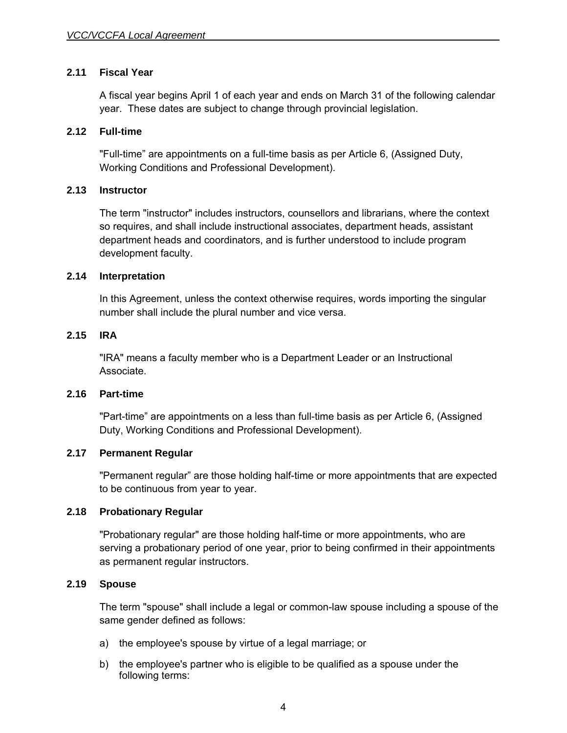### 2.11 Fiscal Year

A fiscal year begins April 1 of each year and ends on March 31 of the following calendar year. These dates are subject to change through provincial legislation.

### 2.12 Full-time

"Full-time" are appointments on a full-time basis as per Article 6, (Assigned Duty, Working Conditions and Professional Development).

### 2.13 Instructor

The term "instructor" includes instructors, counsellors and librarians, where the context so requires, and shall include instructional associates, department heads, assistant department heads and coordinators, and is further understood to include program development faculty.

### 2.14 Interpretation

In this Agreement, unless the context otherwise requires, words importing the singular number shall include the plural number and vice versa.

### 2.15 IRA

"IRA" means a faculty member who is a Department Leader or an Instructional Associate.

### 2.16 Part-time

"Part-time" are appointments on a less than full-time basis as per Article 6, (Assigned Duty, Working Conditions and Professional Development).

### 2.17 Permanent Regular

"Permanent regular" are those holding half-time or more appointments that are expected to be continuous from year to year.

### 2.18 Probationary Regular

"Probationary regular" are those holding half-time or more appointments, who are serving a probationary period of one year, prior to being confirmed in their appointments as permanent regular instructors.

### 2.19 Spouse

The term "spouse" shall include a legal or common-law spouse including a spouse of the same gender defined as follows:

a) the employee's spouse by virtue of a legal marriage; or

b) the employee's partner who is eligible to be qualified as a spouse under the following terms: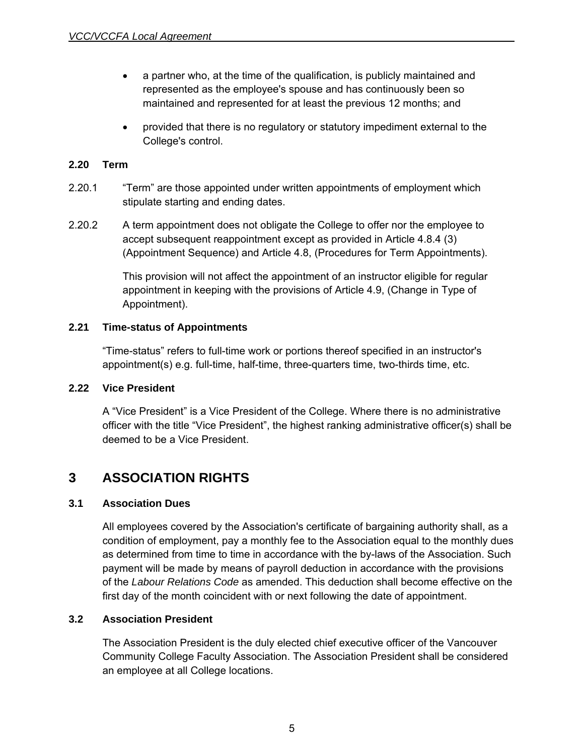- a partner who, at the time of the qualification, is publicly maintained and represented as the employee's spouse and has continuously been so maintained and represented for at least the previous 12 months; and
- provided that there is no regulatory or statutory impediment external to the College's control.

### 2.20 Term

2.20.1 "Term" are those appointed under written appointments of employment which stipulate starting and ending dates.

2.20.2 A term appointment does not obligate the College to offer nor the employee to accept subsequent reappointment except as provided in Article 4.8.4 (3) (Appointment Sequence) and Article 4.8, (Procedures for Term Appointments).

This provision will not affect the appointment of an instructor eligible for regular appointment in keeping with the provisions of Article 4.9, (Change in Type of Appointment).

### 2.21 Time-status of Appointments

"Time-status" refers to full-time work or portions thereof specified in an instructor's appointment(s) e.g. full-time, half-time, three-quarters time, two-thirds time, etc.

### 2.22 Vice President

A "Vice President" is a Vice President of the College. Where there is no administrative officer with the title "Vice President", the highest ranking administrative officer(s) shall be deemed to be a Vice President.

## 3 ASSOCIATION RIGHTS

### 3.1 Association Dues

All employees covered by the Association's certificate of bargaining authority shall, as a condition of employment, pay a monthly fee to the Association equal to the monthly dues as determined from time to time in accordance with the by-laws of the Association. Such payment will be made by means of payroll deduction in accordance with the provisions of the *Labour Relations Code* as amended. This deduction shall become effective on the first day of the month coincident with or next following the date of appointment.

### 3.2 Association President

The Association President is the duly elected chief executive officer of the Vancouver Community College Faculty Association. The Association President shall be considered an employee at all College locations.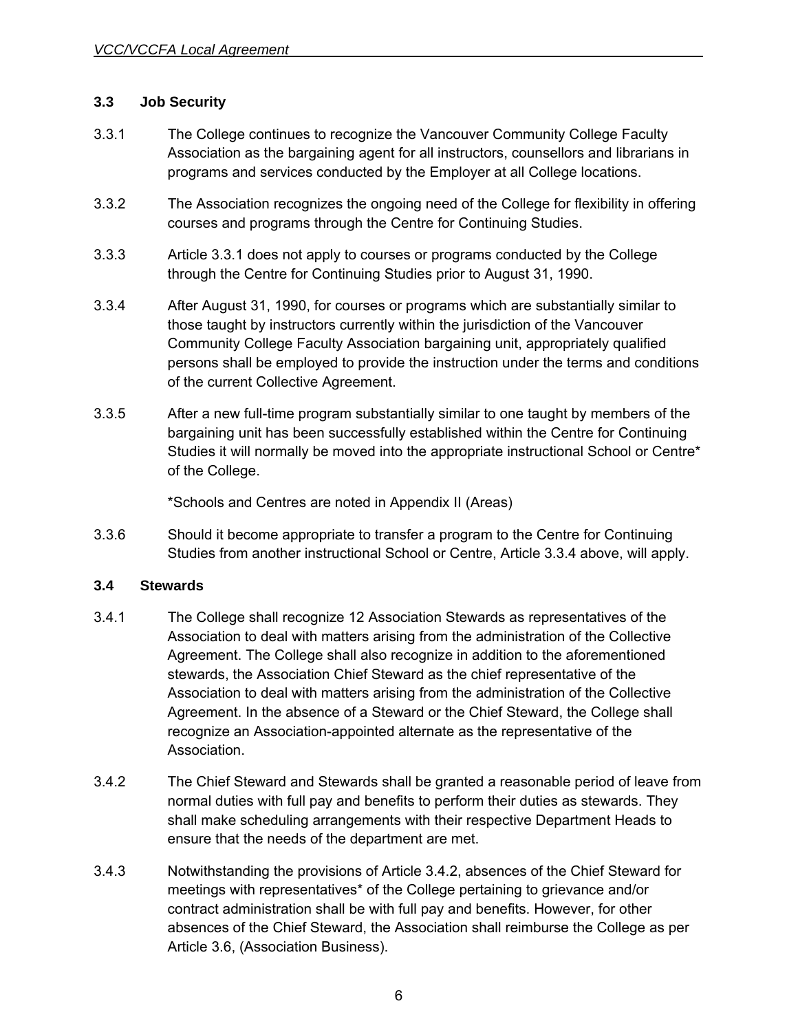### 3.3 Job Security

3.3.1 The College continues to recognize the Vancouver Community College Faculty Association as the bargaining agent for all instructors, counsellors and librarians in programs and services conducted by the Employer at all College locations.

3.3.2 The Association recognizes the ongoing need of the College for flexibility in offering courses and programs through the Centre for Continuing Studies.

3.3.3 Article 3.3.1 does not apply to courses or programs conducted by the College through the Centre for Continuing Studies prior to August 31, 1990.

3.3.4 After August 31, 1990, for courses or programs which are substantially similar to those taught by instructors currently within the jurisdiction of the Vancouver Community College Faculty Association bargaining unit, appropriately qualified persons shall be employed to provide the instruction under the terms and conditions of the current Collective Agreement.

3.3.5 After a new full-time program substantially similar to one taught by members of the bargaining unit has been successfully established within the Centre for Continuing Studies it will normally be moved into the appropriate instructional School or Centre* of the College.

*Schools and Centres are noted in Appendix II (Areas)

3.3.6 Should it become appropriate to transfer a program to the Centre for Continuing Studies from another instructional School or Centre, Article 3.3.4 above, will apply.

### 3.4 Stewards

3.4.1 The College shall recognize 12 Association Stewards as representatives of the Association to deal with matters arising from the administration of the Collective Agreement. The College shall also recognize in addition to the aforementioned stewards, the Association Chief Steward as the chief representative of the Association to deal with matters arising from the administration of the Collective Agreement. In the absence of a Steward or the Chief Steward, the College shall recognize an Association-appointed alternate as the representative of the Association.

3.4.2 The Chief Steward and Stewards shall be granted a reasonable period of leave from normal duties with full pay and benefits to perform their duties as stewards. They shall make scheduling arrangements with their respective Department Heads to ensure that the needs of the department are met.

3.4.3 Notwithstanding the provisions of Article 3.4.2, absences of the Chief Steward for meetings with representatives* of the College pertaining to grievance and/or contract administration shall be with full pay and benefits. However, for other absences of the Chief Steward, the Association shall reimburse the College as per Article 3.6, (Association Business).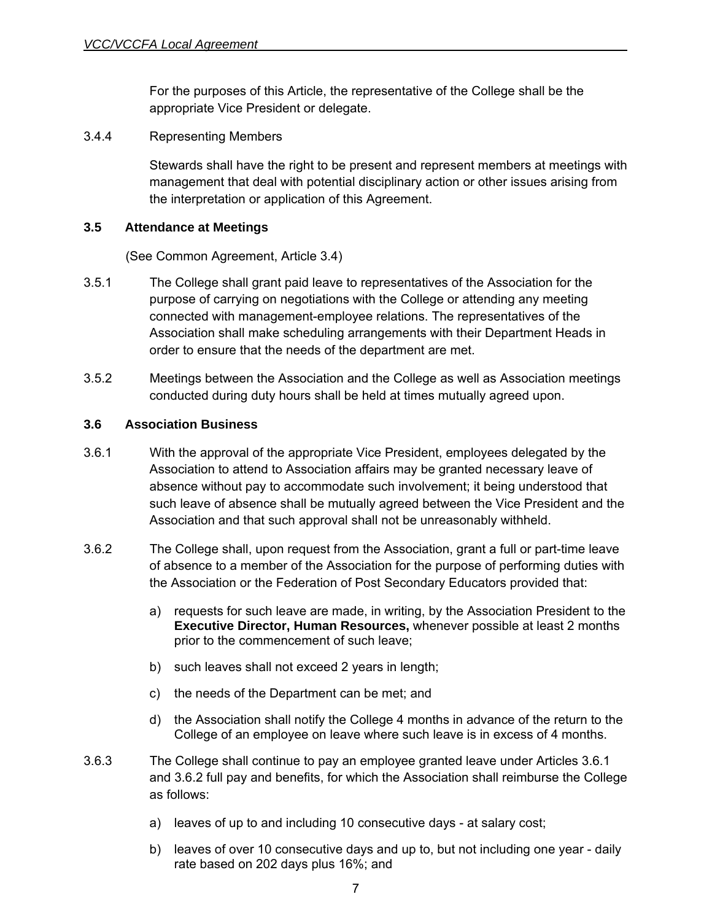For the purposes of this Article, the representative of the College shall be the appropriate Vice President or delegate.

3.4.4 Representing Members

Stewards shall have the right to be present and represent members at meetings with management that deal with potential disciplinary action or other issues arising from the interpretation or application of this Agreement.

### 3.5 Attendance at Meetings

(See Common Agreement, Article 3.4)

3.5.1 The College shall grant paid leave to representatives of the Association for the purpose of carrying on negotiations with the College or attending any meeting connected with management-employee relations. The representatives of the Association shall make scheduling arrangements with their Department Heads in order to ensure that the needs of the department are met.

3.5.2 Meetings between the Association and the College as well as Association meetings conducted during duty hours shall be held at times mutually agreed upon.

### 3.6 Association Business

3.6.1 With the approval of the appropriate Vice President, employees delegated by the Association to attend to Association affairs may be granted necessary leave of absence without pay to accommodate such involvement; it being understood that such leave of absence shall be mutually agreed between the Vice President and the Association and that such approval shall not be unreasonably withheld.

3.6.2 The College shall, upon request from the Association, grant a full or part-time leave of absence to a member of the Association for the purpose of performing duties with the Association or the Federation of Post Secondary Educators provided that:

a) requests for such leave are made, in writing, by the Association President to the **Executive Director, Human Resources,** whenever possible at least 2 months prior to the commencement of such leave;

b) such leaves shall not exceed 2 years in length;

c) the needs of the Department can be met; and

d) the Association shall notify the College 4 months in advance of the return to the College of an employee on leave where such leave is in excess of 4 months.

3.6.3 The College shall continue to pay an employee granted leave under Articles 3.6.1 and 3.6.2 full pay and benefits, for which the Association shall reimburse the College as follows:

a) leaves of up to and including 10 consecutive days - at salary cost;

b) leaves of over 10 consecutive days and up to, but not including one year - daily rate based on 202 days plus 16%; and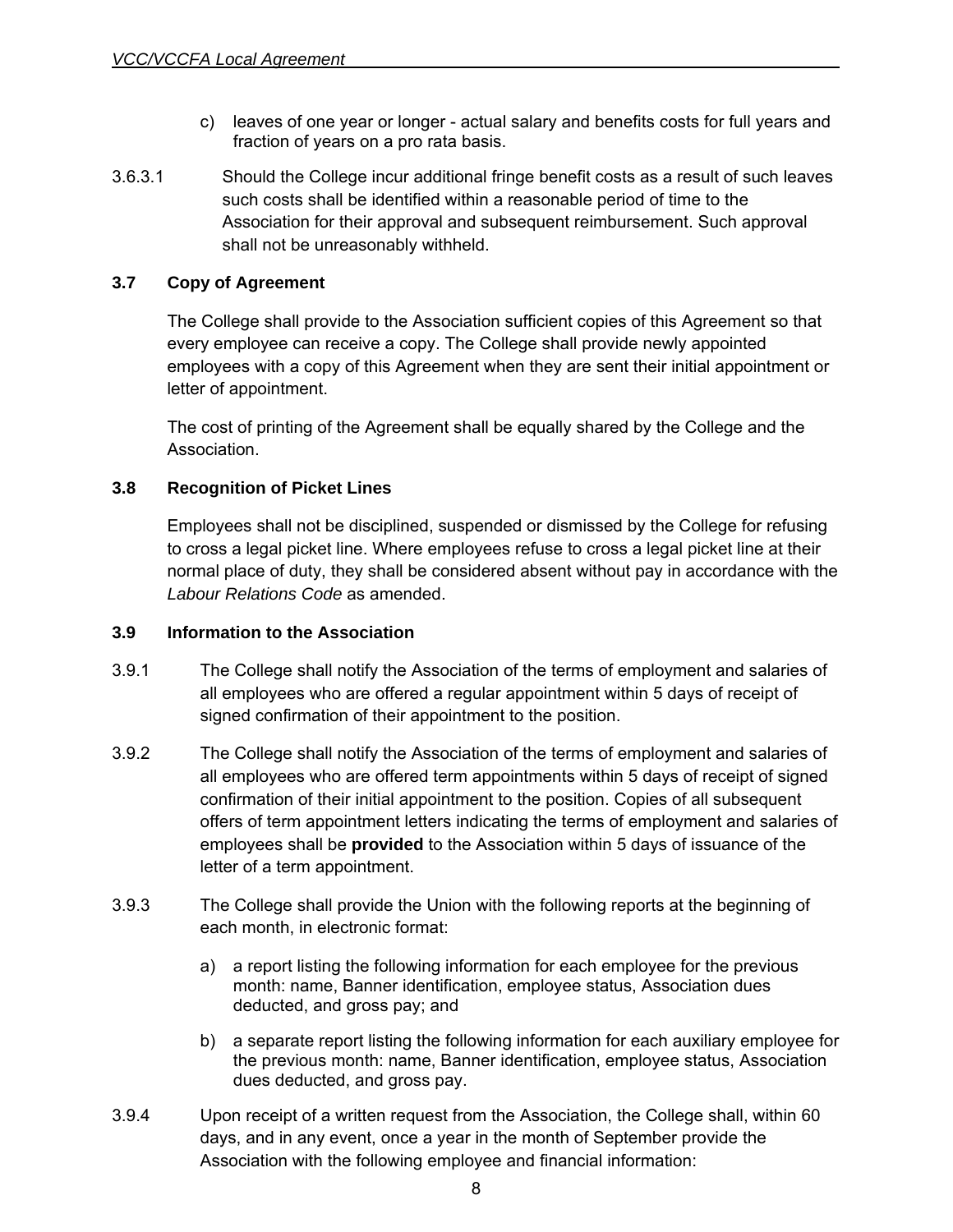c) leaves of one year or longer - actual salary and benefits costs for full years and fraction of years on a pro rata basis.

3.6.3.1 Should the College incur additional fringe benefit costs as a result of such leaves such costs shall be identified within a reasonable period of time to the Association for their approval and subsequent reimbursement. Such approval shall not be unreasonably withheld.

### 3.7 Copy of Agreement

The College shall provide to the Association sufficient copies of this Agreement so that every employee can receive a copy. The College shall provide newly appointed employees with a copy of this Agreement when they are sent their initial appointment or letter of appointment.

The cost of printing of the Agreement shall be equally shared by the College and the Association.

### 3.8 Recognition of Picket Lines

Employees shall not be disciplined, suspended or dismissed by the College for refusing to cross a legal picket line. Where employees refuse to cross a legal picket line at their normal place of duty, they shall be considered absent without pay in accordance with the *Labour Relations Code* as amended.

### 3.9 Information to the Association

3.9.1 The College shall notify the Association of the terms of employment and salaries of all employees who are offered a regular appointment within 5 days of receipt of signed confirmation of their appointment to the position.

3.9.2 The College shall notify the Association of the terms of employment and salaries of all employees who are offered term appointments within 5 days of receipt of signed confirmation of their initial appointment to the position. Copies of all subsequent offers of term appointment letters indicating the terms of employment and salaries of employees shall be **provided** to the Association within 5 days of issuance of the letter of a term appointment.

3.9.3 The College shall provide the Union with the following reports at the beginning of each month, in electronic format:

a) a report listing the following information for each employee for the previous month: name, Banner identification, employee status, Association dues deducted, and gross pay; and

b) a separate report listing the following information for each auxiliary employee for the previous month: name, Banner identification, employee status, Association dues deducted, and gross pay.

3.9.4 Upon receipt of a written request from the Association, the College shall, within 60 days, and in any event, once a year in the month of September provide the Association with the following employee and financial information: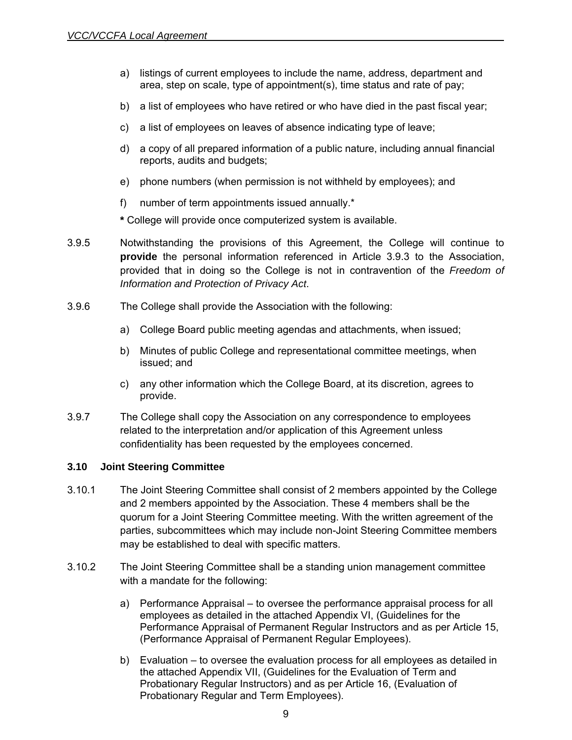a) listings of current employees to include the name, address, department and area, step on scale, type of appointment(s), time status and rate of pay;

b) a list of employees who have retired or who have died in the past fiscal year;

c) a list of employees on leaves of absence indicating type of leave;

d) a copy of all prepared information of a public nature, including annual financial reports, audits and budgets;

e) phone numbers (when permission is not withheld by employees); and

f) number of term appointments issued annually.*

**\*** College will provide once computerized system is available.

3.9.5 Notwithstanding the provisions of this Agreement, the College will continue to **provide** the personal information referenced in Article 3.9.3 to the Association, provided that in doing so the College is not in contravention of the *Freedom of Information and Protection of Privacy Act*.

3.9.6 The College shall provide the Association with the following:

a) College Board public meeting agendas and attachments, when issued;

b) Minutes of public College and representational committee meetings, when issued; and

c) any other information which the College Board, at its discretion, agrees to provide.

3.9.7 The College shall copy the Association on any correspondence to employees related to the interpretation and/or application of this Agreement unless confidentiality has been requested by the employees concerned.

### 3.10 Joint Steering Committee

3.10.1 The Joint Steering Committee shall consist of 2 members appointed by the College and 2 members appointed by the Association. These 4 members shall be the quorum for a Joint Steering Committee meeting. With the written agreement of the parties, subcommittees which may include non-Joint Steering Committee members may be established to deal with specific matters.

3.10.2 The Joint Steering Committee shall be a standing union management committee with a mandate for the following:

a) Performance Appraisal – to oversee the performance appraisal process for all employees as detailed in the attached Appendix VI, (Guidelines for the Performance Appraisal of Permanent Regular Instructors and as per Article 15, (Performance Appraisal of Permanent Regular Employees).

b) Evaluation – to oversee the evaluation process for all employees as detailed in the attached Appendix VII, (Guidelines for the Evaluation of Term and Probationary Regular Instructors) and as per Article 16, (Evaluation of Probationary Regular and Term Employees).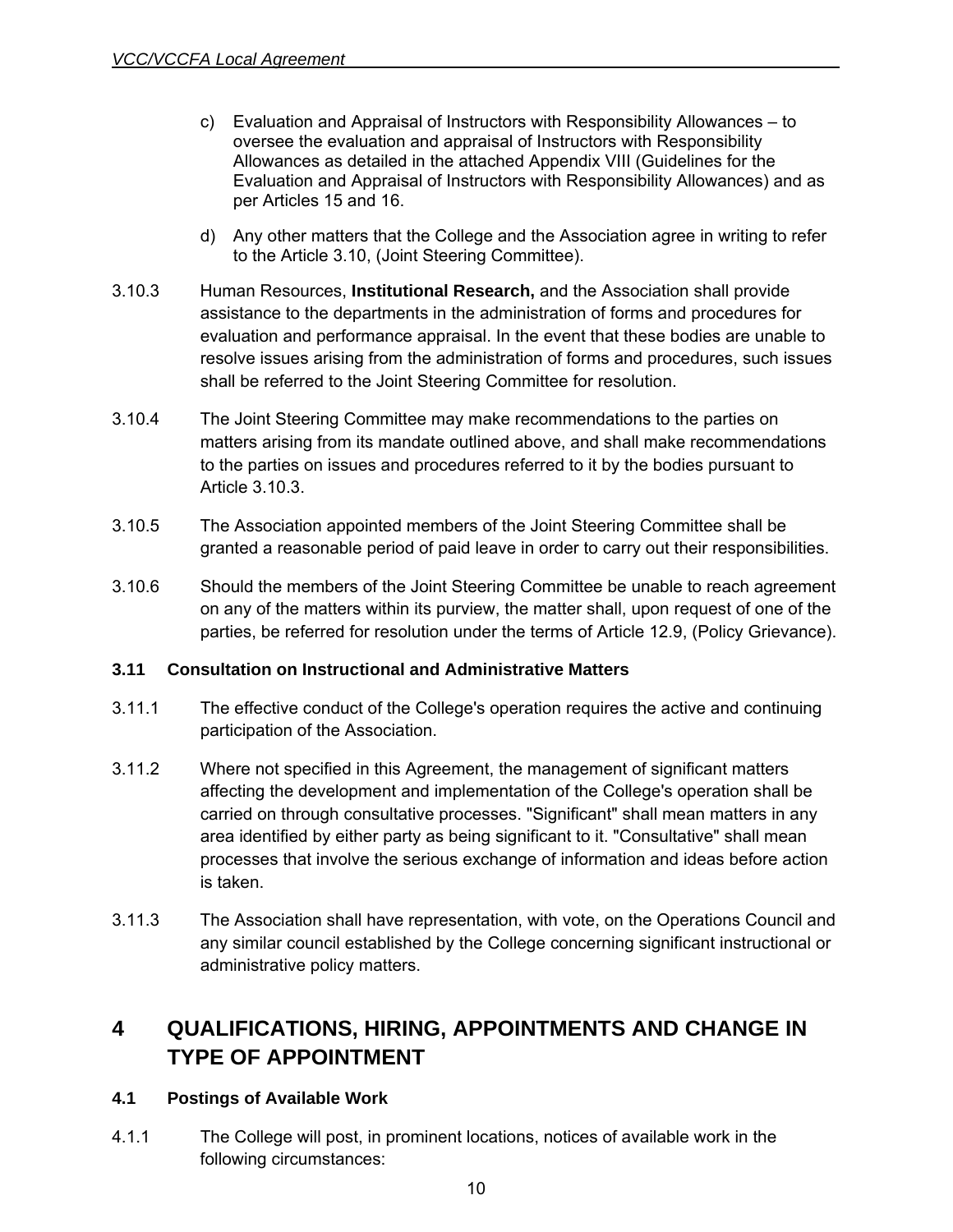c) Evaluation and Appraisal of Instructors with Responsibility Allowances – to oversee the evaluation and appraisal of Instructors with Responsibility Allowances as detailed in the attached Appendix VIII (Guidelines for the Evaluation and Appraisal of Instructors with Responsibility Allowances) and as per Articles 15 and 16.

d) Any other matters that the College and the Association agree in writing to refer to the Article 3.10, (Joint Steering Committee).

3.10.3 Human Resources, **Institutional Research,** and the Association shall provide assistance to the departments in the administration of forms and procedures for evaluation and performance appraisal. In the event that these bodies are unable to resolve issues arising from the administration of forms and procedures, such issues shall be referred to the Joint Steering Committee for resolution.

3.10.4 The Joint Steering Committee may make recommendations to the parties on matters arising from its mandate outlined above, and shall make recommendations to the parties on issues and procedures referred to it by the bodies pursuant to Article 3.10.3.

3.10.5 The Association appointed members of the Joint Steering Committee shall be granted a reasonable period of paid leave in order to carry out their responsibilities.

3.10.6 Should the members of the Joint Steering Committee be unable to reach agreement on any of the matters within its purview, the matter shall, upon request of one of the parties, be referred for resolution under the terms of Article 12.9, (Policy Grievance).

### 3.11 Consultation on Instructional and Administrative Matters

3.11.1 The effective conduct of the College's operation requires the active and continuing participation of the Association.

3.11.2 Where not specified in this Agreement, the management of significant matters affecting the development and implementation of the College's operation shall be carried on through consultative processes. "Significant" shall mean matters in any area identified by either party as being significant to it. "Consultative" shall mean processes that involve the serious exchange of information and ideas before action is taken.

3.11.3 The Association shall have representation, with vote, on the Operations Council and any similar council established by the College concerning significant instructional or administrative policy matters.

## 4 QUALIFICATIONS, HIRING, APPOINTMENTS AND CHANGE IN TYPE OF APPOINTMENT

### 4.1 Postings of Available Work

4.1.1 The College will post, in prominent locations, notices of available work in the following circumstances: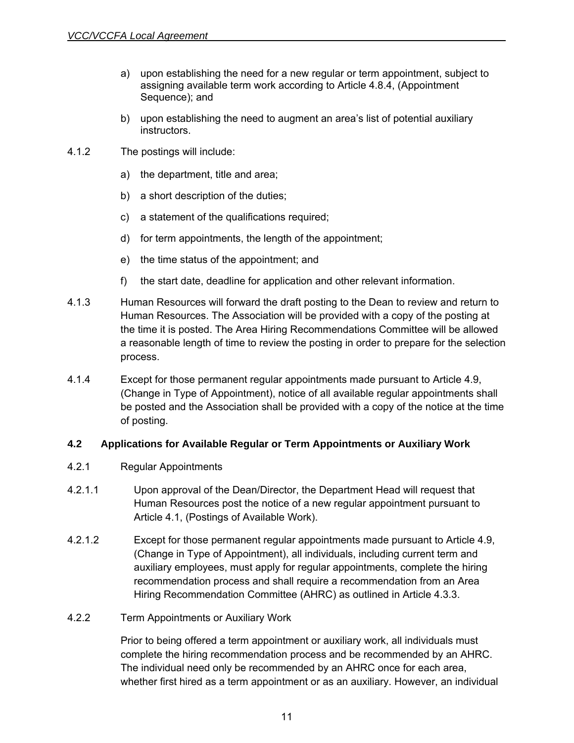a) upon establishing the need for a new regular or term appointment, subject to assigning available term work according to Article 4.8.4, (Appointment Sequence); and

b) upon establishing the need to augment an area's list of potential auxiliary instructors.

4.1.2 The postings will include:

a) the department, title and area;

b) a short description of the duties;

c) a statement of the qualifications required;

d) for term appointments, the length of the appointment;

e) the time status of the appointment; and

f) the start date, deadline for application and other relevant information.

4.1.3 Human Resources will forward the draft posting to the Dean to review and return to Human Resources. The Association will be provided with a copy of the posting at the time it is posted. The Area Hiring Recommendations Committee will be allowed a reasonable length of time to review the posting in order to prepare for the selection process.

4.1.4 Except for those permanent regular appointments made pursuant to Article 4.9, (Change in Type of Appointment), notice of all available regular appointments shall be posted and the Association shall be provided with a copy of the notice at the time of posting.

### 4.2 Applications for Available Regular or Term Appointments or Auxiliary Work

4.2.1 Regular Appointments

4.2.1.1 Upon approval of the Dean/Director, the Department Head will request that Human Resources post the notice of a new regular appointment pursuant to Article 4.1, (Postings of Available Work).

4.2.1.2 Except for those permanent regular appointments made pursuant to Article 4.9, (Change in Type of Appointment), all individuals, including current term and auxiliary employees, must apply for regular appointments, complete the hiring recommendation process and shall require a recommendation from an Area Hiring Recommendation Committee (AHRC) as outlined in Article 4.3.3.

4.2.2 Term Appointments or Auxiliary Work

Prior to being offered a term appointment or auxiliary work, all individuals must complete the hiring recommendation process and be recommended by an AHRC. The individual need only be recommended by an AHRC once for each area, whether first hired as a term appointment or as an auxiliary. However, an individual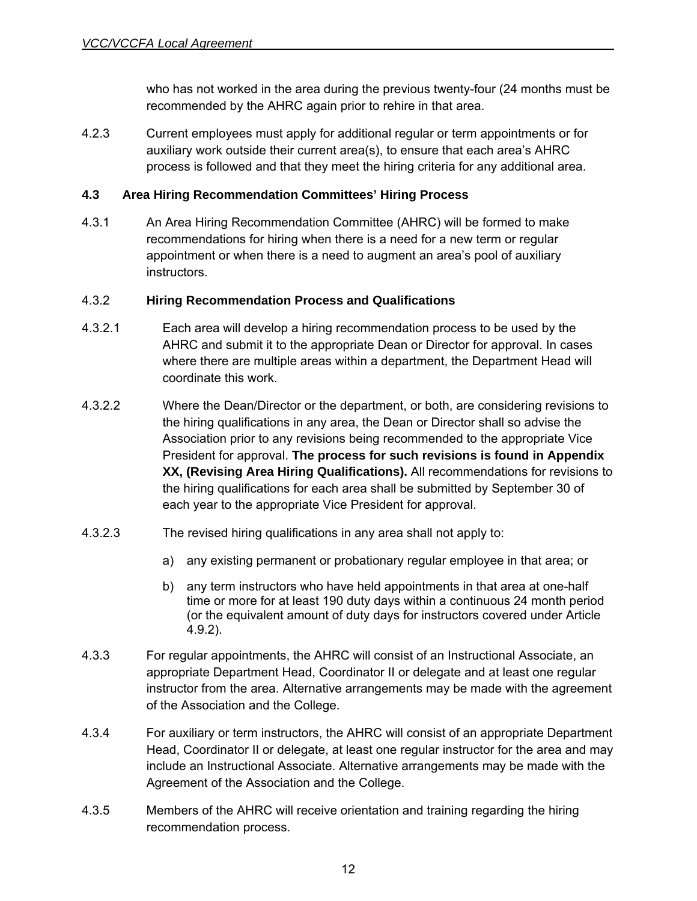who has not worked in the area during the previous twenty-four (24 months must be recommended by the AHRC again prior to rehire in that area.

4.2.3 Current employees must apply for additional regular or term appointments or for auxiliary work outside their current area(s), to ensure that each area's AHRC process is followed and that they meet the hiring criteria for any additional area.

### 4.3 Area Hiring Recommendation Committees' Hiring Process

4.3.1 An Area Hiring Recommendation Committee (AHRC) will be formed to make recommendations for hiring when there is a need for a new term or regular appointment or when there is a need to augment an area's pool of auxiliary instructors.

4.3.2 **Hiring Recommendation Process and Qualifications**

4.3.2.1 Each area will develop a hiring recommendation process to be used by the AHRC and submit it to the appropriate Dean or Director for approval. In cases where there are multiple areas within a department, the Department Head will coordinate this work.

4.3.2.2 Where the Dean/Director or the department, or both, are considering revisions to the hiring qualifications in any area, the Dean or Director shall so advise the Association prior to any revisions being recommended to the appropriate Vice President for approval. **The process for such revisions is found in Appendix XX, (Revising Area Hiring Qualifications).** All recommendations for revisions to the hiring qualifications for each area shall be submitted by September 30 of each year to the appropriate Vice President for approval.

4.3.2.3 The revised hiring qualifications in any area shall not apply to:

a) any existing permanent or probationary regular employee in that area; or

b) any term instructors who have held appointments in that area at one-half time or more for at least 190 duty days within a continuous 24 month period (or the equivalent amount of duty days for instructors covered under Article 4.9.2).

4.3.3 For regular appointments, the AHRC will consist of an Instructional Associate, an appropriate Department Head, Coordinator II or delegate and at least one regular instructor from the area. Alternative arrangements may be made with the agreement of the Association and the College.

4.3.4 For auxiliary or term instructors, the AHRC will consist of an appropriate Department Head, Coordinator II or delegate, at least one regular instructor for the area and may include an Instructional Associate. Alternative arrangements may be made with the Agreement of the Association and the College.

4.3.5 Members of the AHRC will receive orientation and training regarding the hiring recommendation process.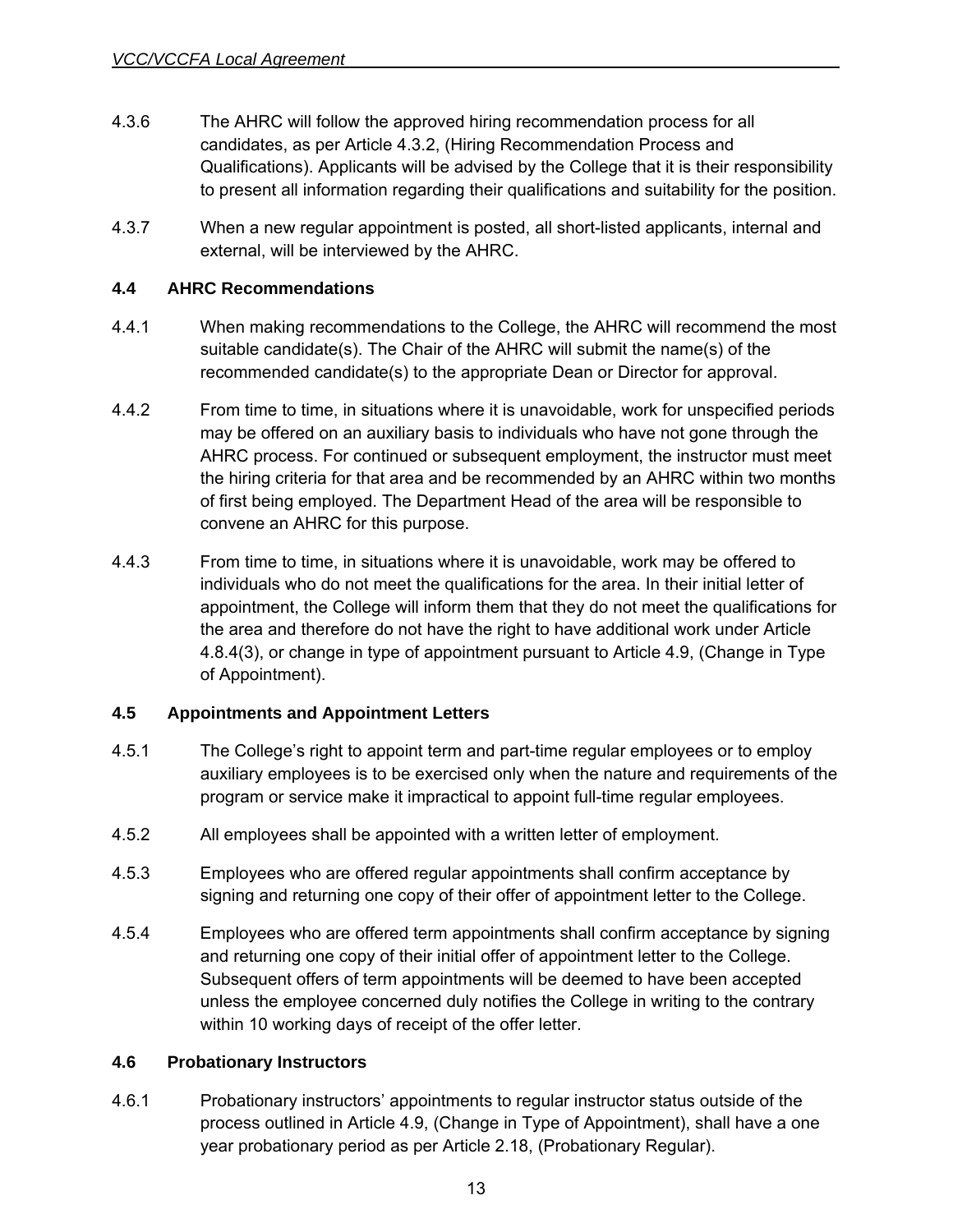4.3.6 The AHRC will follow the approved hiring recommendation process for all candidates, as per Article 4.3.2, (Hiring Recommendation Process and Qualifications). Applicants will be advised by the College that it is their responsibility to present all information regarding their qualifications and suitability for the position.

4.3.7 When a new regular appointment is posted, all short-listed applicants, internal and external, will be interviewed by the AHRC.

### 4.4 AHRC Recommendations

4.4.1 When making recommendations to the College, the AHRC will recommend the most suitable candidate(s). The Chair of the AHRC will submit the name(s) of the recommended candidate(s) to the appropriate Dean or Director for approval.

4.4.2 From time to time, in situations where it is unavoidable, work for unspecified periods may be offered on an auxiliary basis to individuals who have not gone through the AHRC process. For continued or subsequent employment, the instructor must meet the hiring criteria for that area and be recommended by an AHRC within two months of first being employed. The Department Head of the area will be responsible to convene an AHRC for this purpose.

4.4.3 From time to time, in situations where it is unavoidable, work may be offered to individuals who do not meet the qualifications for the area. In their initial letter of appointment, the College will inform them that they do not meet the qualifications for the area and therefore do not have the right to have additional work under Article 4.8.4(3), or change in type of appointment pursuant to Article 4.9, (Change in Type of Appointment).

### 4.5 Appointments and Appointment Letters

4.5.1 The College's right to appoint term and part-time regular employees or to employ auxiliary employees is to be exercised only when the nature and requirements of the program or service make it impractical to appoint full-time regular employees.

4.5.2 All employees shall be appointed with a written letter of employment.

4.5.3 Employees who are offered regular appointments shall confirm acceptance by signing and returning one copy of their offer of appointment letter to the College.

4.5.4 Employees who are offered term appointments shall confirm acceptance by signing and returning one copy of their initial offer of appointment letter to the College. Subsequent offers of term appointments will be deemed to have been accepted unless the employee concerned duly notifies the College in writing to the contrary within 10 working days of receipt of the offer letter.

### 4.6 Probationary Instructors

4.6.1 Probationary instructors' appointments to regular instructor status outside of the process outlined in Article 4.9, (Change in Type of Appointment), shall have a one year probationary period as per Article 2.18, (Probationary Regular).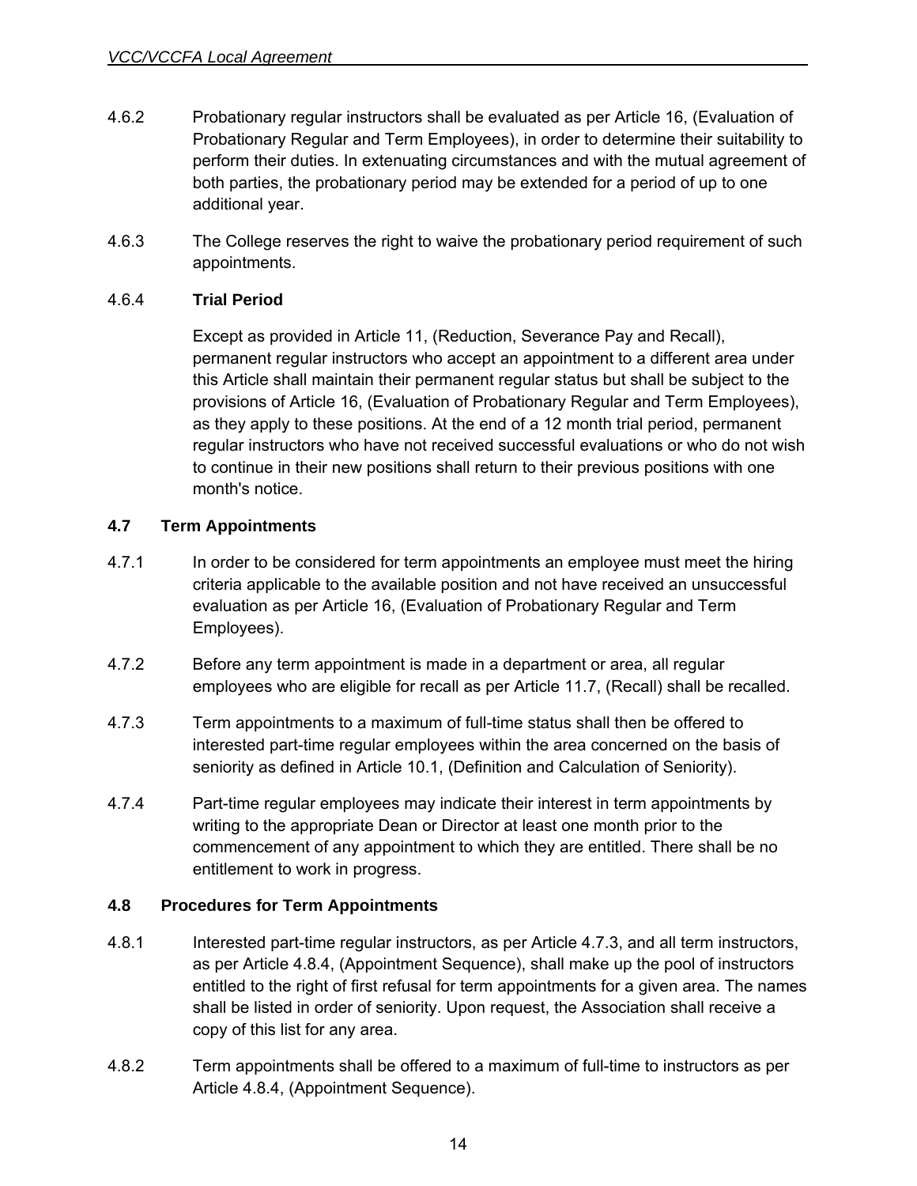4.6.2 Probationary regular instructors shall be evaluated as per Article 16, (Evaluation of Probationary Regular and Term Employees), in order to determine their suitability to perform their duties. In extenuating circumstances and with the mutual agreement of both parties, the probationary period may be extended for a period of up to one additional year.

4.6.3 The College reserves the right to waive the probationary period requirement of such appointments.

4.6.4 **Trial Period**

Except as provided in Article 11, (Reduction, Severance Pay and Recall), permanent regular instructors who accept an appointment to a different area under this Article shall maintain their permanent regular status but shall be subject to the provisions of Article 16, (Evaluation of Probationary Regular and Term Employees), as they apply to these positions. At the end of a 12 month trial period, permanent regular instructors who have not received successful evaluations or who do not wish to continue in their new positions shall return to their previous positions with one month's notice.

### 4.7 Term Appointments

4.7.1 In order to be considered for term appointments an employee must meet the hiring criteria applicable to the available position and not have received an unsuccessful evaluation as per Article 16, (Evaluation of Probationary Regular and Term Employees).

4.7.2 Before any term appointment is made in a department or area, all regular employees who are eligible for recall as per Article 11.7, (Recall) shall be recalled.

4.7.3 Term appointments to a maximum of full-time status shall then be offered to interested part-time regular employees within the area concerned on the basis of seniority as defined in Article 10.1, (Definition and Calculation of Seniority).

4.7.4 Part-time regular employees may indicate their interest in term appointments by writing to the appropriate Dean or Director at least one month prior to the commencement of any appointment to which they are entitled. There shall be no entitlement to work in progress.

### 4.8 Procedures for Term Appointments

4.8.1 Interested part-time regular instructors, as per Article 4.7.3, and all term instructors, as per Article 4.8.4, (Appointment Sequence), shall make up the pool of instructors entitled to the right of first refusal for term appointments for a given area. The names shall be listed in order of seniority. Upon request, the Association shall receive a copy of this list for any area.

4.8.2 Term appointments shall be offered to a maximum of full-time to instructors as per Article 4.8.4, (Appointment Sequence).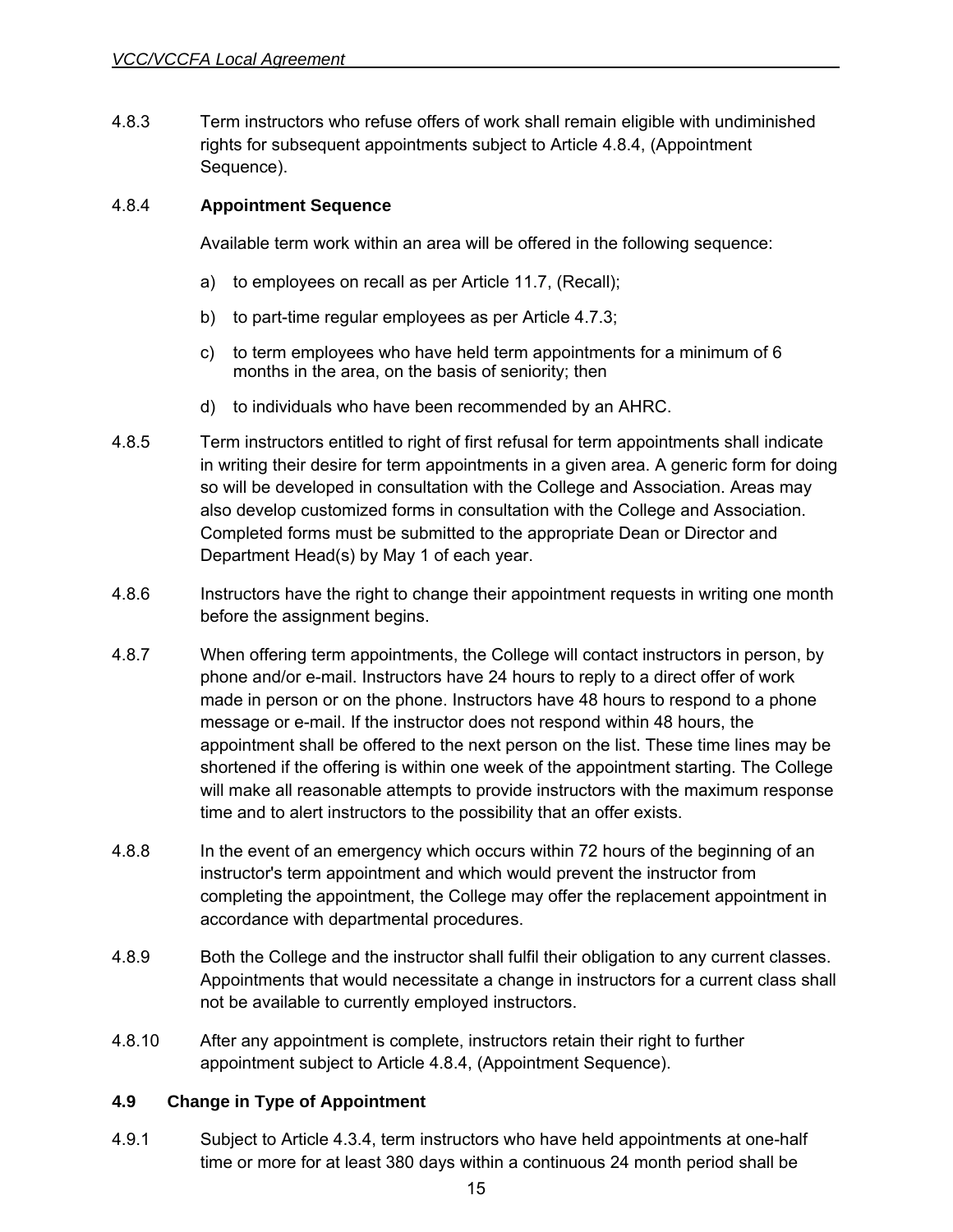4.8.3 Term instructors who refuse offers of work shall remain eligible with undiminished rights for subsequent appointments subject to Article 4.8.4, (Appointment Sequence).

4.8.4 **Appointment Sequence**

Available term work within an area will be offered in the following sequence:

a) to employees on recall as per Article 11.7, (Recall);

b) to part-time regular employees as per Article 4.7.3;

c) to term employees who have held term appointments for a minimum of 6 months in the area, on the basis of seniority; then

d) to individuals who have been recommended by an AHRC.

4.8.5 Term instructors entitled to right of first refusal for term appointments shall indicate in writing their desire for term appointments in a given area. A generic form for doing so will be developed in consultation with the College and Association. Areas may also develop customized forms in consultation with the College and Association. Completed forms must be submitted to the appropriate Dean or Director and Department Head(s) by May 1 of each year.

4.8.6 Instructors have the right to change their appointment requests in writing one month before the assignment begins.

4.8.7 When offering term appointments, the College will contact instructors in person, by phone and/or e-mail. Instructors have 24 hours to reply to a direct offer of work made in person or on the phone. Instructors have 48 hours to respond to a phone message or e-mail. If the instructor does not respond within 48 hours, the appointment shall be offered to the next person on the list. These time lines may be shortened if the offering is within one week of the appointment starting. The College will make all reasonable attempts to provide instructors with the maximum response time and to alert instructors to the possibility that an offer exists.

4.8.8 In the event of an emergency which occurs within 72 hours of the beginning of an instructor's term appointment and which would prevent the instructor from completing the appointment, the College may offer the replacement appointment in accordance with departmental procedures.

4.8.9 Both the College and the instructor shall fulfil their obligation to any current classes. Appointments that would necessitate a change in instructors for a current class shall not be available to currently employed instructors.

4.8.10 After any appointment is complete, instructors retain their right to further appointment subject to Article 4.8.4, (Appointment Sequence).

### 4.9 Change in Type of Appointment

4.9.1 Subject to Article 4.3.4, term instructors who have held appointments at one-half time or more for at least 380 days within a continuous 24 month period shall be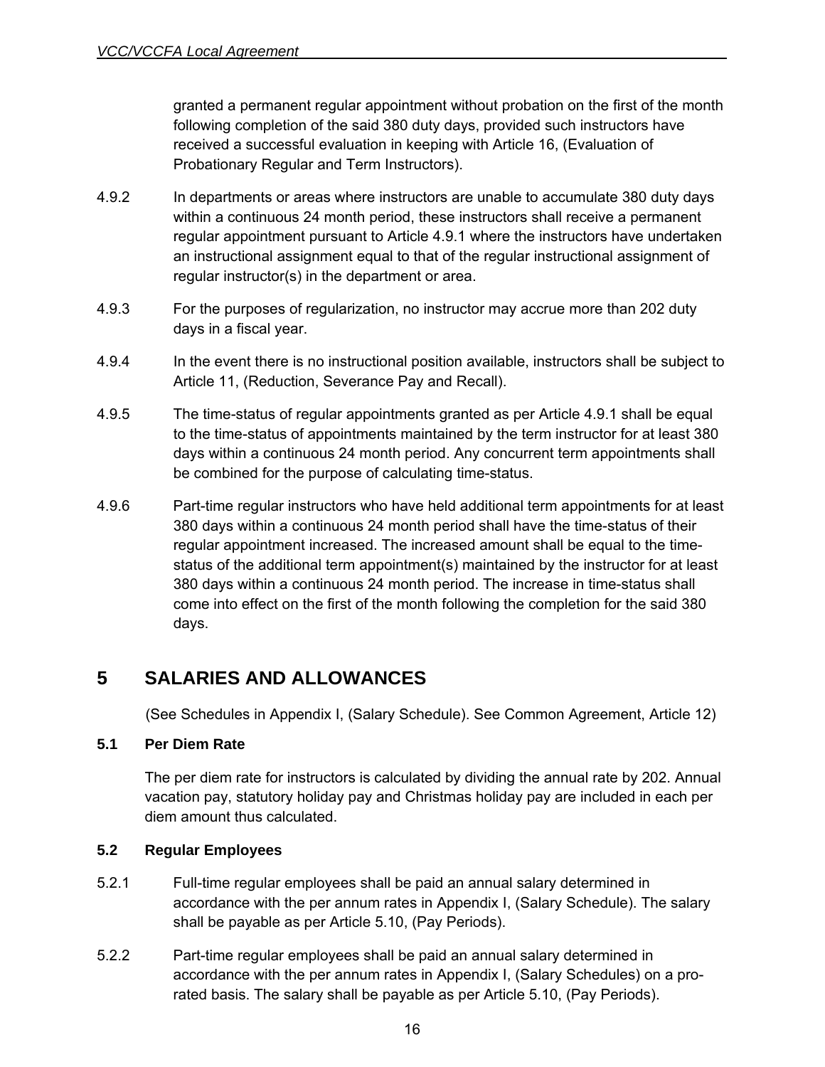granted a permanent regular appointment without probation on the first of the month following completion of the said 380 duty days, provided such instructors have received a successful evaluation in keeping with Article 16, (Evaluation of Probationary Regular and Term Instructors).

4.9.2 In departments or areas where instructors are unable to accumulate 380 duty days within a continuous 24 month period, these instructors shall receive a permanent regular appointment pursuant to Article 4.9.1 where the instructors have undertaken an instructional assignment equal to that of the regular instructional assignment of regular instructor(s) in the department or area.

4.9.3 For the purposes of regularization, no instructor may accrue more than 202 duty days in a fiscal year.

4.9.4 In the event there is no instructional position available, instructors shall be subject to Article 11, (Reduction, Severance Pay and Recall).

4.9.5 The time-status of regular appointments granted as per Article 4.9.1 shall be equal to the time-status of appointments maintained by the term instructor for at least 380 days within a continuous 24 month period. Any concurrent term appointments shall be combined for the purpose of calculating time-status.

4.9.6 Part-time regular instructors who have held additional term appointments for at least 380 days within a continuous 24 month period shall have the time-status of their regular appointment increased. The increased amount shall be equal to the time-status of the additional term appointment(s) maintained by the instructor for at least 380 days within a continuous 24 month period. The increase in time-status shall come into effect on the first of the month following the completion for the said 380 days.

# 5 SALARIES AND ALLOWANCES

(See Schedules in Appendix I, (Salary Schedule). See Common Agreement, Article 12)

### 5.1 Per Diem Rate

The per diem rate for instructors is calculated by dividing the annual rate by 202. Annual vacation pay, statutory holiday pay and Christmas holiday pay are included in each per diem amount thus calculated.

### 5.2 Regular Employees

5.2.1 Full-time regular employees shall be paid an annual salary determined in accordance with the per annum rates in Appendix I, (Salary Schedule). The salary shall be payable as per Article 5.10, (Pay Periods).

5.2.2 Part-time regular employees shall be paid an annual salary determined in accordance with the per annum rates in Appendix I, (Salary Schedules) on a pro-rated basis. The salary shall be payable as per Article 5.10, (Pay Periods).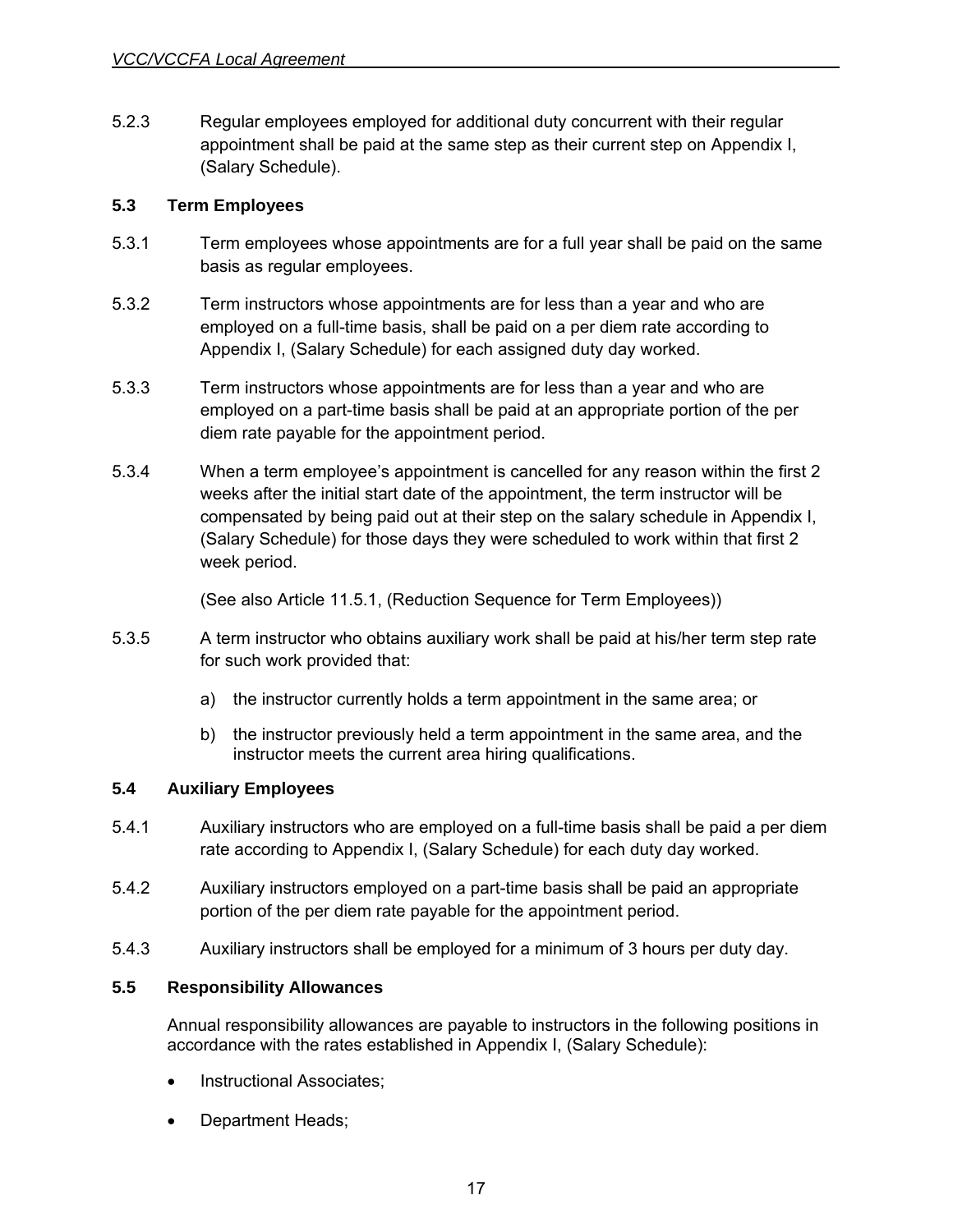5.2.3 Regular employees employed for additional duty concurrent with their regular appointment shall be paid at the same step as their current step on Appendix I, (Salary Schedule).

### 5.3 Term Employees

5.3.1 Term employees whose appointments are for a full year shall be paid on the same basis as regular employees.

5.3.2 Term instructors whose appointments are for less than a year and who are employed on a full-time basis, shall be paid on a per diem rate according to Appendix I, (Salary Schedule) for each assigned duty day worked.

5.3.3 Term instructors whose appointments are for less than a year and who are employed on a part-time basis shall be paid at an appropriate portion of the per diem rate payable for the appointment period.

5.3.4 When a term employee's appointment is cancelled for any reason within the first 2 weeks after the initial start date of the appointment, the term instructor will be compensated by being paid out at their step on the salary schedule in Appendix I, (Salary Schedule) for those days they were scheduled to work within that first 2 week period.

(See also Article 11.5.1, (Reduction Sequence for Term Employees))

5.3.5 A term instructor who obtains auxiliary work shall be paid at his/her term step rate for such work provided that:

a) the instructor currently holds a term appointment in the same area; or

b) the instructor previously held a term appointment in the same area, and the instructor meets the current area hiring qualifications.

### 5.4 Auxiliary Employees

5.4.1 Auxiliary instructors who are employed on a full-time basis shall be paid a per diem rate according to Appendix I, (Salary Schedule) for each duty day worked.

5.4.2 Auxiliary instructors employed on a part-time basis shall be paid an appropriate portion of the per diem rate payable for the appointment period.

5.4.3 Auxiliary instructors shall be employed for a minimum of 3 hours per duty day.

### 5.5 Responsibility Allowances

Annual responsibility allowances are payable to instructors in the following positions in accordance with the rates established in Appendix I, (Salary Schedule):

- Instructional Associates;
- Department Heads;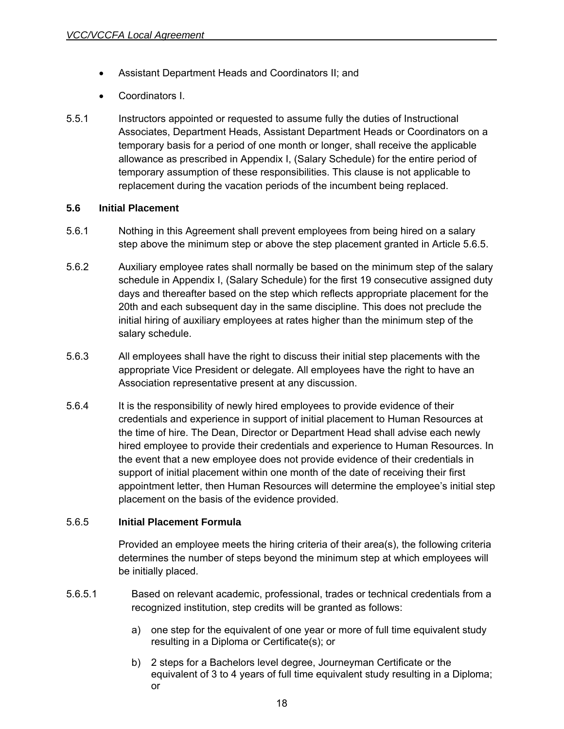- Assistant Department Heads and Coordinators II; and
- Coordinators I.

5.5.1 Instructors appointed or requested to assume fully the duties of Instructional Associates, Department Heads, Assistant Department Heads or Coordinators on a temporary basis for a period of one month or longer, shall receive the applicable allowance as prescribed in Appendix I, (Salary Schedule) for the entire period of temporary assumption of these responsibilities. This clause is not applicable to replacement during the vacation periods of the incumbent being replaced.

### 5.6 Initial Placement

5.6.1 Nothing in this Agreement shall prevent employees from being hired on a salary step above the minimum step or above the step placement granted in Article 5.6.5.

5.6.2 Auxiliary employee rates shall normally be based on the minimum step of the salary schedule in Appendix I, (Salary Schedule) for the first 19 consecutive assigned duty days and thereafter based on the step which reflects appropriate placement for the 20th and each subsequent day in the same discipline. This does not preclude the initial hiring of auxiliary employees at rates higher than the minimum step of the salary schedule.

5.6.3 All employees shall have the right to discuss their initial step placements with the appropriate Vice President or delegate. All employees have the right to have an Association representative present at any discussion.

5.6.4 It is the responsibility of newly hired employees to provide evidence of their credentials and experience in support of initial placement to Human Resources at the time of hire. The Dean, Director or Department Head shall advise each newly hired employee to provide their credentials and experience to Human Resources. In the event that a new employee does not provide evidence of their credentials in support of initial placement within one month of the date of receiving their first appointment letter, then Human Resources will determine the employee's initial step placement on the basis of the evidence provided.

5.6.5 **Initial Placement Formula**

Provided an employee meets the hiring criteria of their area(s), the following criteria determines the number of steps beyond the minimum step at which employees will be initially placed.

5.6.5.1 Based on relevant academic, professional, trades or technical credentials from a recognized institution, step credits will be granted as follows:

a) one step for the equivalent of one year or more of full time equivalent study resulting in a Diploma or Certificate(s); or

b) 2 steps for a Bachelors level degree, Journeyman Certificate or the equivalent of 3 to 4 years of full time equivalent study resulting in a Diploma; or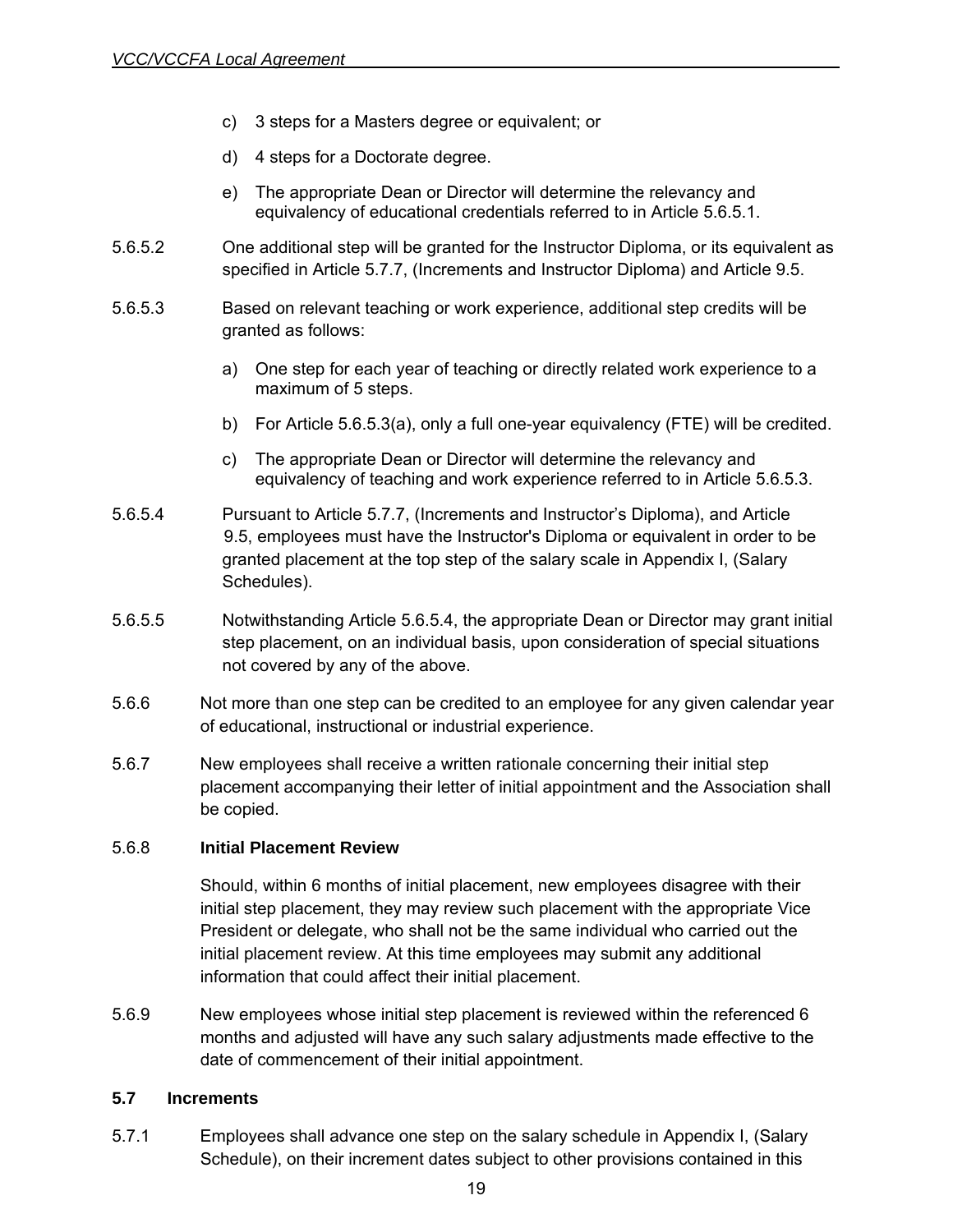c) 3 steps for a Masters degree or equivalent; or

d) 4 steps for a Doctorate degree.

e) The appropriate Dean or Director will determine the relevancy and equivalency of educational credentials referred to in Article 5.6.5.1.

5.6.5.2 One additional step will be granted for the Instructor Diploma, or its equivalent as specified in Article 5.7.7, (Increments and Instructor Diploma) and Article 9.5.

5.6.5.3 Based on relevant teaching or work experience, additional step credits will be granted as follows:

a) One step for each year of teaching or directly related work experience to a maximum of 5 steps.

b) For Article 5.6.5.3(a), only a full one-year equivalency (FTE) will be credited.

c) The appropriate Dean or Director will determine the relevancy and equivalency of teaching and work experience referred to in Article 5.6.5.3.

5.6.5.4 Pursuant to Article 5.7.7, (Increments and Instructor's Diploma), and Article 9.5, employees must have the Instructor's Diploma or equivalent in order to be granted placement at the top step of the salary scale in Appendix I, (Salary Schedules).

5.6.5.5 Notwithstanding Article 5.6.5.4, the appropriate Dean or Director may grant initial step placement, on an individual basis, upon consideration of special situations not covered by any of the above.

5.6.6 Not more than one step can be credited to an employee for any given calendar year of educational, instructional or industrial experience.

5.6.7 New employees shall receive a written rationale concerning their initial step placement accompanying their letter of initial appointment and the Association shall be copied.

5.6.8 **Initial Placement Review**

Should, within 6 months of initial placement, new employees disagree with their initial step placement, they may review such placement with the appropriate Vice President or delegate, who shall not be the same individual who carried out the initial placement review. At this time employees may submit any additional information that could affect their initial placement.

5.6.9 New employees whose initial step placement is reviewed within the referenced 6 months and adjusted will have any such salary adjustments made effective to the date of commencement of their initial appointment.

## 5.7 Increments

5.7.1 Employees shall advance one step on the salary schedule in Appendix I, (Salary Schedule), on their increment dates subject to other provisions contained in this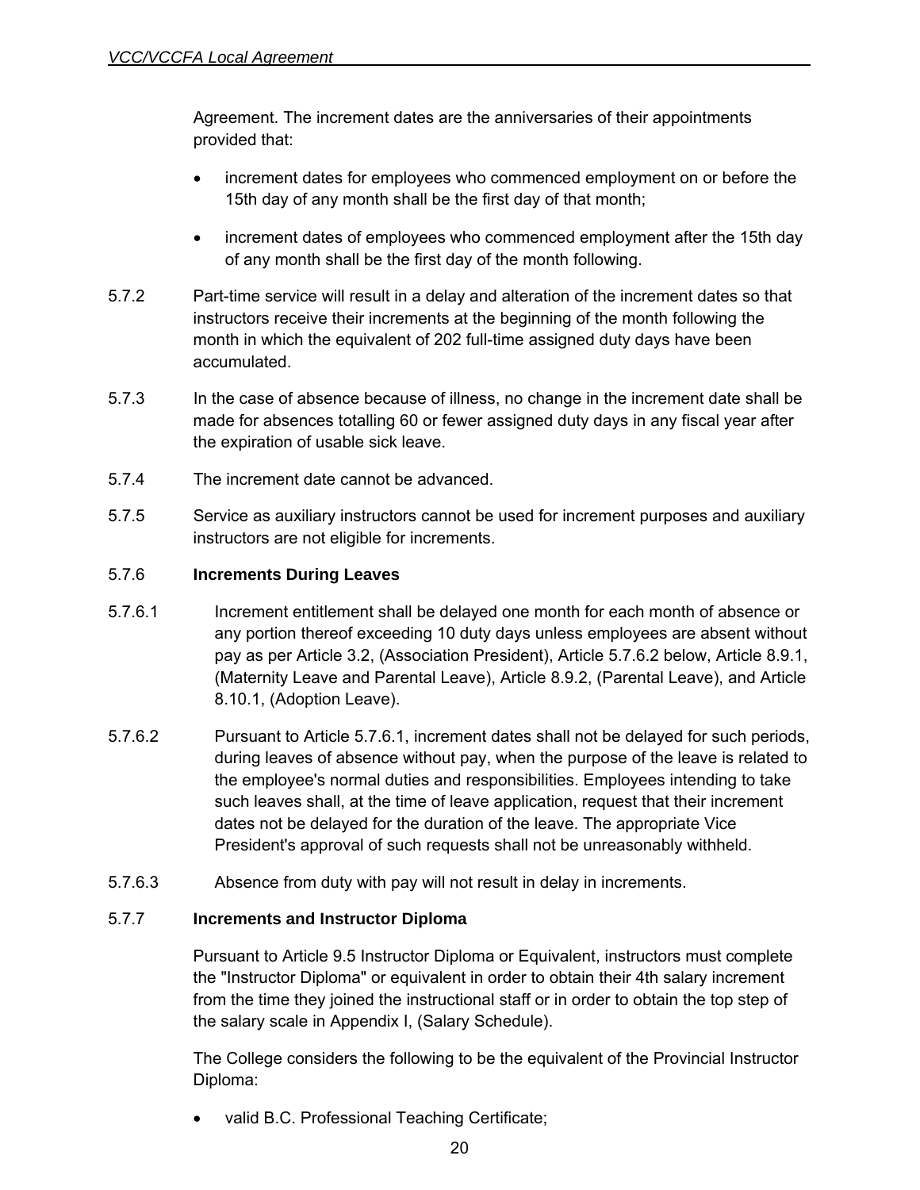Agreement. The increment dates are the anniversaries of their appointments provided that:

- increment dates for employees who commenced employment on or before the 15th day of any month shall be the first day of that month;
- increment dates of employees who commenced employment after the 15th day of any month shall be the first day of the month following.

5.7.2 Part-time service will result in a delay and alteration of the increment dates so that instructors receive their increments at the beginning of the month following the month in which the equivalent of 202 full-time assigned duty days have been accumulated.

5.7.3 In the case of absence because of illness, no change in the increment date shall be made for absences totalling 60 or fewer assigned duty days in any fiscal year after the expiration of usable sick leave.

5.7.4 The increment date cannot be advanced.

5.7.5 Service as auxiliary instructors cannot be used for increment purposes and auxiliary instructors are not eligible for increments.

5.7.6 **Increments During Leaves**

5.7.6.1 Increment entitlement shall be delayed one month for each month of absence or any portion thereof exceeding 10 duty days unless employees are absent without pay as per Article 3.2, (Association President), Article 5.7.6.2 below, Article 8.9.1, (Maternity Leave and Parental Leave), Article 8.9.2, (Parental Leave), and Article 8.10.1, (Adoption Leave).

5.7.6.2 Pursuant to Article 5.7.6.1, increment dates shall not be delayed for such periods, during leaves of absence without pay, when the purpose of the leave is related to the employee's normal duties and responsibilities. Employees intending to take such leaves shall, at the time of leave application, request that their increment dates not be delayed for the duration of the leave. The appropriate Vice President's approval of such requests shall not be unreasonably withheld.

5.7.6.3 Absence from duty with pay will not result in delay in increments.

5.7.7 **Increments and Instructor Diploma**

Pursuant to Article 9.5 Instructor Diploma or Equivalent, instructors must complete the "Instructor Diploma" or equivalent in order to obtain their 4th salary increment from the time they joined the instructional staff or in order to obtain the top step of the salary scale in Appendix I, (Salary Schedule).

The College considers the following to be the equivalent of the Provincial Instructor Diploma:

- valid B.C. Professional Teaching Certificate;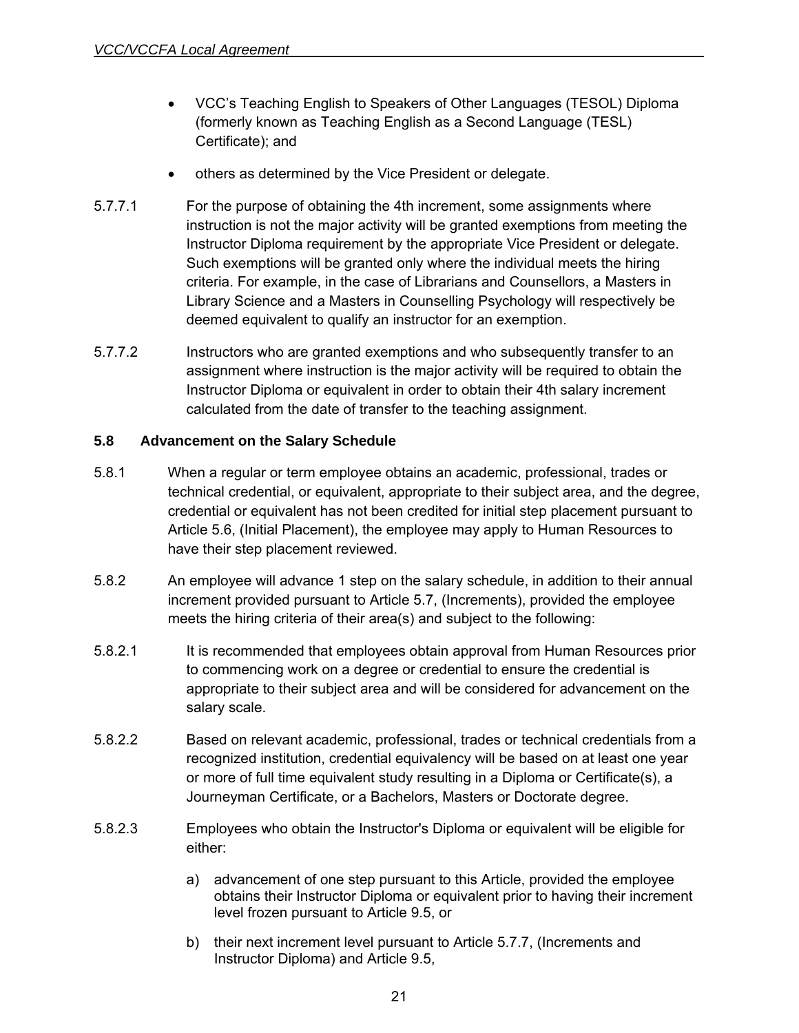- VCC's Teaching English to Speakers of Other Languages (TESOL) Diploma (formerly known as Teaching English as a Second Language (TESL) Certificate); and
- others as determined by the Vice President or delegate.

5.7.7.1 For the purpose of obtaining the 4th increment, some assignments where instruction is not the major activity will be granted exemptions from meeting the Instructor Diploma requirement by the appropriate Vice President or delegate. Such exemptions will be granted only where the individual meets the hiring criteria. For example, in the case of Librarians and Counsellors, a Masters in Library Science and a Masters in Counselling Psychology will respectively be deemed equivalent to qualify an instructor for an exemption.

5.7.7.2 Instructors who are granted exemptions and who subsequently transfer to an assignment where instruction is the major activity will be required to obtain the Instructor Diploma or equivalent in order to obtain their 4th salary increment calculated from the date of transfer to the teaching assignment.

**5.8 Advancement on the Salary Schedule**

5.8.1 When a regular or term employee obtains an academic, professional, trades or technical credential, or equivalent, appropriate to their subject area, and the degree, credential or equivalent has not been credited for initial step placement pursuant to Article 5.6, (Initial Placement), the employee may apply to Human Resources to have their step placement reviewed.

5.8.2 An employee will advance 1 step on the salary schedule, in addition to their annual increment provided pursuant to Article 5.7, (Increments), provided the employee meets the hiring criteria of their area(s) and subject to the following:

5.8.2.1 It is recommended that employees obtain approval from Human Resources prior to commencing work on a degree or credential to ensure the credential is appropriate to their subject area and will be considered for advancement on the salary scale.

5.8.2.2 Based on relevant academic, professional, trades or technical credentials from a recognized institution, credential equivalency will be based on at least one year or more of full time equivalent study resulting in a Diploma or Certificate(s), a Journeyman Certificate, or a Bachelors, Masters or Doctorate degree.

5.8.2.3 Employees who obtain the Instructor's Diploma or equivalent will be eligible for either:

a) advancement of one step pursuant to this Article, provided the employee obtains their Instructor Diploma or equivalent prior to having their increment level frozen pursuant to Article 9.5, or

b) their next increment level pursuant to Article 5.7.7, (Increments and Instructor Diploma) and Article 9.5,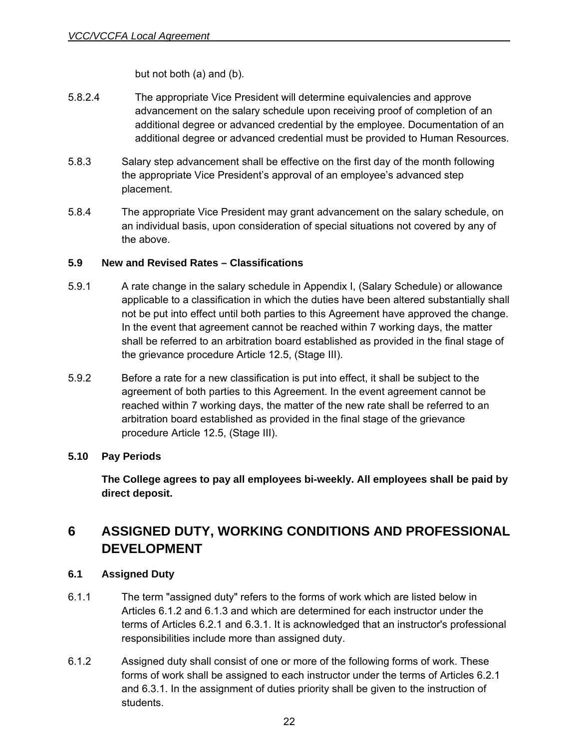but not both (a) and (b).

5.8.2.4 The appropriate Vice President will determine equivalencies and approve advancement on the salary schedule upon receiving proof of completion of an additional degree or advanced credential by the employee. Documentation of an additional degree or advanced credential must be provided to Human Resources.

5.8.3 Salary step advancement shall be effective on the first day of the month following the appropriate Vice President's approval of an employee's advanced step placement.

5.8.4 The appropriate Vice President may grant advancement on the salary schedule, on an individual basis, upon consideration of special situations not covered by any of the above.

### 5.9 New and Revised Rates – Classifications

5.9.1 A rate change in the salary schedule in Appendix I, (Salary Schedule) or allowance applicable to a classification in which the duties have been altered substantially shall not be put into effect until both parties to this Agreement have approved the change. In the event that agreement cannot be reached within 7 working days, the matter shall be referred to an arbitration board established as provided in the final stage of the grievance procedure Article 12.5, (Stage III).

5.9.2 Before a rate for a new classification is put into effect, it shall be subject to the agreement of both parties to this Agreement. In the event agreement cannot be reached within 7 working days, the matter of the new rate shall be referred to an arbitration board established as provided in the final stage of the grievance procedure Article 12.5, (Stage III).

### 5.10 Pay Periods

**The College agrees to pay all employees bi-weekly. All employees shall be paid by direct deposit.**

# 6 ASSIGNED DUTY, WORKING CONDITIONS AND PROFESSIONAL DEVELOPMENT

### 6.1 Assigned Duty

6.1.1 The term "assigned duty" refers to the forms of work which are listed below in Articles 6.1.2 and 6.1.3 and which are determined for each instructor under the terms of Articles 6.2.1 and 6.3.1. It is acknowledged that an instructor's professional responsibilities include more than assigned duty.

6.1.2 Assigned duty shall consist of one or more of the following forms of work. These forms of work shall be assigned to each instructor under the terms of Articles 6.2.1 and 6.3.1. In the assignment of duties priority shall be given to the instruction of students.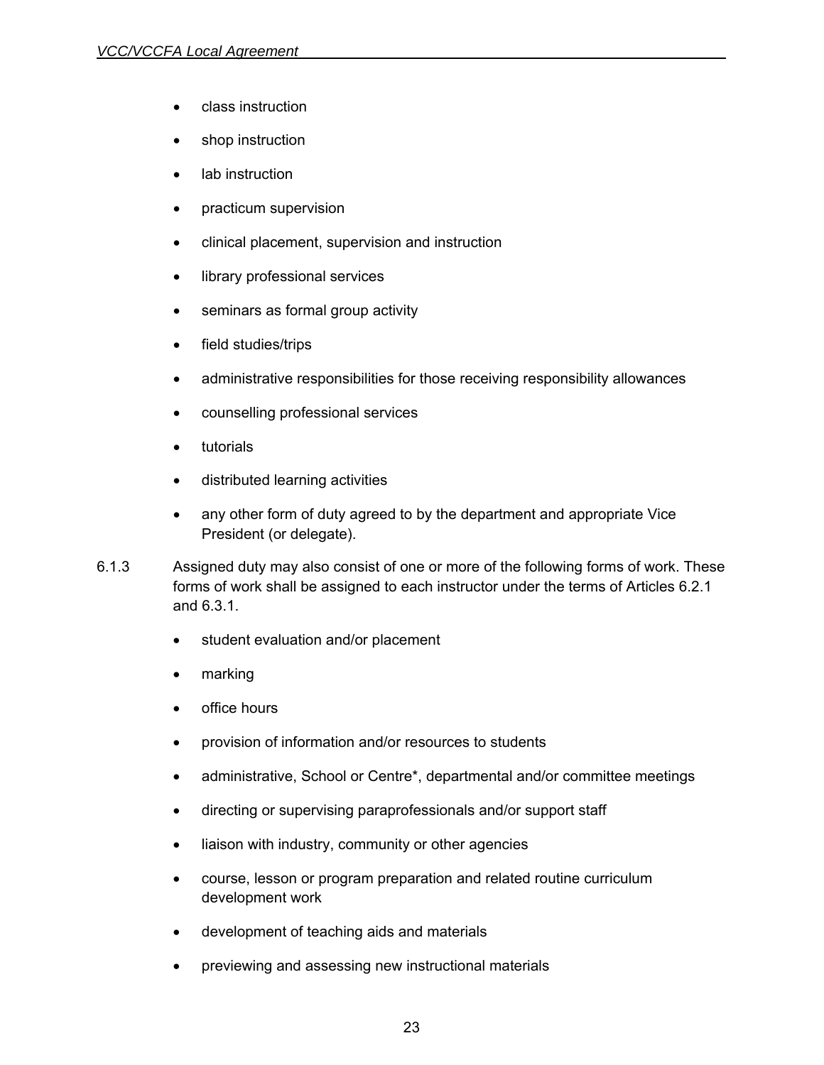- class instruction
- shop instruction
- lab instruction
- practicum supervision
- clinical placement, supervision and instruction
- library professional services
- seminars as formal group activity
- field studies/trips
- administrative responsibilities for those receiving responsibility allowances
- counselling professional services
- tutorials
- distributed learning activities
- any other form of duty agreed to by the department and appropriate Vice President (or delegate).

6.1.3 Assigned duty may also consist of one or more of the following forms of work. These forms of work shall be assigned to each instructor under the terms of Articles 6.2.1 and 6.3.1.

- student evaluation and/or placement
- marking
- office hours
- provision of information and/or resources to students
- administrative, School or Centre*, departmental and/or committee meetings
- directing or supervising paraprofessionals and/or support staff
- liaison with industry, community or other agencies
- course, lesson or program preparation and related routine curriculum development work
- development of teaching aids and materials
- previewing and assessing new instructional materials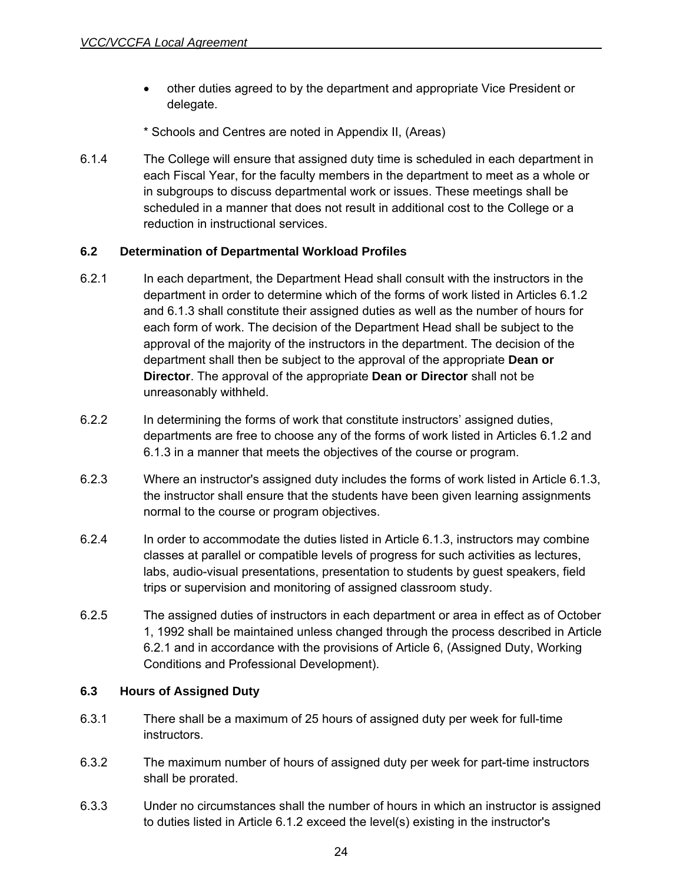- other duties agreed to by the department and appropriate Vice President or delegate.

\* Schools and Centres are noted in Appendix II, (Areas)

6.1.4 The College will ensure that assigned duty time is scheduled in each department in each Fiscal Year, for the faculty members in the department to meet as a whole or in subgroups to discuss departmental work or issues. These meetings shall be scheduled in a manner that does not result in additional cost to the College or a reduction in instructional services.

### 6.2 Determination of Departmental Workload Profiles

6.2.1 In each department, the Department Head shall consult with the instructors in the department in order to determine which of the forms of work listed in Articles 6.1.2 and 6.1.3 shall constitute their assigned duties as well as the number of hours for each form of work. The decision of the Department Head shall be subject to the approval of the majority of the instructors in the department. The decision of the department shall then be subject to the approval of the appropriate **Dean or Director**. The approval of the appropriate **Dean or Director** shall not be unreasonably withheld.

6.2.2 In determining the forms of work that constitute instructors' assigned duties, departments are free to choose any of the forms of work listed in Articles 6.1.2 and 6.1.3 in a manner that meets the objectives of the course or program.

6.2.3 Where an instructor's assigned duty includes the forms of work listed in Article 6.1.3, the instructor shall ensure that the students have been given learning assignments normal to the course or program objectives.

6.2.4 In order to accommodate the duties listed in Article 6.1.3, instructors may combine classes at parallel or compatible levels of progress for such activities as lectures, labs, audio-visual presentations, presentation to students by guest speakers, field trips or supervision and monitoring of assigned classroom study.

6.2.5 The assigned duties of instructors in each department or area in effect as of October 1, 1992 shall be maintained unless changed through the process described in Article 6.2.1 and in accordance with the provisions of Article 6, (Assigned Duty, Working Conditions and Professional Development).

### 6.3 Hours of Assigned Duty

6.3.1 There shall be a maximum of 25 hours of assigned duty per week for full-time instructors.

6.3.2 The maximum number of hours of assigned duty per week for part-time instructors shall be prorated.

6.3.3 Under no circumstances shall the number of hours in which an instructor is assigned to duties listed in Article 6.1.2 exceed the level(s) existing in the instructor's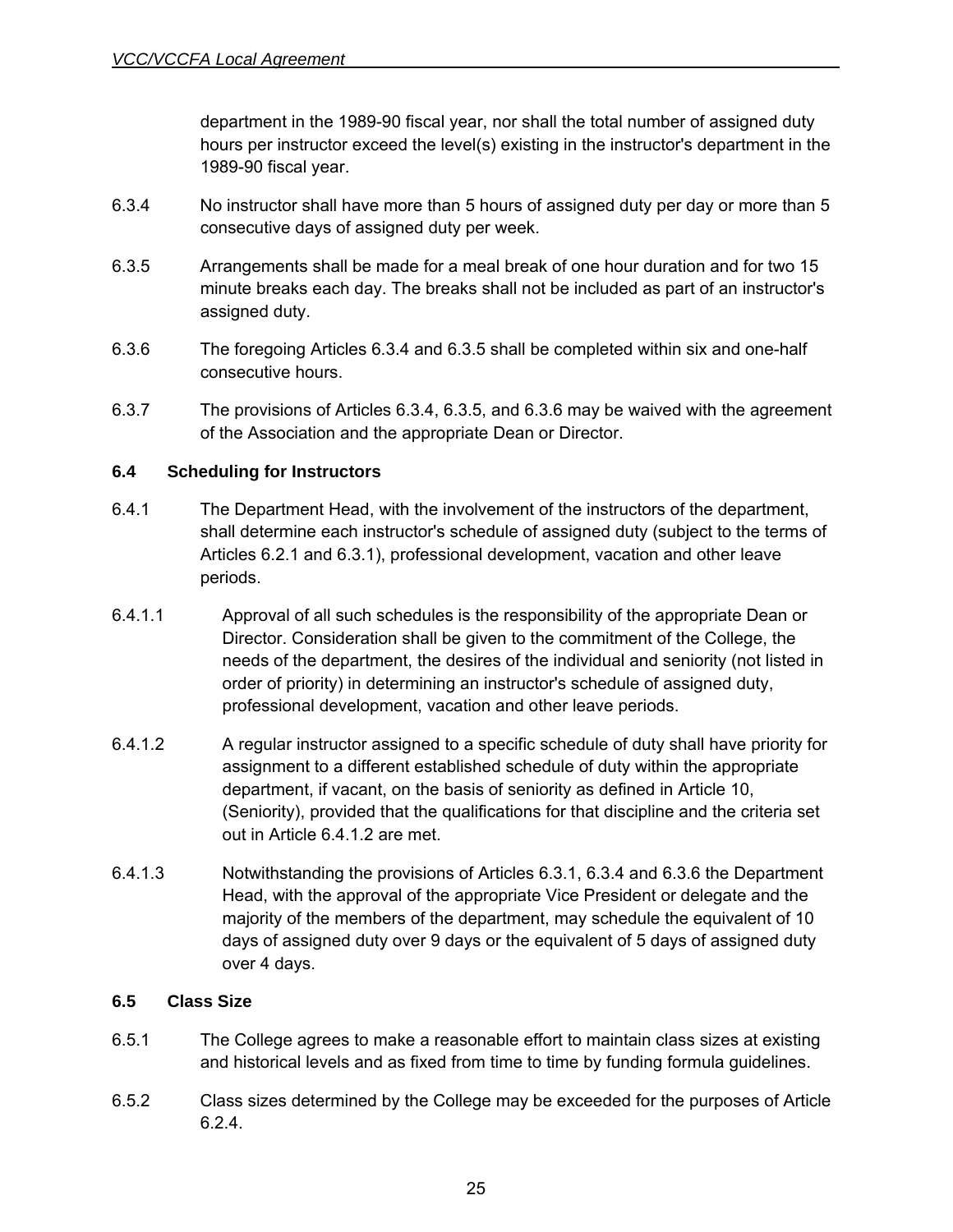department in the 1989-90 fiscal year, nor shall the total number of assigned duty hours per instructor exceed the level(s) existing in the instructor's department in the 1989-90 fiscal year.

6.3.4 No instructor shall have more than 5 hours of assigned duty per day or more than 5 consecutive days of assigned duty per week.

6.3.5 Arrangements shall be made for a meal break of one hour duration and for two 15 minute breaks each day. The breaks shall not be included as part of an instructor's assigned duty.

6.3.6 The foregoing Articles 6.3.4 and 6.3.5 shall be completed within six and one-half consecutive hours.

6.3.7 The provisions of Articles 6.3.4, 6.3.5, and 6.3.6 may be waived with the agreement of the Association and the appropriate Dean or Director.

### 6.4 Scheduling for Instructors

6.4.1 The Department Head, with the involvement of the instructors of the department, shall determine each instructor's schedule of assigned duty (subject to the terms of Articles 6.2.1 and 6.3.1), professional development, vacation and other leave periods.

6.4.1.1 Approval of all such schedules is the responsibility of the appropriate Dean or Director. Consideration shall be given to the commitment of the College, the needs of the department, the desires of the individual and seniority (not listed in order of priority) in determining an instructor's schedule of assigned duty, professional development, vacation and other leave periods.

6.4.1.2 A regular instructor assigned to a specific schedule of duty shall have priority for assignment to a different established schedule of duty within the appropriate department, if vacant, on the basis of seniority as defined in Article 10, (Seniority), provided that the qualifications for that discipline and the criteria set out in Article 6.4.1.2 are met.

6.4.1.3 Notwithstanding the provisions of Articles 6.3.1, 6.3.4 and 6.3.6 the Department Head, with the approval of the appropriate Vice President or delegate and the majority of the members of the department, may schedule the equivalent of 10 days of assigned duty over 9 days or the equivalent of 5 days of assigned duty over 4 days.

### 6.5 Class Size

6.5.1 The College agrees to make a reasonable effort to maintain class sizes at existing and historical levels and as fixed from time to time by funding formula guidelines.

6.5.2 Class sizes determined by the College may be exceeded for the purposes of Article 6.2.4.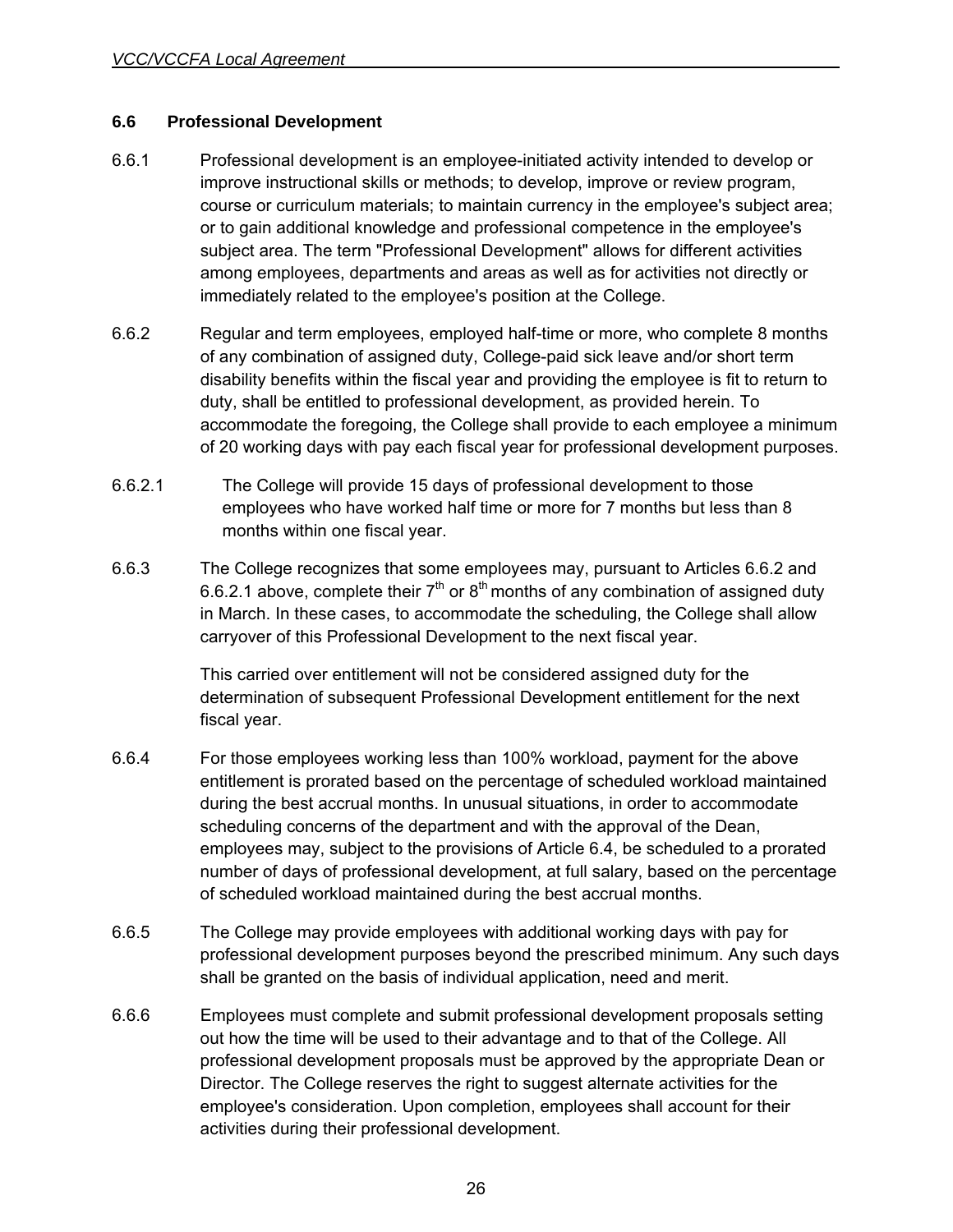## 6.6 Professional Development

6.6.1 Professional development is an employee-initiated activity intended to develop or improve instructional skills or methods; to develop, improve or review program, course or curriculum materials; to maintain currency in the employee's subject area; or to gain additional knowledge and professional competence in the employee's subject area. The term "Professional Development" allows for different activities among employees, departments and areas as well as for activities not directly or immediately related to the employee's position at the College.

6.6.2 Regular and term employees, employed half-time or more, who complete 8 months of any combination of assigned duty, College-paid sick leave and/or short term disability benefits within the fiscal year and providing the employee is fit to return to duty, shall be entitled to professional development, as provided herein. To accommodate the foregoing, the College shall provide to each employee a minimum of 20 working days with pay each fiscal year for professional development purposes.

6.6.2.1 The College will provide 15 days of professional development to those employees who have worked half time or more for 7 months but less than 8 months within one fiscal year.

6.6.3 The College recognizes that some employees may, pursuant to Articles 6.6.2 and 6.6.2.1 above, complete their 7th or 8th months of any combination of assigned duty in March. In these cases, to accommodate the scheduling, the College shall allow carryover of this Professional Development to the next fiscal year.

This carried over entitlement will not be considered assigned duty for the determination of subsequent Professional Development entitlement for the next fiscal year.

6.6.4 For those employees working less than 100% workload, payment for the above entitlement is prorated based on the percentage of scheduled workload maintained during the best accrual months. In unusual situations, in order to accommodate scheduling concerns of the department and with the approval of the Dean, employees may, subject to the provisions of Article 6.4, be scheduled to a prorated number of days of professional development, at full salary, based on the percentage of scheduled workload maintained during the best accrual months.

6.6.5 The College may provide employees with additional working days with pay for professional development purposes beyond the prescribed minimum. Any such days shall be granted on the basis of individual application, need and merit.

6.6.6 Employees must complete and submit professional development proposals setting out how the time will be used to their advantage and to that of the College. All professional development proposals must be approved by the appropriate Dean or Director. The College reserves the right to suggest alternate activities for the employee's consideration. Upon completion, employees shall account for their activities during their professional development.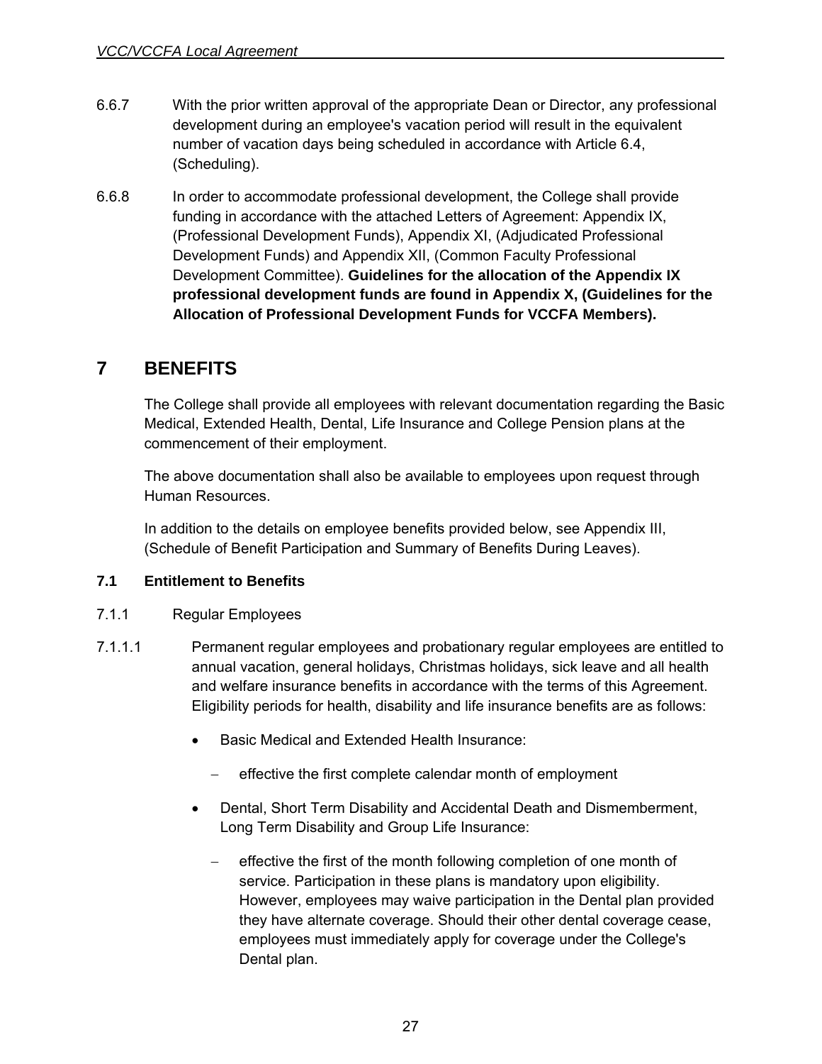6.6.7 With the prior written approval of the appropriate Dean or Director, any professional development during an employee's vacation period will result in the equivalent number of vacation days being scheduled in accordance with Article 6.4, (Scheduling).

6.6.8 In order to accommodate professional development, the College shall provide funding in accordance with the attached Letters of Agreement: Appendix IX, (Professional Development Funds), Appendix XI, (Adjudicated Professional Development Funds) and Appendix XII, (Common Faculty Professional Development Committee). **Guidelines for the allocation of the Appendix IX professional development funds are found in Appendix X, (Guidelines for the Allocation of Professional Development Funds for VCCFA Members).**

# 7 BENEFITS

The College shall provide all employees with relevant documentation regarding the Basic Medical, Extended Health, Dental, Life Insurance and College Pension plans at the commencement of their employment.

The above documentation shall also be available to employees upon request through Human Resources.

In addition to the details on employee benefits provided below, see Appendix III, (Schedule of Benefit Participation and Summary of Benefits During Leaves).

### 7.1 Entitlement to Benefits

7.1.1 Regular Employees

7.1.1.1 Permanent regular employees and probationary regular employees are entitled to annual vacation, general holidays, Christmas holidays, sick leave and all health and welfare insurance benefits in accordance with the terms of this Agreement. Eligibility periods for health, disability and life insurance benefits are as follows:

- Basic Medical and Extended Health Insurance:
  - effective the first complete calendar month of employment
- Dental, Short Term Disability and Accidental Death and Dismemberment, Long Term Disability and Group Life Insurance:
  - effective the first of the month following completion of one month of service. Participation in these plans is mandatory upon eligibility. However, employees may waive participation in the Dental plan provided they have alternate coverage. Should their other dental coverage cease, employees must immediately apply for coverage under the College's Dental plan.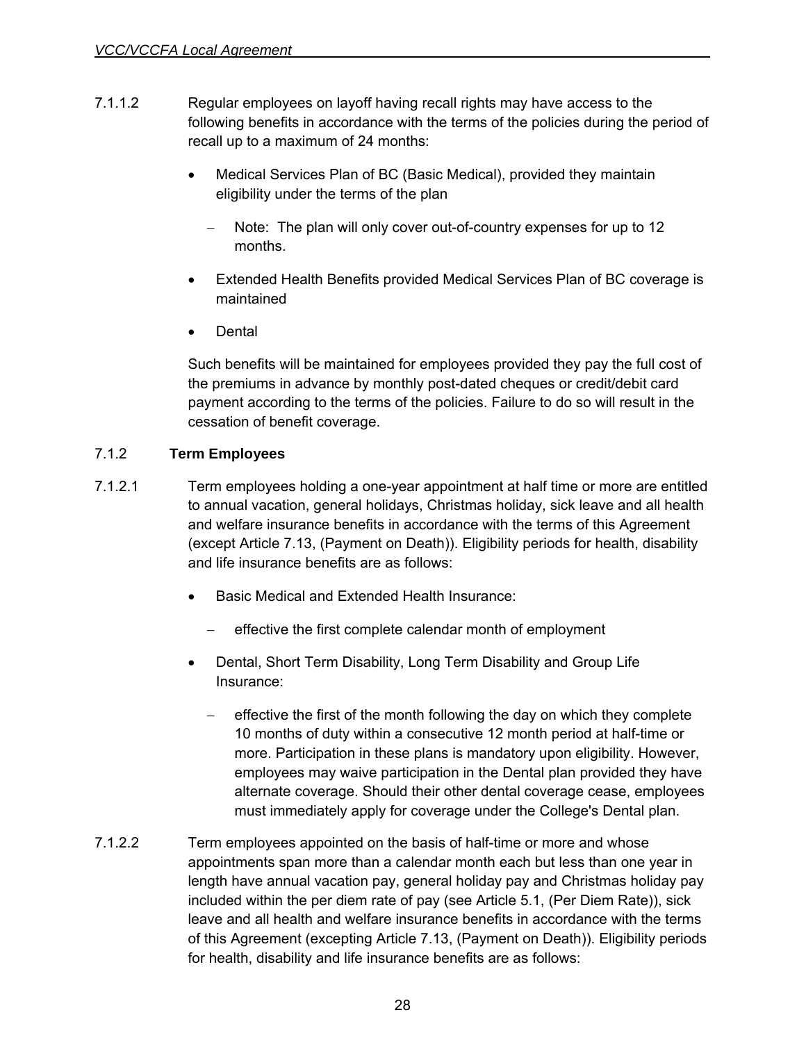7.1.1.2 Regular employees on layoff having recall rights may have access to the following benefits in accordance with the terms of the policies during the period of recall up to a maximum of 24 months:

- Medical Services Plan of BC (Basic Medical), provided they maintain eligibility under the terms of the plan
  - Note: The plan will only cover out-of-country expenses for up to 12 months.
- Extended Health Benefits provided Medical Services Plan of BC coverage is maintained
- Dental

Such benefits will be maintained for employees provided they pay the full cost of the premiums in advance by monthly post-dated cheques or credit/debit card payment according to the terms of the policies. Failure to do so will result in the cessation of benefit coverage.

7.1.2 **Term Employees**

7.1.2.1 Term employees holding a one-year appointment at half time or more are entitled to annual vacation, general holidays, Christmas holiday, sick leave and all health and welfare insurance benefits in accordance with the terms of this Agreement (except Article 7.13, (Payment on Death)). Eligibility periods for health, disability and life insurance benefits are as follows:

- Basic Medical and Extended Health Insurance:
  - effective the first complete calendar month of employment
- Dental, Short Term Disability, Long Term Disability and Group Life Insurance:
  - effective the first of the month following the day on which they complete 10 months of duty within a consecutive 12 month period at half-time or more. Participation in these plans is mandatory upon eligibility. However, employees may waive participation in the Dental plan provided they have alternate coverage. Should their other dental coverage cease, employees must immediately apply for coverage under the College's Dental plan.

7.1.2.2 Term employees appointed on the basis of half-time or more and whose appointments span more than a calendar month each but less than one year in length have annual vacation pay, general holiday pay and Christmas holiday pay included within the per diem rate of pay (see Article 5.1, (Per Diem Rate)), sick leave and all health and welfare insurance benefits in accordance with the terms of this Agreement (excepting Article 7.13, (Payment on Death)). Eligibility periods for health, disability and life insurance benefits are as follows: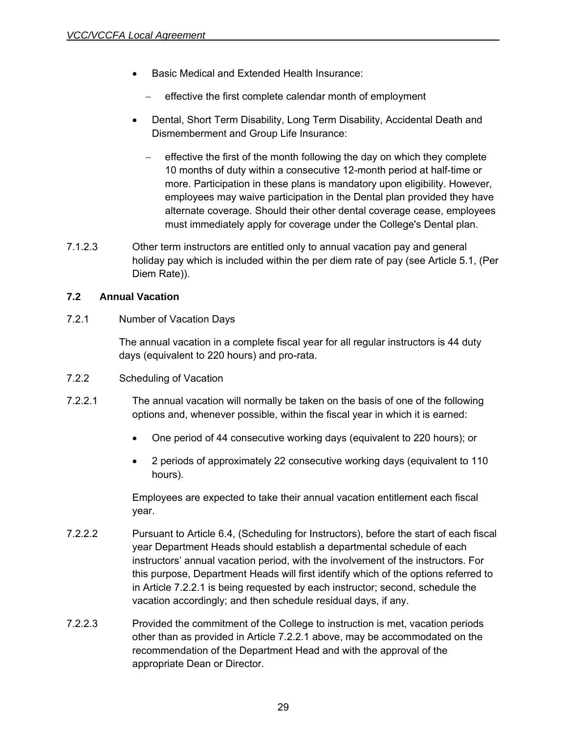- Basic Medical and Extended Health Insurance:
  - effective the first complete calendar month of employment
- Dental, Short Term Disability, Long Term Disability, Accidental Death and Dismemberment and Group Life Insurance:
  - effective the first of the month following the day on which they complete 10 months of duty within a consecutive 12-month period at half-time or more. Participation in these plans is mandatory upon eligibility. However, employees may waive participation in the Dental plan provided they have alternate coverage. Should their other dental coverage cease, employees must immediately apply for coverage under the College's Dental plan.

7.1.2.3 Other term instructors are entitled only to annual vacation pay and general holiday pay which is included within the per diem rate of pay (see Article 5.1, (Per Diem Rate)).

### 7.2 Annual Vacation

7.2.1 Number of Vacation Days

The annual vacation in a complete fiscal year for all regular instructors is 44 duty days (equivalent to 220 hours) and pro-rata.

7.2.2 Scheduling of Vacation

7.2.2.1 The annual vacation will normally be taken on the basis of one of the following options and, whenever possible, within the fiscal year in which it is earned:

- One period of 44 consecutive working days (equivalent to 220 hours); or
- 2 periods of approximately 22 consecutive working days (equivalent to 110 hours).

Employees are expected to take their annual vacation entitlement each fiscal year.

7.2.2.2 Pursuant to Article 6.4, (Scheduling for Instructors), before the start of each fiscal year Department Heads should establish a departmental schedule of each instructors' annual vacation period, with the involvement of the instructors. For this purpose, Department Heads will first identify which of the options referred to in Article 7.2.2.1 is being requested by each instructor; second, schedule the vacation accordingly; and then schedule residual days, if any.

7.2.2.3 Provided the commitment of the College to instruction is met, vacation periods other than as provided in Article 7.2.2.1 above, may be accommodated on the recommendation of the Department Head and with the approval of the appropriate Dean or Director.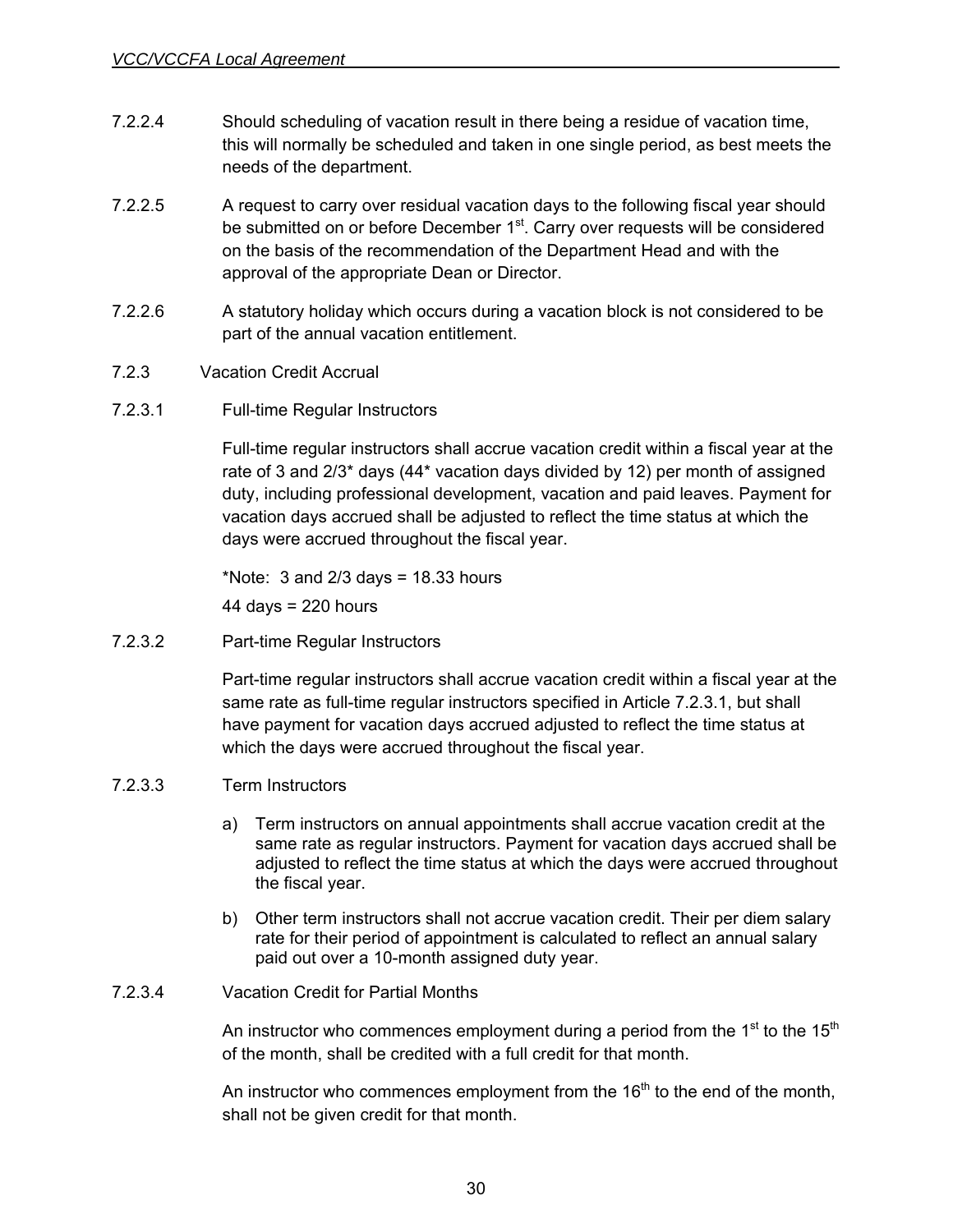7.2.2.4 Should scheduling of vacation result in there being a residue of vacation time, this will normally be scheduled and taken in one single period, as best meets the needs of the department.

7.2.2.5 A request to carry over residual vacation days to the following fiscal year should be submitted on or before December 1st. Carry over requests will be considered on the basis of the recommendation of the Department Head and with the approval of the appropriate Dean or Director.

7.2.2.6 A statutory holiday which occurs during a vacation block is not considered to be part of the annual vacation entitlement.

7.2.3 Vacation Credit Accrual

7.2.3.1 Full-time Regular Instructors

Full-time regular instructors shall accrue vacation credit within a fiscal year at the rate of 3 and 2/3* days (44* vacation days divided by 12) per month of assigned duty, including professional development, vacation and paid leaves. Payment for vacation days accrued shall be adjusted to reflect the time status at which the days were accrued throughout the fiscal year.

*Note: 3 and 2/3 days = 18.33 hours

44 days = 220 hours

7.2.3.2 Part-time Regular Instructors

Part-time regular instructors shall accrue vacation credit within a fiscal year at the same rate as full-time regular instructors specified in Article 7.2.3.1, but shall have payment for vacation days accrued adjusted to reflect the time status at which the days were accrued throughout the fiscal year.

7.2.3.3 Term Instructors

a) Term instructors on annual appointments shall accrue vacation credit at the same rate as regular instructors. Payment for vacation days accrued shall be adjusted to reflect the time status at which the days were accrued throughout the fiscal year.

b) Other term instructors shall not accrue vacation credit. Their per diem salary rate for their period of appointment is calculated to reflect an annual salary paid out over a 10-month assigned duty year.

7.2.3.4 Vacation Credit for Partial Months

An instructor who commences employment during a period from the 1st to the 15th of the month, shall be credited with a full credit for that month.

An instructor who commences employment from the 16th to the end of the month, shall not be given credit for that month.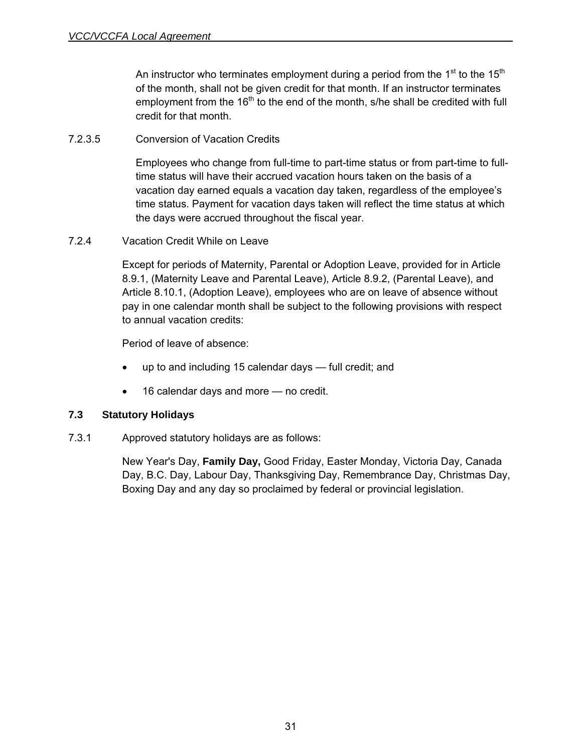An instructor who terminates employment during a period from the 1st to the 15th of the month, shall not be given credit for that month. If an instructor terminates employment from the 16th to the end of the month, s/he shall be credited with full credit for that month.

7.2.3.5 Conversion of Vacation Credits

Employees who change from full-time to part-time status or from part-time to full-time status will have their accrued vacation hours taken on the basis of a vacation day earned equals a vacation day taken, regardless of the employee's time status. Payment for vacation days taken will reflect the time status at which the days were accrued throughout the fiscal year.

7.2.4 Vacation Credit While on Leave

Except for periods of Maternity, Parental or Adoption Leave, provided for in Article 8.9.1, (Maternity Leave and Parental Leave), Article 8.9.2, (Parental Leave), and Article 8.10.1, (Adoption Leave), employees who are on leave of absence without pay in one calendar month shall be subject to the following provisions with respect to annual vacation credits:

Period of leave of absence:

- up to and including 15 calendar days — full credit; and
- 16 calendar days and more — no credit.

### 7.3 Statutory Holidays

7.3.1 Approved statutory holidays are as follows:

New Year's Day, **Family Day,** Good Friday, Easter Monday, Victoria Day, Canada Day, B.C. Day, Labour Day, Thanksgiving Day, Remembrance Day, Christmas Day, Boxing Day and any day so proclaimed by federal or provincial legislation.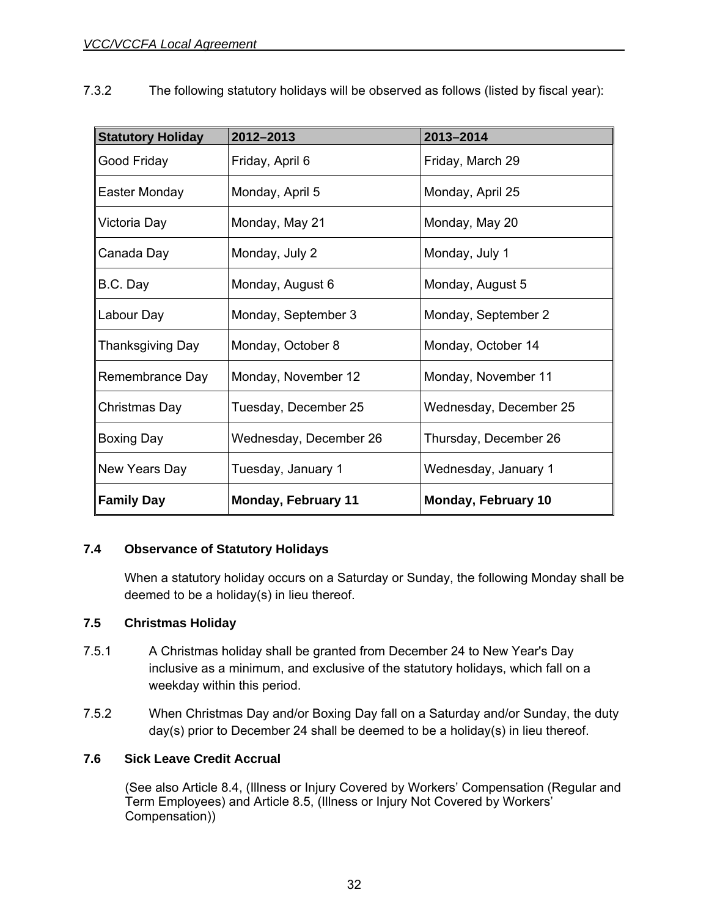7.3.2 The following statutory holidays will be observed as follows (listed by fiscal year):

| Statutory Holiday | 2012–2013 | 2013–2014 |
|---|---|---|
| Good Friday | Friday, April 6 | Friday, March 29 |
| Easter Monday | Monday, April 5 | Monday, April 25 |
| Victoria Day | Monday, May 21 | Monday, May 20 |
| Canada Day | Monday, July 2 | Monday, July 1 |
| B.C. Day | Monday, August 6 | Monday, August 5 |
| Labour Day | Monday, September 3 | Monday, September 2 |
| Thanksgiving Day | Monday, October 8 | Monday, October 14 |
| Remembrance Day | Monday, November 12 | Monday, November 11 |
| Christmas Day | Tuesday, December 25 | Wednesday, December 25 |
| Boxing Day | Wednesday, December 26 | Thursday, December 26 |
| New Years Day | Tuesday, January 1 | Wednesday, January 1 |
| **Family Day** | **Monday, February 11** | **Monday, February 10** |

### 7.4 Observance of Statutory Holidays

When a statutory holiday occurs on a Saturday or Sunday, the following Monday shall be deemed to be a holiday(s) in lieu thereof.

### 7.5 Christmas Holiday

7.5.1 A Christmas holiday shall be granted from December 24 to New Year's Day inclusive as a minimum, and exclusive of the statutory holidays, which fall on a weekday within this period.

7.5.2 When Christmas Day and/or Boxing Day fall on a Saturday and/or Sunday, the duty day(s) prior to December 24 shall be deemed to be a holiday(s) in lieu thereof.

### 7.6 Sick Leave Credit Accrual

(See also Article 8.4, (Illness or Injury Covered by Workers' Compensation (Regular and Term Employees) and Article 8.5, (Illness or Injury Not Covered by Workers' Compensation))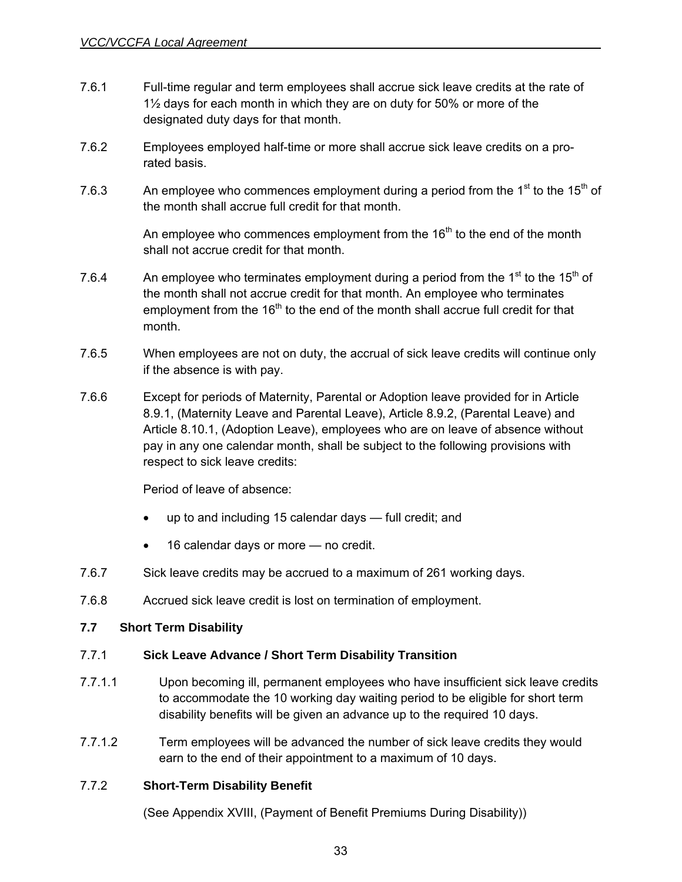7.6.1 Full-time regular and term employees shall accrue sick leave credits at the rate of 1½ days for each month in which they are on duty for 50% or more of the designated duty days for that month.

7.6.2 Employees employed half-time or more shall accrue sick leave credits on a pro-rated basis.

7.6.3 An employee who commences employment during a period from the 1st to the 15th of the month shall accrue full credit for that month.

An employee who commences employment from the 16th to the end of the month shall not accrue credit for that month.

7.6.4 An employee who terminates employment during a period from the 1st to the 15th of the month shall not accrue credit for that month. An employee who terminates employment from the 16th to the end of the month shall accrue full credit for that month.

7.6.5 When employees are not on duty, the accrual of sick leave credits will continue only if the absence is with pay.

7.6.6 Except for periods of Maternity, Parental or Adoption leave provided for in Article 8.9.1, (Maternity Leave and Parental Leave), Article 8.9.2, (Parental Leave) and Article 8.10.1, (Adoption Leave), employees who are on leave of absence without pay in any one calendar month, shall be subject to the following provisions with respect to sick leave credits:

Period of leave of absence:

- up to and including 15 calendar days — full credit; and
- 16 calendar days or more — no credit.

7.6.7 Sick leave credits may be accrued to a maximum of 261 working days.

7.6.8 Accrued sick leave credit is lost on termination of employment.

### 7.7 Short Term Disability

#### 7.7.1 Sick Leave Advance / Short Term Disability Transition

7.7.1.1 Upon becoming ill, permanent employees who have insufficient sick leave credits to accommodate the 10 working day waiting period to be eligible for short term disability benefits will be given an advance up to the required 10 days.

7.7.1.2 Term employees will be advanced the number of sick leave credits they would earn to the end of their appointment to a maximum of 10 days.

#### 7.7.2 Short-Term Disability Benefit

(See Appendix XVIII, (Payment of Benefit Premiums During Disability))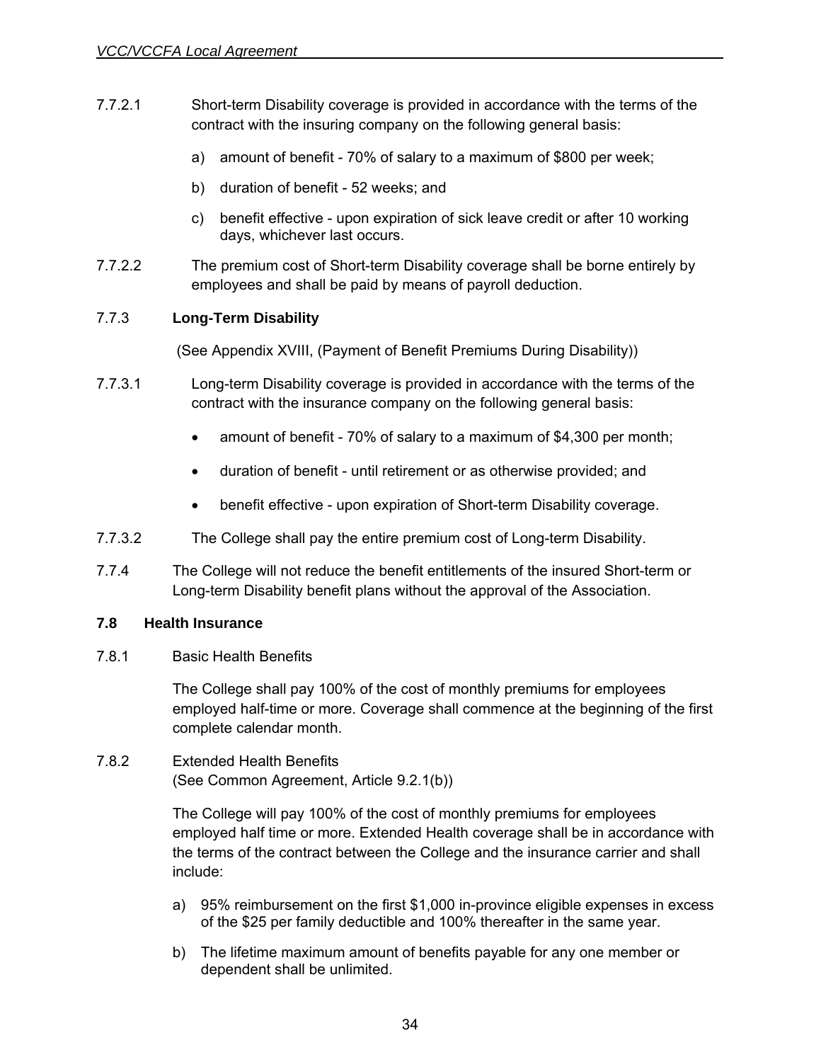7.7.2.1 Short-term Disability coverage is provided in accordance with the terms of the contract with the insuring company on the following general basis:

a) amount of benefit - 70% of salary to a maximum of $800 per week;

b) duration of benefit - 52 weeks; and

c) benefit effective - upon expiration of sick leave credit or after 10 working days, whichever last occurs.

7.7.2.2 The premium cost of Short-term Disability coverage shall be borne entirely by employees and shall be paid by means of payroll deduction.

7.7.3 **Long-Term Disability**

(See Appendix XVIII, (Payment of Benefit Premiums During Disability))

7.7.3.1 Long-term Disability coverage is provided in accordance with the terms of the contract with the insurance company on the following general basis:

- amount of benefit - 70% of salary to a maximum of $4,300 per month;
- duration of benefit - until retirement or as otherwise provided; and
- benefit effective - upon expiration of Short-term Disability coverage.

7.7.3.2 The College shall pay the entire premium cost of Long-term Disability.

7.7.4 The College will not reduce the benefit entitlements of the insured Short-term or Long-term Disability benefit plans without the approval of the Association.

### 7.8 Health Insurance

7.8.1 Basic Health Benefits

The College shall pay 100% of the cost of monthly premiums for employees employed half-time or more. Coverage shall commence at the beginning of the first complete calendar month.

7.8.2 Extended Health Benefits
(See Common Agreement, Article 9.2.1(b))

The College will pay 100% of the cost of monthly premiums for employees employed half time or more. Extended Health coverage shall be in accordance with the terms of the contract between the College and the insurance carrier and shall include:

a) 95% reimbursement on the first $1,000 in-province eligible expenses in excess of the $25 per family deductible and 100% thereafter in the same year.

b) The lifetime maximum amount of benefits payable for any one member or dependent shall be unlimited.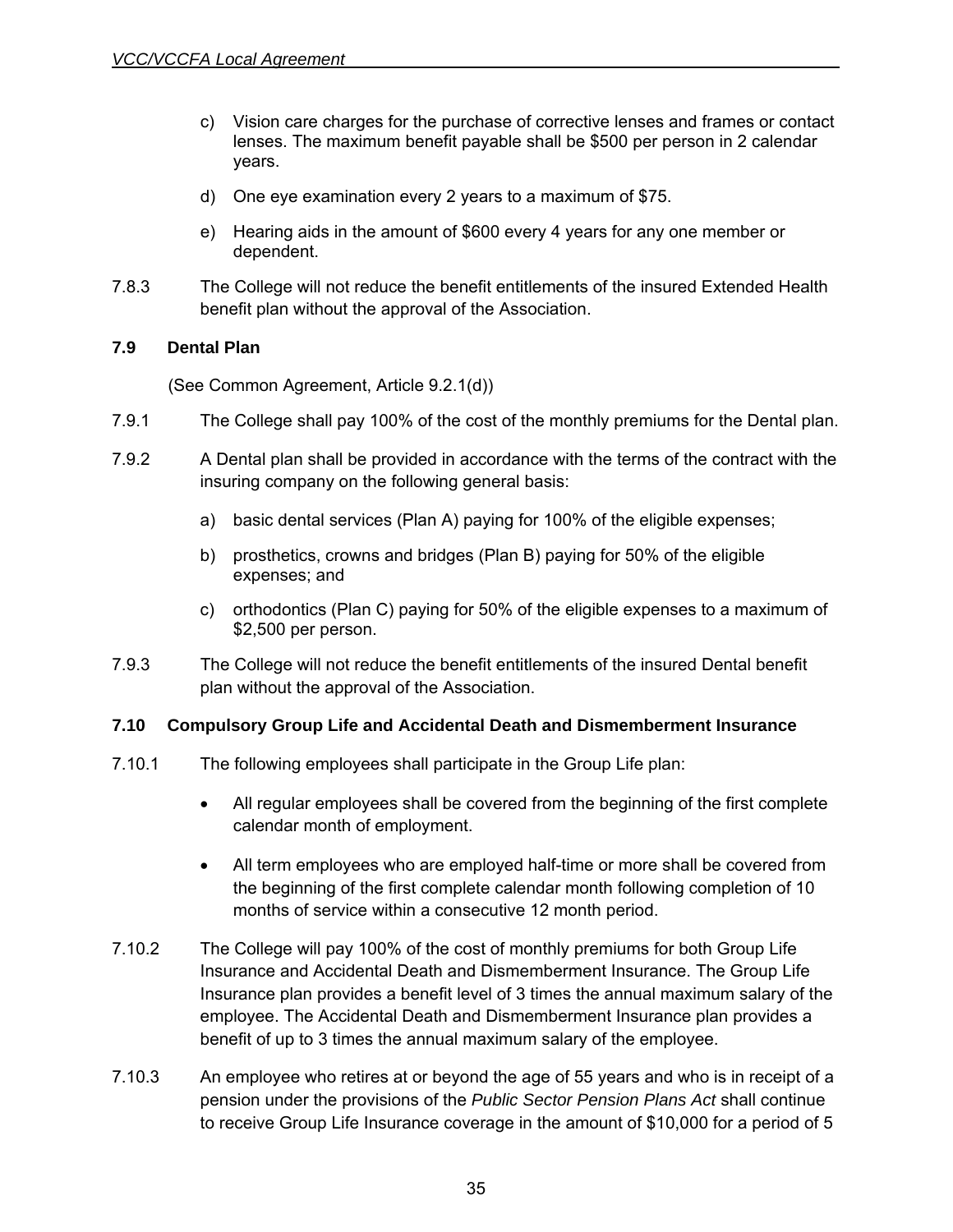c) Vision care charges for the purchase of corrective lenses and frames or contact lenses. The maximum benefit payable shall be $500 per person in 2 calendar years.

d) One eye examination every 2 years to a maximum of $75.

e) Hearing aids in the amount of $600 every 4 years for any one member or dependent.

7.8.3 The College will not reduce the benefit entitlements of the insured Extended Health benefit plan without the approval of the Association.

### 7.9 Dental Plan

(See Common Agreement, Article 9.2.1(d))

7.9.1 The College shall pay 100% of the cost of the monthly premiums for the Dental plan.

7.9.2 A Dental plan shall be provided in accordance with the terms of the contract with the insuring company on the following general basis:

a) basic dental services (Plan A) paying for 100% of the eligible expenses;

b) prosthetics, crowns and bridges (Plan B) paying for 50% of the eligible expenses; and

c) orthodontics (Plan C) paying for 50% of the eligible expenses to a maximum of $2,500 per person.

7.9.3 The College will not reduce the benefit entitlements of the insured Dental benefit plan without the approval of the Association.

### 7.10 Compulsory Group Life and Accidental Death and Dismemberment Insurance

7.10.1 The following employees shall participate in the Group Life plan:

- All regular employees shall be covered from the beginning of the first complete calendar month of employment.
- All term employees who are employed half-time or more shall be covered from the beginning of the first complete calendar month following completion of 10 months of service within a consecutive 12 month period.

7.10.2 The College will pay 100% of the cost of monthly premiums for both Group Life Insurance and Accidental Death and Dismemberment Insurance. The Group Life Insurance plan provides a benefit level of 3 times the annual maximum salary of the employee. The Accidental Death and Dismemberment Insurance plan provides a benefit of up to 3 times the annual maximum salary of the employee.

7.10.3 An employee who retires at or beyond the age of 55 years and who is in receipt of a pension under the provisions of the *Public Sector Pension Plans Act* shall continue to receive Group Life Insurance coverage in the amount of $10,000 for a period of 5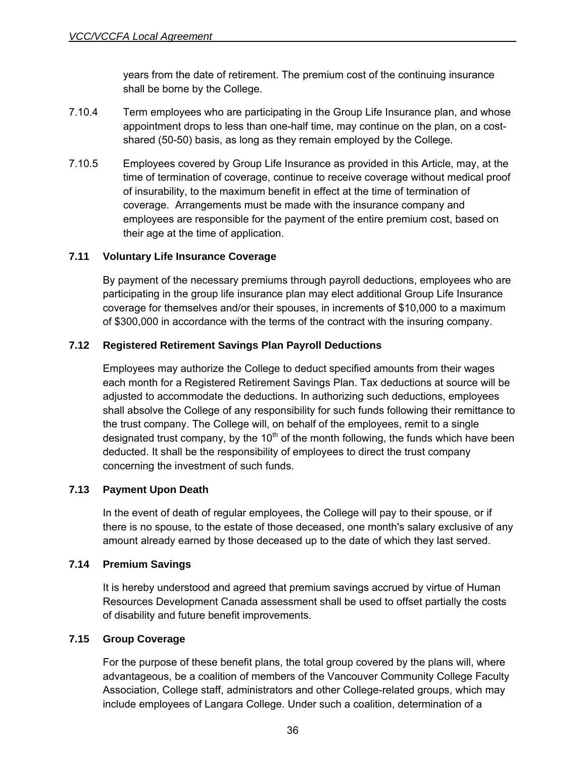years from the date of retirement. The premium cost of the continuing insurance shall be borne by the College.

7.10.4 Term employees who are participating in the Group Life Insurance plan, and whose appointment drops to less than one-half time, may continue on the plan, on a cost-shared (50-50) basis, as long as they remain employed by the College.

7.10.5 Employees covered by Group Life Insurance as provided in this Article, may, at the time of termination of coverage, continue to receive coverage without medical proof of insurability, to the maximum benefit in effect at the time of termination of coverage. Arrangements must be made with the insurance company and employees are responsible for the payment of the entire premium cost, based on their age at the time of application.

### 7.11 Voluntary Life Insurance Coverage

By payment of the necessary premiums through payroll deductions, employees who are participating in the group life insurance plan may elect additional Group Life Insurance coverage for themselves and/or their spouses, in increments of $10,000 to a maximum of $300,000 in accordance with the terms of the contract with the insuring company.

### 7.12 Registered Retirement Savings Plan Payroll Deductions

Employees may authorize the College to deduct specified amounts from their wages each month for a Registered Retirement Savings Plan. Tax deductions at source will be adjusted to accommodate the deductions. In authorizing such deductions, employees shall absolve the College of any responsibility for such funds following their remittance to the trust company. The College will, on behalf of the employees, remit to a single designated trust company, by the 10th of the month following, the funds which have been deducted. It shall be the responsibility of employees to direct the trust company concerning the investment of such funds.

### 7.13 Payment Upon Death

In the event of death of regular employees, the College will pay to their spouse, or if there is no spouse, to the estate of those deceased, one month's salary exclusive of any amount already earned by those deceased up to the date of which they last served.

### 7.14 Premium Savings

It is hereby understood and agreed that premium savings accrued by virtue of Human Resources Development Canada assessment shall be used to offset partially the costs of disability and future benefit improvements.

### 7.15 Group Coverage

For the purpose of these benefit plans, the total group covered by the plans will, where advantageous, be a coalition of members of the Vancouver Community College Faculty Association, College staff, administrators and other College-related groups, which may include employees of Langara College. Under such a coalition, determination of a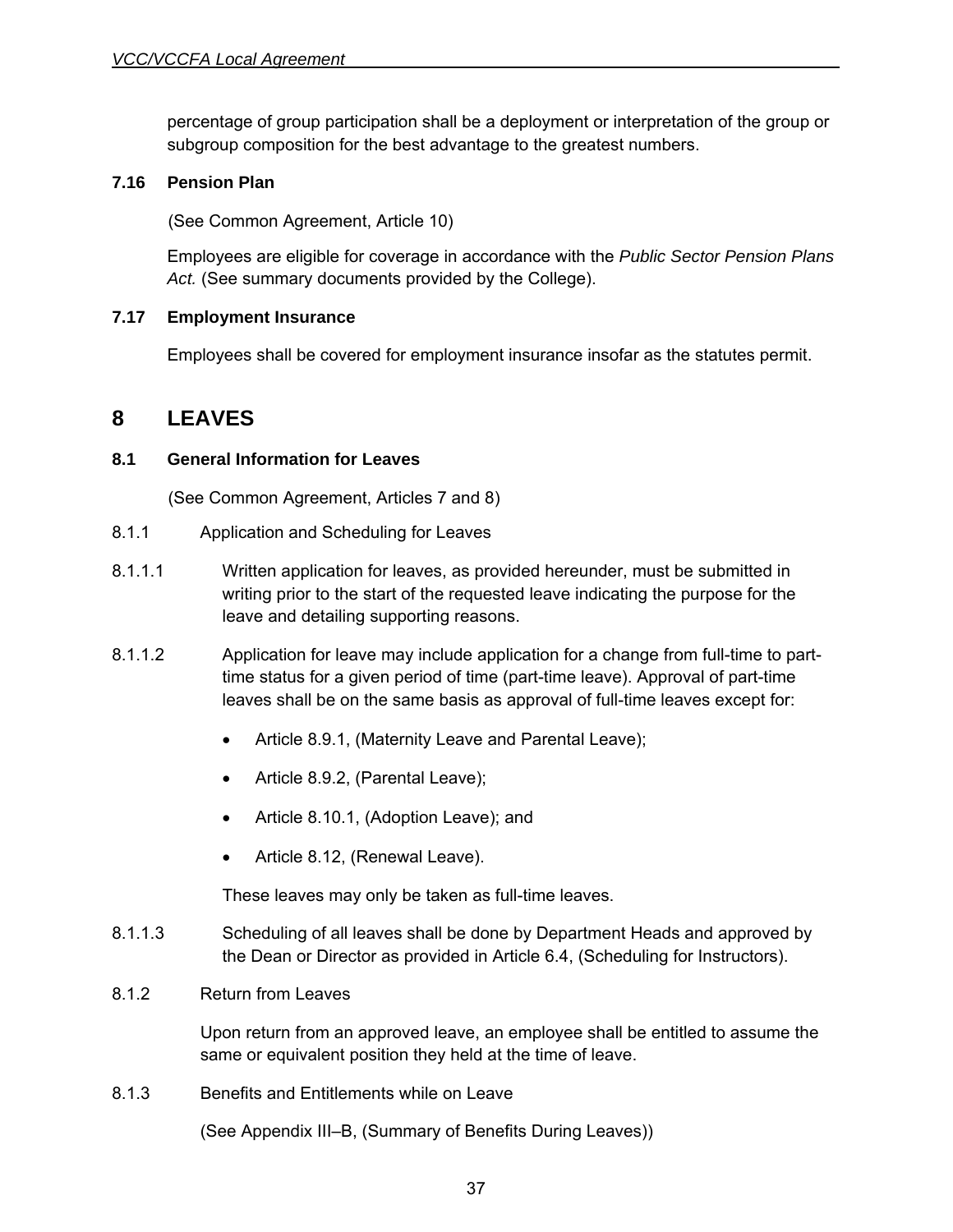percentage of group participation shall be a deployment or interpretation of the group or subgroup composition for the best advantage to the greatest numbers.

### 7.16 Pension Plan

(See Common Agreement, Article 10)

Employees are eligible for coverage in accordance with the *Public Sector Pension Plans Act.* (See summary documents provided by the College).

### 7.17 Employment Insurance

Employees shall be covered for employment insurance insofar as the statutes permit.

## 8 LEAVES

### 8.1 General Information for Leaves

(See Common Agreement, Articles 7 and 8)

8.1.1 Application and Scheduling for Leaves

8.1.1.1 Written application for leaves, as provided hereunder, must be submitted in writing prior to the start of the requested leave indicating the purpose for the leave and detailing supporting reasons.

8.1.1.2 Application for leave may include application for a change from full-time to part-time status for a given period of time (part-time leave). Approval of part-time leaves shall be on the same basis as approval of full-time leaves except for:

- Article 8.9.1, (Maternity Leave and Parental Leave);
- Article 8.9.2, (Parental Leave);
- Article 8.10.1, (Adoption Leave); and
- Article 8.12, (Renewal Leave).

These leaves may only be taken as full-time leaves.

8.1.1.3 Scheduling of all leaves shall be done by Department Heads and approved by the Dean or Director as provided in Article 6.4, (Scheduling for Instructors).

8.1.2 Return from Leaves

Upon return from an approved leave, an employee shall be entitled to assume the same or equivalent position they held at the time of leave.

8.1.3 Benefits and Entitlements while on Leave

(See Appendix III–B, (Summary of Benefits During Leaves))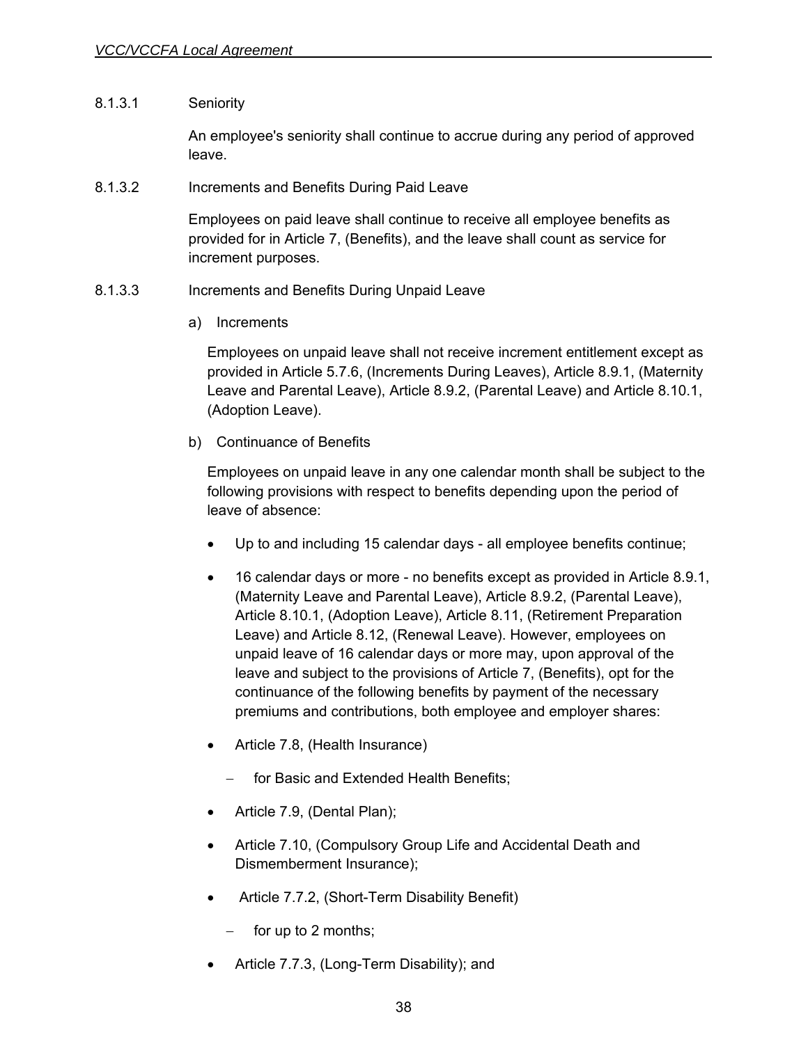8.1.3.1 Seniority

An employee's seniority shall continue to accrue during any period of approved leave.

8.1.3.2 Increments and Benefits During Paid Leave

Employees on paid leave shall continue to receive all employee benefits as provided for in Article 7, (Benefits), and the leave shall count as service for increment purposes.

8.1.3.3 Increments and Benefits During Unpaid Leave

a) Increments

Employees on unpaid leave shall not receive increment entitlement except as provided in Article 5.7.6, (Increments During Leaves), Article 8.9.1, (Maternity Leave and Parental Leave), Article 8.9.2, (Parental Leave) and Article 8.10.1, (Adoption Leave).

b) Continuance of Benefits

Employees on unpaid leave in any one calendar month shall be subject to the following provisions with respect to benefits depending upon the period of leave of absence:

- Up to and including 15 calendar days - all employee benefits continue;
- 16 calendar days or more - no benefits except as provided in Article 8.9.1, (Maternity Leave and Parental Leave), Article 8.9.2, (Parental Leave), Article 8.10.1, (Adoption Leave), Article 8.11, (Retirement Preparation Leave) and Article 8.12, (Renewal Leave). However, employees on unpaid leave of 16 calendar days or more may, upon approval of the leave and subject to the provisions of Article 7, (Benefits), opt for the continuance of the following benefits by payment of the necessary premiums and contributions, both employee and employer shares:
- Article 7.8, (Health Insurance)
  - for Basic and Extended Health Benefits;
- Article 7.9, (Dental Plan);
- Article 7.10, (Compulsory Group Life and Accidental Death and Dismemberment Insurance);
- Article 7.7.2, (Short-Term Disability Benefit)
  - for up to 2 months;
- Article 7.7.3, (Long-Term Disability); and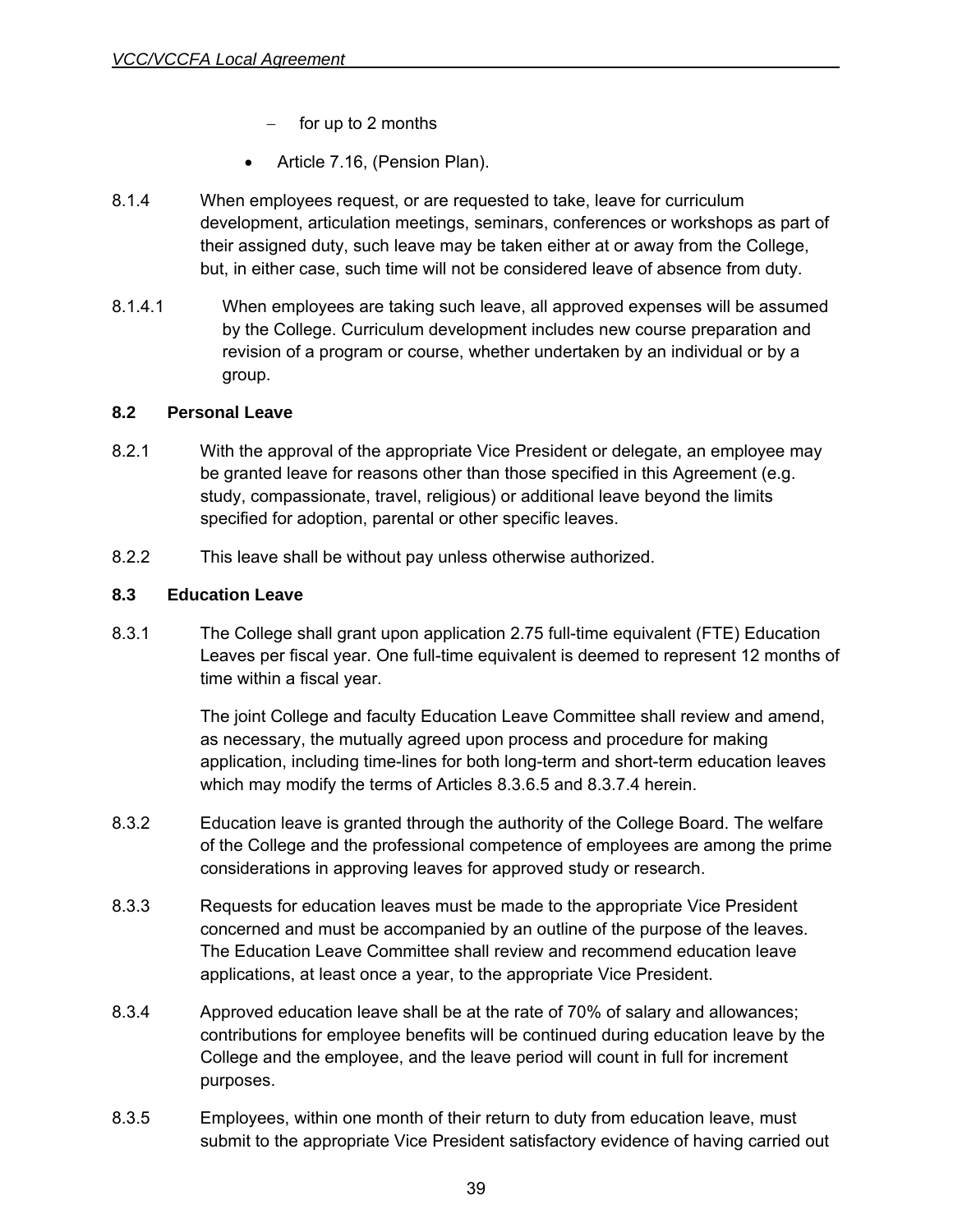- for up to 2 months

- Article 7.16, (Pension Plan).

8.1.4 When employees request, or are requested to take, leave for curriculum development, articulation meetings, seminars, conferences or workshops as part of their assigned duty, such leave may be taken either at or away from the College, but, in either case, such time will not be considered leave of absence from duty.

8.1.4.1 When employees are taking such leave, all approved expenses will be assumed by the College. Curriculum development includes new course preparation and revision of a program or course, whether undertaken by an individual or by a group.

**8.2 Personal Leave**

8.2.1 With the approval of the appropriate Vice President or delegate, an employee may be granted leave for reasons other than those specified in this Agreement (e.g. study, compassionate, travel, religious) or additional leave beyond the limits specified for adoption, parental or other specific leaves.

8.2.2 This leave shall be without pay unless otherwise authorized.

**8.3 Education Leave**

8.3.1 The College shall grant upon application 2.75 full-time equivalent (FTE) Education Leaves per fiscal year. One full-time equivalent is deemed to represent 12 months of time within a fiscal year.

The joint College and faculty Education Leave Committee shall review and amend, as necessary, the mutually agreed upon process and procedure for making application, including time-lines for both long-term and short-term education leaves which may modify the terms of Articles 8.3.6.5 and 8.3.7.4 herein.

8.3.2 Education leave is granted through the authority of the College Board. The welfare of the College and the professional competence of employees are among the prime considerations in approving leaves for approved study or research.

8.3.3 Requests for education leaves must be made to the appropriate Vice President concerned and must be accompanied by an outline of the purpose of the leaves. The Education Leave Committee shall review and recommend education leave applications, at least once a year, to the appropriate Vice President.

8.3.4 Approved education leave shall be at the rate of 70% of salary and allowances; contributions for employee benefits will be continued during education leave by the College and the employee, and the leave period will count in full for increment purposes.

8.3.5 Employees, within one month of their return to duty from education leave, must submit to the appropriate Vice President satisfactory evidence of having carried out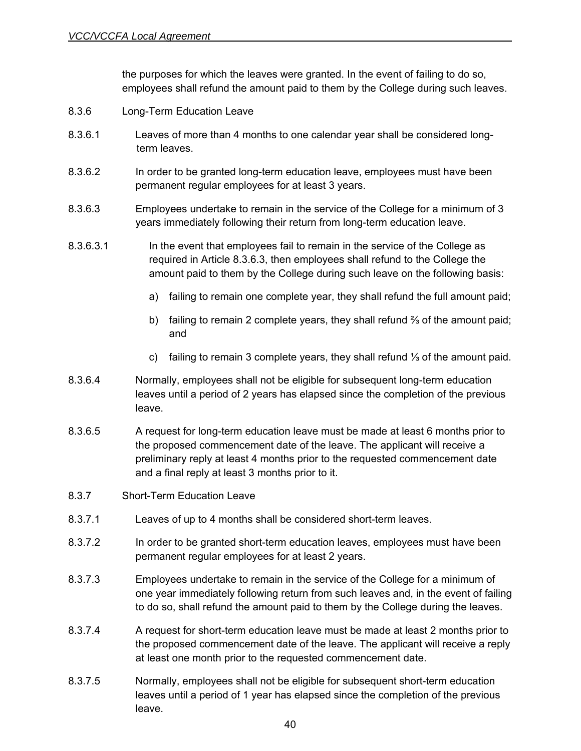the purposes for which the leaves were granted. In the event of failing to do so, employees shall refund the amount paid to them by the College during such leaves.

8.3.6 Long-Term Education Leave

8.3.6.1 Leaves of more than 4 months to one calendar year shall be considered long-term leaves.

8.3.6.2 In order to be granted long-term education leave, employees must have been permanent regular employees for at least 3 years.

8.3.6.3 Employees undertake to remain in the service of the College for a minimum of 3 years immediately following their return from long-term education leave.

8.3.6.3.1 In the event that employees fail to remain in the service of the College as required in Article 8.3.6.3, then employees shall refund to the College the amount paid to them by the College during such leave on the following basis:

a) failing to remain one complete year, they shall refund the full amount paid;

b) failing to remain 2 complete years, they shall refund ⅔ of the amount paid; and

c) failing to remain 3 complete years, they shall refund ⅓ of the amount paid.

8.3.6.4 Normally, employees shall not be eligible for subsequent long-term education leaves until a period of 2 years has elapsed since the completion of the previous leave.

8.3.6.5 A request for long-term education leave must be made at least 6 months prior to the proposed commencement date of the leave. The applicant will receive a preliminary reply at least 4 months prior to the requested commencement date and a final reply at least 3 months prior to it.

8.3.7 Short-Term Education Leave

8.3.7.1 Leaves of up to 4 months shall be considered short-term leaves.

8.3.7.2 In order to be granted short-term education leaves, employees must have been permanent regular employees for at least 2 years.

8.3.7.3 Employees undertake to remain in the service of the College for a minimum of one year immediately following return from such leaves and, in the event of failing to do so, shall refund the amount paid to them by the College during the leaves.

8.3.7.4 A request for short-term education leave must be made at least 2 months prior to the proposed commencement date of the leave. The applicant will receive a reply at least one month prior to the requested commencement date.

8.3.7.5 Normally, employees shall not be eligible for subsequent short-term education leaves until a period of 1 year has elapsed since the completion of the previous leave.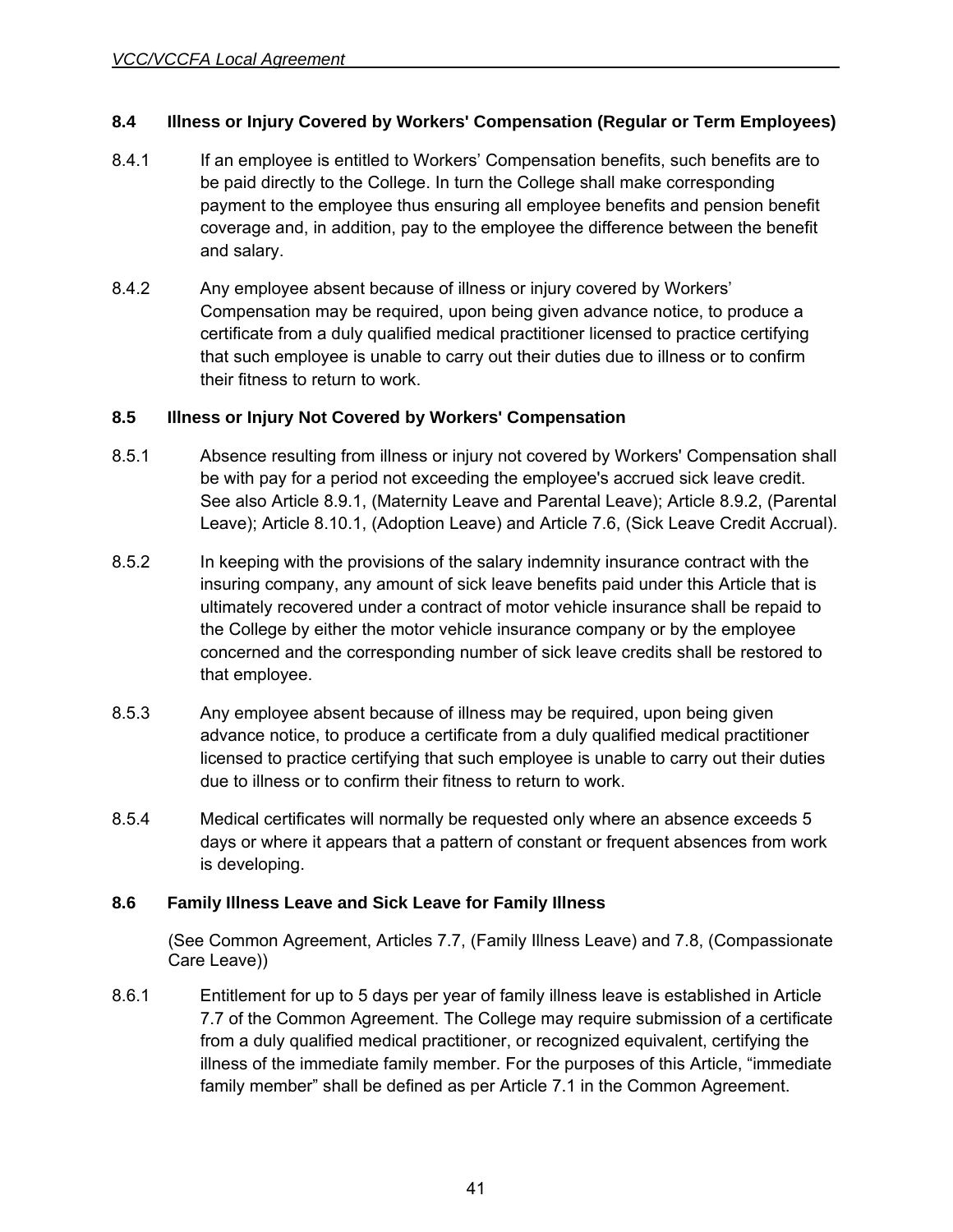### 8.4 Illness or Injury Covered by Workers' Compensation (Regular or Term Employees)

8.4.1 If an employee is entitled to Workers' Compensation benefits, such benefits are to be paid directly to the College. In turn the College shall make corresponding payment to the employee thus ensuring all employee benefits and pension benefit coverage and, in addition, pay to the employee the difference between the benefit and salary.

8.4.2 Any employee absent because of illness or injury covered by Workers' Compensation may be required, upon being given advance notice, to produce a certificate from a duly qualified medical practitioner licensed to practice certifying that such employee is unable to carry out their duties due to illness or to confirm their fitness to return to work.

### 8.5 Illness or Injury Not Covered by Workers' Compensation

8.5.1 Absence resulting from illness or injury not covered by Workers' Compensation shall be with pay for a period not exceeding the employee's accrued sick leave credit. See also Article 8.9.1, (Maternity Leave and Parental Leave); Article 8.9.2, (Parental Leave); Article 8.10.1, (Adoption Leave) and Article 7.6, (Sick Leave Credit Accrual).

8.5.2 In keeping with the provisions of the salary indemnity insurance contract with the insuring company, any amount of sick leave benefits paid under this Article that is ultimately recovered under a contract of motor vehicle insurance shall be repaid to the College by either the motor vehicle insurance company or by the employee concerned and the corresponding number of sick leave credits shall be restored to that employee.

8.5.3 Any employee absent because of illness may be required, upon being given advance notice, to produce a certificate from a duly qualified medical practitioner licensed to practice certifying that such employee is unable to carry out their duties due to illness or to confirm their fitness to return to work.

8.5.4 Medical certificates will normally be requested only where an absence exceeds 5 days or where it appears that a pattern of constant or frequent absences from work is developing.

### 8.6 Family Illness Leave and Sick Leave for Family Illness

(See Common Agreement, Articles 7.7, (Family Illness Leave) and 7.8, (Compassionate Care Leave))

8.6.1 Entitlement for up to 5 days per year of family illness leave is established in Article 7.7 of the Common Agreement. The College may require submission of a certificate from a duly qualified medical practitioner, or recognized equivalent, certifying the illness of the immediate family member. For the purposes of this Article, "immediate family member" shall be defined as per Article 7.1 in the Common Agreement.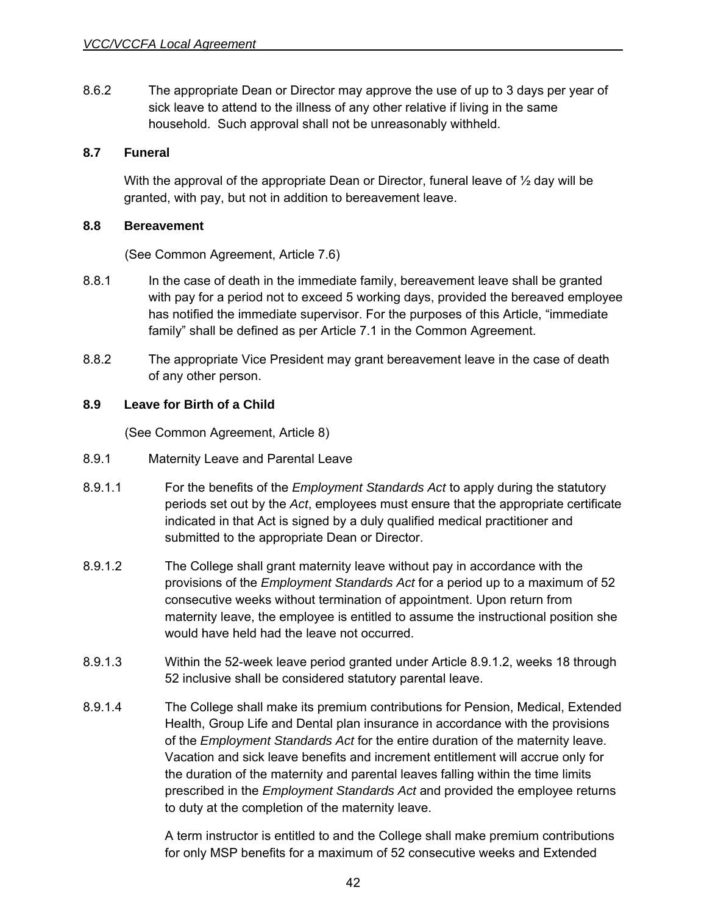8.6.2 The appropriate Dean or Director may approve the use of up to 3 days per year of sick leave to attend to the illness of any other relative if living in the same household. Such approval shall not be unreasonably withheld.

### 8.7 Funeral

With the approval of the appropriate Dean or Director, funeral leave of ½ day will be granted, with pay, but not in addition to bereavement leave.

### 8.8 Bereavement

(See Common Agreement, Article 7.6)

8.8.1 In the case of death in the immediate family, bereavement leave shall be granted with pay for a period not to exceed 5 working days, provided the bereaved employee has notified the immediate supervisor. For the purposes of this Article, "immediate family" shall be defined as per Article 7.1 in the Common Agreement.

8.8.2 The appropriate Vice President may grant bereavement leave in the case of death of any other person.

### 8.9 Leave for Birth of a Child

(See Common Agreement, Article 8)

8.9.1 Maternity Leave and Parental Leave

8.9.1.1 For the benefits of the *Employment Standards Act* to apply during the statutory periods set out by the *Act*, employees must ensure that the appropriate certificate indicated in that Act is signed by a duly qualified medical practitioner and submitted to the appropriate Dean or Director.

8.9.1.2 The College shall grant maternity leave without pay in accordance with the provisions of the *Employment Standards Act* for a period up to a maximum of 52 consecutive weeks without termination of appointment. Upon return from maternity leave, the employee is entitled to assume the instructional position she would have held had the leave not occurred.

8.9.1.3 Within the 52-week leave period granted under Article 8.9.1.2, weeks 18 through 52 inclusive shall be considered statutory parental leave.

8.9.1.4 The College shall make its premium contributions for Pension, Medical, Extended Health, Group Life and Dental plan insurance in accordance with the provisions of the *Employment Standards Act* for the entire duration of the maternity leave. Vacation and sick leave benefits and increment entitlement will accrue only for the duration of the maternity and parental leaves falling within the time limits prescribed in the *Employment Standards Act* and provided the employee returns to duty at the completion of the maternity leave.

A term instructor is entitled to and the College shall make premium contributions for only MSP benefits for a maximum of 52 consecutive weeks and Extended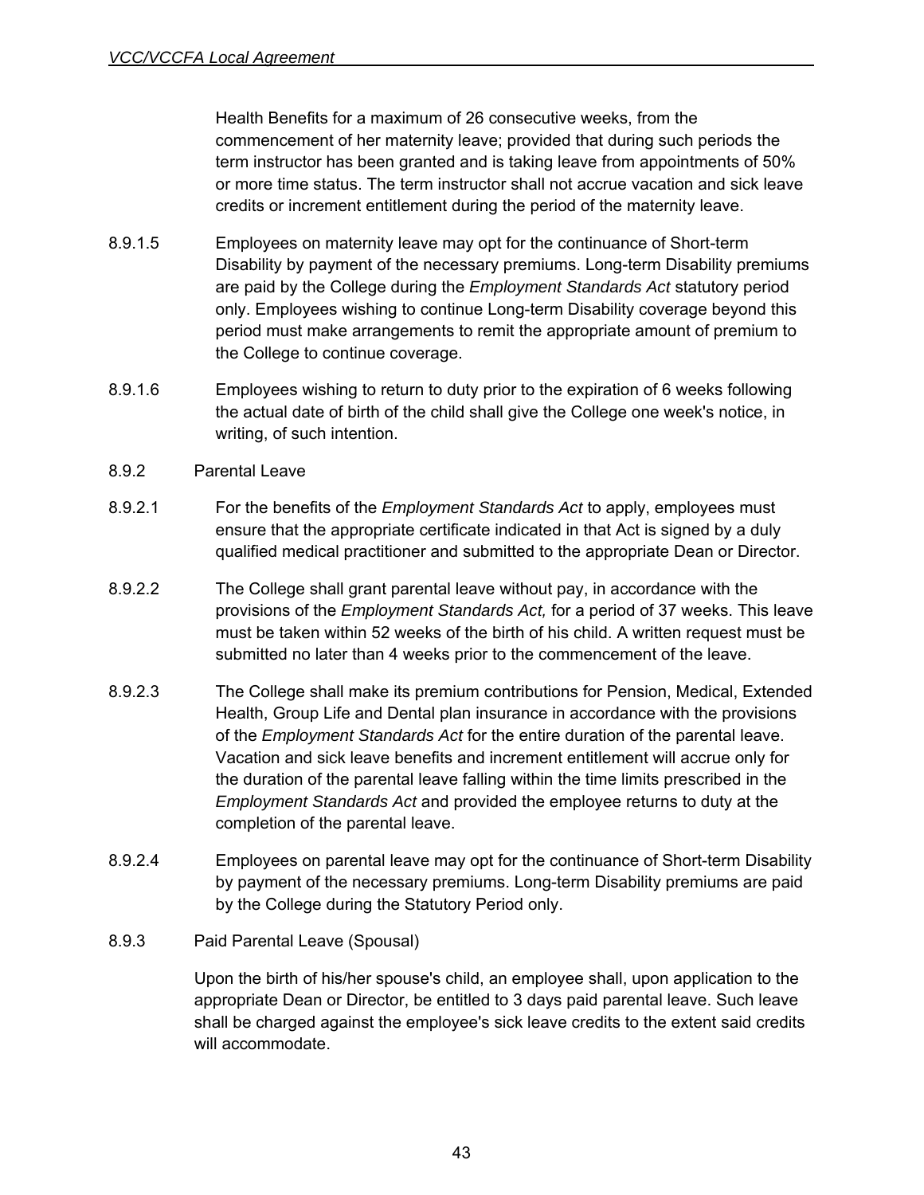Health Benefits for a maximum of 26 consecutive weeks, from the commencement of her maternity leave; provided that during such periods the term instructor has been granted and is taking leave from appointments of 50% or more time status. The term instructor shall not accrue vacation and sick leave credits or increment entitlement during the period of the maternity leave.

8.9.1.5 Employees on maternity leave may opt for the continuance of Short-term Disability by payment of the necessary premiums. Long-term Disability premiums are paid by the College during the *Employment Standards Act* statutory period only. Employees wishing to continue Long-term Disability coverage beyond this period must make arrangements to remit the appropriate amount of premium to the College to continue coverage.

8.9.1.6 Employees wishing to return to duty prior to the expiration of 6 weeks following the actual date of birth of the child shall give the College one week's notice, in writing, of such intention.

8.9.2 Parental Leave

8.9.2.1 For the benefits of the *Employment Standards Act* to apply, employees must ensure that the appropriate certificate indicated in that Act is signed by a duly qualified medical practitioner and submitted to the appropriate Dean or Director.

8.9.2.2 The College shall grant parental leave without pay, in accordance with the provisions of the *Employment Standards Act,* for a period of 37 weeks. This leave must be taken within 52 weeks of the birth of his child. A written request must be submitted no later than 4 weeks prior to the commencement of the leave.

8.9.2.3 The College shall make its premium contributions for Pension, Medical, Extended Health, Group Life and Dental plan insurance in accordance with the provisions of the *Employment Standards Act* for the entire duration of the parental leave. Vacation and sick leave benefits and increment entitlement will accrue only for the duration of the parental leave falling within the time limits prescribed in the *Employment Standards Act* and provided the employee returns to duty at the completion of the parental leave.

8.9.2.4 Employees on parental leave may opt for the continuance of Short-term Disability by payment of the necessary premiums. Long-term Disability premiums are paid by the College during the Statutory Period only.

8.9.3 Paid Parental Leave (Spousal)

Upon the birth of his/her spouse's child, an employee shall, upon application to the appropriate Dean or Director, be entitled to 3 days paid parental leave. Such leave shall be charged against the employee's sick leave credits to the extent said credits will accommodate.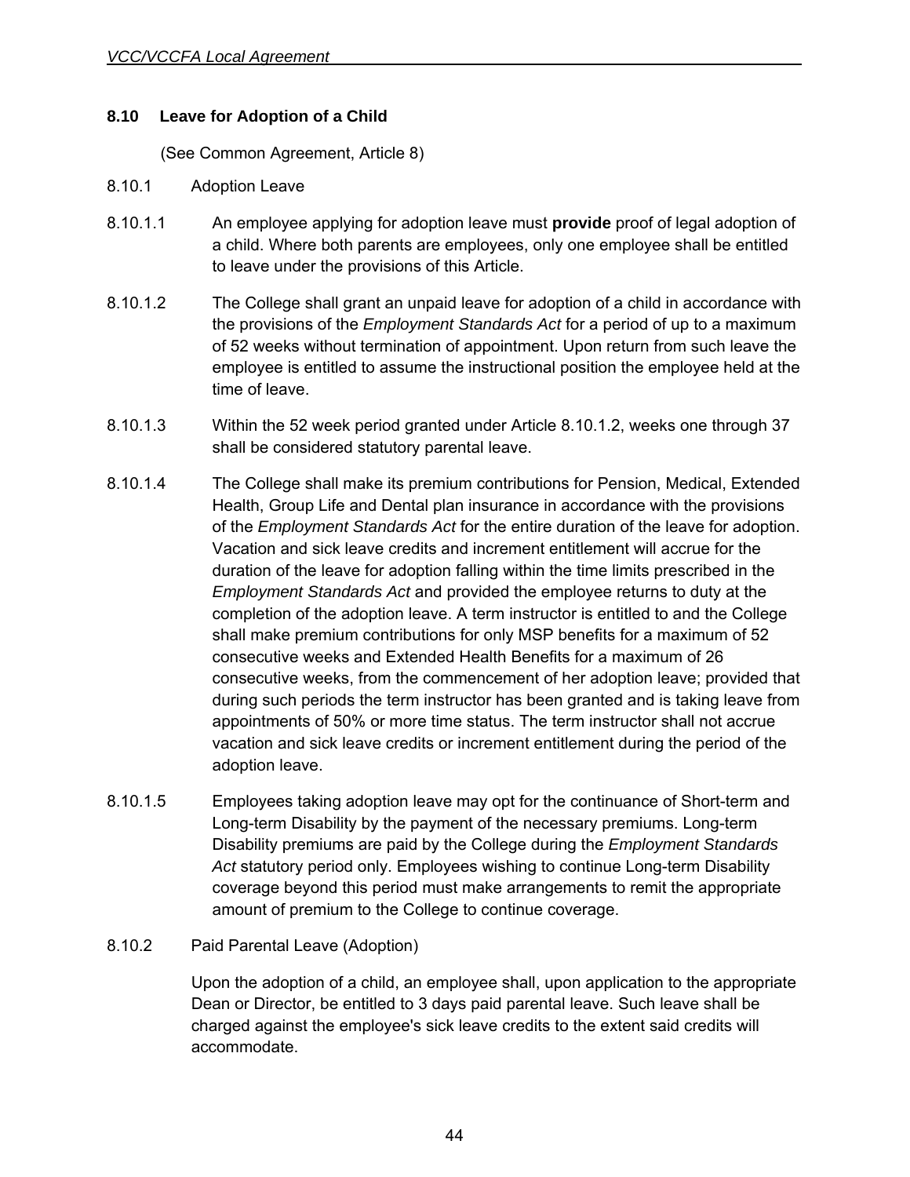## 8.10 Leave for Adoption of a Child

(See Common Agreement, Article 8)

8.10.1 Adoption Leave

8.10.1.1 An employee applying for adoption leave must **provide** proof of legal adoption of a child. Where both parents are employees, only one employee shall be entitled to leave under the provisions of this Article.

8.10.1.2 The College shall grant an unpaid leave for adoption of a child in accordance with the provisions of the *Employment Standards Act* for a period of up to a maximum of 52 weeks without termination of appointment. Upon return from such leave the employee is entitled to assume the instructional position the employee held at the time of leave.

8.10.1.3 Within the 52 week period granted under Article 8.10.1.2, weeks one through 37 shall be considered statutory parental leave.

8.10.1.4 The College shall make its premium contributions for Pension, Medical, Extended Health, Group Life and Dental plan insurance in accordance with the provisions of the *Employment Standards Act* for the entire duration of the leave for adoption. Vacation and sick leave credits and increment entitlement will accrue for the duration of the leave for adoption falling within the time limits prescribed in the *Employment Standards Act* and provided the employee returns to duty at the completion of the adoption leave. A term instructor is entitled to and the College shall make premium contributions for only MSP benefits for a maximum of 52 consecutive weeks and Extended Health Benefits for a maximum of 26 consecutive weeks, from the commencement of her adoption leave; provided that during such periods the term instructor has been granted and is taking leave from appointments of 50% or more time status. The term instructor shall not accrue vacation and sick leave credits or increment entitlement during the period of the adoption leave.

8.10.1.5 Employees taking adoption leave may opt for the continuance of Short-term and Long-term Disability by the payment of the necessary premiums. Long-term Disability premiums are paid by the College during the *Employment Standards Act* statutory period only. Employees wishing to continue Long-term Disability coverage beyond this period must make arrangements to remit the appropriate amount of premium to the College to continue coverage.

8.10.2 Paid Parental Leave (Adoption)

Upon the adoption of a child, an employee shall, upon application to the appropriate Dean or Director, be entitled to 3 days paid parental leave. Such leave shall be charged against the employee's sick leave credits to the extent said credits will accommodate.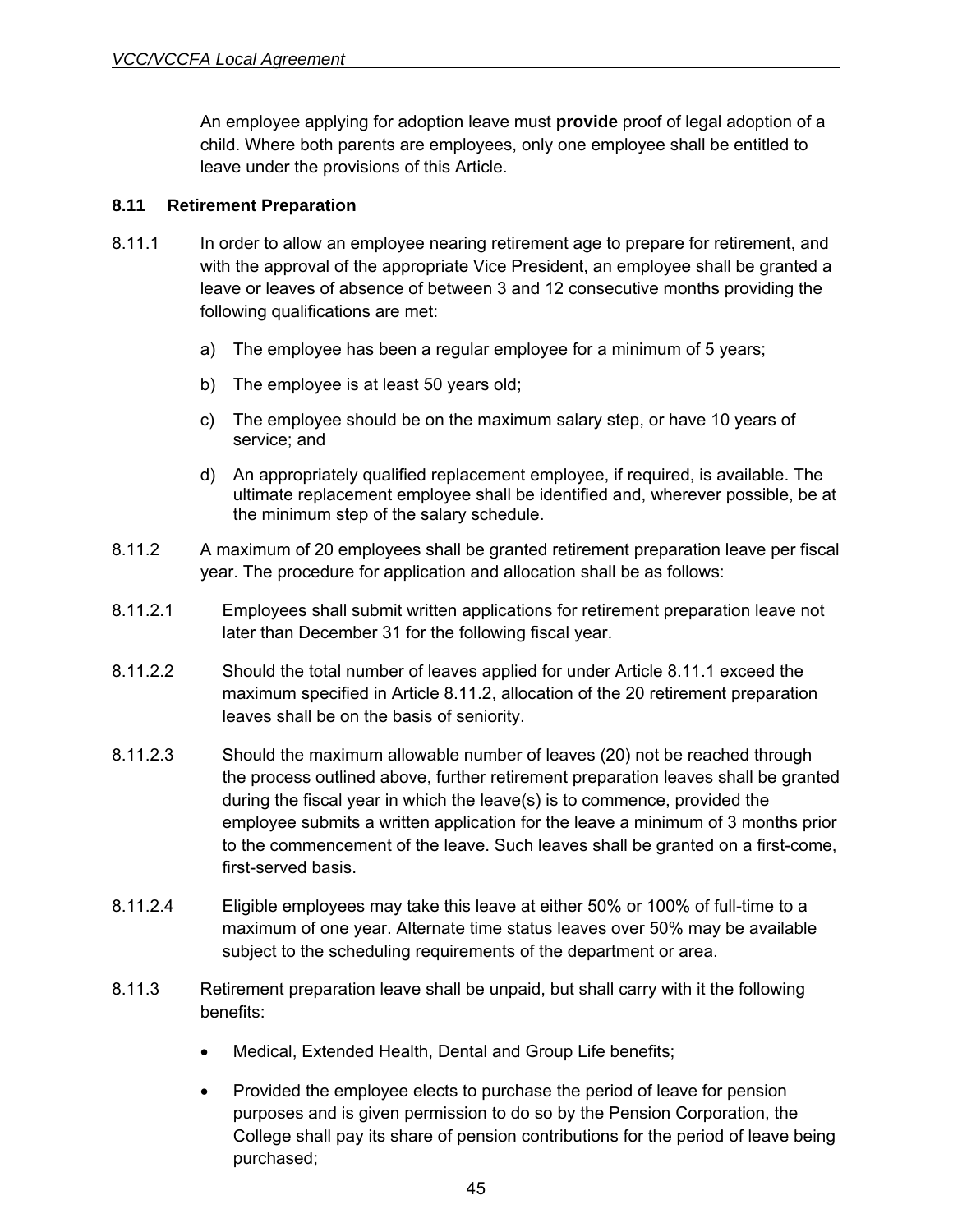An employee applying for adoption leave must **provide** proof of legal adoption of a child. Where both parents are employees, only one employee shall be entitled to leave under the provisions of this Article.

### 8.11 Retirement Preparation

8.11.1 In order to allow an employee nearing retirement age to prepare for retirement, and with the approval of the appropriate Vice President, an employee shall be granted a leave or leaves of absence of between 3 and 12 consecutive months providing the following qualifications are met:

a) The employee has been a regular employee for a minimum of 5 years;

b) The employee is at least 50 years old;

c) The employee should be on the maximum salary step, or have 10 years of service; and

d) An appropriately qualified replacement employee, if required, is available. The ultimate replacement employee shall be identified and, wherever possible, be at the minimum step of the salary schedule.

8.11.2 A maximum of 20 employees shall be granted retirement preparation leave per fiscal year. The procedure for application and allocation shall be as follows:

8.11.2.1 Employees shall submit written applications for retirement preparation leave not later than December 31 for the following fiscal year.

8.11.2.2 Should the total number of leaves applied for under Article 8.11.1 exceed the maximum specified in Article 8.11.2, allocation of the 20 retirement preparation leaves shall be on the basis of seniority.

8.11.2.3 Should the maximum allowable number of leaves (20) not be reached through the process outlined above, further retirement preparation leaves shall be granted during the fiscal year in which the leave(s) is to commence, provided the employee submits a written application for the leave a minimum of 3 months prior to the commencement of the leave. Such leaves shall be granted on a first-come, first-served basis.

8.11.2.4 Eligible employees may take this leave at either 50% or 100% of full-time to a maximum of one year. Alternate time status leaves over 50% may be available subject to the scheduling requirements of the department or area.

8.11.3 Retirement preparation leave shall be unpaid, but shall carry with it the following benefits:

- Medical, Extended Health, Dental and Group Life benefits;
- Provided the employee elects to purchase the period of leave for pension purposes and is given permission to do so by the Pension Corporation, the College shall pay its share of pension contributions for the period of leave being purchased;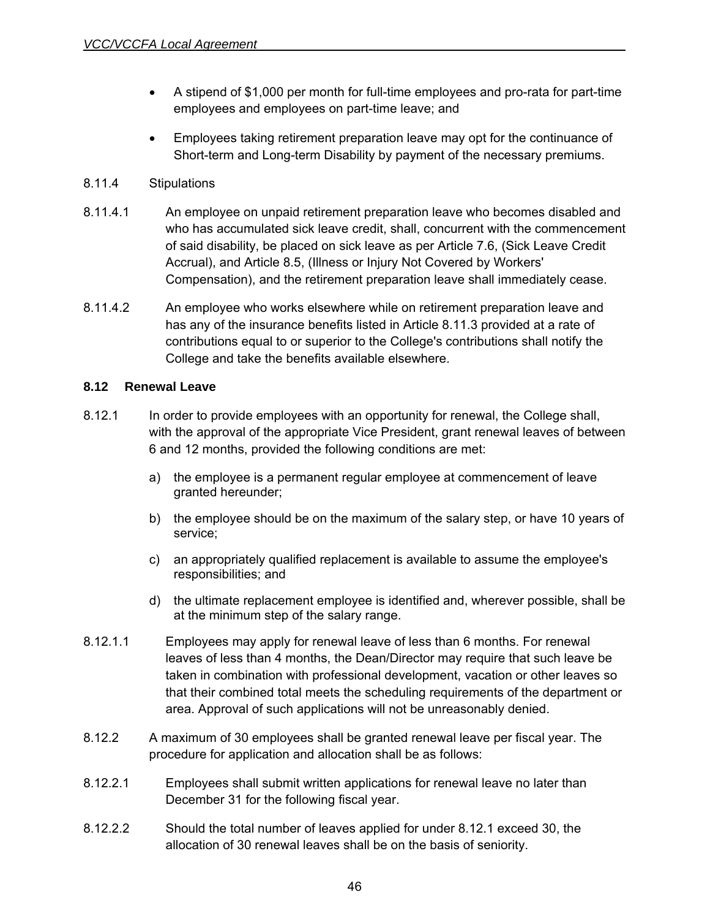- A stipend of $1,000 per month for full-time employees and pro-rata for part-time employees and employees on part-time leave; and
- Employees taking retirement preparation leave may opt for the continuance of Short-term and Long-term Disability by payment of the necessary premiums.

8.11.4 Stipulations

8.11.4.1 An employee on unpaid retirement preparation leave who becomes disabled and who has accumulated sick leave credit, shall, concurrent with the commencement of said disability, be placed on sick leave as per Article 7.6, (Sick Leave Credit Accrual), and Article 8.5, (Illness or Injury Not Covered by Workers' Compensation), and the retirement preparation leave shall immediately cease.

8.11.4.2 An employee who works elsewhere while on retirement preparation leave and has any of the insurance benefits listed in Article 8.11.3 provided at a rate of contributions equal to or superior to the College's contributions shall notify the College and take the benefits available elsewhere.

### 8.12 Renewal Leave

8.12.1 In order to provide employees with an opportunity for renewal, the College shall, with the approval of the appropriate Vice President, grant renewal leaves of between 6 and 12 months, provided the following conditions are met:

a) the employee is a permanent regular employee at commencement of leave granted hereunder;

b) the employee should be on the maximum of the salary step, or have 10 years of service;

c) an appropriately qualified replacement is available to assume the employee's responsibilities; and

d) the ultimate replacement employee is identified and, wherever possible, shall be at the minimum step of the salary range.

8.12.1.1 Employees may apply for renewal leave of less than 6 months. For renewal leaves of less than 4 months, the Dean/Director may require that such leave be taken in combination with professional development, vacation or other leaves so that their combined total meets the scheduling requirements of the department or area. Approval of such applications will not be unreasonably denied.

8.12.2 A maximum of 30 employees shall be granted renewal leave per fiscal year. The procedure for application and allocation shall be as follows:

8.12.2.1 Employees shall submit written applications for renewal leave no later than December 31 for the following fiscal year.

8.12.2.2 Should the total number of leaves applied for under 8.12.1 exceed 30, the allocation of 30 renewal leaves shall be on the basis of seniority.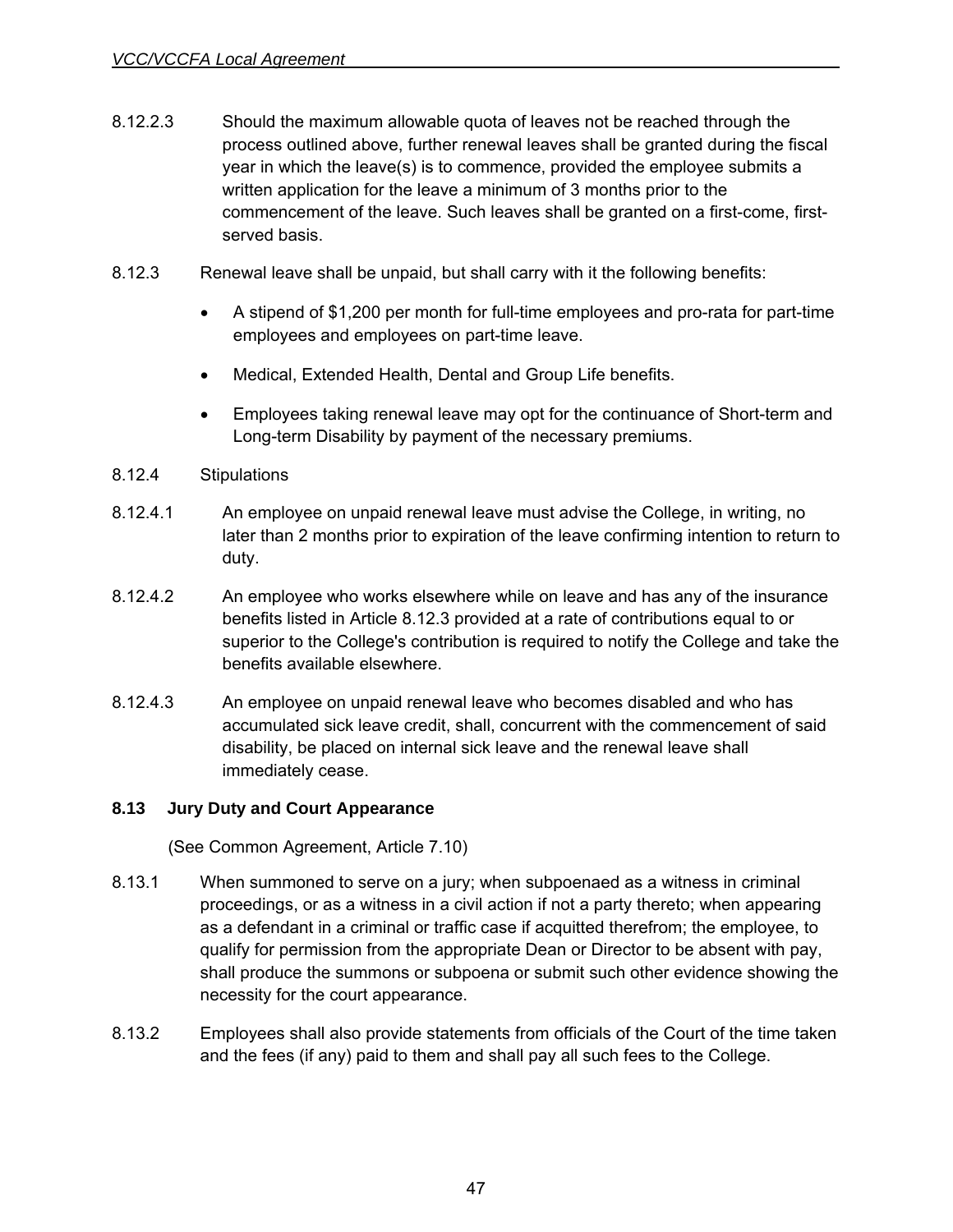8.12.2.3 Should the maximum allowable quota of leaves not be reached through the process outlined above, further renewal leaves shall be granted during the fiscal year in which the leave(s) is to commence, provided the employee submits a written application for the leave a minimum of 3 months prior to the commencement of the leave. Such leaves shall be granted on a first-come, first-served basis.

8.12.3 Renewal leave shall be unpaid, but shall carry with it the following benefits:

- A stipend of $1,200 per month for full-time employees and pro-rata for part-time employees and employees on part-time leave.
- Medical, Extended Health, Dental and Group Life benefits.
- Employees taking renewal leave may opt for the continuance of Short-term and Long-term Disability by payment of the necessary premiums.

8.12.4 Stipulations

8.12.4.1 An employee on unpaid renewal leave must advise the College, in writing, no later than 2 months prior to expiration of the leave confirming intention to return to duty.

8.12.4.2 An employee who works elsewhere while on leave and has any of the insurance benefits listed in Article 8.12.3 provided at a rate of contributions equal to or superior to the College's contribution is required to notify the College and take the benefits available elsewhere.

8.12.4.3 An employee on unpaid renewal leave who becomes disabled and who has accumulated sick leave credit, shall, concurrent with the commencement of said disability, be placed on internal sick leave and the renewal leave shall immediately cease.

### 8.13 Jury Duty and Court Appearance

(See Common Agreement, Article 7.10)

8.13.1 When summoned to serve on a jury; when subpoenaed as a witness in criminal proceedings, or as a witness in a civil action if not a party thereto; when appearing as a defendant in a criminal or traffic case if acquitted therefrom; the employee, to qualify for permission from the appropriate Dean or Director to be absent with pay, shall produce the summons or subpoena or submit such other evidence showing the necessity for the court appearance.

8.13.2 Employees shall also provide statements from officials of the Court of the time taken and the fees (if any) paid to them and shall pay all such fees to the College.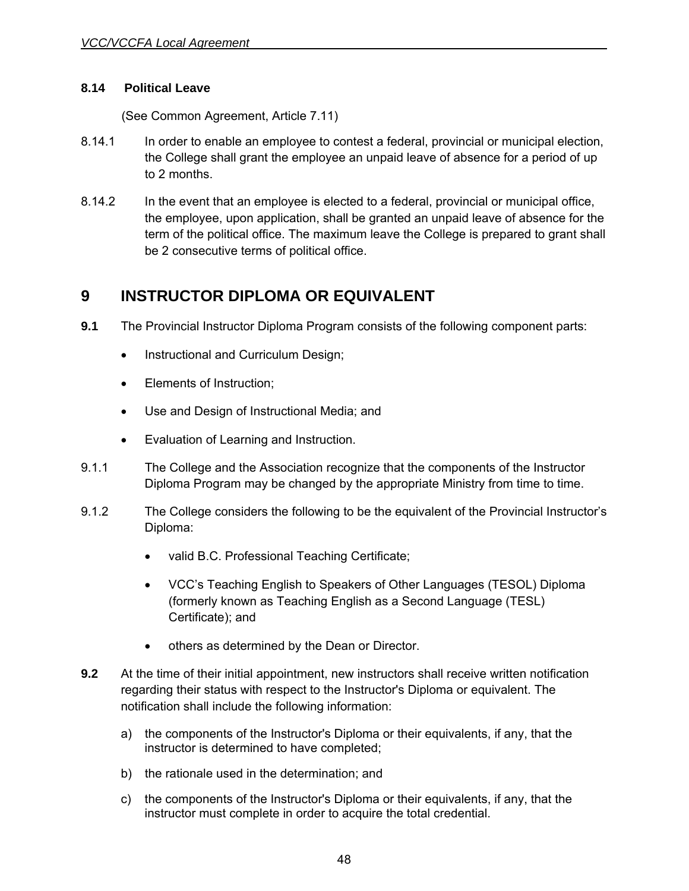### 8.14 Political Leave

(See Common Agreement, Article 7.11)

8.14.1 In order to enable an employee to contest a federal, provincial or municipal election, the College shall grant the employee an unpaid leave of absence for a period of up to 2 months.

8.14.2 In the event that an employee is elected to a federal, provincial or municipal office, the employee, upon application, shall be granted an unpaid leave of absence for the term of the political office. The maximum leave the College is prepared to grant shall be 2 consecutive terms of political office.

# 9 INSTRUCTOR DIPLOMA OR EQUIVALENT

**9.1** The Provincial Instructor Diploma Program consists of the following component parts:

- Instructional and Curriculum Design;
- Elements of Instruction;
- Use and Design of Instructional Media; and
- Evaluation of Learning and Instruction.

9.1.1 The College and the Association recognize that the components of the Instructor Diploma Program may be changed by the appropriate Ministry from time to time.

9.1.2 The College considers the following to be the equivalent of the Provincial Instructor's Diploma:

- valid B.C. Professional Teaching Certificate;
- VCC's Teaching English to Speakers of Other Languages (TESOL) Diploma (formerly known as Teaching English as a Second Language (TESL) Certificate); and
- others as determined by the Dean or Director.

**9.2** At the time of their initial appointment, new instructors shall receive written notification regarding their status with respect to the Instructor's Diploma or equivalent. The notification shall include the following information:

a) the components of the Instructor's Diploma or their equivalents, if any, that the instructor is determined to have completed;

b) the rationale used in the determination; and

c) the components of the Instructor's Diploma or their equivalents, if any, that the instructor must complete in order to acquire the total credential.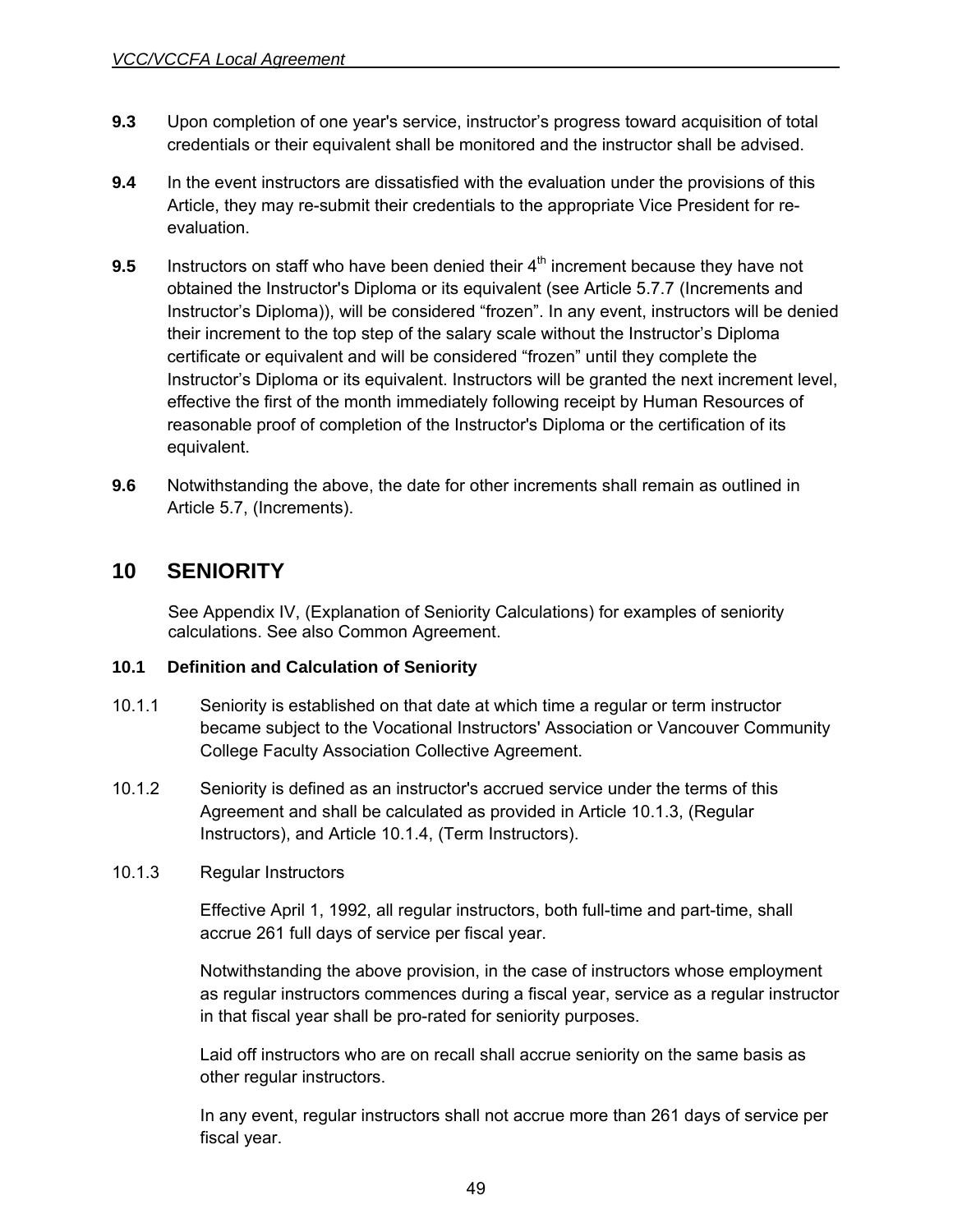**9.3** Upon completion of one year's service, instructor's progress toward acquisition of total credentials or their equivalent shall be monitored and the instructor shall be advised.

**9.4** In the event instructors are dissatisfied with the evaluation under the provisions of this Article, they may re-submit their credentials to the appropriate Vice President for re-evaluation.

**9.5** Instructors on staff who have been denied their 4th increment because they have not obtained the Instructor's Diploma or its equivalent (see Article 5.7.7 (Increments and Instructor's Diploma)), will be considered "frozen". In any event, instructors will be denied their increment to the top step of the salary scale without the Instructor's Diploma certificate or equivalent and will be considered "frozen" until they complete the Instructor's Diploma or its equivalent. Instructors will be granted the next increment level, effective the first of the month immediately following receipt by Human Resources of reasonable proof of completion of the Instructor's Diploma or the certification of its equivalent.

**9.6** Notwithstanding the above, the date for other increments shall remain as outlined in Article 5.7, (Increments).

# 10 SENIORITY

See Appendix IV, (Explanation of Seniority Calculations) for examples of seniority calculations. See also Common Agreement.

### 10.1 Definition and Calculation of Seniority

10.1.1 Seniority is established on that date at which time a regular or term instructor became subject to the Vocational Instructors' Association or Vancouver Community College Faculty Association Collective Agreement.

10.1.2 Seniority is defined as an instructor's accrued service under the terms of this Agreement and shall be calculated as provided in Article 10.1.3, (Regular Instructors), and Article 10.1.4, (Term Instructors).

10.1.3 Regular Instructors

Effective April 1, 1992, all regular instructors, both full-time and part-time, shall accrue 261 full days of service per fiscal year.

Notwithstanding the above provision, in the case of instructors whose employment as regular instructors commences during a fiscal year, service as a regular instructor in that fiscal year shall be pro-rated for seniority purposes.

Laid off instructors who are on recall shall accrue seniority on the same basis as other regular instructors.

In any event, regular instructors shall not accrue more than 261 days of service per fiscal year.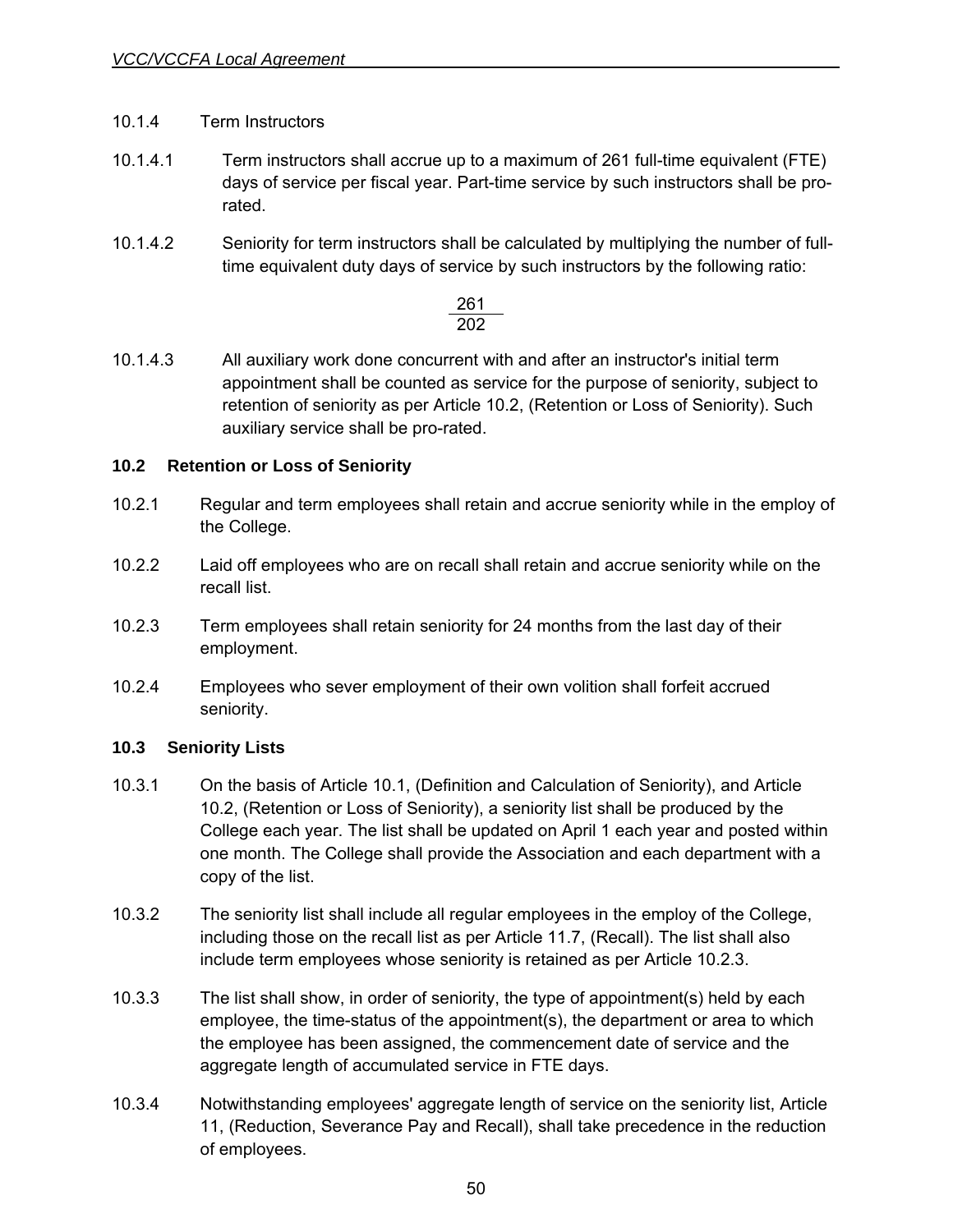10.1.4 Term Instructors

10.1.4.1 Term instructors shall accrue up to a maximum of 261 full-time equivalent (FTE) days of service per fiscal year. Part-time service by such instructors shall be pro-rated.

10.1.4.2 Seniority for term instructors shall be calculated by multiplying the number of full-time equivalent duty days of service by such instructors by the following ratio:

$$\frac{261}{202}$$

10.1.4.3 All auxiliary work done concurrent with and after an instructor's initial term appointment shall be counted as service for the purpose of seniority, subject to retention of seniority as per Article 10.2, (Retention or Loss of Seniority). Such auxiliary service shall be pro-rated.

### 10.2 Retention or Loss of Seniority

10.2.1 Regular and term employees shall retain and accrue seniority while in the employ of the College.

10.2.2 Laid off employees who are on recall shall retain and accrue seniority while on the recall list.

10.2.3 Term employees shall retain seniority for 24 months from the last day of their employment.

10.2.4 Employees who sever employment of their own volition shall forfeit accrued seniority.

### 10.3 Seniority Lists

10.3.1 On the basis of Article 10.1, (Definition and Calculation of Seniority), and Article 10.2, (Retention or Loss of Seniority), a seniority list shall be produced by the College each year. The list shall be updated on April 1 each year and posted within one month. The College shall provide the Association and each department with a copy of the list.

10.3.2 The seniority list shall include all regular employees in the employ of the College, including those on the recall list as per Article 11.7, (Recall). The list shall also include term employees whose seniority is retained as per Article 10.2.3.

10.3.3 The list shall show, in order of seniority, the type of appointment(s) held by each employee, the time-status of the appointment(s), the department or area to which the employee has been assigned, the commencement date of service and the aggregate length of accumulated service in FTE days.

10.3.4 Notwithstanding employees' aggregate length of service on the seniority list, Article 11, (Reduction, Severance Pay and Recall), shall take precedence in the reduction of employees.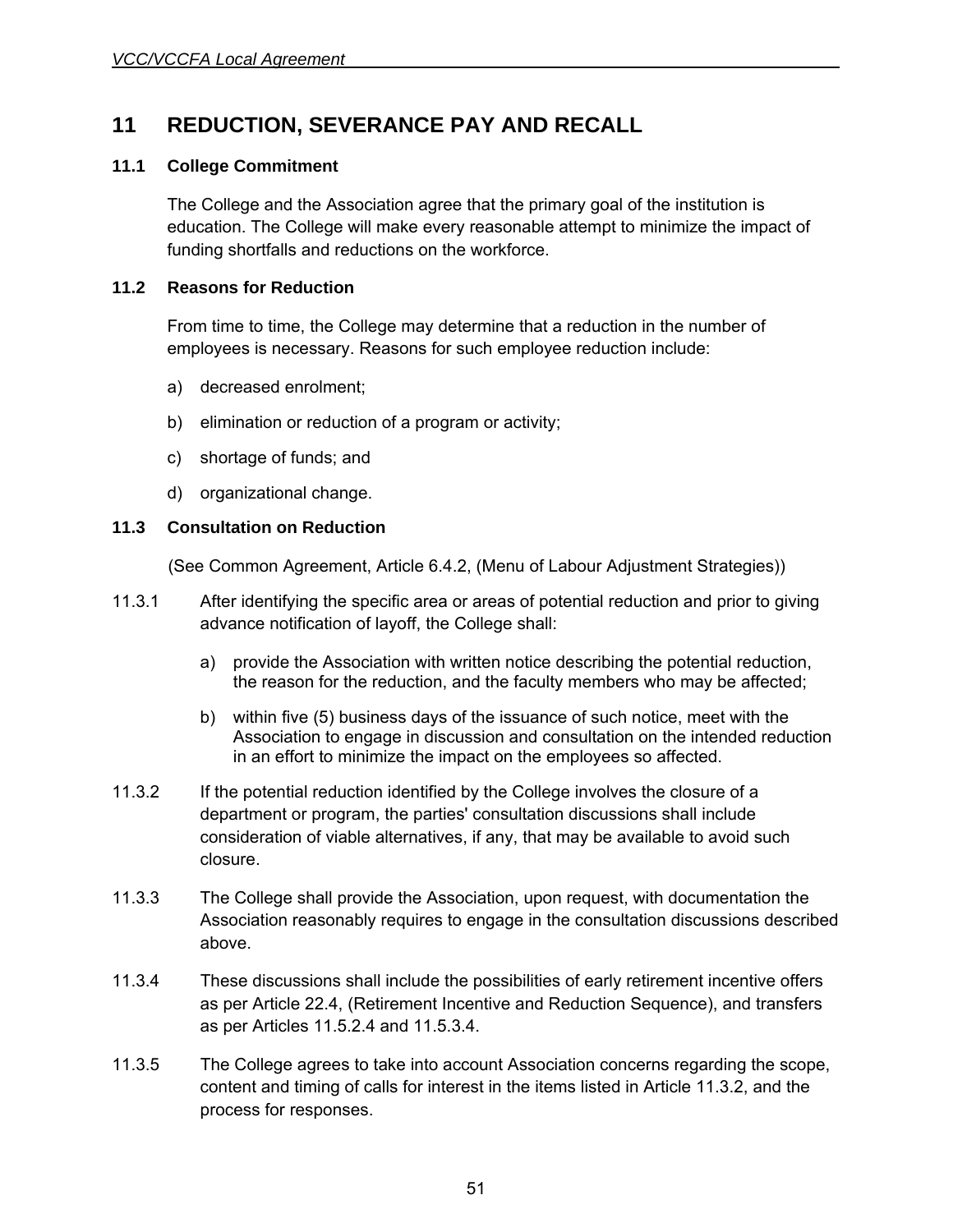# 11 REDUCTION, SEVERANCE PAY AND RECALL

## 11.1 College Commitment

The College and the Association agree that the primary goal of the institution is education. The College will make every reasonable attempt to minimize the impact of funding shortfalls and reductions on the workforce.

## 11.2 Reasons for Reduction

From time to time, the College may determine that a reduction in the number of employees is necessary. Reasons for such employee reduction include:

a) decreased enrolment;

b) elimination or reduction of a program or activity;

c) shortage of funds; and

d) organizational change.

## 11.3 Consultation on Reduction

(See Common Agreement, Article 6.4.2, (Menu of Labour Adjustment Strategies))

11.3.1 After identifying the specific area or areas of potential reduction and prior to giving advance notification of layoff, the College shall:

a) provide the Association with written notice describing the potential reduction, the reason for the reduction, and the faculty members who may be affected;

b) within five (5) business days of the issuance of such notice, meet with the Association to engage in discussion and consultation on the intended reduction in an effort to minimize the impact on the employees so affected.

11.3.2 If the potential reduction identified by the College involves the closure of a department or program, the parties' consultation discussions shall include consideration of viable alternatives, if any, that may be available to avoid such closure.

11.3.3 The College shall provide the Association, upon request, with documentation the Association reasonably requires to engage in the consultation discussions described above.

11.3.4 These discussions shall include the possibilities of early retirement incentive offers as per Article 22.4, (Retirement Incentive and Reduction Sequence), and transfers as per Articles 11.5.2.4 and 11.5.3.4.

11.3.5 The College agrees to take into account Association concerns regarding the scope, content and timing of calls for interest in the items listed in Article 11.3.2, and the process for responses.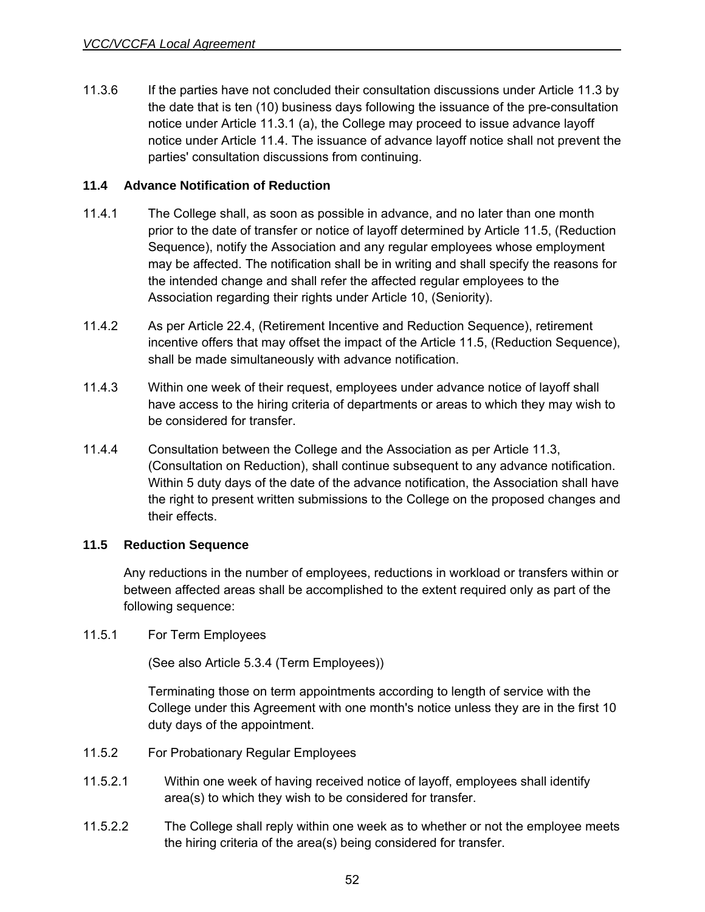11.3.6 If the parties have not concluded their consultation discussions under Article 11.3 by the date that is ten (10) business days following the issuance of the pre-consultation notice under Article 11.3.1 (a), the College may proceed to issue advance layoff notice under Article 11.4. The issuance of advance layoff notice shall not prevent the parties' consultation discussions from continuing.

## 11.4 Advance Notification of Reduction

11.4.1 The College shall, as soon as possible in advance, and no later than one month prior to the date of transfer or notice of layoff determined by Article 11.5, (Reduction Sequence), notify the Association and any regular employees whose employment may be affected. The notification shall be in writing and shall specify the reasons for the intended change and shall refer the affected regular employees to the Association regarding their rights under Article 10, (Seniority).

11.4.2 As per Article 22.4, (Retirement Incentive and Reduction Sequence), retirement incentive offers that may offset the impact of the Article 11.5, (Reduction Sequence), shall be made simultaneously with advance notification.

11.4.3 Within one week of their request, employees under advance notice of layoff shall have access to the hiring criteria of departments or areas to which they may wish to be considered for transfer.

11.4.4 Consultation between the College and the Association as per Article 11.3, (Consultation on Reduction), shall continue subsequent to any advance notification. Within 5 duty days of the date of the advance notification, the Association shall have the right to present written submissions to the College on the proposed changes and their effects.

## 11.5 Reduction Sequence

Any reductions in the number of employees, reductions in workload or transfers within or between affected areas shall be accomplished to the extent required only as part of the following sequence:

11.5.1 For Term Employees

(See also Article 5.3.4 (Term Employees))

Terminating those on term appointments according to length of service with the College under this Agreement with one month's notice unless they are in the first 10 duty days of the appointment.

11.5.2 For Probationary Regular Employees

11.5.2.1 Within one week of having received notice of layoff, employees shall identify area(s) to which they wish to be considered for transfer.

11.5.2.2 The College shall reply within one week as to whether or not the employee meets the hiring criteria of the area(s) being considered for transfer.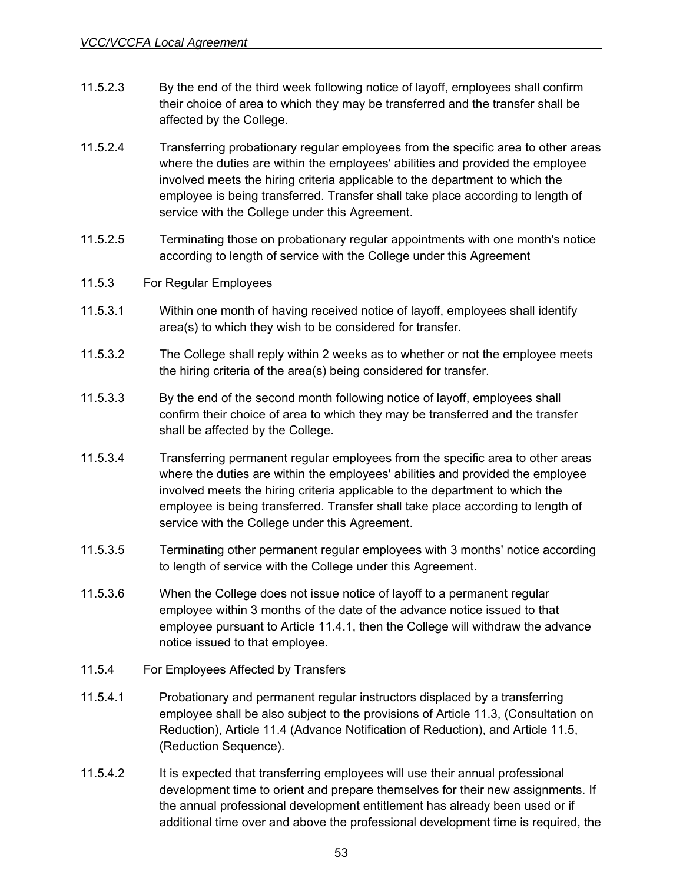11.5.2.3 By the end of the third week following notice of layoff, employees shall confirm their choice of area to which they may be transferred and the transfer shall be affected by the College.

11.5.2.4 Transferring probationary regular employees from the specific area to other areas where the duties are within the employees' abilities and provided the employee involved meets the hiring criteria applicable to the department to which the employee is being transferred. Transfer shall take place according to length of service with the College under this Agreement.

11.5.2.5 Terminating those on probationary regular appointments with one month's notice according to length of service with the College under this Agreement

11.5.3 For Regular Employees

11.5.3.1 Within one month of having received notice of layoff, employees shall identify area(s) to which they wish to be considered for transfer.

11.5.3.2 The College shall reply within 2 weeks as to whether or not the employee meets the hiring criteria of the area(s) being considered for transfer.

11.5.3.3 By the end of the second month following notice of layoff, employees shall confirm their choice of area to which they may be transferred and the transfer shall be affected by the College.

11.5.3.4 Transferring permanent regular employees from the specific area to other areas where the duties are within the employees' abilities and provided the employee involved meets the hiring criteria applicable to the department to which the employee is being transferred. Transfer shall take place according to length of service with the College under this Agreement.

11.5.3.5 Terminating other permanent regular employees with 3 months' notice according to length of service with the College under this Agreement.

11.5.3.6 When the College does not issue notice of layoff to a permanent regular employee within 3 months of the date of the advance notice issued to that employee pursuant to Article 11.4.1, then the College will withdraw the advance notice issued to that employee.

11.5.4 For Employees Affected by Transfers

11.5.4.1 Probationary and permanent regular instructors displaced by a transferring employee shall be also subject to the provisions of Article 11.3, (Consultation on Reduction), Article 11.4 (Advance Notification of Reduction), and Article 11.5, (Reduction Sequence).

11.5.4.2 It is expected that transferring employees will use their annual professional development time to orient and prepare themselves for their new assignments. If the annual professional development entitlement has already been used or if additional time over and above the professional development time is required, the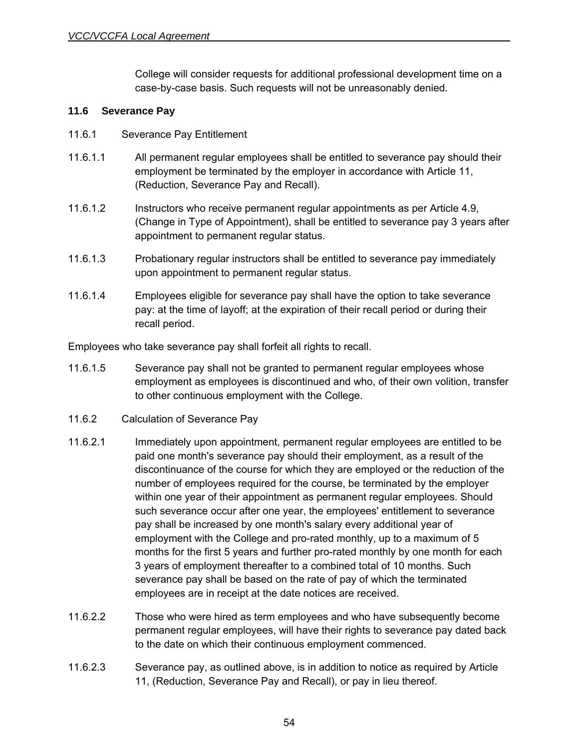College will consider requests for additional professional development time on a case-by-case basis. Such requests will not be unreasonably denied.

### 11.6 Severance Pay

11.6.1 Severance Pay Entitlement

11.6.1.1 All permanent regular employees shall be entitled to severance pay should their employment be terminated by the employer in accordance with Article 11, (Reduction, Severance Pay and Recall).

11.6.1.2 Instructors who receive permanent regular appointments as per Article 4.9, (Change in Type of Appointment), shall be entitled to severance pay 3 years after appointment to permanent regular status.

11.6.1.3 Probationary regular instructors shall be entitled to severance pay immediately upon appointment to permanent regular status.

11.6.1.4 Employees eligible for severance pay shall have the option to take severance pay: at the time of layoff; at the expiration of their recall period or during their recall period.

Employees who take severance pay shall forfeit all rights to recall.

11.6.1.5 Severance pay shall not be granted to permanent regular employees whose employment as employees is discontinued and who, of their own volition, transfer to other continuous employment with the College.

11.6.2 Calculation of Severance Pay

11.6.2.1 Immediately upon appointment, permanent regular employees are entitled to be paid one month's severance pay should their employment, as a result of the discontinuance of the course for which they are employed or the reduction of the number of employees required for the course, be terminated by the employer within one year of their appointment as permanent regular employees. Should such severance occur after one year, the employees' entitlement to severance pay shall be increased by one month's salary every additional year of employment with the College and pro-rated monthly, up to a maximum of 5 months for the first 5 years and further pro-rated monthly by one month for each 3 years of employment thereafter to a combined total of 10 months. Such severance pay shall be based on the rate of pay of which the terminated employees are in receipt at the date notices are received.

11.6.2.2 Those who were hired as term employees and who have subsequently become permanent regular employees, will have their rights to severance pay dated back to the date on which their continuous employment commenced.

11.6.2.3 Severance pay, as outlined above, is in addition to notice as required by Article 11, (Reduction, Severance Pay and Recall), or pay in lieu thereof.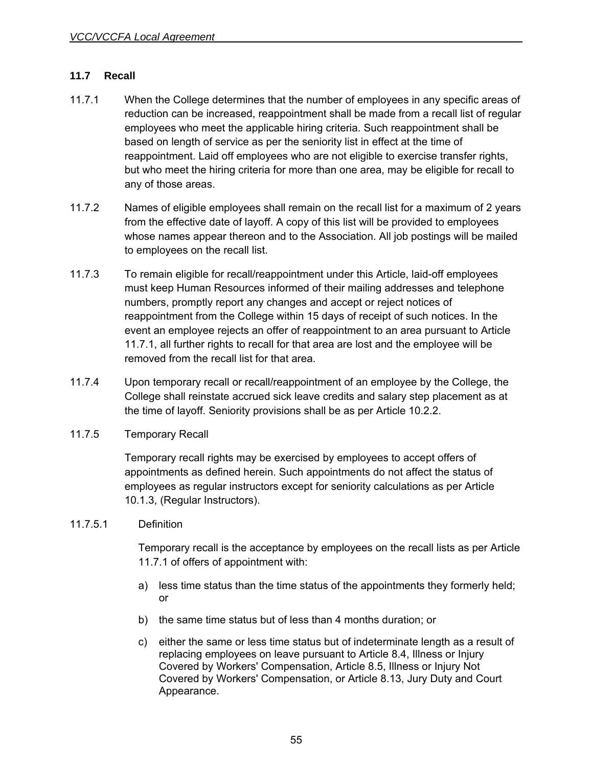## 11.7 Recall

11.7.1 When the College determines that the number of employees in any specific areas of reduction can be increased, reappointment shall be made from a recall list of regular employees who meet the applicable hiring criteria. Such reappointment shall be based on length of service as per the seniority list in effect at the time of reappointment. Laid off employees who are not eligible to exercise transfer rights, but who meet the hiring criteria for more than one area, may be eligible for recall to any of those areas.

11.7.2 Names of eligible employees shall remain on the recall list for a maximum of 2 years from the effective date of layoff. A copy of this list will be provided to employees whose names appear thereon and to the Association. All job postings will be mailed to employees on the recall list.

11.7.3 To remain eligible for recall/reappointment under this Article, laid-off employees must keep Human Resources informed of their mailing addresses and telephone numbers, promptly report any changes and accept or reject notices of reappointment from the College within 15 days of receipt of such notices. In the event an employee rejects an offer of reappointment to an area pursuant to Article 11.7.1, all further rights to recall for that area are lost and the employee will be removed from the recall list for that area.

11.7.4 Upon temporary recall or recall/reappointment of an employee by the College, the College shall reinstate accrued sick leave credits and salary step placement as at the time of layoff. Seniority provisions shall be as per Article 10.2.2.

11.7.5 Temporary Recall

Temporary recall rights may be exercised by employees to accept offers of appointments as defined herein. Such appointments do not affect the status of employees as regular instructors except for seniority calculations as per Article 10.1.3, (Regular Instructors).

11.7.5.1 Definition

Temporary recall is the acceptance by employees on the recall lists as per Article 11.7.1 of offers of appointment with:

a) less time status than the time status of the appointments they formerly held; or

b) the same time status but of less than 4 months duration; or

c) either the same or less time status but of indeterminate length as a result of replacing employees on leave pursuant to Article 8.4, Illness or Injury Covered by Workers' Compensation, Article 8.5, Illness or Injury Not Covered by Workers' Compensation, or Article 8.13, Jury Duty and Court Appearance.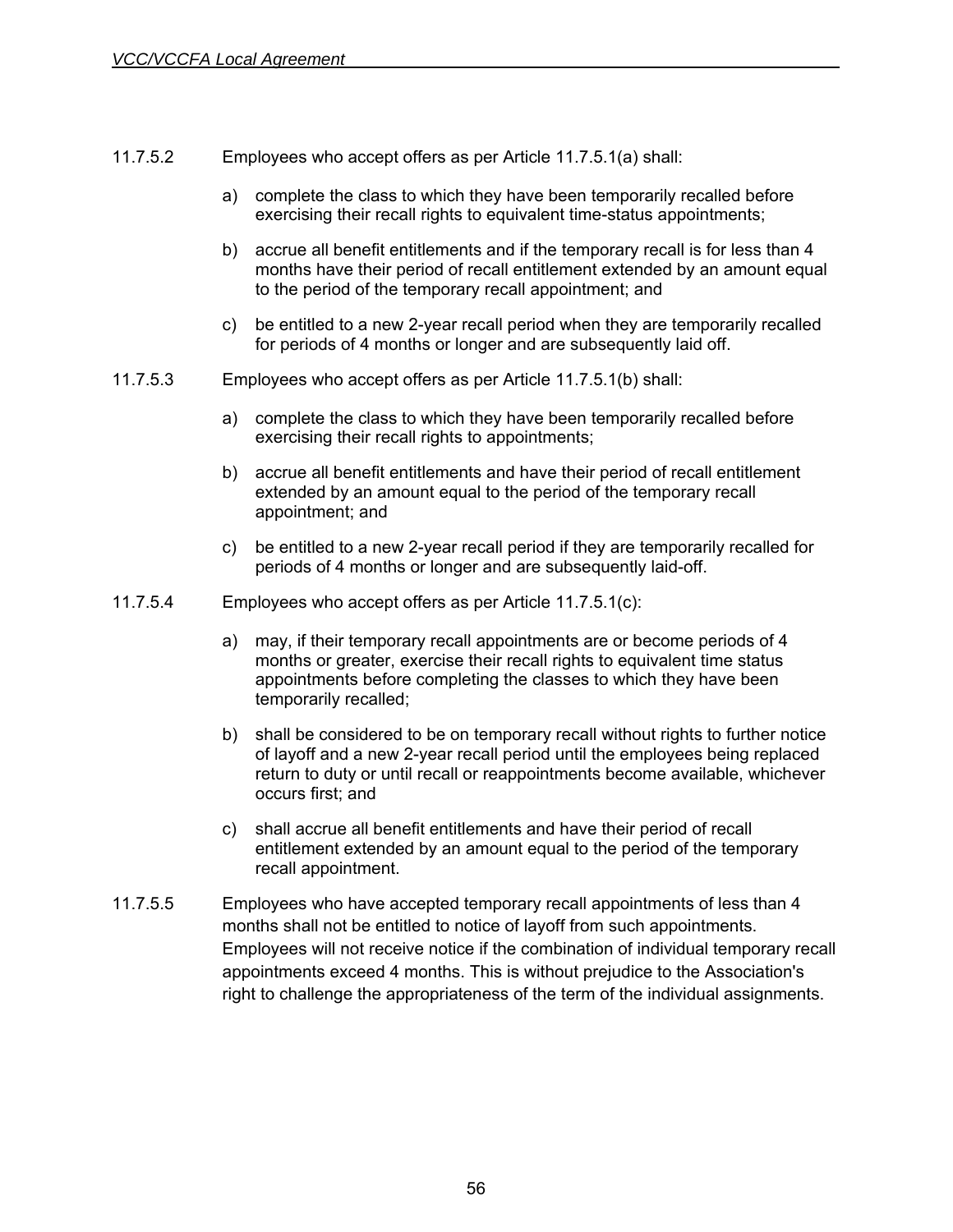11.7.5.2 Employees who accept offers as per Article 11.7.5.1(a) shall:

a) complete the class to which they have been temporarily recalled before exercising their recall rights to equivalent time-status appointments;

b) accrue all benefit entitlements and if the temporary recall is for less than 4 months have their period of recall entitlement extended by an amount equal to the period of the temporary recall appointment; and

c) be entitled to a new 2-year recall period when they are temporarily recalled for periods of 4 months or longer and are subsequently laid off.

11.7.5.3 Employees who accept offers as per Article 11.7.5.1(b) shall:

a) complete the class to which they have been temporarily recalled before exercising their recall rights to appointments;

b) accrue all benefit entitlements and have their period of recall entitlement extended by an amount equal to the period of the temporary recall appointment; and

c) be entitled to a new 2-year recall period if they are temporarily recalled for periods of 4 months or longer and are subsequently laid-off.

11.7.5.4 Employees who accept offers as per Article 11.7.5.1(c):

a) may, if their temporary recall appointments are or become periods of 4 months or greater, exercise their recall rights to equivalent time status appointments before completing the classes to which they have been temporarily recalled;

b) shall be considered to be on temporary recall without rights to further notice of layoff and a new 2-year recall period until the employees being replaced return to duty or until recall or reappointments become available, whichever occurs first; and

c) shall accrue all benefit entitlements and have their period of recall entitlement extended by an amount equal to the period of the temporary recall appointment.

11.7.5.5 Employees who have accepted temporary recall appointments of less than 4 months shall not be entitled to notice of layoff from such appointments. Employees will not receive notice if the combination of individual temporary recall appointments exceed 4 months. This is without prejudice to the Association's right to challenge the appropriateness of the term of the individual assignments.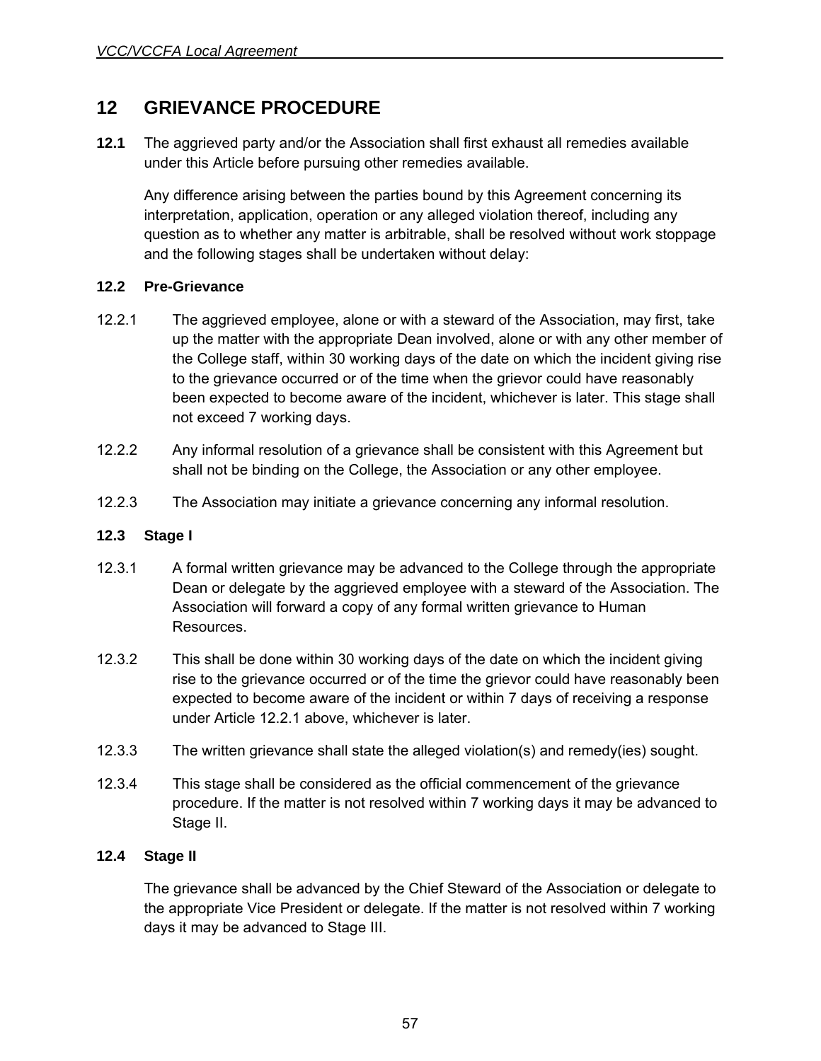## 12 GRIEVANCE PROCEDURE

**12.1** The aggrieved party and/or the Association shall first exhaust all remedies available under this Article before pursuing other remedies available.

Any difference arising between the parties bound by this Agreement concerning its interpretation, application, operation or any alleged violation thereof, including any question as to whether any matter is arbitrable, shall be resolved without work stoppage and the following stages shall be undertaken without delay:

### 12.2 Pre-Grievance

12.2.1 The aggrieved employee, alone or with a steward of the Association, may first, take up the matter with the appropriate Dean involved, alone or with any other member of the College staff, within 30 working days of the date on which the incident giving rise to the grievance occurred or of the time when the grievor could have reasonably been expected to become aware of the incident, whichever is later. This stage shall not exceed 7 working days.

12.2.2 Any informal resolution of a grievance shall be consistent with this Agreement but shall not be binding on the College, the Association or any other employee.

12.2.3 The Association may initiate a grievance concerning any informal resolution.

### 12.3 Stage I

12.3.1 A formal written grievance may be advanced to the College through the appropriate Dean or delegate by the aggrieved employee with a steward of the Association. The Association will forward a copy of any formal written grievance to Human Resources.

12.3.2 This shall be done within 30 working days of the date on which the incident giving rise to the grievance occurred or of the time the grievor could have reasonably been expected to become aware of the incident or within 7 days of receiving a response under Article 12.2.1 above, whichever is later.

12.3.3 The written grievance shall state the alleged violation(s) and remedy(ies) sought.

12.3.4 This stage shall be considered as the official commencement of the grievance procedure. If the matter is not resolved within 7 working days it may be advanced to Stage II.

### 12.4 Stage II

The grievance shall be advanced by the Chief Steward of the Association or delegate to the appropriate Vice President or delegate. If the matter is not resolved within 7 working days it may be advanced to Stage III.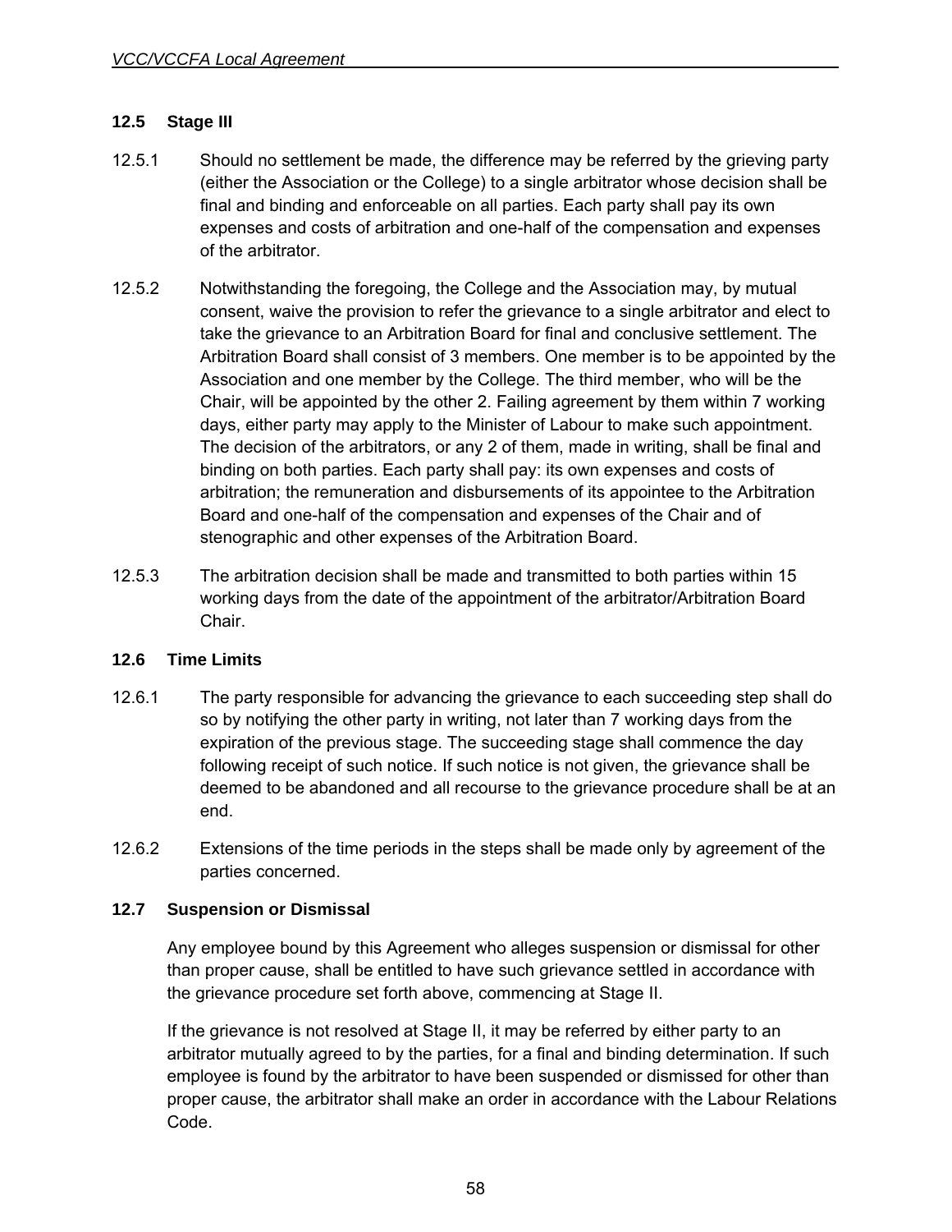### 12.5 Stage III

12.5.1 Should no settlement be made, the difference may be referred by the grieving party (either the Association or the College) to a single arbitrator whose decision shall be final and binding and enforceable on all parties. Each party shall pay its own expenses and costs of arbitration and one-half of the compensation and expenses of the arbitrator.

12.5.2 Notwithstanding the foregoing, the College and the Association may, by mutual consent, waive the provision to refer the grievance to a single arbitrator and elect to take the grievance to an Arbitration Board for final and conclusive settlement. The Arbitration Board shall consist of 3 members. One member is to be appointed by the Association and one member by the College. The third member, who will be the Chair, will be appointed by the other 2. Failing agreement by them within 7 working days, either party may apply to the Minister of Labour to make such appointment. The decision of the arbitrators, or any 2 of them, made in writing, shall be final and binding on both parties. Each party shall pay: its own expenses and costs of arbitration; the remuneration and disbursements of its appointee to the Arbitration Board and one-half of the compensation and expenses of the Chair and of stenographic and other expenses of the Arbitration Board.

12.5.3 The arbitration decision shall be made and transmitted to both parties within 15 working days from the date of the appointment of the arbitrator/Arbitration Board Chair.

### 12.6 Time Limits

12.6.1 The party responsible for advancing the grievance to each succeeding step shall do so by notifying the other party in writing, not later than 7 working days from the expiration of the previous stage. The succeeding stage shall commence the day following receipt of such notice. If such notice is not given, the grievance shall be deemed to be abandoned and all recourse to the grievance procedure shall be at an end.

12.6.2 Extensions of the time periods in the steps shall be made only by agreement of the parties concerned.

### 12.7 Suspension or Dismissal

Any employee bound by this Agreement who alleges suspension or dismissal for other than proper cause, shall be entitled to have such grievance settled in accordance with the grievance procedure set forth above, commencing at Stage II.

If the grievance is not resolved at Stage II, it may be referred by either party to an arbitrator mutually agreed to by the parties, for a final and binding determination. If such employee is found by the arbitrator to have been suspended or dismissed for other than proper cause, the arbitrator shall make an order in accordance with the Labour Relations Code.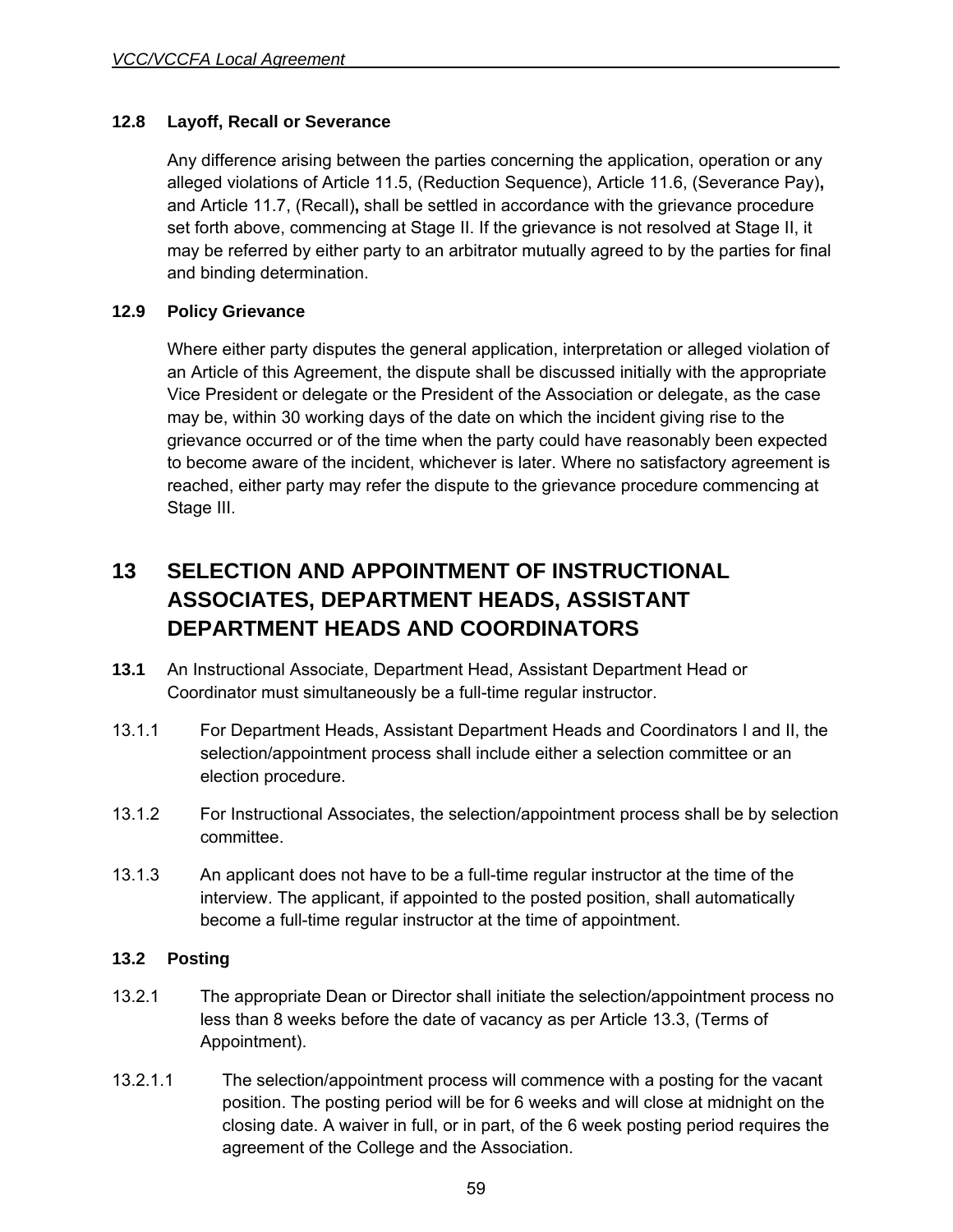### 12.8 Layoff, Recall or Severance

Any difference arising between the parties concerning the application, operation or any alleged violations of Article 11.5, (Reduction Sequence), Article 11.6, (Severance Pay), and Article 11.7, (Recall), shall be settled in accordance with the grievance procedure set forth above, commencing at Stage II. If the grievance is not resolved at Stage II, it may be referred by either party to an arbitrator mutually agreed to by the parties for final and binding determination.

### 12.9 Policy Grievance

Where either party disputes the general application, interpretation or alleged violation of an Article of this Agreement, the dispute shall be discussed initially with the appropriate Vice President or delegate or the President of the Association or delegate, as the case may be, within 30 working days of the date on which the incident giving rise to the grievance occurred or of the time when the party could have reasonably been expected to become aware of the incident, whichever is later. Where no satisfactory agreement is reached, either party may refer the dispute to the grievance procedure commencing at Stage III.

## 13 SELECTION AND APPOINTMENT OF INSTRUCTIONAL ASSOCIATES, DEPARTMENT HEADS, ASSISTANT DEPARTMENT HEADS AND COORDINATORS

**13.1** An Instructional Associate, Department Head, Assistant Department Head or Coordinator must simultaneously be a full-time regular instructor.

13.1.1 For Department Heads, Assistant Department Heads and Coordinators I and II, the selection/appointment process shall include either a selection committee or an election procedure.

13.1.2 For Instructional Associates, the selection/appointment process shall be by selection committee.

13.1.3 An applicant does not have to be a full-time regular instructor at the time of the interview. The applicant, if appointed to the posted position, shall automatically become a full-time regular instructor at the time of appointment.

### 13.2 Posting

13.2.1 The appropriate Dean or Director shall initiate the selection/appointment process no less than 8 weeks before the date of vacancy as per Article 13.3, (Terms of Appointment).

13.2.1.1 The selection/appointment process will commence with a posting for the vacant position. The posting period will be for 6 weeks and will close at midnight on the closing date. A waiver in full, or in part, of the 6 week posting period requires the agreement of the College and the Association.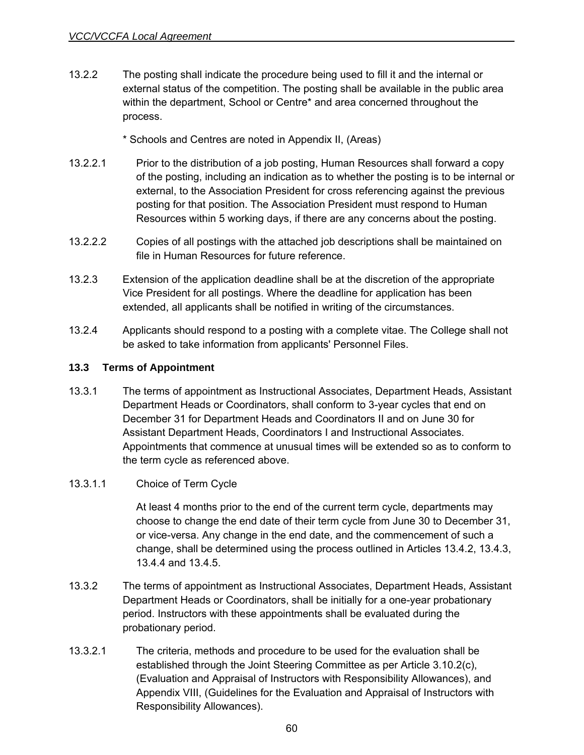13.2.2 The posting shall indicate the procedure being used to fill it and the internal or external status of the competition. The posting shall be available in the public area within the department, School or Centre* and area concerned throughout the process.

\* Schools and Centres are noted in Appendix II, (Areas)

13.2.2.1 Prior to the distribution of a job posting, Human Resources shall forward a copy of the posting, including an indication as to whether the posting is to be internal or external, to the Association President for cross referencing against the previous posting for that position. The Association President must respond to Human Resources within 5 working days, if there are any concerns about the posting.

13.2.2.2 Copies of all postings with the attached job descriptions shall be maintained on file in Human Resources for future reference.

13.2.3 Extension of the application deadline shall be at the discretion of the appropriate Vice President for all postings. Where the deadline for application has been extended, all applicants shall be notified in writing of the circumstances.

13.2.4 Applicants should respond to a posting with a complete vitae. The College shall not be asked to take information from applicants' Personnel Files.

**13.3 Terms of Appointment**

13.3.1 The terms of appointment as Instructional Associates, Department Heads, Assistant Department Heads or Coordinators, shall conform to 3-year cycles that end on December 31 for Department Heads and Coordinators II and on June 30 for Assistant Department Heads, Coordinators I and Instructional Associates. Appointments that commence at unusual times will be extended so as to conform to the term cycle as referenced above.

13.3.1.1 Choice of Term Cycle

At least 4 months prior to the end of the current term cycle, departments may choose to change the end date of their term cycle from June 30 to December 31, or vice-versa. Any change in the end date, and the commencement of such a change, shall be determined using the process outlined in Articles 13.4.2, 13.4.3, 13.4.4 and 13.4.5.

13.3.2 The terms of appointment as Instructional Associates, Department Heads, Assistant Department Heads or Coordinators, shall be initially for a one-year probationary period. Instructors with these appointments shall be evaluated during the probationary period.

13.3.2.1 The criteria, methods and procedure to be used for the evaluation shall be established through the Joint Steering Committee as per Article 3.10.2(c), (Evaluation and Appraisal of Instructors with Responsibility Allowances), and Appendix VIII, (Guidelines for the Evaluation and Appraisal of Instructors with Responsibility Allowances).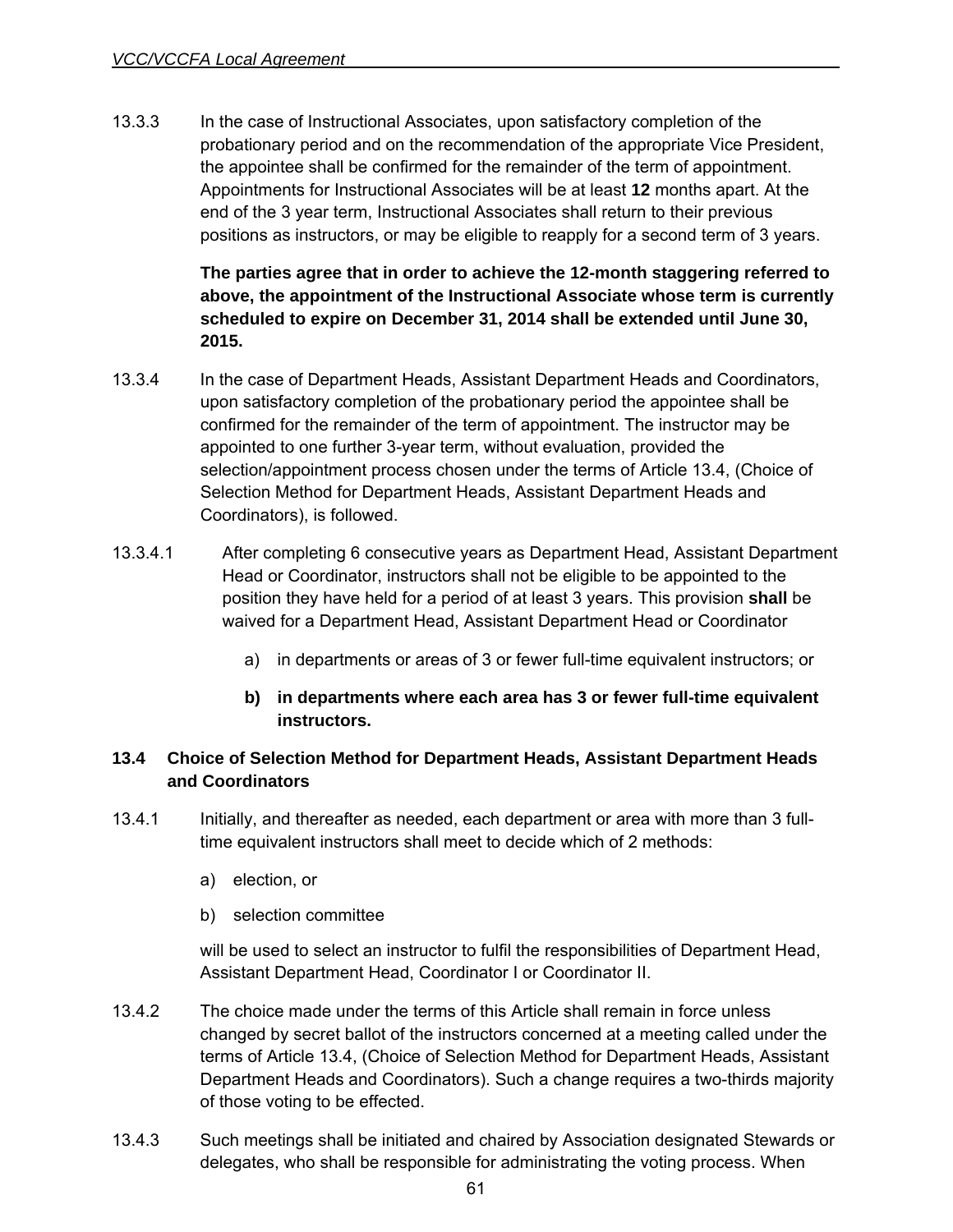13.3.3 In the case of Instructional Associates, upon satisfactory completion of the probationary period and on the recommendation of the appropriate Vice President, the appointee shall be confirmed for the remainder of the term of appointment. Appointments for Instructional Associates will be at least **12** months apart. At the end of the 3 year term, Instructional Associates shall return to their previous positions as instructors, or may be eligible to reapply for a second term of 3 years.

**The parties agree that in order to achieve the 12-month staggering referred to above, the appointment of the Instructional Associate whose term is currently scheduled to expire on December 31, 2014 shall be extended until June 30, 2015.**

13.3.4 In the case of Department Heads, Assistant Department Heads and Coordinators, upon satisfactory completion of the probationary period the appointee shall be confirmed for the remainder of the term of appointment. The instructor may be appointed to one further 3-year term, without evaluation, provided the selection/appointment process chosen under the terms of Article 13.4, (Choice of Selection Method for Department Heads, Assistant Department Heads and Coordinators), is followed.

13.3.4.1 After completing 6 consecutive years as Department Head, Assistant Department Head or Coordinator, instructors shall not be eligible to be appointed to the position they have held for a period of at least 3 years. This provision **shall** be waived for a Department Head, Assistant Department Head or Coordinator

a) in departments or areas of 3 or fewer full-time equivalent instructors; or

**b) in departments where each area has 3 or fewer full-time equivalent instructors.**

### 13.4 Choice of Selection Method for Department Heads, Assistant Department Heads and Coordinators

13.4.1 Initially, and thereafter as needed, each department or area with more than 3 full-time equivalent instructors shall meet to decide which of 2 methods:

a) election, or

b) selection committee

will be used to select an instructor to fulfil the responsibilities of Department Head, Assistant Department Head, Coordinator I or Coordinator II.

13.4.2 The choice made under the terms of this Article shall remain in force unless changed by secret ballot of the instructors concerned at a meeting called under the terms of Article 13.4, (Choice of Selection Method for Department Heads, Assistant Department Heads and Coordinators). Such a change requires a two-thirds majority of those voting to be effected.

13.4.3 Such meetings shall be initiated and chaired by Association designated Stewards or delegates, who shall be responsible for administrating the voting process. When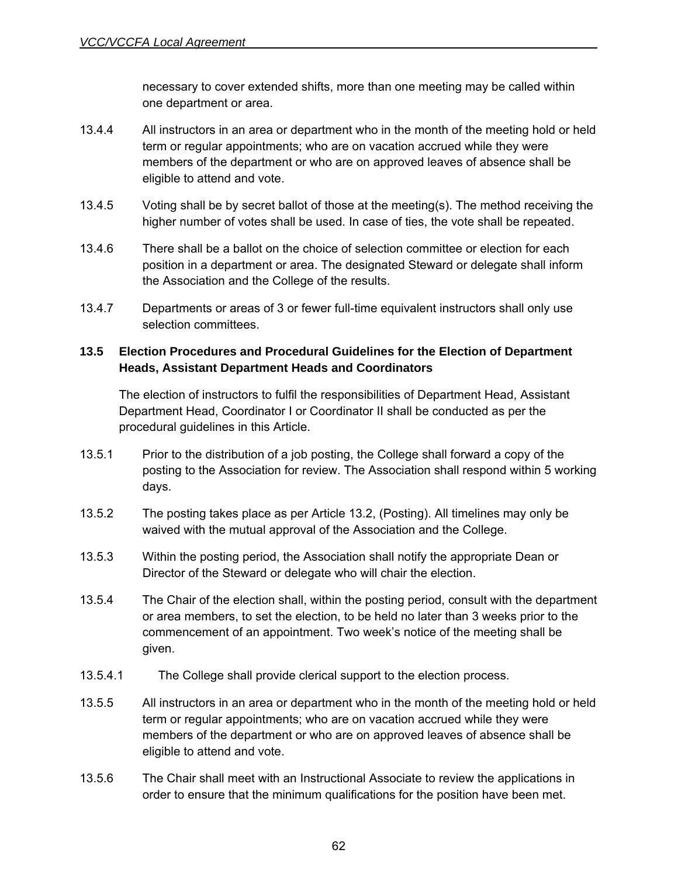necessary to cover extended shifts, more than one meeting may be called within one department or area.

13.4.4 All instructors in an area or department who in the month of the meeting hold or held term or regular appointments; who are on vacation accrued while they were members of the department or who are on approved leaves of absence shall be eligible to attend and vote.

13.4.5 Voting shall be by secret ballot of those at the meeting(s). The method receiving the higher number of votes shall be used. In case of ties, the vote shall be repeated.

13.4.6 There shall be a ballot on the choice of selection committee or election for each position in a department or area. The designated Steward or delegate shall inform the Association and the College of the results.

13.4.7 Departments or areas of 3 or fewer full-time equivalent instructors shall only use selection committees.

### 13.5 Election Procedures and Procedural Guidelines for the Election of Department Heads, Assistant Department Heads and Coordinators

The election of instructors to fulfil the responsibilities of Department Head, Assistant Department Head, Coordinator I or Coordinator II shall be conducted as per the procedural guidelines in this Article.

13.5.1 Prior to the distribution of a job posting, the College shall forward a copy of the posting to the Association for review. The Association shall respond within 5 working days.

13.5.2 The posting takes place as per Article 13.2, (Posting). All timelines may only be waived with the mutual approval of the Association and the College.

13.5.3 Within the posting period, the Association shall notify the appropriate Dean or Director of the Steward or delegate who will chair the election.

13.5.4 The Chair of the election shall, within the posting period, consult with the department or area members, to set the election, to be held no later than 3 weeks prior to the commencement of an appointment. Two week's notice of the meeting shall be given.

13.5.4.1 The College shall provide clerical support to the election process.

13.5.5 All instructors in an area or department who in the month of the meeting hold or held term or regular appointments; who are on vacation accrued while they were members of the department or who are on approved leaves of absence shall be eligible to attend and vote.

13.5.6 The Chair shall meet with an Instructional Associate to review the applications in order to ensure that the minimum qualifications for the position have been met.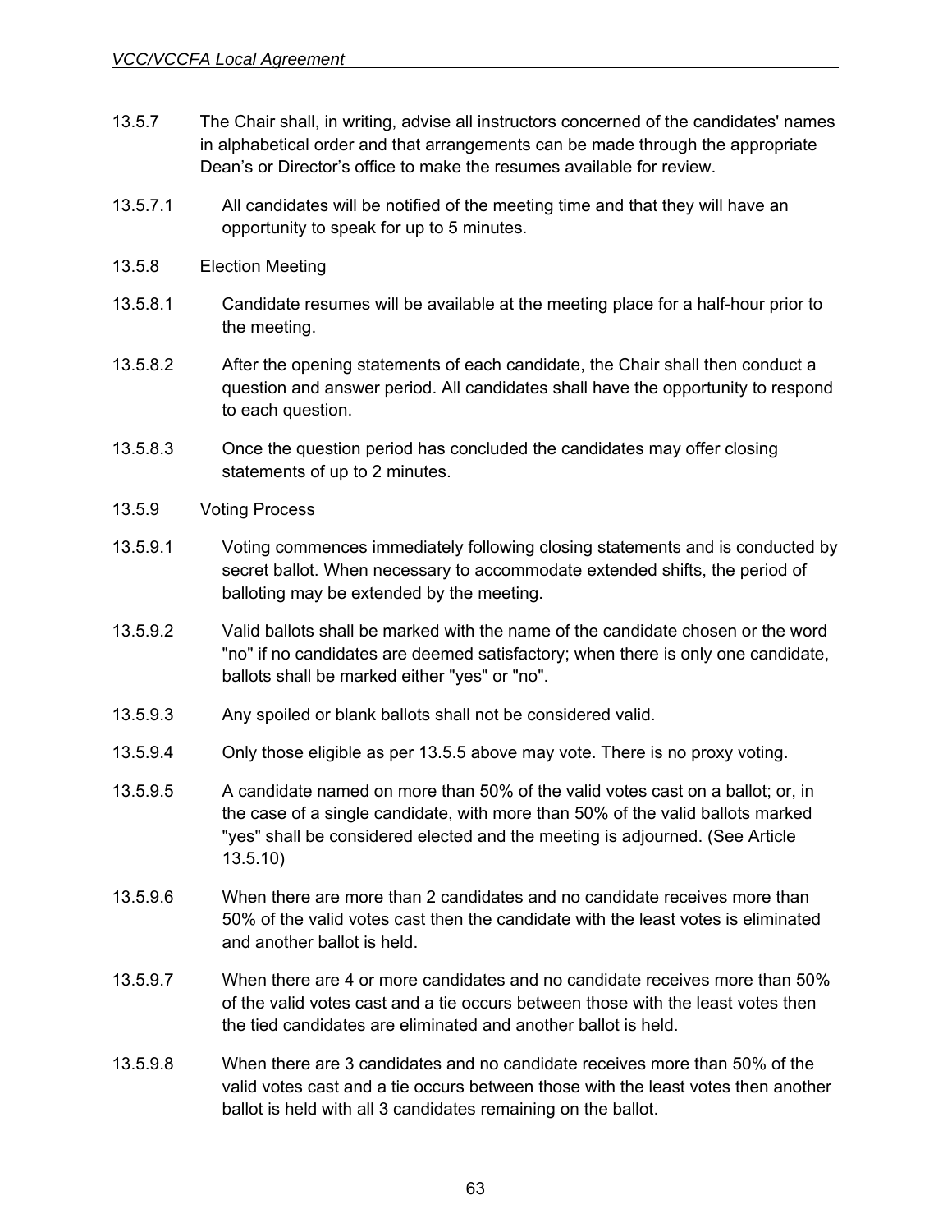13.5.7 The Chair shall, in writing, advise all instructors concerned of the candidates' names in alphabetical order and that arrangements can be made through the appropriate Dean's or Director's office to make the resumes available for review.

13.5.7.1 All candidates will be notified of the meeting time and that they will have an opportunity to speak for up to 5 minutes.

13.5.8 Election Meeting

13.5.8.1 Candidate resumes will be available at the meeting place for a half-hour prior to the meeting.

13.5.8.2 After the opening statements of each candidate, the Chair shall then conduct a question and answer period. All candidates shall have the opportunity to respond to each question.

13.5.8.3 Once the question period has concluded the candidates may offer closing statements of up to 2 minutes.

13.5.9 Voting Process

13.5.9.1 Voting commences immediately following closing statements and is conducted by secret ballot. When necessary to accommodate extended shifts, the period of balloting may be extended by the meeting.

13.5.9.2 Valid ballots shall be marked with the name of the candidate chosen or the word "no" if no candidates are deemed satisfactory; when there is only one candidate, ballots shall be marked either "yes" or "no".

13.5.9.3 Any spoiled or blank ballots shall not be considered valid.

13.5.9.4 Only those eligible as per 13.5.5 above may vote. There is no proxy voting.

13.5.9.5 A candidate named on more than 50% of the valid votes cast on a ballot; or, in the case of a single candidate, with more than 50% of the valid ballots marked "yes" shall be considered elected and the meeting is adjourned. (See Article 13.5.10)

13.5.9.6 When there are more than 2 candidates and no candidate receives more than 50% of the valid votes cast then the candidate with the least votes is eliminated and another ballot is held.

13.5.9.7 When there are 4 or more candidates and no candidate receives more than 50% of the valid votes cast and a tie occurs between those with the least votes then the tied candidates are eliminated and another ballot is held.

13.5.9.8 When there are 3 candidates and no candidate receives more than 50% of the valid votes cast and a tie occurs between those with the least votes then another ballot is held with all 3 candidates remaining on the ballot.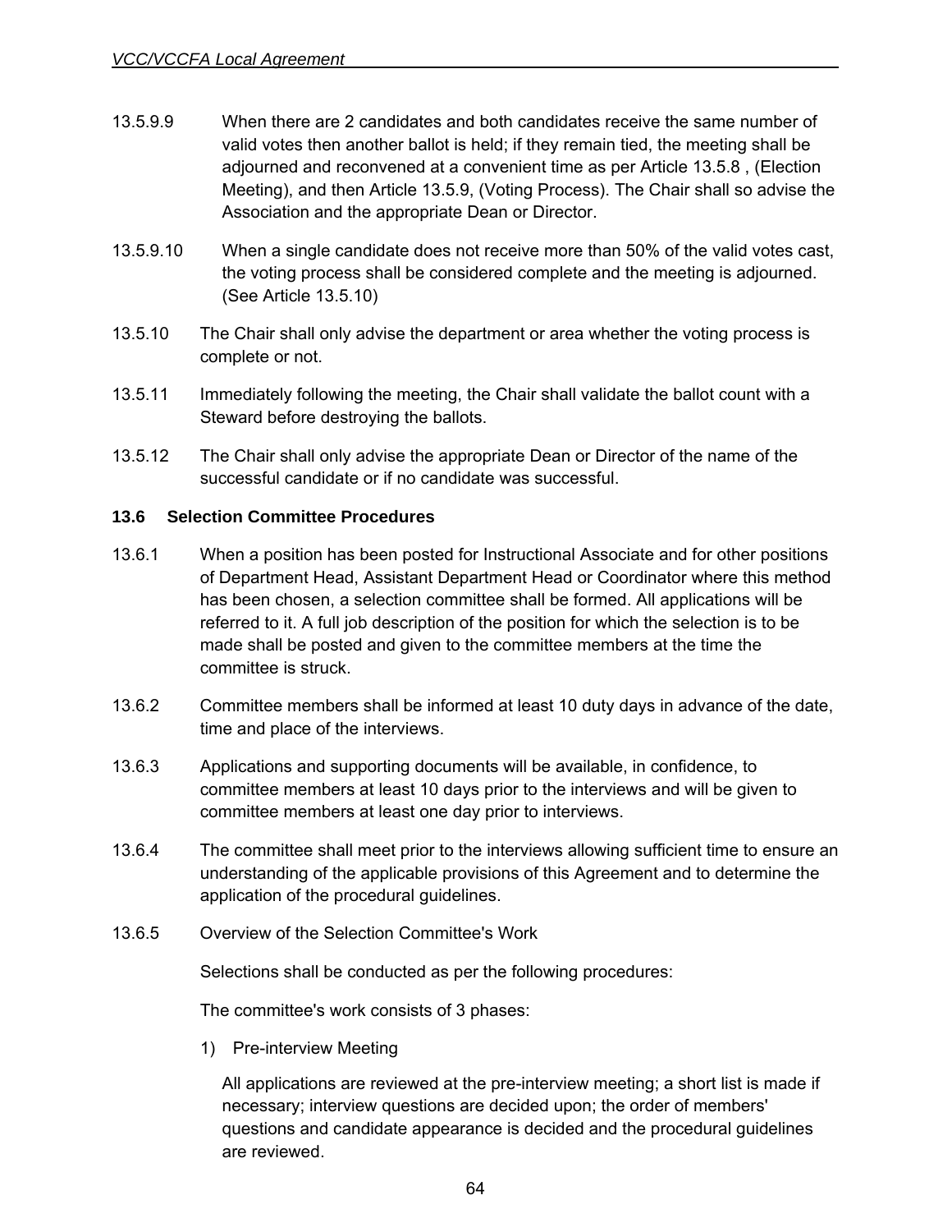13.5.9.9 When there are 2 candidates and both candidates receive the same number of valid votes then another ballot is held; if they remain tied, the meeting shall be adjourned and reconvened at a convenient time as per Article 13.5.8 , (Election Meeting), and then Article 13.5.9, (Voting Process). The Chair shall so advise the Association and the appropriate Dean or Director.

13.5.9.10 When a single candidate does not receive more than 50% of the valid votes cast, the voting process shall be considered complete and the meeting is adjourned. (See Article 13.5.10)

13.5.10 The Chair shall only advise the department or area whether the voting process is complete or not.

13.5.11 Immediately following the meeting, the Chair shall validate the ballot count with a Steward before destroying the ballots.

13.5.12 The Chair shall only advise the appropriate Dean or Director of the name of the successful candidate or if no candidate was successful.

### 13.6 Selection Committee Procedures

13.6.1 When a position has been posted for Instructional Associate and for other positions of Department Head, Assistant Department Head or Coordinator where this method has been chosen, a selection committee shall be formed. All applications will be referred to it. A full job description of the position for which the selection is to be made shall be posted and given to the committee members at the time the committee is struck.

13.6.2 Committee members shall be informed at least 10 duty days in advance of the date, time and place of the interviews.

13.6.3 Applications and supporting documents will be available, in confidence, to committee members at least 10 days prior to the interviews and will be given to committee members at least one day prior to interviews.

13.6.4 The committee shall meet prior to the interviews allowing sufficient time to ensure an understanding of the applicable provisions of this Agreement and to determine the application of the procedural guidelines.

13.6.5 Overview of the Selection Committee's Work

Selections shall be conducted as per the following procedures:

The committee's work consists of 3 phases:

1) Pre-interview Meeting

   All applications are reviewed at the pre-interview meeting; a short list is made if necessary; interview questions are decided upon; the order of members' questions and candidate appearance is decided and the procedural guidelines are reviewed.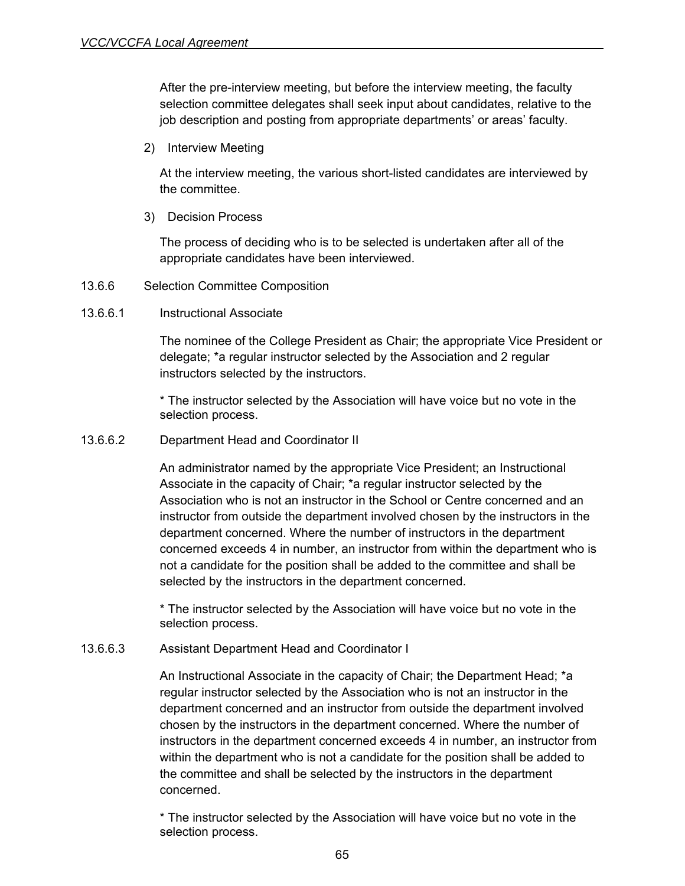After the pre-interview meeting, but before the interview meeting, the faculty selection committee delegates shall seek input about candidates, relative to the job description and posting from appropriate departments' or areas' faculty.

2) Interview Meeting

At the interview meeting, the various short-listed candidates are interviewed by the committee.

3) Decision Process

The process of deciding who is to be selected is undertaken after all of the appropriate candidates have been interviewed.

13.6.6 Selection Committee Composition

13.6.6.1 Instructional Associate

The nominee of the College President as Chair; the appropriate Vice President or delegate; *a regular instructor selected by the Association and 2 regular instructors selected by the instructors.

* The instructor selected by the Association will have voice but no vote in the selection process.

13.6.6.2 Department Head and Coordinator II

An administrator named by the appropriate Vice President; an Instructional Associate in the capacity of Chair; *a regular instructor selected by the Association who is not an instructor in the School or Centre concerned and an instructor from outside the department involved chosen by the instructors in the department concerned. Where the number of instructors in the department concerned exceeds 4 in number, an instructor from within the department who is not a candidate for the position shall be added to the committee and shall be selected by the instructors in the department concerned.

* The instructor selected by the Association will have voice but no vote in the selection process.

13.6.6.3 Assistant Department Head and Coordinator I

An Instructional Associate in the capacity of Chair; the Department Head; *a regular instructor selected by the Association who is not an instructor in the department concerned and an instructor from outside the department involved chosen by the instructors in the department concerned. Where the number of instructors in the department concerned exceeds 4 in number, an instructor from within the department who is not a candidate for the position shall be added to the committee and shall be selected by the instructors in the department concerned.

* The instructor selected by the Association will have voice but no vote in the selection process.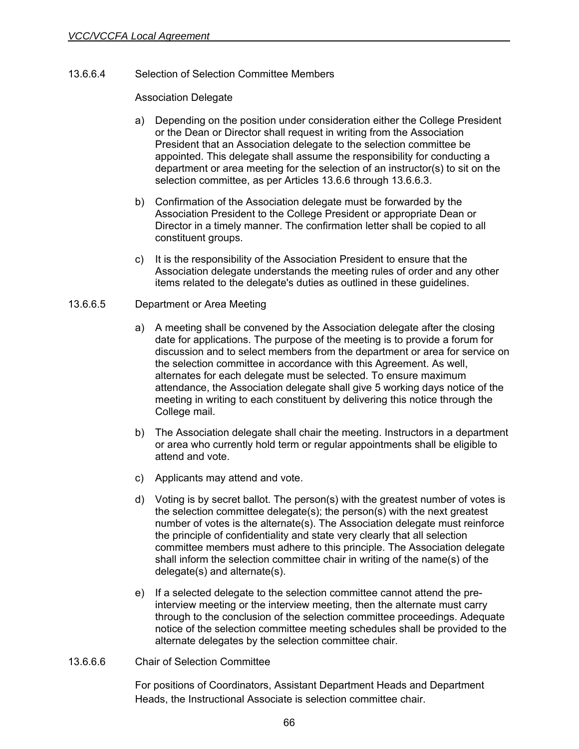13.6.6.4 Selection of Selection Committee Members

Association Delegate

a) Depending on the position under consideration either the College President or the Dean or Director shall request in writing from the Association President that an Association delegate to the selection committee be appointed. This delegate shall assume the responsibility for conducting a department or area meeting for the selection of an instructor(s) to sit on the selection committee, as per Articles 13.6.6 through 13.6.6.3.

b) Confirmation of the Association delegate must be forwarded by the Association President to the College President or appropriate Dean or Director in a timely manner. The confirmation letter shall be copied to all constituent groups.

c) It is the responsibility of the Association President to ensure that the Association delegate understands the meeting rules of order and any other items related to the delegate's duties as outlined in these guidelines.

13.6.6.5 Department or Area Meeting

a) A meeting shall be convened by the Association delegate after the closing date for applications. The purpose of the meeting is to provide a forum for discussion and to select members from the department or area for service on the selection committee in accordance with this Agreement. As well, alternates for each delegate must be selected. To ensure maximum attendance, the Association delegate shall give 5 working days notice of the meeting in writing to each constituent by delivering this notice through the College mail.

b) The Association delegate shall chair the meeting. Instructors in a department or area who currently hold term or regular appointments shall be eligible to attend and vote.

c) Applicants may attend and vote.

d) Voting is by secret ballot. The person(s) with the greatest number of votes is the selection committee delegate(s); the person(s) with the next greatest number of votes is the alternate(s). The Association delegate must reinforce the principle of confidentiality and state very clearly that all selection committee members must adhere to this principle. The Association delegate shall inform the selection committee chair in writing of the name(s) of the delegate(s) and alternate(s).

e) If a selected delegate to the selection committee cannot attend the pre-interview meeting or the interview meeting, then the alternate must carry through to the conclusion of the selection committee proceedings. Adequate notice of the selection committee meeting schedules shall be provided to the alternate delegates by the selection committee chair.

13.6.6.6 Chair of Selection Committee

For positions of Coordinators, Assistant Department Heads and Department Heads, the Instructional Associate is selection committee chair.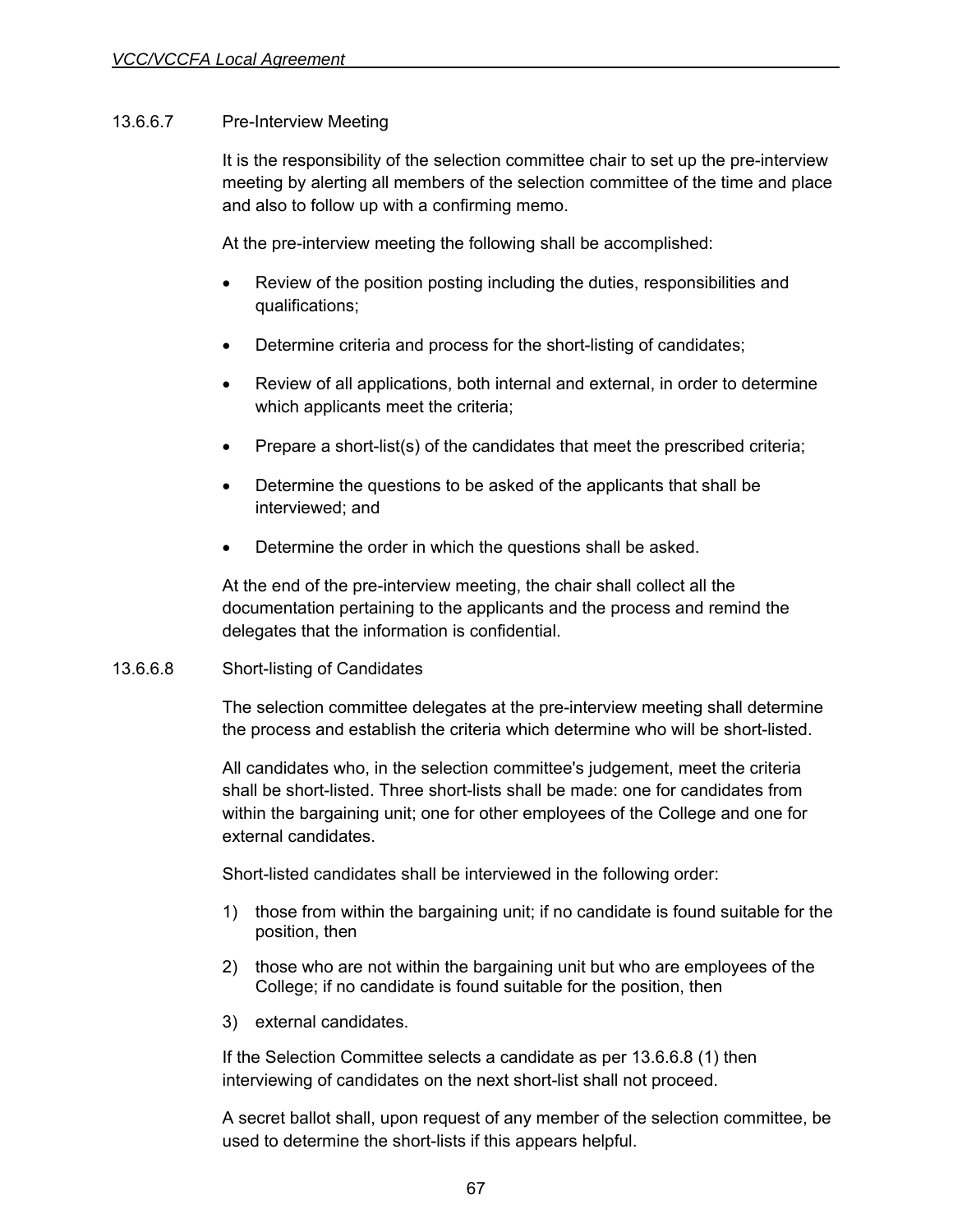13.6.6.7 Pre-Interview Meeting

It is the responsibility of the selection committee chair to set up the pre-interview meeting by alerting all members of the selection committee of the time and place and also to follow up with a confirming memo.

At the pre-interview meeting the following shall be accomplished:

- Review of the position posting including the duties, responsibilities and qualifications;
- Determine criteria and process for the short-listing of candidates;
- Review of all applications, both internal and external, in order to determine which applicants meet the criteria;
- Prepare a short-list(s) of the candidates that meet the prescribed criteria;
- Determine the questions to be asked of the applicants that shall be interviewed; and
- Determine the order in which the questions shall be asked.

At the end of the pre-interview meeting, the chair shall collect all the documentation pertaining to the applicants and the process and remind the delegates that the information is confidential.

13.6.6.8 Short-listing of Candidates

The selection committee delegates at the pre-interview meeting shall determine the process and establish the criteria which determine who will be short-listed.

All candidates who, in the selection committee's judgement, meet the criteria shall be short-listed. Three short-lists shall be made: one for candidates from within the bargaining unit; one for other employees of the College and one for external candidates.

Short-listed candidates shall be interviewed in the following order:

1) those from within the bargaining unit; if no candidate is found suitable for the position, then
2) those who are not within the bargaining unit but who are employees of the College; if no candidate is found suitable for the position, then
3) external candidates.

If the Selection Committee selects a candidate as per 13.6.6.8 (1) then interviewing of candidates on the next short-list shall not proceed.

A secret ballot shall, upon request of any member of the selection committee, be used to determine the short-lists if this appears helpful.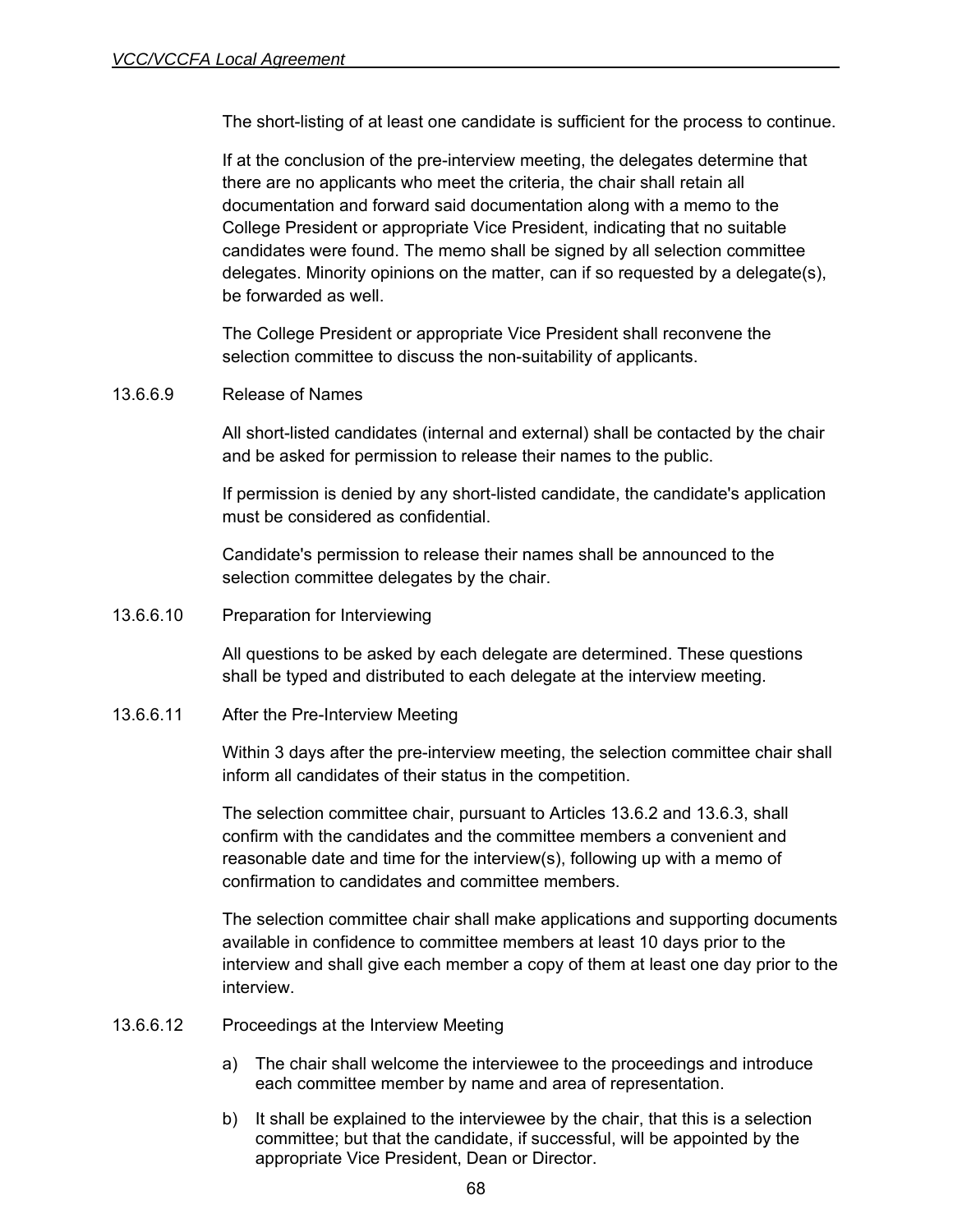The short-listing of at least one candidate is sufficient for the process to continue.

If at the conclusion of the pre-interview meeting, the delegates determine that there are no applicants who meet the criteria, the chair shall retain all documentation and forward said documentation along with a memo to the College President or appropriate Vice President, indicating that no suitable candidates were found. The memo shall be signed by all selection committee delegates. Minority opinions on the matter, can if so requested by a delegate(s), be forwarded as well.

The College President or appropriate Vice President shall reconvene the selection committee to discuss the non-suitability of applicants.

13.6.6.9 Release of Names

All short-listed candidates (internal and external) shall be contacted by the chair and be asked for permission to release their names to the public.

If permission is denied by any short-listed candidate, the candidate's application must be considered as confidential.

Candidate's permission to release their names shall be announced to the selection committee delegates by the chair.

13.6.6.10 Preparation for Interviewing

All questions to be asked by each delegate are determined. These questions shall be typed and distributed to each delegate at the interview meeting.

13.6.6.11 After the Pre-Interview Meeting

Within 3 days after the pre-interview meeting, the selection committee chair shall inform all candidates of their status in the competition.

The selection committee chair, pursuant to Articles 13.6.2 and 13.6.3, shall confirm with the candidates and the committee members a convenient and reasonable date and time for the interview(s), following up with a memo of confirmation to candidates and committee members.

The selection committee chair shall make applications and supporting documents available in confidence to committee members at least 10 days prior to the interview and shall give each member a copy of them at least one day prior to the interview.

13.6.6.12 Proceedings at the Interview Meeting

a) The chair shall welcome the interviewee to the proceedings and introduce each committee member by name and area of representation.

b) It shall be explained to the interviewee by the chair, that this is a selection committee; but that the candidate, if successful, will be appointed by the appropriate Vice President, Dean or Director.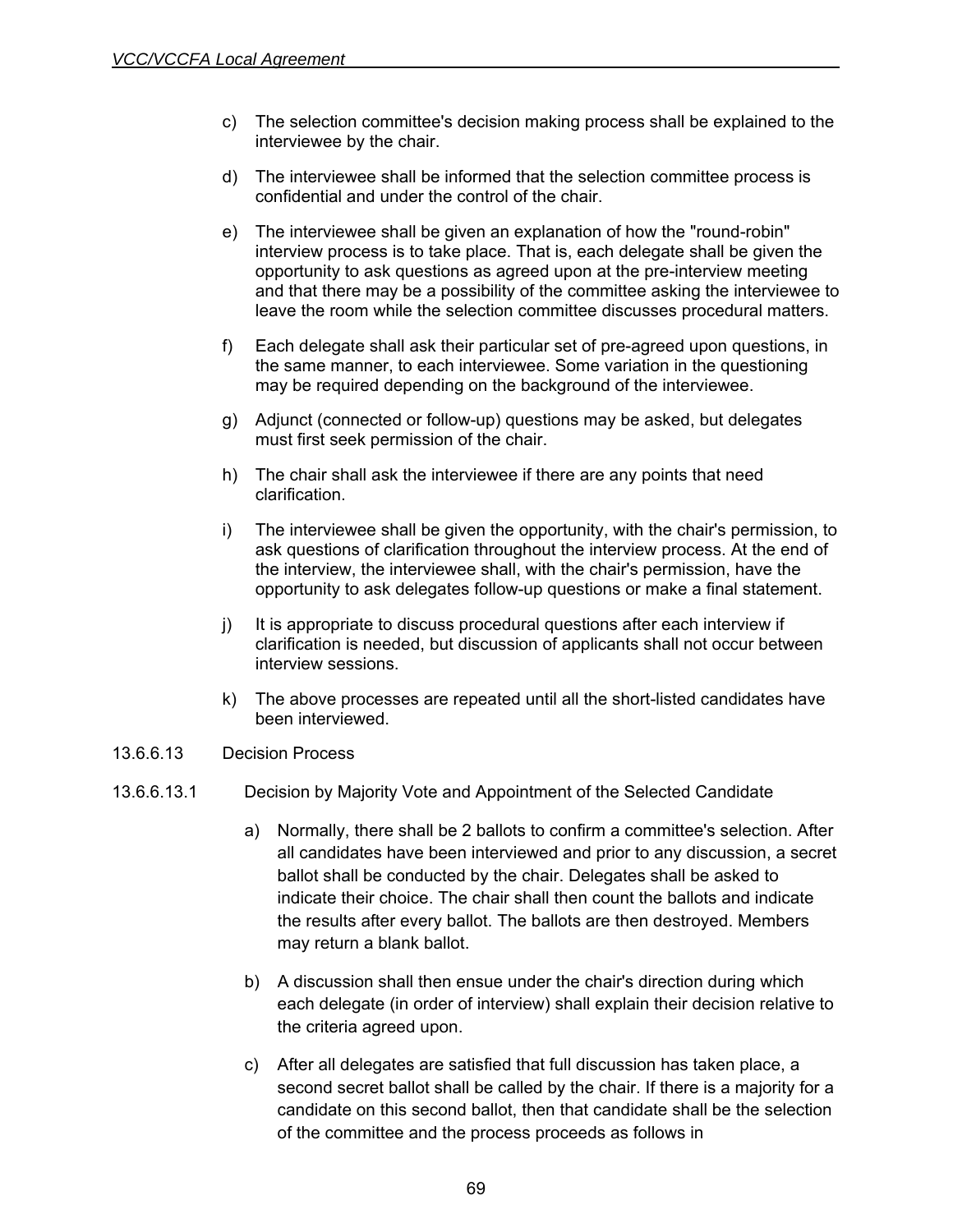c) The selection committee's decision making process shall be explained to the interviewee by the chair.

d) The interviewee shall be informed that the selection committee process is confidential and under the control of the chair.

e) The interviewee shall be given an explanation of how the "round-robin" interview process is to take place. That is, each delegate shall be given the opportunity to ask questions as agreed upon at the pre-interview meeting and that there may be a possibility of the committee asking the interviewee to leave the room while the selection committee discusses procedural matters.

f) Each delegate shall ask their particular set of pre-agreed upon questions, in the same manner, to each interviewee. Some variation in the questioning may be required depending on the background of the interviewee.

g) Adjunct (connected or follow-up) questions may be asked, but delegates must first seek permission of the chair.

h) The chair shall ask the interviewee if there are any points that need clarification.

i) The interviewee shall be given the opportunity, with the chair's permission, to ask questions of clarification throughout the interview process. At the end of the interview, the interviewee shall, with the chair's permission, have the opportunity to ask delegates follow-up questions or make a final statement.

j) It is appropriate to discuss procedural questions after each interview if clarification is needed, but discussion of applicants shall not occur between interview sessions.

k) The above processes are repeated until all the short-listed candidates have been interviewed.

13.6.6.13 Decision Process

13.6.6.13.1 Decision by Majority Vote and Appointment of the Selected Candidate

a) Normally, there shall be 2 ballots to confirm a committee's selection. After all candidates have been interviewed and prior to any discussion, a secret ballot shall be conducted by the chair. Delegates shall be asked to indicate their choice. The chair shall then count the ballots and indicate the results after every ballot. The ballots are then destroyed. Members may return a blank ballot.

b) A discussion shall then ensue under the chair's direction during which each delegate (in order of interview) shall explain their decision relative to the criteria agreed upon.

c) After all delegates are satisfied that full discussion has taken place, a second secret ballot shall be called by the chair. If there is a majority for a candidate on this second ballot, then that candidate shall be the selection of the committee and the process proceeds as follows in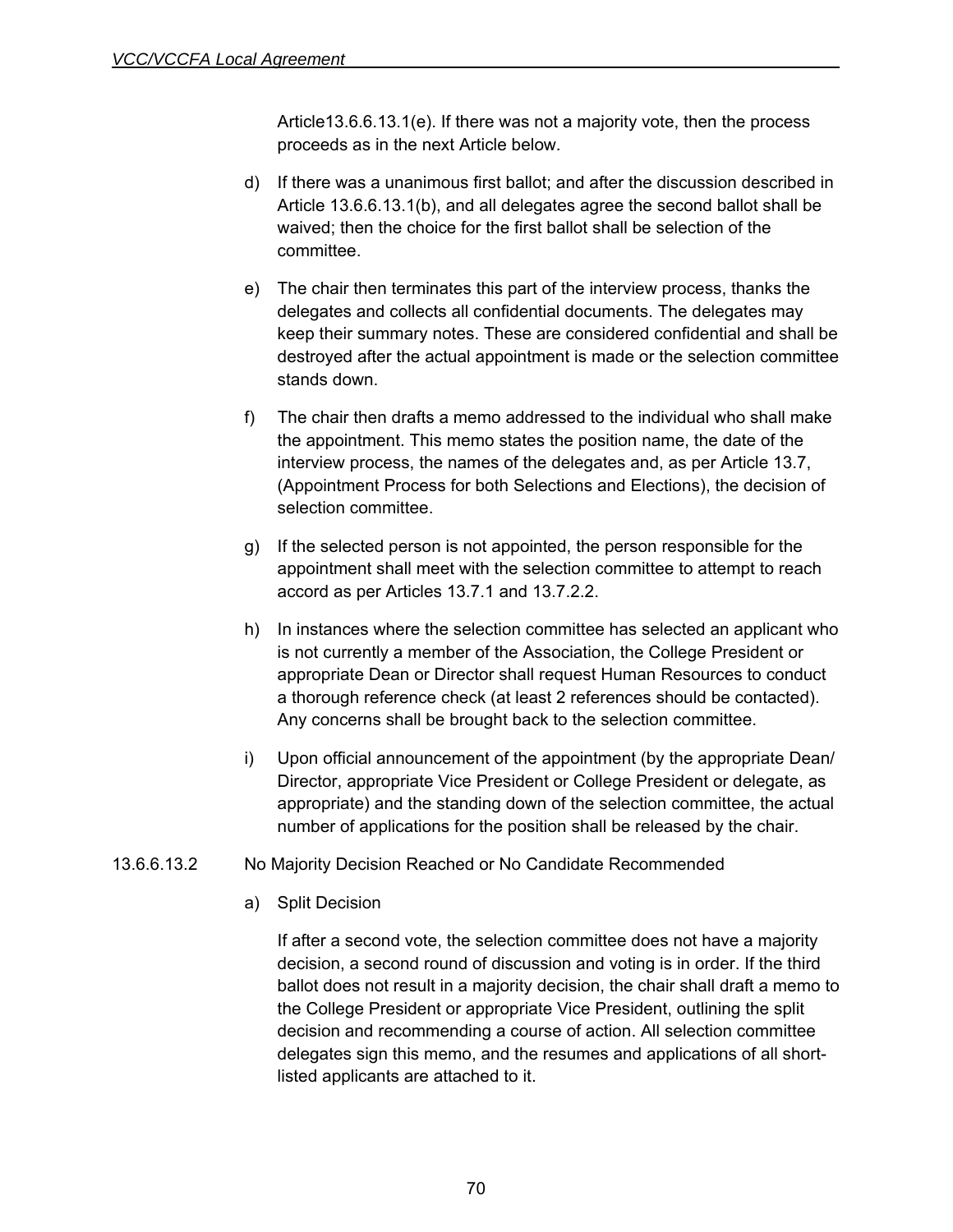Article13.6.6.13.1(e). If there was not a majority vote, then the process proceeds as in the next Article below.

d) If there was a unanimous first ballot; and after the discussion described in Article 13.6.6.13.1(b), and all delegates agree the second ballot shall be waived; then the choice for the first ballot shall be selection of the committee.

e) The chair then terminates this part of the interview process, thanks the delegates and collects all confidential documents. The delegates may keep their summary notes. These are considered confidential and shall be destroyed after the actual appointment is made or the selection committee stands down.

f) The chair then drafts a memo addressed to the individual who shall make the appointment. This memo states the position name, the date of the interview process, the names of the delegates and, as per Article 13.7, (Appointment Process for both Selections and Elections), the decision of selection committee.

g) If the selected person is not appointed, the person responsible for the appointment shall meet with the selection committee to attempt to reach accord as per Articles 13.7.1 and 13.7.2.2.

h) In instances where the selection committee has selected an applicant who is not currently a member of the Association, the College President or appropriate Dean or Director shall request Human Resources to conduct a thorough reference check (at least 2 references should be contacted). Any concerns shall be brought back to the selection committee.

i) Upon official announcement of the appointment (by the appropriate Dean/ Director, appropriate Vice President or College President or delegate, as appropriate) and the standing down of the selection committee, the actual number of applications for the position shall be released by the chair.

13.6.6.13.2 No Majority Decision Reached or No Candidate Recommended

a) Split Decision

If after a second vote, the selection committee does not have a majority decision, a second round of discussion and voting is in order. If the third ballot does not result in a majority decision, the chair shall draft a memo to the College President or appropriate Vice President, outlining the split decision and recommending a course of action. All selection committee delegates sign this memo, and the resumes and applications of all short-listed applicants are attached to it.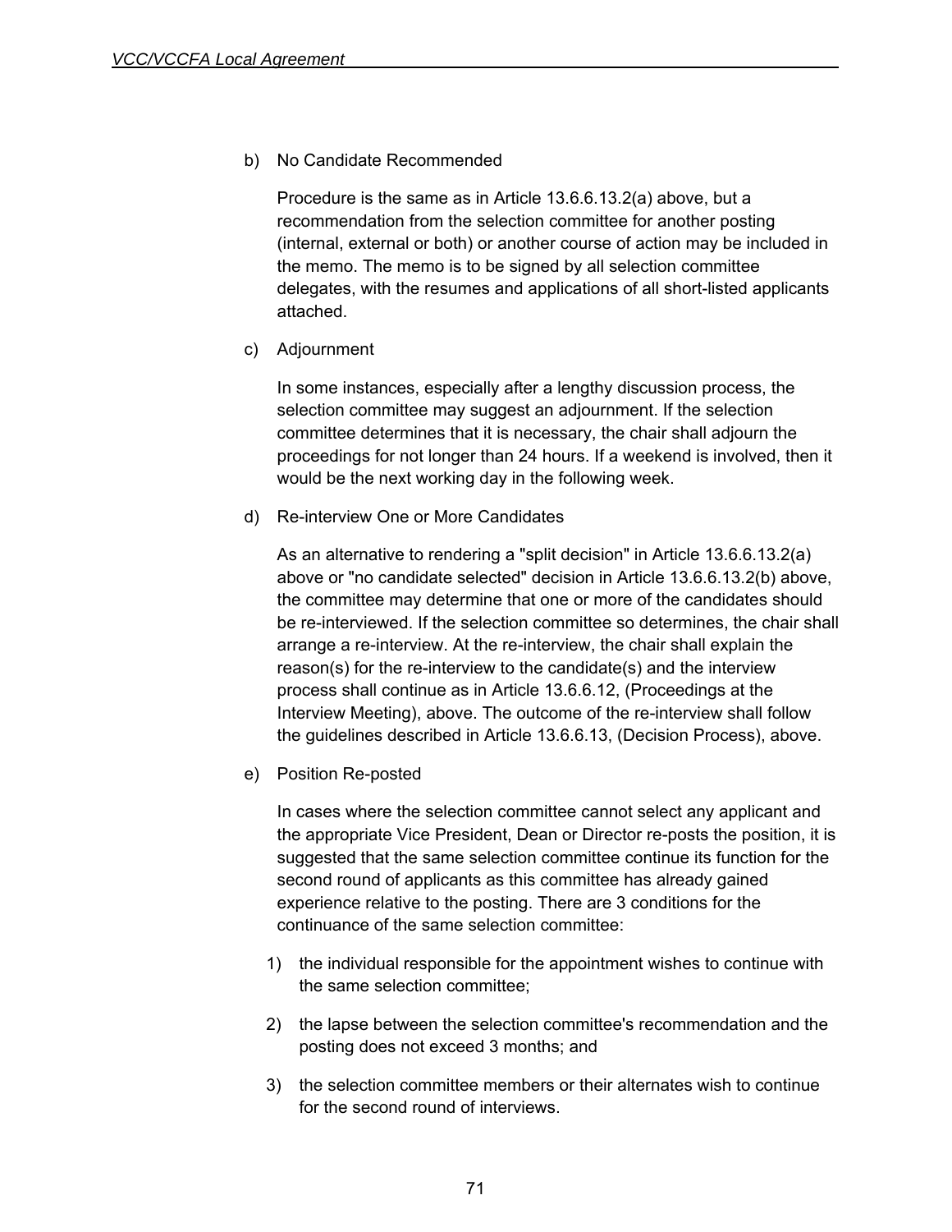b) No Candidate Recommended

Procedure is the same as in Article 13.6.6.13.2(a) above, but a recommendation from the selection committee for another posting (internal, external or both) or another course of action may be included in the memo. The memo is to be signed by all selection committee delegates, with the resumes and applications of all short-listed applicants attached.

c) Adjournment

In some instances, especially after a lengthy discussion process, the selection committee may suggest an adjournment. If the selection committee determines that it is necessary, the chair shall adjourn the proceedings for not longer than 24 hours. If a weekend is involved, then it would be the next working day in the following week.

d) Re-interview One or More Candidates

As an alternative to rendering a "split decision" in Article 13.6.6.13.2(a) above or "no candidate selected" decision in Article 13.6.6.13.2(b) above, the committee may determine that one or more of the candidates should be re-interviewed. If the selection committee so determines, the chair shall arrange a re-interview. At the re-interview, the chair shall explain the reason(s) for the re-interview to the candidate(s) and the interview process shall continue as in Article 13.6.6.12, (Proceedings at the Interview Meeting), above. The outcome of the re-interview shall follow the guidelines described in Article 13.6.6.13, (Decision Process), above.

e) Position Re-posted

In cases where the selection committee cannot select any applicant and the appropriate Vice President, Dean or Director re-posts the position, it is suggested that the same selection committee continue its function for the second round of applicants as this committee has already gained experience relative to the posting. There are 3 conditions for the continuance of the same selection committee:

1) the individual responsible for the appointment wishes to continue with the same selection committee;

2) the lapse between the selection committee's recommendation and the posting does not exceed 3 months; and

3) the selection committee members or their alternates wish to continue for the second round of interviews.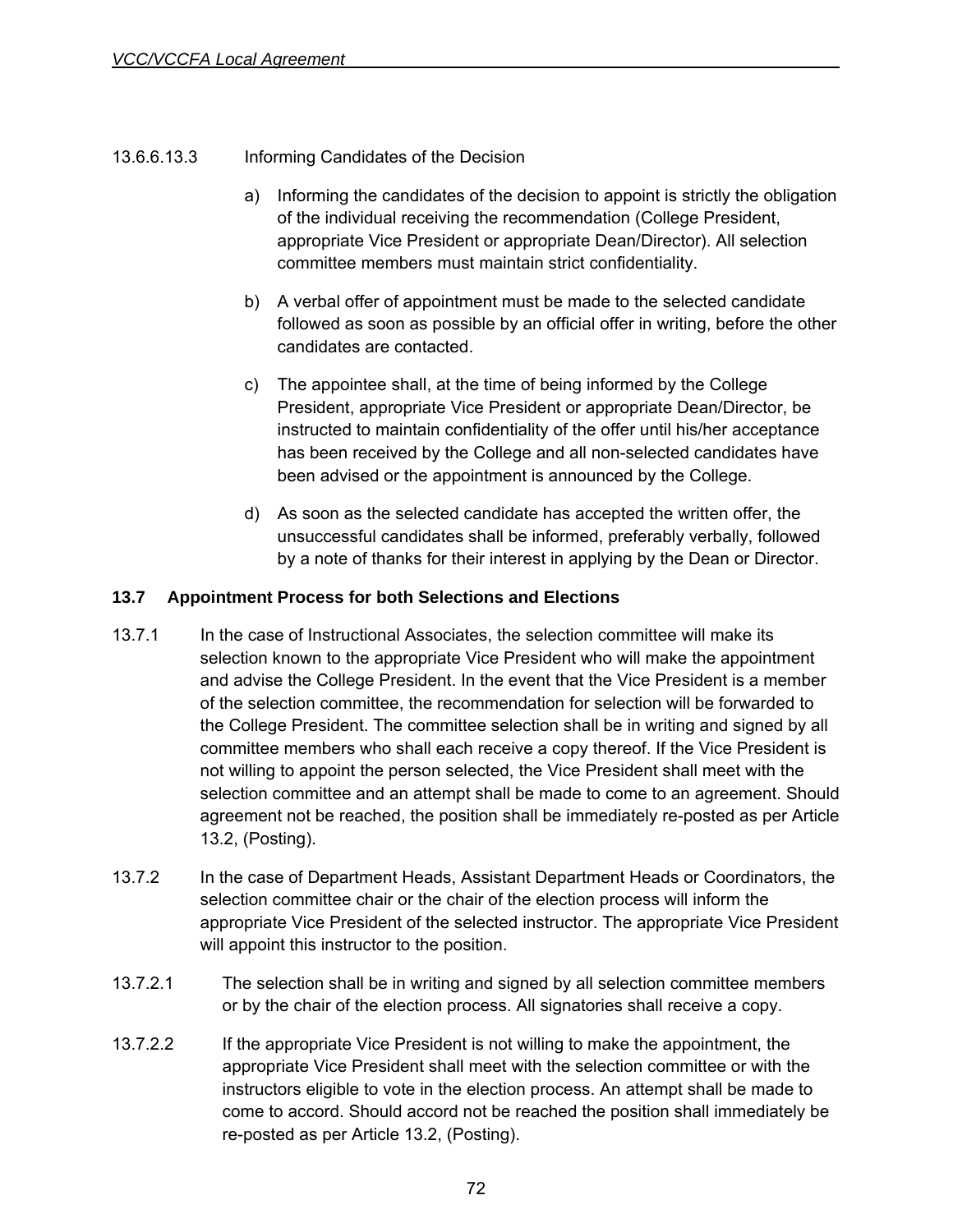13.6.6.13.3 Informing Candidates of the Decision

a) Informing the candidates of the decision to appoint is strictly the obligation of the individual receiving the recommendation (College President, appropriate Vice President or appropriate Dean/Director). All selection committee members must maintain strict confidentiality.

b) A verbal offer of appointment must be made to the selected candidate followed as soon as possible by an official offer in writing, before the other candidates are contacted.

c) The appointee shall, at the time of being informed by the College President, appropriate Vice President or appropriate Dean/Director, be instructed to maintain confidentiality of the offer until his/her acceptance has been received by the College and all non-selected candidates have been advised or the appointment is announced by the College.

d) As soon as the selected candidate has accepted the written offer, the unsuccessful candidates shall be informed, preferably verbally, followed by a note of thanks for their interest in applying by the Dean or Director.

**13.7 Appointment Process for both Selections and Elections**

13.7.1 In the case of Instructional Associates, the selection committee will make its selection known to the appropriate Vice President who will make the appointment and advise the College President. In the event that the Vice President is a member of the selection committee, the recommendation for selection will be forwarded to the College President. The committee selection shall be in writing and signed by all committee members who shall each receive a copy thereof. If the Vice President is not willing to appoint the person selected, the Vice President shall meet with the selection committee and an attempt shall be made to come to an agreement. Should agreement not be reached, the position shall be immediately re-posted as per Article 13.2, (Posting).

13.7.2 In the case of Department Heads, Assistant Department Heads or Coordinators, the selection committee chair or the chair of the election process will inform the appropriate Vice President of the selected instructor. The appropriate Vice President will appoint this instructor to the position.

13.7.2.1 The selection shall be in writing and signed by all selection committee members or by the chair of the election process. All signatories shall receive a copy.

13.7.2.2 If the appropriate Vice President is not willing to make the appointment, the appropriate Vice President shall meet with the selection committee or with the instructors eligible to vote in the election process. An attempt shall be made to come to accord. Should accord not be reached the position shall immediately be re-posted as per Article 13.2, (Posting).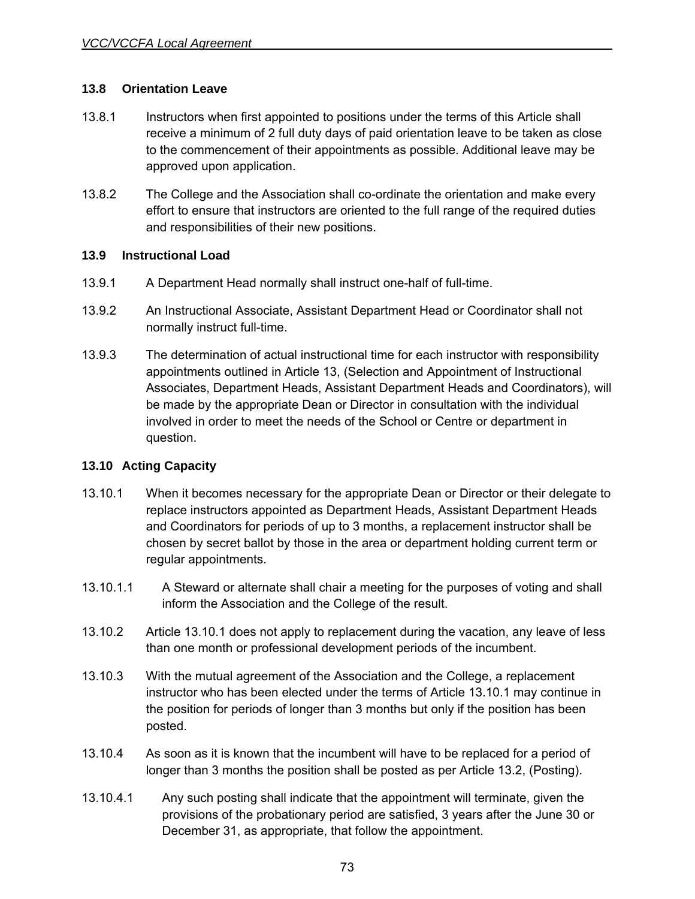### 13.8 Orientation Leave

13.8.1 Instructors when first appointed to positions under the terms of this Article shall receive a minimum of 2 full duty days of paid orientation leave to be taken as close to the commencement of their appointments as possible. Additional leave may be approved upon application.

13.8.2 The College and the Association shall co-ordinate the orientation and make every effort to ensure that instructors are oriented to the full range of the required duties and responsibilities of their new positions.

### 13.9 Instructional Load

13.9.1 A Department Head normally shall instruct one-half of full-time.

13.9.2 An Instructional Associate, Assistant Department Head or Coordinator shall not normally instruct full-time.

13.9.3 The determination of actual instructional time for each instructor with responsibility appointments outlined in Article 13, (Selection and Appointment of Instructional Associates, Department Heads, Assistant Department Heads and Coordinators), will be made by the appropriate Dean or Director in consultation with the individual involved in order to meet the needs of the School or Centre or department in question.

### 13.10 Acting Capacity

13.10.1 When it becomes necessary for the appropriate Dean or Director or their delegate to replace instructors appointed as Department Heads, Assistant Department Heads and Coordinators for periods of up to 3 months, a replacement instructor shall be chosen by secret ballot by those in the area or department holding current term or regular appointments.

13.10.1.1 A Steward or alternate shall chair a meeting for the purposes of voting and shall inform the Association and the College of the result.

13.10.2 Article 13.10.1 does not apply to replacement during the vacation, any leave of less than one month or professional development periods of the incumbent.

13.10.3 With the mutual agreement of the Association and the College, a replacement instructor who has been elected under the terms of Article 13.10.1 may continue in the position for periods of longer than 3 months but only if the position has been posted.

13.10.4 As soon as it is known that the incumbent will have to be replaced for a period of longer than 3 months the position shall be posted as per Article 13.2, (Posting).

13.10.4.1 Any such posting shall indicate that the appointment will terminate, given the provisions of the probationary period are satisfied, 3 years after the June 30 or December 31, as appropriate, that follow the appointment.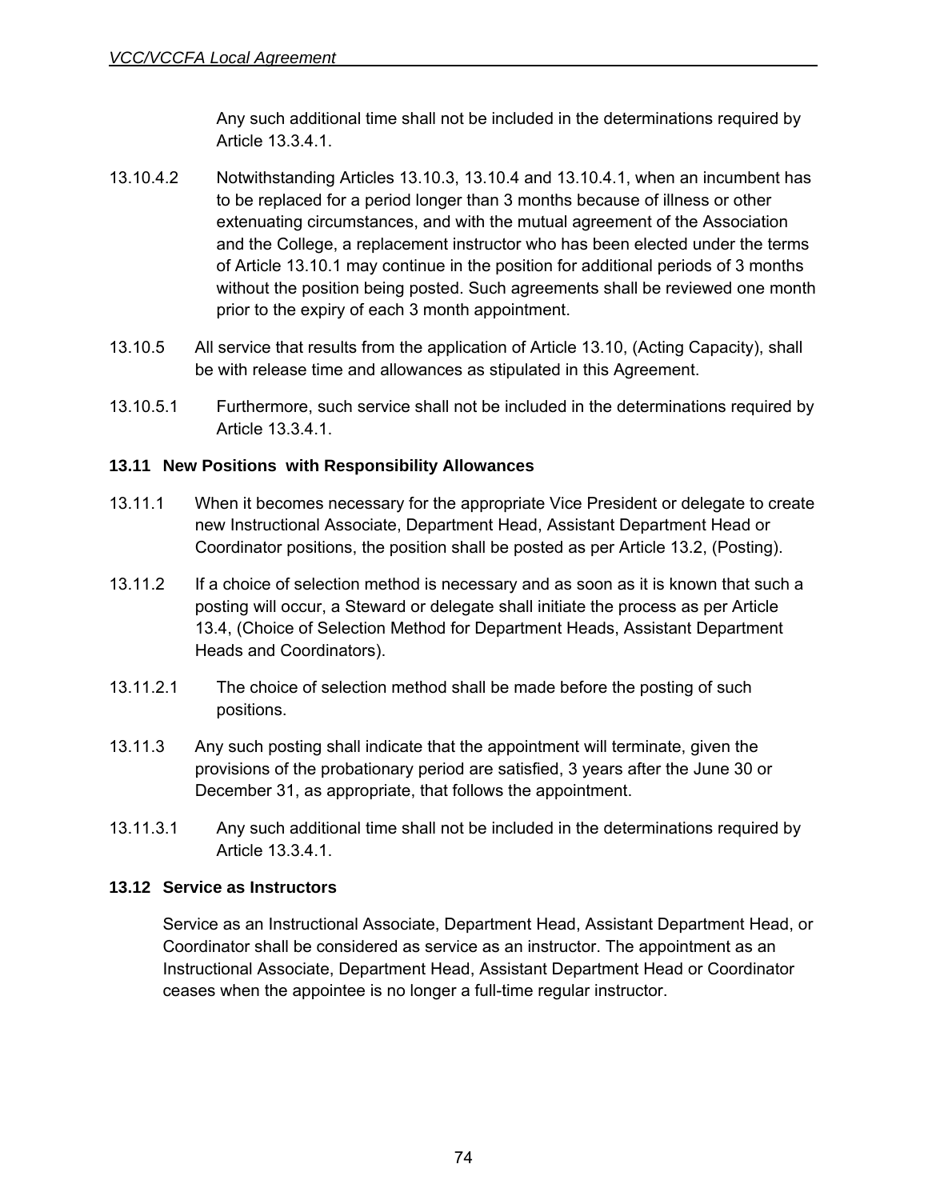Any such additional time shall not be included in the determinations required by Article 13.3.4.1.

13.10.4.2 Notwithstanding Articles 13.10.3, 13.10.4 and 13.10.4.1, when an incumbent has to be replaced for a period longer than 3 months because of illness or other extenuating circumstances, and with the mutual agreement of the Association and the College, a replacement instructor who has been elected under the terms of Article 13.10.1 may continue in the position for additional periods of 3 months without the position being posted. Such agreements shall be reviewed one month prior to the expiry of each 3 month appointment.

13.10.5 All service that results from the application of Article 13.10, (Acting Capacity), shall be with release time and allowances as stipulated in this Agreement.

13.10.5.1 Furthermore, such service shall not be included in the determinations required by Article 13.3.4.1.

**13.11 New Positions with Responsibility Allowances**

13.11.1 When it becomes necessary for the appropriate Vice President or delegate to create new Instructional Associate, Department Head, Assistant Department Head or Coordinator positions, the position shall be posted as per Article 13.2, (Posting).

13.11.2 If a choice of selection method is necessary and as soon as it is known that such a posting will occur, a Steward or delegate shall initiate the process as per Article 13.4, (Choice of Selection Method for Department Heads, Assistant Department Heads and Coordinators).

13.11.2.1 The choice of selection method shall be made before the posting of such positions.

13.11.3 Any such posting shall indicate that the appointment will terminate, given the provisions of the probationary period are satisfied, 3 years after the June 30 or December 31, as appropriate, that follows the appointment.

13.11.3.1 Any such additional time shall not be included in the determinations required by Article 13.3.4.1.

**13.12 Service as Instructors**

Service as an Instructional Associate, Department Head, Assistant Department Head, or Coordinator shall be considered as service as an instructor. The appointment as an Instructional Associate, Department Head, Assistant Department Head or Coordinator ceases when the appointee is no longer a full-time regular instructor.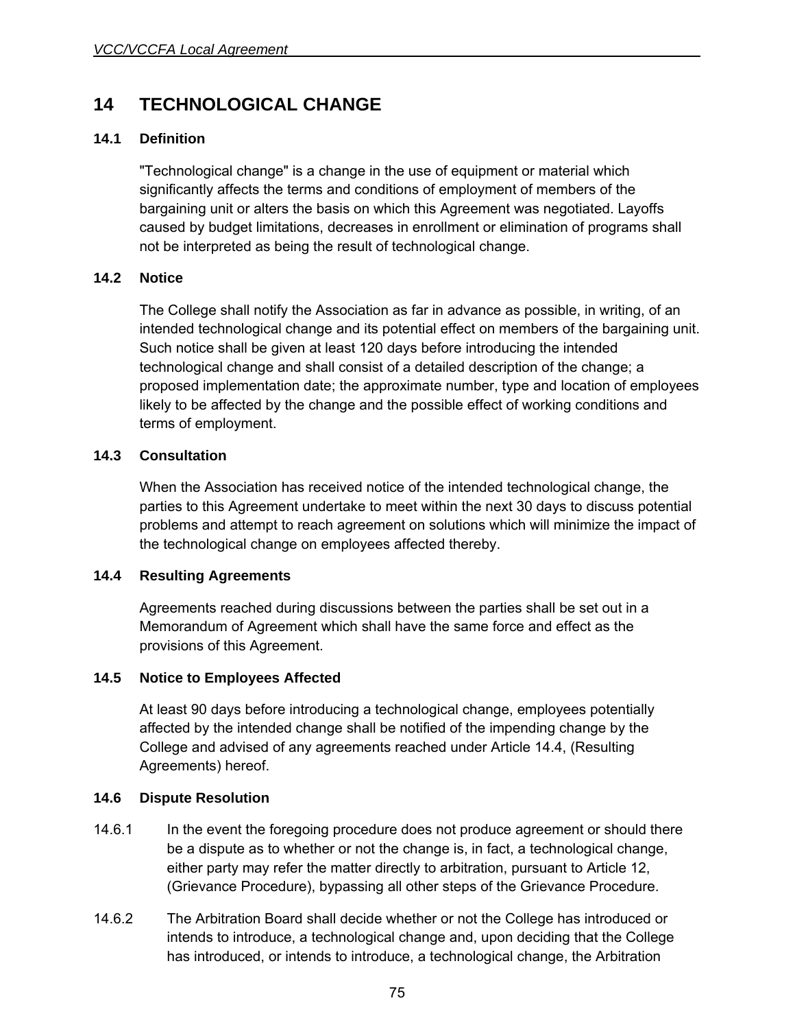# 14 TECHNOLOGICAL CHANGE

## 14.1 Definition

"Technological change" is a change in the use of equipment or material which significantly affects the terms and conditions of employment of members of the bargaining unit or alters the basis on which this Agreement was negotiated. Layoffs caused by budget limitations, decreases in enrollment or elimination of programs shall not be interpreted as being the result of technological change.

## 14.2 Notice

The College shall notify the Association as far in advance as possible, in writing, of an intended technological change and its potential effect on members of the bargaining unit. Such notice shall be given at least 120 days before introducing the intended technological change and shall consist of a detailed description of the change; a proposed implementation date; the approximate number, type and location of employees likely to be affected by the change and the possible effect of working conditions and terms of employment.

## 14.3 Consultation

When the Association has received notice of the intended technological change, the parties to this Agreement undertake to meet within the next 30 days to discuss potential problems and attempt to reach agreement on solutions which will minimize the impact of the technological change on employees affected thereby.

## 14.4 Resulting Agreements

Agreements reached during discussions between the parties shall be set out in a Memorandum of Agreement which shall have the same force and effect as the provisions of this Agreement.

## 14.5 Notice to Employees Affected

At least 90 days before introducing a technological change, employees potentially affected by the intended change shall be notified of the impending change by the College and advised of any agreements reached under Article 14.4, (Resulting Agreements) hereof.

## 14.6 Dispute Resolution

14.6.1 In the event the foregoing procedure does not produce agreement or should there be a dispute as to whether or not the change is, in fact, a technological change, either party may refer the matter directly to arbitration, pursuant to Article 12, (Grievance Procedure), bypassing all other steps of the Grievance Procedure.

14.6.2 The Arbitration Board shall decide whether or not the College has introduced or intends to introduce, a technological change and, upon deciding that the College has introduced, or intends to introduce, a technological change, the Arbitration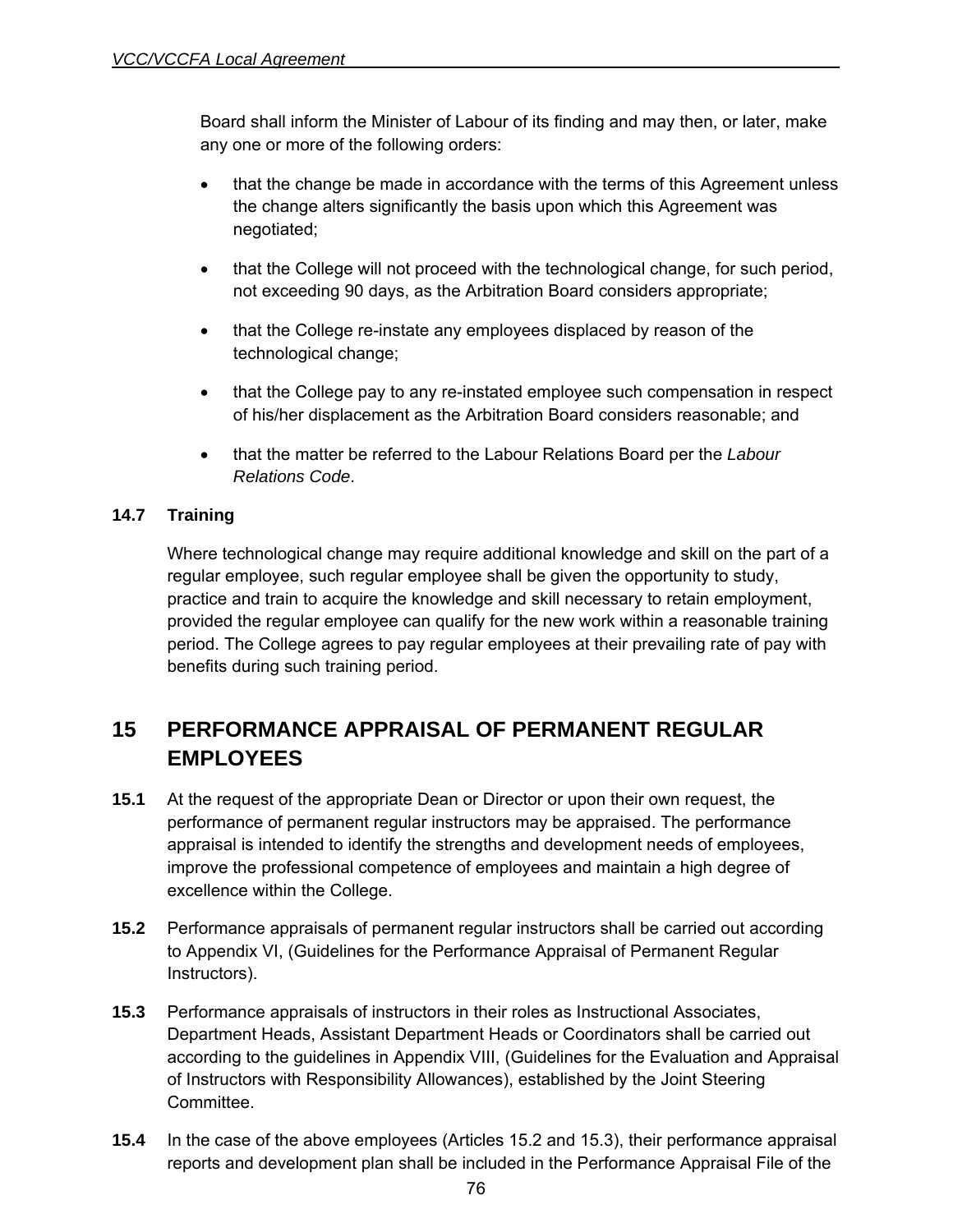Board shall inform the Minister of Labour of its finding and may then, or later, make any one or more of the following orders:

- that the change be made in accordance with the terms of this Agreement unless the change alters significantly the basis upon which this Agreement was negotiated;
- that the College will not proceed with the technological change, for such period, not exceeding 90 days, as the Arbitration Board considers appropriate;
- that the College re-instate any employees displaced by reason of the technological change;
- that the College pay to any re-instated employee such compensation in respect of his/her displacement as the Arbitration Board considers reasonable; and
- that the matter be referred to the Labour Relations Board per the *Labour Relations Code*.

### 14.7 Training

Where technological change may require additional knowledge and skill on the part of a regular employee, such regular employee shall be given the opportunity to study, practice and train to acquire the knowledge and skill necessary to retain employment, provided the regular employee can qualify for the new work within a reasonable training period. The College agrees to pay regular employees at their prevailing rate of pay with benefits during such training period.

## 15 PERFORMANCE APPRAISAL OF PERMANENT REGULAR EMPLOYEES

**15.1** At the request of the appropriate Dean or Director or upon their own request, the performance of permanent regular instructors may be appraised. The performance appraisal is intended to identify the strengths and development needs of employees, improve the professional competence of employees and maintain a high degree of excellence within the College.

**15.2** Performance appraisals of permanent regular instructors shall be carried out according to Appendix VI, (Guidelines for the Performance Appraisal of Permanent Regular Instructors).

**15.3** Performance appraisals of instructors in their roles as Instructional Associates, Department Heads, Assistant Department Heads or Coordinators shall be carried out according to the guidelines in Appendix VIII, (Guidelines for the Evaluation and Appraisal of Instructors with Responsibility Allowances), established by the Joint Steering Committee.

**15.4** In the case of the above employees (Articles 15.2 and 15.3), their performance appraisal reports and development plan shall be included in the Performance Appraisal File of the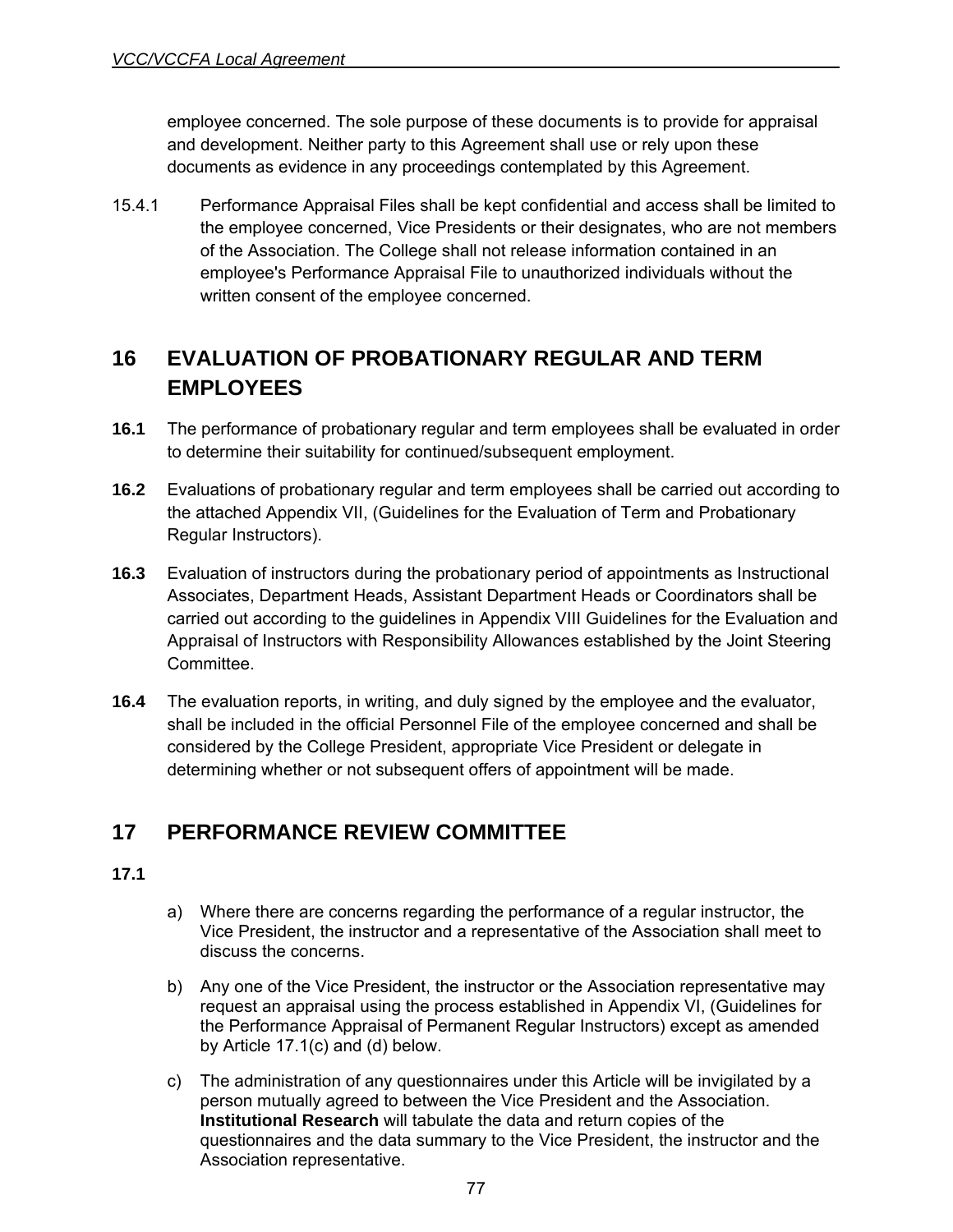employee concerned. The sole purpose of these documents is to provide for appraisal and development. Neither party to this Agreement shall use or rely upon these documents as evidence in any proceedings contemplated by this Agreement.

15.4.1 Performance Appraisal Files shall be kept confidential and access shall be limited to the employee concerned, Vice Presidents or their designates, who are not members of the Association. The College shall not release information contained in an employee's Performance Appraisal File to unauthorized individuals without the written consent of the employee concerned.

## 16 EVALUATION OF PROBATIONARY REGULAR AND TERM EMPLOYEES

**16.1** The performance of probationary regular and term employees shall be evaluated in order to determine their suitability for continued/subsequent employment.

**16.2** Evaluations of probationary regular and term employees shall be carried out according to the attached Appendix VII, (Guidelines for the Evaluation of Term and Probationary Regular Instructors).

**16.3** Evaluation of instructors during the probationary period of appointments as Instructional Associates, Department Heads, Assistant Department Heads or Coordinators shall be carried out according to the guidelines in Appendix VIII Guidelines for the Evaluation and Appraisal of Instructors with Responsibility Allowances established by the Joint Steering Committee.

**16.4** The evaluation reports, in writing, and duly signed by the employee and the evaluator, shall be included in the official Personnel File of the employee concerned and shall be considered by the College President, appropriate Vice President or delegate in determining whether or not subsequent offers of appointment will be made.

## 17 PERFORMANCE REVIEW COMMITTEE

**17.1**

a) Where there are concerns regarding the performance of a regular instructor, the Vice President, the instructor and a representative of the Association shall meet to discuss the concerns.

b) Any one of the Vice President, the instructor or the Association representative may request an appraisal using the process established in Appendix VI, (Guidelines for the Performance Appraisal of Permanent Regular Instructors) except as amended by Article 17.1(c) and (d) below.

c) The administration of any questionnaires under this Article will be invigilated by a person mutually agreed to between the Vice President and the Association. **Institutional Research** will tabulate the data and return copies of the questionnaires and the data summary to the Vice President, the instructor and the Association representative.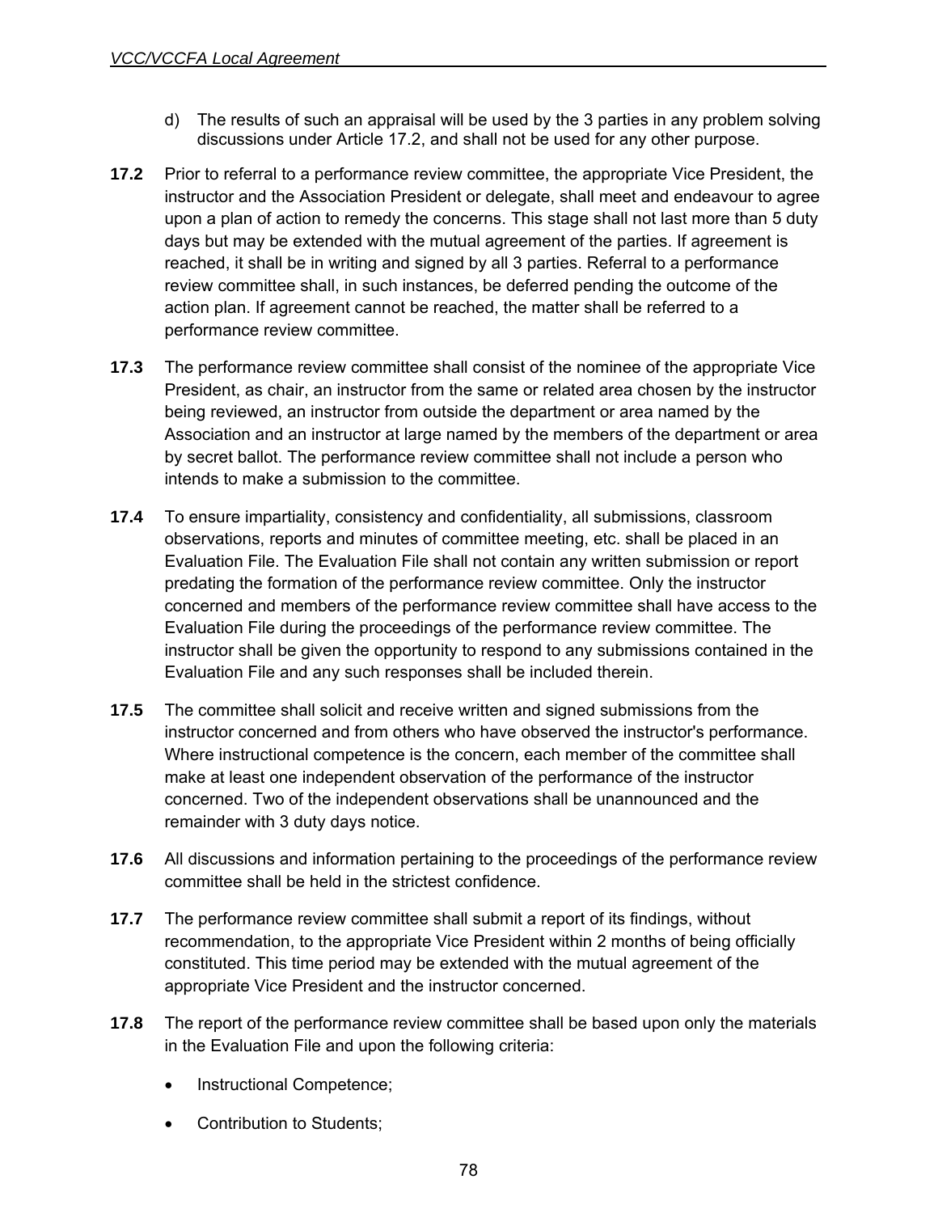d) The results of such an appraisal will be used by the 3 parties in any problem solving discussions under Article 17.2, and shall not be used for any other purpose.

**17.2** Prior to referral to a performance review committee, the appropriate Vice President, the instructor and the Association President or delegate, shall meet and endeavour to agree upon a plan of action to remedy the concerns. This stage shall not last more than 5 duty days but may be extended with the mutual agreement of the parties. If agreement is reached, it shall be in writing and signed by all 3 parties. Referral to a performance review committee shall, in such instances, be deferred pending the outcome of the action plan. If agreement cannot be reached, the matter shall be referred to a performance review committee.

**17.3** The performance review committee shall consist of the nominee of the appropriate Vice President, as chair, an instructor from the same or related area chosen by the instructor being reviewed, an instructor from outside the department or area named by the Association and an instructor at large named by the members of the department or area by secret ballot. The performance review committee shall not include a person who intends to make a submission to the committee.

**17.4** To ensure impartiality, consistency and confidentiality, all submissions, classroom observations, reports and minutes of committee meeting, etc. shall be placed in an Evaluation File. The Evaluation File shall not contain any written submission or report predating the formation of the performance review committee. Only the instructor concerned and members of the performance review committee shall have access to the Evaluation File during the proceedings of the performance review committee. The instructor shall be given the opportunity to respond to any submissions contained in the Evaluation File and any such responses shall be included therein.

**17.5** The committee shall solicit and receive written and signed submissions from the instructor concerned and from others who have observed the instructor's performance. Where instructional competence is the concern, each member of the committee shall make at least one independent observation of the performance of the instructor concerned. Two of the independent observations shall be unannounced and the remainder with 3 duty days notice.

**17.6** All discussions and information pertaining to the proceedings of the performance review committee shall be held in the strictest confidence.

**17.7** The performance review committee shall submit a report of its findings, without recommendation, to the appropriate Vice President within 2 months of being officially constituted. This time period may be extended with the mutual agreement of the appropriate Vice President and the instructor concerned.

**17.8** The report of the performance review committee shall be based upon only the materials in the Evaluation File and upon the following criteria:

- Instructional Competence;
- Contribution to Students;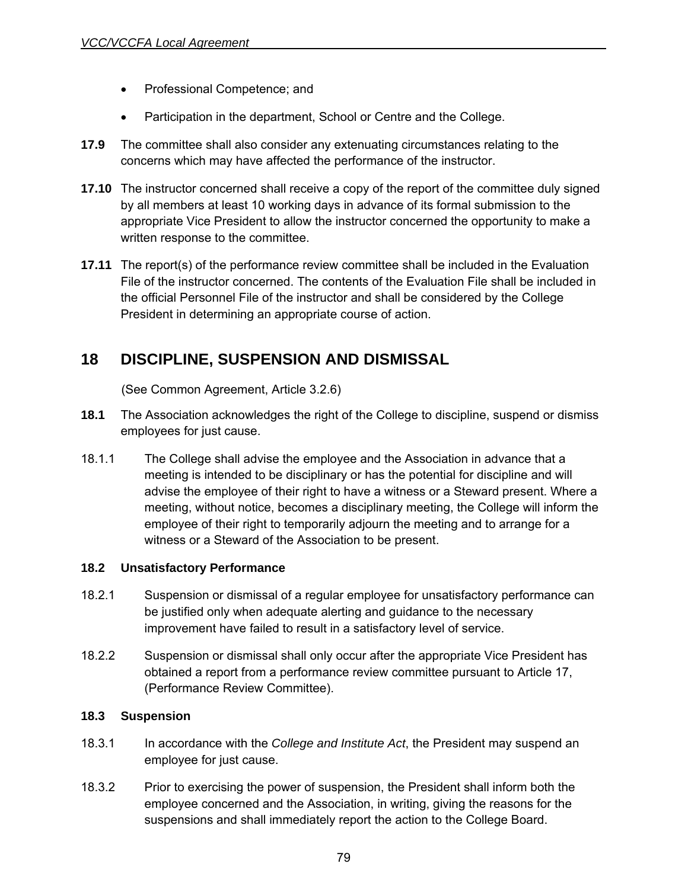- Professional Competence; and
- Participation in the department, School or Centre and the College.

**17.9** The committee shall also consider any extenuating circumstances relating to the concerns which may have affected the performance of the instructor.

**17.10** The instructor concerned shall receive a copy of the report of the committee duly signed by all members at least 10 working days in advance of its formal submission to the appropriate Vice President to allow the instructor concerned the opportunity to make a written response to the committee.

**17.11** The report(s) of the performance review committee shall be included in the Evaluation File of the instructor concerned. The contents of the Evaluation File shall be included in the official Personnel File of the instructor and shall be considered by the College President in determining an appropriate course of action.

# 18 DISCIPLINE, SUSPENSION AND DISMISSAL

(See Common Agreement, Article 3.2.6)

**18.1** The Association acknowledges the right of the College to discipline, suspend or dismiss employees for just cause.

18.1.1 The College shall advise the employee and the Association in advance that a meeting is intended to be disciplinary or has the potential for discipline and will advise the employee of their right to have a witness or a Steward present. Where a meeting, without notice, becomes a disciplinary meeting, the College will inform the employee of their right to temporarily adjourn the meeting and to arrange for a witness or a Steward of the Association to be present.

**18.2 Unsatisfactory Performance**

18.2.1 Suspension or dismissal of a regular employee for unsatisfactory performance can be justified only when adequate alerting and guidance to the necessary improvement have failed to result in a satisfactory level of service.

18.2.2 Suspension or dismissal shall only occur after the appropriate Vice President has obtained a report from a performance review committee pursuant to Article 17, (Performance Review Committee).

**18.3 Suspension**

18.3.1 In accordance with the *College and Institute Act*, the President may suspend an employee for just cause.

18.3.2 Prior to exercising the power of suspension, the President shall inform both the employee concerned and the Association, in writing, giving the reasons for the suspensions and shall immediately report the action to the College Board.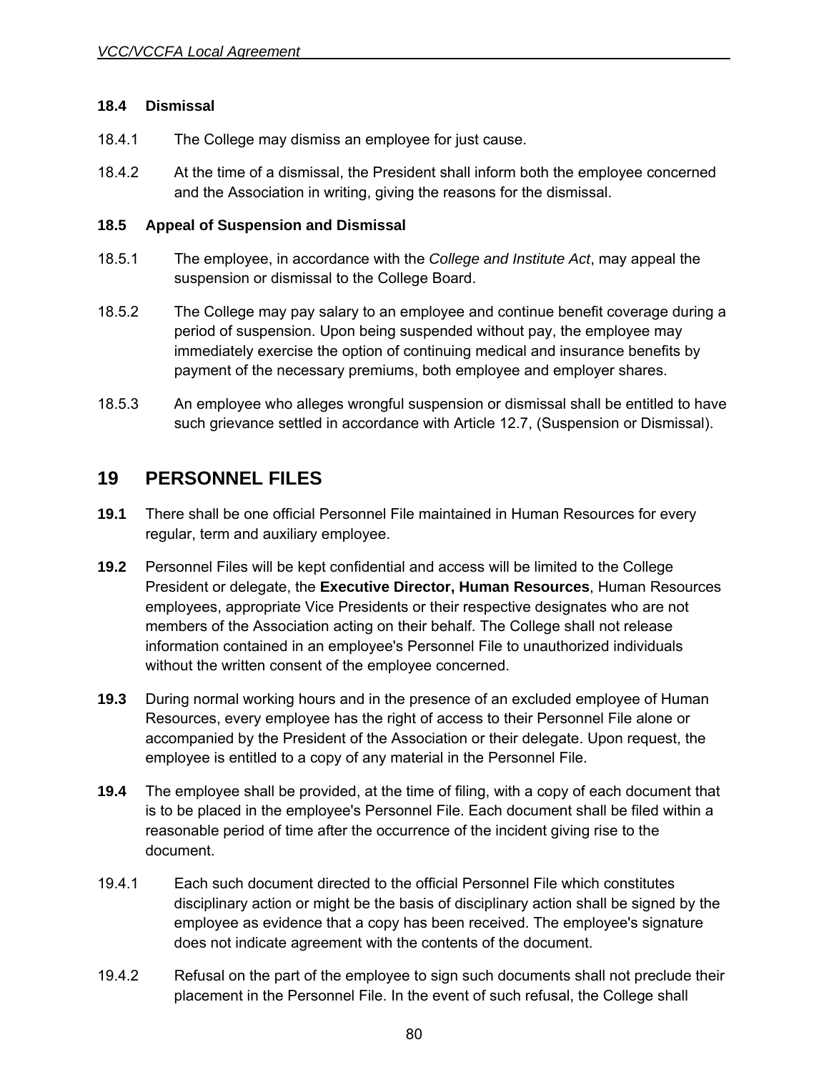### 18.4 Dismissal

18.4.1 The College may dismiss an employee for just cause.

18.4.2 At the time of a dismissal, the President shall inform both the employee concerned and the Association in writing, giving the reasons for the dismissal.

### 18.5 Appeal of Suspension and Dismissal

18.5.1 The employee, in accordance with the *College and Institute Act*, may appeal the suspension or dismissal to the College Board.

18.5.2 The College may pay salary to an employee and continue benefit coverage during a period of suspension. Upon being suspended without pay, the employee may immediately exercise the option of continuing medical and insurance benefits by payment of the necessary premiums, both employee and employer shares.

18.5.3 An employee who alleges wrongful suspension or dismissal shall be entitled to have such grievance settled in accordance with Article 12.7, (Suspension or Dismissal).

## 19 PERSONNEL FILES

**19.1** There shall be one official Personnel File maintained in Human Resources for every regular, term and auxiliary employee.

**19.2** Personnel Files will be kept confidential and access will be limited to the College President or delegate, the **Executive Director, Human Resources**, Human Resources employees, appropriate Vice Presidents or their respective designates who are not members of the Association acting on their behalf. The College shall not release information contained in an employee's Personnel File to unauthorized individuals without the written consent of the employee concerned.

**19.3** During normal working hours and in the presence of an excluded employee of Human Resources, every employee has the right of access to their Personnel File alone or accompanied by the President of the Association or their delegate. Upon request, the employee is entitled to a copy of any material in the Personnel File.

**19.4** The employee shall be provided, at the time of filing, with a copy of each document that is to be placed in the employee's Personnel File. Each document shall be filed within a reasonable period of time after the occurrence of the incident giving rise to the document.

19.4.1 Each such document directed to the official Personnel File which constitutes disciplinary action or might be the basis of disciplinary action shall be signed by the employee as evidence that a copy has been received. The employee's signature does not indicate agreement with the contents of the document.

19.4.2 Refusal on the part of the employee to sign such documents shall not preclude their placement in the Personnel File. In the event of such refusal, the College shall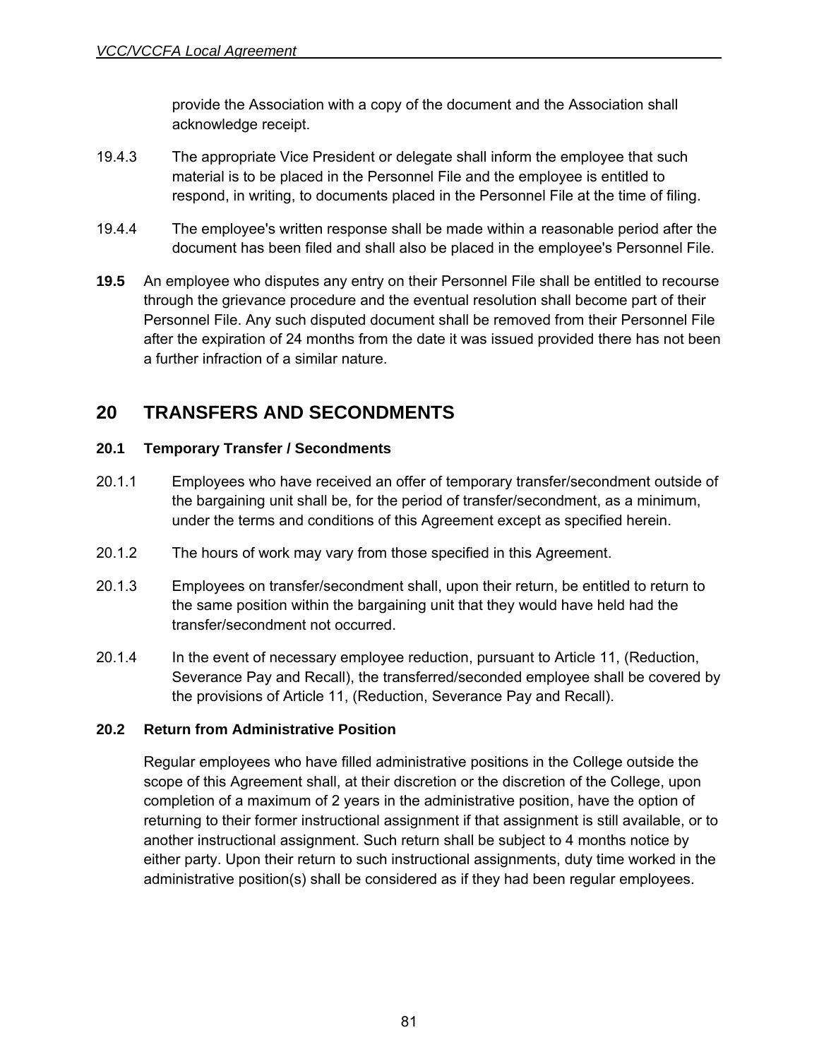provide the Association with a copy of the document and the Association shall acknowledge receipt.

19.4.3 The appropriate Vice President or delegate shall inform the employee that such material is to be placed in the Personnel File and the employee is entitled to respond, in writing, to documents placed in the Personnel File at the time of filing.

19.4.4 The employee's written response shall be made within a reasonable period after the document has been filed and shall also be placed in the employee's Personnel File.

**19.5** An employee who disputes any entry on their Personnel File shall be entitled to recourse through the grievance procedure and the eventual resolution shall become part of their Personnel File. Any such disputed document shall be removed from their Personnel File after the expiration of 24 months from the date it was issued provided there has not been a further infraction of a similar nature.

# 20 TRANSFERS AND SECONDMENTS

### 20.1 Temporary Transfer / Secondments

20.1.1 Employees who have received an offer of temporary transfer/secondment outside of the bargaining unit shall be, for the period of transfer/secondment, as a minimum, under the terms and conditions of this Agreement except as specified herein.

20.1.2 The hours of work may vary from those specified in this Agreement.

20.1.3 Employees on transfer/secondment shall, upon their return, be entitled to return to the same position within the bargaining unit that they would have held had the transfer/secondment not occurred.

20.1.4 In the event of necessary employee reduction, pursuant to Article 11, (Reduction, Severance Pay and Recall), the transferred/seconded employee shall be covered by the provisions of Article 11, (Reduction, Severance Pay and Recall).

### 20.2 Return from Administrative Position

Regular employees who have filled administrative positions in the College outside the scope of this Agreement shall, at their discretion or the discretion of the College, upon completion of a maximum of 2 years in the administrative position, have the option of returning to their former instructional assignment if that assignment is still available, or to another instructional assignment. Such return shall be subject to 4 months notice by either party. Upon their return to such instructional assignments, duty time worked in the administrative position(s) shall be considered as if they had been regular employees.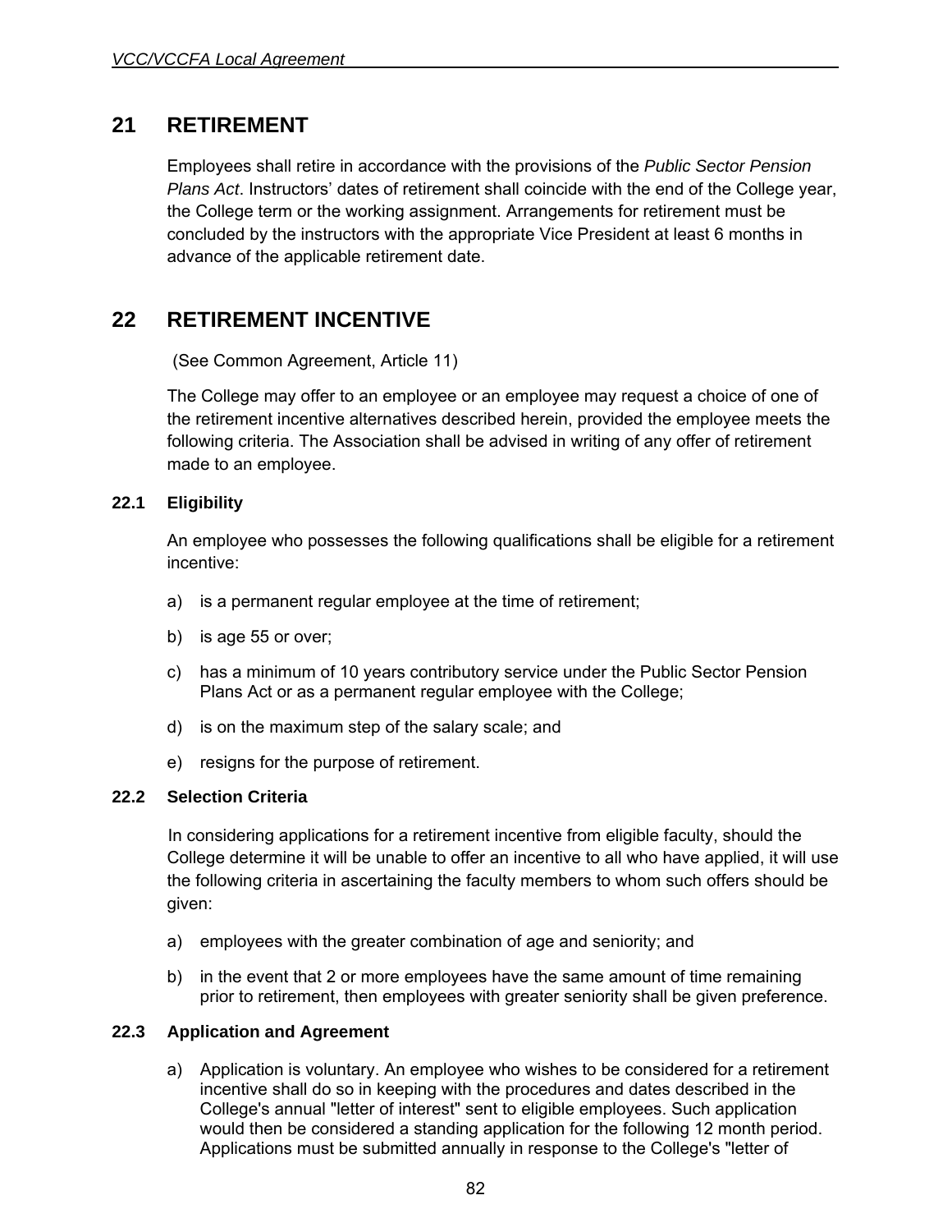# 21 RETIREMENT

Employees shall retire in accordance with the provisions of the *Public Sector Pension Plans Act*. Instructors' dates of retirement shall coincide with the end of the College year, the College term or the working assignment. Arrangements for retirement must be concluded by the instructors with the appropriate Vice President at least 6 months in advance of the applicable retirement date.

# 22 RETIREMENT INCENTIVE

(See Common Agreement, Article 11)

The College may offer to an employee or an employee may request a choice of one of the retirement incentive alternatives described herein, provided the employee meets the following criteria. The Association shall be advised in writing of any offer of retirement made to an employee.

### 22.1 Eligibility

An employee who possesses the following qualifications shall be eligible for a retirement incentive:

a) is a permanent regular employee at the time of retirement;

b) is age 55 or over;

c) has a minimum of 10 years contributory service under the Public Sector Pension Plans Act or as a permanent regular employee with the College;

d) is on the maximum step of the salary scale; and

e) resigns for the purpose of retirement.

### 22.2 Selection Criteria

In considering applications for a retirement incentive from eligible faculty, should the College determine it will be unable to offer an incentive to all who have applied, it will use the following criteria in ascertaining the faculty members to whom such offers should be given:

a) employees with the greater combination of age and seniority; and

b) in the event that 2 or more employees have the same amount of time remaining prior to retirement, then employees with greater seniority shall be given preference.

### 22.3 Application and Agreement

a) Application is voluntary. An employee who wishes to be considered for a retirement incentive shall do so in keeping with the procedures and dates described in the College's annual "letter of interest" sent to eligible employees. Such application would then be considered a standing application for the following 12 month period. Applications must be submitted annually in response to the College's "letter of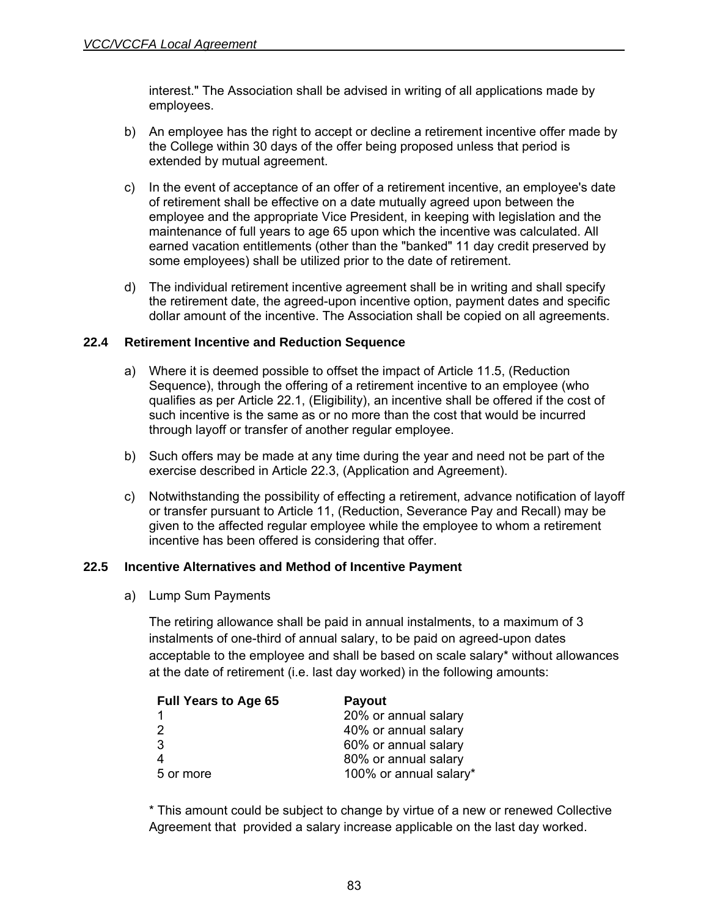interest." The Association shall be advised in writing of all applications made by employees.

b) An employee has the right to accept or decline a retirement incentive offer made by the College within 30 days of the offer being proposed unless that period is extended by mutual agreement.

c) In the event of acceptance of an offer of a retirement incentive, an employee's date of retirement shall be effective on a date mutually agreed upon between the employee and the appropriate Vice President, in keeping with legislation and the maintenance of full years to age 65 upon which the incentive was calculated. All earned vacation entitlements (other than the "banked" 11 day credit preserved by some employees) shall be utilized prior to the date of retirement.

d) The individual retirement incentive agreement shall be in writing and shall specify the retirement date, the agreed-upon incentive option, payment dates and specific dollar amount of the incentive. The Association shall be copied on all agreements.

### 22.4 Retirement Incentive and Reduction Sequence

a) Where it is deemed possible to offset the impact of Article 11.5, (Reduction Sequence), through the offering of a retirement incentive to an employee (who qualifies as per Article 22.1, (Eligibility), an incentive shall be offered if the cost of such incentive is the same as or no more than the cost that would be incurred through layoff or transfer of another regular employee.

b) Such offers may be made at any time during the year and need not be part of the exercise described in Article 22.3, (Application and Agreement).

c) Notwithstanding the possibility of effecting a retirement, advance notification of layoff or transfer pursuant to Article 11, (Reduction, Severance Pay and Recall) may be given to the affected regular employee while the employee to whom a retirement incentive has been offered is considering that offer.

### 22.5 Incentive Alternatives and Method of Incentive Payment

a) Lump Sum Payments

The retiring allowance shall be paid in annual instalments, to a maximum of 3 instalments of one-third of annual salary, to be paid on agreed-upon dates acceptable to the employee and shall be based on scale salary* without allowances at the date of retirement (i.e. last day worked) in the following amounts:

| Full Years to Age 65 | Payout |
|---|---|
| 1 | 20% or annual salary |
| 2 | 40% or annual salary |
| 3 | 60% or annual salary |
| 4 | 80% or annual salary |
| 5 or more | 100% or annual salary* |

* This amount could be subject to change by virtue of a new or renewed Collective Agreement that provided a salary increase applicable on the last day worked.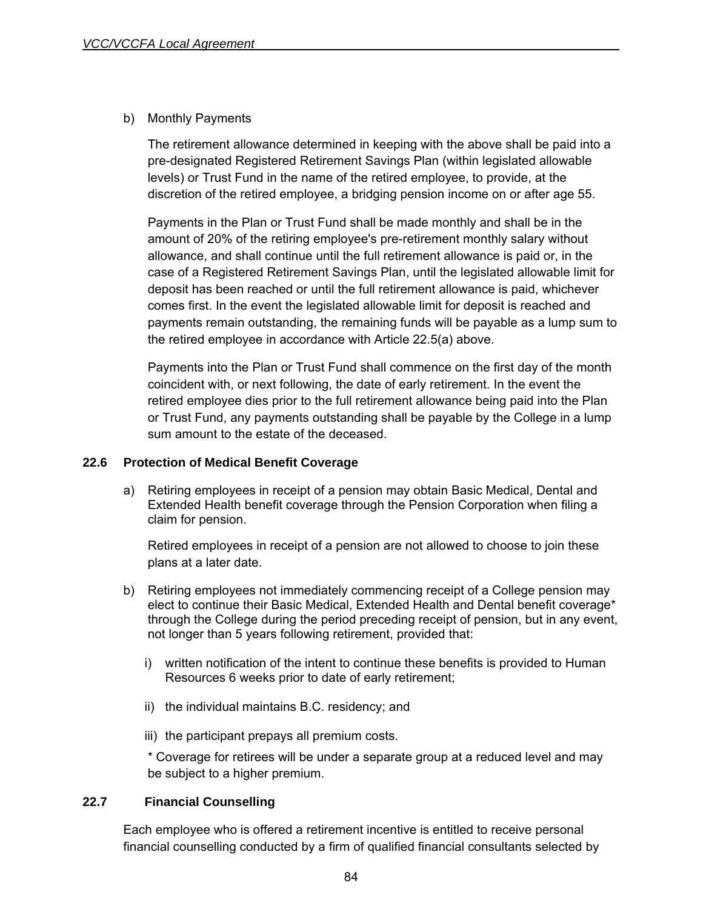b) Monthly Payments

The retirement allowance determined in keeping with the above shall be paid into a pre-designated Registered Retirement Savings Plan (within legislated allowable levels) or Trust Fund in the name of the retired employee, to provide, at the discretion of the retired employee, a bridging pension income on or after age 55.

Payments in the Plan or Trust Fund shall be made monthly and shall be in the amount of 20% of the retiring employee's pre-retirement monthly salary without allowance, and shall continue until the full retirement allowance is paid or, in the case of a Registered Retirement Savings Plan, until the legislated allowable limit for deposit has been reached or until the full retirement allowance is paid, whichever comes first. In the event the legislated allowable limit for deposit is reached and payments remain outstanding, the remaining funds will be payable as a lump sum to the retired employee in accordance with Article 22.5(a) above.

Payments into the Plan or Trust Fund shall commence on the first day of the month coincident with, or next following, the date of early retirement. In the event the retired employee dies prior to the full retirement allowance being paid into the Plan or Trust Fund, any payments outstanding shall be payable by the College in a lump sum amount to the estate of the deceased.

**22.6 Protection of Medical Benefit Coverage**

a) Retiring employees in receipt of a pension may obtain Basic Medical, Dental and Extended Health benefit coverage through the Pension Corporation when filing a claim for pension.

   Retired employees in receipt of a pension are not allowed to choose to join these plans at a later date.

b) Retiring employees not immediately commencing receipt of a College pension may elect to continue their Basic Medical, Extended Health and Dental benefit coverage* through the College during the period preceding receipt of pension, but in any event, not longer than 5 years following retirement, provided that:

   i) written notification of the intent to continue these benefits is provided to Human Resources 6 weeks prior to date of early retirement;

   ii) the individual maintains B.C. residency; and

   iii) the participant prepays all premium costs.

   * Coverage for retirees will be under a separate group at a reduced level and may be subject to a higher premium.

**22.7 Financial Counselling**

Each employee who is offered a retirement incentive is entitled to receive personal financial counselling conducted by a firm of qualified financial consultants selected by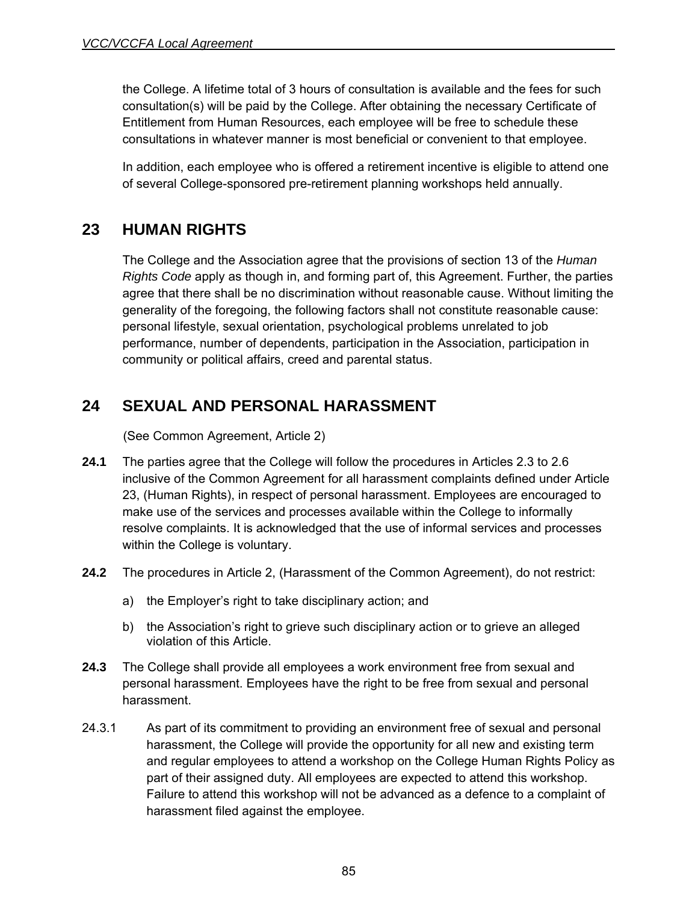the College. A lifetime total of 3 hours of consultation is available and the fees for such consultation(s) will be paid by the College. After obtaining the necessary Certificate of Entitlement from Human Resources, each employee will be free to schedule these consultations in whatever manner is most beneficial or convenient to that employee.

In addition, each employee who is offered a retirement incentive is eligible to attend one of several College-sponsored pre-retirement planning workshops held annually.

## 23 HUMAN RIGHTS

The College and the Association agree that the provisions of section 13 of the *Human Rights Code* apply as though in, and forming part of, this Agreement. Further, the parties agree that there shall be no discrimination without reasonable cause. Without limiting the generality of the foregoing, the following factors shall not constitute reasonable cause: personal lifestyle, sexual orientation, psychological problems unrelated to job performance, number of dependents, participation in the Association, participation in community or political affairs, creed and parental status.

## 24 SEXUAL AND PERSONAL HARASSMENT

(See Common Agreement, Article 2)

**24.1** The parties agree that the College will follow the procedures in Articles 2.3 to 2.6 inclusive of the Common Agreement for all harassment complaints defined under Article 23, (Human Rights), in respect of personal harassment. Employees are encouraged to make use of the services and processes available within the College to informally resolve complaints. It is acknowledged that the use of informal services and processes within the College is voluntary.

**24.2** The procedures in Article 2, (Harassment of the Common Agreement), do not restrict:

a) the Employer's right to take disciplinary action; and

b) the Association's right to grieve such disciplinary action or to grieve an alleged violation of this Article.

**24.3** The College shall provide all employees a work environment free from sexual and personal harassment. Employees have the right to be free from sexual and personal harassment.

24.3.1 As part of its commitment to providing an environment free of sexual and personal harassment, the College will provide the opportunity for all new and existing term and regular employees to attend a workshop on the College Human Rights Policy as part of their assigned duty. All employees are expected to attend this workshop. Failure to attend this workshop will not be advanced as a defence to a complaint of harassment filed against the employee.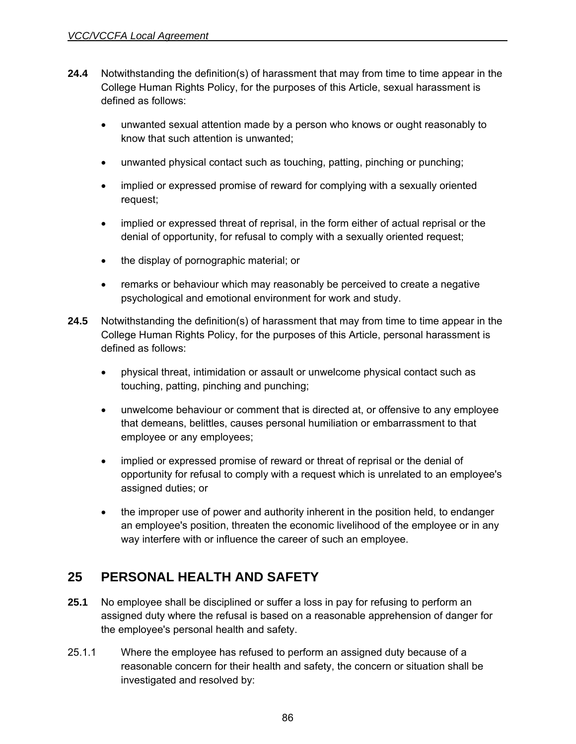**24.4** Notwithstanding the definition(s) of harassment that may from time to time appear in the College Human Rights Policy, for the purposes of this Article, sexual harassment is defined as follows:

- unwanted sexual attention made by a person who knows or ought reasonably to know that such attention is unwanted;
- unwanted physical contact such as touching, patting, pinching or punching;
- implied or expressed promise of reward for complying with a sexually oriented request;
- implied or expressed threat of reprisal, in the form either of actual reprisal or the denial of opportunity, for refusal to comply with a sexually oriented request;
- the display of pornographic material; or
- remarks or behaviour which may reasonably be perceived to create a negative psychological and emotional environment for work and study.

**24.5** Notwithstanding the definition(s) of harassment that may from time to time appear in the College Human Rights Policy, for the purposes of this Article, personal harassment is defined as follows:

- physical threat, intimidation or assault or unwelcome physical contact such as touching, patting, pinching and punching;
- unwelcome behaviour or comment that is directed at, or offensive to any employee that demeans, belittles, causes personal humiliation or embarrassment to that employee or any employees;
- implied or expressed promise of reward or threat of reprisal or the denial of opportunity for refusal to comply with a request which is unrelated to an employee's assigned duties; or
- the improper use of power and authority inherent in the position held, to endanger an employee's position, threaten the economic livelihood of the employee or in any way interfere with or influence the career of such an employee.

## 25 PERSONAL HEALTH AND SAFETY

**25.1** No employee shall be disciplined or suffer a loss in pay for refusing to perform an assigned duty where the refusal is based on a reasonable apprehension of danger for the employee's personal health and safety.

25.1.1 Where the employee has refused to perform an assigned duty because of a reasonable concern for their health and safety, the concern or situation shall be investigated and resolved by: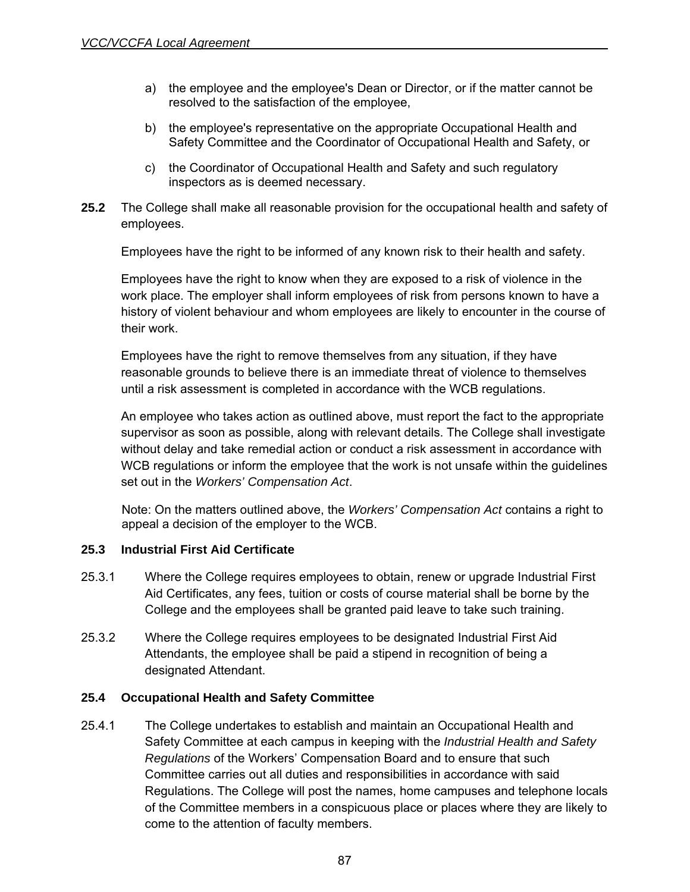a) the employee and the employee's Dean or Director, or if the matter cannot be resolved to the satisfaction of the employee,

b) the employee's representative on the appropriate Occupational Health and Safety Committee and the Coordinator of Occupational Health and Safety, or

c) the Coordinator of Occupational Health and Safety and such regulatory inspectors as is deemed necessary.

**25.2** The College shall make all reasonable provision for the occupational health and safety of employees.

Employees have the right to be informed of any known risk to their health and safety.

Employees have the right to know when they are exposed to a risk of violence in the work place. The employer shall inform employees of risk from persons known to have a history of violent behaviour and whom employees are likely to encounter in the course of their work.

Employees have the right to remove themselves from any situation, if they have reasonable grounds to believe there is an immediate threat of violence to themselves until a risk assessment is completed in accordance with the WCB regulations.

An employee who takes action as outlined above, must report the fact to the appropriate supervisor as soon as possible, along with relevant details. The College shall investigate without delay and take remedial action or conduct a risk assessment in accordance with WCB regulations or inform the employee that the work is not unsafe within the guidelines set out in the *Workers' Compensation Act*.

Note: On the matters outlined above, the *Workers' Compensation Act* contains a right to appeal a decision of the employer to the WCB.

**25.3 Industrial First Aid Certificate**

25.3.1 Where the College requires employees to obtain, renew or upgrade Industrial First Aid Certificates, any fees, tuition or costs of course material shall be borne by the College and the employees shall be granted paid leave to take such training.

25.3.2 Where the College requires employees to be designated Industrial First Aid Attendants, the employee shall be paid a stipend in recognition of being a designated Attendant.

**25.4 Occupational Health and Safety Committee**

25.4.1 The College undertakes to establish and maintain an Occupational Health and Safety Committee at each campus in keeping with the *Industrial Health and Safety Regulations* of the Workers' Compensation Board and to ensure that such Committee carries out all duties and responsibilities in accordance with said Regulations. The College will post the names, home campuses and telephone locals of the Committee members in a conspicuous place or places where they are likely to come to the attention of faculty members.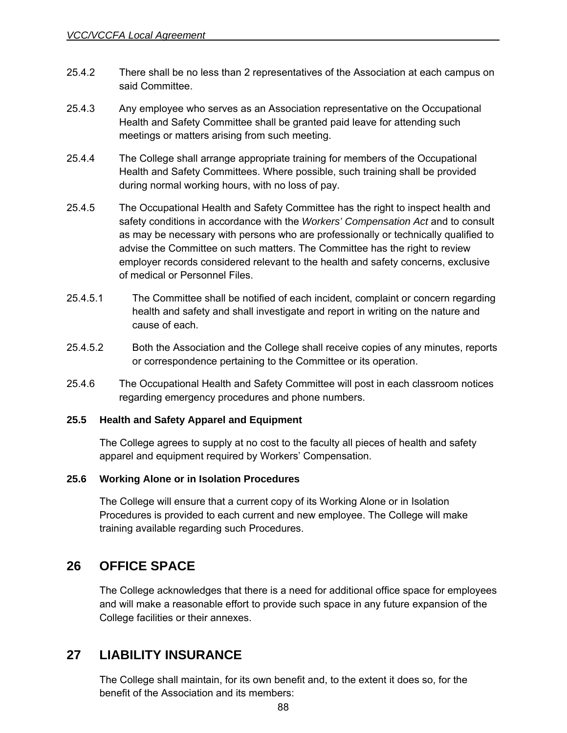25.4.2 There shall be no less than 2 representatives of the Association at each campus on said Committee.

25.4.3 Any employee who serves as an Association representative on the Occupational Health and Safety Committee shall be granted paid leave for attending such meetings or matters arising from such meeting.

25.4.4 The College shall arrange appropriate training for members of the Occupational Health and Safety Committees. Where possible, such training shall be provided during normal working hours, with no loss of pay.

25.4.5 The Occupational Health and Safety Committee has the right to inspect health and safety conditions in accordance with the *Workers' Compensation Act* and to consult as may be necessary with persons who are professionally or technically qualified to advise the Committee on such matters. The Committee has the right to review employer records considered relevant to the health and safety concerns, exclusive of medical or Personnel Files.

25.4.5.1 The Committee shall be notified of each incident, complaint or concern regarding health and safety and shall investigate and report in writing on the nature and cause of each.

25.4.5.2 Both the Association and the College shall receive copies of any minutes, reports or correspondence pertaining to the Committee or its operation.

25.4.6 The Occupational Health and Safety Committee will post in each classroom notices regarding emergency procedures and phone numbers.

**25.5 Health and Safety Apparel and Equipment**

The College agrees to supply at no cost to the faculty all pieces of health and safety apparel and equipment required by Workers' Compensation.

**25.6 Working Alone or in Isolation Procedures**

The College will ensure that a current copy of its Working Alone or in Isolation Procedures is provided to each current and new employee. The College will make training available regarding such Procedures.

## 26 OFFICE SPACE

The College acknowledges that there is a need for additional office space for employees and will make a reasonable effort to provide such space in any future expansion of the College facilities or their annexes.

## 27 LIABILITY INSURANCE

The College shall maintain, for its own benefit and, to the extent it does so, for the benefit of the Association and its members: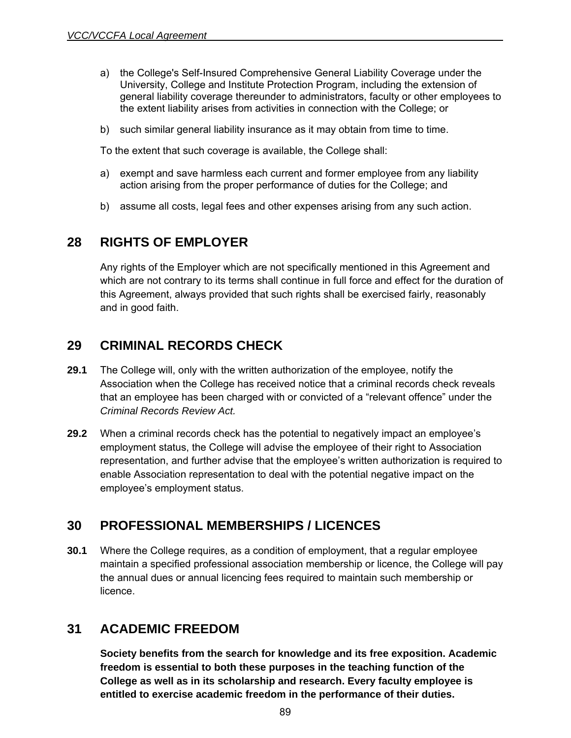a) the College's Self-Insured Comprehensive General Liability Coverage under the University, College and Institute Protection Program, including the extension of general liability coverage thereunder to administrators, faculty or other employees to the extent liability arises from activities in connection with the College; or

b) such similar general liability insurance as it may obtain from time to time.

To the extent that such coverage is available, the College shall:

a) exempt and save harmless each current and former employee from any liability action arising from the proper performance of duties for the College; and

b) assume all costs, legal fees and other expenses arising from any such action.

## 28 RIGHTS OF EMPLOYER

Any rights of the Employer which are not specifically mentioned in this Agreement and which are not contrary to its terms shall continue in full force and effect for the duration of this Agreement, always provided that such rights shall be exercised fairly, reasonably and in good faith.

## 29 CRIMINAL RECORDS CHECK

**29.1** The College will, only with the written authorization of the employee, notify the Association when the College has received notice that a criminal records check reveals that an employee has been charged with or convicted of a “relevant offence” under the *Criminal Records Review Act.*

**29.2** When a criminal records check has the potential to negatively impact an employee’s employment status, the College will advise the employee of their right to Association representation, and further advise that the employee’s written authorization is required to enable Association representation to deal with the potential negative impact on the employee’s employment status.

## 30 PROFESSIONAL MEMBERSHIPS / LICENCES

**30.1** Where the College requires, as a condition of employment, that a regular employee maintain a specified professional association membership or licence, the College will pay the annual dues or annual licencing fees required to maintain such membership or licence.

## 31 ACADEMIC FREEDOM

**Society benefits from the search for knowledge and its free exposition. Academic freedom is essential to both these purposes in the teaching function of the College as well as in its scholarship and research. Every faculty employee is entitled to exercise academic freedom in the performance of their duties.**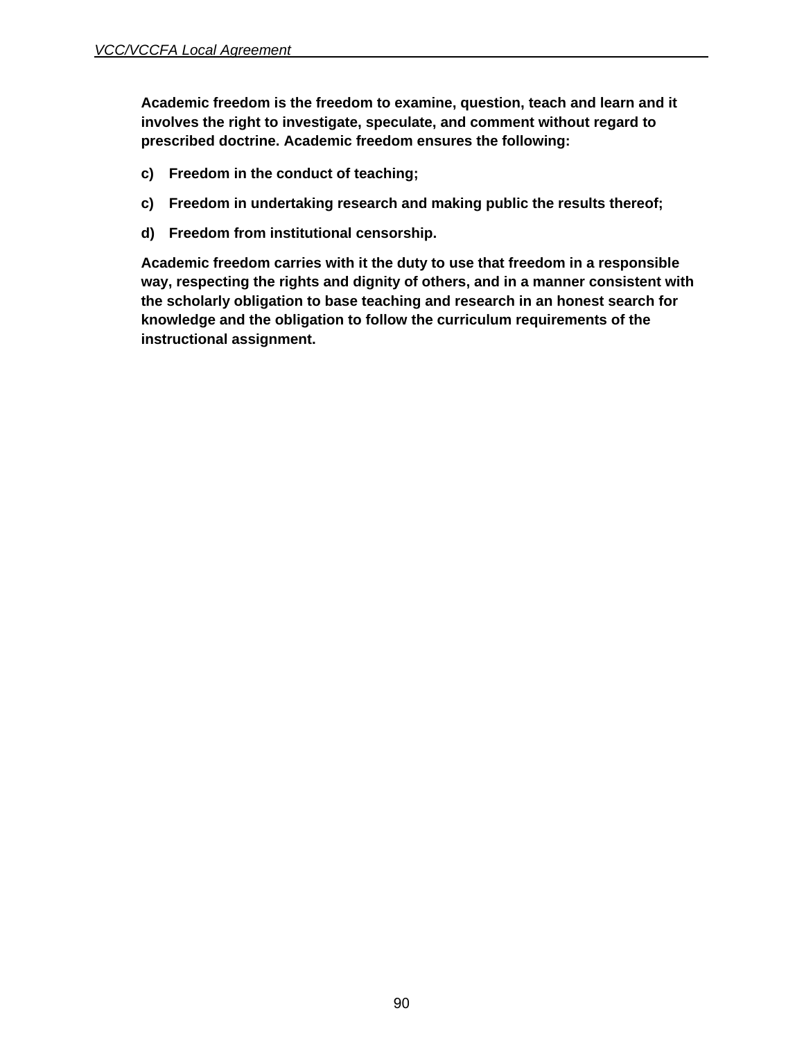**Academic freedom is the freedom to examine, question, teach and learn and it involves the right to investigate, speculate, and comment without regard to prescribed doctrine. Academic freedom ensures the following:**

**c) Freedom in the conduct of teaching;**

**c) Freedom in undertaking research and making public the results thereof;**

**d) Freedom from institutional censorship.**

**Academic freedom carries with it the duty to use that freedom in a responsible way, respecting the rights and dignity of others, and in a manner consistent with the scholarly obligation to base teaching and research in an honest search for knowledge and the obligation to follow the curriculum requirements of the instructional assignment.**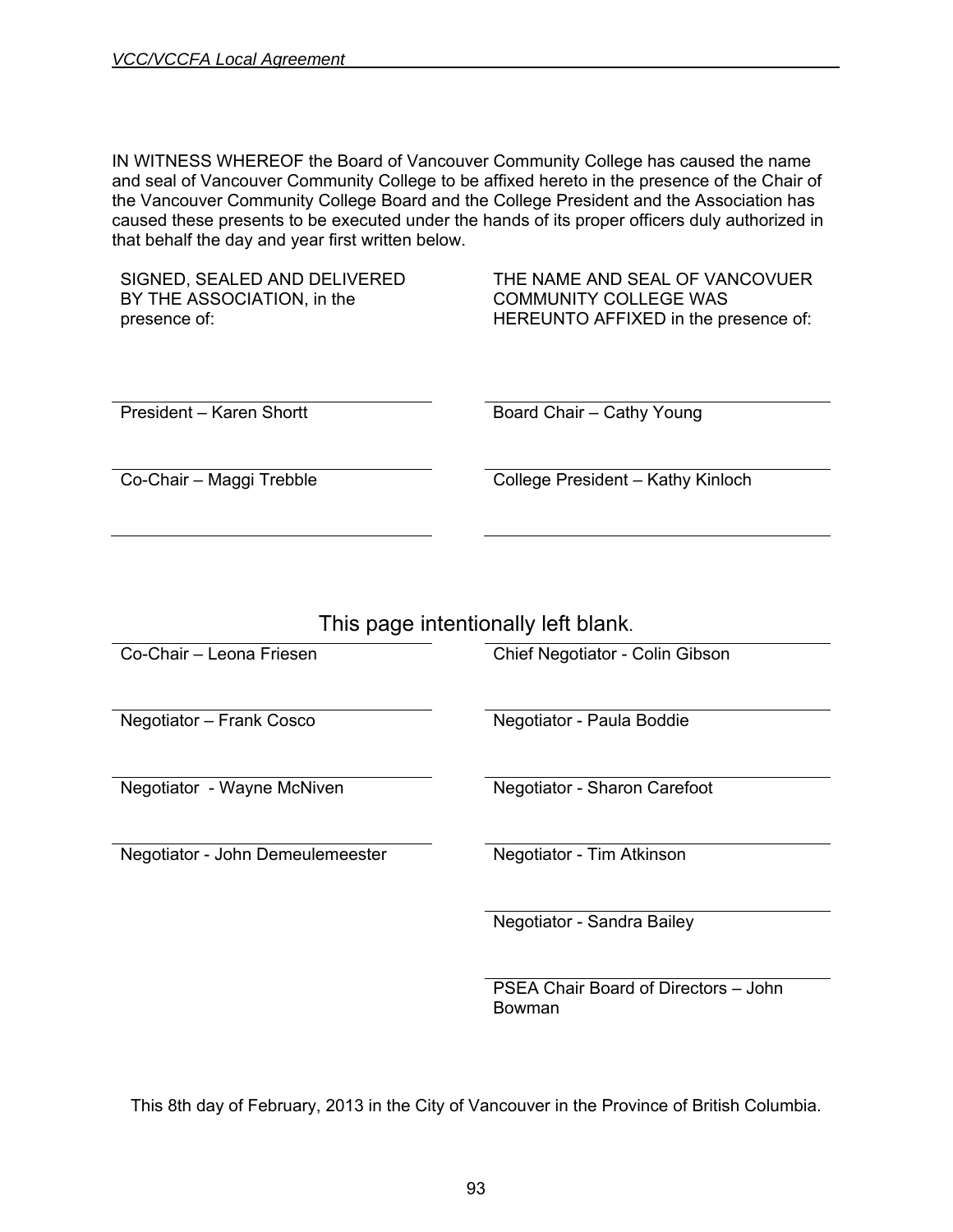IN WITNESS WHEREOF the Board of Vancouver Community College has caused the name and seal of Vancouver Community College to be affixed hereto in the presence of the Chair of the Vancouver Community College Board and the College President and the Association has caused these presents to be executed under the hands of its proper officers duly authorized in that behalf the day and year first written below.

| SIGNED, SEALED AND DELIVERED BY THE ASSOCIATION, in the presence of: | THE NAME AND SEAL OF VANCOVUER COMMUNITY COLLEGE WAS HEREUNTO AFFIXED in the presence of: |
|---|---|
| President – Karen Shortt | Board Chair – Cathy Young |
| Co-Chair – Maggi Trebble | College President – Kathy Kinloch |
| | |

This page intentionally left blank.

| | |
|---|---|
| Co-Chair – Leona Friesen | Chief Negotiator - Colin Gibson |
| Negotiator – Frank Cosco | Negotiator - Paula Boddie |
| Negotiator - Wayne McNiven | Negotiator - Sharon Carefoot |
| Negotiator - John Demeulemeester | Negotiator - Tim Atkinson |
| | Negotiator - Sandra Bailey |
| | PSEA Chair Board of Directors – John Bowman |

This 8th day of February, 2013 in the City of Vancouver in the Province of British Columbia.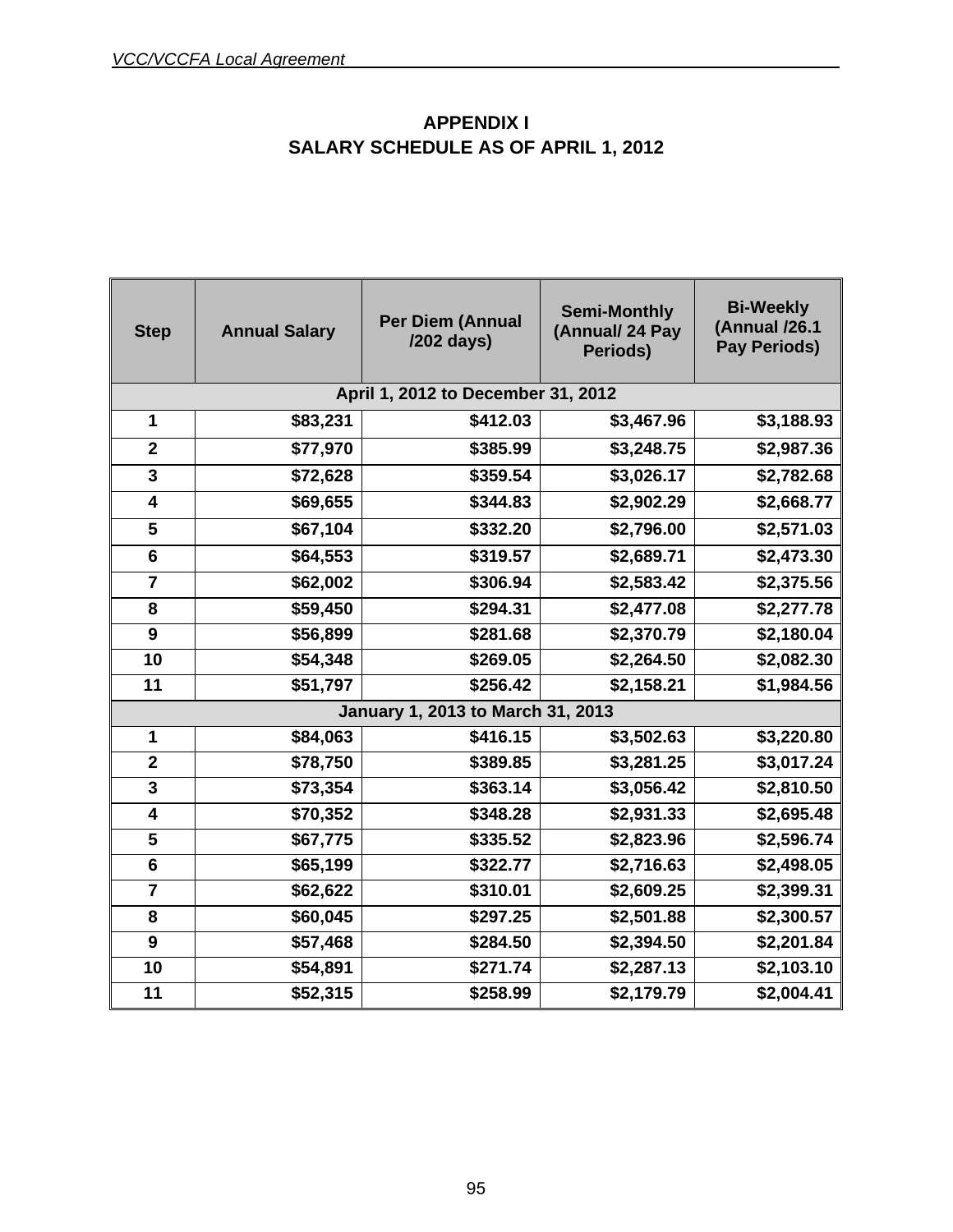# APPENDIX I
# SALARY SCHEDULE AS OF APRIL 1, 2012

| Step | Annual Salary | Per Diem (Annual /202 days) | Semi-Monthly (Annual/ 24 Pay Periods) | Bi-Weekly (Annual /26.1 Pay Periods) |
|---|---|---|---|---|
| **April 1, 2012 to December 31, 2012** | | | | |
| 1 | $83,231 | $412.03 | $3,467.96 | $3,188.93 |
| 2 | $77,970 | $385.99 | $3,248.75 | $2,987.36 |
| 3 | $72,628 | $359.54 | $3,026.17 | $2,782.68 |
| 4 | $69,655 | $344.83 | $2,902.29 | $2,668.77 |
| 5 | $67,104 | $332.20 | $2,796.00 | $2,571.03 |
| 6 | $64,553 | $319.57 | $2,689.71 | $2,473.30 |
| 7 | $62,002 | $306.94 | $2,583.42 | $2,375.56 |
| 8 | $59,450 | $294.31 | $2,477.08 | $2,277.78 |
| 9 | $56,899 | $281.68 | $2,370.79 | $2,180.04 |
| 10 | $54,348 | $269.05 | $2,264.50 | $2,082.30 |
| 11 | $51,797 | $256.42 | $2,158.21 | $1,984.56 |
| **January 1, 2013 to March 31, 2013** | | | | |
| 1 | $84,063 | $416.15 | $3,502.63 | $3,220.80 |
| 2 | $78,750 | $389.85 | $3,281.25 | $3,017.24 |
| 3 | $73,354 | $363.14 | $3,056.42 | $2,810.50 |
| 4 | $70,352 | $348.28 | $2,931.33 | $2,695.48 |
| 5 | $67,775 | $335.52 | $2,823.96 | $2,596.74 |
| 6 | $65,199 | $322.77 | $2,716.63 | $2,498.05 |
| 7 | $62,622 | $310.01 | $2,609.25 | $2,399.31 |
| 8 | $60,045 | $297.25 | $2,501.88 | $2,300.57 |
| 9 | $57,468 | $284.50 | $2,394.50 | $2,201.84 |
| 10 | $54,891 | $271.74 | $2,287.13 | $2,103.10 |
| 11 | $52,315 | $258.99 | $2,179.79 | $2,004.41 |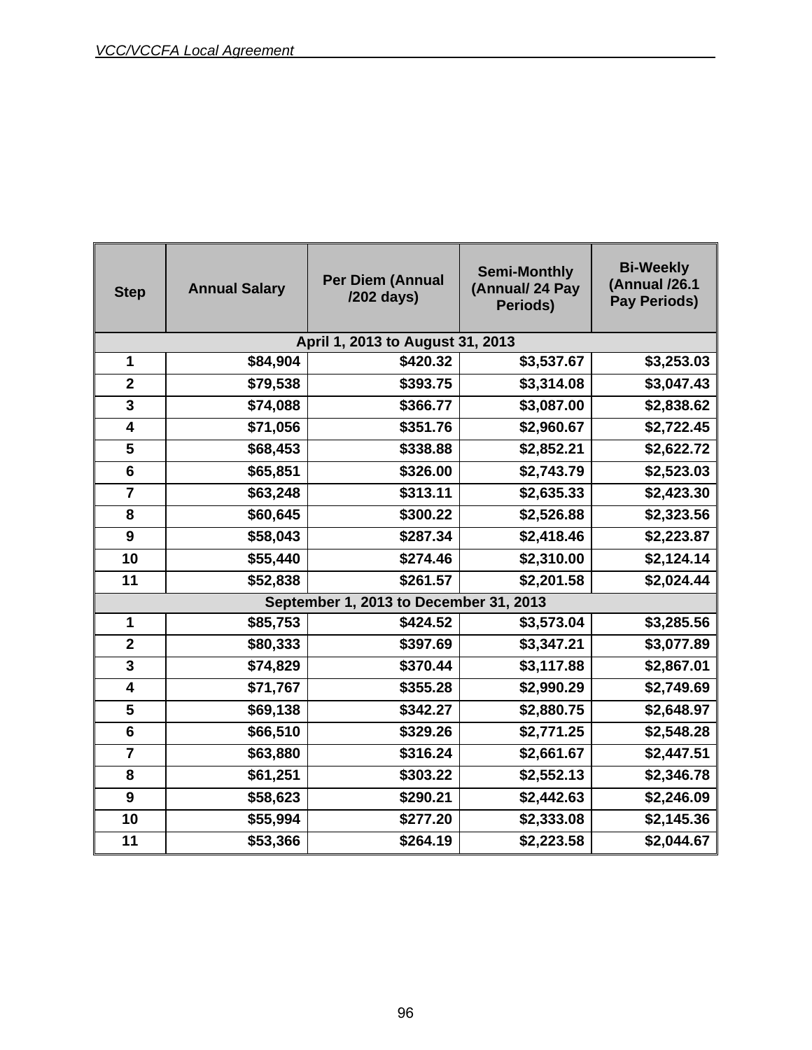| Step | Annual Salary | Per Diem (Annual /202 days) | Semi-Monthly (Annual/ 24 Pay Periods) | Bi-Weekly (Annual /26.1 Pay Periods) |
|---|---|---|---|---|
| April 1, 2013 to August 31, 2013 | | | | |
| 1 | $84,904 | $420.32 | $3,537.67 | $3,253.03 |
| 2 | $79,538 | $393.75 | $3,314.08 | $3,047.43 |
| 3 | $74,088 | $366.77 | $3,087.00 | $2,838.62 |
| 4 | $71,056 | $351.76 | $2,960.67 | $2,722.45 |
| 5 | $68,453 | $338.88 | $2,852.21 | $2,622.72 |
| 6 | $65,851 | $326.00 | $2,743.79 | $2,523.03 |
| 7 | $63,248 | $313.11 | $2,635.33 | $2,423.30 |
| 8 | $60,645 | $300.22 | $2,526.88 | $2,323.56 |
| 9 | $58,043 | $287.34 | $2,418.46 | $2,223.87 |
| 10 | $55,440 | $274.46 | $2,310.00 | $2,124.14 |
| 11 | $52,838 | $261.57 | $2,201.58 | $2,024.44 |
| September 1, 2013 to December 31, 2013 | | | | |
| 1 | $85,753 | $424.52 | $3,573.04 | $3,285.56 |
| 2 | $80,333 | $397.69 | $3,347.21 | $3,077.89 |
| 3 | $74,829 | $370.44 | $3,117.88 | $2,867.01 |
| 4 | $71,767 | $355.28 | $2,990.29 | $2,749.69 |
| 5 | $69,138 | $342.27 | $2,880.75 | $2,648.97 |
| 6 | $66,510 | $329.26 | $2,771.25 | $2,548.28 |
| 7 | $63,880 | $316.24 | $2,661.67 | $2,447.51 |
| 8 | $61,251 | $303.22 | $2,552.13 | $2,346.78 |
| 9 | $58,623 | $290.21 | $2,442.63 | $2,246.09 |
| 10 | $55,994 | $277.20 | $2,333.08 | $2,145.36 |
| 11 | $53,366 | $264.19 | $2,223.58 | $2,044.67 |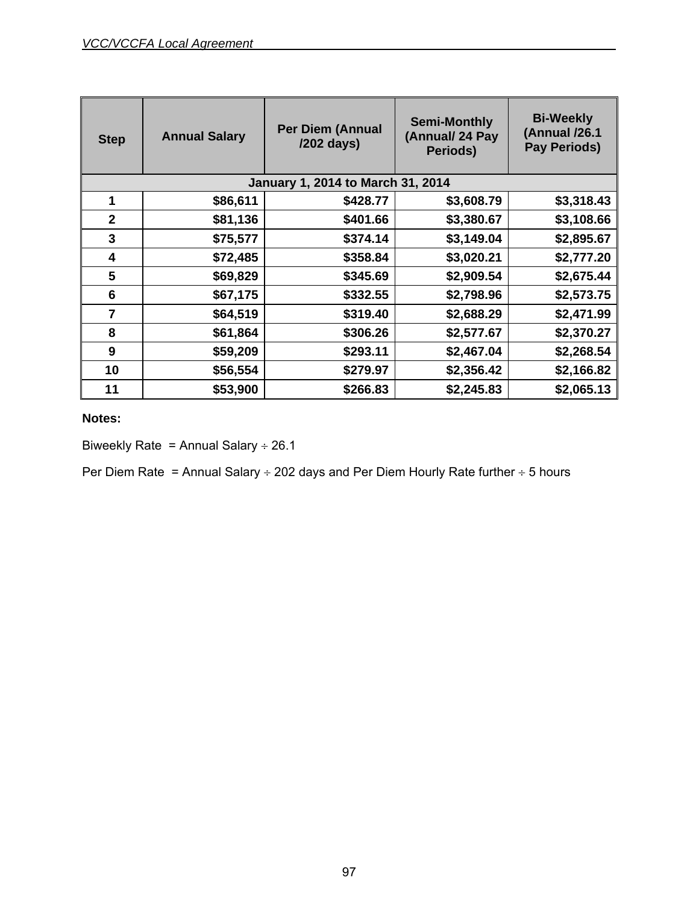| Step | Annual Salary | Per Diem (Annual /202 days) | Semi-Monthly (Annual/ 24 Pay Periods) | Bi-Weekly (Annual /26.1 Pay Periods) |
|---|---|---|---|---|
| **January 1, 2014 to March 31, 2014** | | | | |
| **1** | **$86,611** | **$428.77** | **$3,608.79** | **$3,318.43** |
| **2** | **$81,136** | **$401.66** | **$3,380.67** | **$3,108.66** |
| **3** | **$75,577** | **$374.14** | **$3,149.04** | **$2,895.67** |
| **4** | **$72,485** | **$358.84** | **$3,020.21** | **$2,777.20** |
| **5** | **$69,829** | **$345.69** | **$2,909.54** | **$2,675.44** |
| **6** | **$67,175** | **$332.55** | **$2,798.96** | **$2,573.75** |
| **7** | **$64,519** | **$319.40** | **$2,688.29** | **$2,471.99** |
| **8** | **$61,864** | **$306.26** | **$2,577.67** | **$2,370.27** |
| **9** | **$59,209** | **$293.11** | **$2,467.04** | **$2,268.54** |
| **10** | **$56,554** | **$279.97** | **$2,356.42** | **$2,166.82** |
| **11** | **$53,900** | **$266.83** | **$2,245.83** | **$2,065.13** |

**Notes:**

Biweekly Rate = Annual Salary ÷ 26.1

Per Diem Rate = Annual Salary ÷ 202 days and Per Diem Hourly Rate further ÷ 5 hours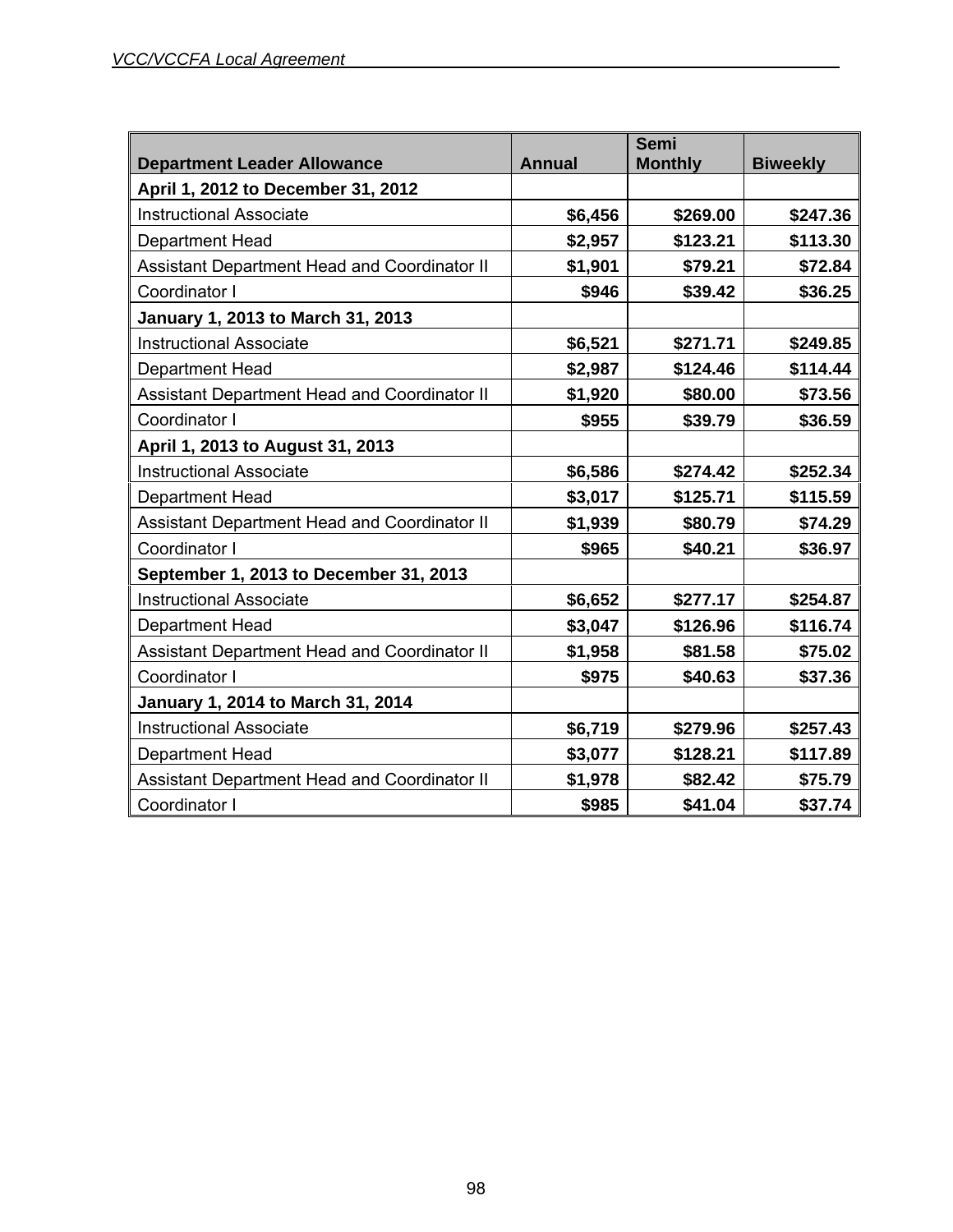| Department Leader Allowance | Annual | Semi Monthly | Biweekly |
|---|---|---|---|
| **April 1, 2012 to December 31, 2012** | | | |
| Instructional Associate | **$6,456** | **$269.00** | **$247.36** |
| Department Head | **$2,957** | **$123.21** | **$113.30** |
| Assistant Department Head and Coordinator II | **$1,901** | **$79.21** | **$72.84** |
| Coordinator I | **$946** | **$39.42** | **$36.25** |
| **January 1, 2013 to March 31, 2013** | | | |
| Instructional Associate | **$6,521** | **$271.71** | **$249.85** |
| Department Head | **$2,987** | **$124.46** | **$114.44** |
| Assistant Department Head and Coordinator II | **$1,920** | **$80.00** | **$73.56** |
| Coordinator I | **$955** | **$39.79** | **$36.59** |
| **April 1, 2013 to August 31, 2013** | | | |
| Instructional Associate | **$6,586** | **$274.42** | **$252.34** |
| Department Head | **$3,017** | **$125.71** | **$115.59** |
| Assistant Department Head and Coordinator II | **$1,939** | **$80.79** | **$74.29** |
| Coordinator I | **$965** | **$40.21** | **$36.97** |
| **September 1, 2013 to December 31, 2013** | | | |
| Instructional Associate | **$6,652** | **$277.17** | **$254.87** |
| Department Head | **$3,047** | **$126.96** | **$116.74** |
| Assistant Department Head and Coordinator II | **$1,958** | **$81.58** | **$75.02** |
| Coordinator I | **$975** | **$40.63** | **$37.36** |
| **January 1, 2014 to March 31, 2014** | | | |
| Instructional Associate | **$6,719** | **$279.96** | **$257.43** |
| Department Head | **$3,077** | **$128.21** | **$117.89** |
| Assistant Department Head and Coordinator II | **$1,978** | **$82.42** | **$75.79** |
| Coordinator I | **$985** | **$41.04** | **$37.74** |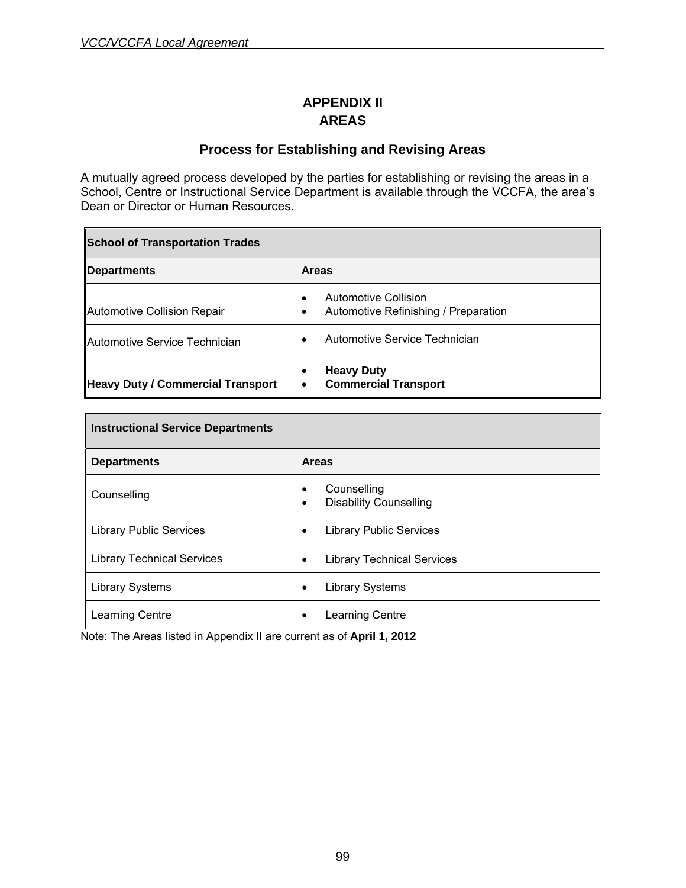# APPENDIX II
# AREAS

## Process for Establishing and Revising Areas

A mutually agreed process developed by the parties for establishing or revising the areas in a School, Centre or Instructional Service Department is available through the VCCFA, the area's Dean or Director or Human Resources.

| School of Transportation Trades | |
|---|---|
| **Departments** | **Areas** |
| Automotive Collision Repair | • Automotive Collision<br>• Automotive Refinishing / Preparation |
| Automotive Service Technician | • Automotive Service Technician |
| **Heavy Duty / Commercial Transport** | • **Heavy Duty**<br>• **Commercial Transport** |

| Instructional Service Departments | |
|---|---|
| **Departments** | **Areas** |
| Counselling | • Counselling<br>• Disability Counselling |
| Library Public Services | • Library Public Services |
| Library Technical Services | • Library Technical Services |
| Library Systems | • Library Systems |
| Learning Centre | • Learning Centre |

Note: The Areas listed in Appendix II are current as of **April 1, 2012**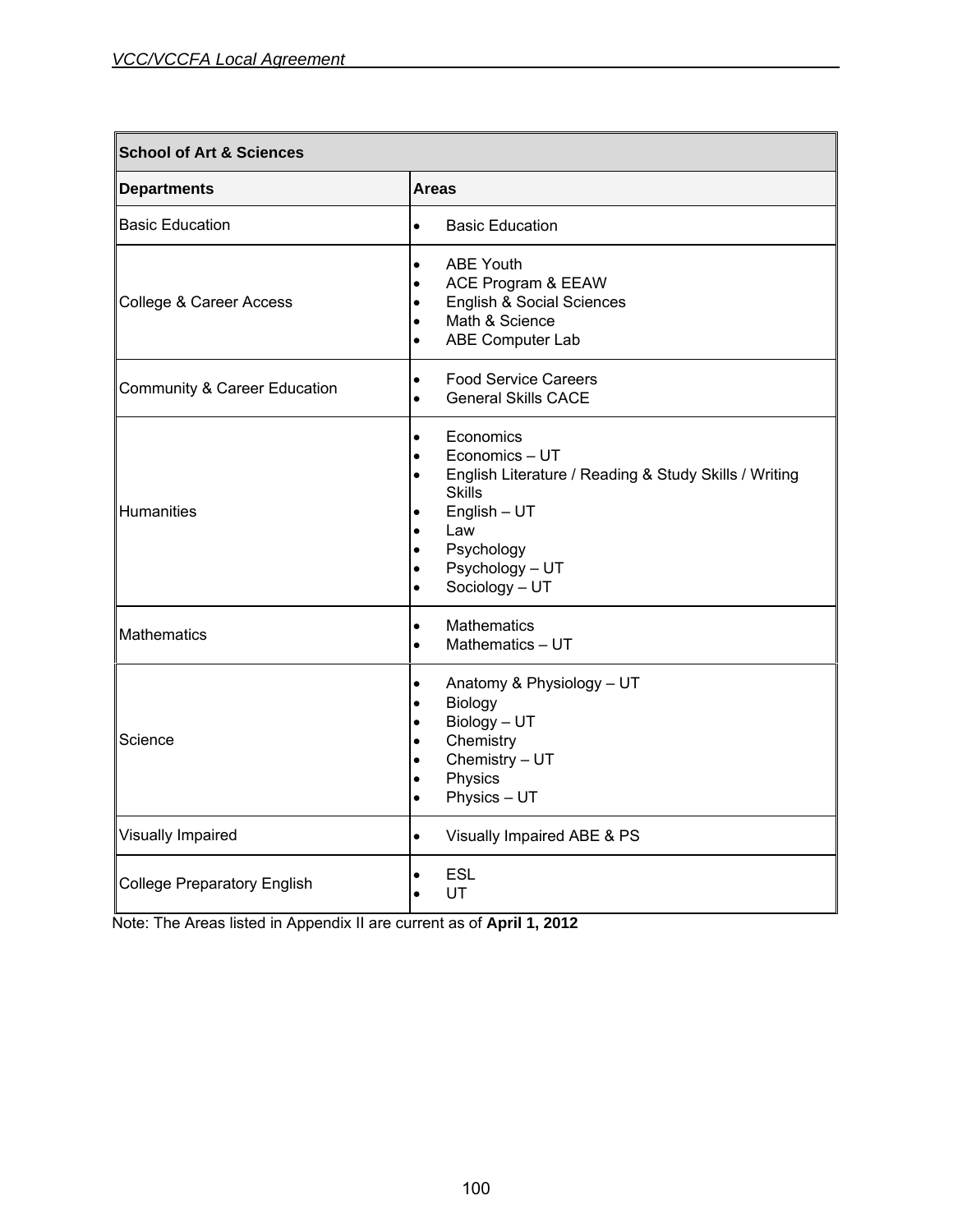| School of Art & Sciences | |
|---|---|
| **Departments** | **Areas** |
| Basic Education | • Basic Education |
| College & Career Access | • ABE Youth<br>• ACE Program & EEAW<br>• English & Social Sciences<br>• Math & Science<br>• ABE Computer Lab |
| Community & Career Education | • Food Service Careers<br>• General Skills CACE |
| Humanities | • Economics<br>• Economics – UT<br>• English Literature / Reading & Study Skills / Writing Skills<br>• English – UT<br>• Law<br>• Psychology<br>• Psychology – UT<br>• Sociology – UT |
| Mathematics | • Mathematics<br>• Mathematics – UT |
| Science | • Anatomy & Physiology – UT<br>• Biology<br>• Biology – UT<br>• Chemistry<br>• Chemistry – UT<br>• Physics<br>• Physics – UT |
| Visually Impaired | • Visually Impaired ABE & PS |
| College Preparatory English | • ESL<br>• UT |

Note: The Areas listed in Appendix II are current as of **April 1, 2012**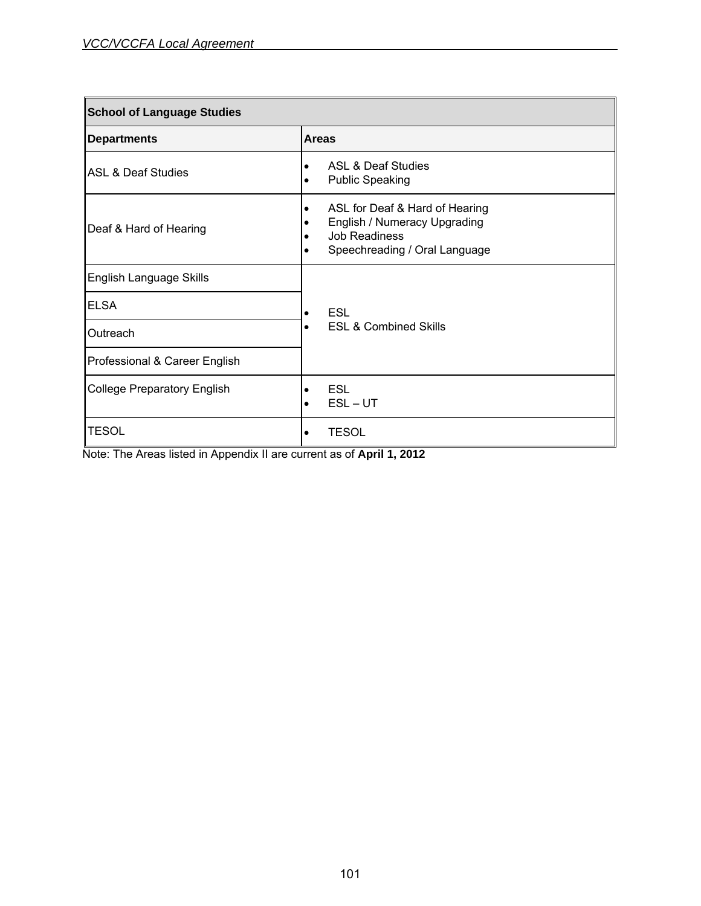| School of Language Studies | |
|---|---|
| **Departments** | **Areas** |
| ASL & Deaf Studies | • ASL & Deaf Studies<br>• Public Speaking |
| Deaf & Hard of Hearing | • ASL for Deaf & Hard of Hearing<br>• English / Numeracy Upgrading<br>• Job Readiness<br>• Speechreading / Oral Language |
| English Language Skills | • ESL<br>• ESL & Combined Skills |
| ELSA | |
| Outreach | |
| Professional & Career English | |
| College Preparatory English | • ESL<br>• ESL – UT |
| TESOL | • TESOL |

Note: The Areas listed in Appendix II are current as of **April 1, 2012**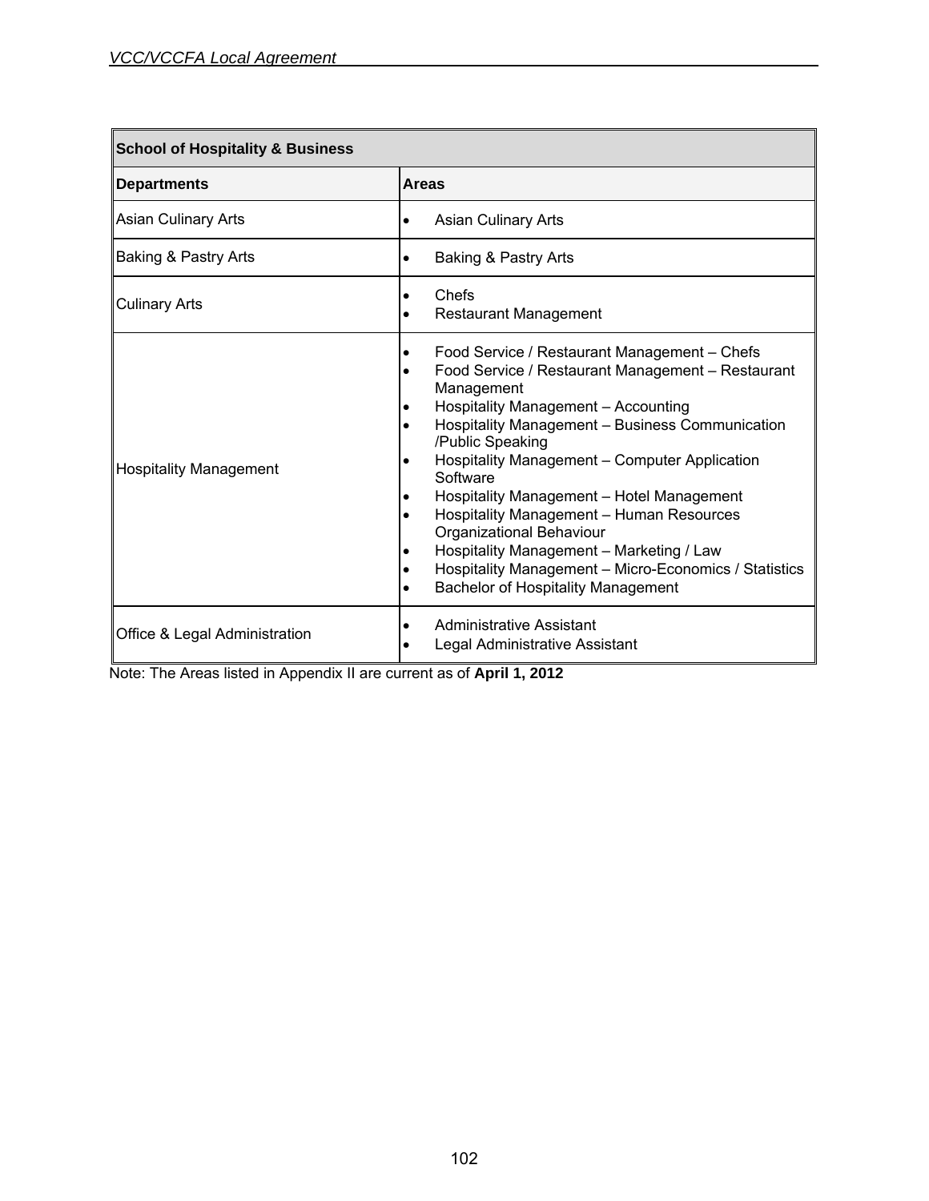| School of Hospitality & Business | |
|---|---|
| **Departments** | **Areas** |
| Asian Culinary Arts | • Asian Culinary Arts |
| Baking & Pastry Arts | • Baking & Pastry Arts |
| Culinary Arts | • Chefs<br>• Restaurant Management |
| Hospitality Management | • Food Service / Restaurant Management – Chefs<br>• Food Service / Restaurant Management – Restaurant Management<br>• Hospitality Management – Accounting<br>• Hospitality Management – Business Communication /Public Speaking<br>• Hospitality Management – Computer Application Software<br>• Hospitality Management – Hotel Management<br>• Hospitality Management – Human Resources Organizational Behaviour<br>• Hospitality Management – Marketing / Law<br>• Hospitality Management – Micro-Economics / Statistics<br>• Bachelor of Hospitality Management |
| Office & Legal Administration | • Administrative Assistant<br>• Legal Administrative Assistant |

Note: The Areas listed in Appendix II are current as of **April 1, 2012**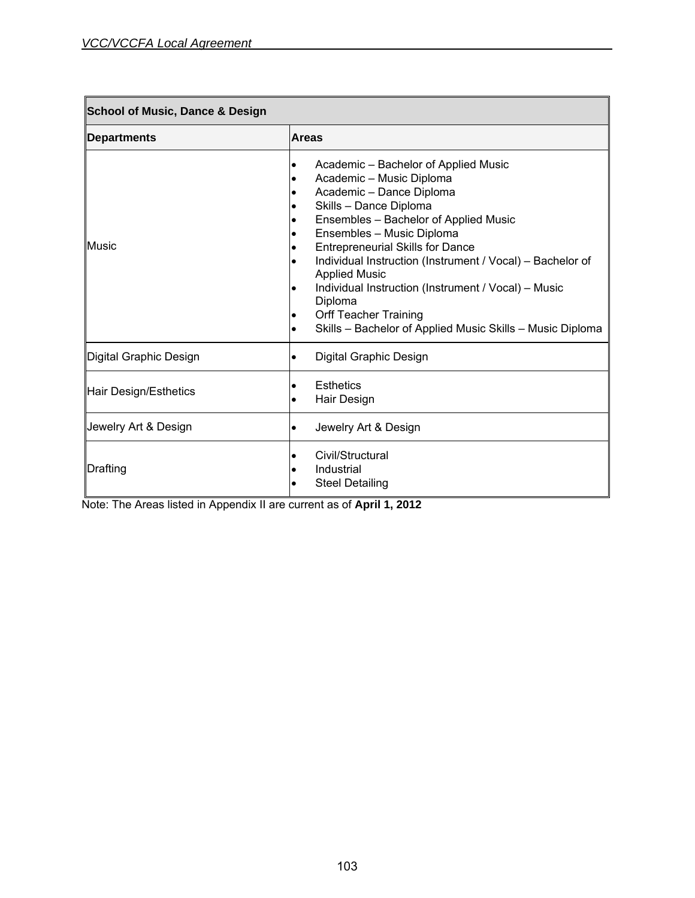| School of Music, Dance & Design | |
|---|---|
| **Departments** | **Areas** |
| Music | • Academic – Bachelor of Applied Music<br>• Academic – Music Diploma<br>• Academic – Dance Diploma<br>• Skills – Dance Diploma<br>• Ensembles – Bachelor of Applied Music<br>• Ensembles – Music Diploma<br>• Entrepreneurial Skills for Dance<br>• Individual Instruction (Instrument / Vocal) – Bachelor of Applied Music<br>• Individual Instruction (Instrument / Vocal) – Music Diploma<br>• Orff Teacher Training<br>• Skills – Bachelor of Applied Music Skills – Music Diploma |
| Digital Graphic Design | • Digital Graphic Design |
| Hair Design/Esthetics | • Esthetics<br>• Hair Design |
| Jewelry Art & Design | • Jewelry Art & Design |
| Drafting | • Civil/Structural<br>• Industrial<br>• Steel Detailing |

Note: The Areas listed in Appendix II are current as of **April 1, 2012**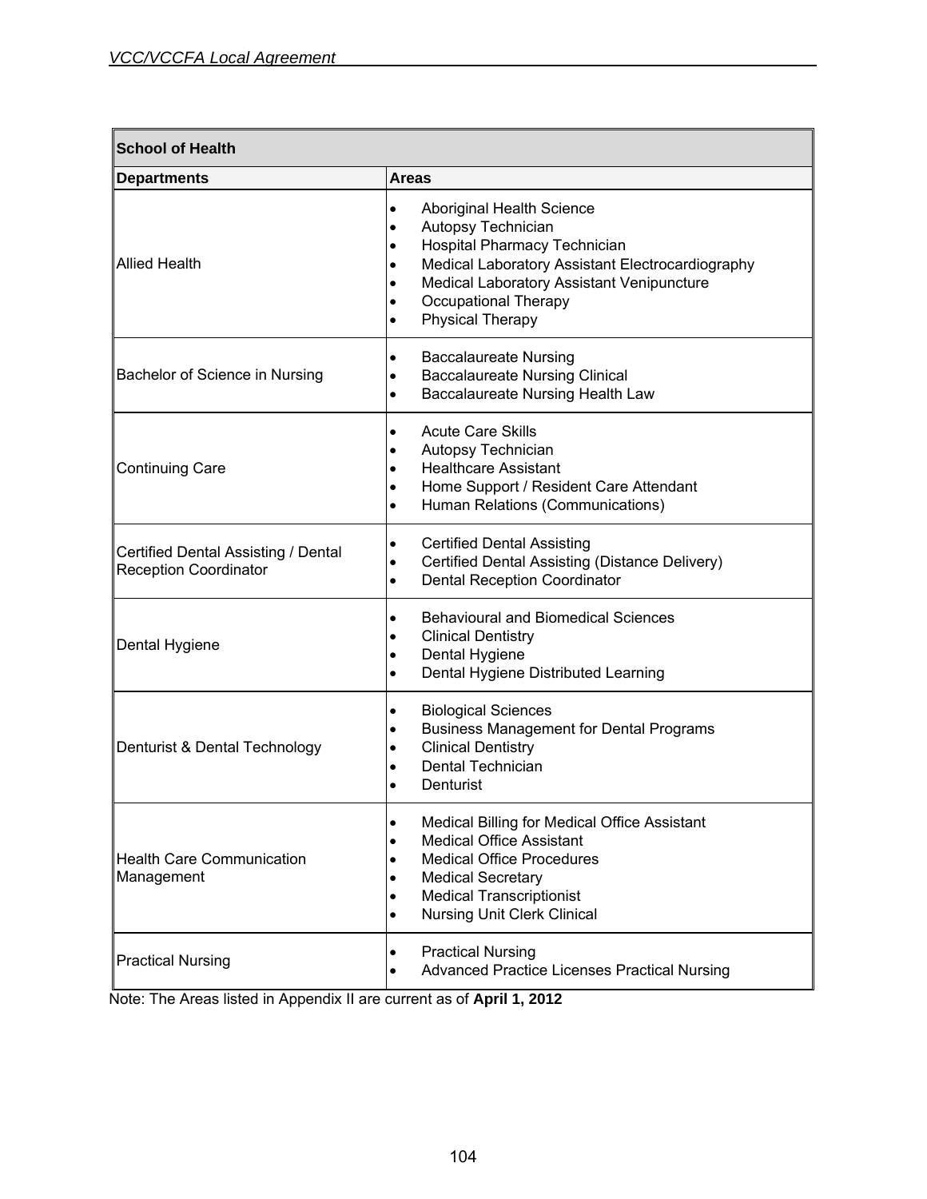| School of Health | |
|---|---|
| **Departments** | **Areas** |
| Allied Health | • Aboriginal Health Science<br>• Autopsy Technician<br>• Hospital Pharmacy Technician<br>• Medical Laboratory Assistant Electrocardiography<br>• Medical Laboratory Assistant Venipuncture<br>• Occupational Therapy<br>• Physical Therapy |
| Bachelor of Science in Nursing | • Baccalaureate Nursing<br>• Baccalaureate Nursing Clinical<br>• Baccalaureate Nursing Health Law |
| Continuing Care | • Acute Care Skills<br>• Autopsy Technician<br>• Healthcare Assistant<br>• Home Support / Resident Care Attendant<br>• Human Relations (Communications) |
| Certified Dental Assisting / Dental Reception Coordinator | • Certified Dental Assisting<br>• Certified Dental Assisting (Distance Delivery)<br>• Dental Reception Coordinator |
| Dental Hygiene | • Behavioural and Biomedical Sciences<br>• Clinical Dentistry<br>• Dental Hygiene<br>• Dental Hygiene Distributed Learning |
| Denturist & Dental Technology | • Biological Sciences<br>• Business Management for Dental Programs<br>• Clinical Dentistry<br>• Dental Technician<br>• Denturist |
| Health Care Communication Management | • Medical Billing for Medical Office Assistant<br>• Medical Office Assistant<br>• Medical Office Procedures<br>• Medical Secretary<br>• Medical Transcriptionist<br>• Nursing Unit Clerk Clinical |
| Practical Nursing | • Practical Nursing<br>• Advanced Practice Licenses Practical Nursing |

Note: The Areas listed in Appendix II are current as of **April 1, 2012**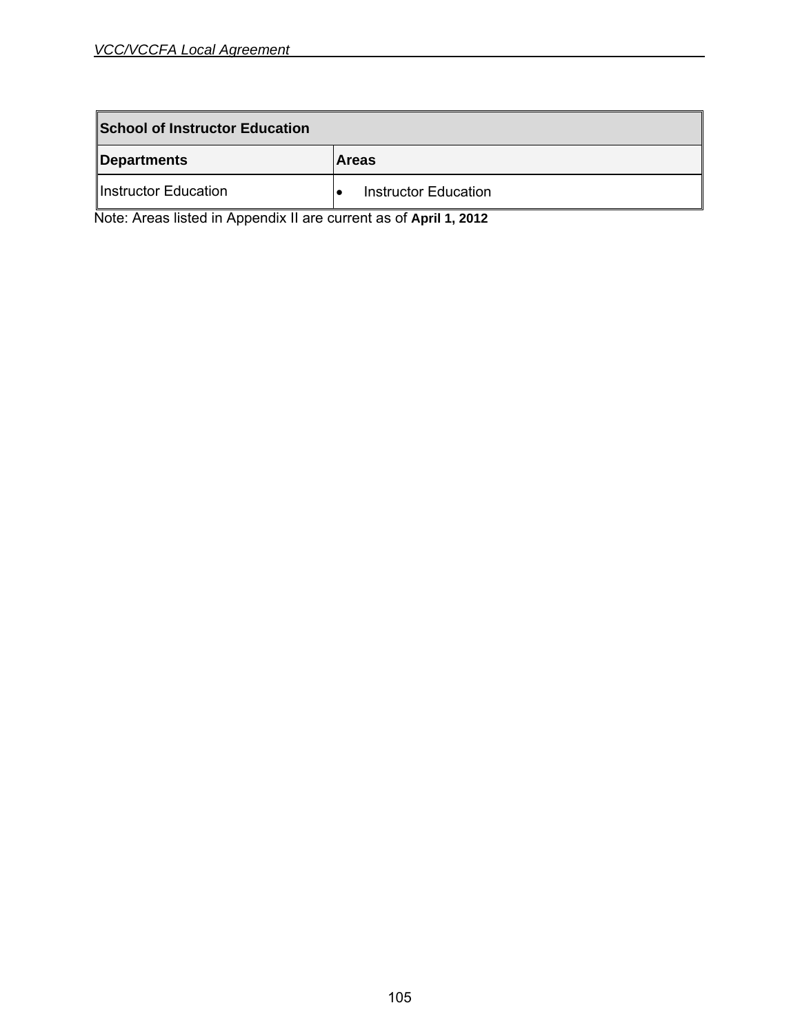| School of Instructor Education | |
|---|---|
| **Departments** | **Areas** |
| Instructor Education | • Instructor Education |

Note: Areas listed in Appendix II are current as of **April 1, 2012**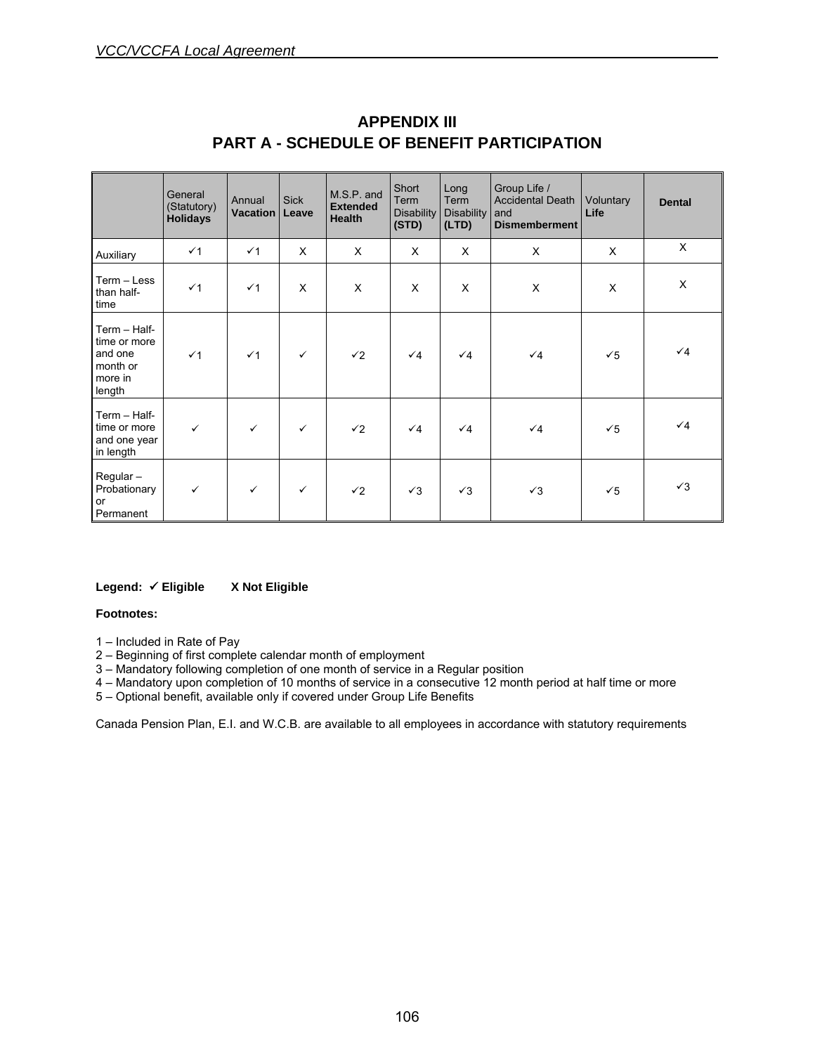# APPENDIX III
## PART A - SCHEDULE OF BENEFIT PARTICIPATION

| | General (Statutory) **Holidays** | Annual **Vacation** | Sick **Leave** | M.S.P. and **Extended Health** | Short Term Disability **(STD)** | Long Term Disability **(LTD)** | Group Life / Accidental Death and **Dismemberment** | Voluntary **Life** | **Dental** |
|---|---|---|---|---|---|---|---|---|---|
| Auxiliary | ✓1 | ✓1 | X | X | X | X | X | X | X |
| Term – Less than half-time | ✓1 | ✓1 | X | X | X | X | X | X | X |
| Term – Half-time or more and one month or more in length | ✓1 | ✓1 | ✓ | ✓2 | ✓4 | ✓4 | ✓4 | ✓5 | ✓4 |
| Term – Half-time or more and one year in length | ✓ | ✓ | ✓ | ✓2 | ✓4 | ✓4 | ✓4 | ✓5 | ✓4 |
| Regular – Probationary or Permanent | ✓ | ✓ | ✓ | ✓2 | ✓3 | ✓3 | ✓3 | ✓5 | ✓3 |

**Legend: ✓ Eligible    X Not Eligible**

**Footnotes:**

1 – Included in Rate of Pay
2 – Beginning of first complete calendar month of employment
3 – Mandatory following completion of one month of service in a Regular position
4 – Mandatory upon completion of 10 months of service in a consecutive 12 month period at half time or more
5 – Optional benefit, available only if covered under Group Life Benefits

Canada Pension Plan, E.I. and W.C.B. are available to all employees in accordance with statutory requirements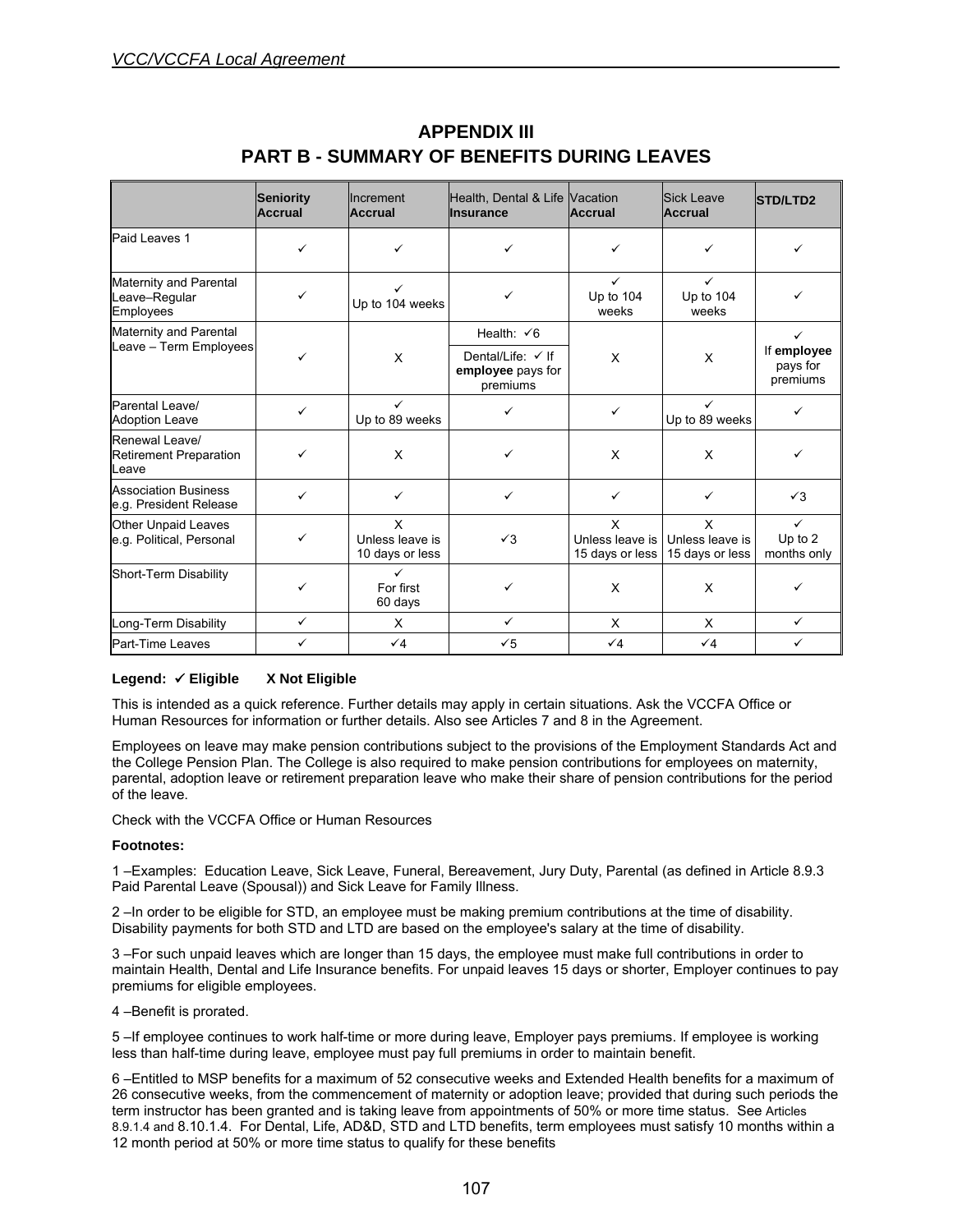# APPENDIX III

## PART B - SUMMARY OF BENEFITS DURING LEAVES

| | **Seniority Accrual** | Increment **Accrual** | Health, Dental & Life **Insurance** | Vacation **Accrual** | Sick Leave **Accrual** | **STD/LTD2** |
|---|---|---|---|---|---|---|
| Paid Leaves 1 | ✓ | ✓ | ✓ | ✓ | ✓ | ✓ |
| Maternity and Parental Leave–Regular Employees | ✓ | ✓ Up to 104 weeks | ✓ | ✓ Up to 104 weeks | ✓ Up to 104 weeks | ✓ |
| Maternity and Parental Leave – Term Employees | ✓ | X | Health: ✓6<br>Dental/Life: ✓ If **employee** pays for premiums | X | X | ✓ If **employee** pays for premiums |
| Parental Leave/ Adoption Leave | ✓ | ✓ Up to 89 weeks | ✓ | ✓ | ✓ Up to 89 weeks | ✓ |
| Renewal Leave/ Retirement Preparation Leave | ✓ | X | ✓ | X | X | ✓ |
| Association Business e.g. President Release | ✓ | ✓ | ✓ | ✓ | ✓ | ✓3 |
| Other Unpaid Leaves e.g. Political, Personal | ✓ | X Unless leave is 10 days or less | ✓3 | X Unless leave is 15 days or less | X Unless leave is 15 days or less | ✓ Up to 2 months only |
| Short-Term Disability | ✓ | ✓ For first 60 days | ✓ | X | X | ✓ |
| Long-Term Disability | ✓ | X | ✓ | X | X | ✓ |
| Part-Time Leaves | ✓ | ✓4 | ✓5 | ✓4 | ✓4 | ✓ |

**Legend: ✓ Eligible     X Not Eligible**

This is intended as a quick reference. Further details may apply in certain situations. Ask the VCCFA Office or Human Resources for information or further details. Also see Articles 7 and 8 in the Agreement.

Employees on leave may make pension contributions subject to the provisions of the Employment Standards Act and the College Pension Plan. The College is also required to make pension contributions for employees on maternity, parental, adoption leave or retirement preparation leave who make their share of pension contributions for the period of the leave.

Check with the VCCFA Office or Human Resources

**Footnotes:**

1 –Examples: Education Leave, Sick Leave, Funeral, Bereavement, Jury Duty, Parental (as defined in Article 8.9.3 Paid Parental Leave (Spousal)) and Sick Leave for Family Illness.

2 –In order to be eligible for STD, an employee must be making premium contributions at the time of disability. Disability payments for both STD and LTD are based on the employee's salary at the time of disability.

3 –For such unpaid leaves which are longer than 15 days, the employee must make full contributions in order to maintain Health, Dental and Life Insurance benefits. For unpaid leaves 15 days or shorter, Employer continues to pay premiums for eligible employees.

4 –Benefit is prorated.

5 –If employee continues to work half-time or more during leave, Employer pays premiums. If employee is working less than half-time during leave, employee must pay full premiums in order to maintain benefit.

6 –Entitled to MSP benefits for a maximum of 52 consecutive weeks and Extended Health benefits for a maximum of 26 consecutive weeks, from the commencement of maternity or adoption leave; provided that during such periods the term instructor has been granted and is taking leave from appointments of 50% or more time status. See Articles 8.9.1.4 and 8.10.1.4. For Dental, Life, AD&D, STD and LTD benefits, term employees must satisfy 10 months within a 12 month period at 50% or more time status to qualify for these benefits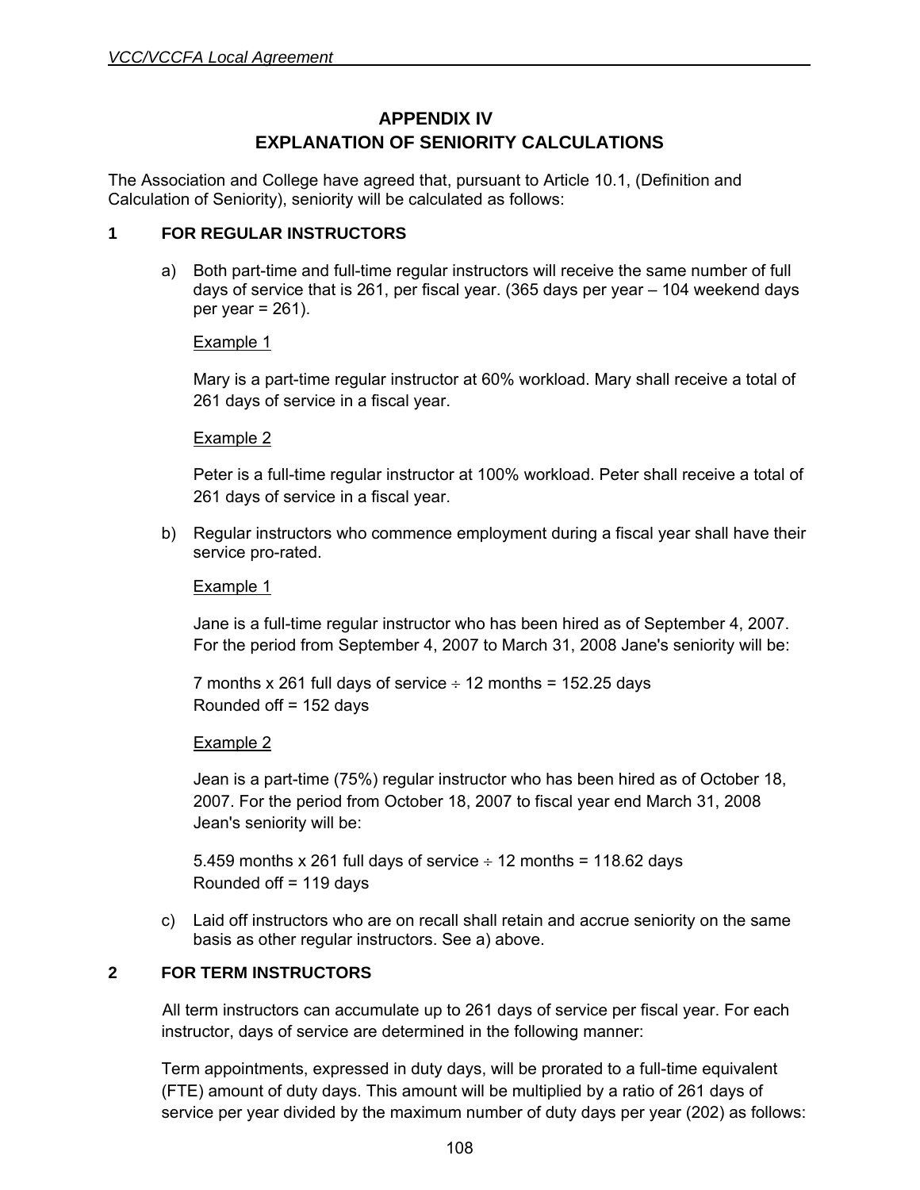# APPENDIX IV
## EXPLANATION OF SENIORITY CALCULATIONS

The Association and College have agreed that, pursuant to Article 10.1, (Definition and Calculation of Seniority), seniority will be calculated as follows:

### 1 FOR REGULAR INSTRUCTORS

a) Both part-time and full-time regular instructors will receive the same number of full days of service that is 261, per fiscal year. (365 days per year – 104 weekend days per year = 261).

   Example 1

   Mary is a part-time regular instructor at 60% workload. Mary shall receive a total of 261 days of service in a fiscal year.

   Example 2

   Peter is a full-time regular instructor at 100% workload. Peter shall receive a total of 261 days of service in a fiscal year.

b) Regular instructors who commence employment during a fiscal year shall have their service pro-rated.

   Example 1

   Jane is a full-time regular instructor who has been hired as of September 4, 2007. For the period from September 4, 2007 to March 31, 2008 Jane's seniority will be:

   7 months x 261 full days of service ÷ 12 months = 152.25 days
   Rounded off = 152 days

   Example 2

   Jean is a part-time (75%) regular instructor who has been hired as of October 18, 2007. For the period from October 18, 2007 to fiscal year end March 31, 2008 Jean's seniority will be:

   5.459 months x 261 full days of service ÷ 12 months = 118.62 days
   Rounded off = 119 days

c) Laid off instructors who are on recall shall retain and accrue seniority on the same basis as other regular instructors. See a) above.

### 2 FOR TERM INSTRUCTORS

All term instructors can accumulate up to 261 days of service per fiscal year. For each instructor, days of service are determined in the following manner:

Term appointments, expressed in duty days, will be prorated to a full-time equivalent (FTE) amount of duty days. This amount will be multiplied by a ratio of 261 days of service per year divided by the maximum number of duty days per year (202) as follows: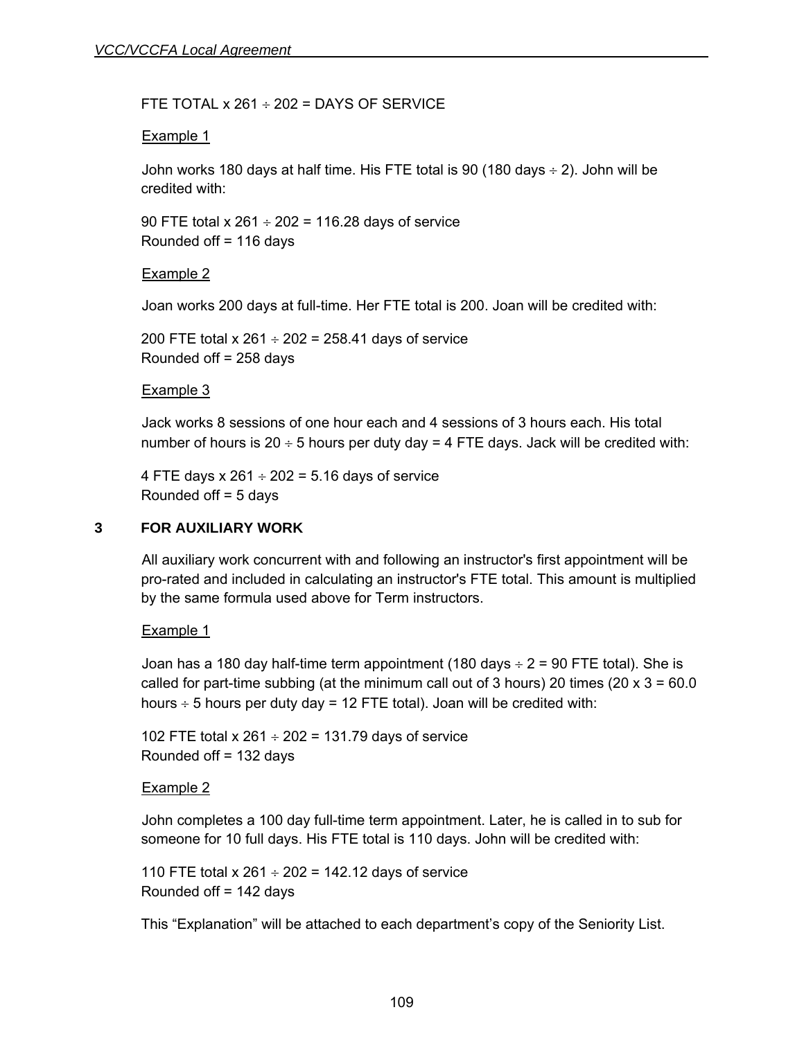FTE TOTAL x 261 ÷ 202 = DAYS OF SERVICE

Example 1

John works 180 days at half time. His FTE total is 90 (180 days ÷ 2). John will be credited with:

90 FTE total x 261 ÷ 202 = 116.28 days of service
Rounded off = 116 days

Example 2

Joan works 200 days at full-time. Her FTE total is 200. Joan will be credited with:

200 FTE total x 261 ÷ 202 = 258.41 days of service
Rounded off = 258 days

Example 3

Jack works 8 sessions of one hour each and 4 sessions of 3 hours each. His total number of hours is 20 ÷ 5 hours per duty day = 4 FTE days. Jack will be credited with:

4 FTE days x 261 ÷ 202 = 5.16 days of service
Rounded off = 5 days

**3 FOR AUXILIARY WORK**

All auxiliary work concurrent with and following an instructor's first appointment will be pro-rated and included in calculating an instructor's FTE total. This amount is multiplied by the same formula used above for Term instructors.

Example 1

Joan has a 180 day half-time term appointment (180 days ÷ 2 = 90 FTE total). She is called for part-time subbing (at the minimum call out of 3 hours) 20 times (20 x 3 = 60.0 hours ÷ 5 hours per duty day = 12 FTE total). Joan will be credited with:

102 FTE total x 261 ÷ 202 = 131.79 days of service
Rounded off = 132 days

Example 2

John completes a 100 day full-time term appointment. Later, he is called in to sub for someone for 10 full days. His FTE total is 110 days. John will be credited with:

110 FTE total x 261 ÷ 202 = 142.12 days of service
Rounded off = 142 days

This "Explanation" will be attached to each department's copy of the Seniority List.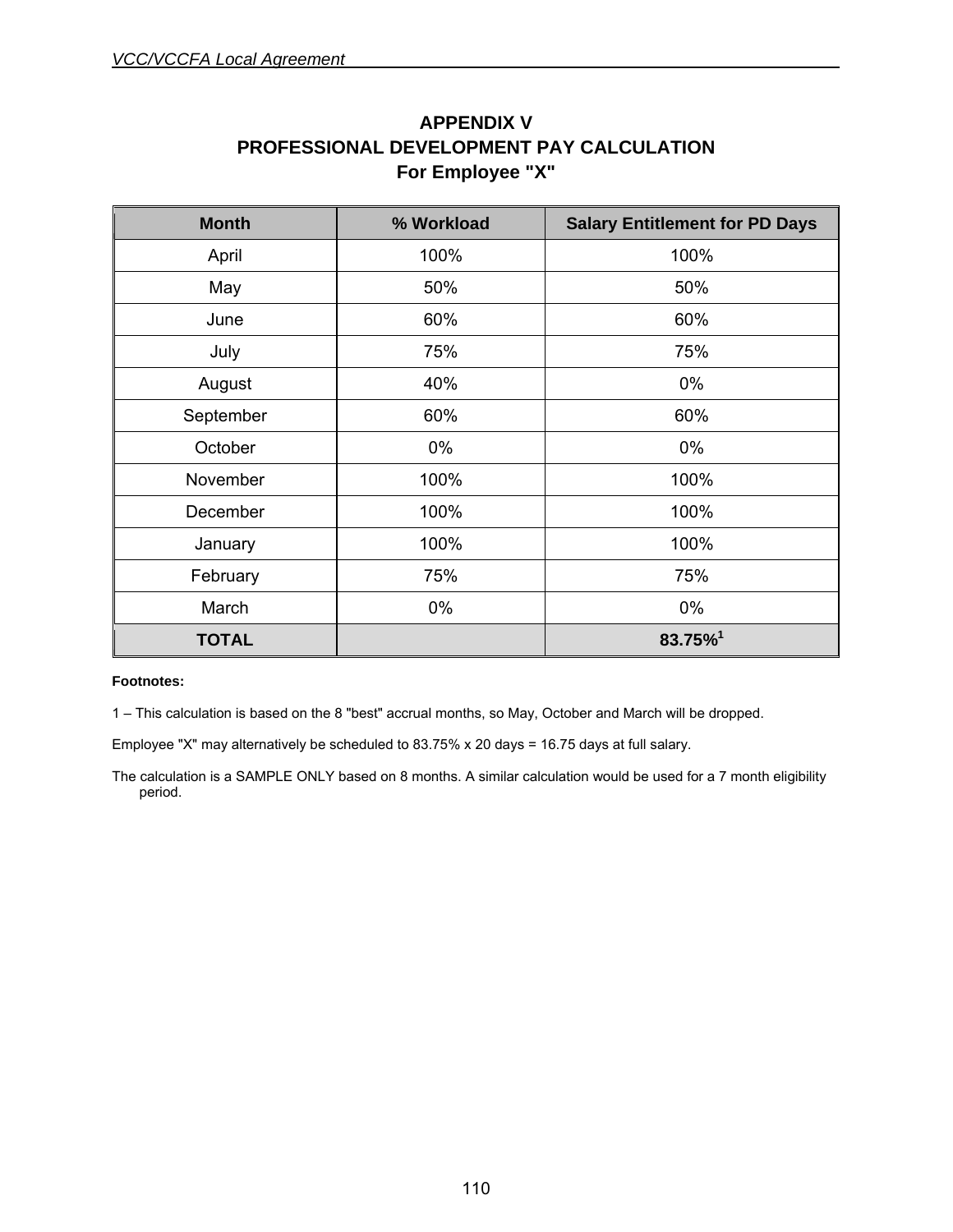# APPENDIX V
## PROFESSIONAL DEVELOPMENT PAY CALCULATION
### For Employee "X"

| Month | % Workload | Salary Entitlement for PD Days |
|---|---|---|
| April | 100% | 100% |
| May | 50% | 50% |
| June | 60% | 60% |
| July | 75% | 75% |
| August | 40% | 0% |
| September | 60% | 60% |
| October | 0% | 0% |
| November | 100% | 100% |
| December | 100% | 100% |
| January | 100% | 100% |
| February | 75% | 75% |
| March | 0% | 0% |
| **TOTAL** | | **83.75%**[1] |

**Footnotes:**

1 – This calculation is based on the 8 "best" accrual months, so May, October and March will be dropped.

Employee "X" may alternatively be scheduled to 83.75% x 20 days = 16.75 days at full salary.

The calculation is a SAMPLE ONLY based on 8 months. A similar calculation would be used for a 7 month eligibility period.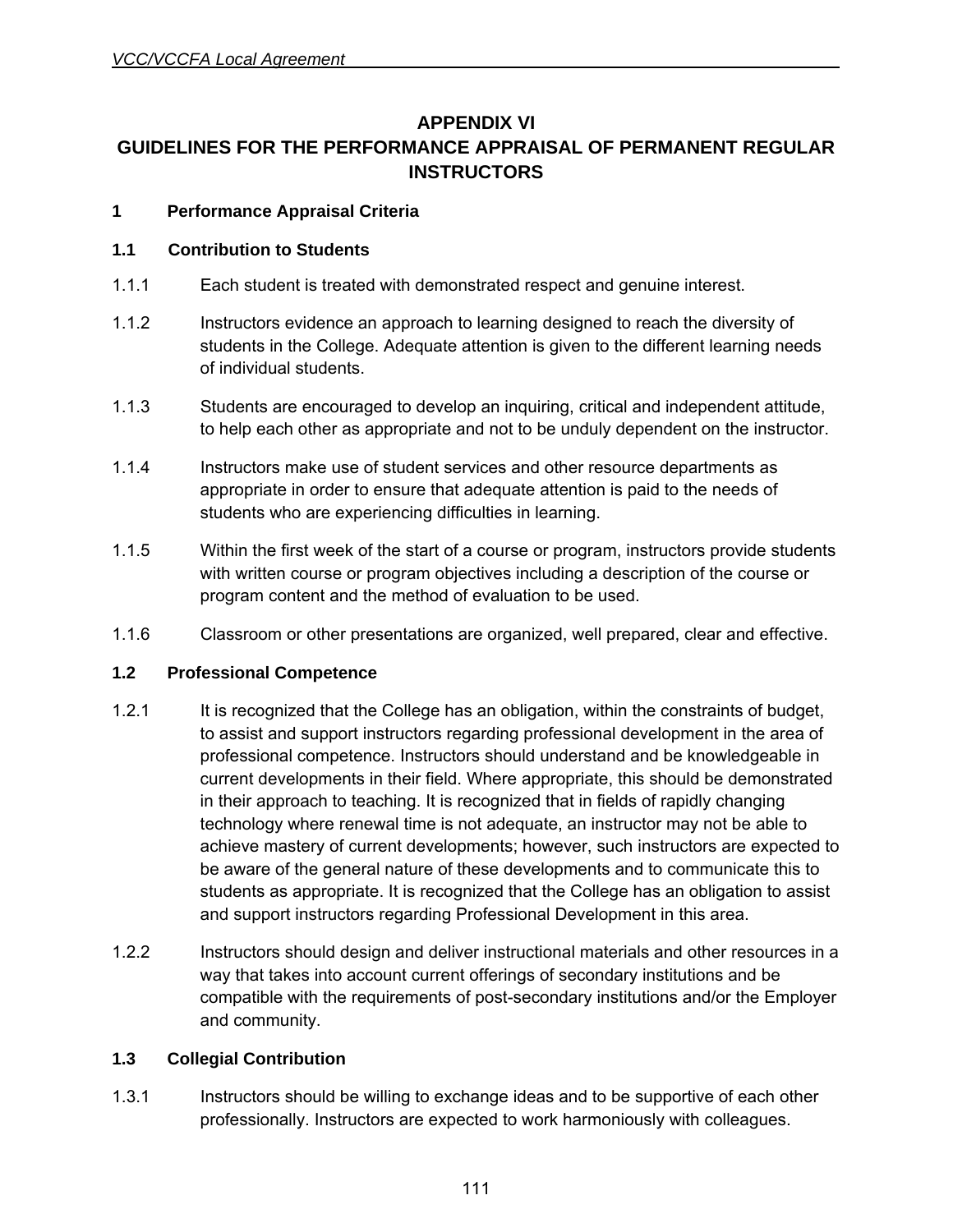# APPENDIX VI
# GUIDELINES FOR THE PERFORMANCE APPRAISAL OF PERMANENT REGULAR INSTRUCTORS

## 1 Performance Appraisal Criteria

### 1.1 Contribution to Students

1.1.1 Each student is treated with demonstrated respect and genuine interest.

1.1.2 Instructors evidence an approach to learning designed to reach the diversity of students in the College. Adequate attention is given to the different learning needs of individual students.

1.1.3 Students are encouraged to develop an inquiring, critical and independent attitude, to help each other as appropriate and not to be unduly dependent on the instructor.

1.1.4 Instructors make use of student services and other resource departments as appropriate in order to ensure that adequate attention is paid to the needs of students who are experiencing difficulties in learning.

1.1.5 Within the first week of the start of a course or program, instructors provide students with written course or program objectives including a description of the course or program content and the method of evaluation to be used.

1.1.6 Classroom or other presentations are organized, well prepared, clear and effective.

### 1.2 Professional Competence

1.2.1 It is recognized that the College has an obligation, within the constraints of budget, to assist and support instructors regarding professional development in the area of professional competence. Instructors should understand and be knowledgeable in current developments in their field. Where appropriate, this should be demonstrated in their approach to teaching. It is recognized that in fields of rapidly changing technology where renewal time is not adequate, an instructor may not be able to achieve mastery of current developments; however, such instructors are expected to be aware of the general nature of these developments and to communicate this to students as appropriate. It is recognized that the College has an obligation to assist and support instructors regarding Professional Development in this area.

1.2.2 Instructors should design and deliver instructional materials and other resources in a way that takes into account current offerings of secondary institutions and be compatible with the requirements of post-secondary institutions and/or the Employer and community.

### 1.3 Collegial Contribution

1.3.1 Instructors should be willing to exchange ideas and to be supportive of each other professionally. Instructors are expected to work harmoniously with colleagues.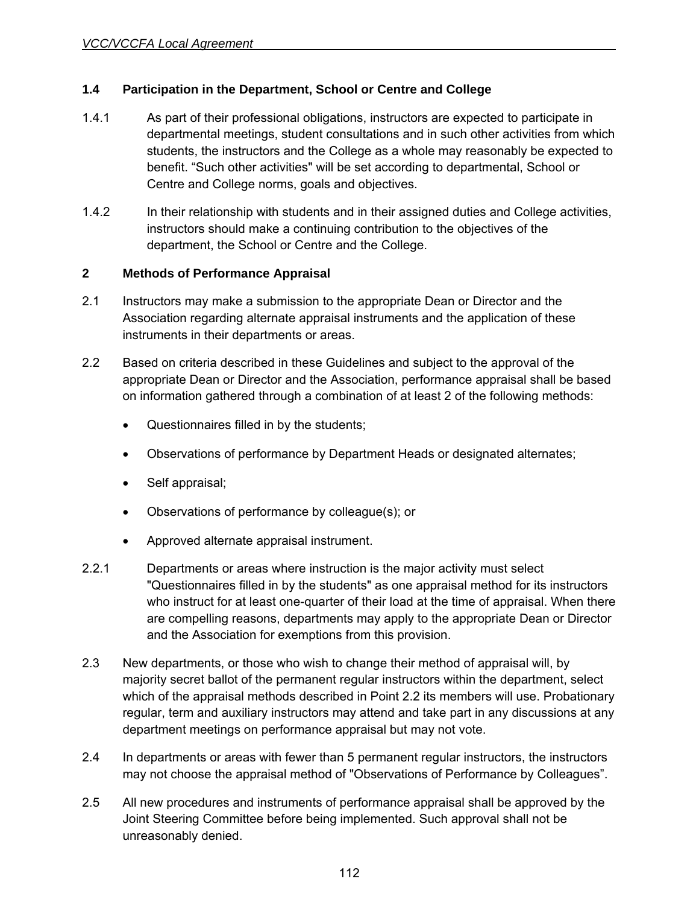### 1.4 Participation in the Department, School or Centre and College

1.4.1 As part of their professional obligations, instructors are expected to participate in departmental meetings, student consultations and in such other activities from which students, the instructors and the College as a whole may reasonably be expected to benefit. "Such other activities" will be set according to departmental, School or Centre and College norms, goals and objectives.

1.4.2 In their relationship with students and in their assigned duties and College activities, instructors should make a continuing contribution to the objectives of the department, the School or Centre and the College.

## 2 Methods of Performance Appraisal

2.1 Instructors may make a submission to the appropriate Dean or Director and the Association regarding alternate appraisal instruments and the application of these instruments in their departments or areas.

2.2 Based on criteria described in these Guidelines and subject to the approval of the appropriate Dean or Director and the Association, performance appraisal shall be based on information gathered through a combination of at least 2 of the following methods:

- Questionnaires filled in by the students;
- Observations of performance by Department Heads or designated alternates;
- Self appraisal;
- Observations of performance by colleague(s); or
- Approved alternate appraisal instrument.

2.2.1 Departments or areas where instruction is the major activity must select "Questionnaires filled in by the students" as one appraisal method for its instructors who instruct for at least one-quarter of their load at the time of appraisal. When there are compelling reasons, departments may apply to the appropriate Dean or Director and the Association for exemptions from this provision.

2.3 New departments, or those who wish to change their method of appraisal will, by majority secret ballot of the permanent regular instructors within the department, select which of the appraisal methods described in Point 2.2 its members will use. Probationary regular, term and auxiliary instructors may attend and take part in any discussions at any department meetings on performance appraisal but may not vote.

2.4 In departments or areas with fewer than 5 permanent regular instructors, the instructors may not choose the appraisal method of "Observations of Performance by Colleagues".

2.5 All new procedures and instruments of performance appraisal shall be approved by the Joint Steering Committee before being implemented. Such approval shall not be unreasonably denied.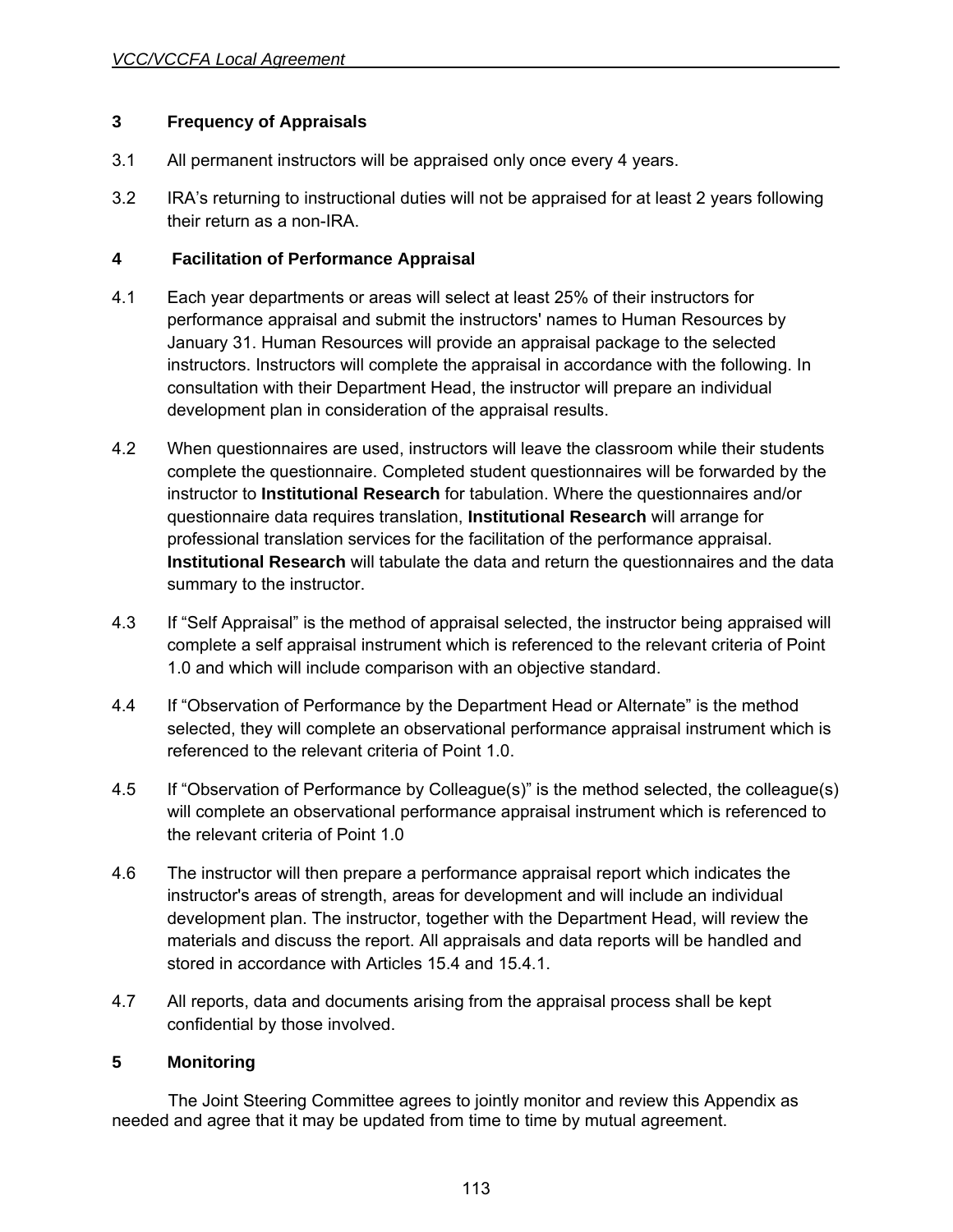## 3 Frequency of Appraisals

3.1 All permanent instructors will be appraised only once every 4 years.

3.2 IRA's returning to instructional duties will not be appraised for at least 2 years following their return as a non-IRA.

## 4 Facilitation of Performance Appraisal

4.1 Each year departments or areas will select at least 25% of their instructors for performance appraisal and submit the instructors' names to Human Resources by January 31. Human Resources will provide an appraisal package to the selected instructors. Instructors will complete the appraisal in accordance with the following. In consultation with their Department Head, the instructor will prepare an individual development plan in consideration of the appraisal results.

4.2 When questionnaires are used, instructors will leave the classroom while their students complete the questionnaire. Completed student questionnaires will be forwarded by the instructor to **Institutional Research** for tabulation. Where the questionnaires and/or questionnaire data requires translation, **Institutional Research** will arrange for professional translation services for the facilitation of the performance appraisal. **Institutional Research** will tabulate the data and return the questionnaires and the data summary to the instructor.

4.3 If "Self Appraisal" is the method of appraisal selected, the instructor being appraised will complete a self appraisal instrument which is referenced to the relevant criteria of Point 1.0 and which will include comparison with an objective standard.

4.4 If "Observation of Performance by the Department Head or Alternate" is the method selected, they will complete an observational performance appraisal instrument which is referenced to the relevant criteria of Point 1.0.

4.5 If "Observation of Performance by Colleague(s)" is the method selected, the colleague(s) will complete an observational performance appraisal instrument which is referenced to the relevant criteria of Point 1.0

4.6 The instructor will then prepare a performance appraisal report which indicates the instructor's areas of strength, areas for development and will include an individual development plan. The instructor, together with the Department Head, will review the materials and discuss the report. All appraisals and data reports will be handled and stored in accordance with Articles 15.4 and 15.4.1.

4.7 All reports, data and documents arising from the appraisal process shall be kept confidential by those involved.

## 5 Monitoring

The Joint Steering Committee agrees to jointly monitor and review this Appendix as needed and agree that it may be updated from time to time by mutual agreement.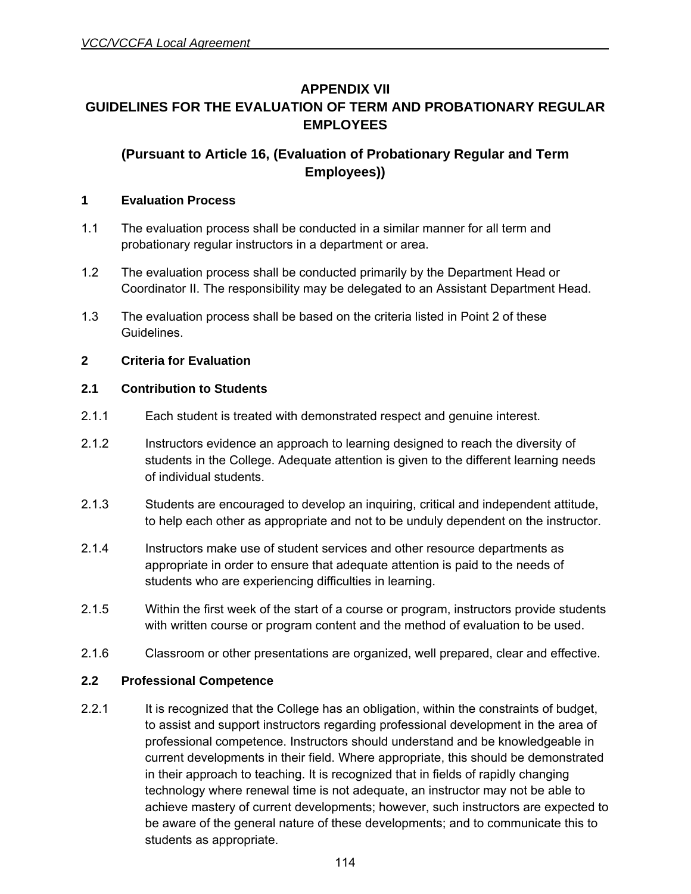# APPENDIX VII
# GUIDELINES FOR THE EVALUATION OF TERM AND PROBATIONARY REGULAR EMPLOYEES

## (Pursuant to Article 16, (Evaluation of Probationary Regular and Term Employees))

**1 Evaluation Process**

1.1 The evaluation process shall be conducted in a similar manner for all term and probationary regular instructors in a department or area.

1.2 The evaluation process shall be conducted primarily by the Department Head or Coordinator II. The responsibility may be delegated to an Assistant Department Head.

1.3 The evaluation process shall be based on the criteria listed in Point 2 of these Guidelines.

**2 Criteria for Evaluation**

**2.1 Contribution to Students**

2.1.1 Each student is treated with demonstrated respect and genuine interest.

2.1.2 Instructors evidence an approach to learning designed to reach the diversity of students in the College. Adequate attention is given to the different learning needs of individual students.

2.1.3 Students are encouraged to develop an inquiring, critical and independent attitude, to help each other as appropriate and not to be unduly dependent on the instructor.

2.1.4 Instructors make use of student services and other resource departments as appropriate in order to ensure that adequate attention is paid to the needs of students who are experiencing difficulties in learning.

2.1.5 Within the first week of the start of a course or program, instructors provide students with written course or program content and the method of evaluation to be used.

2.1.6 Classroom or other presentations are organized, well prepared, clear and effective.

**2.2 Professional Competence**

2.2.1 It is recognized that the College has an obligation, within the constraints of budget, to assist and support instructors regarding professional development in the area of professional competence. Instructors should understand and be knowledgeable in current developments in their field. Where appropriate, this should be demonstrated in their approach to teaching. It is recognized that in fields of rapidly changing technology where renewal time is not adequate, an instructor may not be able to achieve mastery of current developments; however, such instructors are expected to be aware of the general nature of these developments; and to communicate this to students as appropriate.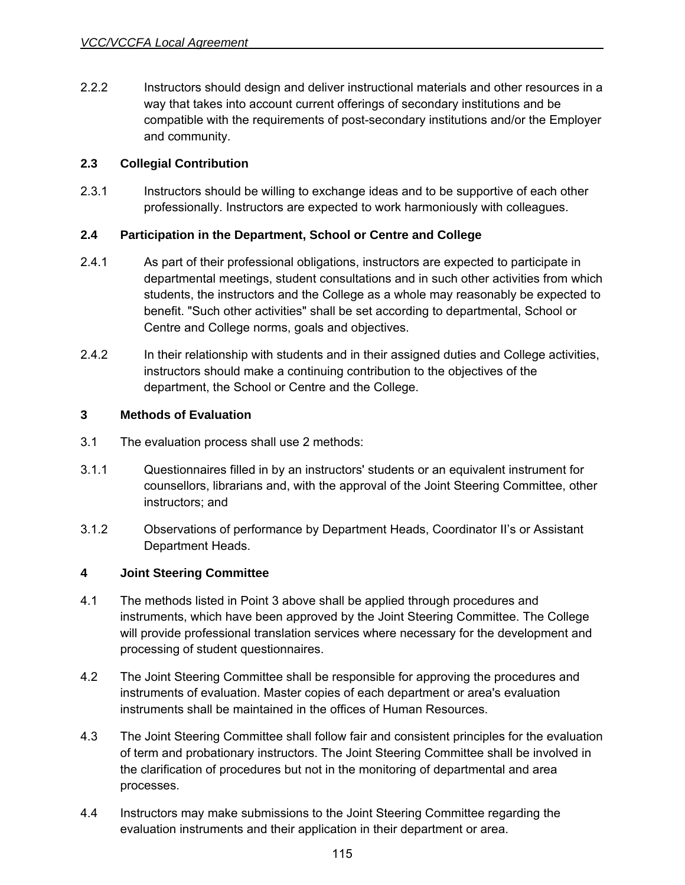2.2.2 Instructors should design and deliver instructional materials and other resources in a way that takes into account current offerings of secondary institutions and be compatible with the requirements of post-secondary institutions and/or the Employer and community.

**2.3 Collegial Contribution**

2.3.1 Instructors should be willing to exchange ideas and to be supportive of each other professionally. Instructors are expected to work harmoniously with colleagues.

**2.4 Participation in the Department, School or Centre and College**

2.4.1 As part of their professional obligations, instructors are expected to participate in departmental meetings, student consultations and in such other activities from which students, the instructors and the College as a whole may reasonably be expected to benefit. "Such other activities" shall be set according to departmental, School or Centre and College norms, goals and objectives.

2.4.2 In their relationship with students and in their assigned duties and College activities, instructors should make a continuing contribution to the objectives of the department, the School or Centre and the College.

**3 Methods of Evaluation**

3.1 The evaluation process shall use 2 methods:

3.1.1 Questionnaires filled in by an instructors' students or an equivalent instrument for counsellors, librarians and, with the approval of the Joint Steering Committee, other instructors; and

3.1.2 Observations of performance by Department Heads, Coordinator II's or Assistant Department Heads.

**4 Joint Steering Committee**

4.1 The methods listed in Point 3 above shall be applied through procedures and instruments, which have been approved by the Joint Steering Committee. The College will provide professional translation services where necessary for the development and processing of student questionnaires.

4.2 The Joint Steering Committee shall be responsible for approving the procedures and instruments of evaluation. Master copies of each department or area's evaluation instruments shall be maintained in the offices of Human Resources.

4.3 The Joint Steering Committee shall follow fair and consistent principles for the evaluation of term and probationary instructors. The Joint Steering Committee shall be involved in the clarification of procedures but not in the monitoring of departmental and area processes.

4.4 Instructors may make submissions to the Joint Steering Committee regarding the evaluation instruments and their application in their department or area.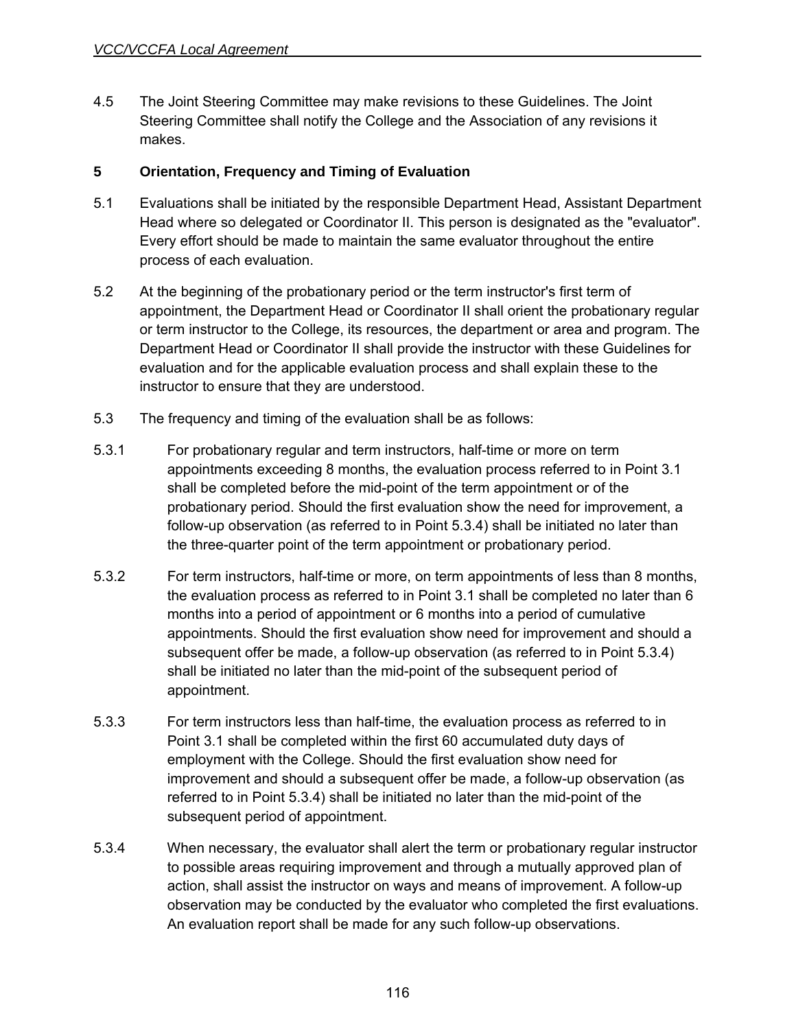4.5 The Joint Steering Committee may make revisions to these Guidelines. The Joint Steering Committee shall notify the College and the Association of any revisions it makes.

## 5 Orientation, Frequency and Timing of Evaluation

5.1 Evaluations shall be initiated by the responsible Department Head, Assistant Department Head where so delegated or Coordinator II. This person is designated as the "evaluator". Every effort should be made to maintain the same evaluator throughout the entire process of each evaluation.

5.2 At the beginning of the probationary period or the term instructor's first term of appointment, the Department Head or Coordinator II shall orient the probationary regular or term instructor to the College, its resources, the department or area and program. The Department Head or Coordinator II shall provide the instructor with these Guidelines for evaluation and for the applicable evaluation process and shall explain these to the instructor to ensure that they are understood.

5.3 The frequency and timing of the evaluation shall be as follows:

5.3.1 For probationary regular and term instructors, half-time or more on term appointments exceeding 8 months, the evaluation process referred to in Point 3.1 shall be completed before the mid-point of the term appointment or of the probationary period. Should the first evaluation show the need for improvement, a follow-up observation (as referred to in Point 5.3.4) shall be initiated no later than the three-quarter point of the term appointment or probationary period.

5.3.2 For term instructors, half-time or more, on term appointments of less than 8 months, the evaluation process as referred to in Point 3.1 shall be completed no later than 6 months into a period of appointment or 6 months into a period of cumulative appointments. Should the first evaluation show need for improvement and should a subsequent offer be made, a follow-up observation (as referred to in Point 5.3.4) shall be initiated no later than the mid-point of the subsequent period of appointment.

5.3.3 For term instructors less than half-time, the evaluation process as referred to in Point 3.1 shall be completed within the first 60 accumulated duty days of employment with the College. Should the first evaluation show need for improvement and should a subsequent offer be made, a follow-up observation (as referred to in Point 5.3.4) shall be initiated no later than the mid-point of the subsequent period of appointment.

5.3.4 When necessary, the evaluator shall alert the term or probationary regular instructor to possible areas requiring improvement and through a mutually approved plan of action, shall assist the instructor on ways and means of improvement. A follow-up observation may be conducted by the evaluator who completed the first evaluations. An evaluation report shall be made for any such follow-up observations.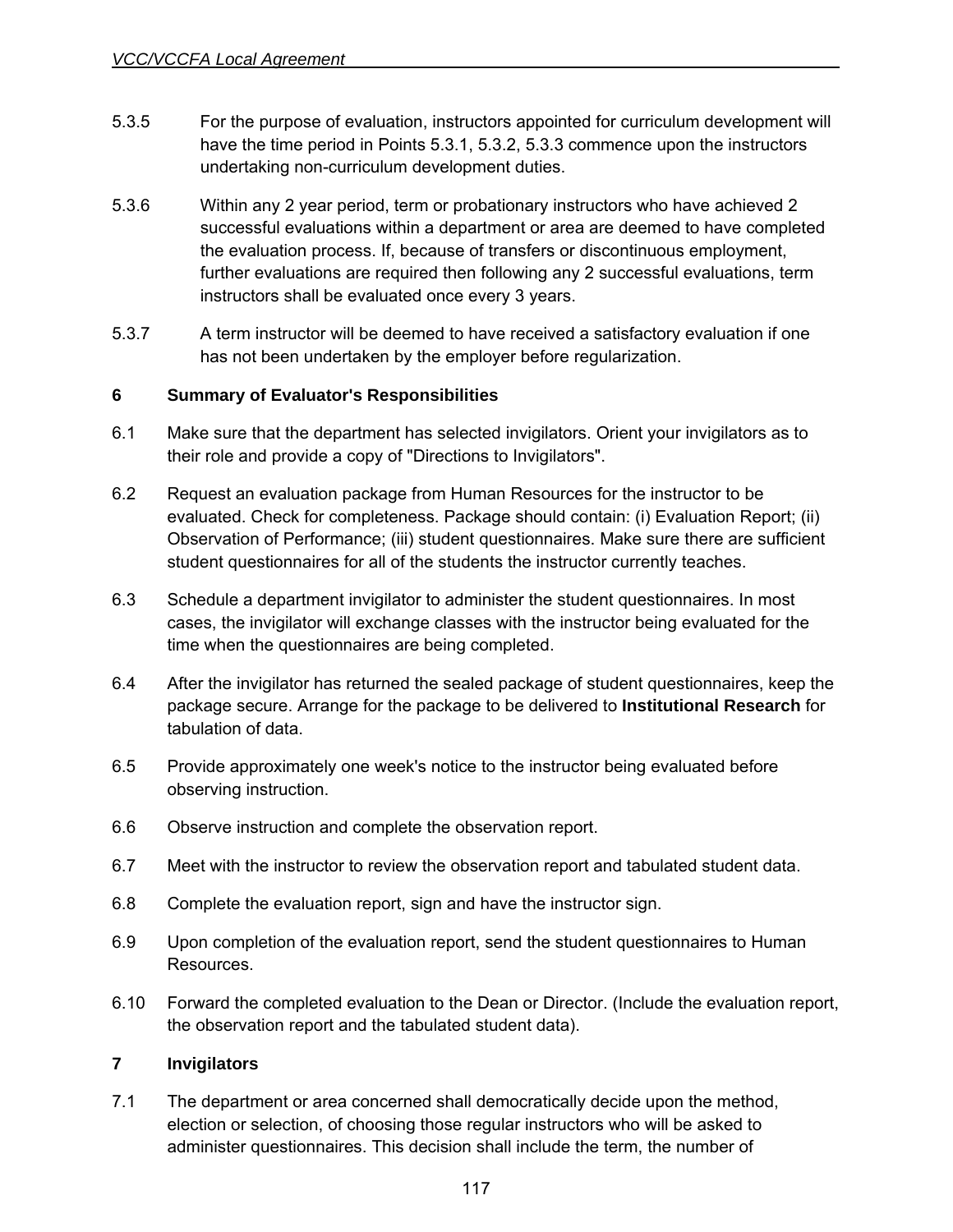5.3.5 For the purpose of evaluation, instructors appointed for curriculum development will have the time period in Points 5.3.1, 5.3.2, 5.3.3 commence upon the instructors undertaking non-curriculum development duties.

5.3.6 Within any 2 year period, term or probationary instructors who have achieved 2 successful evaluations within a department or area are deemed to have completed the evaluation process. If, because of transfers or discontinuous employment, further evaluations are required then following any 2 successful evaluations, term instructors shall be evaluated once every 3 years.

5.3.7 A term instructor will be deemed to have received a satisfactory evaluation if one has not been undertaken by the employer before regularization.

## 6 Summary of Evaluator's Responsibilities

6.1 Make sure that the department has selected invigilators. Orient your invigilators as to their role and provide a copy of "Directions to Invigilators".

6.2 Request an evaluation package from Human Resources for the instructor to be evaluated. Check for completeness. Package should contain: (i) Evaluation Report; (ii) Observation of Performance; (iii) student questionnaires. Make sure there are sufficient student questionnaires for all of the students the instructor currently teaches.

6.3 Schedule a department invigilator to administer the student questionnaires. In most cases, the invigilator will exchange classes with the instructor being evaluated for the time when the questionnaires are being completed.

6.4 After the invigilator has returned the sealed package of student questionnaires, keep the package secure. Arrange for the package to be delivered to **Institutional Research** for tabulation of data.

6.5 Provide approximately one week's notice to the instructor being evaluated before observing instruction.

6.6 Observe instruction and complete the observation report.

6.7 Meet with the instructor to review the observation report and tabulated student data.

6.8 Complete the evaluation report, sign and have the instructor sign.

6.9 Upon completion of the evaluation report, send the student questionnaires to Human Resources.

6.10 Forward the completed evaluation to the Dean or Director. (Include the evaluation report, the observation report and the tabulated student data).

## 7 Invigilators

7.1 The department or area concerned shall democratically decide upon the method, election or selection, of choosing those regular instructors who will be asked to administer questionnaires. This decision shall include the term, the number of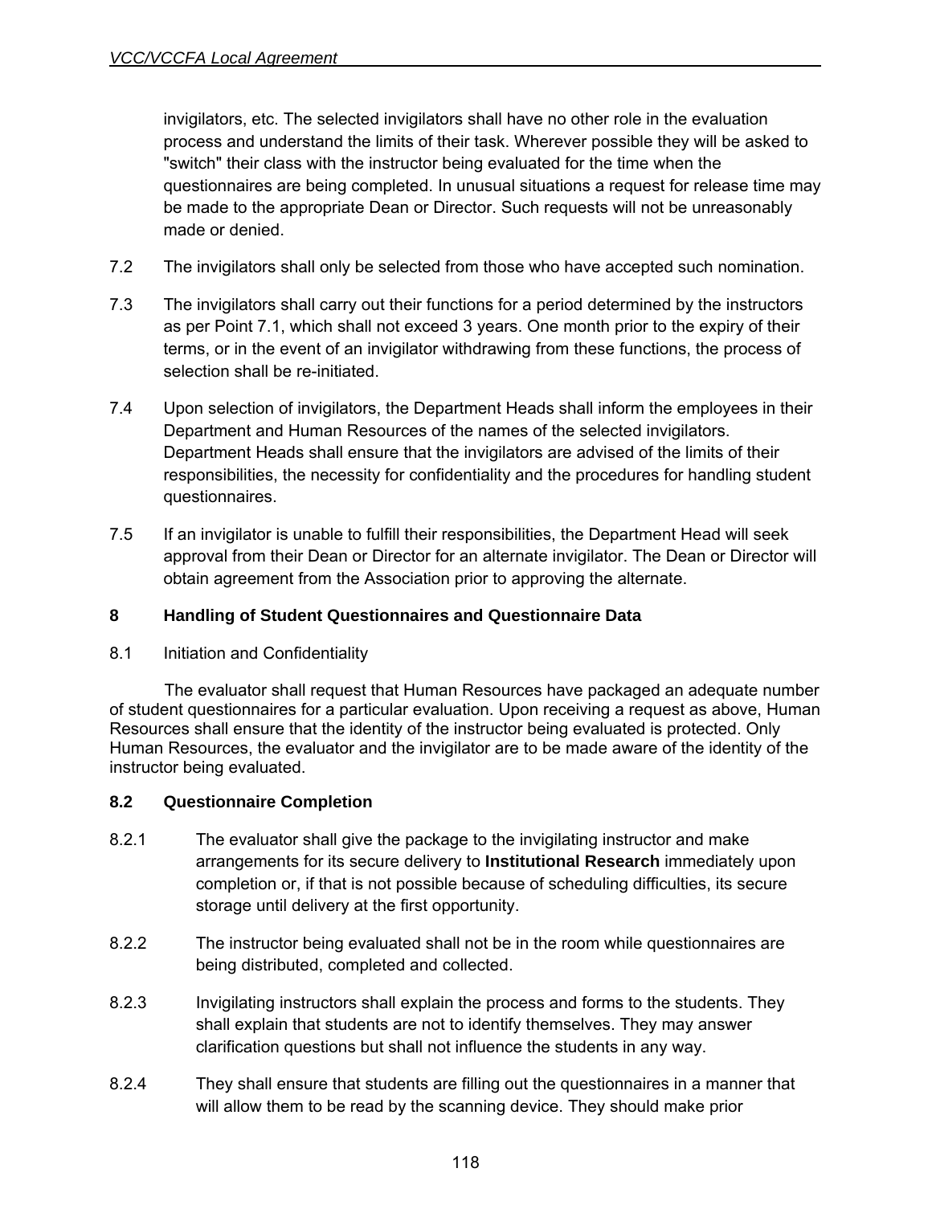invigilators, etc. The selected invigilators shall have no other role in the evaluation process and understand the limits of their task. Wherever possible they will be asked to "switch" their class with the instructor being evaluated for the time when the questionnaires are being completed. In unusual situations a request for release time may be made to the appropriate Dean or Director. Such requests will not be unreasonably made or denied.

7.2 The invigilators shall only be selected from those who have accepted such nomination.

7.3 The invigilators shall carry out their functions for a period determined by the instructors as per Point 7.1, which shall not exceed 3 years. One month prior to the expiry of their terms, or in the event of an invigilator withdrawing from these functions, the process of selection shall be re-initiated.

7.4 Upon selection of invigilators, the Department Heads shall inform the employees in their Department and Human Resources of the names of the selected invigilators. Department Heads shall ensure that the invigilators are advised of the limits of their responsibilities, the necessity for confidentiality and the procedures for handling student questionnaires.

7.5 If an invigilator is unable to fulfill their responsibilities, the Department Head will seek approval from their Dean or Director for an alternate invigilator. The Dean or Director will obtain agreement from the Association prior to approving the alternate.

## 8 Handling of Student Questionnaires and Questionnaire Data

8.1 Initiation and Confidentiality

The evaluator shall request that Human Resources have packaged an adequate number of student questionnaires for a particular evaluation. Upon receiving a request as above, Human Resources shall ensure that the identity of the instructor being evaluated is protected. Only Human Resources, the evaluator and the invigilator are to be made aware of the identity of the instructor being evaluated.

### 8.2 Questionnaire Completion

8.2.1 The evaluator shall give the package to the invigilating instructor and make arrangements for its secure delivery to **Institutional Research** immediately upon completion or, if that is not possible because of scheduling difficulties, its secure storage until delivery at the first opportunity.

8.2.2 The instructor being evaluated shall not be in the room while questionnaires are being distributed, completed and collected.

8.2.3 Invigilating instructors shall explain the process and forms to the students. They shall explain that students are not to identify themselves. They may answer clarification questions but shall not influence the students in any way.

8.2.4 They shall ensure that students are filling out the questionnaires in a manner that will allow them to be read by the scanning device. They should make prior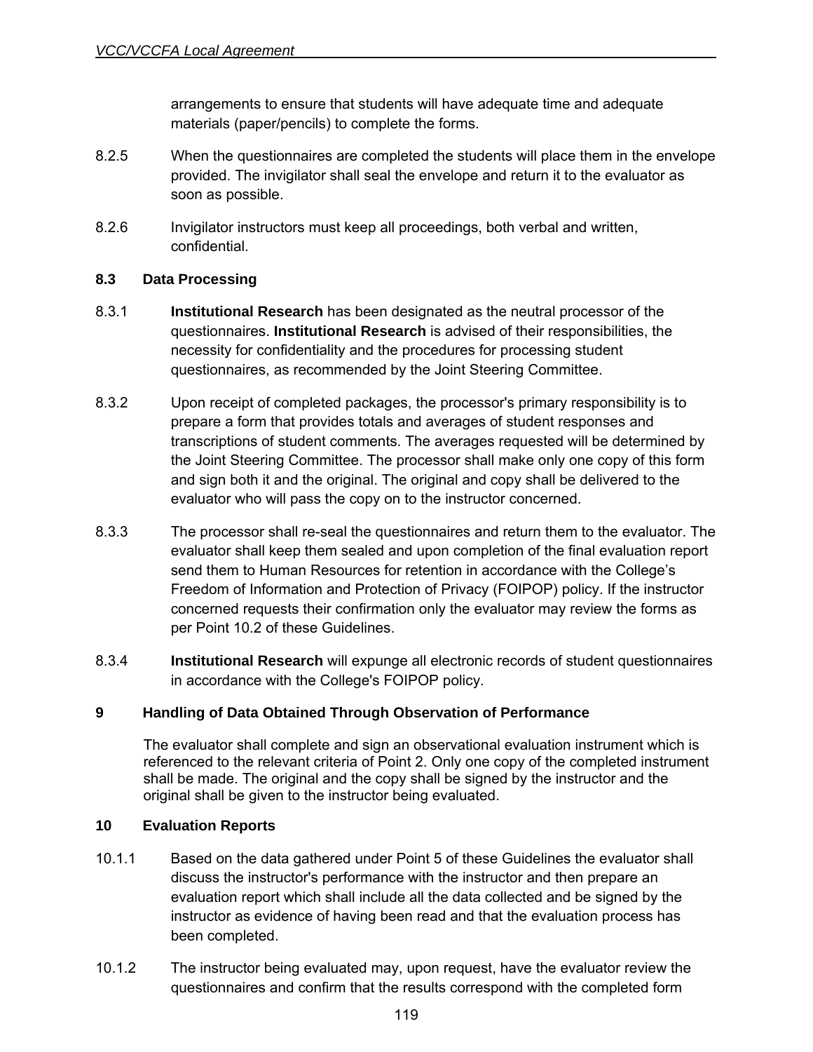arrangements to ensure that students will have adequate time and adequate materials (paper/pencils) to complete the forms.

8.2.5 When the questionnaires are completed the students will place them in the envelope provided. The invigilator shall seal the envelope and return it to the evaluator as soon as possible.

8.2.6 Invigilator instructors must keep all proceedings, both verbal and written, confidential.

### 8.3 Data Processing

8.3.1 **Institutional Research** has been designated as the neutral processor of the questionnaires. **Institutional Research** is advised of their responsibilities, the necessity for confidentiality and the procedures for processing student questionnaires, as recommended by the Joint Steering Committee.

8.3.2 Upon receipt of completed packages, the processor's primary responsibility is to prepare a form that provides totals and averages of student responses and transcriptions of student comments. The averages requested will be determined by the Joint Steering Committee. The processor shall make only one copy of this form and sign both it and the original. The original and copy shall be delivered to the evaluator who will pass the copy on to the instructor concerned.

8.3.3 The processor shall re-seal the questionnaires and return them to the evaluator. The evaluator shall keep them sealed and upon completion of the final evaluation report send them to Human Resources for retention in accordance with the College's Freedom of Information and Protection of Privacy (FOIPOP) policy. If the instructor concerned requests their confirmation only the evaluator may review the forms as per Point 10.2 of these Guidelines.

8.3.4 **Institutional Research** will expunge all electronic records of student questionnaires in accordance with the College's FOIPOP policy.

## 9 Handling of Data Obtained Through Observation of Performance

The evaluator shall complete and sign an observational evaluation instrument which is referenced to the relevant criteria of Point 2. Only one copy of the completed instrument shall be made. The original and the copy shall be signed by the instructor and the original shall be given to the instructor being evaluated.

## 10 Evaluation Reports

10.1.1 Based on the data gathered under Point 5 of these Guidelines the evaluator shall discuss the instructor's performance with the instructor and then prepare an evaluation report which shall include all the data collected and be signed by the instructor as evidence of having been read and that the evaluation process has been completed.

10.1.2 The instructor being evaluated may, upon request, have the evaluator review the questionnaires and confirm that the results correspond with the completed form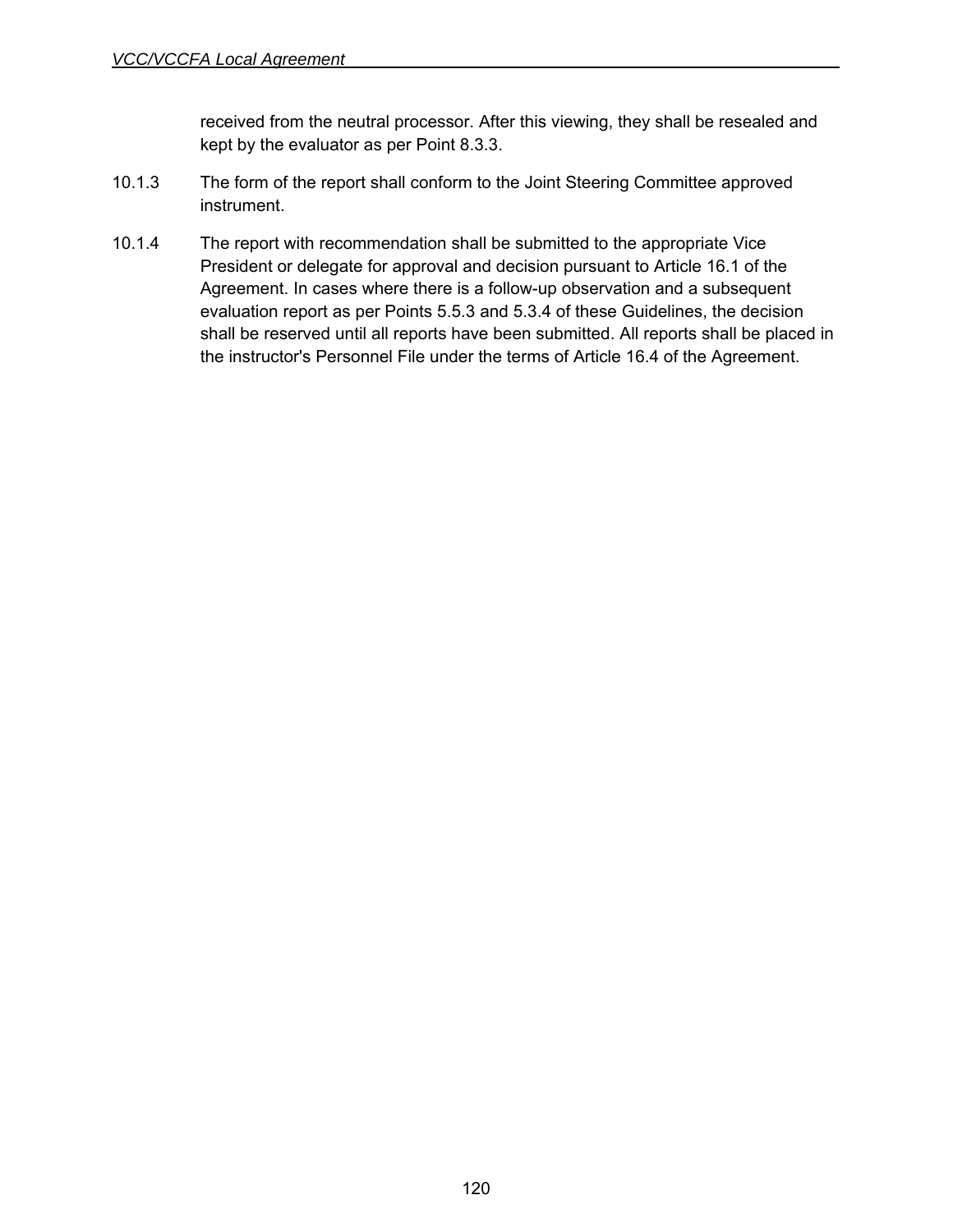received from the neutral processor. After this viewing, they shall be resealed and kept by the evaluator as per Point 8.3.3.

10.1.3 The form of the report shall conform to the Joint Steering Committee approved instrument.

10.1.4 The report with recommendation shall be submitted to the appropriate Vice President or delegate for approval and decision pursuant to Article 16.1 of the Agreement. In cases where there is a follow-up observation and a subsequent evaluation report as per Points 5.5.3 and 5.3.4 of these Guidelines, the decision shall be reserved until all reports have been submitted. All reports shall be placed in the instructor's Personnel File under the terms of Article 16.4 of the Agreement.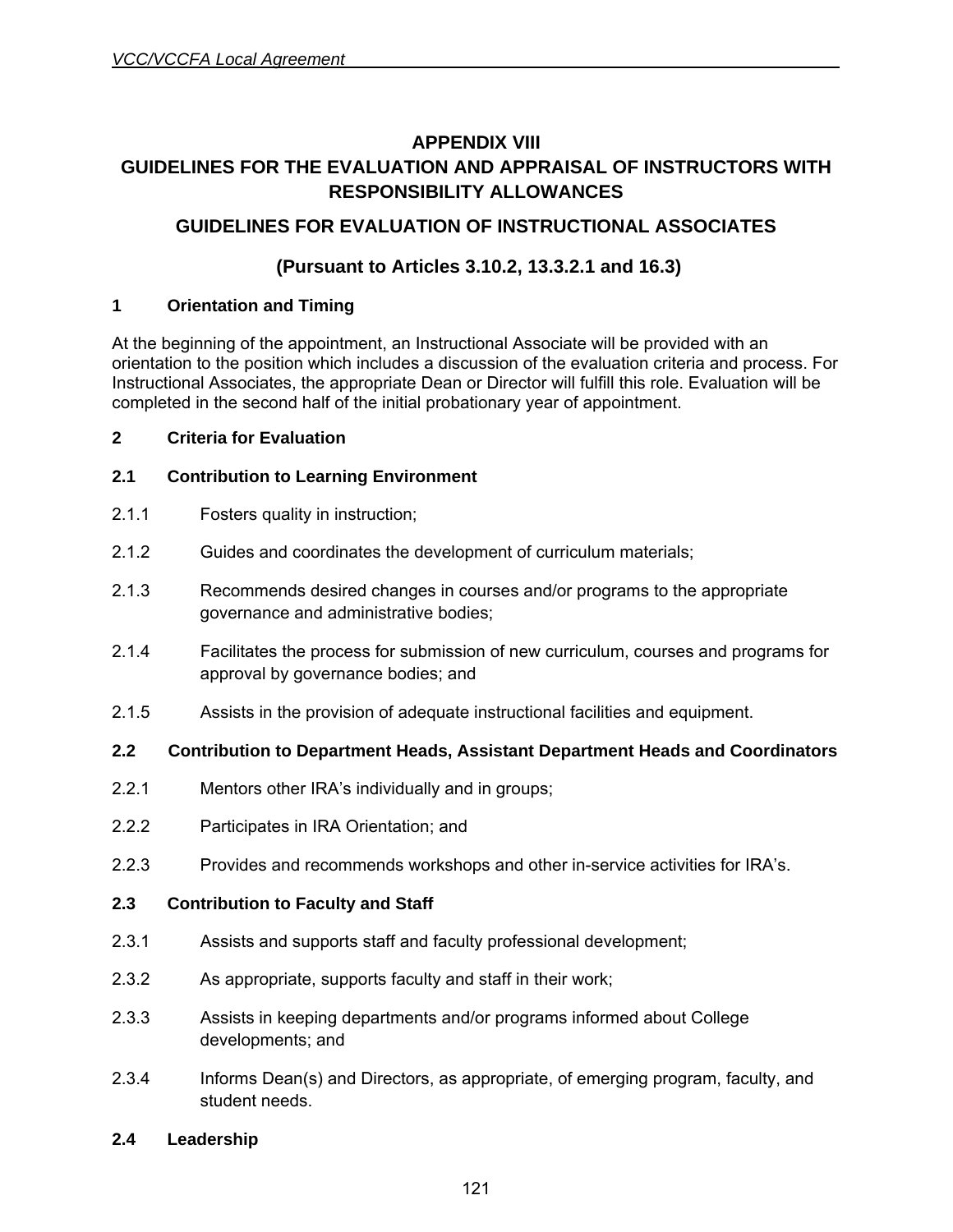# APPENDIX VIII

# GUIDELINES FOR THE EVALUATION AND APPRAISAL OF INSTRUCTORS WITH RESPONSIBILITY ALLOWANCES

## GUIDELINES FOR EVALUATION OF INSTRUCTIONAL ASSOCIATES

## (Pursuant to Articles 3.10.2, 13.3.2.1 and 16.3)

### 1 Orientation and Timing

At the beginning of the appointment, an Instructional Associate will be provided with an orientation to the position which includes a discussion of the evaluation criteria and process. For Instructional Associates, the appropriate Dean or Director will fulfill this role. Evaluation will be completed in the second half of the initial probationary year of appointment.

### 2 Criteria for Evaluation

#### 2.1 Contribution to Learning Environment

2.1.1 Fosters quality in instruction;

2.1.2 Guides and coordinates the development of curriculum materials;

2.1.3 Recommends desired changes in courses and/or programs to the appropriate governance and administrative bodies;

2.1.4 Facilitates the process for submission of new curriculum, courses and programs for approval by governance bodies; and

2.1.5 Assists in the provision of adequate instructional facilities and equipment.

#### 2.2 Contribution to Department Heads, Assistant Department Heads and Coordinators

2.2.1 Mentors other IRA's individually and in groups;

2.2.2 Participates in IRA Orientation; and

2.2.3 Provides and recommends workshops and other in-service activities for IRA's.

#### 2.3 Contribution to Faculty and Staff

2.3.1 Assists and supports staff and faculty professional development;

2.3.2 As appropriate, supports faculty and staff in their work;

2.3.3 Assists in keeping departments and/or programs informed about College developments; and

2.3.4 Informs Dean(s) and Directors, as appropriate, of emerging program, faculty, and student needs.

#### 2.4 Leadership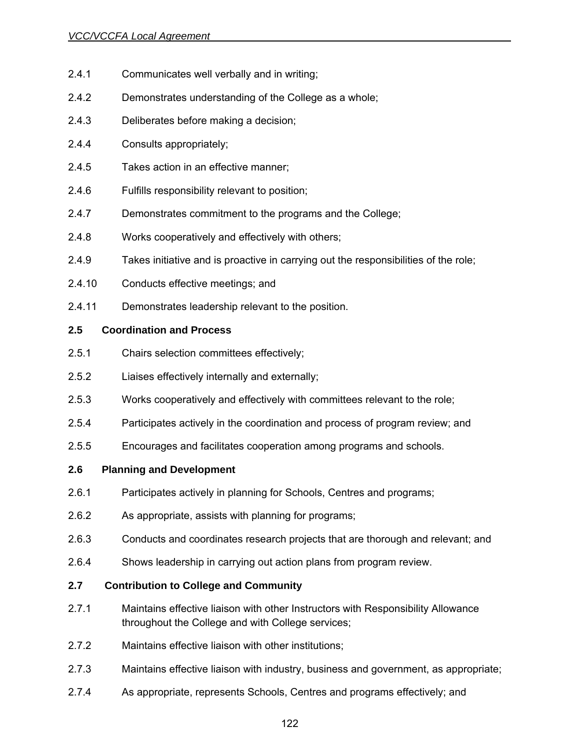2.4.1 Communicates well verbally and in writing;

2.4.2 Demonstrates understanding of the College as a whole;

2.4.3 Deliberates before making a decision;

2.4.4 Consults appropriately;

2.4.5 Takes action in an effective manner;

2.4.6 Fulfills responsibility relevant to position;

2.4.7 Demonstrates commitment to the programs and the College;

2.4.8 Works cooperatively and effectively with others;

2.4.9 Takes initiative and is proactive in carrying out the responsibilities of the role;

2.4.10 Conducts effective meetings; and

2.4.11 Demonstrates leadership relevant to the position.

**2.5 Coordination and Process**

2.5.1 Chairs selection committees effectively;

2.5.2 Liaises effectively internally and externally;

2.5.3 Works cooperatively and effectively with committees relevant to the role;

2.5.4 Participates actively in the coordination and process of program review; and

2.5.5 Encourages and facilitates cooperation among programs and schools.

**2.6 Planning and Development**

2.6.1 Participates actively in planning for Schools, Centres and programs;

2.6.2 As appropriate, assists with planning for programs;

2.6.3 Conducts and coordinates research projects that are thorough and relevant; and

2.6.4 Shows leadership in carrying out action plans from program review.

**2.7 Contribution to College and Community**

2.7.1 Maintains effective liaison with other Instructors with Responsibility Allowance throughout the College and with College services;

2.7.2 Maintains effective liaison with other institutions;

2.7.3 Maintains effective liaison with industry, business and government, as appropriate;

2.7.4 As appropriate, represents Schools, Centres and programs effectively; and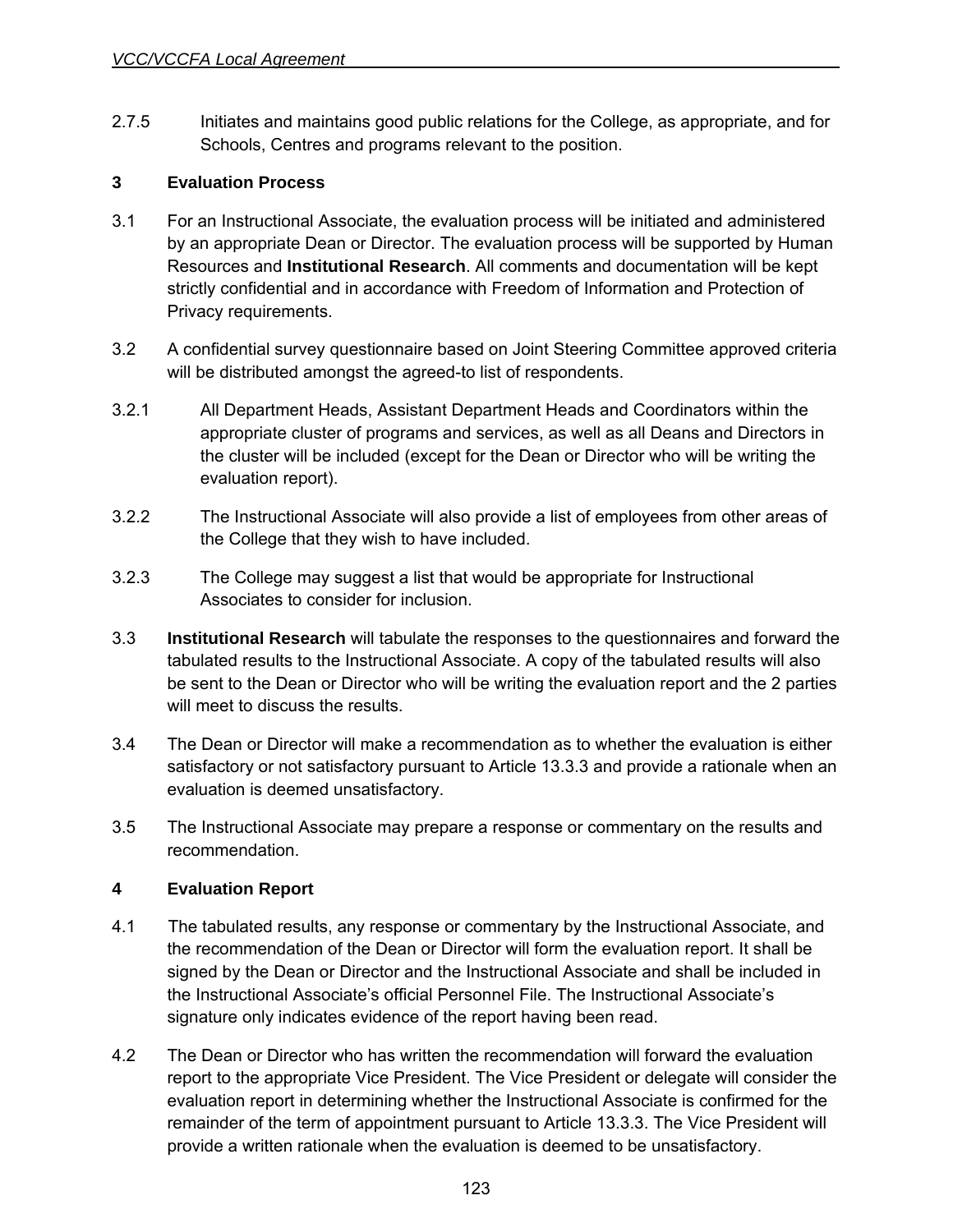2.7.5 Initiates and maintains good public relations for the College, as appropriate, and for Schools, Centres and programs relevant to the position.

## 3 Evaluation Process

3.1 For an Instructional Associate, the evaluation process will be initiated and administered by an appropriate Dean or Director. The evaluation process will be supported by Human Resources and **Institutional Research**. All comments and documentation will be kept strictly confidential and in accordance with Freedom of Information and Protection of Privacy requirements.

3.2 A confidential survey questionnaire based on Joint Steering Committee approved criteria will be distributed amongst the agreed-to list of respondents.

3.2.1 All Department Heads, Assistant Department Heads and Coordinators within the appropriate cluster of programs and services, as well as all Deans and Directors in the cluster will be included (except for the Dean or Director who will be writing the evaluation report).

3.2.2 The Instructional Associate will also provide a list of employees from other areas of the College that they wish to have included.

3.2.3 The College may suggest a list that would be appropriate for Instructional Associates to consider for inclusion.

3.3 **Institutional Research** will tabulate the responses to the questionnaires and forward the tabulated results to the Instructional Associate. A copy of the tabulated results will also be sent to the Dean or Director who will be writing the evaluation report and the 2 parties will meet to discuss the results.

3.4 The Dean or Director will make a recommendation as to whether the evaluation is either satisfactory or not satisfactory pursuant to Article 13.3.3 and provide a rationale when an evaluation is deemed unsatisfactory.

3.5 The Instructional Associate may prepare a response or commentary on the results and recommendation.

## 4 Evaluation Report

4.1 The tabulated results, any response or commentary by the Instructional Associate, and the recommendation of the Dean or Director will form the evaluation report. It shall be signed by the Dean or Director and the Instructional Associate and shall be included in the Instructional Associate's official Personnel File. The Instructional Associate's signature only indicates evidence of the report having been read.

4.2 The Dean or Director who has written the recommendation will forward the evaluation report to the appropriate Vice President. The Vice President or delegate will consider the evaluation report in determining whether the Instructional Associate is confirmed for the remainder of the term of appointment pursuant to Article 13.3.3. The Vice President will provide a written rationale when the evaluation is deemed to be unsatisfactory.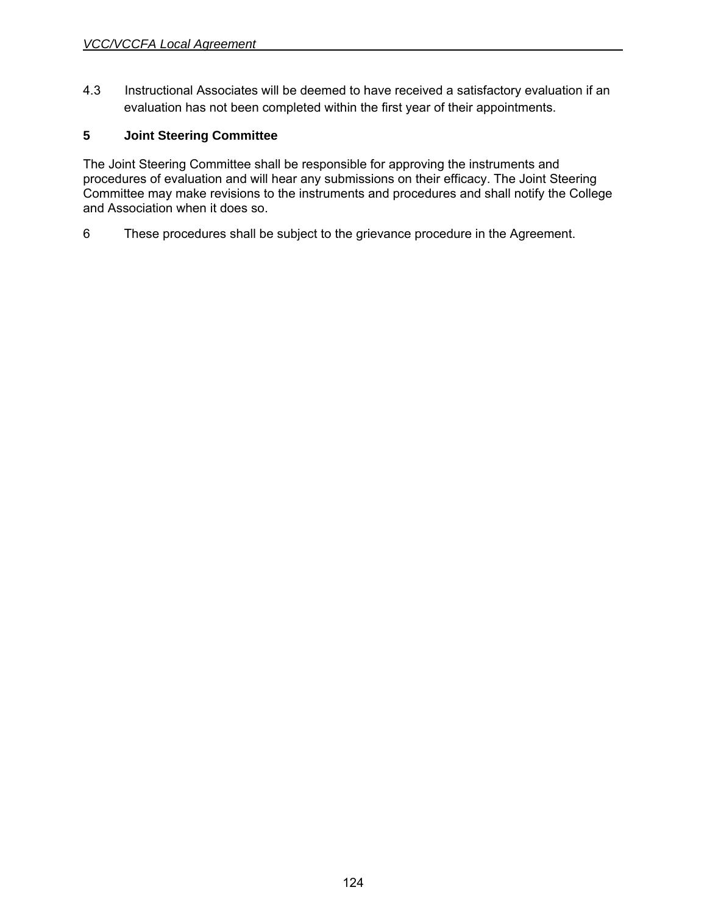4.3 Instructional Associates will be deemed to have received a satisfactory evaluation if an evaluation has not been completed within the first year of their appointments.

## 5 Joint Steering Committee

The Joint Steering Committee shall be responsible for approving the instruments and procedures of evaluation and will hear any submissions on their efficacy. The Joint Steering Committee may make revisions to the instruments and procedures and shall notify the College and Association when it does so.

6 These procedures shall be subject to the grievance procedure in the Agreement.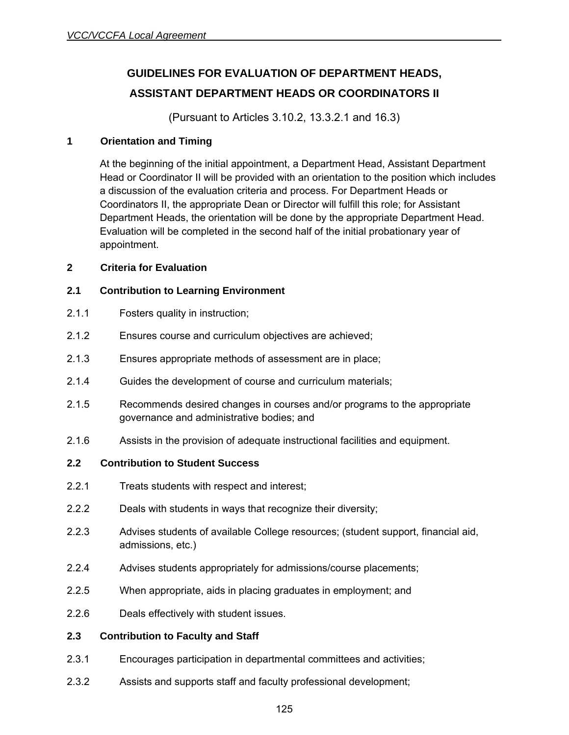# GUIDELINES FOR EVALUATION OF DEPARTMENT HEADS, ASSISTANT DEPARTMENT HEADS OR COORDINATORS II

(Pursuant to Articles 3.10.2, 13.3.2.1 and 16.3)

## 1 Orientation and Timing

At the beginning of the initial appointment, a Department Head, Assistant Department Head or Coordinator II will be provided with an orientation to the position which includes a discussion of the evaluation criteria and process. For Department Heads or Coordinators II, the appropriate Dean or Director will fulfill this role; for Assistant Department Heads, the orientation will be done by the appropriate Department Head. Evaluation will be completed in the second half of the initial probationary year of appointment.

## 2 Criteria for Evaluation

### 2.1 Contribution to Learning Environment

2.1.1 Fosters quality in instruction;

2.1.2 Ensures course and curriculum objectives are achieved;

2.1.3 Ensures appropriate methods of assessment are in place;

2.1.4 Guides the development of course and curriculum materials;

2.1.5 Recommends desired changes in courses and/or programs to the appropriate governance and administrative bodies; and

2.1.6 Assists in the provision of adequate instructional facilities and equipment.

### 2.2 Contribution to Student Success

2.2.1 Treats students with respect and interest;

2.2.2 Deals with students in ways that recognize their diversity;

2.2.3 Advises students of available College resources; (student support, financial aid, admissions, etc.)

2.2.4 Advises students appropriately for admissions/course placements;

2.2.5 When appropriate, aids in placing graduates in employment; and

2.2.6 Deals effectively with student issues.

### 2.3 Contribution to Faculty and Staff

2.3.1 Encourages participation in departmental committees and activities;

2.3.2 Assists and supports staff and faculty professional development;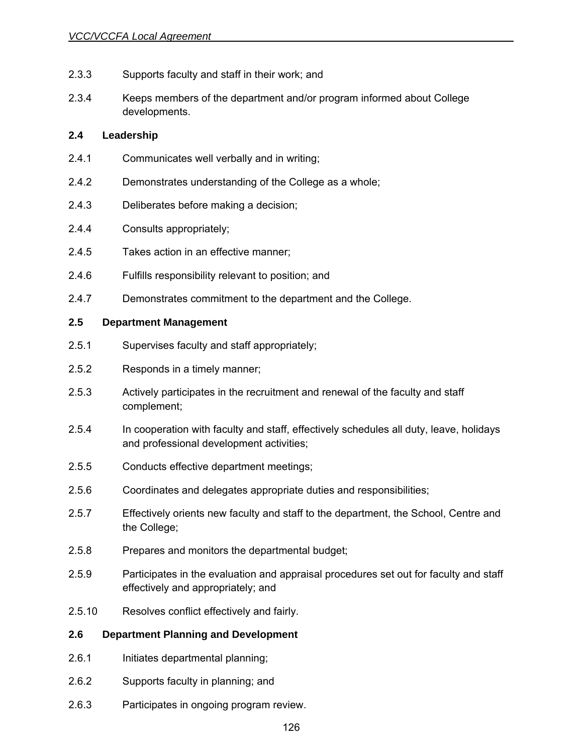2.3.3 Supports faculty and staff in their work; and

2.3.4 Keeps members of the department and/or program informed about College developments.

**2.4 Leadership**

2.4.1 Communicates well verbally and in writing;

2.4.2 Demonstrates understanding of the College as a whole;

2.4.3 Deliberates before making a decision;

2.4.4 Consults appropriately;

2.4.5 Takes action in an effective manner;

2.4.6 Fulfills responsibility relevant to position; and

2.4.7 Demonstrates commitment to the department and the College.

**2.5 Department Management**

2.5.1 Supervises faculty and staff appropriately;

2.5.2 Responds in a timely manner;

2.5.3 Actively participates in the recruitment and renewal of the faculty and staff complement;

2.5.4 In cooperation with faculty and staff, effectively schedules all duty, leave, holidays and professional development activities;

2.5.5 Conducts effective department meetings;

2.5.6 Coordinates and delegates appropriate duties and responsibilities;

2.5.7 Effectively orients new faculty and staff to the department, the School, Centre and the College;

2.5.8 Prepares and monitors the departmental budget;

2.5.9 Participates in the evaluation and appraisal procedures set out for faculty and staff effectively and appropriately; and

2.5.10 Resolves conflict effectively and fairly.

**2.6 Department Planning and Development**

2.6.1 Initiates departmental planning;

2.6.2 Supports faculty in planning; and

2.6.3 Participates in ongoing program review.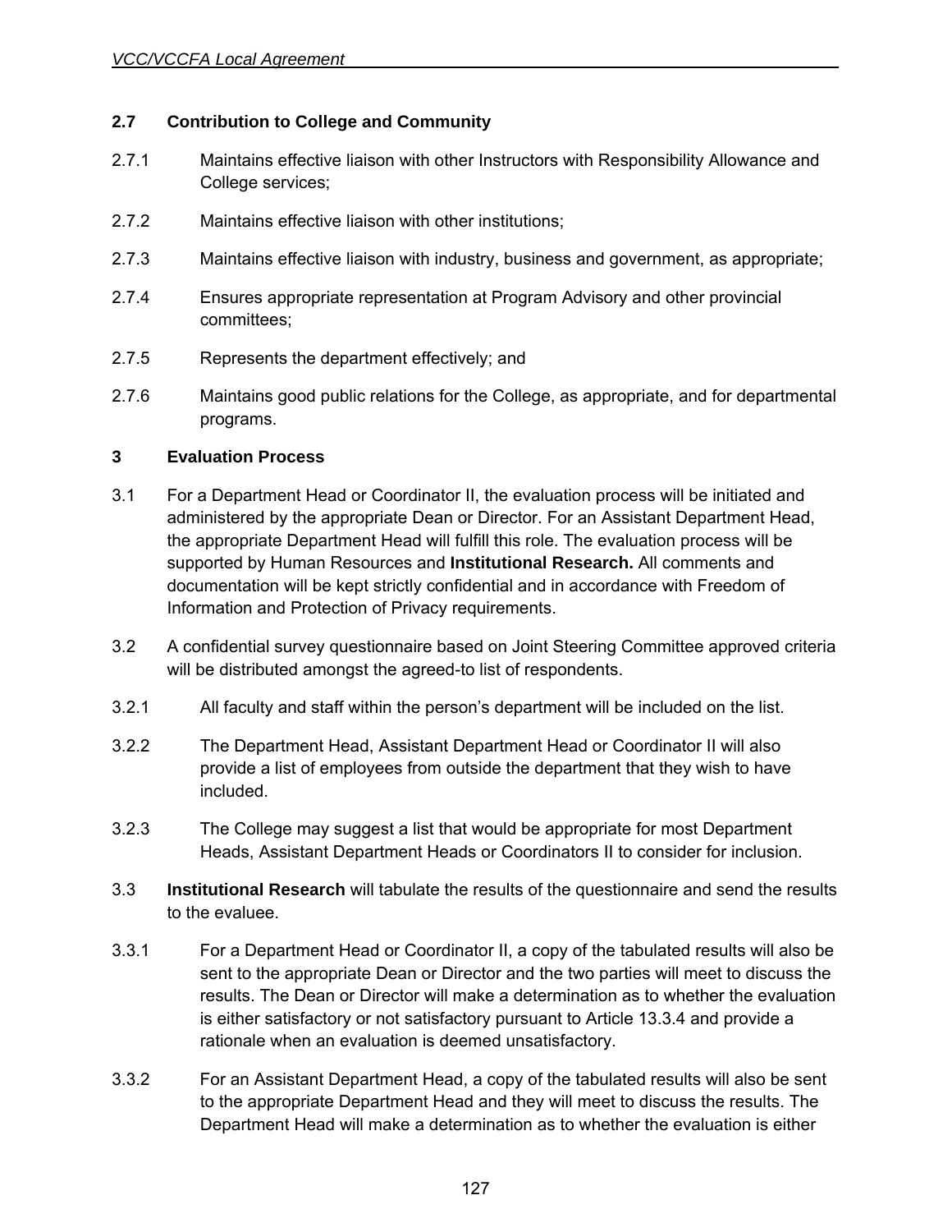### 2.7 Contribution to College and Community

2.7.1 Maintains effective liaison with other Instructors with Responsibility Allowance and College services;

2.7.2 Maintains effective liaison with other institutions;

2.7.3 Maintains effective liaison with industry, business and government, as appropriate;

2.7.4 Ensures appropriate representation at Program Advisory and other provincial committees;

2.7.5 Represents the department effectively; and

2.7.6 Maintains good public relations for the College, as appropriate, and for departmental programs.

## 3 Evaluation Process

3.1 For a Department Head or Coordinator II, the evaluation process will be initiated and administered by the appropriate Dean or Director. For an Assistant Department Head, the appropriate Department Head will fulfill this role. The evaluation process will be supported by Human Resources and **Institutional Research.** All comments and documentation will be kept strictly confidential and in accordance with Freedom of Information and Protection of Privacy requirements.

3.2 A confidential survey questionnaire based on Joint Steering Committee approved criteria will be distributed amongst the agreed-to list of respondents.

3.2.1 All faculty and staff within the person's department will be included on the list.

3.2.2 The Department Head, Assistant Department Head or Coordinator II will also provide a list of employees from outside the department that they wish to have included.

3.2.3 The College may suggest a list that would be appropriate for most Department Heads, Assistant Department Heads or Coordinators II to consider for inclusion.

3.3 **Institutional Research** will tabulate the results of the questionnaire and send the results to the evaluee.

3.3.1 For a Department Head or Coordinator II, a copy of the tabulated results will also be sent to the appropriate Dean or Director and the two parties will meet to discuss the results. The Dean or Director will make a determination as to whether the evaluation is either satisfactory or not satisfactory pursuant to Article 13.3.4 and provide a rationale when an evaluation is deemed unsatisfactory.

3.3.2 For an Assistant Department Head, a copy of the tabulated results will also be sent to the appropriate Department Head and they will meet to discuss the results. The Department Head will make a determination as to whether the evaluation is either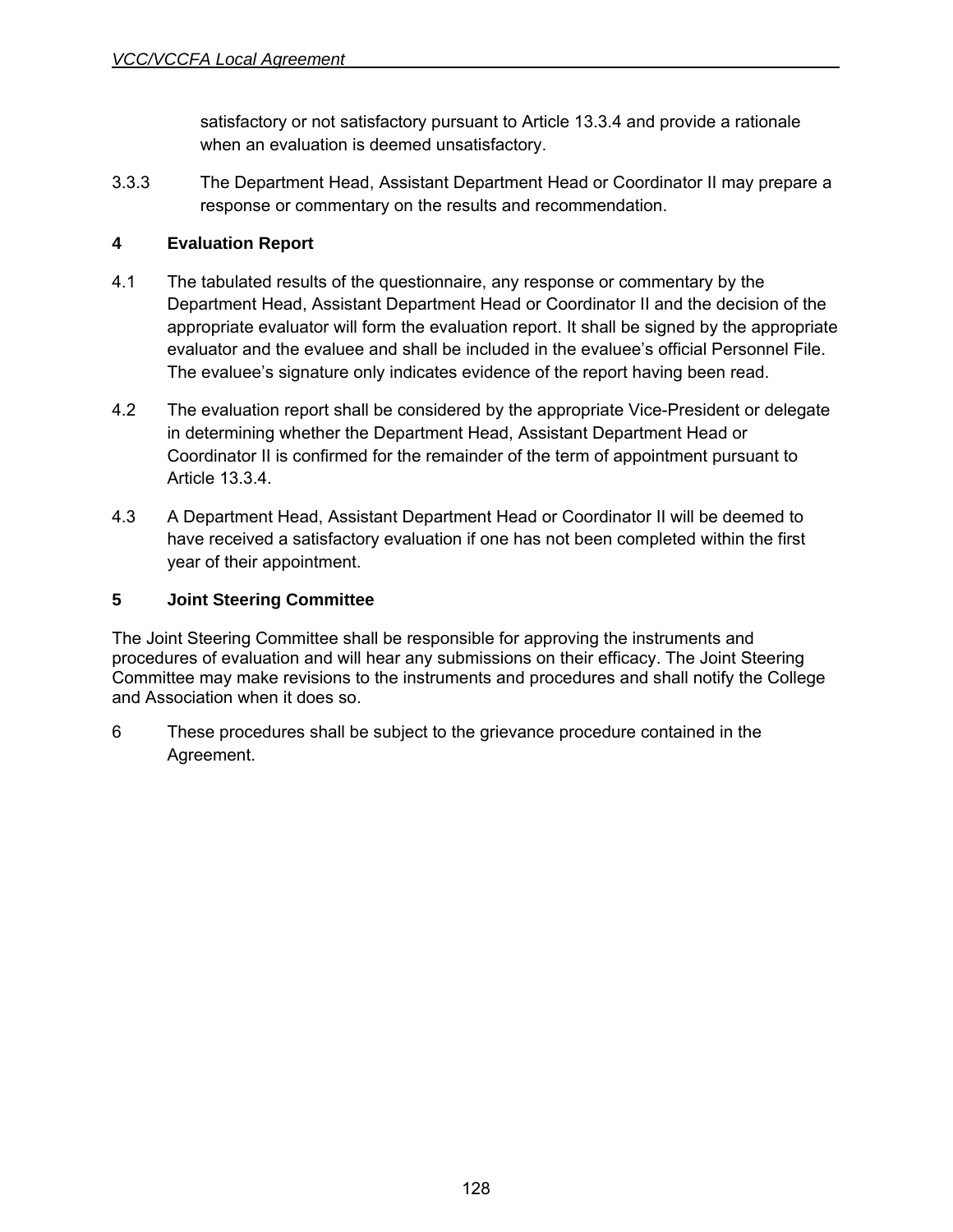satisfactory or not satisfactory pursuant to Article 13.3.4 and provide a rationale when an evaluation is deemed unsatisfactory.

3.3.3 The Department Head, Assistant Department Head or Coordinator II may prepare a response or commentary on the results and recommendation.

**4 Evaluation Report**

4.1 The tabulated results of the questionnaire, any response or commentary by the Department Head, Assistant Department Head or Coordinator II and the decision of the appropriate evaluator will form the evaluation report. It shall be signed by the appropriate evaluator and the evaluee and shall be included in the evaluee's official Personnel File. The evaluee's signature only indicates evidence of the report having been read.

4.2 The evaluation report shall be considered by the appropriate Vice-President or delegate in determining whether the Department Head, Assistant Department Head or Coordinator II is confirmed for the remainder of the term of appointment pursuant to Article 13.3.4.

4.3 A Department Head, Assistant Department Head or Coordinator II will be deemed to have received a satisfactory evaluation if one has not been completed within the first year of their appointment.

**5 Joint Steering Committee**

The Joint Steering Committee shall be responsible for approving the instruments and procedures of evaluation and will hear any submissions on their efficacy. The Joint Steering Committee may make revisions to the instruments and procedures and shall notify the College and Association when it does so.

6 These procedures shall be subject to the grievance procedure contained in the Agreement.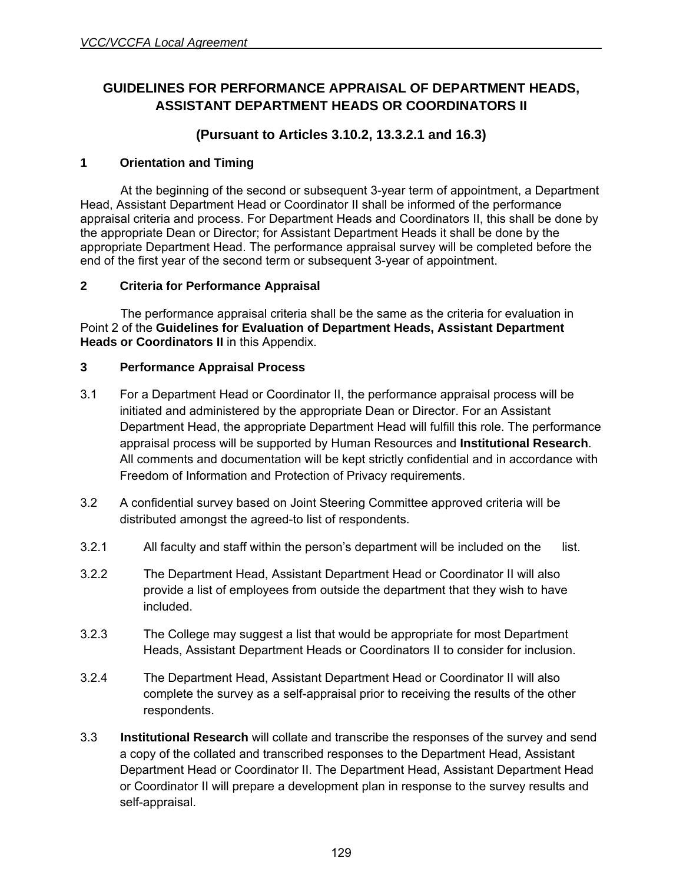## GUIDELINES FOR PERFORMANCE APPRAISAL OF DEPARTMENT HEADS, ASSISTANT DEPARTMENT HEADS OR COORDINATORS II

### (Pursuant to Articles 3.10.2, 13.3.2.1 and 16.3)

**1 Orientation and Timing**

At the beginning of the second or subsequent 3-year term of appointment, a Department Head, Assistant Department Head or Coordinator II shall be informed of the performance appraisal criteria and process. For Department Heads and Coordinators II, this shall be done by the appropriate Dean or Director; for Assistant Department Heads it shall be done by the appropriate Department Head. The performance appraisal survey will be completed before the end of the first year of the second term or subsequent 3-year of appointment.

**2 Criteria for Performance Appraisal**

The performance appraisal criteria shall be the same as the criteria for evaluation in Point 2 of the **Guidelines for Evaluation of Department Heads, Assistant Department Heads or Coordinators II** in this Appendix.

**3 Performance Appraisal Process**

3.1 For a Department Head or Coordinator II, the performance appraisal process will be initiated and administered by the appropriate Dean or Director. For an Assistant Department Head, the appropriate Department Head will fulfill this role. The performance appraisal process will be supported by Human Resources and **Institutional Research**. All comments and documentation will be kept strictly confidential and in accordance with Freedom of Information and Protection of Privacy requirements.

3.2 A confidential survey based on Joint Steering Committee approved criteria will be distributed amongst the agreed-to list of respondents.

3.2.1 All faculty and staff within the person's department will be included on the list.

3.2.2 The Department Head, Assistant Department Head or Coordinator II will also provide a list of employees from outside the department that they wish to have included.

3.2.3 The College may suggest a list that would be appropriate for most Department Heads, Assistant Department Heads or Coordinators II to consider for inclusion.

3.2.4 The Department Head, Assistant Department Head or Coordinator II will also complete the survey as a self-appraisal prior to receiving the results of the other respondents.

3.3 **Institutional Research** will collate and transcribe the responses of the survey and send a copy of the collated and transcribed responses to the Department Head, Assistant Department Head or Coordinator II. The Department Head, Assistant Department Head or Coordinator II will prepare a development plan in response to the survey results and self-appraisal.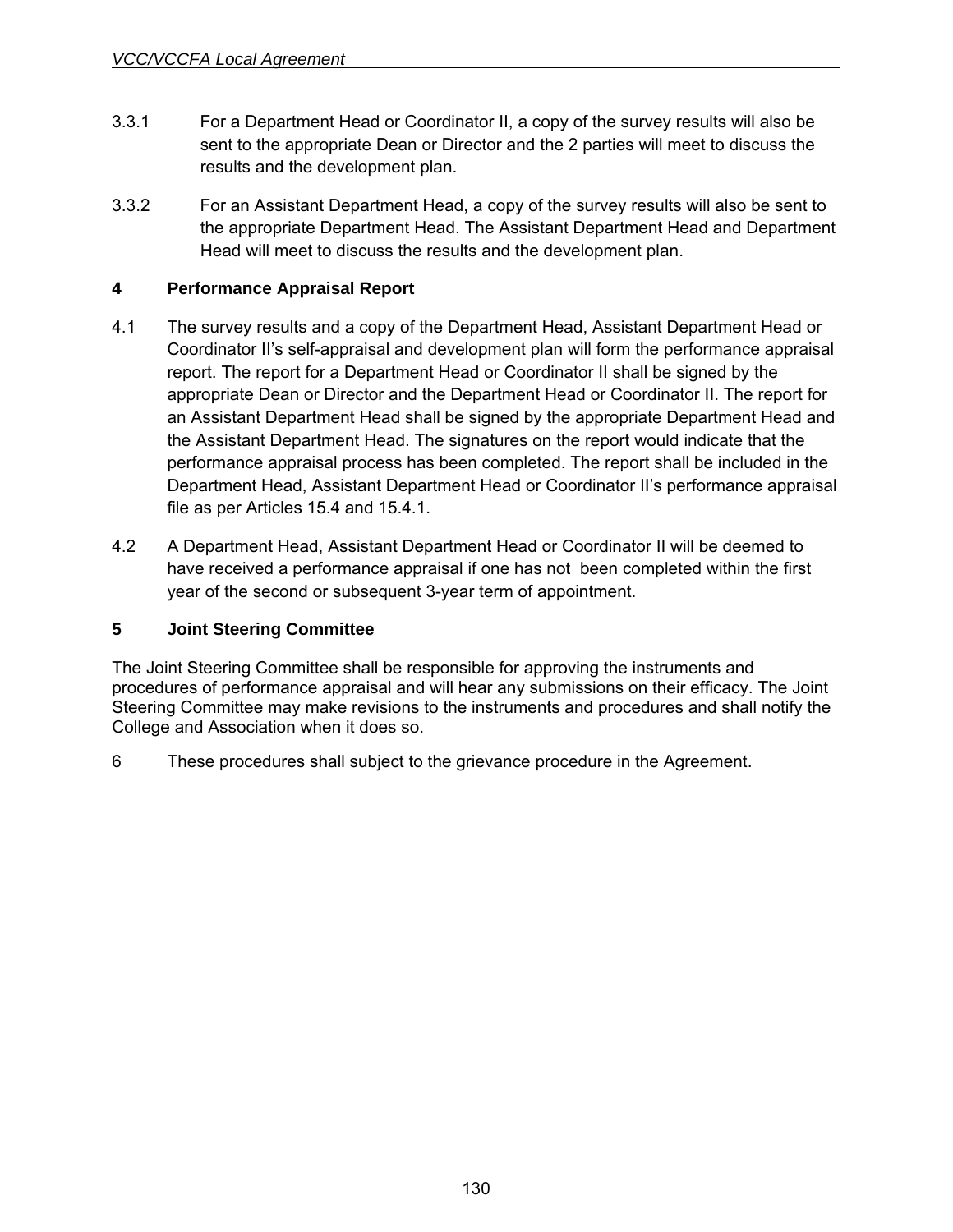3.3.1 For a Department Head or Coordinator II, a copy of the survey results will also be sent to the appropriate Dean or Director and the 2 parties will meet to discuss the results and the development plan.

3.3.2 For an Assistant Department Head, a copy of the survey results will also be sent to the appropriate Department Head. The Assistant Department Head and Department Head will meet to discuss the results and the development plan.

**4 Performance Appraisal Report**

4.1 The survey results and a copy of the Department Head, Assistant Department Head or Coordinator II's self-appraisal and development plan will form the performance appraisal report. The report for a Department Head or Coordinator II shall be signed by the appropriate Dean or Director and the Department Head or Coordinator II. The report for an Assistant Department Head shall be signed by the appropriate Department Head and the Assistant Department Head. The signatures on the report would indicate that the performance appraisal process has been completed. The report shall be included in the Department Head, Assistant Department Head or Coordinator II's performance appraisal file as per Articles 15.4 and 15.4.1.

4.2 A Department Head, Assistant Department Head or Coordinator II will be deemed to have received a performance appraisal if one has not been completed within the first year of the second or subsequent 3-year term of appointment.

**5 Joint Steering Committee**

The Joint Steering Committee shall be responsible for approving the instruments and procedures of performance appraisal and will hear any submissions on their efficacy. The Joint Steering Committee may make revisions to the instruments and procedures and shall notify the College and Association when it does so.

6 These procedures shall subject to the grievance procedure in the Agreement.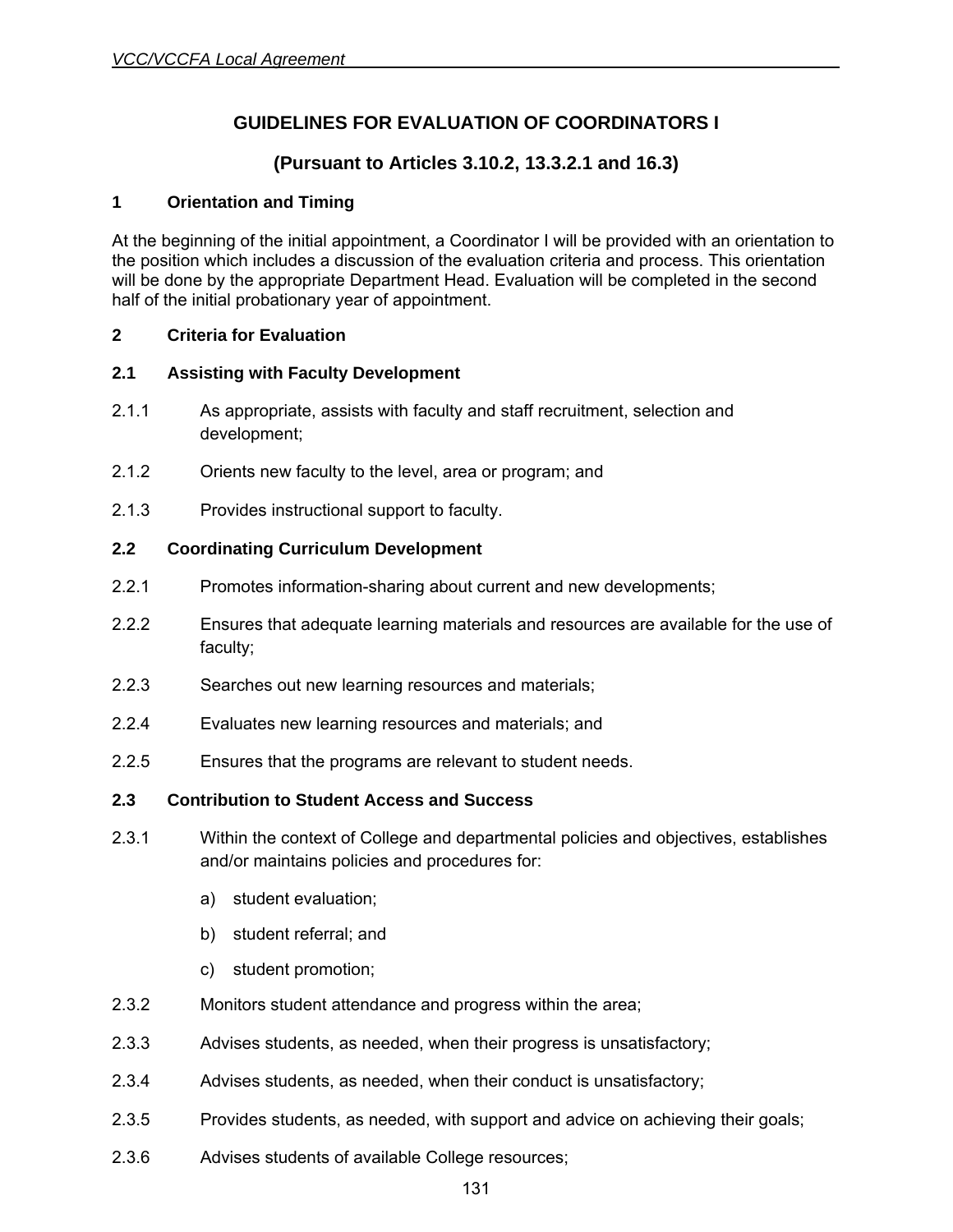## GUIDELINES FOR EVALUATION OF COORDINATORS I

## (Pursuant to Articles 3.10.2, 13.3.2.1 and 16.3)

### 1 Orientation and Timing

At the beginning of the initial appointment, a Coordinator I will be provided with an orientation to the position which includes a discussion of the evaluation criteria and process. This orientation will be done by the appropriate Department Head. Evaluation will be completed in the second half of the initial probationary year of appointment.

### 2 Criteria for Evaluation

### 2.1 Assisting with Faculty Development

2.1.1 As appropriate, assists with faculty and staff recruitment, selection and development;

2.1.2 Orients new faculty to the level, area or program; and

2.1.3 Provides instructional support to faculty.

### 2.2 Coordinating Curriculum Development

2.2.1 Promotes information-sharing about current and new developments;

2.2.2 Ensures that adequate learning materials and resources are available for the use of faculty;

2.2.3 Searches out new learning resources and materials;

2.2.4 Evaluates new learning resources and materials; and

2.2.5 Ensures that the programs are relevant to student needs.

### 2.3 Contribution to Student Access and Success

2.3.1 Within the context of College and departmental policies and objectives, establishes and/or maintains policies and procedures for:

a) student evaluation;

b) student referral; and

c) student promotion;

2.3.2 Monitors student attendance and progress within the area;

2.3.3 Advises students, as needed, when their progress is unsatisfactory;

2.3.4 Advises students, as needed, when their conduct is unsatisfactory;

2.3.5 Provides students, as needed, with support and advice on achieving their goals;

2.3.6 Advises students of available College resources;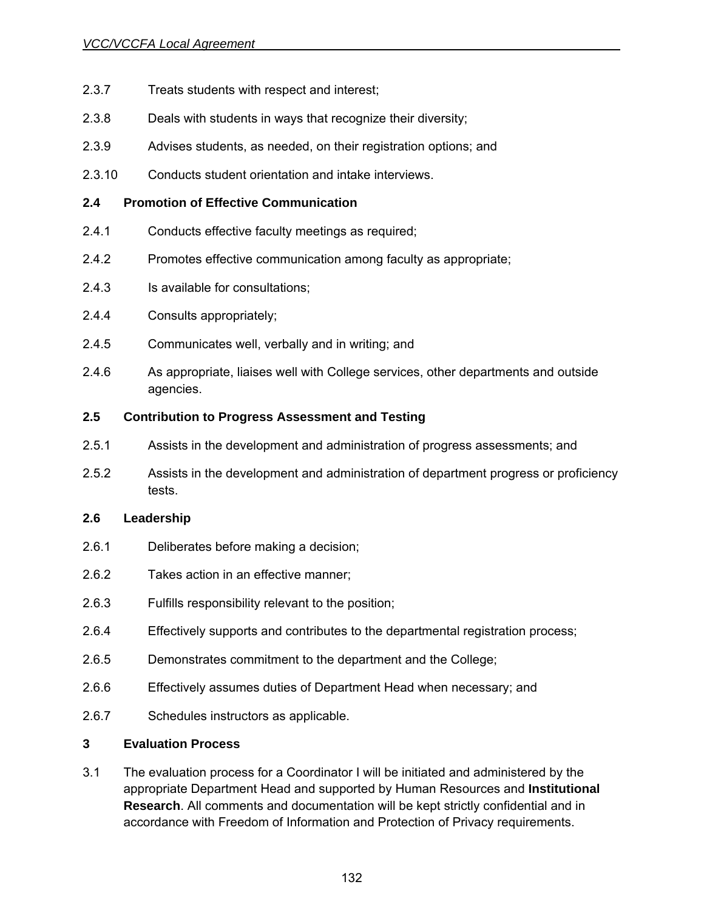2.3.7 Treats students with respect and interest;

2.3.8 Deals with students in ways that recognize their diversity;

2.3.9 Advises students, as needed, on their registration options; and

2.3.10 Conducts student orientation and intake interviews.

**2.4 Promotion of Effective Communication**

2.4.1 Conducts effective faculty meetings as required;

2.4.2 Promotes effective communication among faculty as appropriate;

2.4.3 Is available for consultations;

2.4.4 Consults appropriately;

2.4.5 Communicates well, verbally and in writing; and

2.4.6 As appropriate, liaises well with College services, other departments and outside agencies.

**2.5 Contribution to Progress Assessment and Testing**

2.5.1 Assists in the development and administration of progress assessments; and

2.5.2 Assists in the development and administration of department progress or proficiency tests.

**2.6 Leadership**

2.6.1 Deliberates before making a decision;

2.6.2 Takes action in an effective manner;

2.6.3 Fulfills responsibility relevant to the position;

2.6.4 Effectively supports and contributes to the departmental registration process;

2.6.5 Demonstrates commitment to the department and the College;

2.6.6 Effectively assumes duties of Department Head when necessary; and

2.6.7 Schedules instructors as applicable.

**3 Evaluation Process**

3.1 The evaluation process for a Coordinator I will be initiated and administered by the appropriate Department Head and supported by Human Resources and **Institutional Research**. All comments and documentation will be kept strictly confidential and in accordance with Freedom of Information and Protection of Privacy requirements.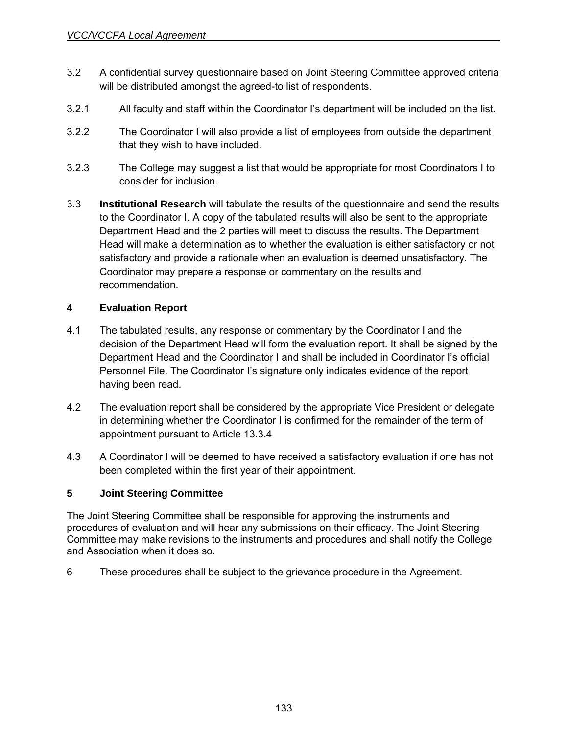3.2 A confidential survey questionnaire based on Joint Steering Committee approved criteria will be distributed amongst the agreed-to list of respondents.

3.2.1 All faculty and staff within the Coordinator I's department will be included on the list.

3.2.2 The Coordinator I will also provide a list of employees from outside the department that they wish to have included.

3.2.3 The College may suggest a list that would be appropriate for most Coordinators I to consider for inclusion.

3.3 **Institutional Research** will tabulate the results of the questionnaire and send the results to the Coordinator I. A copy of the tabulated results will also be sent to the appropriate Department Head and the 2 parties will meet to discuss the results. The Department Head will make a determination as to whether the evaluation is either satisfactory or not satisfactory and provide a rationale when an evaluation is deemed unsatisfactory. The Coordinator may prepare a response or commentary on the results and recommendation.

## 4 Evaluation Report

4.1 The tabulated results, any response or commentary by the Coordinator I and the decision of the Department Head will form the evaluation report. It shall be signed by the Department Head and the Coordinator I and shall be included in Coordinator I's official Personnel File. The Coordinator I's signature only indicates evidence of the report having been read.

4.2 The evaluation report shall be considered by the appropriate Vice President or delegate in determining whether the Coordinator I is confirmed for the remainder of the term of appointment pursuant to Article 13.3.4

4.3 A Coordinator I will be deemed to have received a satisfactory evaluation if one has not been completed within the first year of their appointment.

## 5 Joint Steering Committee

The Joint Steering Committee shall be responsible for approving the instruments and procedures of evaluation and will hear any submissions on their efficacy. The Joint Steering Committee may make revisions to the instruments and procedures and shall notify the College and Association when it does so.

6 These procedures shall be subject to the grievance procedure in the Agreement.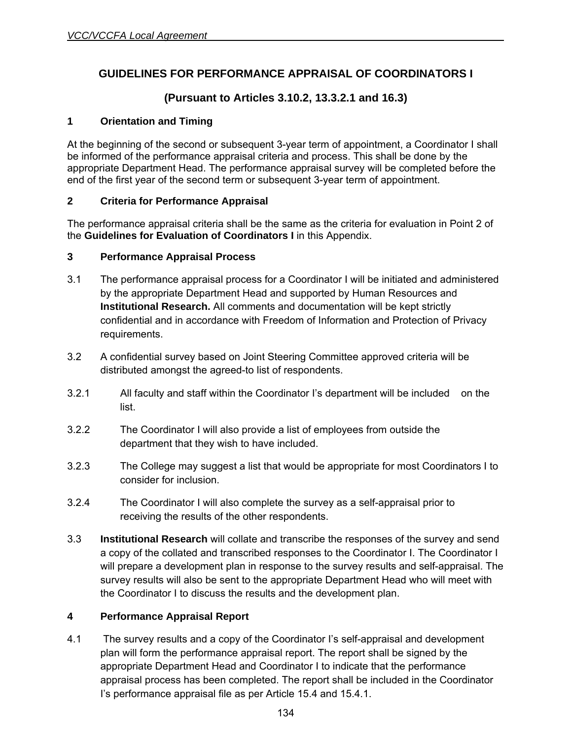## GUIDELINES FOR PERFORMANCE APPRAISAL OF COORDINATORS I

## (Pursuant to Articles 3.10.2, 13.3.2.1 and 16.3)

### 1 Orientation and Timing

At the beginning of the second or subsequent 3-year term of appointment, a Coordinator I shall be informed of the performance appraisal criteria and process. This shall be done by the appropriate Department Head. The performance appraisal survey will be completed before the end of the first year of the second term or subsequent 3-year term of appointment.

### 2 Criteria for Performance Appraisal

The performance appraisal criteria shall be the same as the criteria for evaluation in Point 2 of the **Guidelines for Evaluation of Coordinators I** in this Appendix.

### 3 Performance Appraisal Process

3.1 The performance appraisal process for a Coordinator I will be initiated and administered by the appropriate Department Head and supported by Human Resources and **Institutional Research.** All comments and documentation will be kept strictly confidential and in accordance with Freedom of Information and Protection of Privacy requirements.

3.2 A confidential survey based on Joint Steering Committee approved criteria will be distributed amongst the agreed-to list of respondents.

3.2.1 All faculty and staff within the Coordinator I's department will be included on the list.

3.2.2 The Coordinator I will also provide a list of employees from outside the department that they wish to have included.

3.2.3 The College may suggest a list that would be appropriate for most Coordinators I to consider for inclusion.

3.2.4 The Coordinator I will also complete the survey as a self-appraisal prior to receiving the results of the other respondents.

3.3 **Institutional Research** will collate and transcribe the responses of the survey and send a copy of the collated and transcribed responses to the Coordinator I. The Coordinator I will prepare a development plan in response to the survey results and self-appraisal. The survey results will also be sent to the appropriate Department Head who will meet with the Coordinator I to discuss the results and the development plan.

### 4 Performance Appraisal Report

4.1 The survey results and a copy of the Coordinator I's self-appraisal and development plan will form the performance appraisal report. The report shall be signed by the appropriate Department Head and Coordinator I to indicate that the performance appraisal process has been completed. The report shall be included in the Coordinator I's performance appraisal file as per Article 15.4 and 15.4.1.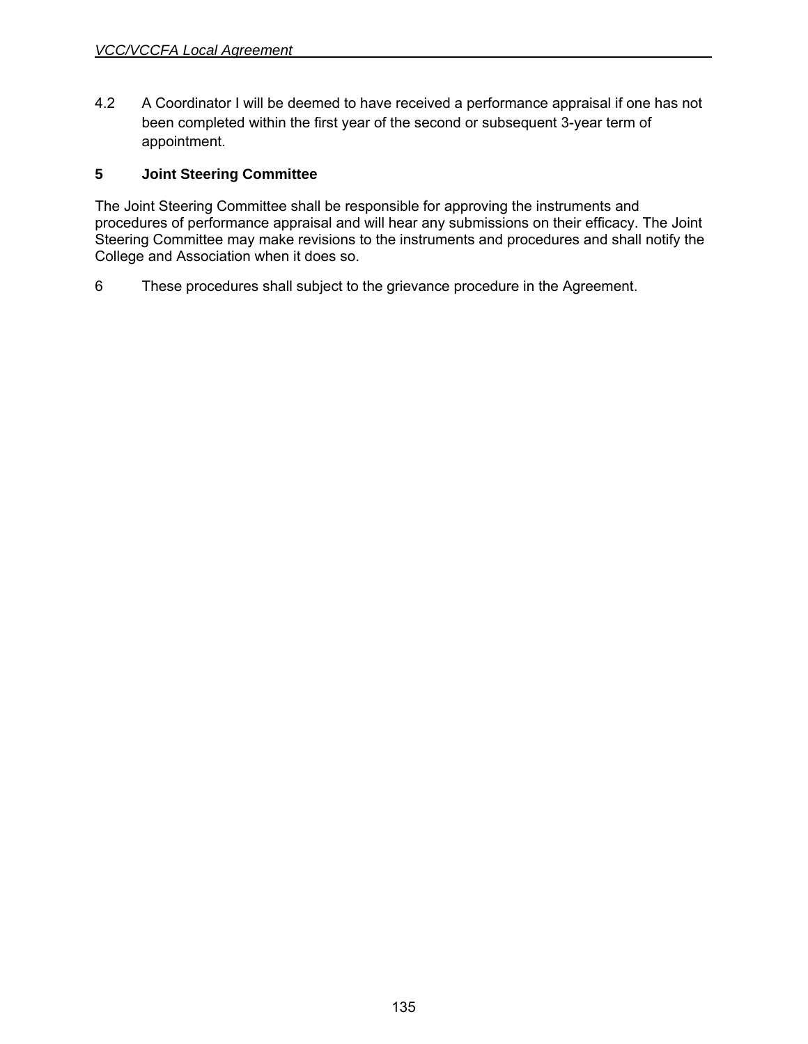4.2 A Coordinator I will be deemed to have received a performance appraisal if one has not been completed within the first year of the second or subsequent 3-year term of appointment.

**5 Joint Steering Committee**

The Joint Steering Committee shall be responsible for approving the instruments and procedures of performance appraisal and will hear any submissions on their efficacy. The Joint Steering Committee may make revisions to the instruments and procedures and shall notify the College and Association when it does so.

6 These procedures shall subject to the grievance procedure in the Agreement.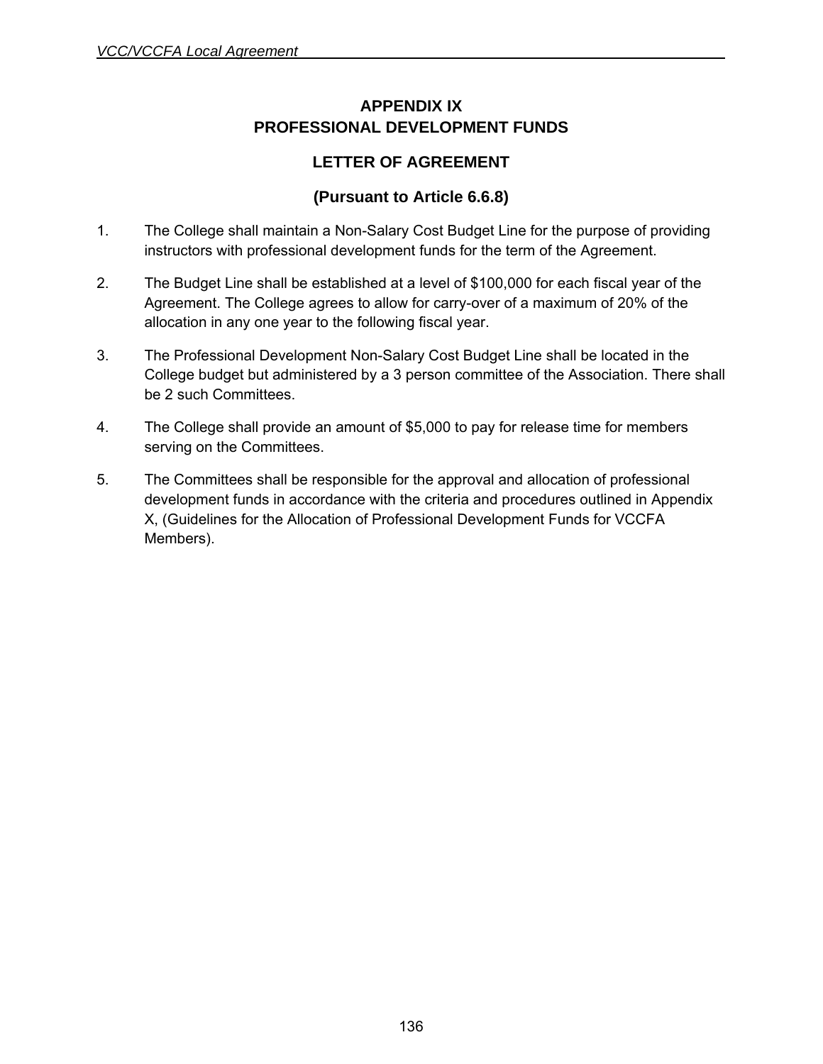## APPENDIX IX
## PROFESSIONAL DEVELOPMENT FUNDS

### LETTER OF AGREEMENT

### (Pursuant to Article 6.6.8)

1. The College shall maintain a Non-Salary Cost Budget Line for the purpose of providing instructors with professional development funds for the term of the Agreement.

2. The Budget Line shall be established at a level of $100,000 for each fiscal year of the Agreement. The College agrees to allow for carry-over of a maximum of 20% of the allocation in any one year to the following fiscal year.

3. The Professional Development Non-Salary Cost Budget Line shall be located in the College budget but administered by a 3 person committee of the Association. There shall be 2 such Committees.

4. The College shall provide an amount of $5,000 to pay for release time for members serving on the Committees.

5. The Committees shall be responsible for the approval and allocation of professional development funds in accordance with the criteria and procedures outlined in Appendix X, (Guidelines for the Allocation of Professional Development Funds for VCCFA Members).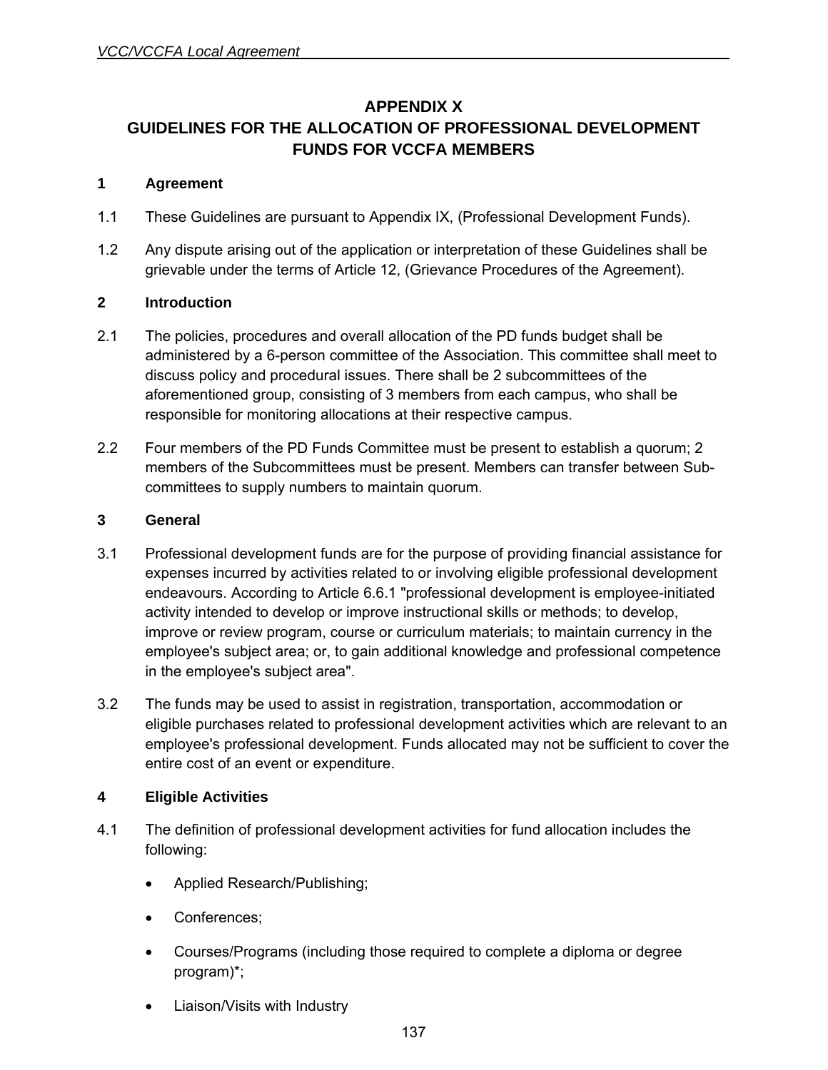## APPENDIX X
## GUIDELINES FOR THE ALLOCATION OF PROFESSIONAL DEVELOPMENT FUNDS FOR VCCFA MEMBERS

**1 Agreement**

1.1 These Guidelines are pursuant to Appendix IX, (Professional Development Funds).

1.2 Any dispute arising out of the application or interpretation of these Guidelines shall be grievable under the terms of Article 12, (Grievance Procedures of the Agreement).

**2 Introduction**

2.1 The policies, procedures and overall allocation of the PD funds budget shall be administered by a 6-person committee of the Association. This committee shall meet to discuss policy and procedural issues. There shall be 2 subcommittees of the aforementioned group, consisting of 3 members from each campus, who shall be responsible for monitoring allocations at their respective campus.

2.2 Four members of the PD Funds Committee must be present to establish a quorum; 2 members of the Subcommittees must be present. Members can transfer between Sub-committees to supply numbers to maintain quorum.

**3 General**

3.1 Professional development funds are for the purpose of providing financial assistance for expenses incurred by activities related to or involving eligible professional development endeavours. According to Article 6.6.1 "professional development is employee-initiated activity intended to develop or improve instructional skills or methods; to develop, improve or review program, course or curriculum materials; to maintain currency in the employee's subject area; or, to gain additional knowledge and professional competence in the employee's subject area".

3.2 The funds may be used to assist in registration, transportation, accommodation or eligible purchases related to professional development activities which are relevant to an employee's professional development. Funds allocated may not be sufficient to cover the entire cost of an event or expenditure.

**4 Eligible Activities**

4.1 The definition of professional development activities for fund allocation includes the following:

- Applied Research/Publishing;
- Conferences;
- Courses/Programs (including those required to complete a diploma or degree program)*;
- Liaison/Visits with Industry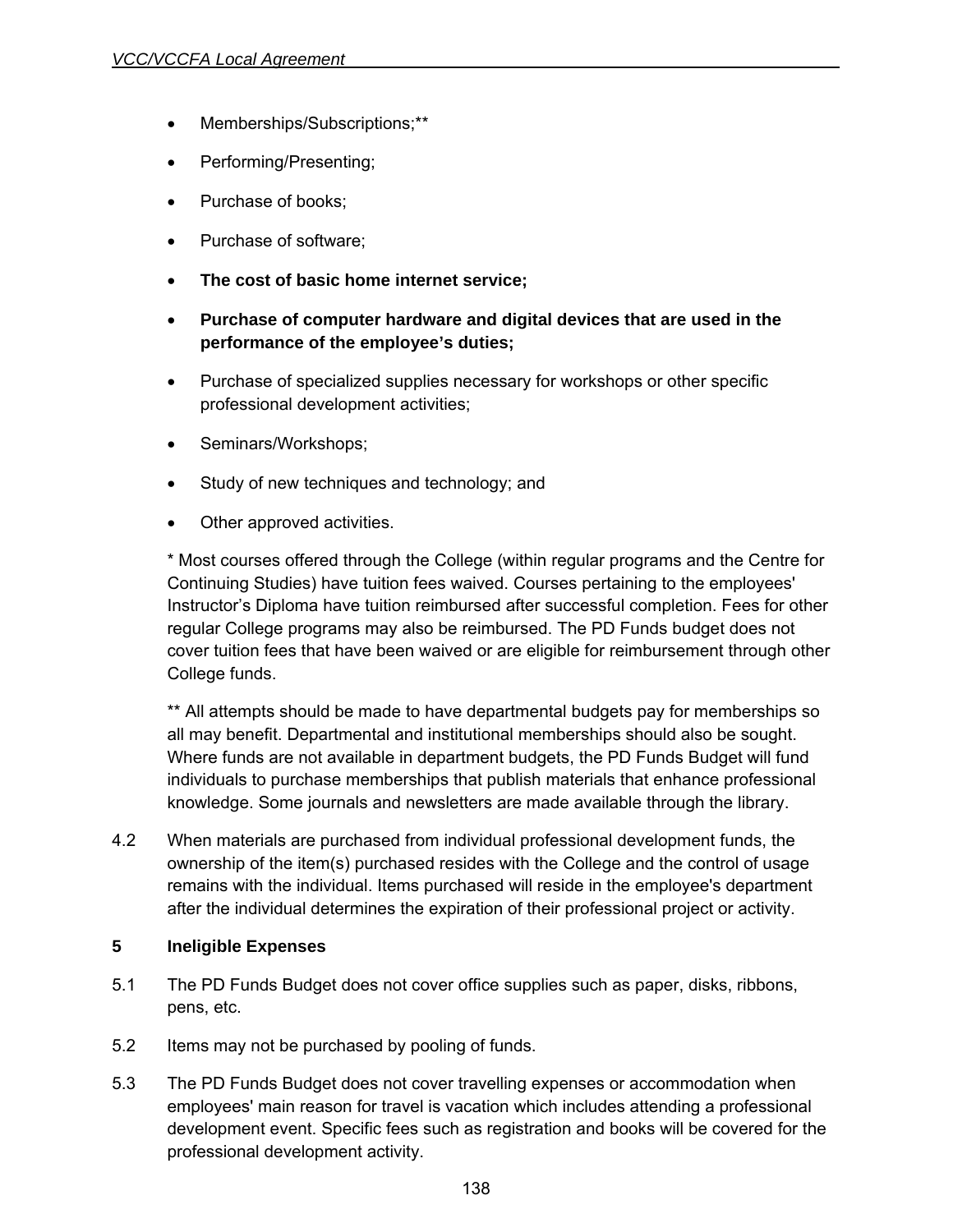- Memberships/Subscriptions;**
- Performing/Presenting;
- Purchase of books;
- Purchase of software;
- **The cost of basic home internet service;**
- **Purchase of computer hardware and digital devices that are used in the performance of the employee's duties;**
- Purchase of specialized supplies necessary for workshops or other specific professional development activities;
- Seminars/Workshops;
- Study of new techniques and technology; and
- Other approved activities.

\* Most courses offered through the College (within regular programs and the Centre for Continuing Studies) have tuition fees waived. Courses pertaining to the employees' Instructor's Diploma have tuition reimbursed after successful completion. Fees for other regular College programs may also be reimbursed. The PD Funds budget does not cover tuition fees that have been waived or are eligible for reimbursement through other College funds.

** All attempts should be made to have departmental budgets pay for memberships so all may benefit. Departmental and institutional memberships should also be sought. Where funds are not available in department budgets, the PD Funds Budget will fund individuals to purchase memberships that publish materials that enhance professional knowledge. Some journals and newsletters are made available through the library.

4.2 When materials are purchased from individual professional development funds, the ownership of the item(s) purchased resides with the College and the control of usage remains with the individual. Items purchased will reside in the employee's department after the individual determines the expiration of their professional project or activity.

**5 Ineligible Expenses**

5.1 The PD Funds Budget does not cover office supplies such as paper, disks, ribbons, pens, etc.

5.2 Items may not be purchased by pooling of funds.

5.3 The PD Funds Budget does not cover travelling expenses or accommodation when employees' main reason for travel is vacation which includes attending a professional development event. Specific fees such as registration and books will be covered for the professional development activity.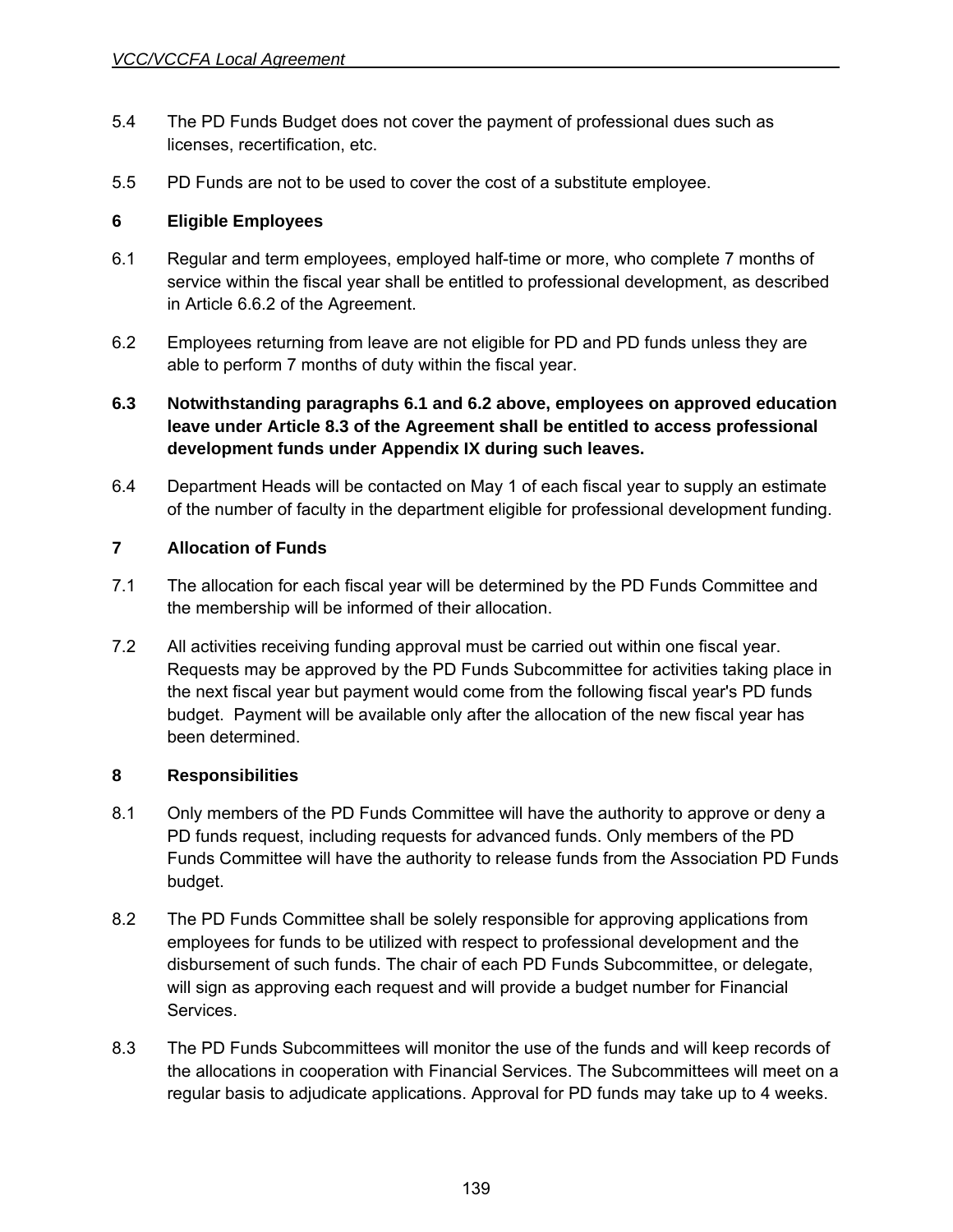5.4 The PD Funds Budget does not cover the payment of professional dues such as licenses, recertification, etc.

5.5 PD Funds are not to be used to cover the cost of a substitute employee.

**6 Eligible Employees**

6.1 Regular and term employees, employed half-time or more, who complete 7 months of service within the fiscal year shall be entitled to professional development, as described in Article 6.6.2 of the Agreement.

6.2 Employees returning from leave are not eligible for PD and PD funds unless they are able to perform 7 months of duty within the fiscal year.

**6.3 Notwithstanding paragraphs 6.1 and 6.2 above, employees on approved education leave under Article 8.3 of the Agreement shall be entitled to access professional development funds under Appendix IX during such leaves.**

6.4 Department Heads will be contacted on May 1 of each fiscal year to supply an estimate of the number of faculty in the department eligible for professional development funding.

**7 Allocation of Funds**

7.1 The allocation for each fiscal year will be determined by the PD Funds Committee and the membership will be informed of their allocation.

7.2 All activities receiving funding approval must be carried out within one fiscal year. Requests may be approved by the PD Funds Subcommittee for activities taking place in the next fiscal year but payment would come from the following fiscal year's PD funds budget. Payment will be available only after the allocation of the new fiscal year has been determined.

**8 Responsibilities**

8.1 Only members of the PD Funds Committee will have the authority to approve or deny a PD funds request, including requests for advanced funds. Only members of the PD Funds Committee will have the authority to release funds from the Association PD Funds budget.

8.2 The PD Funds Committee shall be solely responsible for approving applications from employees for funds to be utilized with respect to professional development and the disbursement of such funds. The chair of each PD Funds Subcommittee, or delegate, will sign as approving each request and will provide a budget number for Financial Services.

8.3 The PD Funds Subcommittees will monitor the use of the funds and will keep records of the allocations in cooperation with Financial Services. The Subcommittees will meet on a regular basis to adjudicate applications. Approval for PD funds may take up to 4 weeks.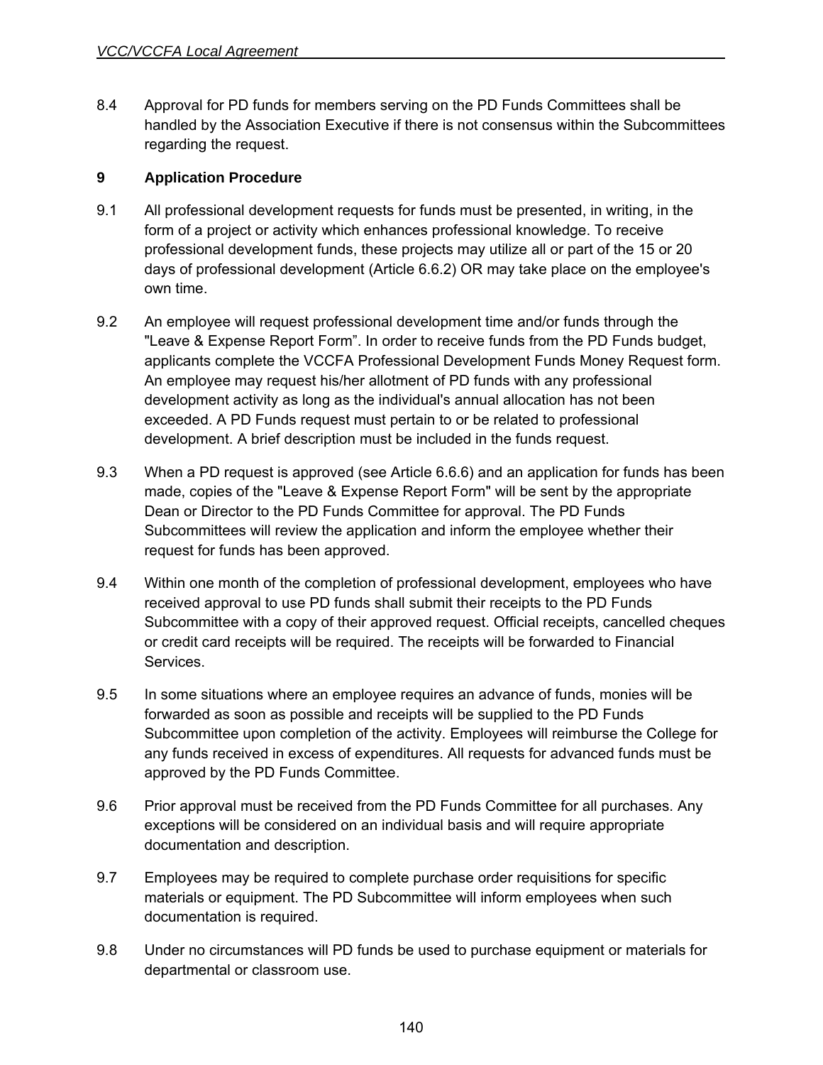8.4 Approval for PD funds for members serving on the PD Funds Committees shall be handled by the Association Executive if there is not consensus within the Subcommittees regarding the request.

## 9 Application Procedure

9.1 All professional development requests for funds must be presented, in writing, in the form of a project or activity which enhances professional knowledge. To receive professional development funds, these projects may utilize all or part of the 15 or 20 days of professional development (Article 6.6.2) OR may take place on the employee's own time.

9.2 An employee will request professional development time and/or funds through the "Leave & Expense Report Form". In order to receive funds from the PD Funds budget, applicants complete the VCCFA Professional Development Funds Money Request form. An employee may request his/her allotment of PD funds with any professional development activity as long as the individual's annual allocation has not been exceeded. A PD Funds request must pertain to or be related to professional development. A brief description must be included in the funds request.

9.3 When a PD request is approved (see Article 6.6.6) and an application for funds has been made, copies of the "Leave & Expense Report Form" will be sent by the appropriate Dean or Director to the PD Funds Committee for approval. The PD Funds Subcommittees will review the application and inform the employee whether their request for funds has been approved.

9.4 Within one month of the completion of professional development, employees who have received approval to use PD funds shall submit their receipts to the PD Funds Subcommittee with a copy of their approved request. Official receipts, cancelled cheques or credit card receipts will be required. The receipts will be forwarded to Financial Services.

9.5 In some situations where an employee requires an advance of funds, monies will be forwarded as soon as possible and receipts will be supplied to the PD Funds Subcommittee upon completion of the activity. Employees will reimburse the College for any funds received in excess of expenditures. All requests for advanced funds must be approved by the PD Funds Committee.

9.6 Prior approval must be received from the PD Funds Committee for all purchases. Any exceptions will be considered on an individual basis and will require appropriate documentation and description.

9.7 Employees may be required to complete purchase order requisitions for specific materials or equipment. The PD Subcommittee will inform employees when such documentation is required.

9.8 Under no circumstances will PD funds be used to purchase equipment or materials for departmental or classroom use.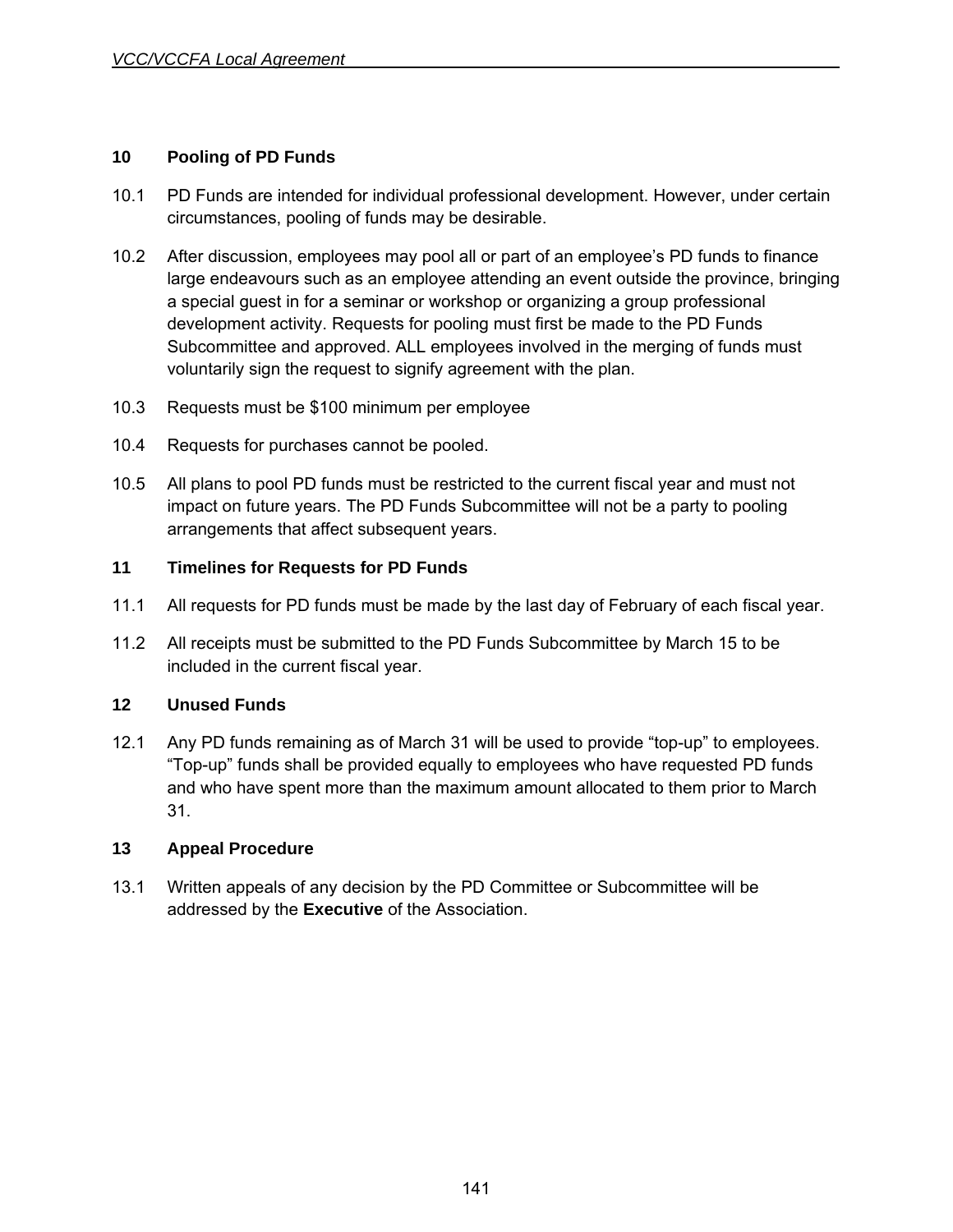## 10 Pooling of PD Funds

10.1 PD Funds are intended for individual professional development. However, under certain circumstances, pooling of funds may be desirable.

10.2 After discussion, employees may pool all or part of an employee's PD funds to finance large endeavours such as an employee attending an event outside the province, bringing a special guest in for a seminar or workshop or organizing a group professional development activity. Requests for pooling must first be made to the PD Funds Subcommittee and approved. ALL employees involved in the merging of funds must voluntarily sign the request to signify agreement with the plan.

10.3 Requests must be $100 minimum per employee

10.4 Requests for purchases cannot be pooled.

10.5 All plans to pool PD funds must be restricted to the current fiscal year and must not impact on future years. The PD Funds Subcommittee will not be a party to pooling arrangements that affect subsequent years.

## 11 Timelines for Requests for PD Funds

11.1 All requests for PD funds must be made by the last day of February of each fiscal year.

11.2 All receipts must be submitted to the PD Funds Subcommittee by March 15 to be included in the current fiscal year.

## 12 Unused Funds

12.1 Any PD funds remaining as of March 31 will be used to provide "top-up" to employees. "Top-up" funds shall be provided equally to employees who have requested PD funds and who have spent more than the maximum amount allocated to them prior to March 31.

## 13 Appeal Procedure

13.1 Written appeals of any decision by the PD Committee or Subcommittee will be addressed by the **Executive** of the Association.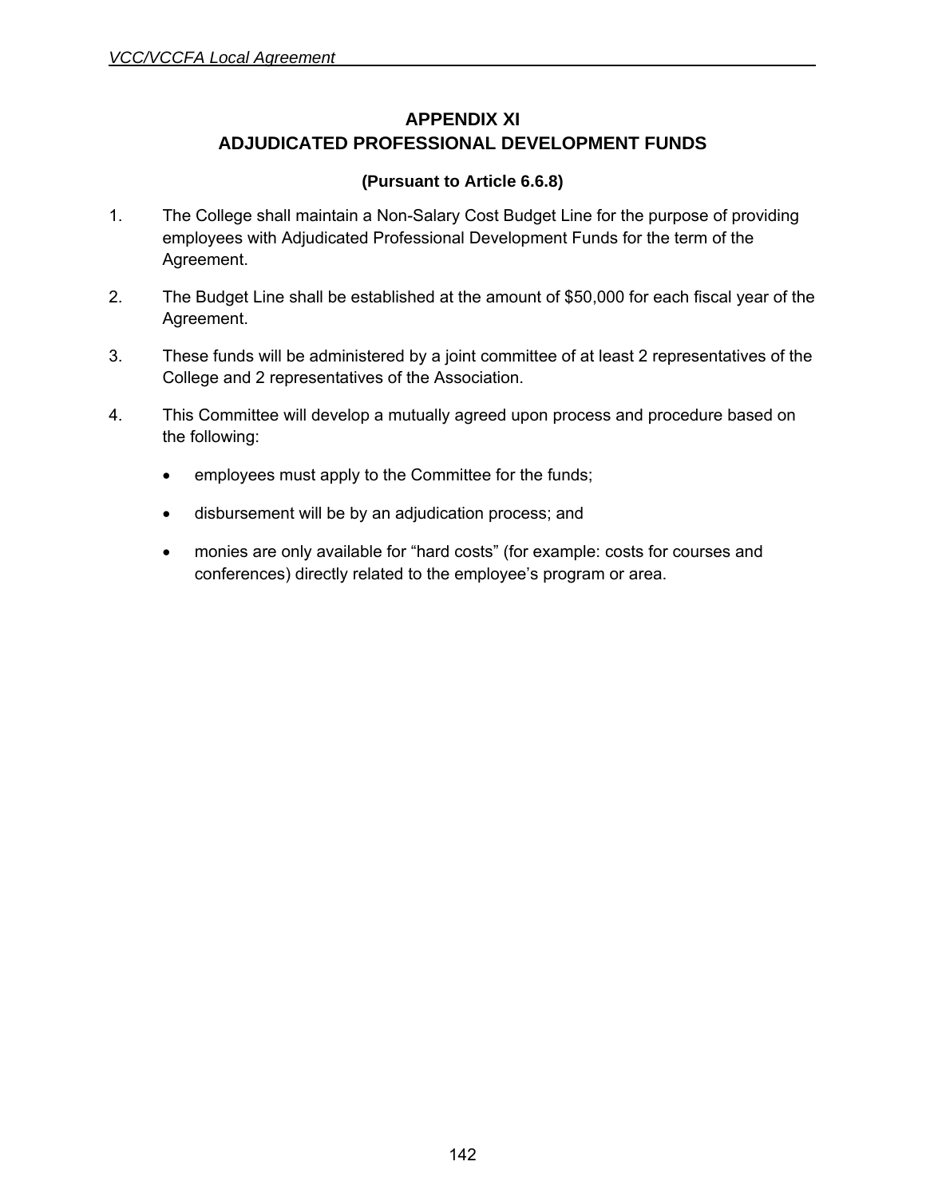# APPENDIX XI
# ADJUDICATED PROFESSIONAL DEVELOPMENT FUNDS

**(Pursuant to Article 6.6.8)**

1. The College shall maintain a Non-Salary Cost Budget Line for the purpose of providing employees with Adjudicated Professional Development Funds for the term of the Agreement.

2. The Budget Line shall be established at the amount of $50,000 for each fiscal year of the Agreement.

3. These funds will be administered by a joint committee of at least 2 representatives of the College and 2 representatives of the Association.

4. This Committee will develop a mutually agreed upon process and procedure based on the following:

   - employees must apply to the Committee for the funds;

   - disbursement will be by an adjudication process; and

   - monies are only available for “hard costs” (for example: costs for courses and conferences) directly related to the employee’s program or area.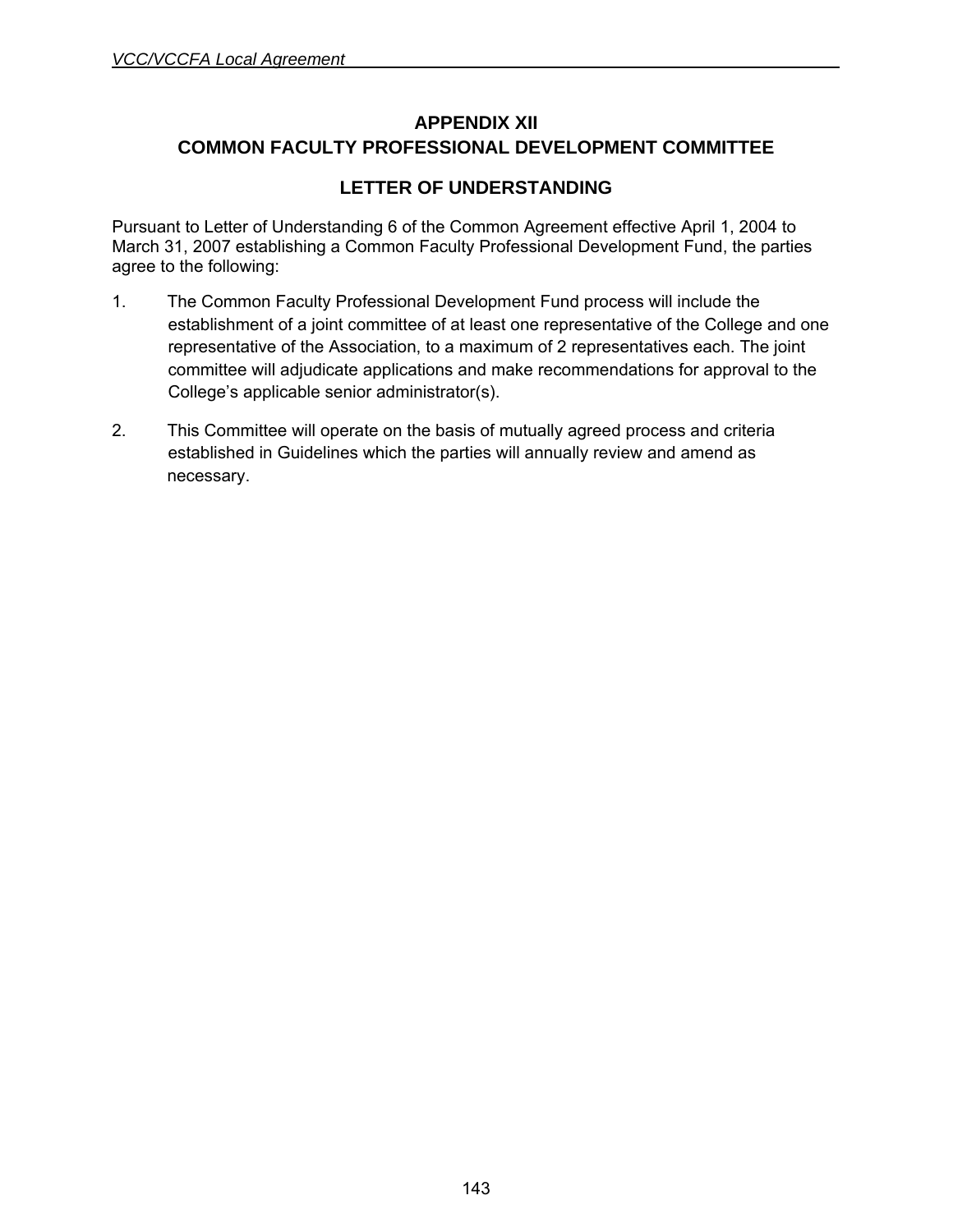# APPENDIX XII
# COMMON FACULTY PROFESSIONAL DEVELOPMENT COMMITTEE

## LETTER OF UNDERSTANDING

Pursuant to Letter of Understanding 6 of the Common Agreement effective April 1, 2004 to March 31, 2007 establishing a Common Faculty Professional Development Fund, the parties agree to the following:

1. The Common Faculty Professional Development Fund process will include the establishment of a joint committee of at least one representative of the College and one representative of the Association, to a maximum of 2 representatives each. The joint committee will adjudicate applications and make recommendations for approval to the College's applicable senior administrator(s).

2. This Committee will operate on the basis of mutually agreed process and criteria established in Guidelines which the parties will annually review and amend as necessary.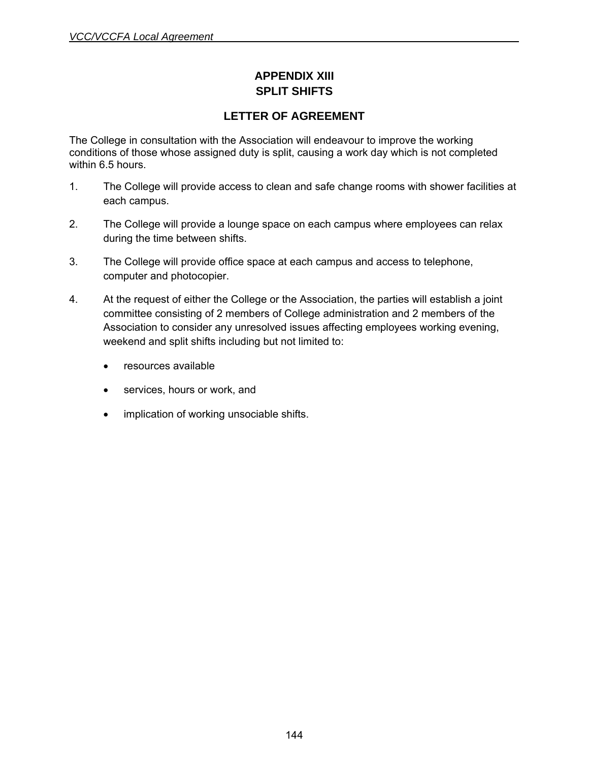# APPENDIX XIII
# SPLIT SHIFTS

## LETTER OF AGREEMENT

The College in consultation with the Association will endeavour to improve the working conditions of those whose assigned duty is split, causing a work day which is not completed within 6.5 hours.

1. The College will provide access to clean and safe change rooms with shower facilities at each campus.

2. The College will provide a lounge space on each campus where employees can relax during the time between shifts.

3. The College will provide office space at each campus and access to telephone, computer and photocopier.

4. At the request of either the College or the Association, the parties will establish a joint committee consisting of 2 members of College administration and 2 members of the Association to consider any unresolved issues affecting employees working evening, weekend and split shifts including but not limited to:

   - resources available
   - services, hours or work, and
   - implication of working unsociable shifts.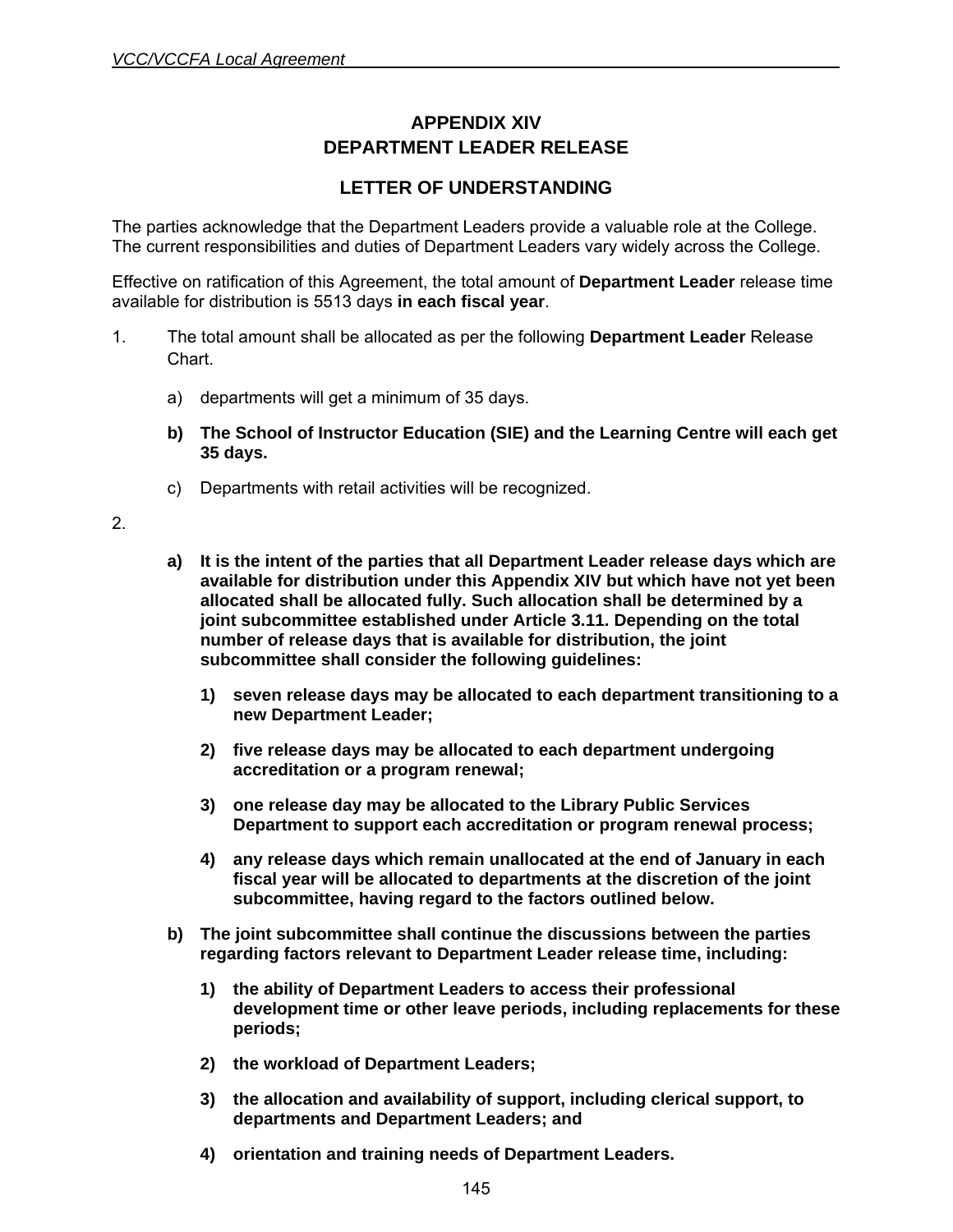# APPENDIX XIV
# DEPARTMENT LEADER RELEASE

## LETTER OF UNDERSTANDING

The parties acknowledge that the Department Leaders provide a valuable role at the College. The current responsibilities and duties of Department Leaders vary widely across the College.

Effective on ratification of this Agreement, the total amount of **Department Leader** release time available for distribution is 5513 days **in each fiscal year**.

1. The total amount shall be allocated as per the following **Department Leader** Release Chart.

   a) departments will get a minimum of 35 days.

   **b) The School of Instructor Education (SIE) and the Learning Centre will each get 35 days.**

   c) Departments with retail activities will be recognized.

2.

   **a) It is the intent of the parties that all Department Leader release days which are available for distribution under this Appendix XIV but which have not yet been allocated shall be allocated fully. Such allocation shall be determined by a joint subcommittee established under Article 3.11. Depending on the total number of release days that is available for distribution, the joint subcommittee shall consider the following guidelines:**

      **1) seven release days may be allocated to each department transitioning to a new Department Leader;**

      **2) five release days may be allocated to each department undergoing accreditation or a program renewal;**

      **3) one release day may be allocated to the Library Public Services Department to support each accreditation or program renewal process;**

      **4) any release days which remain unallocated at the end of January in each fiscal year will be allocated to departments at the discretion of the joint subcommittee, having regard to the factors outlined below.**

   **b) The joint subcommittee shall continue the discussions between the parties regarding factors relevant to Department Leader release time, including:**

      **1) the ability of Department Leaders to access their professional development time or other leave periods, including replacements for these periods;**

      **2) the workload of Department Leaders;**

      **3) the allocation and availability of support, including clerical support, to departments and Department Leaders; and**

      **4) orientation and training needs of Department Leaders.**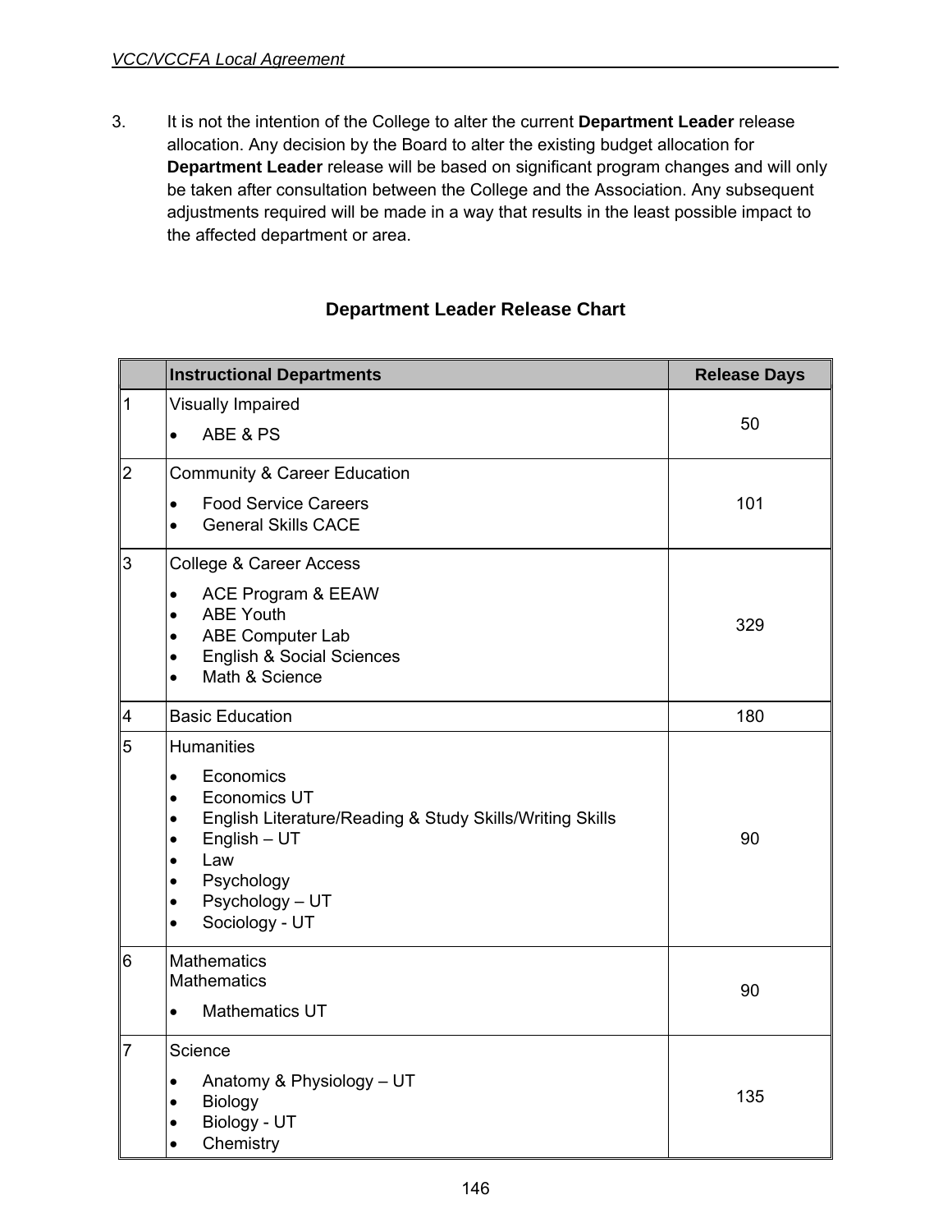3. It is not the intention of the College to alter the current **Department Leader** release allocation. Any decision by the Board to alter the existing budget allocation for **Department Leader** release will be based on significant program changes and will only be taken after consultation between the College and the Association. Any subsequent adjustments required will be made in a way that results in the least possible impact to the affected department or area.

## Department Leader Release Chart

| | **Instructional Departments** | **Release Days** |
|---|---|---|
| 1 | Visually Impaired<br>• ABE & PS | 50 |
| 2 | Community & Career Education<br>• Food Service Careers<br>• General Skills CACE | 101 |
| 3 | College & Career Access<br>• ACE Program & EEAW<br>• ABE Youth<br>• ABE Computer Lab<br>• English & Social Sciences<br>• Math & Science | 329 |
| 4 | Basic Education | 180 |
| 5 | Humanities<br>• Economics<br>• Economics UT<br>• English Literature/Reading & Study Skills/Writing Skills<br>• English – UT<br>• Law<br>• Psychology<br>• Psychology – UT<br>• Sociology - UT | 90 |
| 6 | Mathematics<br>Mathematics<br>• Mathematics UT | 90 |
| 7 | Science<br>• Anatomy & Physiology – UT<br>• Biology<br>• Biology - UT<br>• Chemistry | 135 |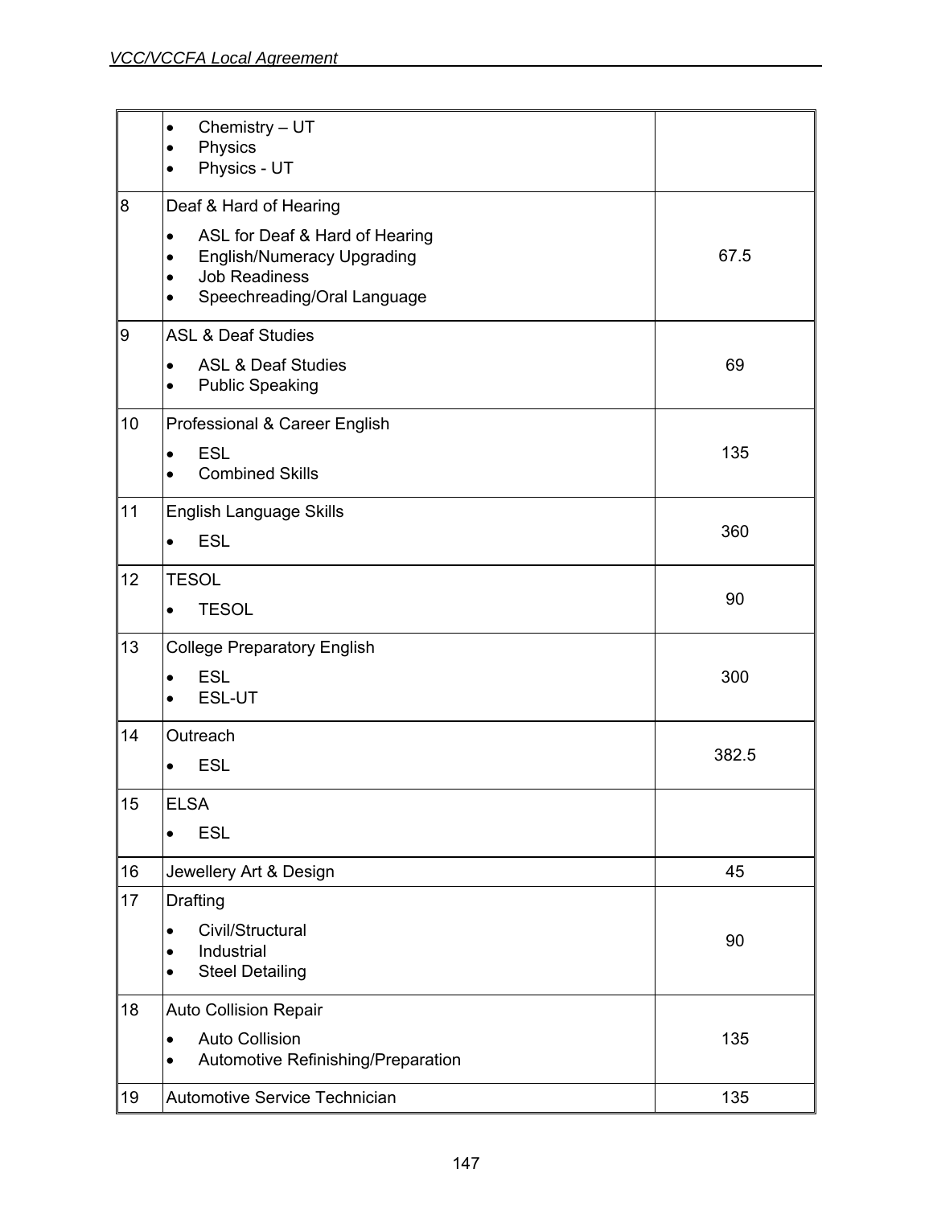| | | |
|---|---|---|
| | • Chemistry – UT<br>• Physics<br>• Physics - UT | |
| 8 | Deaf & Hard of Hearing<br>• ASL for Deaf & Hard of Hearing<br>• English/Numeracy Upgrading<br>• Job Readiness<br>• Speechreading/Oral Language | 67.5 |
| 9 | ASL & Deaf Studies<br>• ASL & Deaf Studies<br>• Public Speaking | 69 |
| 10 | Professional & Career English<br>• ESL<br>• Combined Skills | 135 |
| 11 | English Language Skills<br>• ESL | 360 |
| 12 | TESOL<br>• TESOL | 90 |
| 13 | College Preparatory English<br>• ESL<br>• ESL-UT | 300 |
| 14 | Outreach<br>• ESL | 382.5 |
| 15 | ELSA<br>• ESL | |
| 16 | Jewellery Art & Design | 45 |
| 17 | Drafting<br>• Civil/Structural<br>• Industrial<br>• Steel Detailing | 90 |
| 18 | Auto Collision Repair<br>• Auto Collision<br>• Automotive Refinishing/Preparation | 135 |
| 19 | Automotive Service Technician | 135 |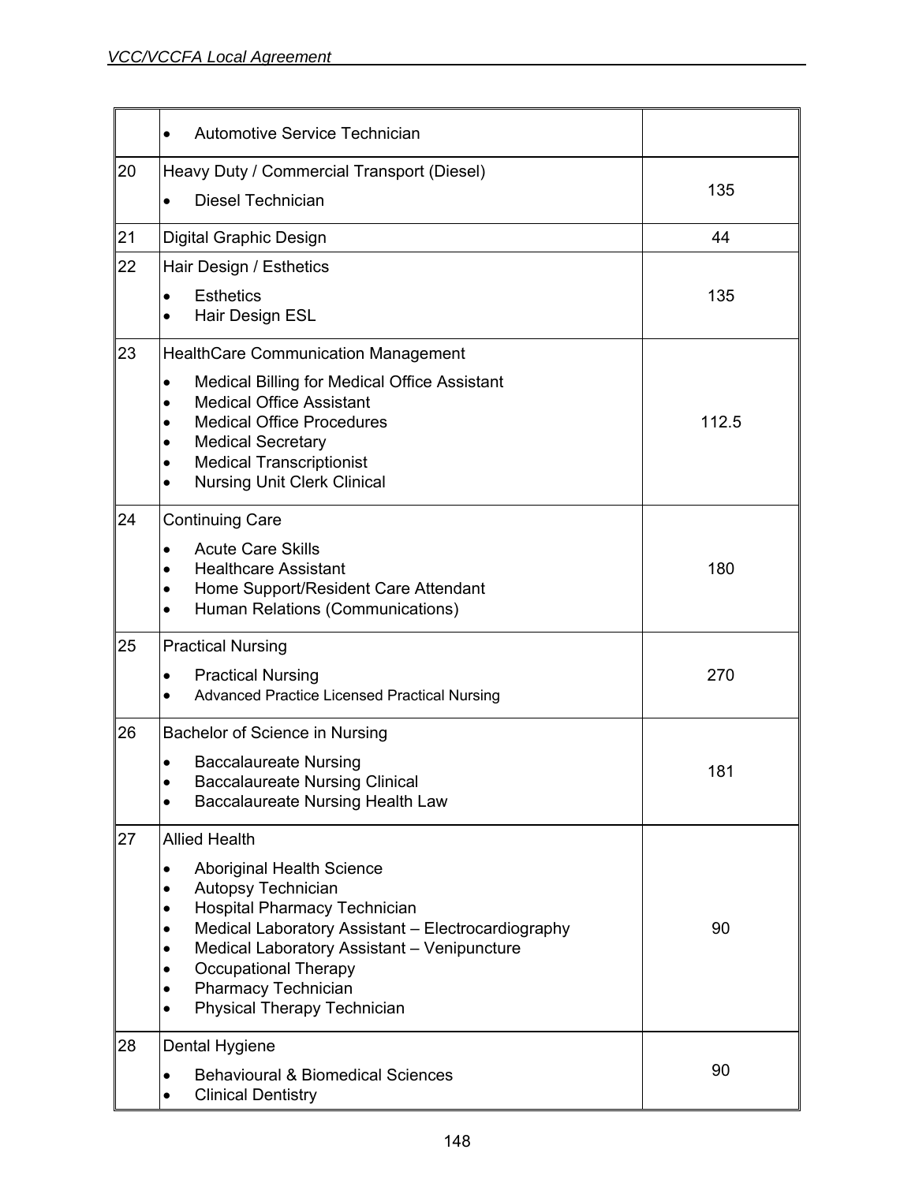| | | |
|---|---|---|
| | • Automotive Service Technician | |
| 20 | Heavy Duty / Commercial Transport (Diesel)<br>• Diesel Technician | 135 |
| 21 | Digital Graphic Design | 44 |
| 22 | Hair Design / Esthetics<br>• Esthetics<br>• Hair Design ESL | 135 |
| 23 | HealthCare Communication Management<br>• Medical Billing for Medical Office Assistant<br>• Medical Office Assistant<br>• Medical Office Procedures<br>• Medical Secretary<br>• Medical Transcriptionist<br>• Nursing Unit Clerk Clinical | 112.5 |
| 24 | Continuing Care<br>• Acute Care Skills<br>• Healthcare Assistant<br>• Home Support/Resident Care Attendant<br>• Human Relations (Communications) | 180 |
| 25 | Practical Nursing<br>• Practical Nursing<br>• Advanced Practice Licensed Practical Nursing | 270 |
| 26 | Bachelor of Science in Nursing<br>• Baccalaureate Nursing<br>• Baccalaureate Nursing Clinical<br>• Baccalaureate Nursing Health Law | 181 |
| 27 | Allied Health<br>• Aboriginal Health Science<br>• Autopsy Technician<br>• Hospital Pharmacy Technician<br>• Medical Laboratory Assistant – Electrocardiography<br>• Medical Laboratory Assistant – Venipuncture<br>• Occupational Therapy<br>• Pharmacy Technician<br>• Physical Therapy Technician | 90 |
| 28 | Dental Hygiene<br>• Behavioural & Biomedical Sciences<br>• Clinical Dentistry | 90 |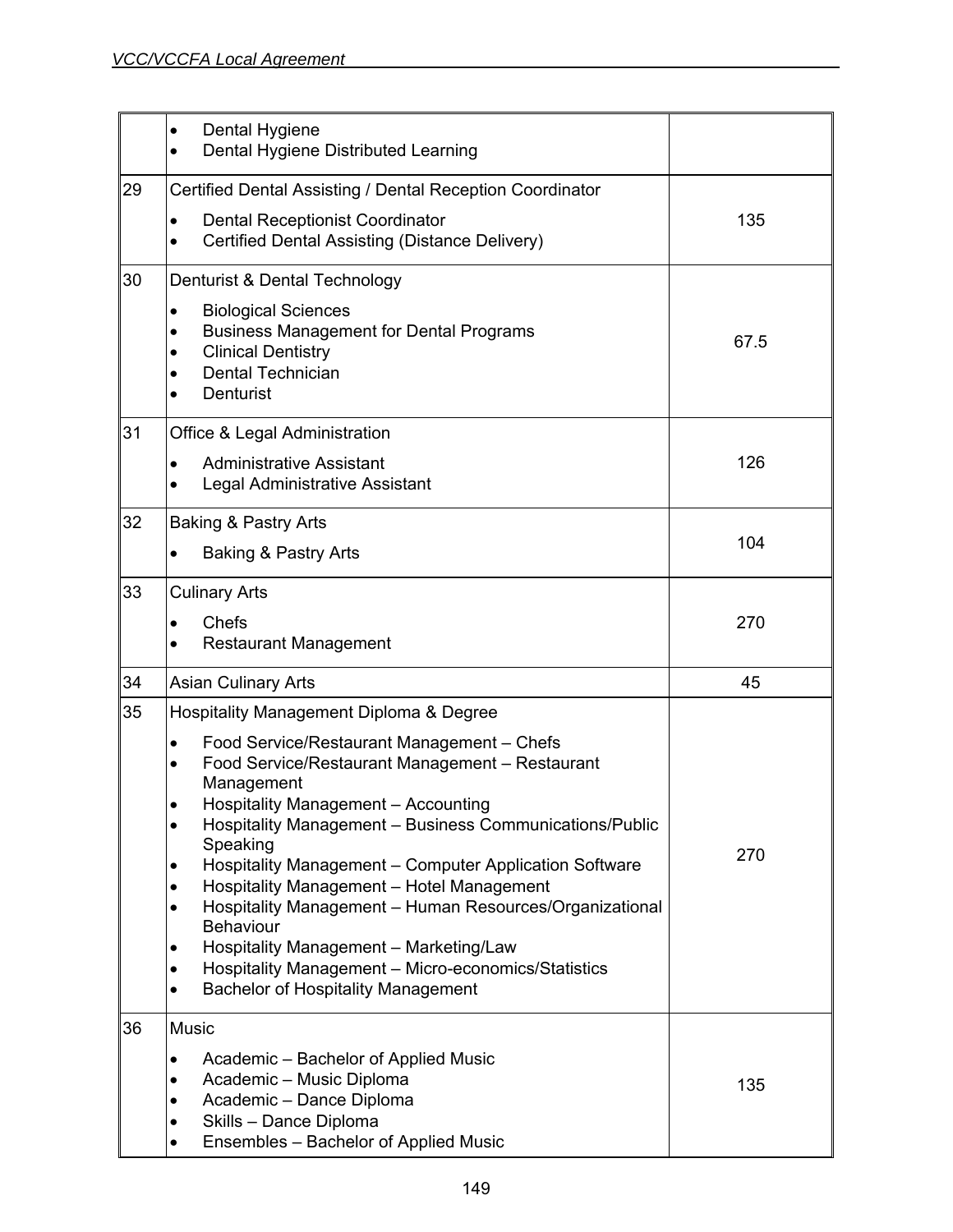| | | |
|---|---|---|
| | • Dental Hygiene<br>• Dental Hygiene Distributed Learning | |
| 29 | Certified Dental Assisting / Dental Reception Coordinator<br>• Dental Receptionist Coordinator<br>• Certified Dental Assisting (Distance Delivery) | 135 |
| 30 | Denturist & Dental Technology<br>• Biological Sciences<br>• Business Management for Dental Programs<br>• Clinical Dentistry<br>• Dental Technician<br>• Denturist | 67.5 |
| 31 | Office & Legal Administration<br>• Administrative Assistant<br>• Legal Administrative Assistant | 126 |
| 32 | Baking & Pastry Arts<br>• Baking & Pastry Arts | 104 |
| 33 | Culinary Arts<br>• Chefs<br>• Restaurant Management | 270 |
| 34 | Asian Culinary Arts | 45 |
| 35 | Hospitality Management Diploma & Degree<br>• Food Service/Restaurant Management – Chefs<br>• Food Service/Restaurant Management – Restaurant Management<br>• Hospitality Management – Accounting<br>• Hospitality Management – Business Communications/Public Speaking<br>• Hospitality Management – Computer Application Software<br>• Hospitality Management – Hotel Management<br>• Hospitality Management – Human Resources/Organizational Behaviour<br>• Hospitality Management – Marketing/Law<br>• Hospitality Management – Micro-economics/Statistics<br>• Bachelor of Hospitality Management | 270 |
| 36 | Music<br>• Academic – Bachelor of Applied Music<br>• Academic – Music Diploma<br>• Academic – Dance Diploma<br>• Skills – Dance Diploma<br>• Ensembles – Bachelor of Applied Music | 135 |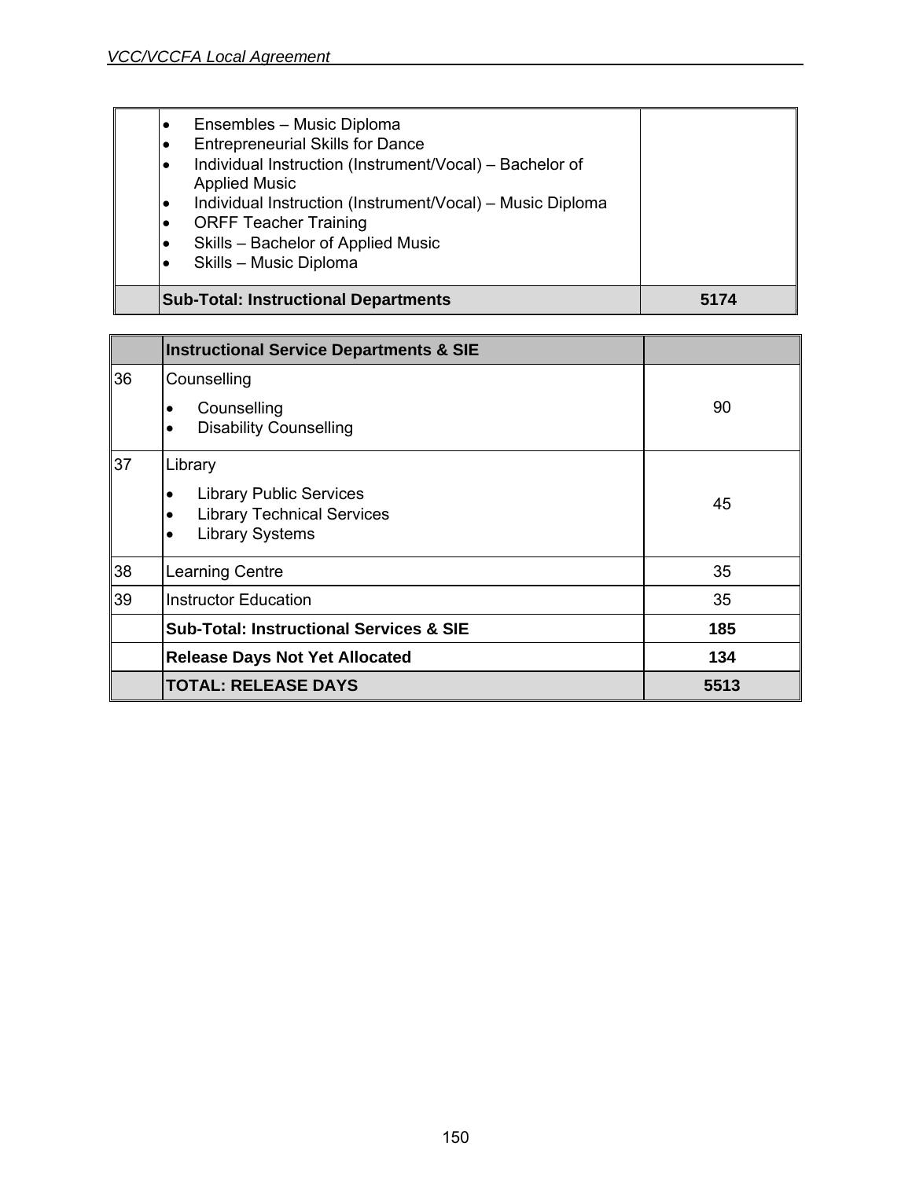| | | |
|---|---|---|
| | • Ensembles – Music Diploma<br>• Entrepreneurial Skills for Dance<br>• Individual Instruction (Instrument/Vocal) – Bachelor of Applied Music<br>• Individual Instruction (Instrument/Vocal) – Music Diploma<br>• ORFF Teacher Training<br>• Skills – Bachelor of Applied Music<br>• Skills – Music Diploma | |
| | **Sub-Total: Instructional Departments** | **5174** |

| | **Instructional Service Departments & SIE** | |
|---|---|---|
| 36 | Counselling<br>• Counselling<br>• Disability Counselling | 90 |
| 37 | Library<br>• Library Public Services<br>• Library Technical Services<br>• Library Systems | 45 |
| 38 | Learning Centre | 35 |
| 39 | Instructor Education | 35 |
| | **Sub-Total: Instructional Services & SIE** | **185** |
| | **Release Days Not Yet Allocated** | **134** |
| | **TOTAL: RELEASE DAYS** | **5513** |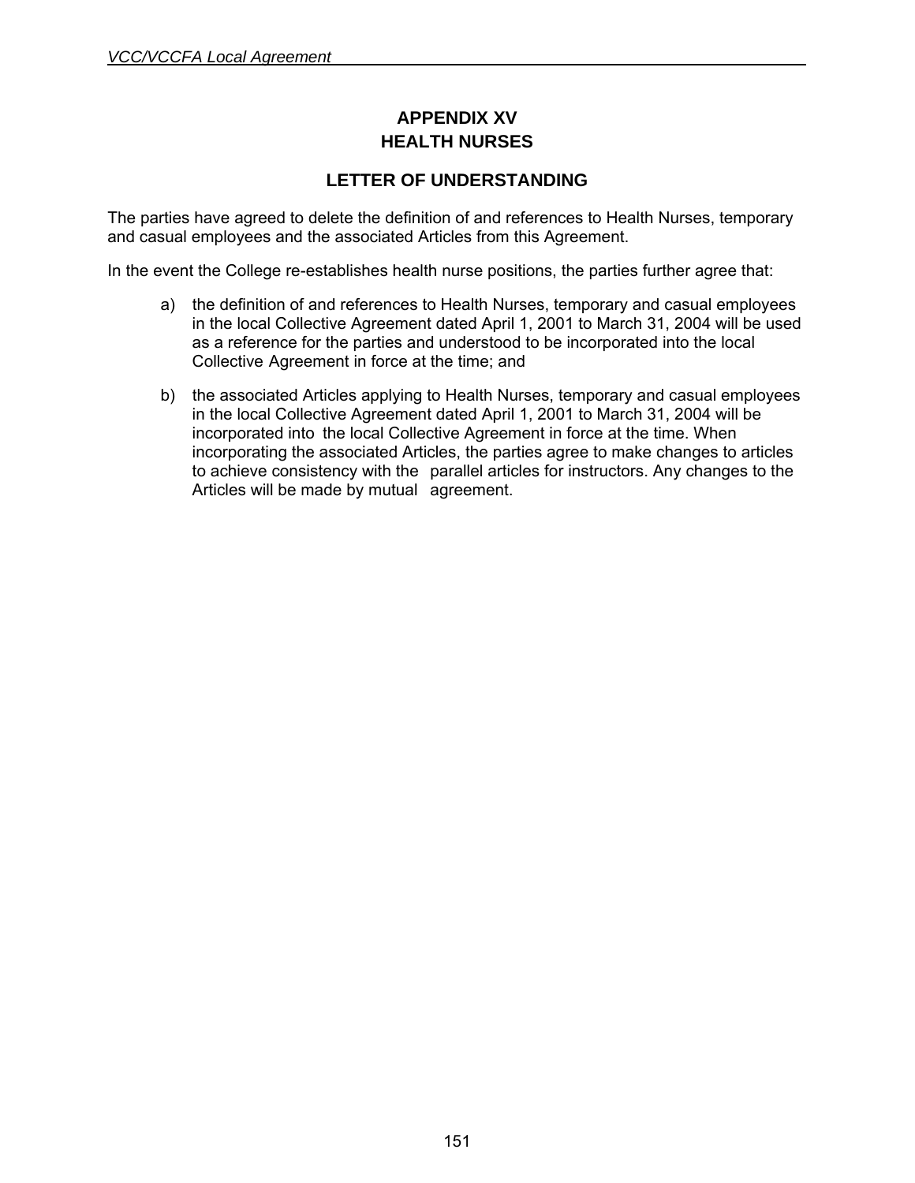# APPENDIX XV
# HEALTH NURSES

## LETTER OF UNDERSTANDING

The parties have agreed to delete the definition of and references to Health Nurses, temporary and casual employees and the associated Articles from this Agreement.

In the event the College re-establishes health nurse positions, the parties further agree that:

a) the definition of and references to Health Nurses, temporary and casual employees in the local Collective Agreement dated April 1, 2001 to March 31, 2004 will be used as a reference for the parties and understood to be incorporated into the local Collective Agreement in force at the time; and

b) the associated Articles applying to Health Nurses, temporary and casual employees in the local Collective Agreement dated April 1, 2001 to March 31, 2004 will be incorporated into the local Collective Agreement in force at the time. When incorporating the associated Articles, the parties agree to make changes to articles to achieve consistency with the parallel articles for instructors. Any changes to the Articles will be made by mutual agreement.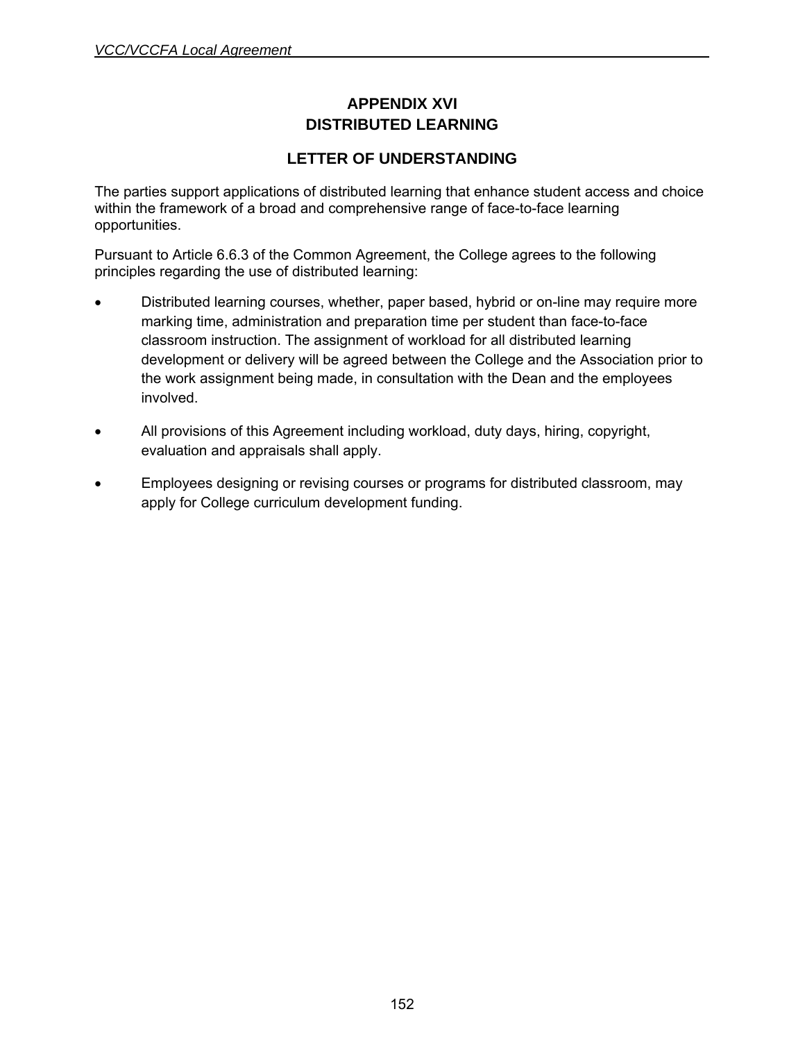# APPENDIX XVI
# DISTRIBUTED LEARNING

## LETTER OF UNDERSTANDING

The parties support applications of distributed learning that enhance student access and choice within the framework of a broad and comprehensive range of face-to-face learning opportunities.

Pursuant to Article 6.6.3 of the Common Agreement, the College agrees to the following principles regarding the use of distributed learning:

- Distributed learning courses, whether, paper based, hybrid or on-line may require more marking time, administration and preparation time per student than face-to-face classroom instruction. The assignment of workload for all distributed learning development or delivery will be agreed between the College and the Association prior to the work assignment being made, in consultation with the Dean and the employees involved.
- All provisions of this Agreement including workload, duty days, hiring, copyright, evaluation and appraisals shall apply.
- Employees designing or revising courses or programs for distributed classroom, may apply for College curriculum development funding.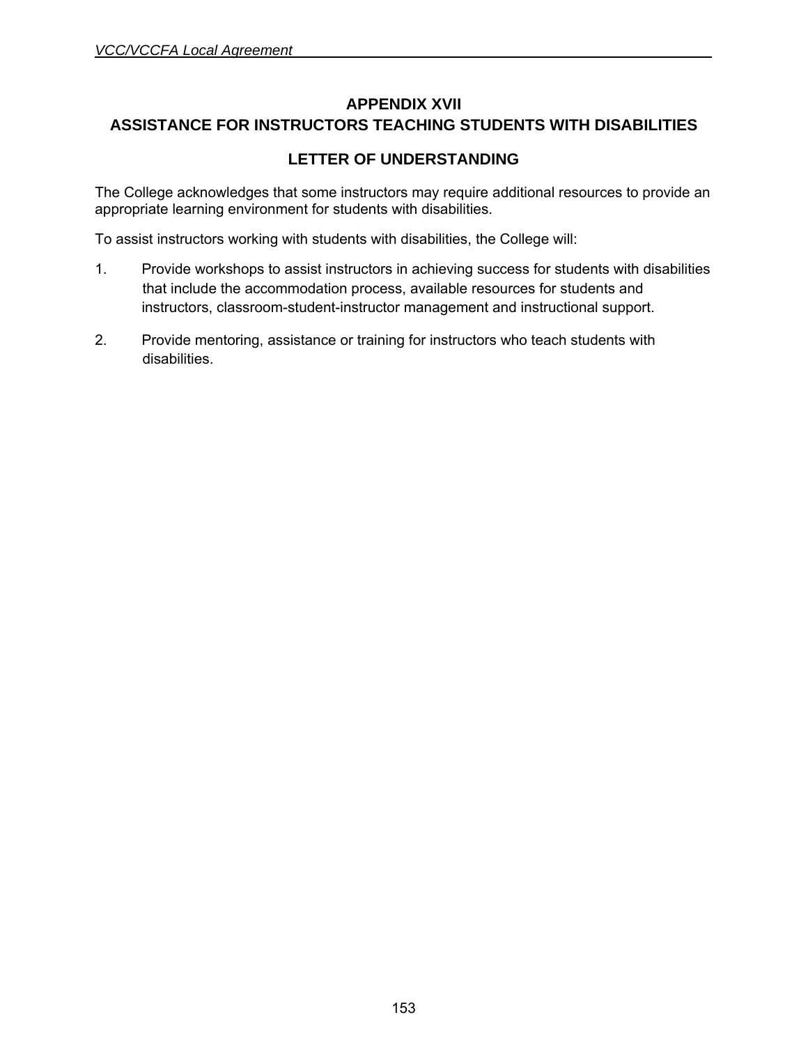# APPENDIX XVII
# ASSISTANCE FOR INSTRUCTORS TEACHING STUDENTS WITH DISABILITIES

## LETTER OF UNDERSTANDING

The College acknowledges that some instructors may require additional resources to provide an appropriate learning environment for students with disabilities.

To assist instructors working with students with disabilities, the College will:

1. Provide workshops to assist instructors in achieving success for students with disabilities that include the accommodation process, available resources for students and instructors, classroom-student-instructor management and instructional support.

2. Provide mentoring, assistance or training for instructors who teach students with disabilities.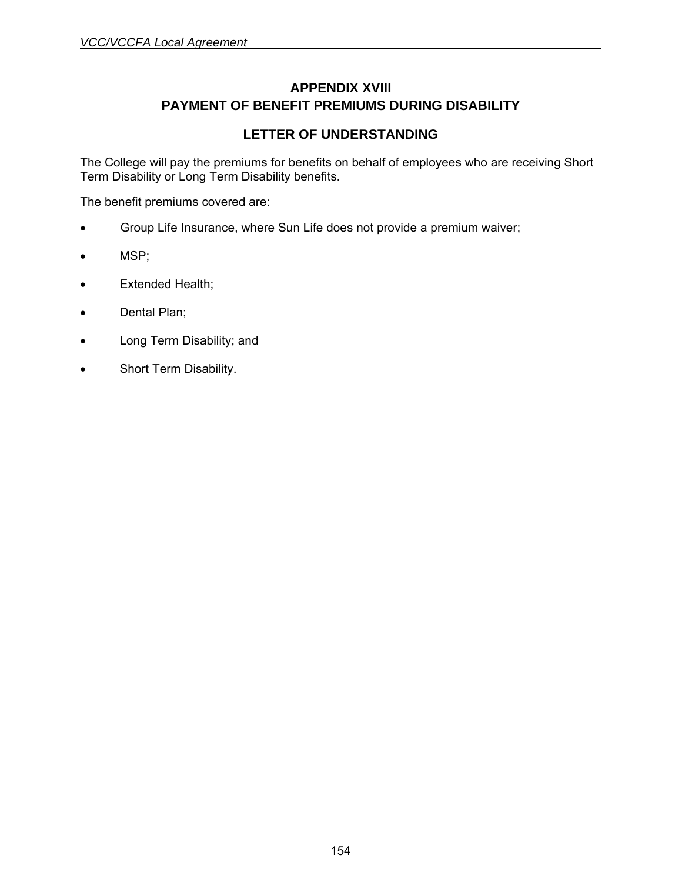# APPENDIX XVIII
# PAYMENT OF BENEFIT PREMIUMS DURING DISABILITY

## LETTER OF UNDERSTANDING

The College will pay the premiums for benefits on behalf of employees who are receiving Short Term Disability or Long Term Disability benefits.

The benefit premiums covered are:

- Group Life Insurance, where Sun Life does not provide a premium waiver;
- MSP;
- Extended Health;
- Dental Plan;
- Long Term Disability; and
- Short Term Disability.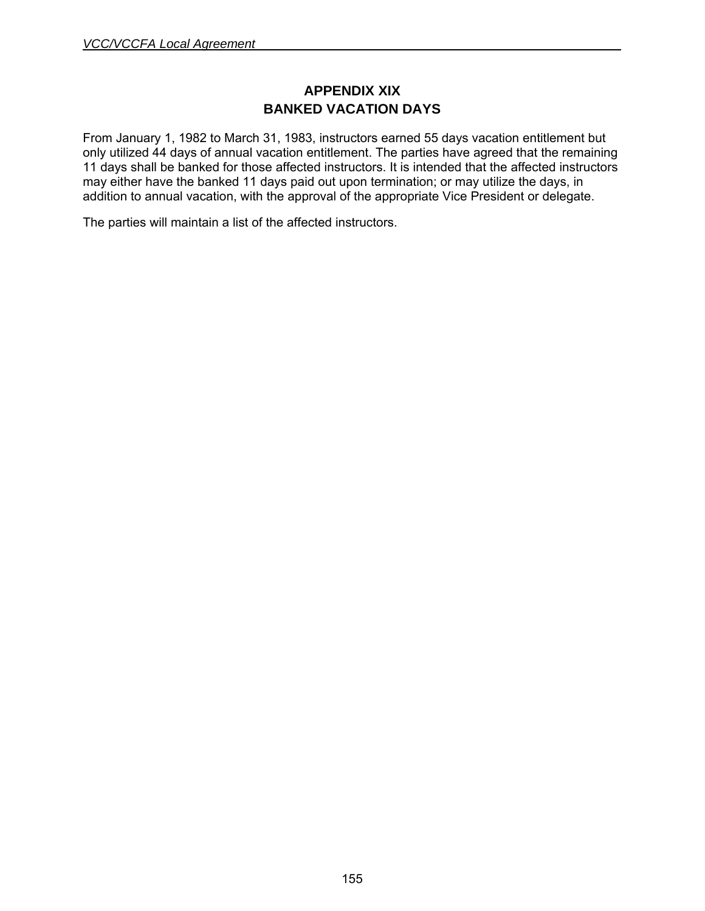# APPENDIX XIX
# BANKED VACATION DAYS

From January 1, 1982 to March 31, 1983, instructors earned 55 days vacation entitlement but only utilized 44 days of annual vacation entitlement. The parties have agreed that the remaining 11 days shall be banked for those affected instructors. It is intended that the affected instructors may either have the banked 11 days paid out upon termination; or may utilize the days, in addition to annual vacation, with the approval of the appropriate Vice President or delegate.

The parties will maintain a list of the affected instructors.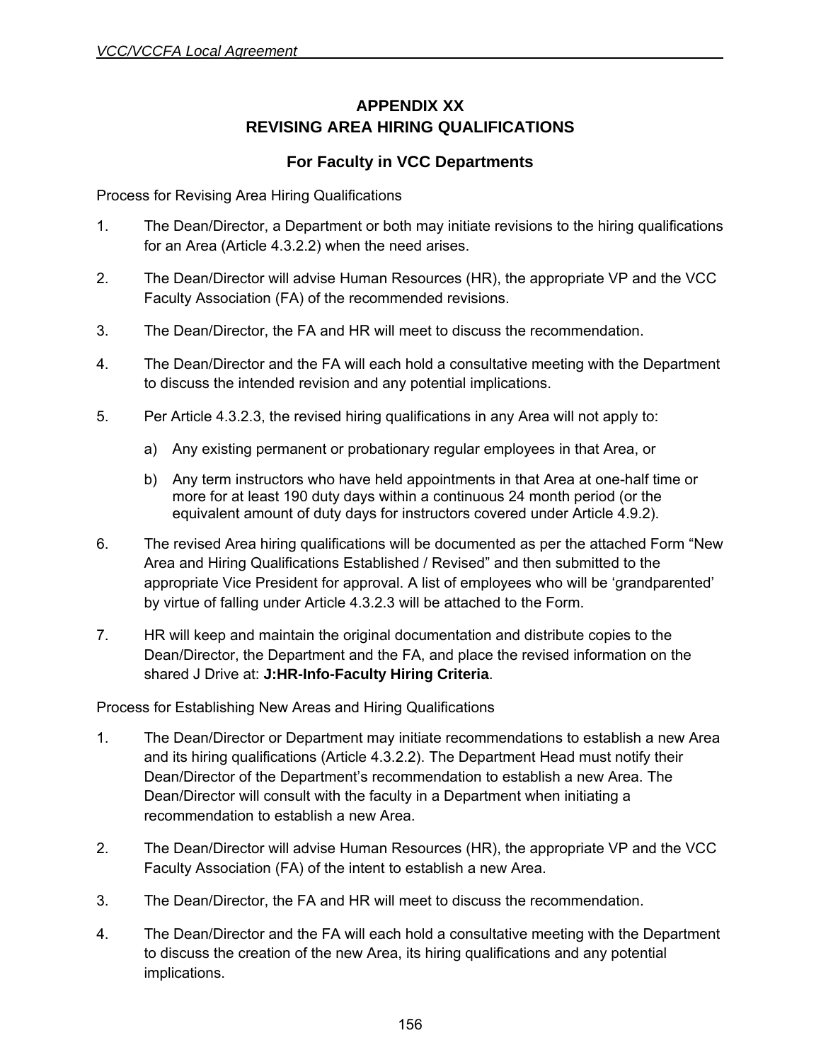# APPENDIX XX
# REVISING AREA HIRING QUALIFICATIONS

## For Faculty in VCC Departments

Process for Revising Area Hiring Qualifications

1. The Dean/Director, a Department or both may initiate revisions to the hiring qualifications for an Area (Article 4.3.2.2) when the need arises.

2. The Dean/Director will advise Human Resources (HR), the appropriate VP and the VCC Faculty Association (FA) of the recommended revisions.

3. The Dean/Director, the FA and HR will meet to discuss the recommendation.

4. The Dean/Director and the FA will each hold a consultative meeting with the Department to discuss the intended revision and any potential implications.

5. Per Article 4.3.2.3, the revised hiring qualifications in any Area will not apply to:

   a) Any existing permanent or probationary regular employees in that Area, or

   b) Any term instructors who have held appointments in that Area at one-half time or more for at least 190 duty days within a continuous 24 month period (or the equivalent amount of duty days for instructors covered under Article 4.9.2).

6. The revised Area hiring qualifications will be documented as per the attached Form "New Area and Hiring Qualifications Established / Revised" and then submitted to the appropriate Vice President for approval. A list of employees who will be 'grandparented' by virtue of falling under Article 4.3.2.3 will be attached to the Form.

7. HR will keep and maintain the original documentation and distribute copies to the Dean/Director, the Department and the FA, and place the revised information on the shared J Drive at: **J:HR-Info-Faculty Hiring Criteria**.

Process for Establishing New Areas and Hiring Qualifications

1. The Dean/Director or Department may initiate recommendations to establish a new Area and its hiring qualifications (Article 4.3.2.2). The Department Head must notify their Dean/Director of the Department's recommendation to establish a new Area. The Dean/Director will consult with the faculty in a Department when initiating a recommendation to establish a new Area.

2. The Dean/Director will advise Human Resources (HR), the appropriate VP and the VCC Faculty Association (FA) of the intent to establish a new Area.

3. The Dean/Director, the FA and HR will meet to discuss the recommendation.

4. The Dean/Director and the FA will each hold a consultative meeting with the Department to discuss the creation of the new Area, its hiring qualifications and any potential implications.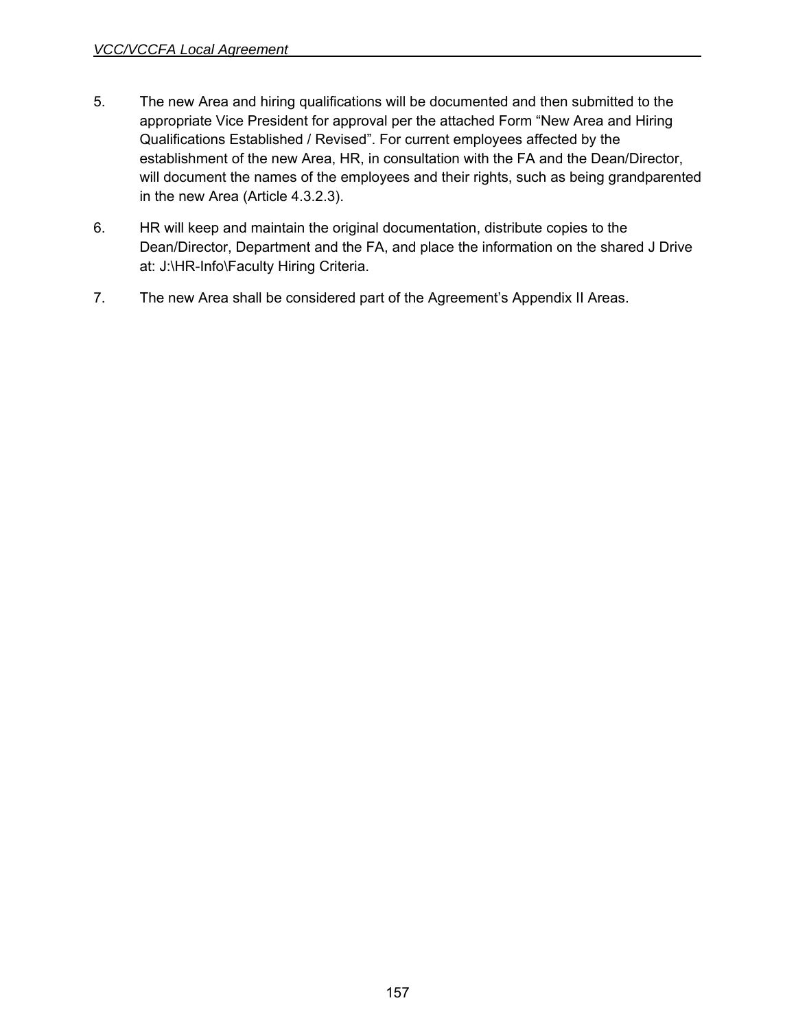5. The new Area and hiring qualifications will be documented and then submitted to the appropriate Vice President for approval per the attached Form "New Area and Hiring Qualifications Established / Revised". For current employees affected by the establishment of the new Area, HR, in consultation with the FA and the Dean/Director, will document the names of the employees and their rights, such as being grandparented in the new Area (Article 4.3.2.3).

6. HR will keep and maintain the original documentation, distribute copies to the Dean/Director, Department and the FA, and place the information on the shared J Drive at: J:\HR-Info\Faculty Hiring Criteria.

7. The new Area shall be considered part of the Agreement's Appendix II Areas.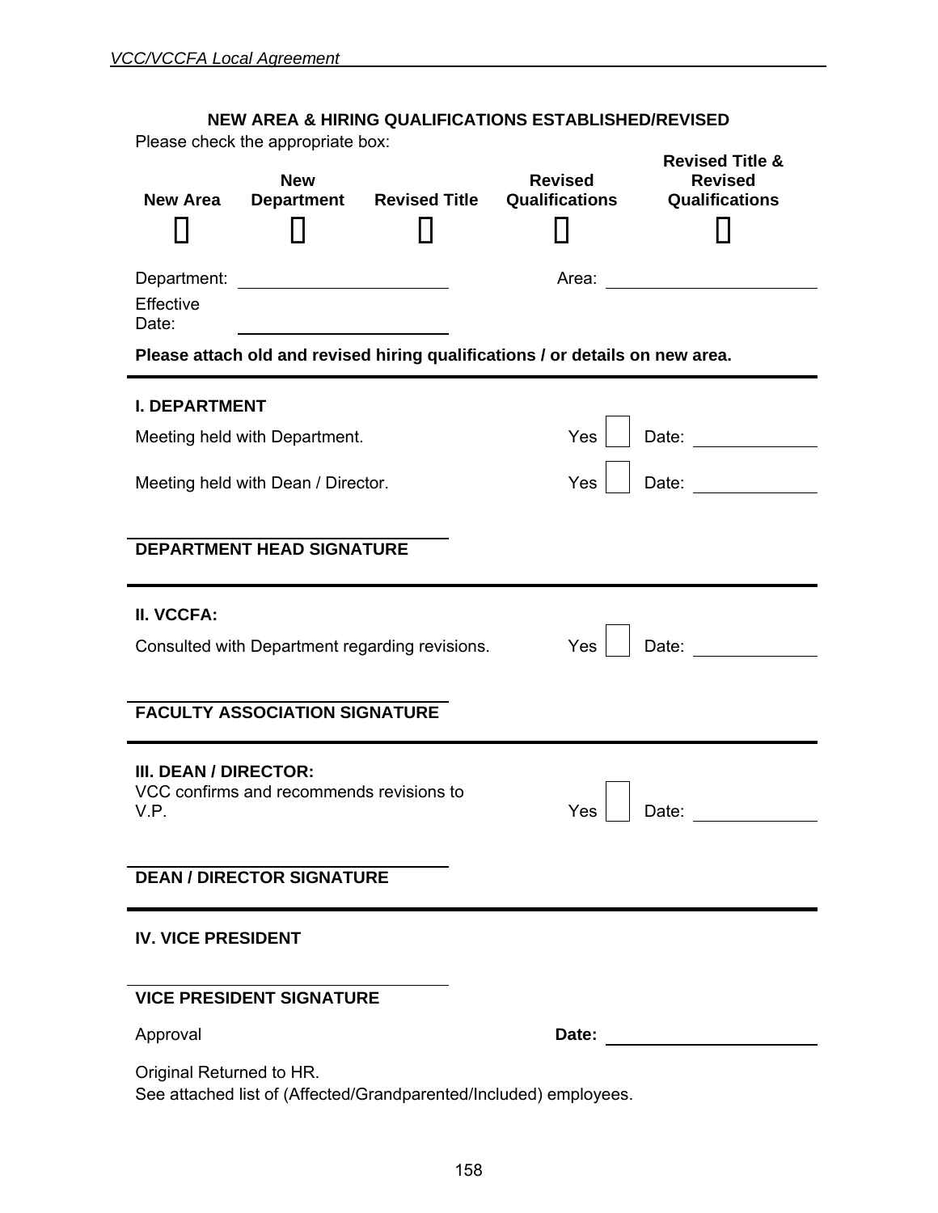## NEW AREA & HIRING QUALIFICATIONS ESTABLISHED/REVISED

Please check the appropriate box:

| New Area | New Department | Revised Title | Revised Qualifications | Revised Title & Revised Qualifications |
|---|---|---|---|---|
| ☐ | ☐ | ☐ | ☐ | ☐ |

Department: ____________________ Area: ____________________

Effective Date: ____________________

**Please attach old and revised hiring qualifications / or details on new area.**

---

**I. DEPARTMENT**

Meeting held with Department. Yes ☐ Date: ____________

Meeting held with Dean / Director. Yes ☐ Date: ____________

____________________
**DEPARTMENT HEAD SIGNATURE**

---

**II. VCCFA:**

Consulted with Department regarding revisions. Yes ☐ Date: ____________

____________________
**FACULTY ASSOCIATION SIGNATURE**

---

**III. DEAN / DIRECTOR:**

VCC confirms and recommends revisions to V.P. Yes ☐ Date: ____________

____________________
**DEAN / DIRECTOR SIGNATURE**

---

**IV. VICE PRESIDENT**

____________________
**VICE PRESIDENT SIGNATURE**

Approval **Date:** ____________________

Original Returned to HR.
See attached list of (Affected/Grandparented/Included) employees.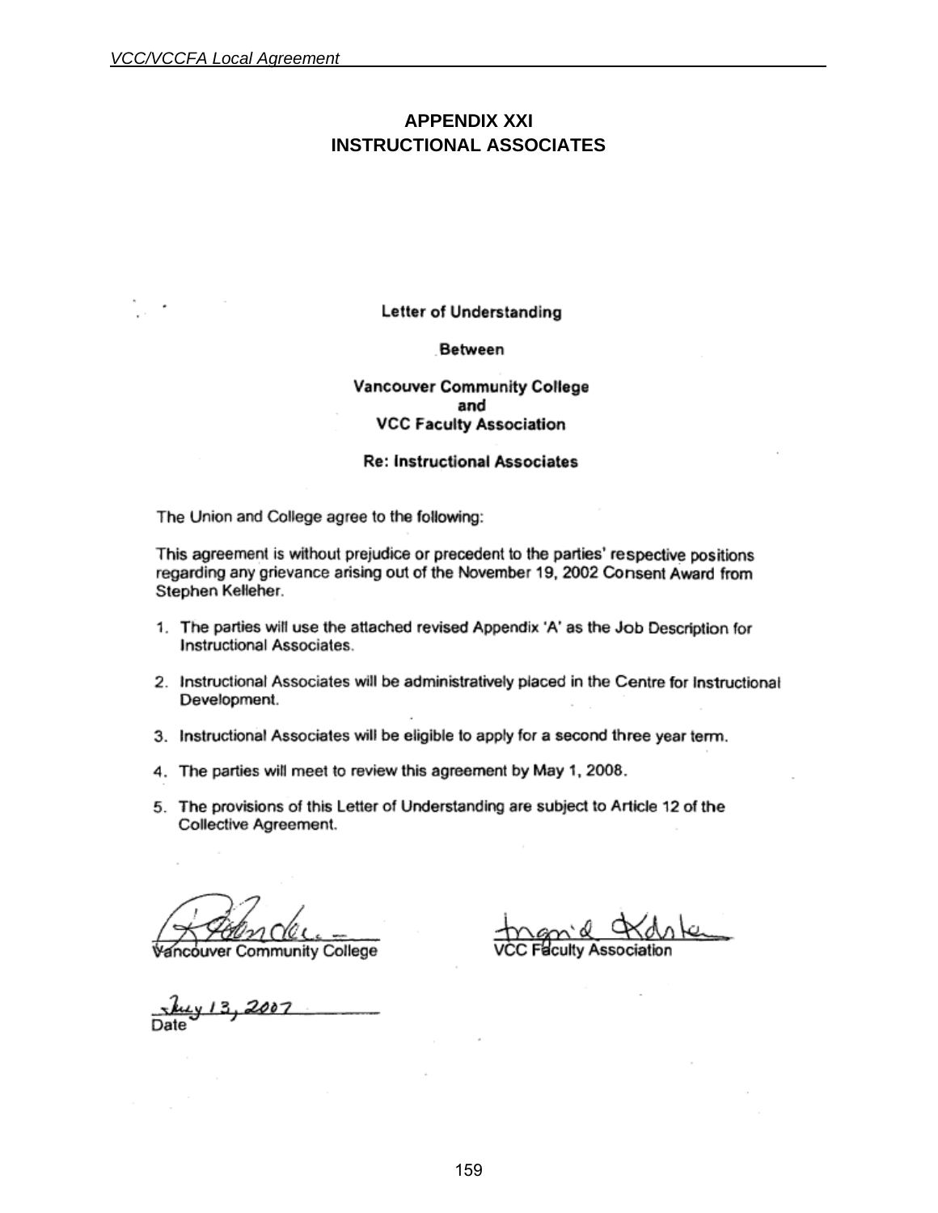# APPENDIX XXI
# INSTRUCTIONAL ASSOCIATES

**Letter of Understanding**

**Between**

**Vancouver Community College**
**and**
**VCC Faculty Association**

**Re: Instructional Associates**

The Union and College agree to the following:

This agreement is without prejudice or precedent to the parties' respective positions regarding any grievance arising out of the November 19, 2002 Consent Award from Stephen Kelleher.

1. The parties will use the attached revised Appendix 'A' as the Job Description for Instructional Associates.
2. Instructional Associates will be administratively placed in the Centre for Instructional Development.
3. Instructional Associates will be eligible to apply for a second three year term.
4. The parties will meet to review this agreement by May 1, 2008.
5. The provisions of this Letter of Understanding are subject to Article 12 of the Collective Agreement.

Vancouver Community College

VCC Faculty Association

July 13, 2007
Date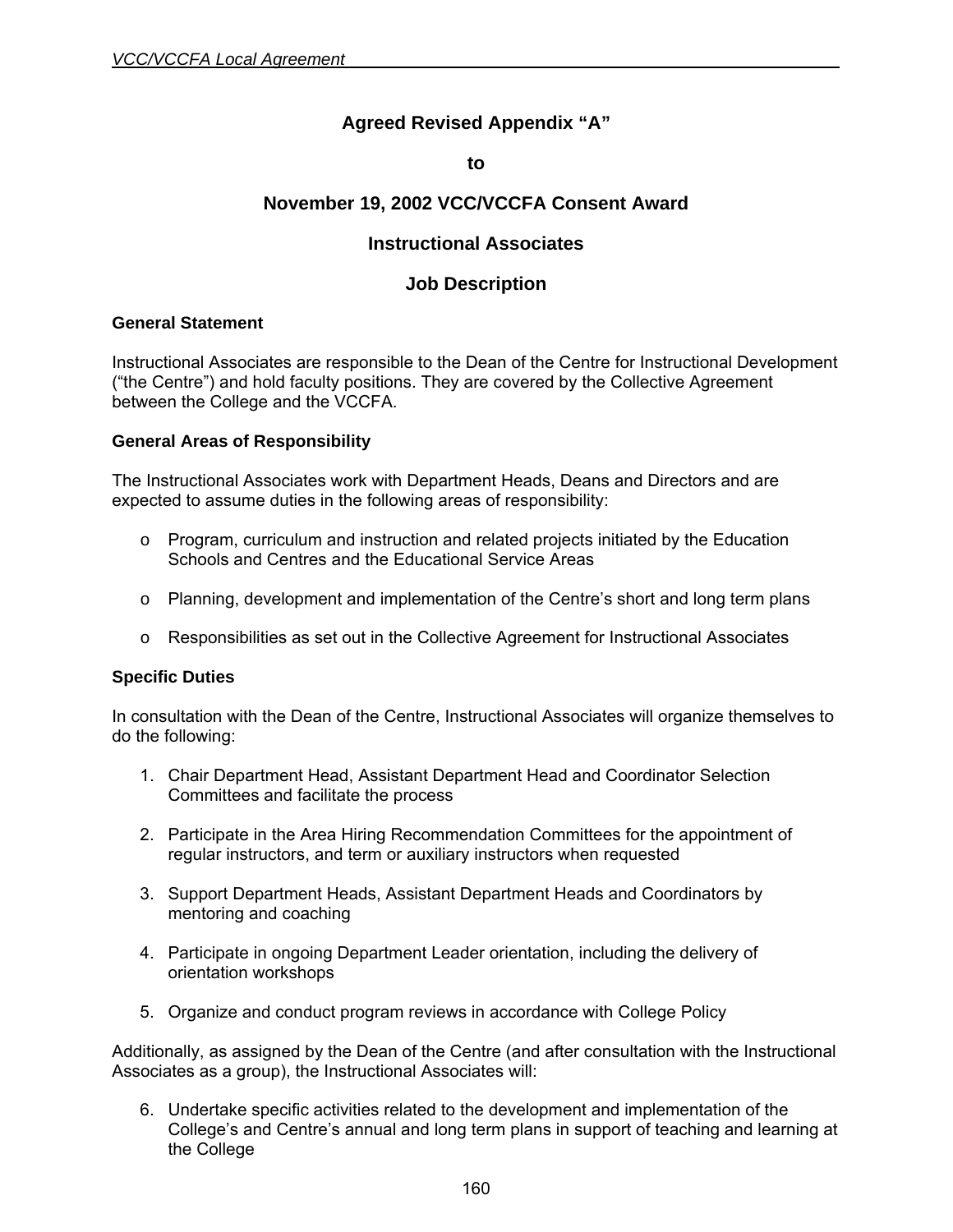# Agreed Revised Appendix "A"

## to

## November 19, 2002 VCC/VCCFA Consent Award

## Instructional Associates

## Job Description

### General Statement

Instructional Associates are responsible to the Dean of the Centre for Instructional Development ("the Centre") and hold faculty positions. They are covered by the Collective Agreement between the College and the VCCFA.

### General Areas of Responsibility

The Instructional Associates work with Department Heads, Deans and Directors and are expected to assume duties in the following areas of responsibility:

- Program, curriculum and instruction and related projects initiated by the Education Schools and Centres and the Educational Service Areas
- Planning, development and implementation of the Centre's short and long term plans
- Responsibilities as set out in the Collective Agreement for Instructional Associates

### Specific Duties

In consultation with the Dean of the Centre, Instructional Associates will organize themselves to do the following:

1. Chair Department Head, Assistant Department Head and Coordinator Selection Committees and facilitate the process
2. Participate in the Area Hiring Recommendation Committees for the appointment of regular instructors, and term or auxiliary instructors when requested
3. Support Department Heads, Assistant Department Heads and Coordinators by mentoring and coaching
4. Participate in ongoing Department Leader orientation, including the delivery of orientation workshops
5. Organize and conduct program reviews in accordance with College Policy

Additionally, as assigned by the Dean of the Centre (and after consultation with the Instructional Associates as a group), the Instructional Associates will:

6. Undertake specific activities related to the development and implementation of the College's and Centre's annual and long term plans in support of teaching and learning at the College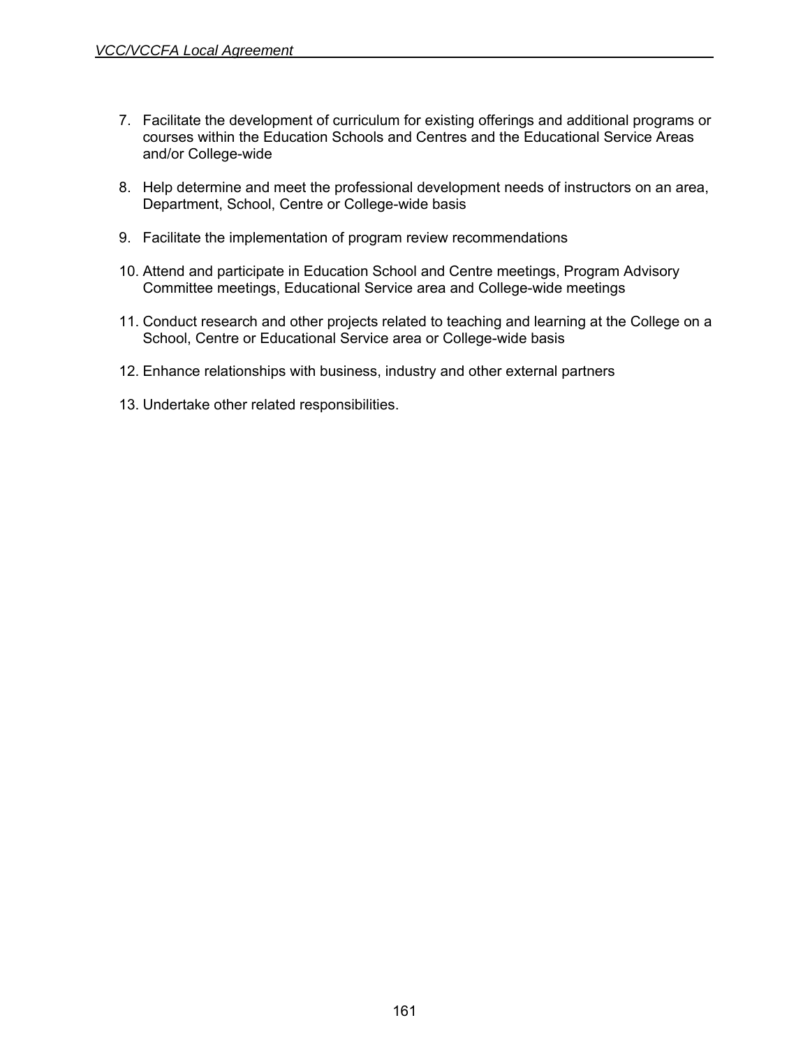7. Facilitate the development of curriculum for existing offerings and additional programs or courses within the Education Schools and Centres and the Educational Service Areas and/or College-wide
8. Help determine and meet the professional development needs of instructors on an area, Department, School, Centre or College-wide basis
9. Facilitate the implementation of program review recommendations
10. Attend and participate in Education School and Centre meetings, Program Advisory Committee meetings, Educational Service area and College-wide meetings
11. Conduct research and other projects related to teaching and learning at the College on a School, Centre or Educational Service area or College-wide basis
12. Enhance relationships with business, industry and other external partners
13. Undertake other related responsibilities.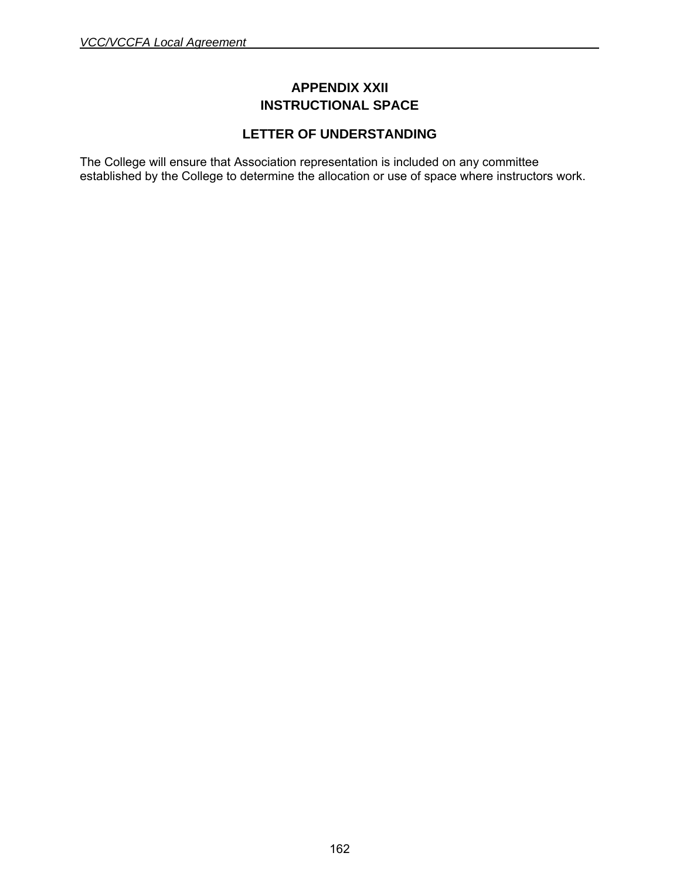# APPENDIX XXII
# INSTRUCTIONAL SPACE

## LETTER OF UNDERSTANDING

The College will ensure that Association representation is included on any committee established by the College to determine the allocation or use of space where instructors work.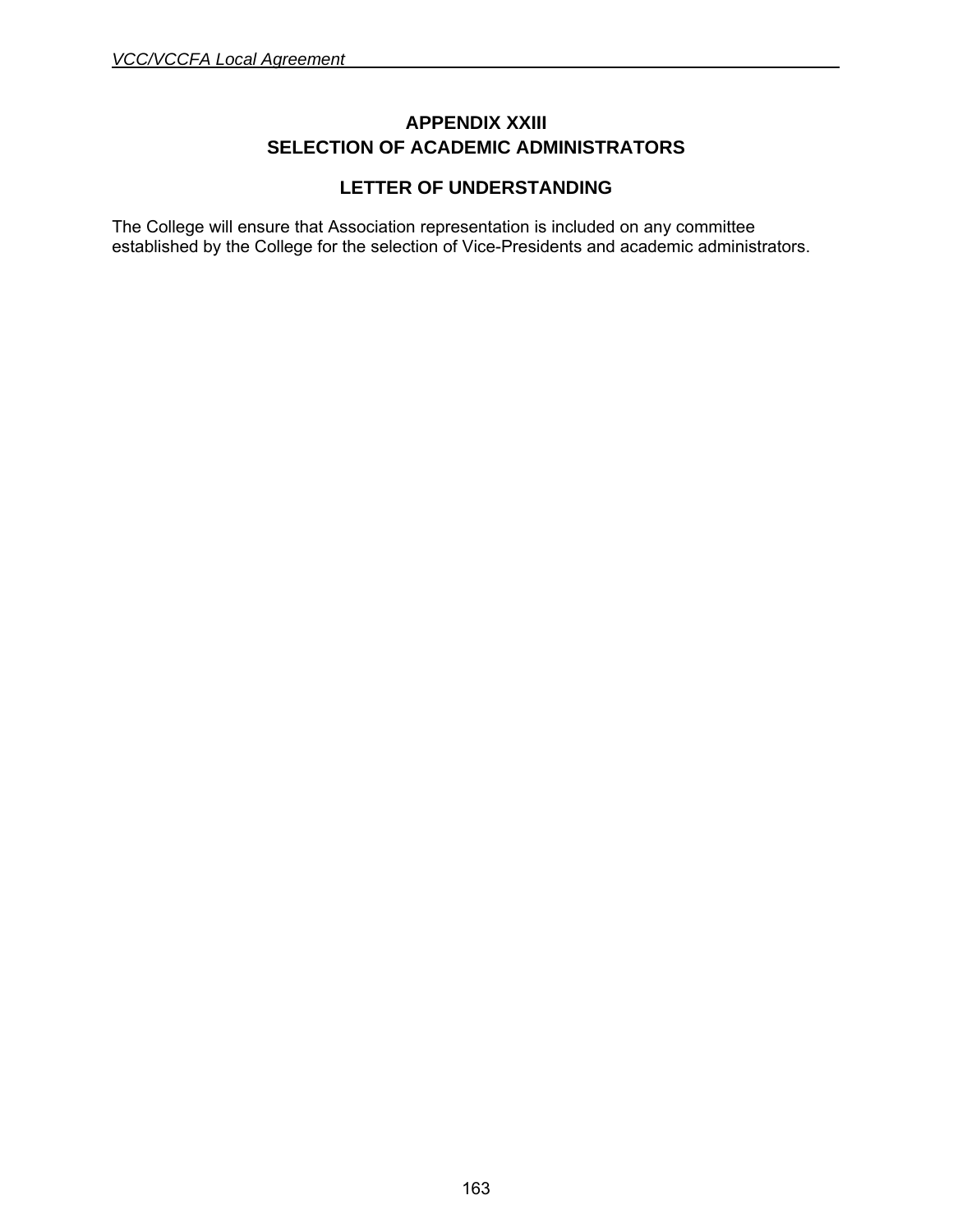# APPENDIX XXIII
# SELECTION OF ACADEMIC ADMINISTRATORS

## LETTER OF UNDERSTANDING

The College will ensure that Association representation is included on any committee established by the College for the selection of Vice-Presidents and academic administrators.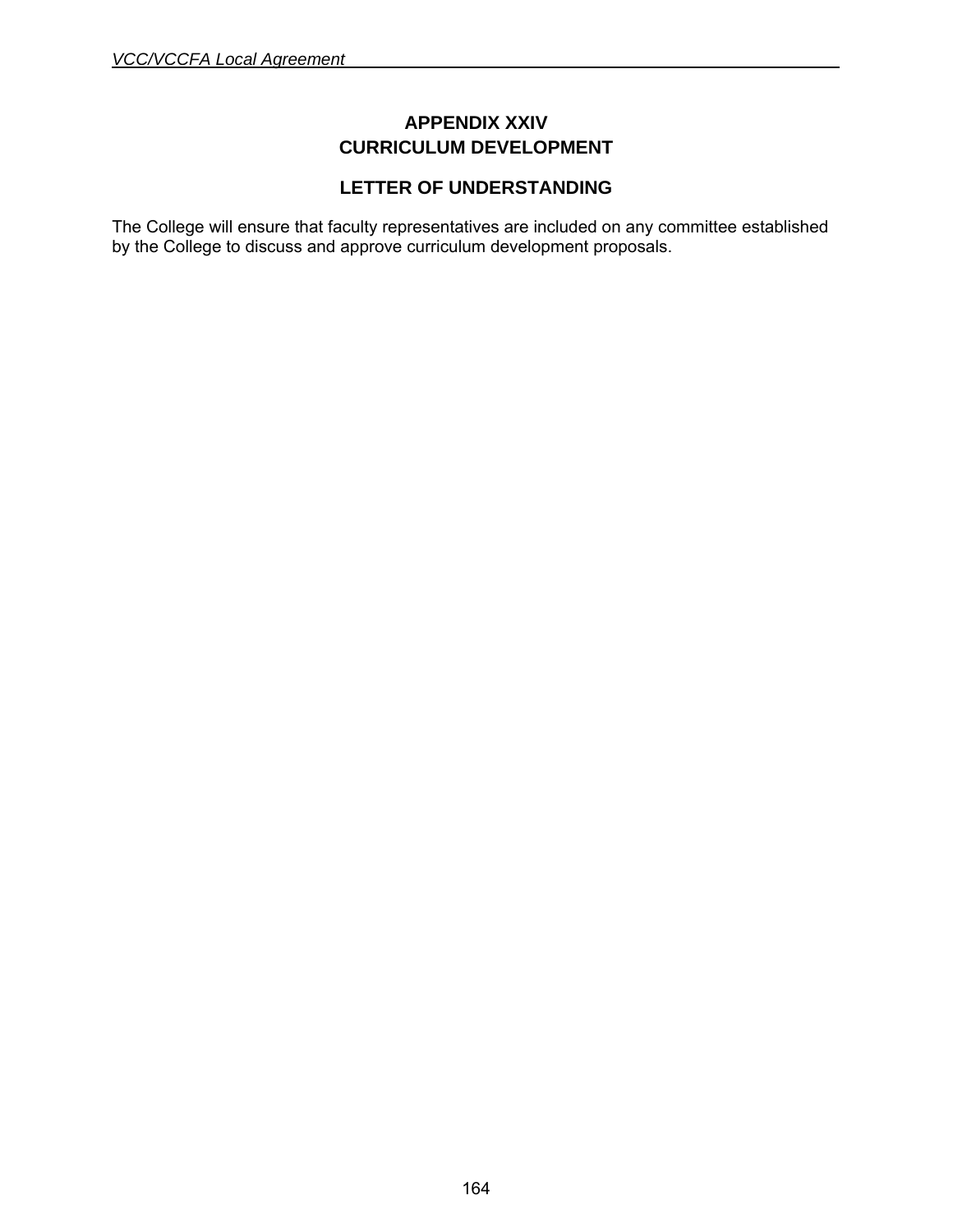# APPENDIX XXIV
# CURRICULUM DEVELOPMENT

## LETTER OF UNDERSTANDING

The College will ensure that faculty representatives are included on any committee established by the College to discuss and approve curriculum development proposals.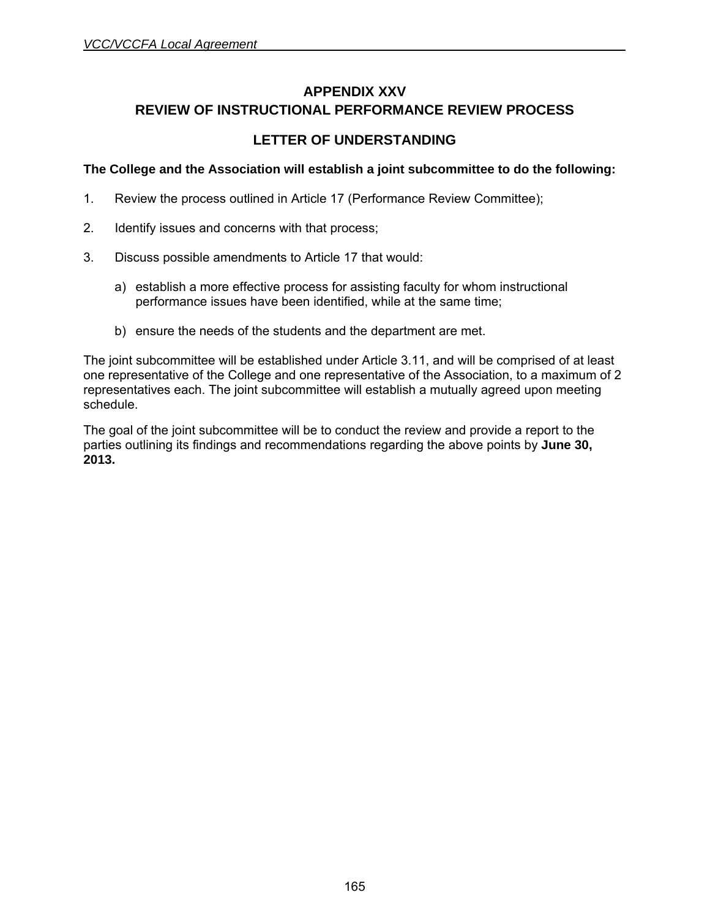# APPENDIX XXV
# REVIEW OF INSTRUCTIONAL PERFORMANCE REVIEW PROCESS

## LETTER OF UNDERSTANDING

**The College and the Association will establish a joint subcommittee to do the following:**

1. Review the process outlined in Article 17 (Performance Review Committee);

2. Identify issues and concerns with that process;

3. Discuss possible amendments to Article 17 that would:

   a) establish a more effective process for assisting faculty for whom instructional performance issues have been identified, while at the same time;

   b) ensure the needs of the students and the department are met.

The joint subcommittee will be established under Article 3.11, and will be comprised of at least one representative of the College and one representative of the Association, to a maximum of 2 representatives each. The joint subcommittee will establish a mutually agreed upon meeting schedule.

The goal of the joint subcommittee will be to conduct the review and provide a report to the parties outlining its findings and recommendations regarding the above points by **June 30, 2013.**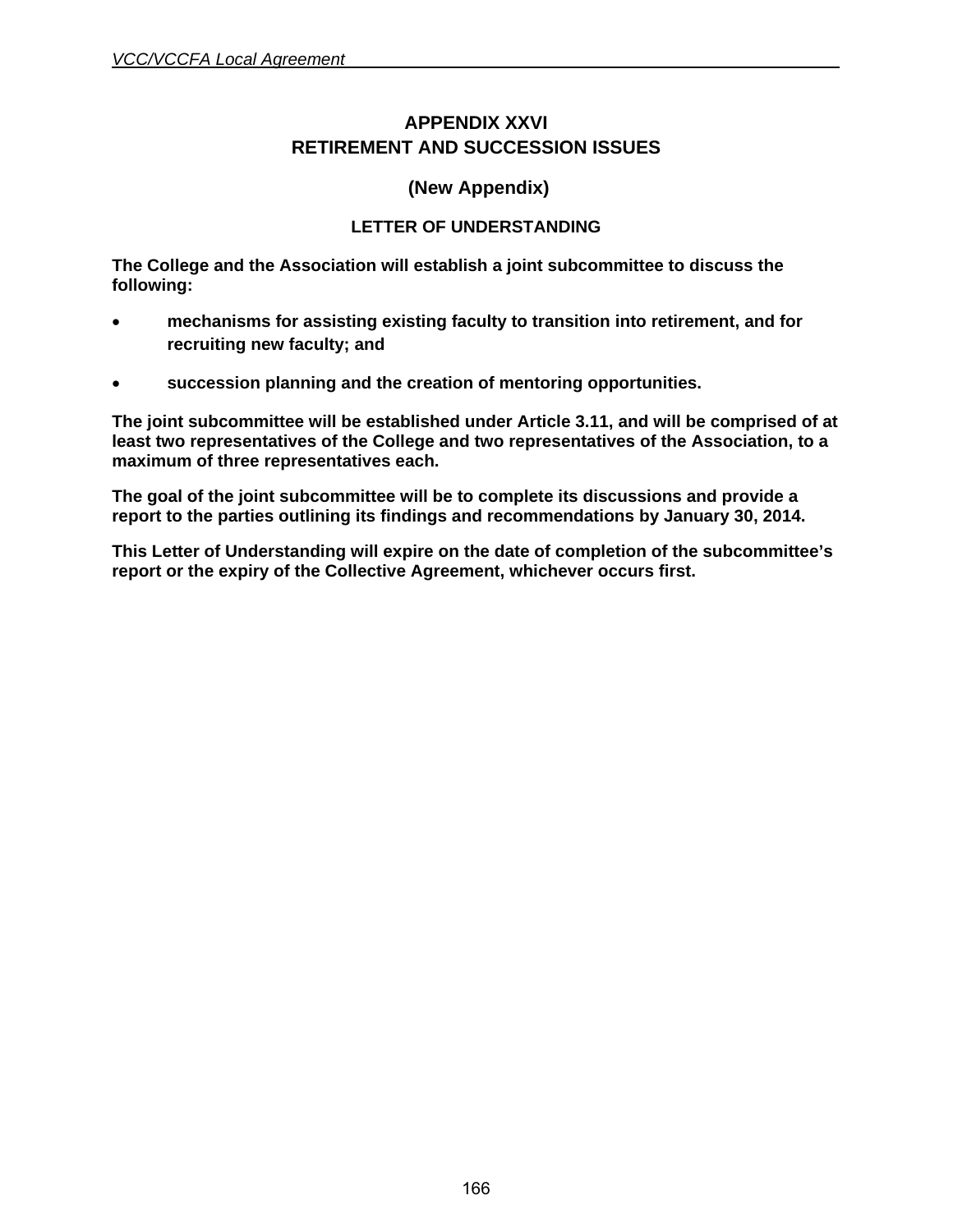# APPENDIX XXVI
# RETIREMENT AND SUCCESSION ISSUES

## (New Appendix)

### LETTER OF UNDERSTANDING

**The College and the Association will establish a joint subcommittee to discuss the following:**

- **mechanisms for assisting existing faculty to transition into retirement, and for recruiting new faculty; and**
- **succession planning and the creation of mentoring opportunities.**

**The joint subcommittee will be established under Article 3.11, and will be comprised of at least two representatives of the College and two representatives of the Association, to a maximum of three representatives each.**

**The goal of the joint subcommittee will be to complete its discussions and provide a report to the parties outlining its findings and recommendations by January 30, 2014.**

**This Letter of Understanding will expire on the date of completion of the subcommittee's report or the expiry of the Collective Agreement, whichever occurs first.**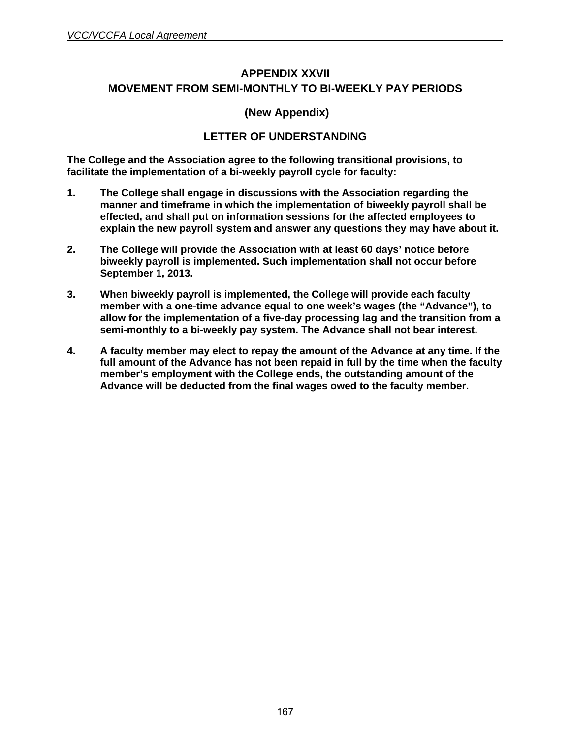# APPENDIX XXVII
# MOVEMENT FROM SEMI-MONTHLY TO BI-WEEKLY PAY PERIODS

**(New Appendix)**

## LETTER OF UNDERSTANDING

**The College and the Association agree to the following transitional provisions, to facilitate the implementation of a bi-weekly payroll cycle for faculty:**

1. **The College shall engage in discussions with the Association regarding the manner and timeframe in which the implementation of biweekly payroll shall be effected, and shall put on information sessions for the affected employees to explain the new payroll system and answer any questions they may have about it.**

2. **The College will provide the Association with at least 60 days' notice before biweekly payroll is implemented. Such implementation shall not occur before September 1, 2013.**

3. **When biweekly payroll is implemented, the College will provide each faculty member with a one-time advance equal to one week's wages (the "Advance"), to allow for the implementation of a five-day processing lag and the transition from a semi-monthly to a bi-weekly pay system. The Advance shall not bear interest.**

4. **A faculty member may elect to repay the amount of the Advance at any time. If the full amount of the Advance has not been repaid in full by the time when the faculty member's employment with the College ends, the outstanding amount of the Advance will be deducted from the final wages owed to the faculty member.**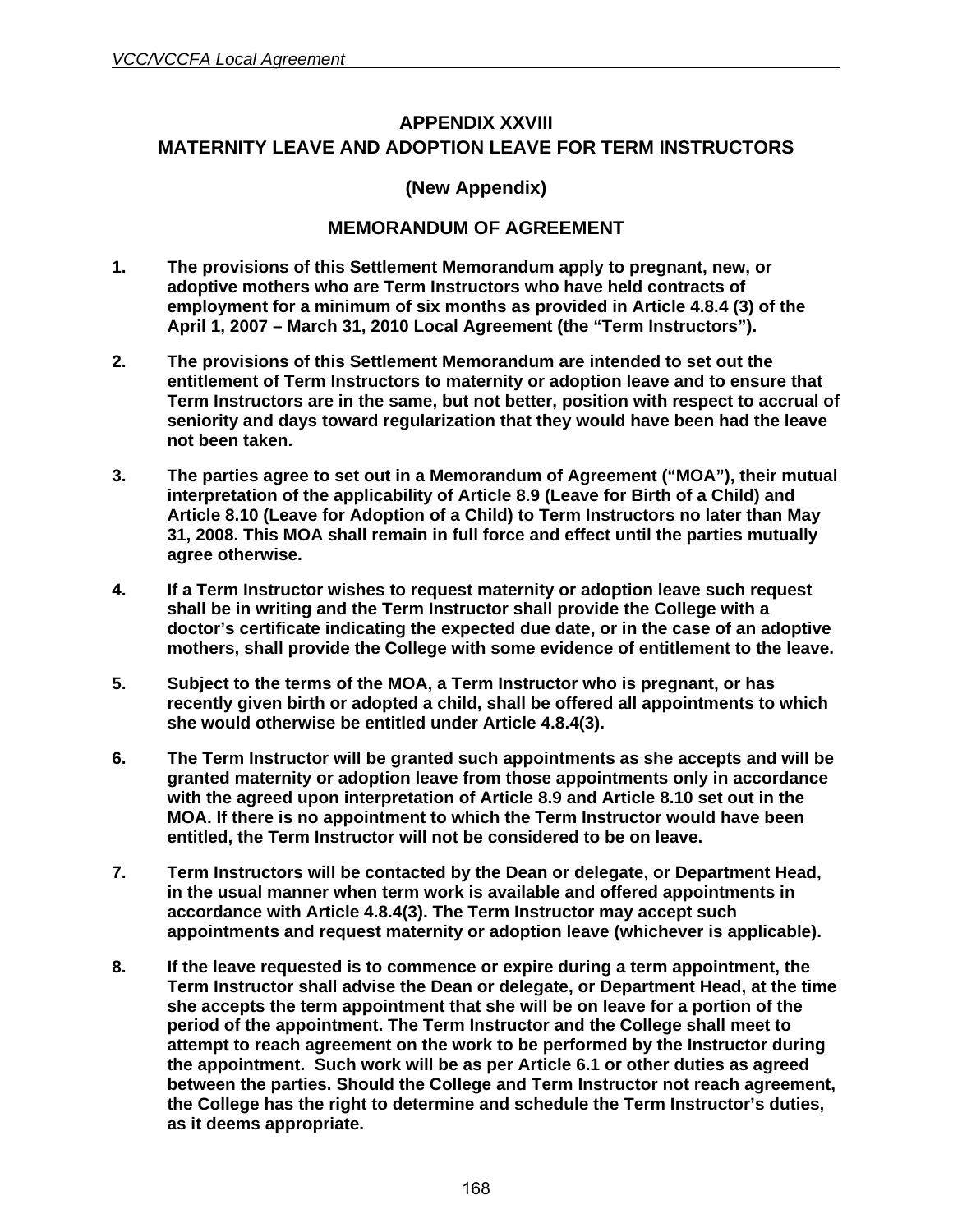# APPENDIX XXVIII
## MATERNITY LEAVE AND ADOPTION LEAVE FOR TERM INSTRUCTORS

### (New Appendix)

### MEMORANDUM OF AGREEMENT

1. **The provisions of this Settlement Memorandum apply to pregnant, new, or adoptive mothers who are Term Instructors who have held contracts of employment for a minimum of six months as provided in Article 4.8.4 (3) of the April 1, 2007 – March 31, 2010 Local Agreement (the "Term Instructors").**

2. **The provisions of this Settlement Memorandum are intended to set out the entitlement of Term Instructors to maternity or adoption leave and to ensure that Term Instructors are in the same, but not better, position with respect to accrual of seniority and days toward regularization that they would have been had the leave not been taken.**

3. **The parties agree to set out in a Memorandum of Agreement ("MOA"), their mutual interpretation of the applicability of Article 8.9 (Leave for Birth of a Child) and Article 8.10 (Leave for Adoption of a Child) to Term Instructors no later than May 31, 2008. This MOA shall remain in full force and effect until the parties mutually agree otherwise.**

4. **If a Term Instructor wishes to request maternity or adoption leave such request shall be in writing and the Term Instructor shall provide the College with a doctor's certificate indicating the expected due date, or in the case of an adoptive mothers, shall provide the College with some evidence of entitlement to the leave.**

5. **Subject to the terms of the MOA, a Term Instructor who is pregnant, or has recently given birth or adopted a child, shall be offered all appointments to which she would otherwise be entitled under Article 4.8.4(3).**

6. **The Term Instructor will be granted such appointments as she accepts and will be granted maternity or adoption leave from those appointments only in accordance with the agreed upon interpretation of Article 8.9 and Article 8.10 set out in the MOA. If there is no appointment to which the Term Instructor would have been entitled, the Term Instructor will not be considered to be on leave.**

7. **Term Instructors will be contacted by the Dean or delegate, or Department Head, in the usual manner when term work is available and offered appointments in accordance with Article 4.8.4(3). The Term Instructor may accept such appointments and request maternity or adoption leave (whichever is applicable).**

8. **If the leave requested is to commence or expire during a term appointment, the Term Instructor shall advise the Dean or delegate, or Department Head, at the time she accepts the term appointment that she will be on leave for a portion of the period of the appointment. The Term Instructor and the College shall meet to attempt to reach agreement on the work to be performed by the Instructor during the appointment. Such work will be as per Article 6.1 or other duties as agreed between the parties. Should the College and Term Instructor not reach agreement, the College has the right to determine and schedule the Term Instructor's duties, as it deems appropriate.**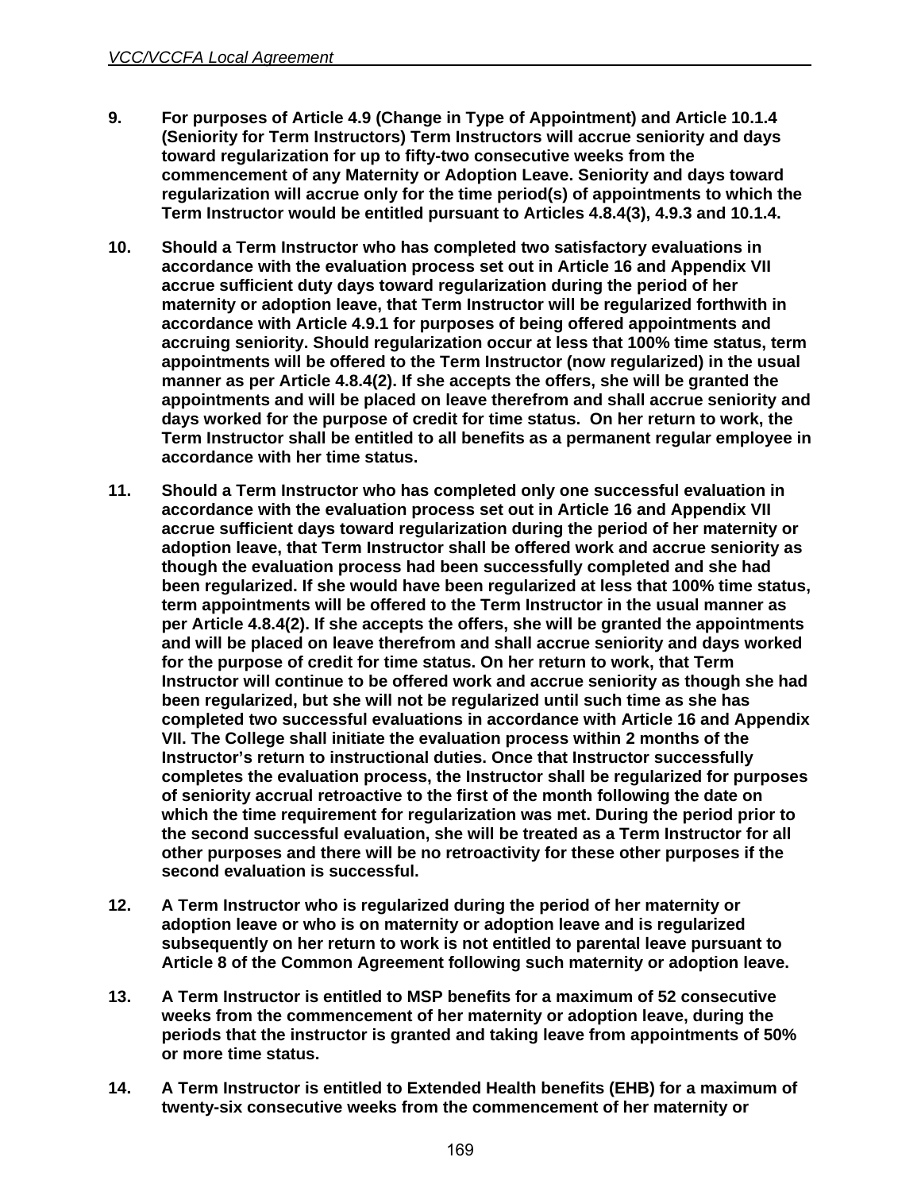**9. For purposes of Article 4.9 (Change in Type of Appointment) and Article 10.1.4 (Seniority for Term Instructors) Term Instructors will accrue seniority and days toward regularization for up to fifty-two consecutive weeks from the commencement of any Maternity or Adoption Leave. Seniority and days toward regularization will accrue only for the time period(s) of appointments to which the Term Instructor would be entitled pursuant to Articles 4.8.4(3), 4.9.3 and 10.1.4.**

**10. Should a Term Instructor who has completed two satisfactory evaluations in accordance with the evaluation process set out in Article 16 and Appendix VII accrue sufficient duty days toward regularization during the period of her maternity or adoption leave, that Term Instructor will be regularized forthwith in accordance with Article 4.9.1 for purposes of being offered appointments and accruing seniority. Should regularization occur at less that 100% time status, term appointments will be offered to the Term Instructor (now regularized) in the usual manner as per Article 4.8.4(2). If she accepts the offers, she will be granted the appointments and will be placed on leave therefrom and shall accrue seniority and days worked for the purpose of credit for time status. On her return to work, the Term Instructor shall be entitled to all benefits as a permanent regular employee in accordance with her time status.**

**11. Should a Term Instructor who has completed only one successful evaluation in accordance with the evaluation process set out in Article 16 and Appendix VII accrue sufficient days toward regularization during the period of her maternity or adoption leave, that Term Instructor shall be offered work and accrue seniority as though the evaluation process had been successfully completed and she had been regularized. If she would have been regularized at less that 100% time status, term appointments will be offered to the Term Instructor in the usual manner as per Article 4.8.4(2). If she accepts the offers, she will be granted the appointments and will be placed on leave therefrom and shall accrue seniority and days worked for the purpose of credit for time status. On her return to work, that Term Instructor will continue to be offered work and accrue seniority as though she had been regularized, but she will not be regularized until such time as she has completed two successful evaluations in accordance with Article 16 and Appendix VII. The College shall initiate the evaluation process within 2 months of the Instructor's return to instructional duties. Once that Instructor successfully completes the evaluation process, the Instructor shall be regularized for purposes of seniority accrual retroactive to the first of the month following the date on which the time requirement for regularization was met. During the period prior to the second successful evaluation, she will be treated as a Term Instructor for all other purposes and there will be no retroactivity for these other purposes if the second evaluation is successful.**

**12. A Term Instructor who is regularized during the period of her maternity or adoption leave or who is on maternity or adoption leave and is regularized subsequently on her return to work is not entitled to parental leave pursuant to Article 8 of the Common Agreement following such maternity or adoption leave.**

**13. A Term Instructor is entitled to MSP benefits for a maximum of 52 consecutive weeks from the commencement of her maternity or adoption leave, during the periods that the instructor is granted and taking leave from appointments of 50% or more time status.**

**14. A Term Instructor is entitled to Extended Health benefits (EHB) for a maximum of twenty-six consecutive weeks from the commencement of her maternity or**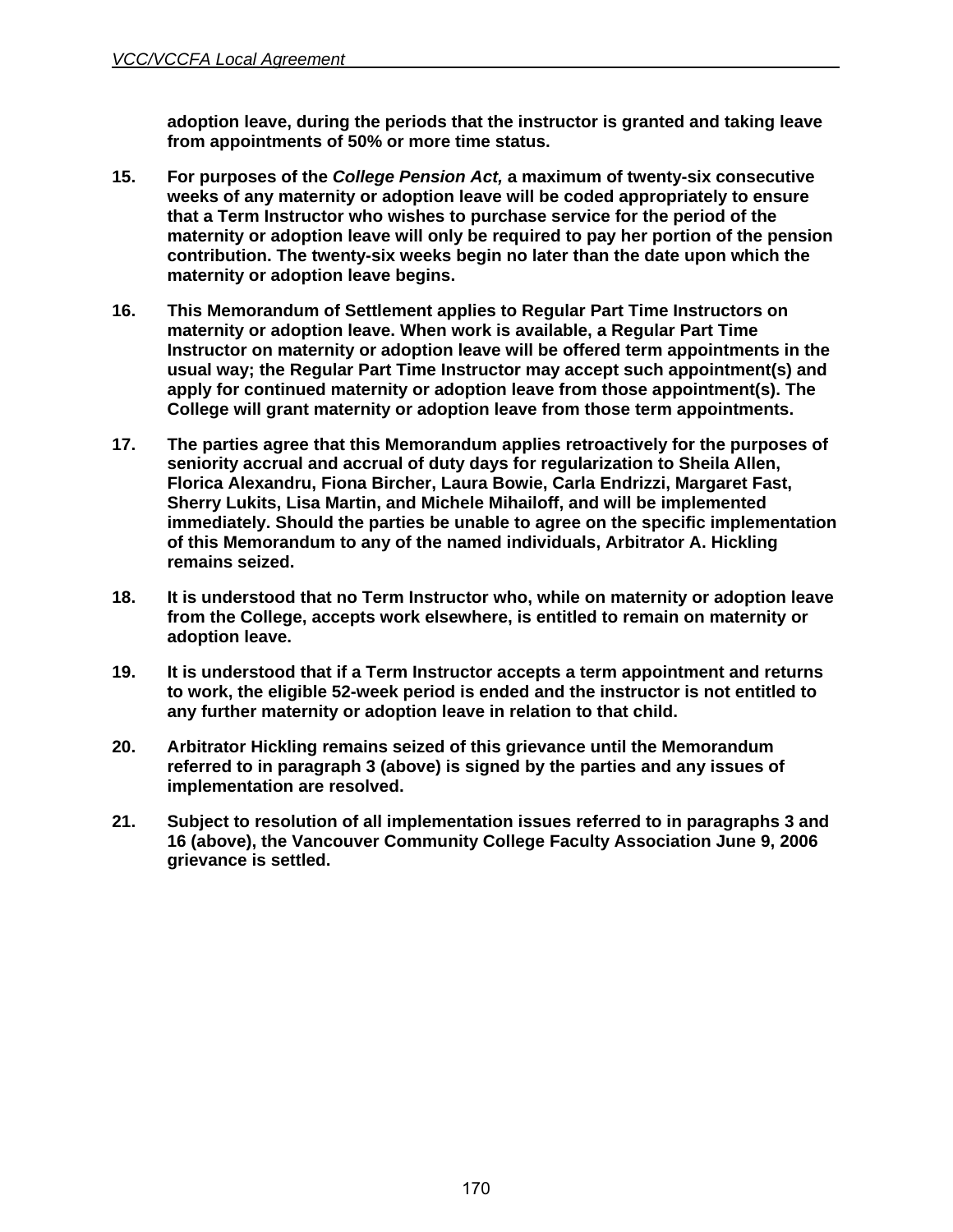**adoption leave, during the periods that the instructor is granted and taking leave from appointments of 50% or more time status.**

**15.** **For purposes of the *College Pension Act,* a maximum of twenty-six consecutive weeks of any maternity or adoption leave will be coded appropriately to ensure that a Term Instructor who wishes to purchase service for the period of the maternity or adoption leave will only be required to pay her portion of the pension contribution. The twenty-six weeks begin no later than the date upon which the maternity or adoption leave begins.**

**16.** **This Memorandum of Settlement applies to Regular Part Time Instructors on maternity or adoption leave. When work is available, a Regular Part Time Instructor on maternity or adoption leave will be offered term appointments in the usual way; the Regular Part Time Instructor may accept such appointment(s) and apply for continued maternity or adoption leave from those appointment(s). The College will grant maternity or adoption leave from those term appointments.**

**17.** **The parties agree that this Memorandum applies retroactively for the purposes of seniority accrual and accrual of duty days for regularization to Sheila Allen, Florica Alexandru, Fiona Bircher, Laura Bowie, Carla Endrizzi, Margaret Fast, Sherry Lukits, Lisa Martin, and Michele Mihailoff, and will be implemented immediately. Should the parties be unable to agree on the specific implementation of this Memorandum to any of the named individuals, Arbitrator A. Hickling remains seized.**

**18.** **It is understood that no Term Instructor who, while on maternity or adoption leave from the College, accepts work elsewhere, is entitled to remain on maternity or adoption leave.**

**19.** **It is understood that if a Term Instructor accepts a term appointment and returns to work, the eligible 52-week period is ended and the instructor is not entitled to any further maternity or adoption leave in relation to that child.**

**20.** **Arbitrator Hickling remains seized of this grievance until the Memorandum referred to in paragraph 3 (above) is signed by the parties and any issues of implementation are resolved.**

**21.** **Subject to resolution of all implementation issues referred to in paragraphs 3 and 16 (above), the Vancouver Community College Faculty Association June 9, 2006 grievance is settled.**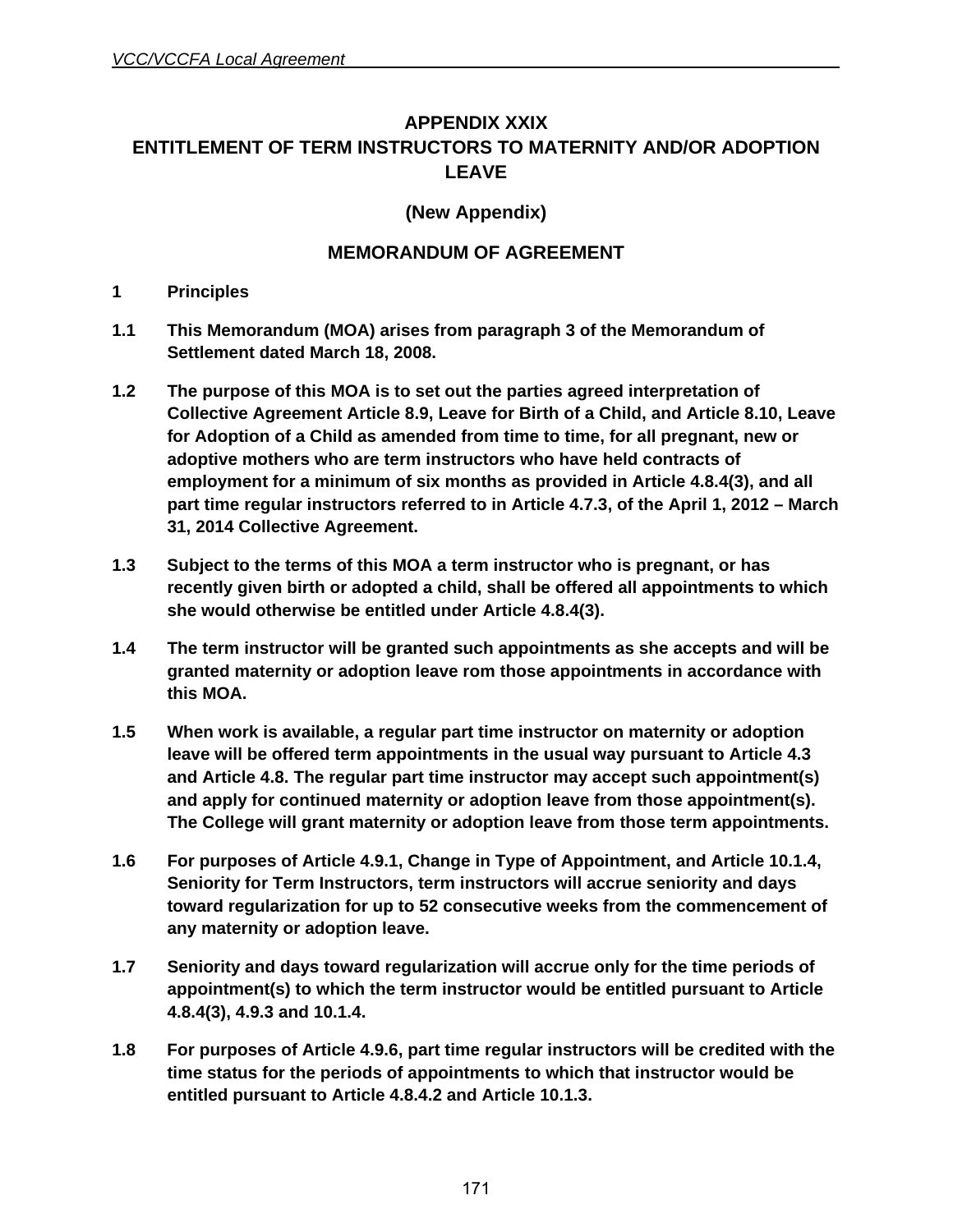# APPENDIX XXIX
# ENTITLEMENT OF TERM INSTRUCTORS TO MATERNITY AND/OR ADOPTION LEAVE

## (New Appendix)

## MEMORANDUM OF AGREEMENT

**1 Principles**

**1.1 This Memorandum (MOA) arises from paragraph 3 of the Memorandum of Settlement dated March 18, 2008.**

**1.2 The purpose of this MOA is to set out the parties agreed interpretation of Collective Agreement Article 8.9, Leave for Birth of a Child, and Article 8.10, Leave for Adoption of a Child as amended from time to time, for all pregnant, new or adoptive mothers who are term instructors who have held contracts of employment for a minimum of six months as provided in Article 4.8.4(3), and all part time regular instructors referred to in Article 4.7.3, of the April 1, 2012 – March 31, 2014 Collective Agreement.**

**1.3 Subject to the terms of this MOA a term instructor who is pregnant, or has recently given birth or adopted a child, shall be offered all appointments to which she would otherwise be entitled under Article 4.8.4(3).**

**1.4 The term instructor will be granted such appointments as she accepts and will be granted maternity or adoption leave rom those appointments in accordance with this MOA.**

**1.5 When work is available, a regular part time instructor on maternity or adoption leave will be offered term appointments in the usual way pursuant to Article 4.3 and Article 4.8. The regular part time instructor may accept such appointment(s) and apply for continued maternity or adoption leave from those appointment(s). The College will grant maternity or adoption leave from those term appointments.**

**1.6 For purposes of Article 4.9.1, Change in Type of Appointment, and Article 10.1.4, Seniority for Term Instructors, term instructors will accrue seniority and days toward regularization for up to 52 consecutive weeks from the commencement of any maternity or adoption leave.**

**1.7 Seniority and days toward regularization will accrue only for the time periods of appointment(s) to which the term instructor would be entitled pursuant to Article 4.8.4(3), 4.9.3 and 10.1.4.**

**1.8 For purposes of Article 4.9.6, part time regular instructors will be credited with the time status for the periods of appointments to which that instructor would be entitled pursuant to Article 4.8.4.2 and Article 10.1.3.**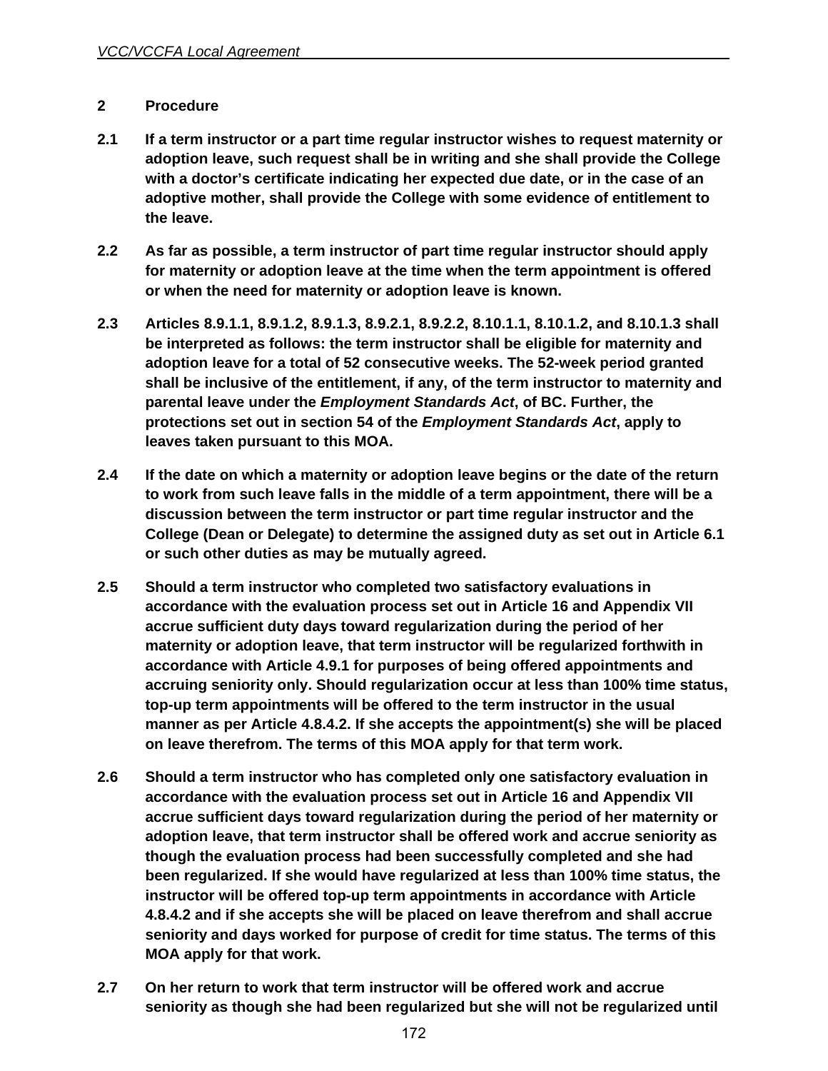**2 Procedure**

**2.1 If a term instructor or a part time regular instructor wishes to request maternity or adoption leave, such request shall be in writing and she shall provide the College with a doctor's certificate indicating her expected due date, or in the case of an adoptive mother, shall provide the College with some evidence of entitlement to the leave.**

**2.2 As far as possible, a term instructor of part time regular instructor should apply for maternity or adoption leave at the time when the term appointment is offered or when the need for maternity or adoption leave is known.**

**2.3 Articles 8.9.1.1, 8.9.1.2, 8.9.1.3, 8.9.2.1, 8.9.2.2, 8.10.1.1, 8.10.1.2, and 8.10.1.3 shall be interpreted as follows: the term instructor shall be eligible for maternity and adoption leave for a total of 52 consecutive weeks. The 52-week period granted shall be inclusive of the entitlement, if any, of the term instructor to maternity and parental leave under the *Employment Standards Act*, of BC. Further, the protections set out in section 54 of the *Employment Standards Act*, apply to leaves taken pursuant to this MOA.**

**2.4 If the date on which a maternity or adoption leave begins or the date of the return to work from such leave falls in the middle of a term appointment, there will be a discussion between the term instructor or part time regular instructor and the College (Dean or Delegate) to determine the assigned duty as set out in Article 6.1 or such other duties as may be mutually agreed.**

**2.5 Should a term instructor who completed two satisfactory evaluations in accordance with the evaluation process set out in Article 16 and Appendix VII accrue sufficient duty days toward regularization during the period of her maternity or adoption leave, that term instructor will be regularized forthwith in accordance with Article 4.9.1 for purposes of being offered appointments and accruing seniority only. Should regularization occur at less than 100% time status, top-up term appointments will be offered to the term instructor in the usual manner as per Article 4.8.4.2. If she accepts the appointment(s) she will be placed on leave therefrom. The terms of this MOA apply for that term work.**

**2.6 Should a term instructor who has completed only one satisfactory evaluation in accordance with the evaluation process set out in Article 16 and Appendix VII accrue sufficient days toward regularization during the period of her maternity or adoption leave, that term instructor shall be offered work and accrue seniority as though the evaluation process had been successfully completed and she had been regularized. If she would have regularized at less than 100% time status, the instructor will be offered top-up term appointments in accordance with Article 4.8.4.2 and if she accepts she will be placed on leave therefrom and shall accrue seniority and days worked for purpose of credit for time status. The terms of this MOA apply for that work.**

**2.7 On her return to work that term instructor will be offered work and accrue seniority as though she had been regularized but she will not be regularized until**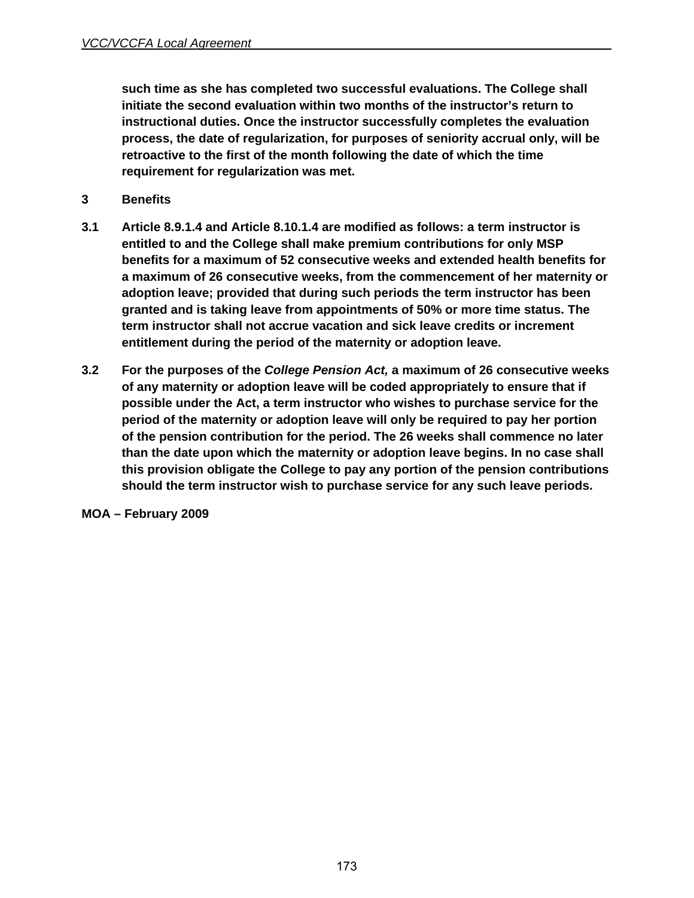**such time as she has completed two successful evaluations. The College shall initiate the second evaluation within two months of the instructor's return to instructional duties. Once the instructor successfully completes the evaluation process, the date of regularization, for purposes of seniority accrual only, will be retroactive to the first of the month following the date of which the time requirement for regularization was met.**

**3 Benefits**

**3.1 Article 8.9.1.4 and Article 8.10.1.4 are modified as follows: a term instructor is entitled to and the College shall make premium contributions for only MSP benefits for a maximum of 52 consecutive weeks and extended health benefits for a maximum of 26 consecutive weeks, from the commencement of her maternity or adoption leave; provided that during such periods the term instructor has been granted and is taking leave from appointments of 50% or more time status. The term instructor shall not accrue vacation and sick leave credits or increment entitlement during the period of the maternity or adoption leave.**

**3.2 For the purposes of the *College Pension Act,* a maximum of 26 consecutive weeks of any maternity or adoption leave will be coded appropriately to ensure that if possible under the Act, a term instructor who wishes to purchase service for the period of the maternity or adoption leave will only be required to pay her portion of the pension contribution for the period. The 26 weeks shall commence no later than the date upon which the maternity or adoption leave begins. In no case shall this provision obligate the College to pay any portion of the pension contributions should the term instructor wish to purchase service for any such leave periods.**

**MOA – February 2009**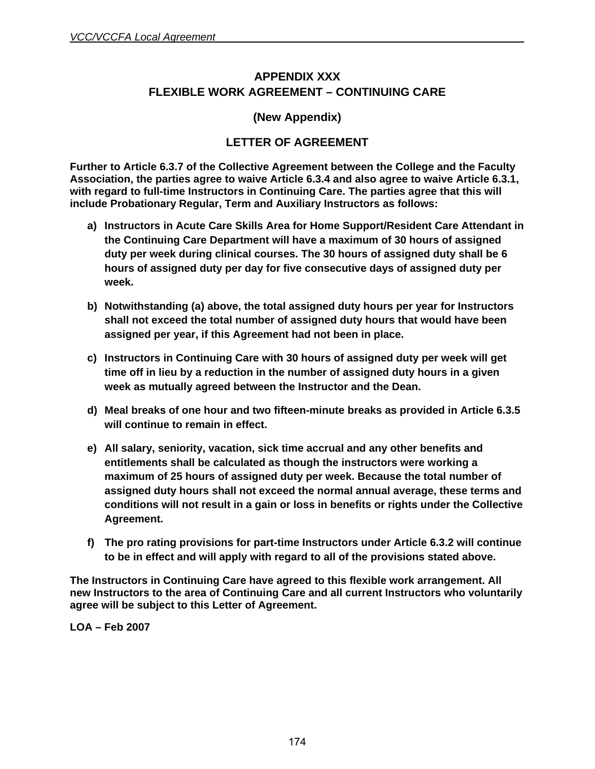# APPENDIX XXX
# FLEXIBLE WORK AGREEMENT – CONTINUING CARE

**(New Appendix)**

## LETTER OF AGREEMENT

**Further to Article 6.3.7 of the Collective Agreement between the College and the Faculty Association, the parties agree to waive Article 6.3.4 and also agree to waive Article 6.3.1, with regard to full-time Instructors in Continuing Care. The parties agree that this will include Probationary Regular, Term and Auxiliary Instructors as follows:**

**a) Instructors in Acute Care Skills Area for Home Support/Resident Care Attendant in the Continuing Care Department will have a maximum of 30 hours of assigned duty per week during clinical courses. The 30 hours of assigned duty shall be 6 hours of assigned duty per day for five consecutive days of assigned duty per week.**

**b) Notwithstanding (a) above, the total assigned duty hours per year for Instructors shall not exceed the total number of assigned duty hours that would have been assigned per year, if this Agreement had not been in place.**

**c) Instructors in Continuing Care with 30 hours of assigned duty per week will get time off in lieu by a reduction in the number of assigned duty hours in a given week as mutually agreed between the Instructor and the Dean.**

**d) Meal breaks of one hour and two fifteen-minute breaks as provided in Article 6.3.5 will continue to remain in effect.**

**e) All salary, seniority, vacation, sick time accrual and any other benefits and entitlements shall be calculated as though the instructors were working a maximum of 25 hours of assigned duty per week. Because the total number of assigned duty hours shall not exceed the normal annual average, these terms and conditions will not result in a gain or loss in benefits or rights under the Collective Agreement.**

**f) The pro rating provisions for part-time Instructors under Article 6.3.2 will continue to be in effect and will apply with regard to all of the provisions stated above.**

**The Instructors in Continuing Care have agreed to this flexible work arrangement. All new Instructors to the area of Continuing Care and all current Instructors who voluntarily agree will be subject to this Letter of Agreement.**

**LOA – Feb 2007**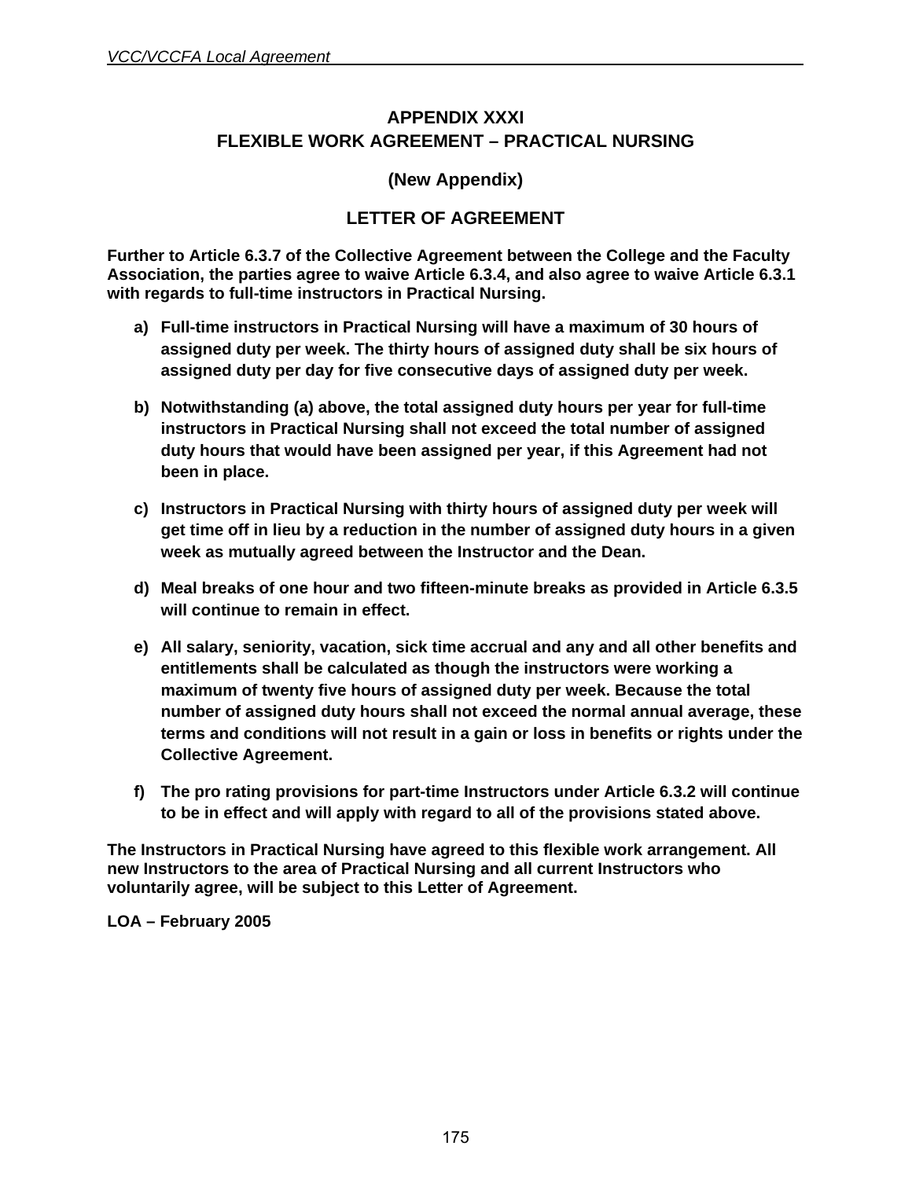## APPENDIX XXXI
## FLEXIBLE WORK AGREEMENT – PRACTICAL NURSING

### (New Appendix)

### LETTER OF AGREEMENT

**Further to Article 6.3.7 of the Collective Agreement between the College and the Faculty Association, the parties agree to waive Article 6.3.4, and also agree to waive Article 6.3.1 with regards to full-time instructors in Practical Nursing.**

**a) Full-time instructors in Practical Nursing will have a maximum of 30 hours of assigned duty per week. The thirty hours of assigned duty shall be six hours of assigned duty per day for five consecutive days of assigned duty per week.**

**b) Notwithstanding (a) above, the total assigned duty hours per year for full-time instructors in Practical Nursing shall not exceed the total number of assigned duty hours that would have been assigned per year, if this Agreement had not been in place.**

**c) Instructors in Practical Nursing with thirty hours of assigned duty per week will get time off in lieu by a reduction in the number of assigned duty hours in a given week as mutually agreed between the Instructor and the Dean.**

**d) Meal breaks of one hour and two fifteen-minute breaks as provided in Article 6.3.5 will continue to remain in effect.**

**e) All salary, seniority, vacation, sick time accrual and any and all other benefits and entitlements shall be calculated as though the instructors were working a maximum of twenty five hours of assigned duty per week. Because the total number of assigned duty hours shall not exceed the normal annual average, these terms and conditions will not result in a gain or loss in benefits or rights under the Collective Agreement.**

**f) The pro rating provisions for part-time Instructors under Article 6.3.2 will continue to be in effect and will apply with regard to all of the provisions stated above.**

**The Instructors in Practical Nursing have agreed to this flexible work arrangement. All new Instructors to the area of Practical Nursing and all current Instructors who voluntarily agree, will be subject to this Letter of Agreement.**

**LOA – February 2005**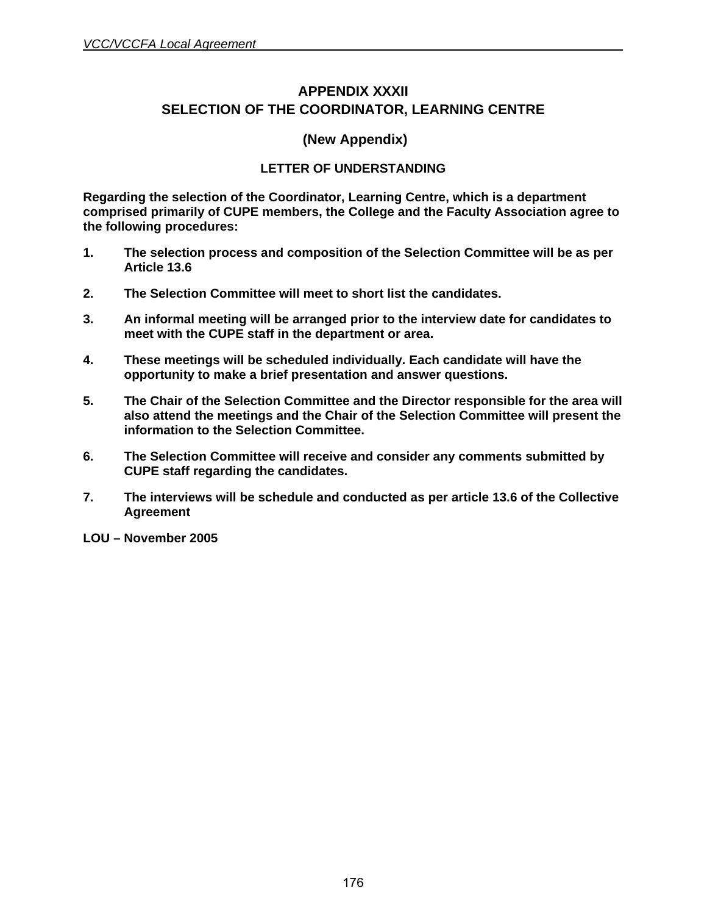# APPENDIX XXXII
# SELECTION OF THE COORDINATOR, LEARNING CENTRE

## (New Appendix)

### LETTER OF UNDERSTANDING

**Regarding the selection of the Coordinator, Learning Centre, which is a department comprised primarily of CUPE members, the College and the Faculty Association agree to the following procedures:**

1. **The selection process and composition of the Selection Committee will be as per Article 13.6**

2. **The Selection Committee will meet to short list the candidates.**

3. **An informal meeting will be arranged prior to the interview date for candidates to meet with the CUPE staff in the department or area.**

4. **These meetings will be scheduled individually. Each candidate will have the opportunity to make a brief presentation and answer questions.**

5. **The Chair of the Selection Committee and the Director responsible for the area will also attend the meetings and the Chair of the Selection Committee will present the information to the Selection Committee.**

6. **The Selection Committee will receive and consider any comments submitted by CUPE staff regarding the candidates.**

7. **The interviews will be schedule and conducted as per article 13.6 of the Collective Agreement**

**LOU – November 2005**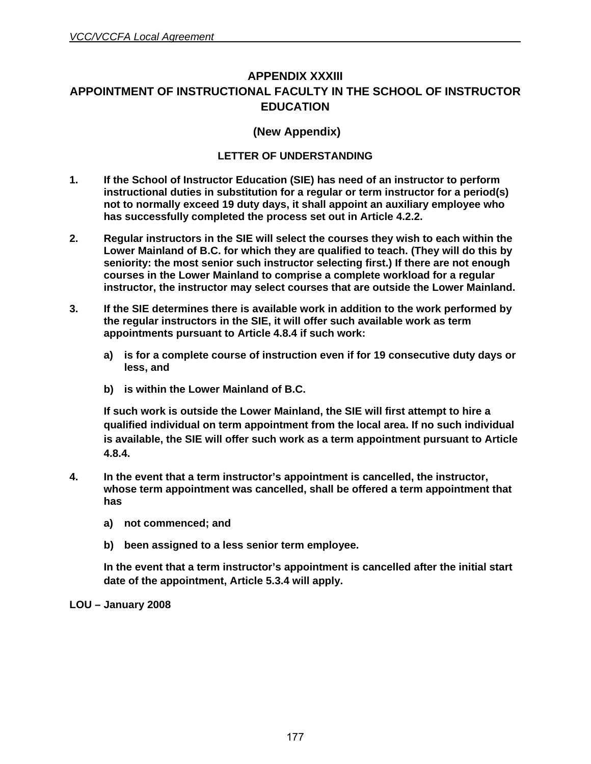# APPENDIX XXXIII
# APPOINTMENT OF INSTRUCTIONAL FACULTY IN THE SCHOOL OF INSTRUCTOR EDUCATION

**(New Appendix)**

**LETTER OF UNDERSTANDING**

1. **If the School of Instructor Education (SIE) has need of an instructor to perform instructional duties in substitution for a regular or term instructor for a period(s) not to normally exceed 19 duty days, it shall appoint an auxiliary employee who has successfully completed the process set out in Article 4.2.2.**

2. **Regular instructors in the SIE will select the courses they wish to each within the Lower Mainland of B.C. for which they are qualified to teach. (They will do this by seniority: the most senior such instructor selecting first.) If there are not enough courses in the Lower Mainland to comprise a complete workload for a regular instructor, the instructor may select courses that are outside the Lower Mainland.**

3. **If the SIE determines there is available work in addition to the work performed by the regular instructors in the SIE, it will offer such available work as term appointments pursuant to Article 4.8.4 if such work:**

   a) **is for a complete course of instruction even if for 19 consecutive duty days or less, and**

   b) **is within the Lower Mainland of B.C.**

   **If such work is outside the Lower Mainland, the SIE will first attempt to hire a qualified individual on term appointment from the local area. If no such individual is available, the SIE will offer such work as a term appointment pursuant to Article 4.8.4.**

4. **In the event that a term instructor's appointment is cancelled, the instructor, whose term appointment was cancelled, shall be offered a term appointment that has**

   a) **not commenced; and**

   b) **been assigned to a less senior term employee.**

   **In the event that a term instructor's appointment is cancelled after the initial start date of the appointment, Article 5.3.4 will apply.**

**LOU – January 2008**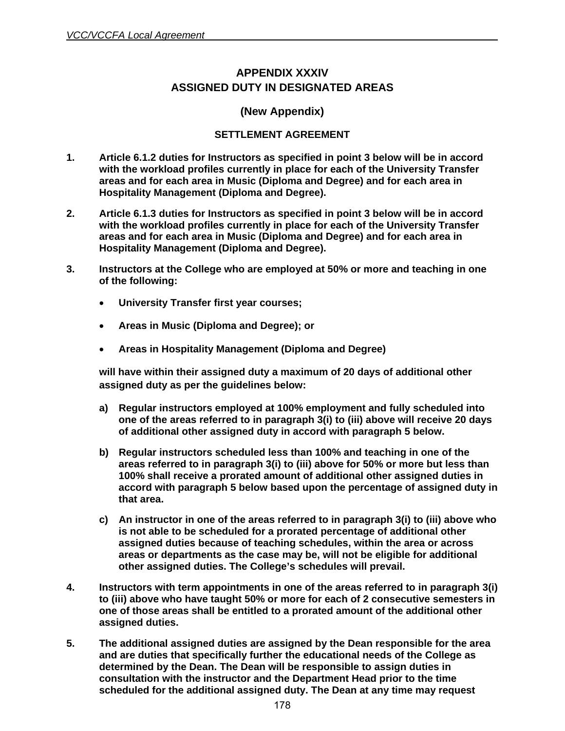# APPENDIX XXXIV
# ASSIGNED DUTY IN DESIGNATED AREAS

## (New Appendix)

### SETTLEMENT AGREEMENT

1. **Article 6.1.2 duties for Instructors as specified in point 3 below will be in accord with the workload profiles currently in place for each of the University Transfer areas and for each area in Music (Diploma and Degree) and for each area in Hospitality Management (Diploma and Degree).**

2. **Article 6.1.3 duties for Instructors as specified in point 3 below will be in accord with the workload profiles currently in place for each of the University Transfer areas and for each area in Music (Diploma and Degree) and for each area in Hospitality Management (Diploma and Degree).**

3. **Instructors at the College who are employed at 50% or more and teaching in one of the following:**

   - **University Transfer first year courses;**
   - **Areas in Music (Diploma and Degree); or**
   - **Areas in Hospitality Management (Diploma and Degree)**

   **will have within their assigned duty a maximum of 20 days of additional other assigned duty as per the guidelines below:**

   a) **Regular instructors employed at 100% employment and fully scheduled into one of the areas referred to in paragraph 3(i) to (iii) above will receive 20 days of additional other assigned duty in accord with paragraph 5 below.**

   b) **Regular instructors scheduled less than 100% and teaching in one of the areas referred to in paragraph 3(i) to (iii) above for 50% or more but less than 100% shall receive a prorated amount of additional other assigned duties in accord with paragraph 5 below based upon the percentage of assigned duty in that area.**

   c) **An instructor in one of the areas referred to in paragraph 3(i) to (iii) above who is not able to be scheduled for a prorated percentage of additional other assigned duties because of teaching schedules, within the area or across areas or departments as the case may be, will not be eligible for additional other assigned duties. The College's schedules will prevail.**

4. **Instructors with term appointments in one of the areas referred to in paragraph 3(i) to (iii) above who have taught 50% or more for each of 2 consecutive semesters in one of those areas shall be entitled to a prorated amount of the additional other assigned duties.**

5. **The additional assigned duties are assigned by the Dean responsible for the area and are duties that specifically further the educational needs of the College as determined by the Dean. The Dean will be responsible to assign duties in consultation with the instructor and the Department Head prior to the time scheduled for the additional assigned duty. The Dean at any time may request**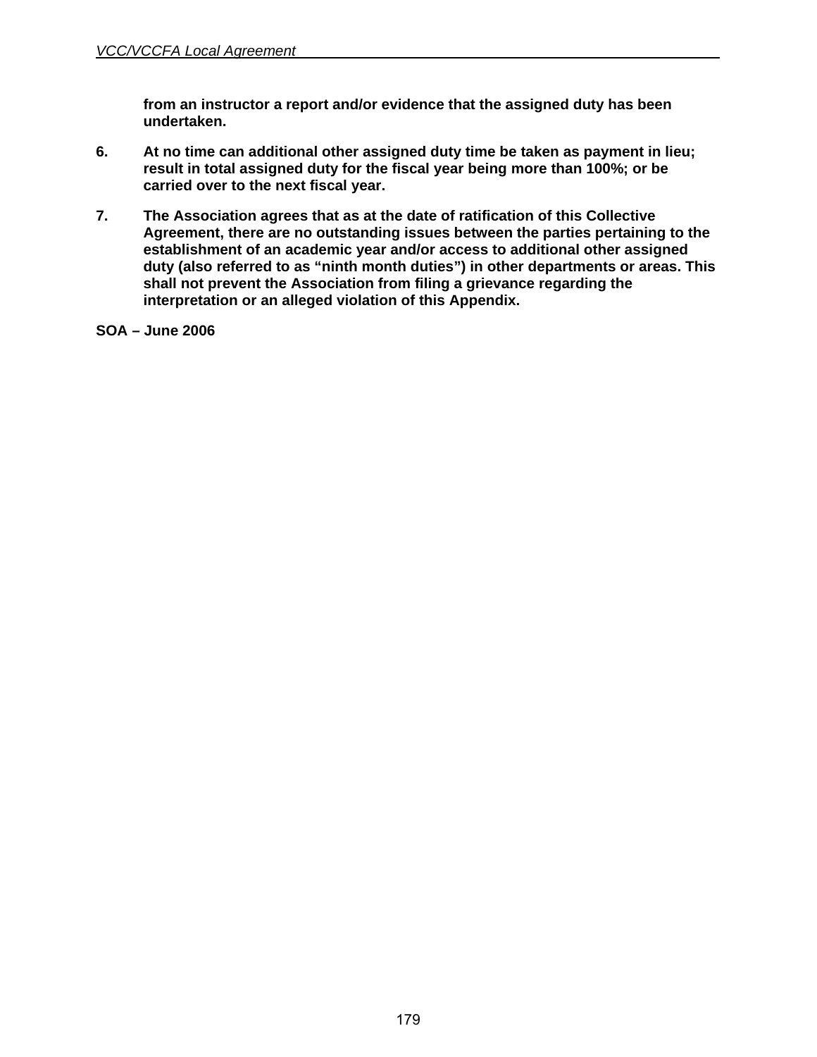**from an instructor a report and/or evidence that the assigned duty has been undertaken.**

6. **At no time can additional other assigned duty time be taken as payment in lieu; result in total assigned duty for the fiscal year being more than 100%; or be carried over to the next fiscal year.**

7. **The Association agrees that as at the date of ratification of this Collective Agreement, there are no outstanding issues between the parties pertaining to the establishment of an academic year and/or access to additional other assigned duty (also referred to as "ninth month duties") in other departments or areas. This shall not prevent the Association from filing a grievance regarding the interpretation or an alleged violation of this Appendix.**

**SOA – June 2006**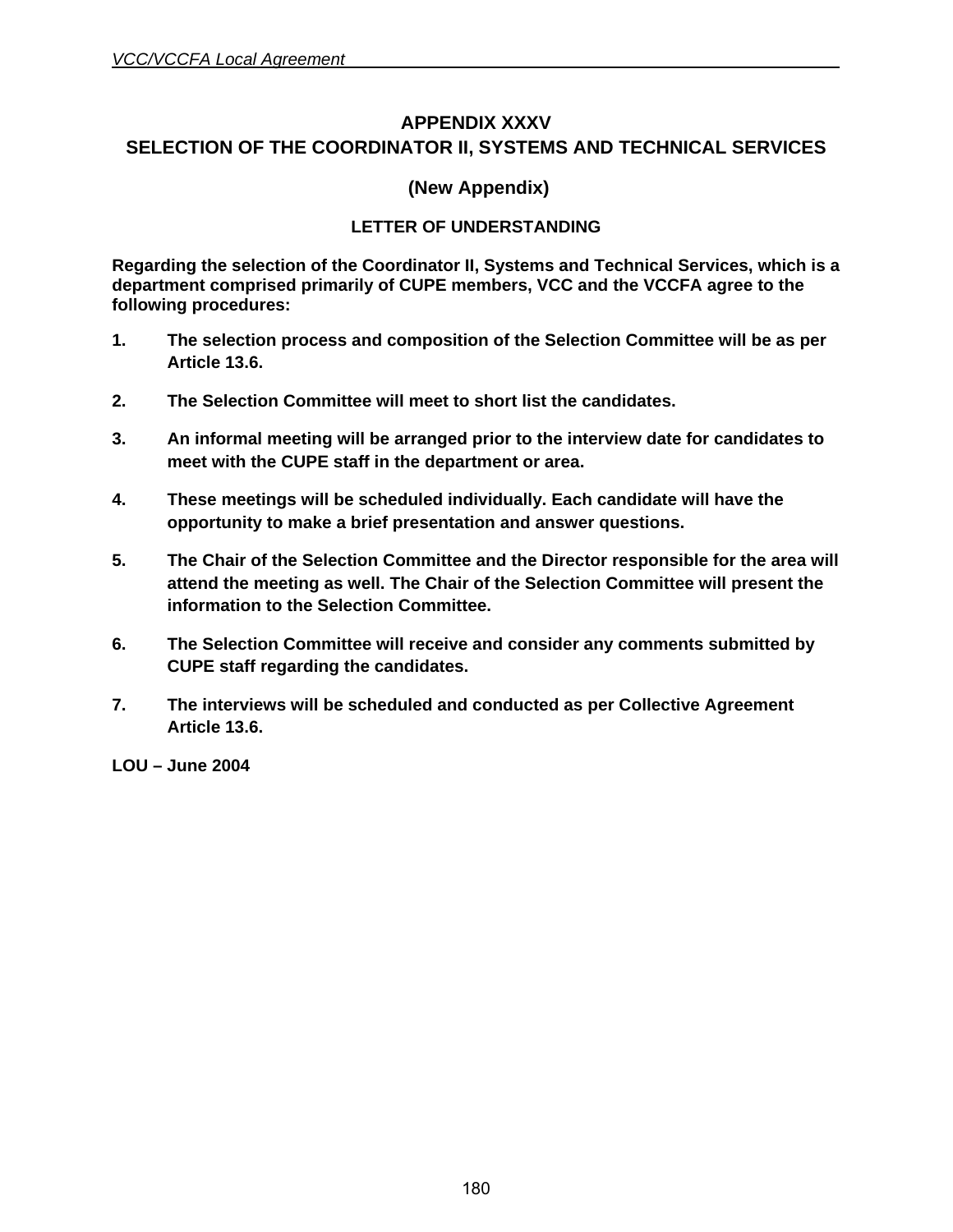# APPENDIX XXXV
# SELECTION OF THE COORDINATOR II, SYSTEMS AND TECHNICAL SERVICES

## (New Appendix)

### LETTER OF UNDERSTANDING

**Regarding the selection of the Coordinator II, Systems and Technical Services, which is a department comprised primarily of CUPE members, VCC and the VCCFA agree to the following procedures:**

1. **The selection process and composition of the Selection Committee will be as per Article 13.6.**

2. **The Selection Committee will meet to short list the candidates.**

3. **An informal meeting will be arranged prior to the interview date for candidates to meet with the CUPE staff in the department or area.**

4. **These meetings will be scheduled individually. Each candidate will have the opportunity to make a brief presentation and answer questions.**

5. **The Chair of the Selection Committee and the Director responsible for the area will attend the meeting as well. The Chair of the Selection Committee will present the information to the Selection Committee.**

6. **The Selection Committee will receive and consider any comments submitted by CUPE staff regarding the candidates.**

7. **The interviews will be scheduled and conducted as per Collective Agreement Article 13.6.**

**LOU – June 2004**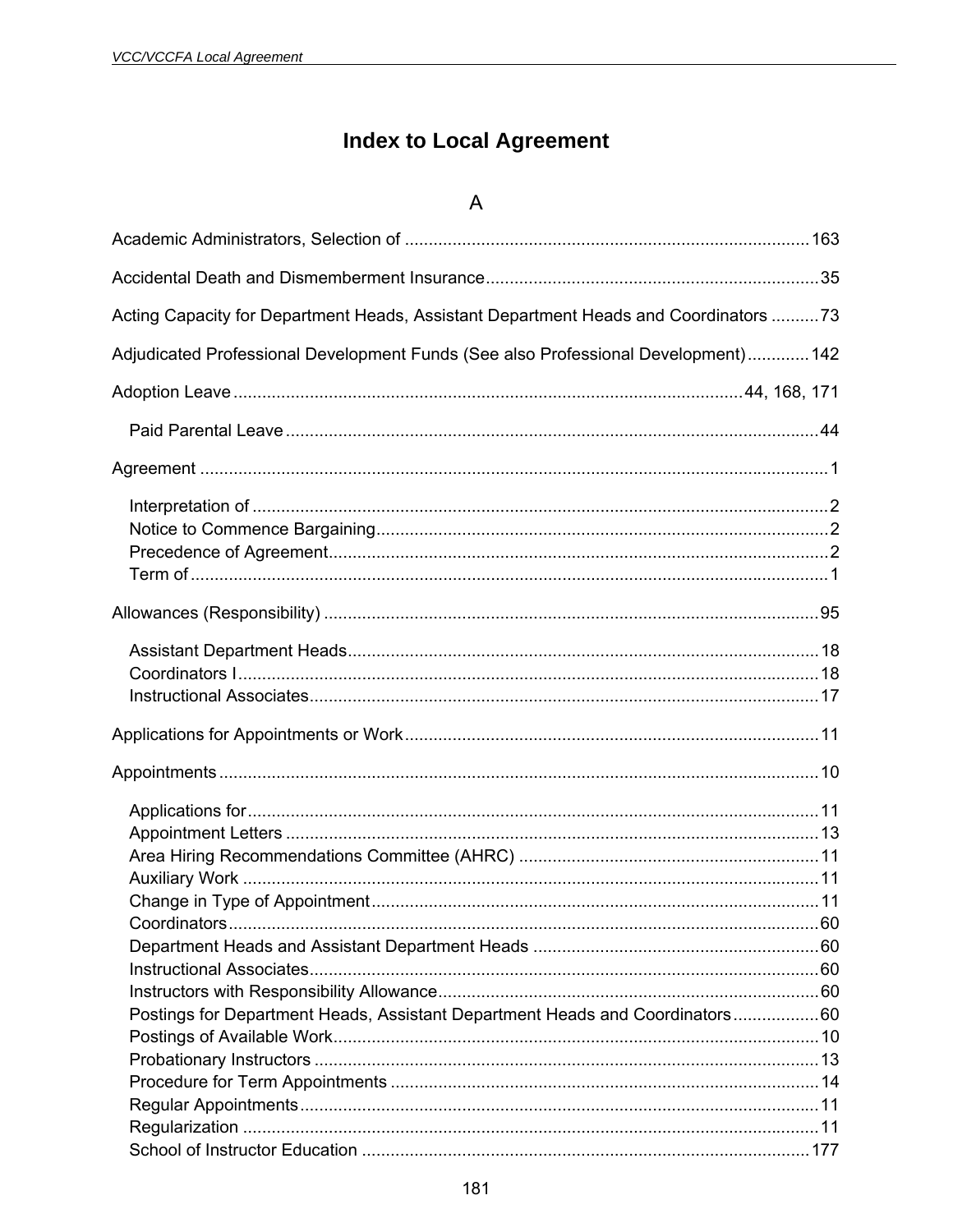# Index to Local Agreement

## A

Academic Administrators, Selection of .......... 163

Accidental Death and Dismemberment Insurance .......... 35

Acting Capacity for Department Heads, Assistant Department Heads and Coordinators .......... 73

Adjudicated Professional Development Funds (See also Professional Development) .......... 142

Adoption Leave .......... 44, 168, 171

- Paid Parental Leave .......... 44

Agreement .......... 1

- Interpretation of .......... 2
- Notice to Commence Bargaining .......... 2
- Precedence of Agreement .......... 2
- Term of .......... 1

Allowances (Responsibility) .......... 95

- Assistant Department Heads .......... 18
- Coordinators I .......... 18
- Instructional Associates .......... 17

Applications for Appointments or Work .......... 11

Appointments .......... 10

- Applications for .......... 11
- Appointment Letters .......... 13
- Area Hiring Recommendations Committee (AHRC) .......... 11
- Auxiliary Work .......... 11
- Change in Type of Appointment .......... 11
- Coordinators .......... 60
- Department Heads and Assistant Department Heads .......... 60
- Instructional Associates .......... 60
- Instructors with Responsibility Allowance .......... 60
- Postings for Department Heads, Assistant Department Heads and Coordinators .......... 60
- Postings of Available Work .......... 10
- Probationary Instructors .......... 13
- Procedure for Term Appointments .......... 14
- Regular Appointments .......... 11
- Regularization .......... 11
- School of Instructor Education .......... 177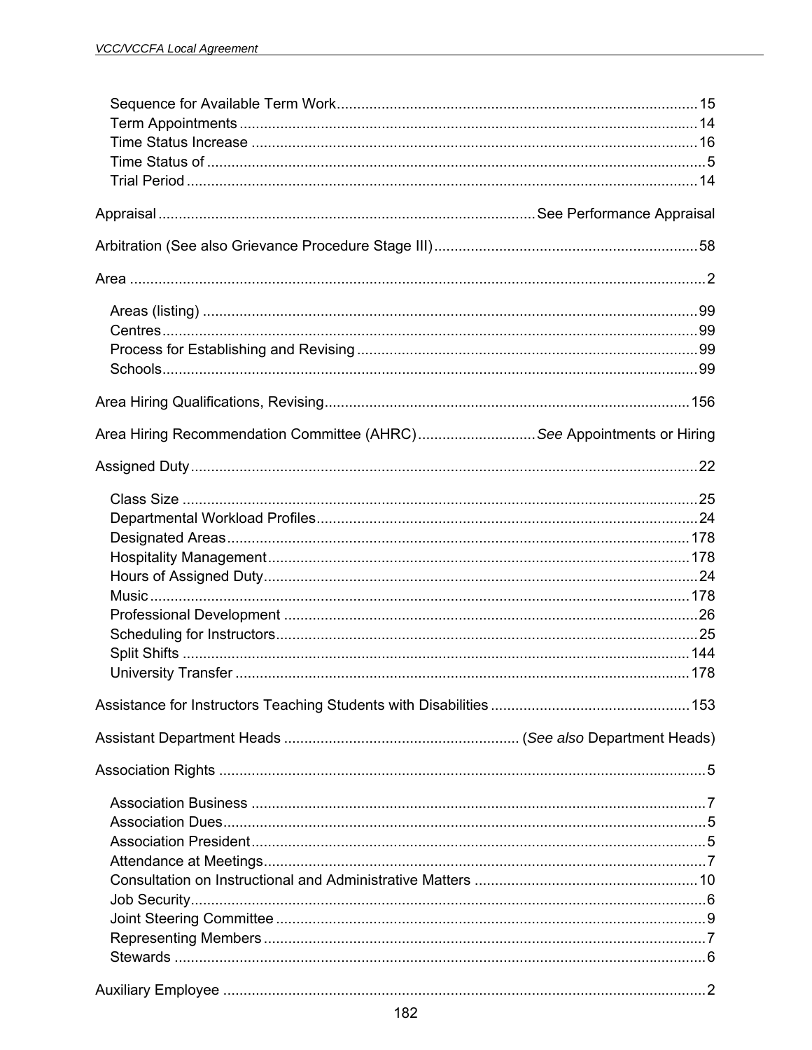Sequence for Available Term Work........................................................................................15
Term Appointments ................................................................................................................14
Time Status Increase .............................................................................................................16
Time Status of .........................................................................................................................5
Trial Period .............................................................................................................................14

Appraisal ........................................................................................... See Performance Appraisal

Arbitration (See also Grievance Procedure Stage III) ................................................................58

Area ............................................................................................................................................2

Areas (listing) .........................................................................................................................99
Centres ...................................................................................................................................99
Process for Establishing and Revising ...................................................................................99
Schools ...................................................................................................................................99

Area Hiring Qualifications, Revising.........................................................................................156

Area Hiring Recommendation Committee (AHRC) ............................. *See* Appointments or Hiring

Assigned Duty ...........................................................................................................................22

Class Size ..............................................................................................................................25
Departmental Workload Profiles .............................................................................................24
Designated Areas .................................................................................................................178
Hospitality Management .......................................................................................................178
Hours of Assigned Duty .........................................................................................................24
Music ....................................................................................................................................178
Professional Development .....................................................................................................26
Scheduling for Instructors .......................................................................................................25
Split Shifts ............................................................................................................................144
University Transfer ...............................................................................................................178

Assistance for Instructors Teaching Students with Disabilities .................................................153

Assistant Department Heads ......................................................... (*See also* Department Heads)

Association Rights .......................................................................................................................5

Association Business ...............................................................................................................7
Association Dues .....................................................................................................................5
Association President ..............................................................................................................5
Attendance at Meetings ...........................................................................................................7
Consultation on Instructional and Administrative Matters ......................................................10
Job Security .............................................................................................................................6
Joint Steering Committee ........................................................................................................9
Representing Members ...........................................................................................................7
Stewards .................................................................................................................................6

Auxiliary Employee .....................................................................................................................2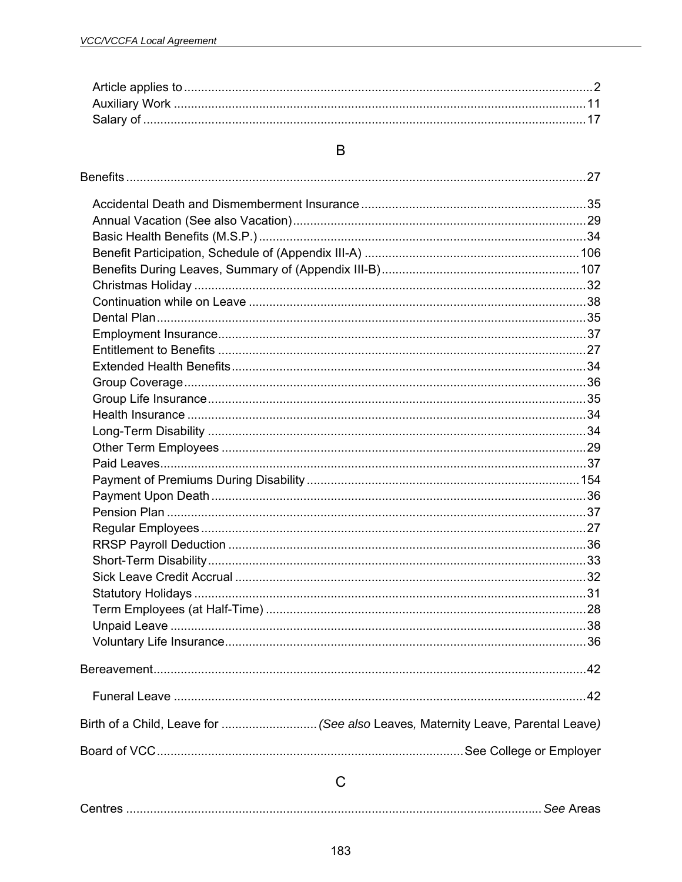Article applies to ........................................................................................................................2
Auxiliary Work .........................................................................................................................11
Salary of ..................................................................................................................................17

## B

Benefits .......................................................................................................................................27

Accidental Death and Dismemberment Insurance ..................................................................35
Annual Vacation (See also Vacation).......................................................................................29
Basic Health Benefits (M.S.P.) .................................................................................................34
Benefit Participation, Schedule of (Appendix III-A) ...............................................................106
Benefits During Leaves, Summary of (Appendix III-B)..........................................................107
Christmas Holiday ....................................................................................................................32
Continuation while on Leave ....................................................................................................38
Dental Plan ...............................................................................................................................35
Employment Insurance.............................................................................................................37
Entitlement to Benefits .............................................................................................................27
Extended Health Benefits .........................................................................................................34
Group Coverage .......................................................................................................................36
Group Life Insurance ................................................................................................................35
Health Insurance ......................................................................................................................34
Long-Term Disability ................................................................................................................34
Other Term Employees ............................................................................................................29
Paid Leaves..............................................................................................................................37
Payment of Premiums During Disability .................................................................................154
Payment Upon Death ...............................................................................................................36
Pension Plan ............................................................................................................................37
Regular Employees ..................................................................................................................27
RRSP Payroll Deduction ..........................................................................................................36
Short-Term Disability ................................................................................................................33
Sick Leave Credit Accrual ........................................................................................................32
Statutory Holidays ....................................................................................................................31
Term Employees (at Half-Time) ...............................................................................................28
Unpaid Leave ...........................................................................................................................38
Voluntary Life Insurance...........................................................................................................36

Bereavement...............................................................................................................................42

Funeral Leave ..........................................................................................................................42

Birth of a Child, Leave for ............................ *(See also* Leaves*,* Maternity Leave, Parental Leave*)*

Board of VCC.......................................................................................... See College or Employer

## C

Centres ......................................................................................................................... *See* Areas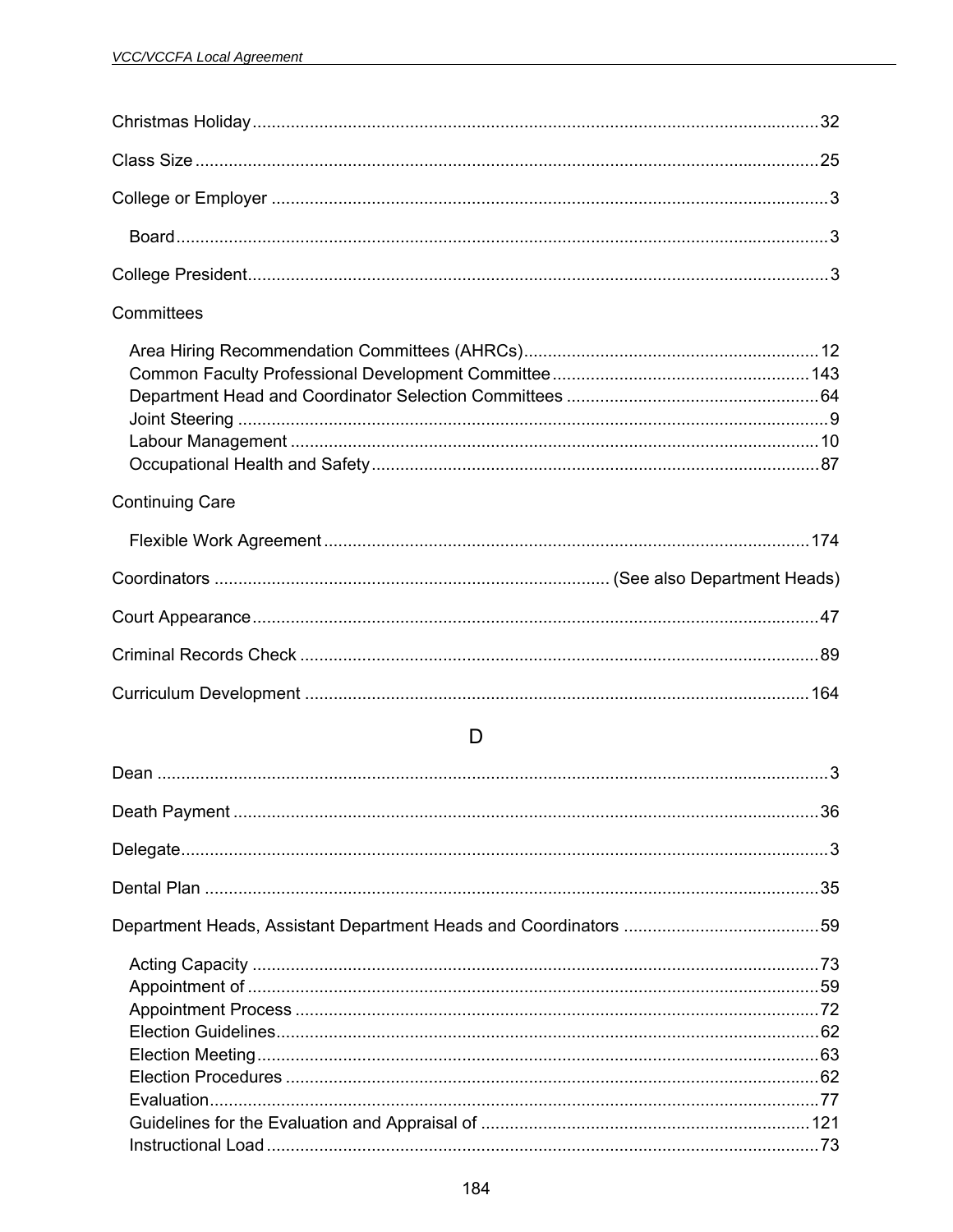Christmas Holiday ........ 32

Class Size ........ 25

College or Employer ........ 3

- Board ........ 3

College President ........ 3

Committees

- Area Hiring Recommendation Committees (AHRCs) ........ 12
- Common Faculty Professional Development Committee ........ 143
- Department Head and Coordinator Selection Committees ........ 64
- Joint Steering ........ 9
- Labour Management ........ 10
- Occupational Health and Safety ........ 87

Continuing Care

- Flexible Work Agreement ........ 174

Coordinators ........ (See also Department Heads)

Court Appearance ........ 47

Criminal Records Check ........ 89

Curriculum Development ........ 164

## D

Dean ........ 3

Death Payment ........ 36

Delegate ........ 3

Dental Plan ........ 35

Department Heads, Assistant Department Heads and Coordinators ........ 59

- Acting Capacity ........ 73
- Appointment of ........ 59
- Appointment Process ........ 72
- Election Guidelines ........ 62
- Election Meeting ........ 63
- Election Procedures ........ 62
- Evaluation ........ 77
- Guidelines for the Evaluation and Appraisal of ........ 121
- Instructional Load ........ 73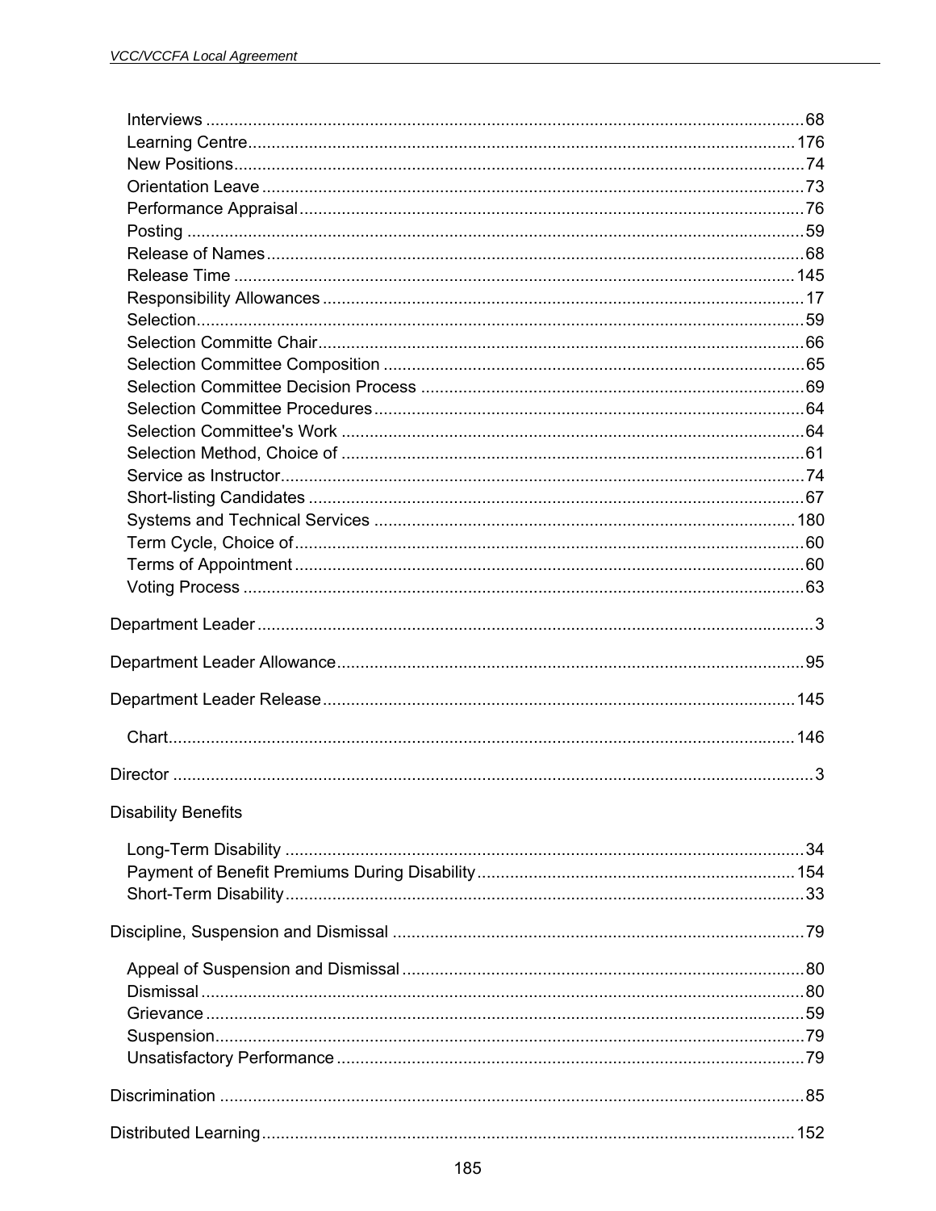- Interviews ............................................................ 68
- Learning Centre ............................................................ 176
- New Positions ............................................................ 74
- Orientation Leave ............................................................ 73
- Performance Appraisal ............................................................ 76
- Posting ............................................................ 59
- Release of Names ............................................................ 68
- Release Time ............................................................ 145
- Responsibility Allowances ............................................................ 17
- Selection ............................................................ 59
- Selection Committe Chair ............................................................ 66
- Selection Committee Composition ............................................................ 65
- Selection Committee Decision Process ............................................................ 69
- Selection Committee Procedures ............................................................ 64
- Selection Committee's Work ............................................................ 64
- Selection Method, Choice of ............................................................ 61
- Service as Instructor ............................................................ 74
- Short-listing Candidates ............................................................ 67
- Systems and Technical Services ............................................................ 180
- Term Cycle, Choice of ............................................................ 60
- Terms of Appointment ............................................................ 60
- Voting Process ............................................................ 63

Department Leader ............................................................ 3

Department Leader Allowance ............................................................ 95

Department Leader Release ............................................................ 145

- Chart ............................................................ 146

Director ............................................................ 3

Disability Benefits

- Long-Term Disability ............................................................ 34
- Payment of Benefit Premiums During Disability ............................................................ 154
- Short-Term Disability ............................................................ 33

Discipline, Suspension and Dismissal ............................................................ 79

- Appeal of Suspension and Dismissal ............................................................ 80
- Dismissal ............................................................ 80
- Grievance ............................................................ 59
- Suspension ............................................................ 79
- Unsatisfactory Performance ............................................................ 79

Discrimination ............................................................ 85

Distributed Learning ............................................................ 152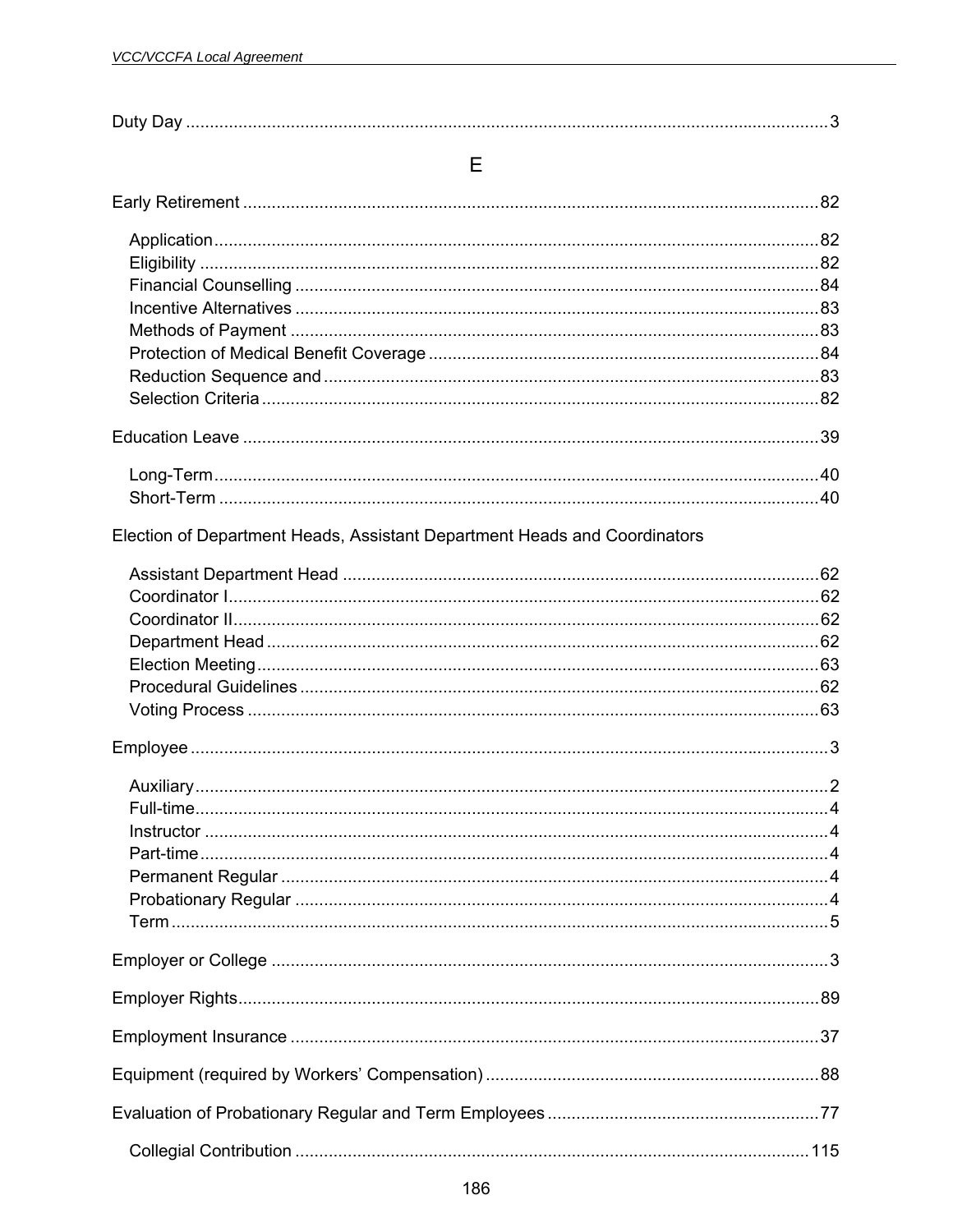Duty Day ...................................................................................................................3

## E

Early Retirement ......................................................................................................82

- Application ...........................................................................................................82
- Eligibility ..............................................................................................................82
- Financial Counselling ..........................................................................................84
- Incentive Alternatives ..........................................................................................83
- Methods of Payment ...........................................................................................83
- Protection of Medical Benefit Coverage ..............................................................84
- Reduction Sequence and ....................................................................................83
- Selection Criteria .................................................................................................82

Education Leave ......................................................................................................39

- Long-Term ...........................................................................................................40
- Short-Term ..........................................................................................................40

Election of Department Heads, Assistant Department Heads and Coordinators

- Assistant Department Head ................................................................................62
- Coordinator I ........................................................................................................62
- Coordinator II .......................................................................................................62
- Department Head ................................................................................................62
- Election Meeting ..................................................................................................63
- Procedural Guidelines .........................................................................................62
- Voting Process ....................................................................................................63

Employee ..................................................................................................................3

- Auxiliary .................................................................................................................2
- Full-time .................................................................................................................4
- Instructor ...............................................................................................................4
- Part-time ................................................................................................................4
- Permanent Regular ...............................................................................................4
- Probationary Regular ............................................................................................4
- Term ......................................................................................................................5

Employer or College ..................................................................................................3

Employer Rights .......................................................................................................89

Employment Insurance ............................................................................................37

Equipment (required by Workers' Compensation) ...................................................88

Evaluation of Probationary Regular and Term Employees ......................................77

- Collegial Contribution ........................................................................................115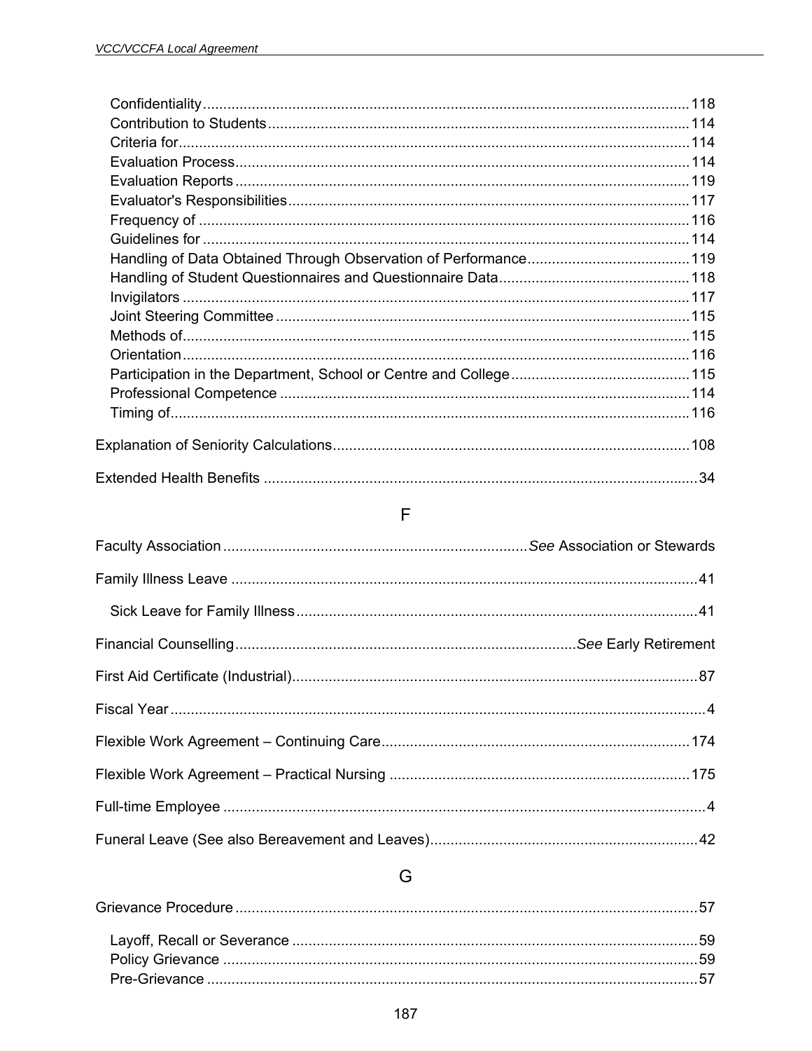Confidentiality ........ 118
Contribution to Students ........ 114
Criteria for ........ 114
Evaluation Process ........ 114
Evaluation Reports ........ 119
Evaluator's Responsibilities ........ 117
Frequency of ........ 116
Guidelines for ........ 114
Handling of Data Obtained Through Observation of Performance ........ 119
Handling of Student Questionnaires and Questionnaire Data ........ 118
Invigilators ........ 117
Joint Steering Committee ........ 115
Methods of ........ 115
Orientation ........ 116
Participation in the Department, School or Centre and College ........ 115
Professional Competence ........ 114
Timing of ........ 116

Explanation of Seniority Calculations ........ 108

Extended Health Benefits ........ 34

## F

Faculty Association ........ *See* Association or Stewards

Family Illness Leave ........ 41

Sick Leave for Family Illness ........ 41

Financial Counselling ........ *See* Early Retirement

First Aid Certificate (Industrial) ........ 87

Fiscal Year ........ 4

Flexible Work Agreement – Continuing Care ........ 174

Flexible Work Agreement – Practical Nursing ........ 175

Full-time Employee ........ 4

Funeral Leave (See also Bereavement and Leaves) ........ 42

## G

Grievance Procedure ........ 57

Layoff, Recall or Severance ........ 59
Policy Grievance ........ 59
Pre-Grievance ........ 57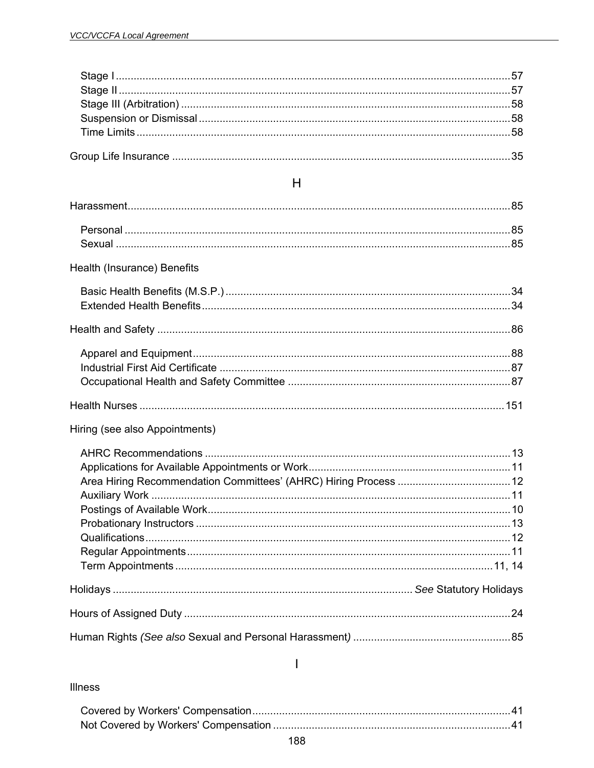Stage I ..... 57
Stage II ..... 57
Stage III (Arbitration) ..... 58
Suspension or Dismissal ..... 58
Time Limits ..... 58

Group Life Insurance ..... 35

## H

Harassment ..... 85

Personal ..... 85
Sexual ..... 85

Health (Insurance) Benefits

Basic Health Benefits (M.S.P.) ..... 34
Extended Health Benefits ..... 34

Health and Safety ..... 86

Apparel and Equipment ..... 88
Industrial First Aid Certificate ..... 87
Occupational Health and Safety Committee ..... 87

Health Nurses ..... 151

Hiring (see also Appointments)

AHRC Recommendations ..... 13
Applications for Available Appointments or Work ..... 11
Area Hiring Recommendation Committees' (AHRC) Hiring Process ..... 12
Auxiliary Work ..... 11
Postings of Available Work ..... 10
Probationary Instructors ..... 13
Qualifications ..... 12
Regular Appointments ..... 11
Term Appointments ..... 11, 14

Holidays ..... *See* Statutory Holidays

Hours of Assigned Duty ..... 24

Human Rights *(See also* Sexual and Personal Harassment*)* ..... 85

## I

Illness

Covered by Workers' Compensation ..... 41
Not Covered by Workers' Compensation ..... 41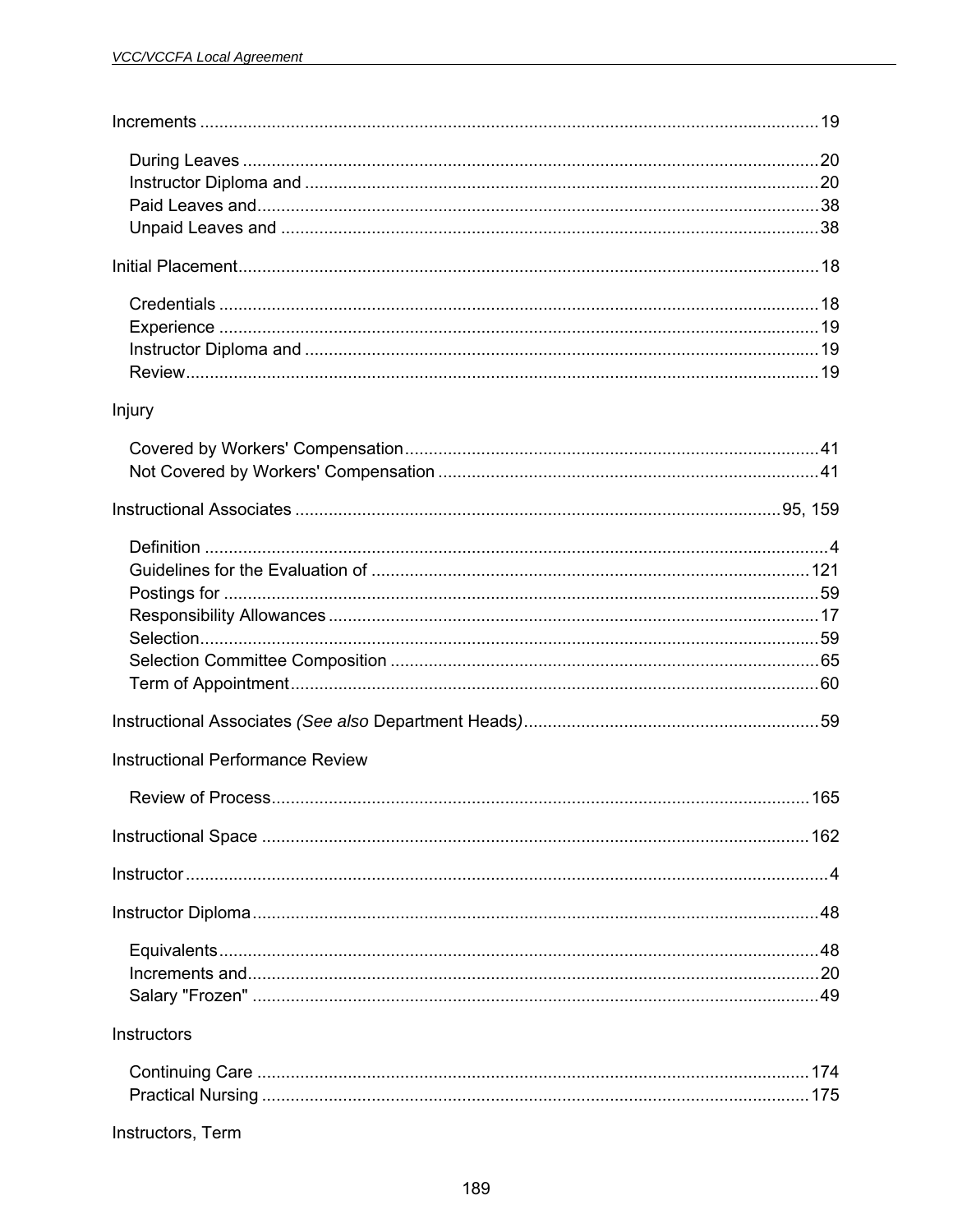Increments ....................................................................................................................19

- During Leaves ........................................................................................................20
- Instructor Diploma and ...........................................................................................20
- Paid Leaves and.....................................................................................................38
- Unpaid Leaves and ................................................................................................38

Initial Placement.........................................................................................................18

- Credentials .............................................................................................................18
- Experience .............................................................................................................19
- Instructor Diploma and ...........................................................................................19
- Review....................................................................................................................19

Injury

- Covered by Workers' Compensation......................................................................41
- Not Covered by Workers' Compensation ...............................................................41

Instructional Associates ....................................................................................95, 159

- Definition ..................................................................................................................4
- Guidelines for the Evaluation of ............................................................................121
- Postings for .............................................................................................................59
- Responsibility Allowances.......................................................................................17
- Selection.................................................................................................................59
- Selection Committee Composition ..........................................................................65
- Term of Appointment...............................................................................................60

Instructional Associates *(See also* Department Heads*)*.............................................................59

Instructional Performance Review

- Review of Process.................................................................................................165

Instructional Space ..................................................................................................162

Instructor.......................................................................................................................4

Instructor Diploma ......................................................................................................48

- Equivalents.............................................................................................................48
- Increments and.......................................................................................................20
- Salary "Frozen" ......................................................................................................49

Instructors

- Continuing Care ....................................................................................................174
- Practical Nursing ...................................................................................................175

Instructors, Term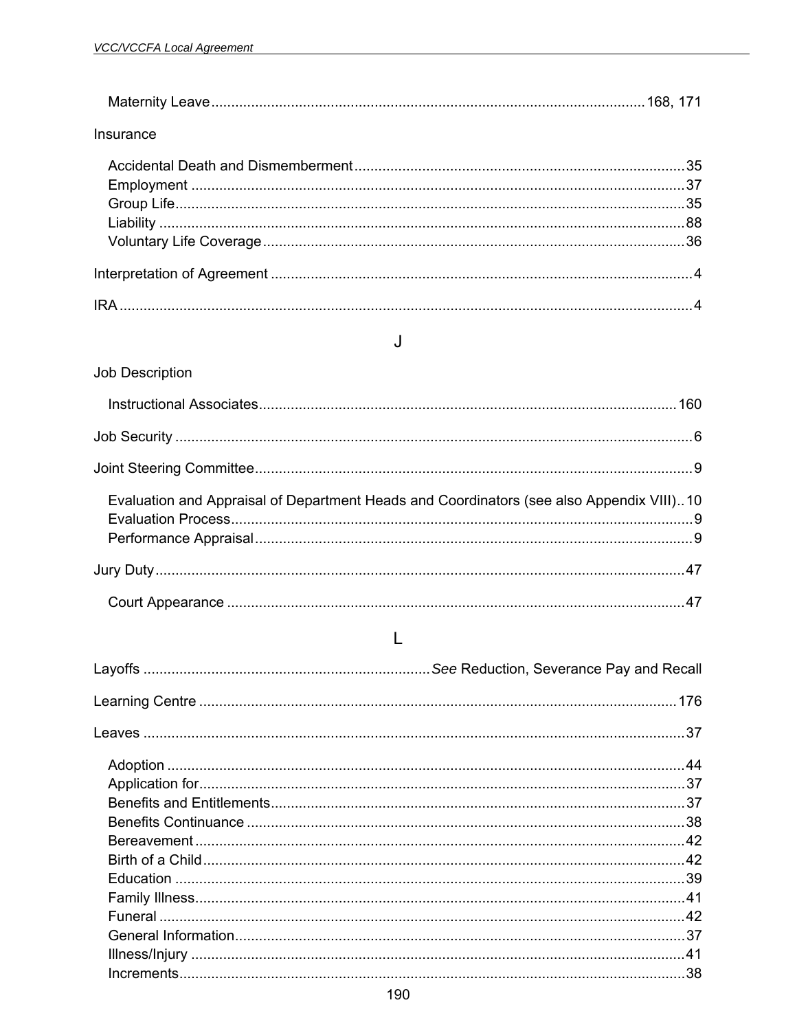Maternity Leave ........................................................................................................ 168, 171

Insurance

Accidental Death and Dismemberment ................................................................................ 35
Employment .......................................................................................................................... 37
Group Life ............................................................................................................................. 35
Liability ................................................................................................................................. 88
Voluntary Life Coverage ....................................................................................................... 36

Interpretation of Agreement ........................................................................................................ 4

IRA ................................................................................................................................................ 4

## J

Job Description

Instructional Associates ...................................................................................................... 160

Job Security .................................................................................................................................. 6

Joint Steering Committee .............................................................................................................. 9

Evaluation and Appraisal of Department Heads and Coordinators (see also Appendix VIII) .. 10
Evaluation Process .................................................................................................................. 9
Performance Appraisal ............................................................................................................ 9

Jury Duty ..................................................................................................................................... 47

Court Appearance .................................................................................................................. 47

## L

Layoffs ........................................................................ *See* Reduction, Severance Pay and Recall

Learning Centre ........................................................................................................................ 176

Leaves ......................................................................................................................................... 37

Adoption ................................................................................................................................ 44
Application for ....................................................................................................................... 37
Benefits and Entitlements ....................................................................................................... 37
Benefits Continuance ............................................................................................................. 38
Bereavement .......................................................................................................................... 42
Birth of a Child ....................................................................................................................... 42
Education ............................................................................................................................... 39
Family Illness ......................................................................................................................... 41
Funeral ................................................................................................................................... 42
General Information ................................................................................................................ 37
Illness/Injury ........................................................................................................................... 41
Increments ............................................................................................................................. 38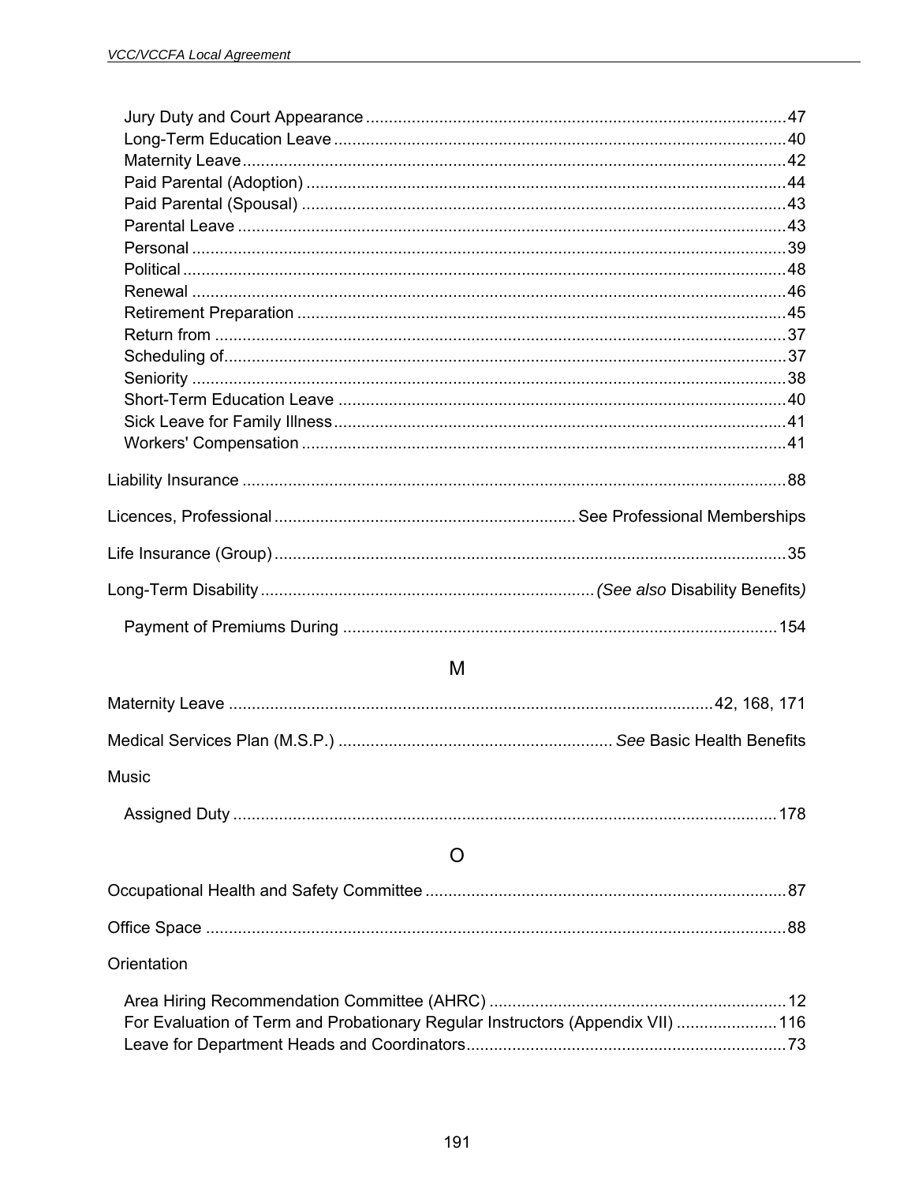Jury Duty and Court Appearance ....... 47
Long-Term Education Leave ....... 40
Maternity Leave ....... 42
Paid Parental (Adoption) ....... 44
Paid Parental (Spousal) ....... 43
Parental Leave ....... 43
Personal ....... 39
Political ....... 48
Renewal ....... 46
Retirement Preparation ....... 45
Return from ....... 37
Scheduling of ....... 37
Seniority ....... 38
Short-Term Education Leave ....... 40
Sick Leave for Family Illness ....... 41
Workers' Compensation ....... 41

Liability Insurance ....... 88

Licences, Professional ....... See Professional Memberships

Life Insurance (Group) ....... 35

Long-Term Disability ....... *(See also* Disability Benefits*)*

Payment of Premiums During ....... 154

## M

Maternity Leave ....... 42, 168, 171

Medical Services Plan (M.S.P.) ....... *See* Basic Health Benefits

Music

Assigned Duty ....... 178

## O

Occupational Health and Safety Committee ....... 87

Office Space ....... 88

Orientation

Area Hiring Recommendation Committee (AHRC) ....... 12
For Evaluation of Term and Probationary Regular Instructors (Appendix VII) ....... 116
Leave for Department Heads and Coordinators ....... 73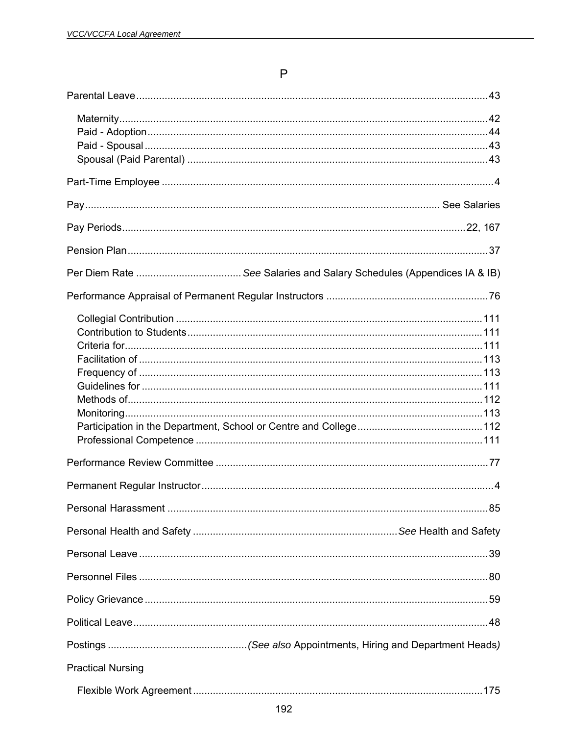## P

Parental Leave ........................................................................................................................43

- Maternity ........................................................................................................................42
- Paid - Adoption ................................................................................................................44
- Paid - Spousal ..................................................................................................................43
- Spousal (Paid Parental) ....................................................................................................43

Part-Time Employee ....................................................................................................................4

Pay ........................................................................................................................ See Salaries

Pay Periods ........................................................................................................................22, 167

Pension Plan ........................................................................................................................37

Per Diem Rate ..................................... *See* Salaries and Salary Schedules (Appendices IA & IB)

Performance Appraisal of Permanent Regular Instructors .........................................................76

- Collegial Contribution ......................................................................................................111
- Contribution to Students ..................................................................................................111
- Criteria for .......................................................................................................................111
- Facilitation of ...................................................................................................................113
- Frequency of ....................................................................................................................113
- Guidelines for ..................................................................................................................111
- Methods of .......................................................................................................................112
- Monitoring .......................................................................................................................113
- Participation in the Department, School or Centre and College .......................................112
- Professional Competence ................................................................................................111

Performance Review Committee ................................................................................................77

Permanent Regular Instructor ......................................................................................................4

Personal Harassment ................................................................................................................85

Personal Health and Safety ....................................................................... *See* Health and Safety

Personal Leave ..........................................................................................................................39

Personnel Files ..........................................................................................................................80

Policy Grievance ........................................................................................................................59

Political Leave ............................................................................................................................48

Postings ................................................ *(See also* Appointments, Hiring and Department Heads*)*

Practical Nursing

- Flexible Work Agreement ................................................................................................175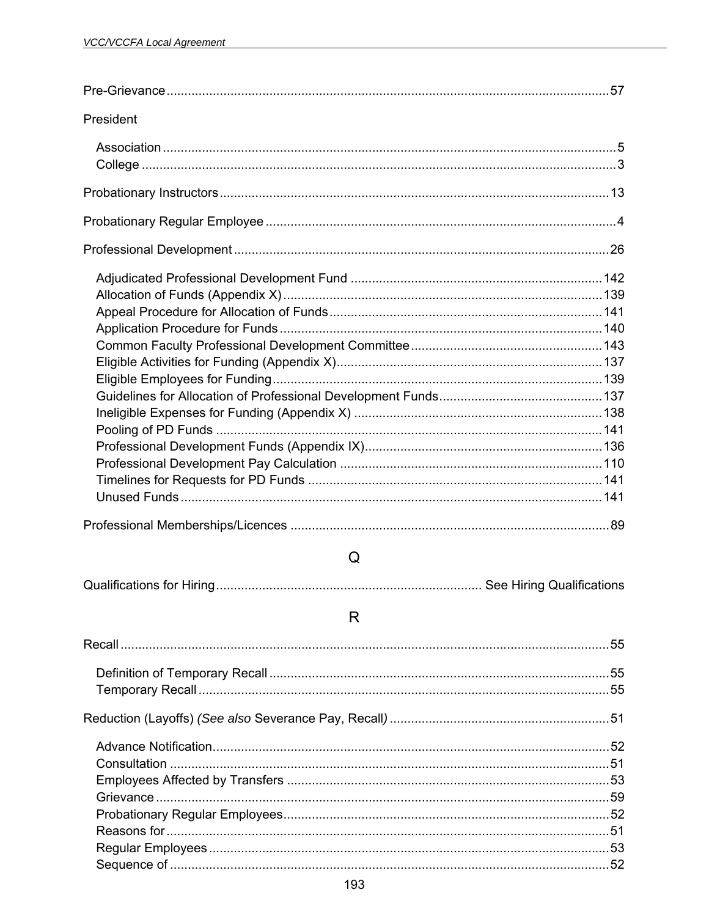Pre-Grievance ........................................................................ 57

President

- Association ........................................................................ 5
- College ........................................................................ 3

Probationary Instructors ........................................................................ 13

Probationary Regular Employee ........................................................................ 4

Professional Development ........................................................................ 26

- Adjudicated Professional Development Fund ........................................................................ 142
- Allocation of Funds (Appendix X) ........................................................................ 139
- Appeal Procedure for Allocation of Funds ........................................................................ 141
- Application Procedure for Funds ........................................................................ 140
- Common Faculty Professional Development Committee ........................................................................ 143
- Eligible Activities for Funding (Appendix X) ........................................................................ 137
- Eligible Employees for Funding ........................................................................ 139
- Guidelines for Allocation of Professional Development Funds ........................................................................ 137
- Ineligible Expenses for Funding (Appendix X) ........................................................................ 138
- Pooling of PD Funds ........................................................................ 141
- Professional Development Funds (Appendix IX) ........................................................................ 136
- Professional Development Pay Calculation ........................................................................ 110
- Timelines for Requests for PD Funds ........................................................................ 141
- Unused Funds ........................................................................ 141

Professional Memberships/Licences ........................................................................ 89

## Q

Qualifications for Hiring ........................................................................ See Hiring Qualifications

## R

Recall ........................................................................ 55

- Definition of Temporary Recall ........................................................................ 55
- Temporary Recall ........................................................................ 55

Reduction (Layoffs) *(See also* Severance Pay, Recall*)* ........................................................................ 51

- Advance Notification ........................................................................ 52
- Consultation ........................................................................ 51
- Employees Affected by Transfers ........................................................................ 53
- Grievance ........................................................................ 59
- Probationary Regular Employees ........................................................................ 52
- Reasons for ........................................................................ 51
- Regular Employees ........................................................................ 53
- Sequence of ........................................................................ 52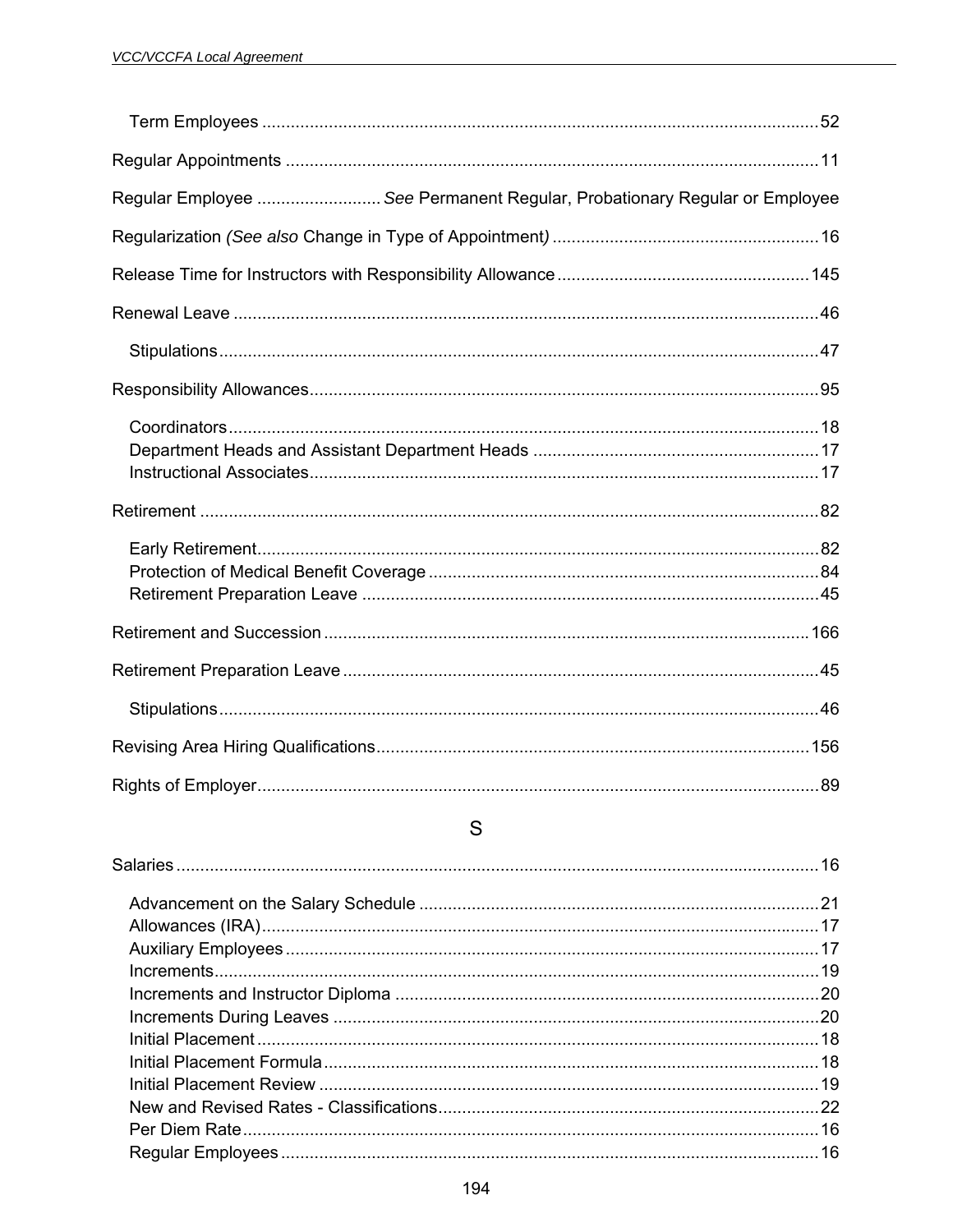Term Employees ....................................................................................................52

Regular Appointments ...............................................................................................11

Regular Employee .......................... *See* Permanent Regular, Probationary Regular or Employee

Regularization *(See also* Change in Type of Appointment*)* ........................................................16

Release Time for Instructors with Responsibility Allowance ....................................................145

Renewal Leave ..........................................................................................................46

Stipulations.............................................................................................................47

Responsibility Allowances..........................................................................................95

Coordinators...........................................................................................................18
Department Heads and Assistant Department Heads ...........................................................17
Instructional Associates..........................................................................................17

Retirement .................................................................................................................82

Early Retirement.....................................................................................................82
Protection of Medical Benefit Coverage .................................................................84
Retirement Preparation Leave ...............................................................................45

Retirement and Succession .....................................................................................166

Retirement Preparation Leave ...................................................................................45

Stipulations.............................................................................................................46

Revising Area Hiring Qualifications..........................................................................156

Rights of Employer.....................................................................................................89

## S

Salaries ......................................................................................................................16

Advancement on the Salary Schedule ...................................................................21
Allowances (IRA)....................................................................................................17
Auxiliary Employees ...............................................................................................17
Increments..............................................................................................................19
Increments and Instructor Diploma ........................................................................20
Increments During Leaves .....................................................................................20
Initial Placement .....................................................................................................18
Initial Placement Formula.......................................................................................18
Initial Placement Review ........................................................................................19
New and Revised Rates - Classifications...............................................................22
Per Diem Rate........................................................................................................16
Regular Employees ................................................................................................16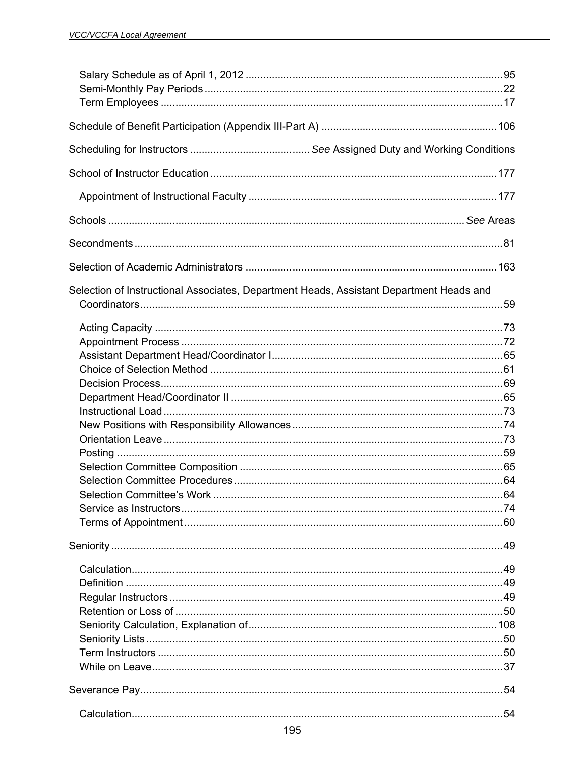Salary Schedule as of April 1, 2012 ........................................................................................95
Semi-Monthly Pay Periods ......................................................................................................22
Term Employees .....................................................................................................................17

Schedule of Benefit Participation (Appendix III-Part A) ............................................................106

Scheduling for Instructors ......................................... *See* Assigned Duty and Working Conditions

School of Instructor Education ..................................................................................................177

Appointment of Instructional Faculty .....................................................................................177

Schools ........................................................................................................................ *See* Areas

Secondments ..............................................................................................................................81

Selection of Academic Administrators ......................................................................................163

Selection of Instructional Associates, Department Heads, Assistant Department Heads and Coordinators ............................................................................................................................59

Acting Capacity .......................................................................................................................73
Appointment Process ..............................................................................................................72
Assistant Department Head/Coordinator I...............................................................................65
Choice of Selection Method ....................................................................................................61
Decision Process.....................................................................................................................69
Department Head/Coordinator II .............................................................................................65
Instructional Load ....................................................................................................................73
New Positions with Responsibility Allowances........................................................................74
Orientation Leave ....................................................................................................................73
Posting ....................................................................................................................................59
Selection Committee Composition ..........................................................................................65
Selection Committee Procedures ............................................................................................64
Selection Committee's Work ...................................................................................................64
Service as Instructors..............................................................................................................74
Terms of Appointment .............................................................................................................60

Seniority ......................................................................................................................................49

Calculation...............................................................................................................................49
Definition .................................................................................................................................49
Regular Instructors ..................................................................................................................49
Retention or Loss of ................................................................................................................50
Seniority Calculation, Explanation of.....................................................................................108
Seniority Lists ..........................................................................................................................50
Term Instructors ......................................................................................................................50
While on Leave........................................................................................................................37

Severance Pay............................................................................................................................54

Calculation...............................................................................................................................54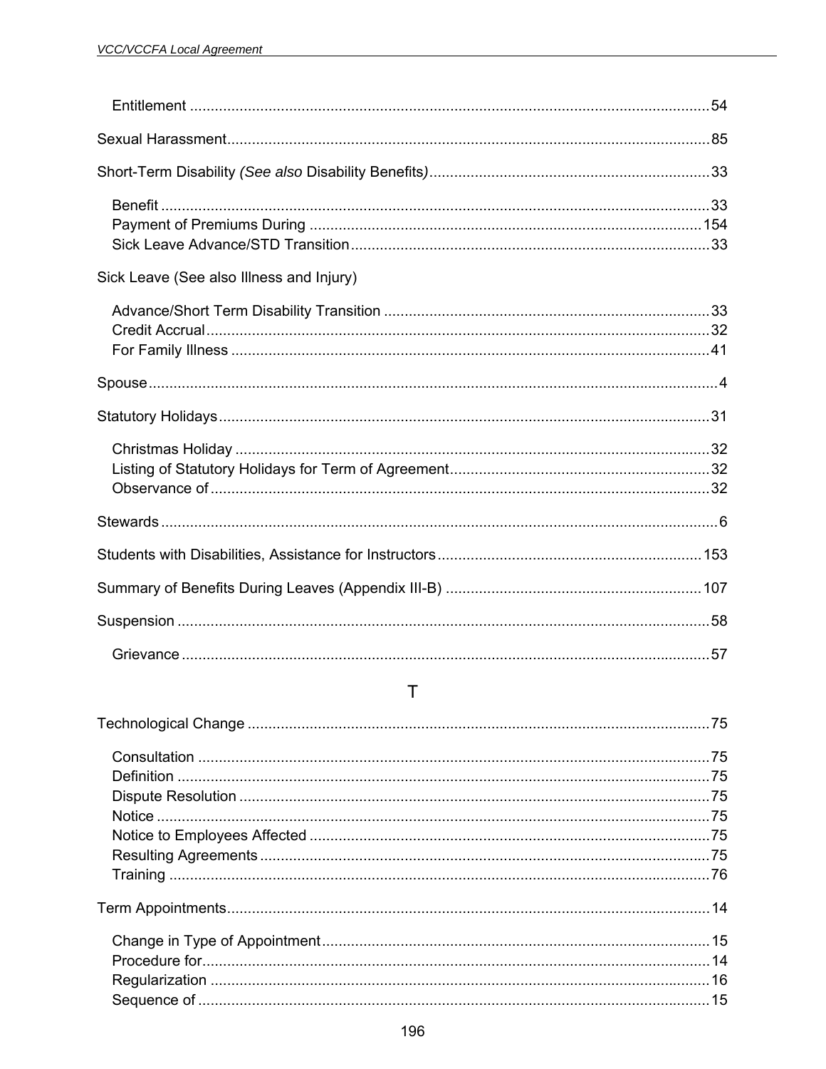Entitlement ..... 54

Sexual Harassment ..... 85

Short-Term Disability *(See also* Disability Benefits*)* ..... 33

Benefit ..... 33
Payment of Premiums During ..... 154
Sick Leave Advance/STD Transition ..... 33

Sick Leave (See also Illness and Injury)

Advance/Short Term Disability Transition ..... 33
Credit Accrual ..... 32
For Family Illness ..... 41

Spouse ..... 4

Statutory Holidays ..... 31

Christmas Holiday ..... 32
Listing of Statutory Holidays for Term of Agreement ..... 32
Observance of ..... 32

Stewards ..... 6

Students with Disabilities, Assistance for Instructors ..... 153

Summary of Benefits During Leaves (Appendix III-B) ..... 107

Suspension ..... 58

Grievance ..... 57

## T

Technological Change ..... 75

Consultation ..... 75
Definition ..... 75
Dispute Resolution ..... 75
Notice ..... 75
Notice to Employees Affected ..... 75
Resulting Agreements ..... 75
Training ..... 76

Term Appointments ..... 14

Change in Type of Appointment ..... 15
Procedure for ..... 14
Regularization ..... 16
Sequence of ..... 15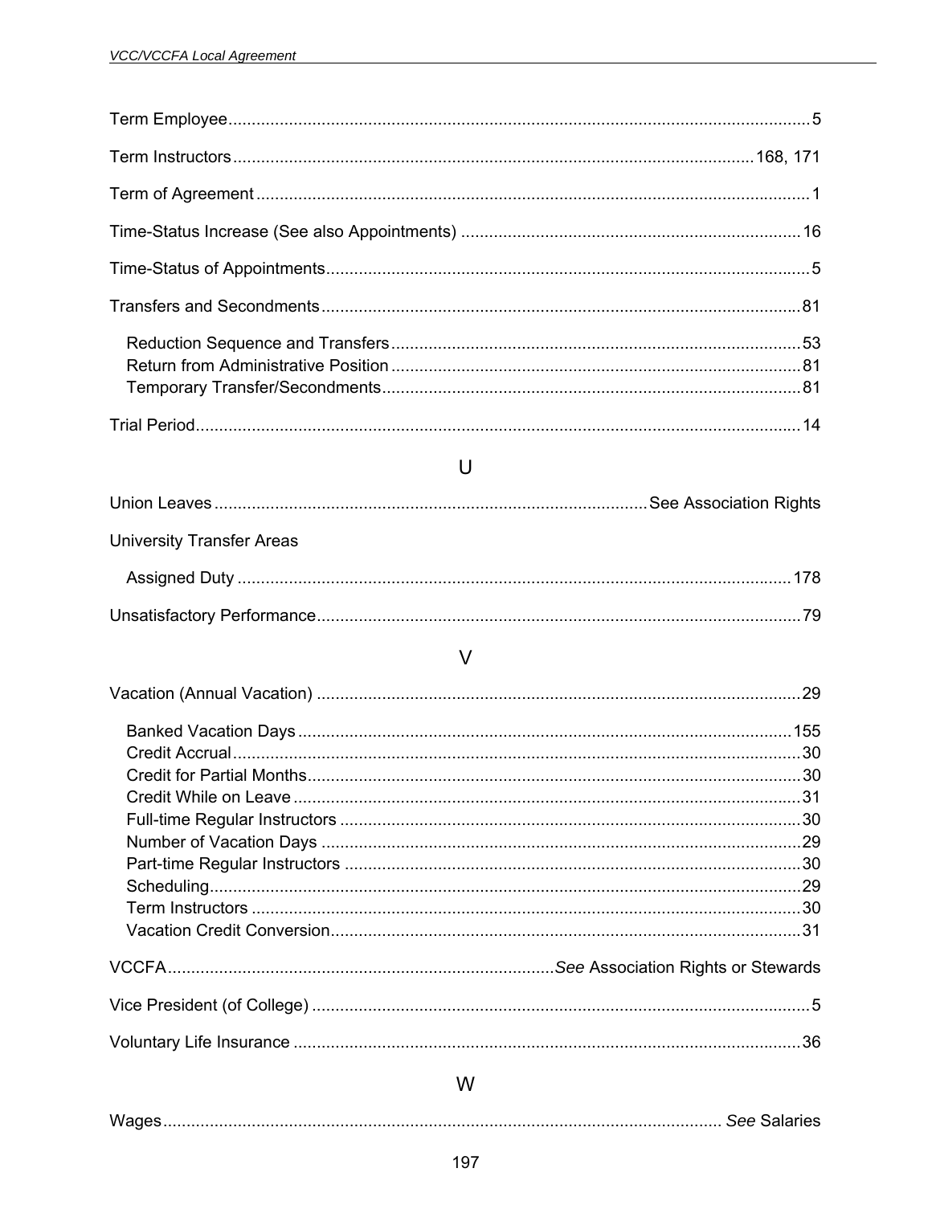Term Employee ..... 5

Term Instructors ..... 168, 171

Term of Agreement ..... 1

Time-Status Increase (See also Appointments) ..... 16

Time-Status of Appointments ..... 5

Transfers and Secondments ..... 81

- Reduction Sequence and Transfers ..... 53
- Return from Administrative Position ..... 81
- Temporary Transfer/Secondments ..... 81

Trial Period ..... 14

## U

Union Leaves ..... See Association Rights

University Transfer Areas

- Assigned Duty ..... 178

Unsatisfactory Performance ..... 79

## V

Vacation (Annual Vacation) ..... 29

- Banked Vacation Days ..... 155
- Credit Accrual ..... 30
- Credit for Partial Months ..... 30
- Credit While on Leave ..... 31
- Full-time Regular Instructors ..... 30
- Number of Vacation Days ..... 29
- Part-time Regular Instructors ..... 30
- Scheduling ..... 29
- Term Instructors ..... 30
- Vacation Credit Conversion ..... 31

VCCFA ..... *See* Association Rights or Stewards

Vice President (of College) ..... 5

Voluntary Life Insurance ..... 36

## W

Wages ..... *See* Salaries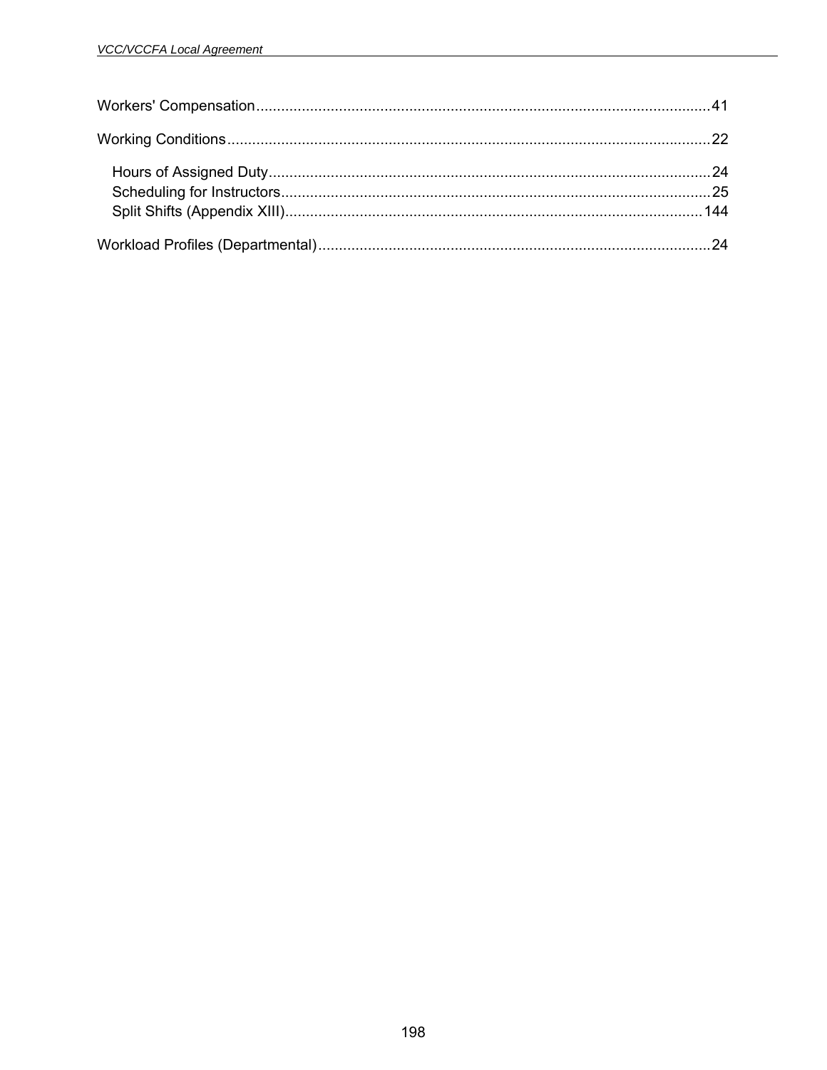Workers' Compensation............................................................................................................41

Working Conditions.................................................................................................................22

- Hours of Assigned Duty.....................................................................................................24
- Scheduling for Instructors..................................................................................................25
- Split Shifts (Appendix XIII)...............................................................................................144

Workload Profiles (Departmental)..........................................................................................24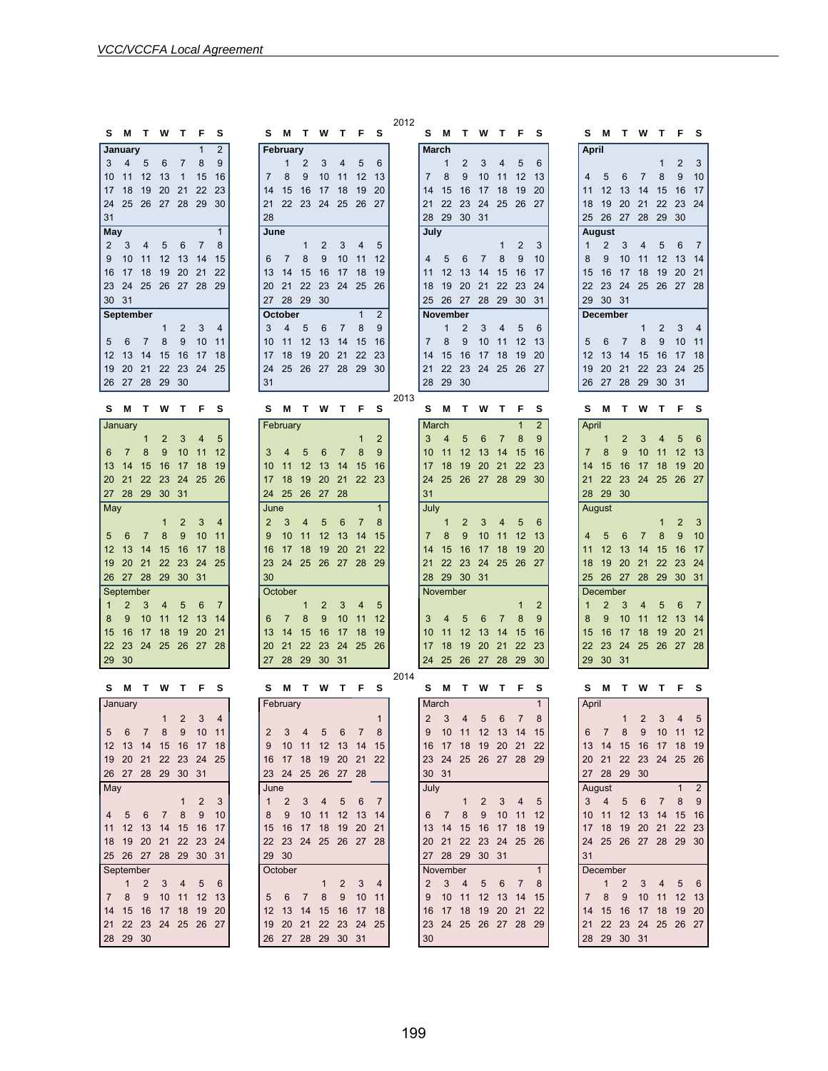## 2012

**January**

| S | M | T | W | T | F | S |
|---|---|---|---|---|---|---|
| | | | | | 1 | 2 |
| 3 | 4 | 5 | 6 | 7 | 8 | 9 |
| 10 | 11 | 12 | 13 | 1 | 15 | 16 |
| 17 | 18 | 19 | 20 | 21 | 22 | 23 |
| 24 | 25 | 26 | 27 | 28 | 29 | 30 |
| 31 | | | | | | |

**February**

| S | M | T | W | T | F | S |
|---|---|---|---|---|---|---|
| | 1 | 2 | 3 | 4 | 5 | 6 |
| 7 | 8 | 9 | 10 | 11 | 12 | 13 |
| 14 | 15 | 16 | 17 | 18 | 19 | 20 |
| 21 | 22 | 23 | 24 | 25 | 26 | 27 |
| 28 | | | | | | |

**March**

| S | M | T | W | T | F | S |
|---|---|---|---|---|---|---|
| | 1 | 2 | 3 | 4 | 5 | 6 |
| 7 | 8 | 9 | 10 | 11 | 12 | 13 |
| 14 | 15 | 16 | 17 | 18 | 19 | 20 |
| 21 | 22 | 23 | 24 | 25 | 26 | 27 |
| 28 | 29 | 30 | 31 | | | |

**April**

| S | M | T | W | T | F | S |
|---|---|---|---|---|---|---|
| | | | | 1 | 2 | 3 |
| 4 | 5 | 6 | 7 | 8 | 9 | 10 |
| 11 | 12 | 13 | 14 | 15 | 16 | 17 |
| 18 | 19 | 20 | 21 | 22 | 23 | 24 |
| 25 | 26 | 27 | 28 | 29 | 30 | |

**May**

| S | M | T | W | T | F | S |
|---|---|---|---|---|---|---|
| | | | | | | 1 |
| 2 | 3 | 4 | 5 | 6 | 7 | 8 |
| 9 | 10 | 11 | 12 | 13 | 14 | 15 |
| 16 | 17 | 18 | 19 | 20 | 21 | 22 |
| 23 | 24 | 25 | 26 | 27 | 28 | 29 |
| 30 | 31 | | | | | |

**June**

| S | M | T | W | T | F | S |
|---|---|---|---|---|---|---|
| | | 1 | 2 | 3 | 4 | 5 |
| 6 | 7 | 8 | 9 | 10 | 11 | 12 |
| 13 | 14 | 15 | 16 | 17 | 18 | 19 |
| 20 | 21 | 22 | 23 | 24 | 25 | 26 |
| 27 | 28 | 29 | 30 | | | |

**July**

| S | M | T | W | T | F | S |
|---|---|---|---|---|---|---|
| | | | | 1 | 2 | 3 |
| 4 | 5 | 6 | 7 | 8 | 9 | 10 |
| 11 | 12 | 13 | 14 | 15 | 16 | 17 |
| 18 | 19 | 20 | 21 | 22 | 23 | 24 |
| 25 | 26 | 27 | 28 | 29 | 30 | 31 |

**August**

| S | M | T | W | T | F | S |
|---|---|---|---|---|---|---|
| 1 | 2 | 3 | 4 | 5 | 6 | 7 |
| 8 | 9 | 10 | 11 | 12 | 13 | 14 |
| 15 | 16 | 17 | 18 | 19 | 20 | 21 |
| 22 | 23 | 24 | 25 | 26 | 27 | 28 |
| 29 | 30 | 31 | | | | |

**September**

| S | M | T | W | T | F | S |
|---|---|---|---|---|---|---|
| | | | 1 | 2 | 3 | 4 |
| 5 | 6 | 7 | 8 | 9 | 10 | 11 |
| 12 | 13 | 14 | 15 | 16 | 17 | 18 |
| 19 | 20 | 21 | 22 | 23 | 24 | 25 |
| 26 | 27 | 28 | 29 | 30 | | |

**October**

| S | M | T | W | T | F | S |
|---|---|---|---|---|---|---|
| | | | | | 1 | 2 |
| 3 | 4 | 5 | 6 | 7 | 8 | 9 |
| 10 | 11 | 12 | 13 | 14 | 15 | 16 |
| 17 | 18 | 19 | 20 | 21 | 22 | 23 |
| 24 | 25 | 26 | 27 | 28 | 29 | 30 |
| 31 | | | | | | |

**November**

| S | M | T | W | T | F | S |
|---|---|---|---|---|---|---|
| | 1 | 2 | 3 | 4 | 5 | 6 |
| 7 | 8 | 9 | 10 | 11 | 12 | 13 |
| 14 | 15 | 16 | 17 | 18 | 19 | 20 |
| 21 | 22 | 23 | 24 | 25 | 26 | 27 |
| 28 | 29 | 30 | | | | |

**December**

| S | M | T | W | T | F | S |
|---|---|---|---|---|---|---|
| | | | 1 | 2 | 3 | 4 |
| 5 | 6 | 7 | 8 | 9 | 10 | 11 |
| 12 | 13 | 14 | 15 | 16 | 17 | 18 |
| 19 | 20 | 21 | 22 | 23 | 24 | 25 |
| 26 | 27 | 28 | 29 | 30 | 31 | |

## 2013

**January**

| S | M | T | W | T | F | S |
|---|---|---|---|---|---|---|
| | | 1 | 2 | 3 | 4 | 5 |
| 6 | 7 | 8 | 9 | 10 | 11 | 12 |
| 13 | 14 | 15 | 16 | 17 | 18 | 19 |
| 20 | 21 | 22 | 23 | 24 | 25 | 26 |
| 27 | 28 | 29 | 30 | 31 | | |

**February**

| S | M | T | W | T | F | S |
|---|---|---|---|---|---|---|
| | | | | | 1 | 2 |
| 3 | 4 | 5 | 6 | 7 | 8 | 9 |
| 10 | 11 | 12 | 13 | 14 | 15 | 16 |
| 17 | 18 | 19 | 20 | 21 | 22 | 23 |
| 24 | 25 | 26 | 27 | 28 | | |

**March**

| S | M | T | W | T | F | S |
|---|---|---|---|---|---|---|
| | | | | | 1 | 2 |
| 3 | 4 | 5 | 6 | 7 | 8 | 9 |
| 10 | 11 | 12 | 13 | 14 | 15 | 16 |
| 17 | 18 | 19 | 20 | 21 | 22 | 23 |
| 24 | 25 | 26 | 27 | 28 | 29 | 30 |
| 31 | | | | | | |

**April**

| S | M | T | W | T | F | S |
|---|---|---|---|---|---|---|
| | 1 | 2 | 3 | 4 | 5 | 6 |
| 7 | 8 | 9 | 10 | 11 | 12 | 13 |
| 14 | 15 | 16 | 17 | 18 | 19 | 20 |
| 21 | 22 | 23 | 24 | 25 | 26 | 27 |
| 28 | 29 | 30 | | | | |

**May**

| S | M | T | W | T | F | S |
|---|---|---|---|---|---|---|
| | | | 1 | 2 | 3 | 4 |
| 5 | 6 | 7 | 8 | 9 | 10 | 11 |
| 12 | 13 | 14 | 15 | 16 | 17 | 18 |
| 19 | 20 | 21 | 22 | 23 | 24 | 25 |
| 26 | 27 | 28 | 29 | 30 | 31 | |

**June**

| S | M | T | W | T | F | S |
|---|---|---|---|---|---|---|
| | | | | | | 1 |
| 2 | 3 | 4 | 5 | 6 | 7 | 8 |
| 9 | 10 | 11 | 12 | 13 | 14 | 15 |
| 16 | 17 | 18 | 19 | 20 | 21 | 22 |
| 23 | 24 | 25 | 26 | 27 | 28 | 29 |
| 30 | | | | | | |

**July**

| S | M | T | W | T | F | S |
|---|---|---|---|---|---|---|
| | 1 | 2 | 3 | 4 | 5 | 6 |
| 7 | 8 | 9 | 10 | 11 | 12 | 13 |
| 14 | 15 | 16 | 17 | 18 | 19 | 20 |
| 21 | 22 | 23 | 24 | 25 | 26 | 27 |
| 28 | 29 | 30 | 31 | | | |

**August**

| S | M | T | W | T | F | S |
|---|---|---|---|---|---|---|
| | | | | 1 | 2 | 3 |
| 4 | 5 | 6 | 7 | 8 | 9 | 10 |
| 11 | 12 | 13 | 14 | 15 | 16 | 17 |
| 18 | 19 | 20 | 21 | 22 | 23 | 24 |
| 25 | 26 | 27 | 28 | 29 | 30 | 31 |

**September**

| S | M | T | W | T | F | S |
|---|---|---|---|---|---|---|
| 1 | 2 | 3 | 4 | 5 | 6 | 7 |
| 8 | 9 | 10 | 11 | 12 | 13 | 14 |
| 15 | 16 | 17 | 18 | 19 | 20 | 21 |
| 22 | 23 | 24 | 25 | 26 | 27 | 28 |
| 29 | 30 | | | | | |

**October**

| S | M | T | W | T | F | S |
|---|---|---|---|---|---|---|
| | | 1 | 2 | 3 | 4 | 5 |
| 6 | 7 | 8 | 9 | 10 | 11 | 12 |
| 13 | 14 | 15 | 16 | 17 | 18 | 19 |
| 20 | 21 | 22 | 23 | 24 | 25 | 26 |
| 27 | 28 | 29 | 30 | 31 | | |

**November**

| S | M | T | W | T | F | S |
|---|---|---|---|---|---|---|
| | | | | | 1 | 2 |
| 3 | 4 | 5 | 6 | 7 | 8 | 9 |
| 10 | 11 | 12 | 13 | 14 | 15 | 16 |
| 17 | 18 | 19 | 20 | 21 | 22 | 23 |
| 24 | 25 | 26 | 27 | 28 | 29 | 30 |

**December**

| S | M | T | W | T | F | S |
|---|---|---|---|---|---|---|
| 1 | 2 | 3 | 4 | 5 | 6 | 7 |
| 8 | 9 | 10 | 11 | 12 | 13 | 14 |
| 15 | 16 | 17 | 18 | 19 | 20 | 21 |
| 22 | 23 | 24 | 25 | 26 | 27 | 28 |
| 29 | 30 | 31 | | | | |

## 2014

**January**

| S | M | T | W | T | F | S |
|---|---|---|---|---|---|---|
| | | | 1 | 2 | 3 | 4 |
| 5 | 6 | 7 | 8 | 9 | 10 | 11 |
| 12 | 13 | 14 | 15 | 16 | 17 | 18 |
| 19 | 20 | 21 | 22 | 23 | 24 | 25 |
| 26 | 27 | 28 | 29 | 30 | 31 | |

**February**

| S | M | T | W | T | F | S |
|---|---|---|---|---|---|---|
| | | | | | | 1 |
| 2 | 3 | 4 | 5 | 6 | 7 | 8 |
| 9 | 10 | 11 | 12 | 13 | 14 | 15 |
| 16 | 17 | 18 | 19 | 20 | 21 | 22 |
| 23 | 24 | 25 | 26 | 27 | 28 | |

**March**

| S | M | T | W | T | F | S |
|---|---|---|---|---|---|---|
| | | | | | | 1 |
| 2 | 3 | 4 | 5 | 6 | 7 | 8 |
| 9 | 10 | 11 | 12 | 13 | 14 | 15 |
| 16 | 17 | 18 | 19 | 20 | 21 | 22 |
| 23 | 24 | 25 | 26 | 27 | 28 | 29 |
| 30 | 31 | | | | | |

**April**

| S | M | T | W | T | F | S |
|---|---|---|---|---|---|---|
| | | 1 | 2 | 3 | 4 | 5 |
| 6 | 7 | 8 | 9 | 10 | 11 | 12 |
| 13 | 14 | 15 | 16 | 17 | 18 | 19 |
| 20 | 21 | 22 | 23 | 24 | 25 | 26 |
| 27 | 28 | 29 | 30 | | | |

**May**

| S | M | T | W | T | F | S |
|---|---|---|---|---|---|---|
| | | | | 1 | 2 | 3 |
| 4 | 5 | 6 | 7 | 8 | 9 | 10 |
| 11 | 12 | 13 | 14 | 15 | 16 | 17 |
| 18 | 19 | 20 | 21 | 22 | 23 | 24 |
| 25 | 26 | 27 | 28 | 29 | 30 | 31 |

**June**

| S | M | T | W | T | F | S |
|---|---|---|---|---|---|---|
| 1 | 2 | 3 | 4 | 5 | 6 | 7 |
| 8 | 9 | 10 | 11 | 12 | 13 | 14 |
| 15 | 16 | 17 | 18 | 19 | 20 | 21 |
| 22 | 23 | 24 | 25 | 26 | 27 | 28 |
| 29 | 30 | | | | | |

**July**

| S | M | T | W | T | F | S |
|---|---|---|---|---|---|---|
| | | 1 | 2 | 3 | 4 | 5 |
| 6 | 7 | 8 | 9 | 10 | 11 | 12 |
| 13 | 14 | 15 | 16 | 17 | 18 | 19 |
| 20 | 21 | 22 | 23 | 24 | 25 | 26 |
| 27 | 28 | 29 | 30 | 31 | | |

**August**

| S | M | T | W | T | F | S |
|---|---|---|---|---|---|---|
| | | | | | 1 | 2 |
| 3 | 4 | 5 | 6 | 7 | 8 | 9 |
| 10 | 11 | 12 | 13 | 14 | 15 | 16 |
| 17 | 18 | 19 | 20 | 21 | 22 | 23 |
| 24 | 25 | 26 | 27 | 28 | 29 | 30 |
| 31 | | | | | | |

**September**

| S | M | T | W | T | F | S |
|---|---|---|---|---|---|---|
| | 1 | 2 | 3 | 4 | 5 | 6 |
| 7 | 8 | 9 | 10 | 11 | 12 | 13 |
| 14 | 15 | 16 | 17 | 18 | 19 | 20 |
| 21 | 22 | 23 | 24 | 25 | 26 | 27 |
| 28 | 29 | 30 | | | | |

**October**

| S | M | T | W | T | F | S |
|---|---|---|---|---|---|---|
| | | | 1 | 2 | 3 | 4 |
| 5 | 6 | 7 | 8 | 9 | 10 | 11 |
| 12 | 13 | 14 | 15 | 16 | 17 | 18 |
| 19 | 20 | 21 | 22 | 23 | 24 | 25 |
| 26 | 27 | 28 | 29 | 30 | 31 | |

**November**

| S | M | T | W | T | F | S |
|---|---|---|---|---|---|---|
| | | | | | | 1 |
| 2 | 3 | 4 | 5 | 6 | 7 | 8 |
| 9 | 10 | 11 | 12 | 13 | 14 | 15 |
| 16 | 17 | 18 | 19 | 20 | 21 | 22 |
| 23 | 24 | 25 | 26 | 27 | 28 | 29 |
| 30 | | | | | | |

**December**

| S | M | T | W | T | F | S |
|---|---|---|---|---|---|---|
| | 1 | 2 | 3 | 4 | 5 | 6 |
| 7 | 8 | 9 | 10 | 11 | 12 | 13 |
| 14 | 15 | 16 | 17 | 18 | 19 | 20 |
| 21 | 22 | 23 | 24 | 25 | 26 | 27 |
| 28 | 29 | 30 | 31 | | | |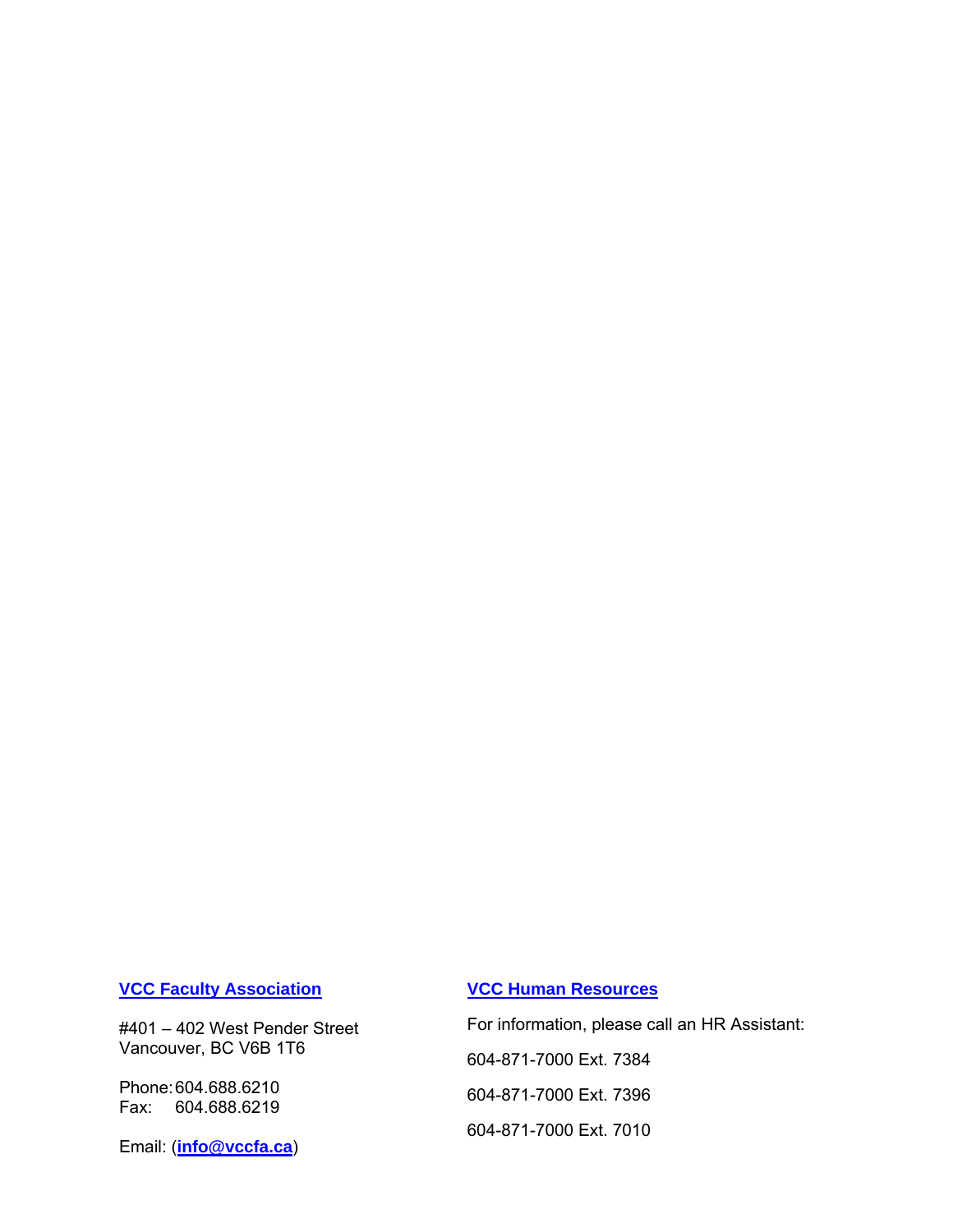**VCC Faculty Association**

#401 – 402 West Pender Street
Vancouver, BC V6B 1T6

Phone: 604.688.6210
Fax: 604.688.6219

Email: (**info@vccfa.ca**)

**VCC Human Resources**

For information, please call an HR Assistant:

604-871-7000 Ext. 7384

604-871-7000 Ext. 7396

604-871-7000 Ext. 7010